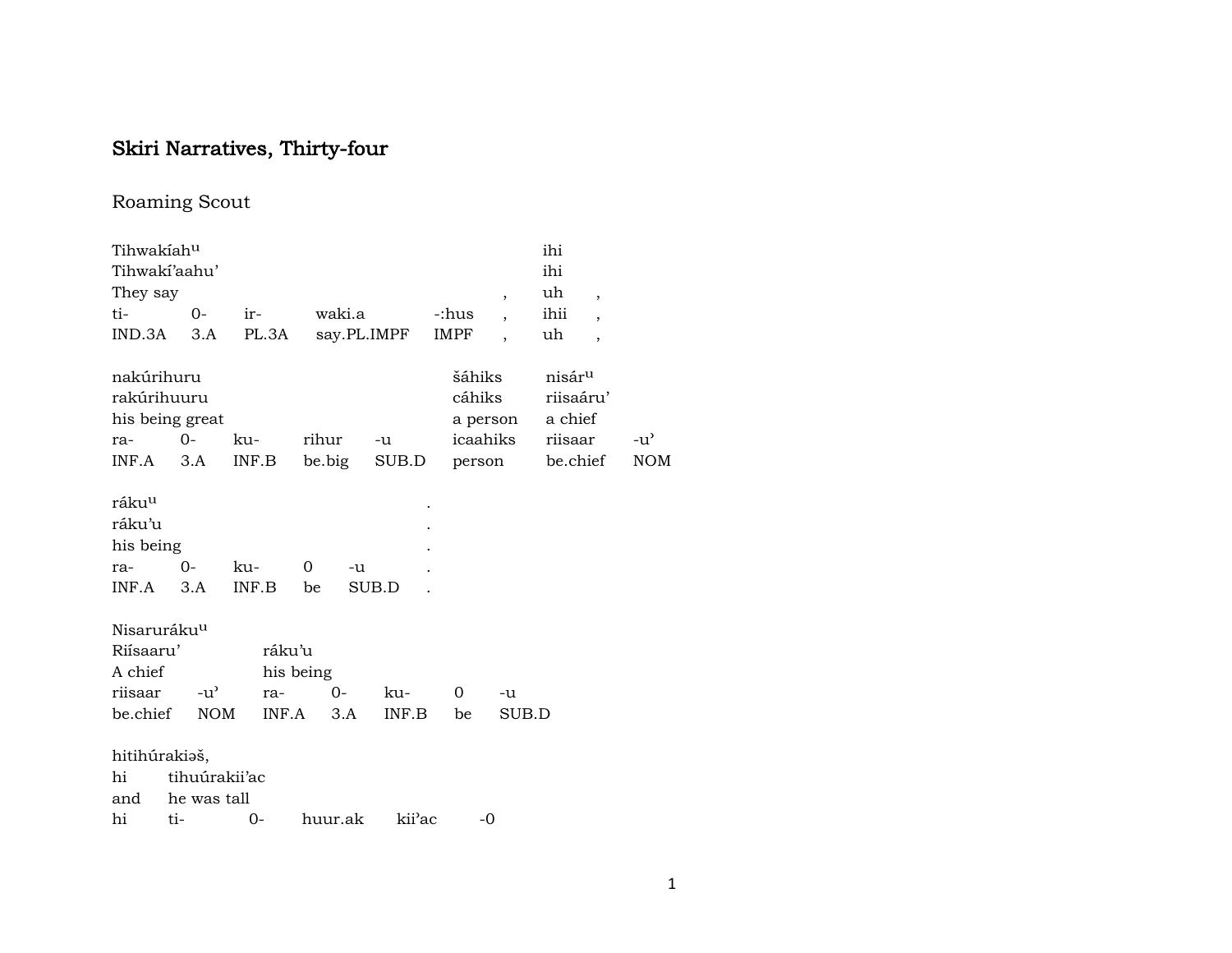# Skiri Narratives, Thirty-four

## Roaming Scout

| | | | | | | | |
|---|---|---|---|---|---|---|---|
| Tihwakíah^u | | | | | | ihi | |
| Tihwakí'aahu' | | | | | | ihi | |
| They say | | | | | , | uh | , |
| ti- | 0- | ir- | waki.a | -:hus | , | ihii | , |
| IND.3A | 3.A | PL.3A | say.PL.IMPF | IMPF | , | uh | , |

| | | | | | | | |
|---|---|---|---|---|---|---|---|
| nakúrihuru | | | | | šáhiks | nisár^u | |
| rakúrihuuru | | | | | cáhiks | riisaáru' | |
| his being great | | | | | a person | a chief | |
| ra- | 0- | ku- | rihur | -u | icaahiks | riisaar | -u' |
| INF.A | 3.A | INF.B | be.big | SUB.D | person | be.chief | NOM |

| | | | | | |
|---|---|---|---|---|---|
| ráku^u | | | | | . |
| ráku'u | | | | | . |
| his being | | | | | . |
| ra- | 0- | ku- | 0 | -u | . |
| INF.A | 3.A | INF.B | be | SUB.D | . |

| | | | | | | |
|---|---|---|---|---|---|---|
| Nisaruráku^u | | | | | | |
| Riísaaru' | | ráku'u | | | | |
| A chief | | his being | | | | |
| riisaar | -u' | ra- | 0- | ku- | 0 | -u |
| be.chief | NOM | INF.A | 3.A | INF.B | be | SUB.D |

| | | | | | |
|---|---|---|---|---|---|
| hitihúrakiəš, | | | | | |
| hi | tihuúrakii'ac | | | | |
| and | he was tall | | | | |
| hi | ti- | 0- | huur.ak | kii'ac | -0 |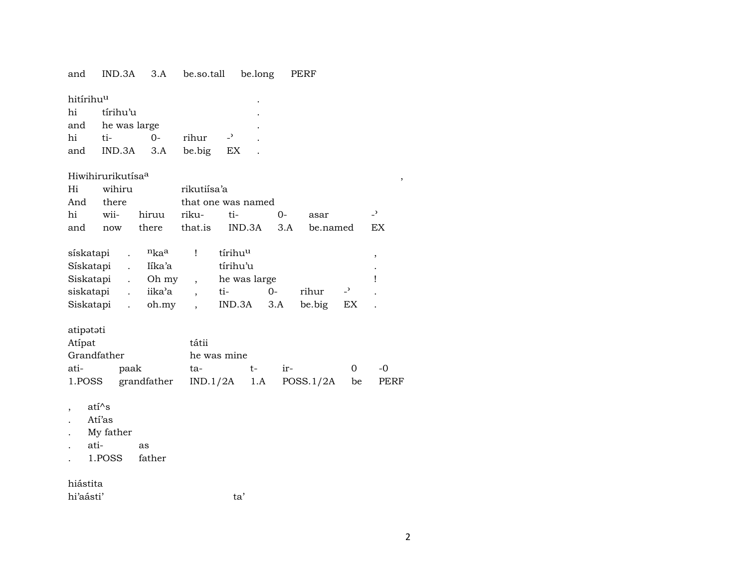and IND.3A 3.A be.so.tall be.long PERF

| hitírihu[u] | | | | | . |
|---|---|---|---|---|---|
| hi | tírihu'u | | | | . |
| and | he was large | | | | . |
| hi | ti- | 0- | rihur | -ʾ | . |
| and | IND.3A | 3.A | be.big | EX | . |

| Hiwihirurikutísa[a] | | | | | | | , |
|---|---|---|---|---|---|---|---|
| Hi | wihiru | | rikutiísa'a | | | | |
| And | there | | that one was named | | | | |
| hi | wii- | hiruu | riku- | ti- | 0- | asar | -ʾ |
| and | now | there | that.is | IND.3A | 3.A | be.named | EX |

| sískatapi | . | [n]ka[a] | ! | tírihu[u] | | | | , |
|---|---|---|---|---|---|---|---|---|
| Sískatapi | . | Iíka'a | | tírihu'u | | | | . |
| Siskatapi | . | Oh my | , | he was large | | | | ! |
| siskatapi | . | iika'a | , | ti- | 0- | rihur | -ʾ | . |
| Siskatapi | . | oh.my | , | IND.3A | 3.A | be.big | EX | . |

| atipətəti | | | | | | |
|---|---|---|---|---|---|---|
| Atípat | | tátii | | | | |
| Grandfather | | he was mine | | | | |
| ati- | paak | ta- | t- | ir- | 0 | -0 |
| 1.POSS | grandfather | IND.1/2A | 1.A | POSS.1/2A | be | PERF |

| , | atí^s | |
|---|---|---|
| . | Atí'as | |
| . | My father | |
| . | ati- | as |
| . | 1.POSS | father |

hiástita

hi'aásti' ta'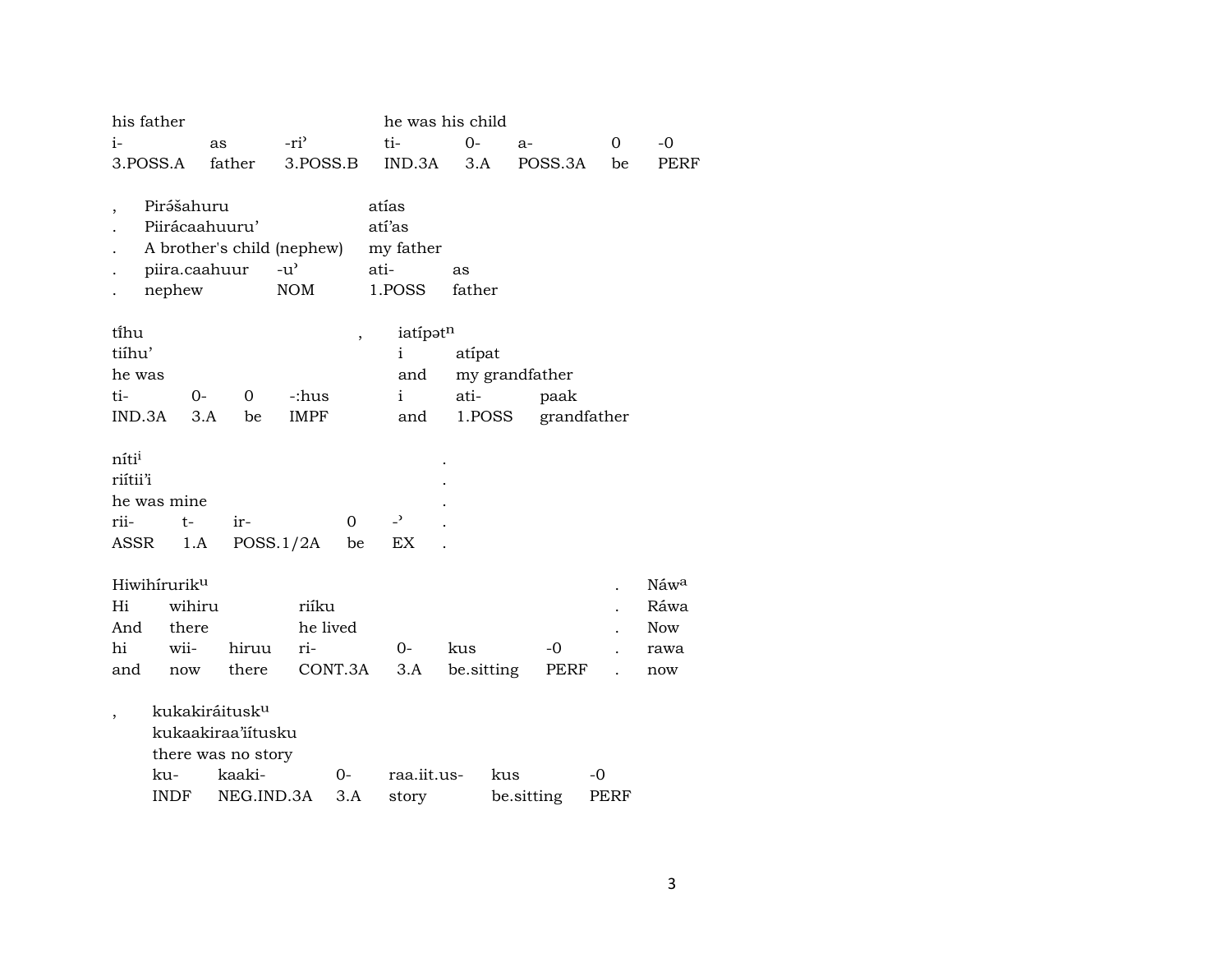| his father | | | he was his child | | | | |
|---|---|---|---|---|---|---|---|
| i- | as | -ri’ | ti- | 0- | a- | 0 | -0 |
| 3.POSS.A | father | 3.POSS.B | IND.3A | 3.A | POSS.3A | be | PERF |

| , | Pirə́šahuru | | atías | |
|---|---|---|---|---|
| . | Piirácaahuuru’ | | atí’as | |
| . | A brother's child (nephew) | | my father | |
| . | piira.caahuur | -u’ | ati- | as |
| . | nephew | NOM | 1.POSS | father |

| tí̃hu | | | | , | iatípət[n] | | |
|---|---|---|---|---|---|---|---|
| tiíhu’ | | | | | i | atípat | |
| he was | | | | | and | my grandfather | |
| ti- | 0- | 0 | -:hus | | i | ati- | paak |
| IND.3A | 3.A | be | IMPF | | and | 1.POSS | grandfather |

| níti[i] | | | | | . |
|---|---|---|---|---|---|
| riítii’i | | | | | . |
| he was mine | | | | | . |
| rii- | t- | ir- | 0 | -ʾ | . |
| ASSR | 1.A | POSS.1/2A | be | EX | . |

| Hiwihírurik[u] | | | | | | | . | Náw[a] |
|---|---|---|---|---|---|---|---|---|
| Hi | wihiru | | riíku | | | | . | Ráwa |
| And | there | | he lived | | | | . | Now |
| hi | wii- | hiruu | ri- | 0- | kus | -0 | . | rawa |
| and | now | there | CONT.3A | 3.A | be.sitting | PERF | . | now |

| , | kukakiráitusk[u] | | | | | |
|---|---|---|---|---|---|---|
| | kukaakiraa’iítusku | | | | | |
| | there was no story | | | | | |
| | ku- | kaaki- | 0- | raa.iit.us- | kus | -0 |
| | INDF | NEG.IND.3A | 3.A | story | be.sitting | PERF |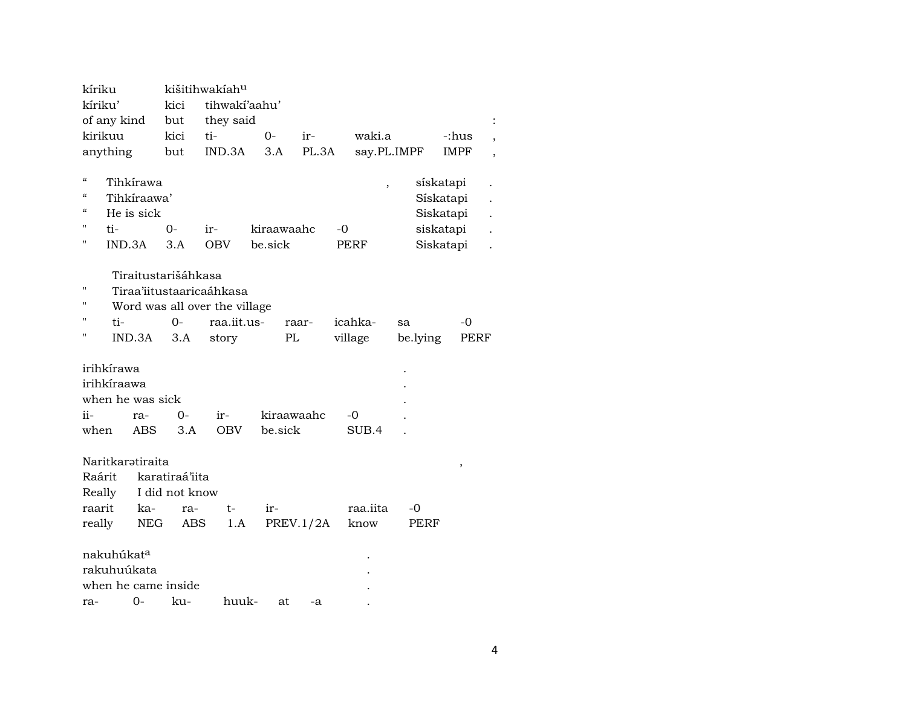| kíriku | kišitihwakíah^u | | | | | | |
|---|---|---|---|---|---|---|---|
| kíriku’ | kici | tihwakí’aahu’ | | | | | |
| of any kind | but | they said | | | | | : |
| kirikuu | kici | ti- | 0- | ir- | waki.a | -:hus | , |
| anything | but | IND.3A | 3.A | PL.3A | say.PL.IMPF | IMPF | , |

| “ | Tihkírawa | | | | | , | sískatapi | . |
|---|---|---|---|---|---|---|---|---|
| “ | Tihkíraawa’ | | | | | | Sískatapi | . |
| “ | He is sick | | | | | | Siskatapi | . |
| " | ti- | 0- | ir- | kiraawaahc | -0 | | siskatapi | . |
| " | IND.3A | 3.A | OBV | be.sick | PERF | | Siskatapi | . |

| | Tiraitustarišáhkasa | | | | | | |
|---|---|---|---|---|---|---|---|
| " | Tiraa’iitustaaricaáhkasa | | | | | | |
| " | Word was all over the village | | | | | | |
| " | ti- | 0- | raa.iit.us- | raar- | icahka- | sa | -0 |
| " | IND.3A | 3.A | story | PL | village | be.lying | PERF |

| irihkírawa | | | | | | . |
|---|---|---|---|---|---|---|
| irihkíraawa | | | | | | . |
| when he was sick | | | | | | . |
| ii- | ra- | 0- | ir- | kiraawaahc | -0 | . |
| when | ABS | 3.A | OBV | be.sick | SUB.4 | . |

| Naritkarətiraita | | | | | | , |
|---|---|---|---|---|---|---|
| Raárit | karatiraá’iita | | | | | |
| Really | I did not know | | | | | |
| raarit | ka- | ra- | t- | ir- | raa.iita | -0 |
| really | NEG | ABS | 1.A | PREV.1/2A | know | PERF |

| nakuhúkat^a | | | | | | . |
|---|---|---|---|---|---|---|
| rakuhuúkata | | | | | | . |
| when he came inside | | | | | | . |
| ra- | 0- | ku- | huuk- | at | -a | . |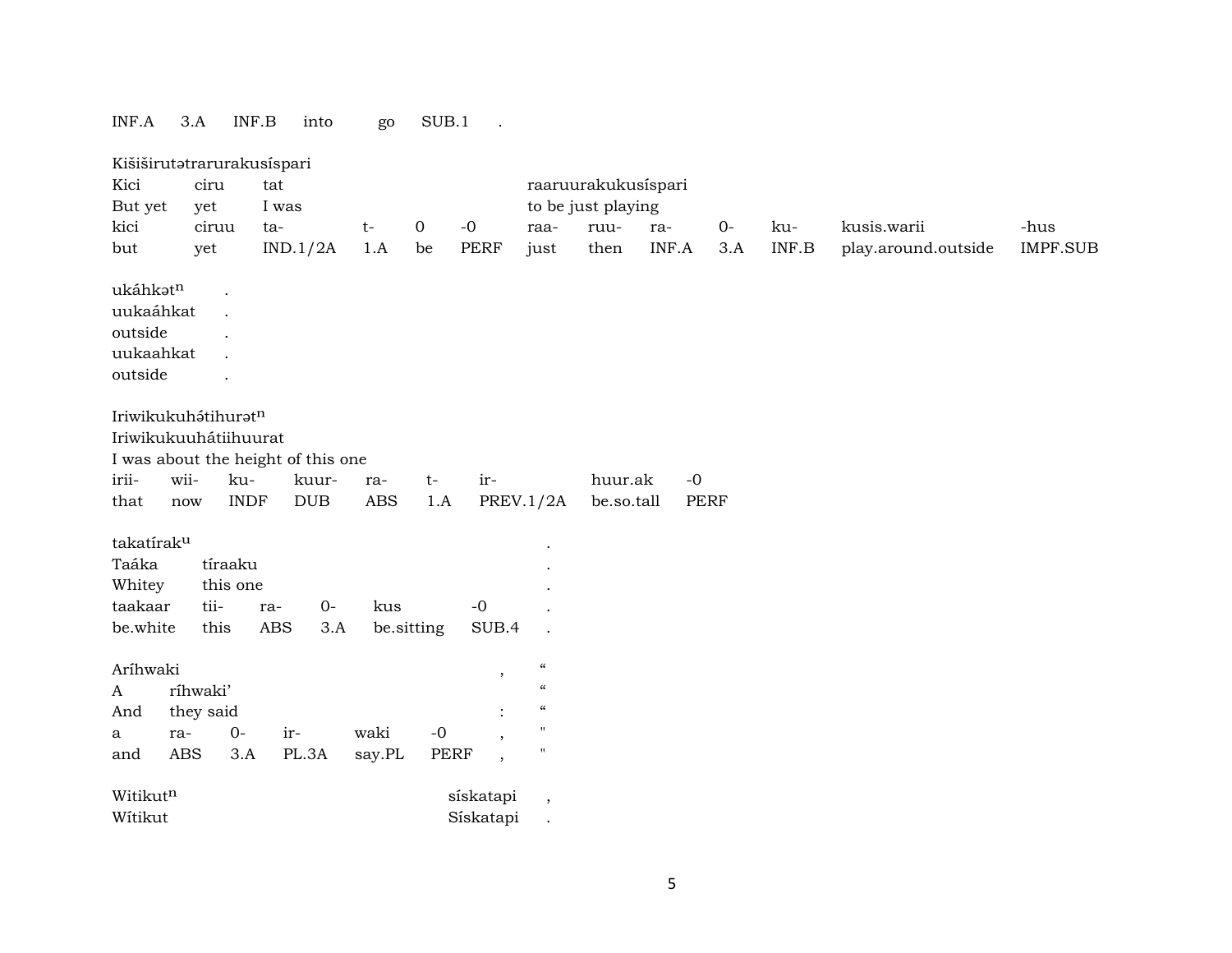| INF.A | 3.A | INF.B | into | go | SUB.1 | . |
|---|---|---|---|---|---|---|

Kišiširutətrarurakusíspari

| Kici | ciru | tat | | | | raaruurakukusíspari | | | | | | |
|---|---|---|---|---|---|---|---|---|---|---|---|---|
| But yet | yet | I was | | | | to be just playing | | | | | | |
| kici | ciruu | ta- | t- | 0 | -0 | raa- | ruu- | ra- | 0- | ku- | kusis.warii | -hus |
| but | yet | IND.1/2A | 1.A | be | PERF | just | then | INF.A | 3.A | INF.B | play.around.outside | IMPF.SUB |

| ukáhkətⁿ | . |
|---|---|
| uukaáhkat | . |
| outside | . |
| uukaahkat | . |
| outside | . |

Iriwikukuhə́tihurətⁿ
Iriwikukuuhátiihuurat
I was about the height of this one

| irii- | wii- | ku- | kuur- | ra- | t- | ir- | huur.ak | -0 |
|---|---|---|---|---|---|---|---|---|
| that | now | INDF | DUB | ABS | 1.A | PREV.1/2A | be.so.tall | PERF |

takatírakᵘ .

| Taáka | tíraaku | | | | | . |
|---|---|---|---|---|---|---|
| Whitey | this one | | | | | . |
| taakaar | tii- | ra- | 0- | kus | -0 | . |
| be.white | this | ABS | 3.A | be.sitting | SUB.4 | . |

Aríhwaki , “

| A | ríhwaki’ | | | | | “ |
|---|---|---|---|---|---|---|
| And | they said | | | | : | “ |
| a | ra- | 0- | ir- | waki | -0 , | " |
| and | ABS | 3.A | PL.3A | say.PL | PERF , | " |

| Witikutⁿ | sískatapi | , |
|---|---|---|
| Wítikut | Sískatapi | . |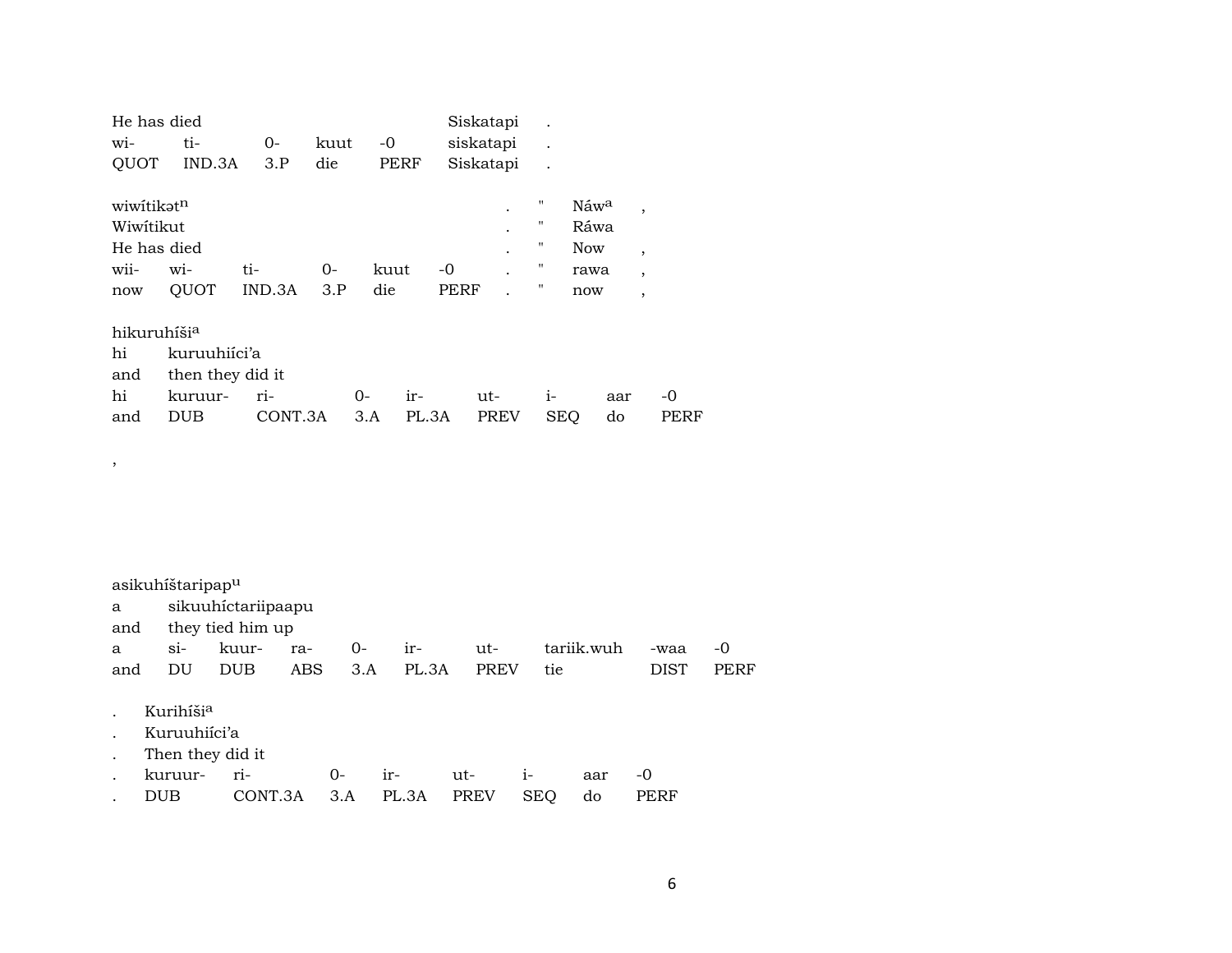| He has died | | | | | Siskatapi | . |
|---|---|---|---|---|---|---|
| wi- | ti- | 0- | kuut | -0 | siskatapi | . |
| QUOT | IND.3A | 3.P | die | PERF | Siskatapi | . |

| wiwítikət^n | | | | | | . | " | Náw^a | , |
|---|---|---|---|---|---|---|---|---|---|
| Wiwítikut | | | | | | . | " | Ráwa | |
| He has died | | | | | | . | " | Now | , |
| wii- | wi- | ti- | 0- | kuut | -0 | . | " | rawa | , |
| now | QUOT | IND.3A | 3.P | die | PERF | . | " | now | , |

| hikuruhíši^a | | | | | | | | |
|---|---|---|---|---|---|---|---|---|
| hi | kuruuhiíci'a | | | | | | | |
| and | then they did it | | | | | | | |
| hi | kuruur- | ri- | 0- | ir- | ut- | i- | aar | -0 |
| and | DUB | CONT.3A | 3.A | PL.3A | PREV | SEQ | do | PERF |

,

| asikuhíštaripap^u | | | | | | | | | |
|---|---|---|---|---|---|---|---|---|---|
| a | sikuuhíctariipaapu | | | | | | | | |
| and | they tied him up | | | | | | | | |
| a | si- | kuur- | ra- | 0- | ir- | ut- | tariik.wuh | -waa | -0 |
| and | DU | DUB | ABS | 3.A | PL.3A | PREV | tie | DIST | PERF |

| . | Kurihíši^a | | | | | | | |
|---|---|---|---|---|---|---|---|---|
| . | Kuruuhiíci'a | | | | | | | |
| . | Then they did it | | | | | | | |
| . | kuruur- | ri- | 0- | ir- | ut- | i- | aar | -0 |
| . | DUB | CONT.3A | 3.A | PL.3A | PREV | SEQ | do | PERF |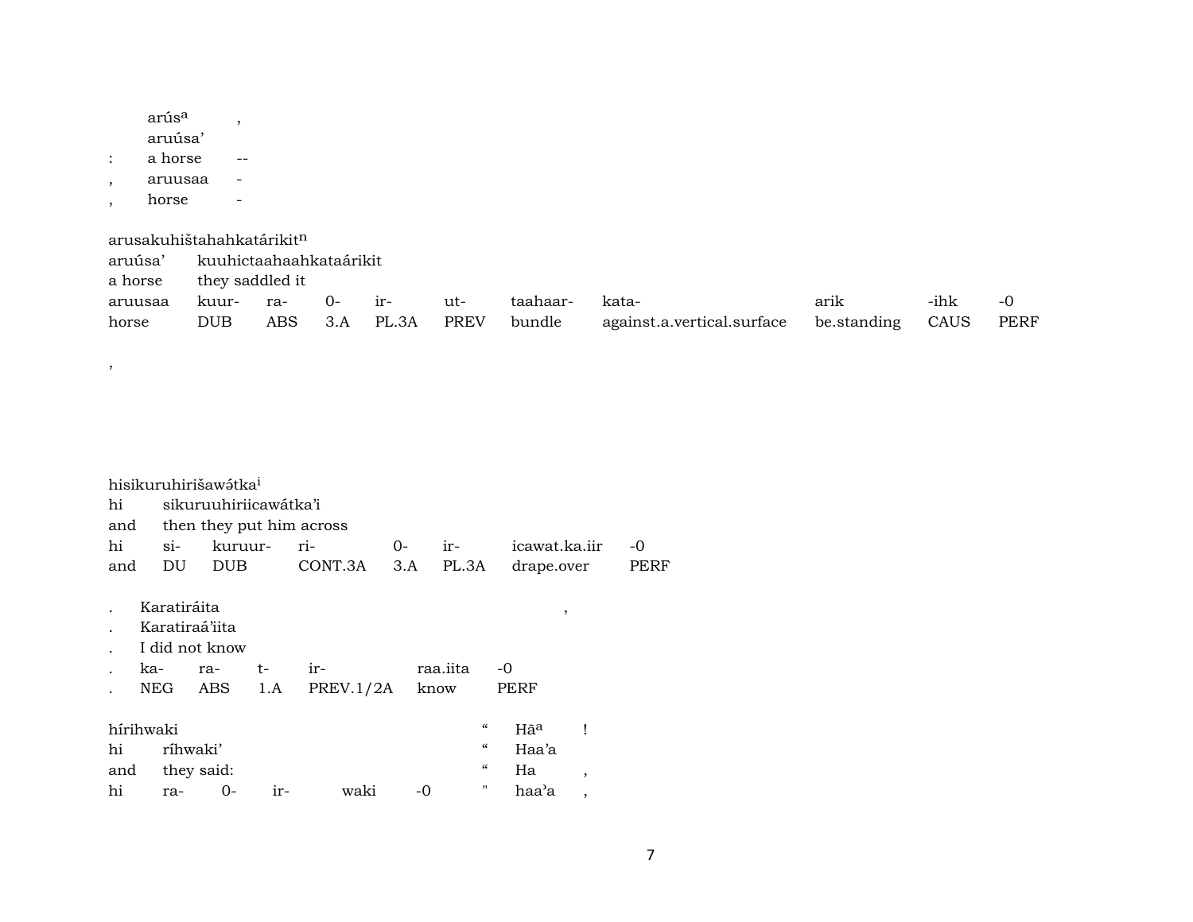| | arús^a | , |
|---|---|---|
| | aruúsa' | |
| : | a horse | -- |
| , | aruusaa | - |
| , | horse | - |

arusakuhištahahkatárikit^n

| aruúsa' | kuuhictaahaahkataárikit | | | | | | | | | |
|---|---|---|---|---|---|---|---|---|---|---|
| a horse | they saddled it | | | | | | | | | |
| aruusaa | kuur- | ra- | 0- | ir- | ut- | taahaar- | kata- | arik | -ihk | -0 |
| horse | DUB | ABS | 3.A | PL.3A | PREV | bundle | against.a.vertical.surface | be.standing | CAUS | PERF |

,

hisikuruhirišawə́tka^i

| hi | sikuruuhiriicawátka'i | | | | | |
|---|---|---|---|---|---|---|
| and | then they put him across | | | | | |
| hi | si- | kuruur- | ri- | 0- | ir- | icawat.ka.iir | -0 |
| and | DU | DUB | CONT.3A | 3.A | PL.3A | drape.over | PERF |

| . | Karatiráita | | | | | , |
|---|---|---|---|---|---|---|
| . | Karatiraá'iita | | | | | |
| . | I did not know | | | | | |
| . | ka- | ra- | t- | ir- | raa.iita | -0 |
| . | NEG | ABS | 1.A | PREV.1/2A | know | PERF |

| hírihwaki | | | | | | " | Hā^a | ! |
|---|---|---|---|---|---|---|---|---|
| hi | ríhwaki' | | | | | " | Haa'a | |
| and | they said: | | | | | " | Ha | , |
| hi | ra- | 0- | ir- | waki | -0 | " | haa'a | , |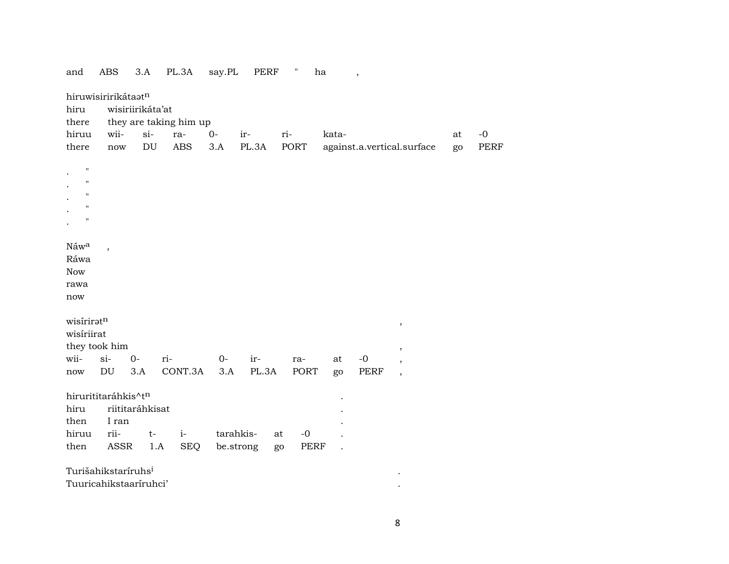and ABS 3.A PL.3A say.PL PERF " ha ,

hiruwisiririkátaəť$^{n}$
hiru wisiriirikáta'at
there they are taking him up

| hiruu | wii- | si- | ra- | 0- | ir- | ri- | kata- | at | -0 |
|---|---|---|---|---|---|---|---|---|---|
| there | now | DU | ABS | 3.A | PL.3A | PORT | against.a.vertical.surface | go | PERF |

. "
. "
. "
. "
. "

Náw$^{a}$ ,
Ráwa
Now
rawa
now

wisírirəť$^{n}$ ,
wisíriirat
they took him ,

| wii- | si- | 0- | ri- | 0- | ir- | ra- | at | -0 | , |
|---|---|---|---|---|---|---|---|---|---|
| now | DU | 3.A | CONT.3A | 3.A | PL.3A | PORT | go | PERF | , |

hiruritit arahkis^t$^{n}$ .
hiru riititaráhkisat .
then I ran .

| hiruu | rii- | t- | i- | tarahkis- | at | -0 | . |
|---|---|---|---|---|---|---|---|
| then | ASSR | 1.A | SEQ | be.strong | go | PERF | . |

Turišahikstaríruhs$^{i}$ .
Tuuricahikstaaríruhci' .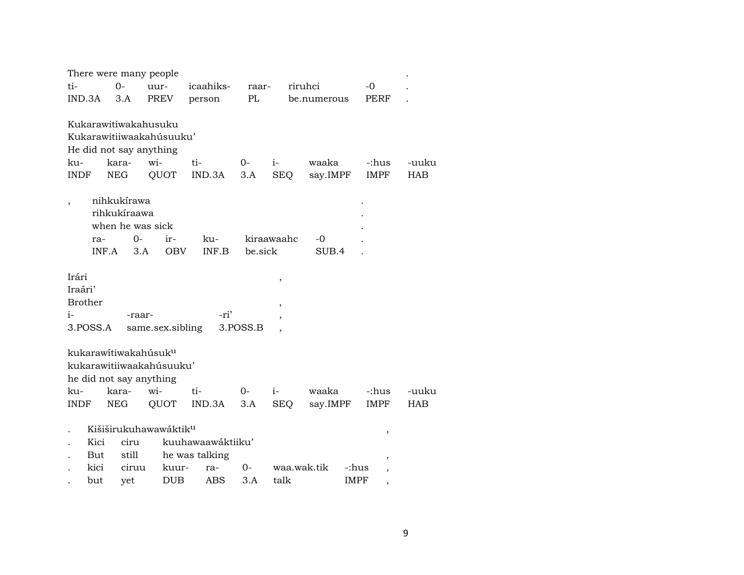There were many people .

| ti- | 0- | uur- | icaahiks- | raar- | riruhci | -0 | . |
|---|---|---|---|---|---|---|---|
| IND.3A | 3.A | PREV | person | PL | be.numerous | PERF | . |

Kukarawitiwakahusuku
Kukarawitiiwaakakahúsuuku'
He did not say anything

| ku- | kara- | wi- | ti- | 0- | i- | waaka | -:hus | -uuku |
|---|---|---|---|---|---|---|---|---|
| INDF | NEG | QUOT | IND.3A | 3.A | SEQ | say.IMPF | IMPF | HAB |

, nihkukírawa .
rihkukíraawa .
when he was sick .

| ra- | 0- | ir- | ku- | kiraawaahc | -0 | . |
|---|---|---|---|---|---|---|
| INF.A | 3.A | OBV | INF.B | be.sick | SUB.4 | . |

Irári ,
Iraári'
Brother ,

| i- | -raar- | -ri' | , |
|---|---|---|---|
| 3.POSS.A | same.sex.sibling | 3.POSS.B | , |

kukarawítiwakahúsuk[u]
kukarawitiiwaakakahúsuuku'
he did not say anything

| ku- | kara- | wi- | ti- | 0- | i- | waaka | -:hus | -uuku |
|---|---|---|---|---|---|---|---|---|
| INDF | NEG | QUOT | IND.3A | 3.A | SEQ | say.IMPF | IMPF | HAB |

. Kišiširukuhawawáktik[u] ,
. Kici ciru kuuhawaawáktiiku'
. But still he was talking ,

| . | kici | ciruu | kuur- | ra- | 0- | waa.wak.tik | -:hus | , |
|---|---|---|---|---|---|---|---|---|
| . | but | yet | DUB | ABS | 3.A | talk | IMPF | , |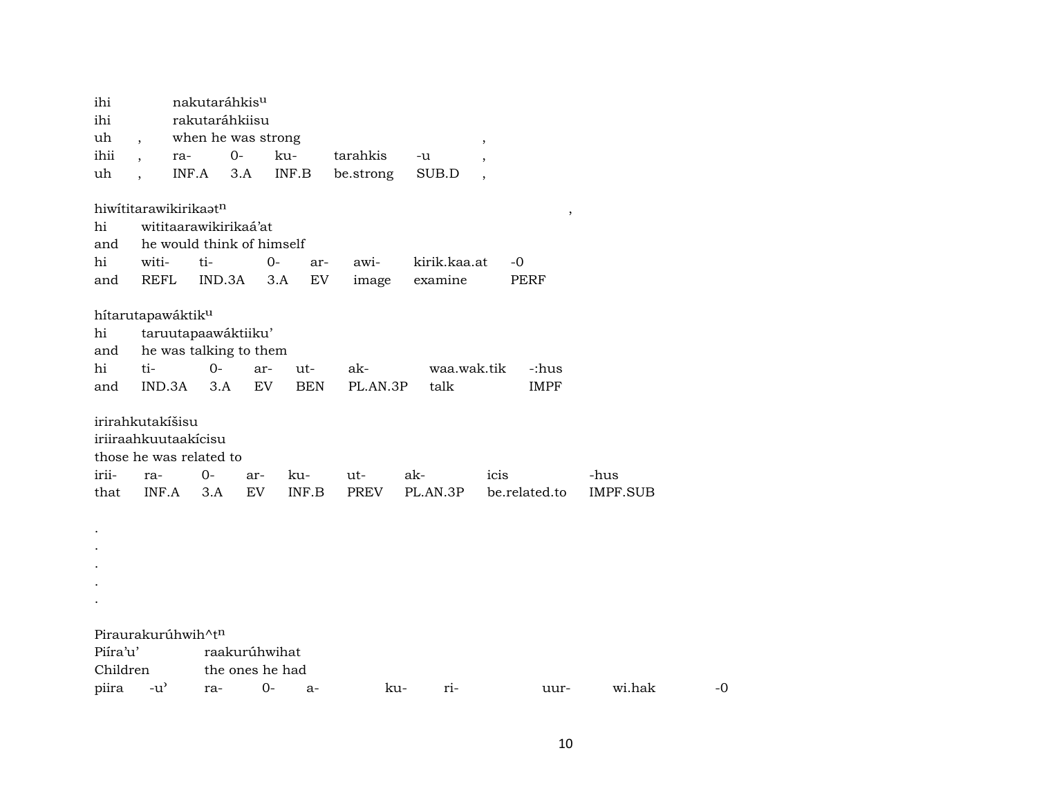ihi nakutaráhkis$^{u}$
ihi rakutaráhkiisu
uh , when he was strong ,

| ihii | , | ra- | 0- | ku- | tarahkis | -u | , |
|---|---|---|---|---|---|---|---|
| uh | , | INF.A | 3.A | INF.B | be.strong | SUB.D | , |

hiwítitarawikirikaət$^{n}$ ,
hi wititaarawikirikaá'at
and he would think of himself

| hi | witi- | ti- | 0- | ar- | awi- | kirik.kaa.at | -0 |
|---|---|---|---|---|---|---|---|
| and | REFL | IND.3A | 3.A | EV | image | examine | PERF |

hítarutapawáktik$^{u}$
hi taruutapaawáktiiku'
and he was talking to them

| hi | ti- | 0- | ar- | ut- | ak- | waa.wak.tik | -:hus |
|---|---|---|---|---|---|---|---|
| and | IND.3A | 3.A | EV | BEN | PL.AN.3P | talk | IMPF |

irirahkutakíšisu
iriiraahkuutaakícisu
those he was related to

| irii- | ra- | 0- | ar- | ku- | ut- | ak- | icis | -hus |
|---|---|---|---|---|---|---|---|---|
| that | INF.A | 3.A | EV | INF.B | PREV | PL.AN.3P | be.related.to | IMPF.SUB |

.
.
.
.
.

Piraurakurúhwih^t$^{n}$
Piíra'u' raakurúhwihat
Children the ones he had

| piira | -u' | ra- | 0- | a- | ku- | ri- | uur- | wi.hak | -0 |
|---|---|---|---|---|---|---|---|---|---|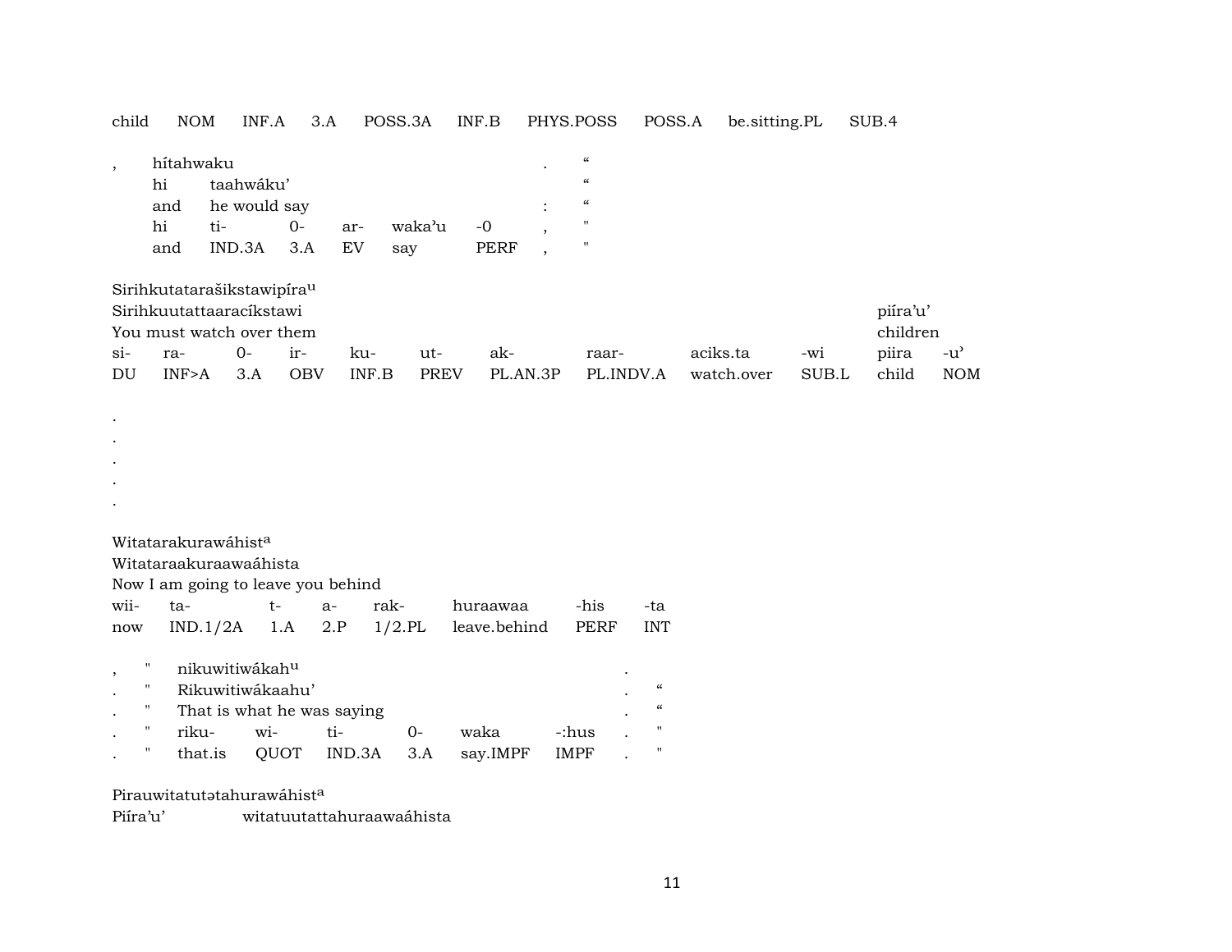| child | NOM | INF.A | 3.A | POSS.3A | INF.B | PHYS.POSS | POSS.A | be.sitting.PL | SUB.4 |
|---|---|---|---|---|---|---|---|---|---|

| , | hítahwaku | | | | | | . | “ |
|---|---|---|---|---|---|---|---|---|
| | hi | taahwáku’ | | | | | | “ |
| | and | he would say | | | | | : | “ |
| | hi | ti- | 0- | ar- | waka’u | -0 | , | " |
| | and | IND.3A | 3.A | EV | say | PERF | , | " |

Sirihkutatarašikstawipíra[u]

| Sirihkuutattaaracíkstawi | | | | | | | | | | piíra’u’ | |
|---|---|---|---|---|---|---|---|---|---|---|---|
| You must watch over them | | | | | | | | | | children | |
| si- | ra- | 0- | ir- | ku- | ut- | ak- | raar- | aciks.ta | -wi | piira | -u’ |
| DU | INF>A | 3.A | OBV | INF.B | PREV | PL.AN.3P | PL.INDV.A | watch.over | SUB.L | child | NOM |

.
.
.
.
.

Witatarakurawáhist[a]

| Witataraakuraawaáhista | | | | | | | |
|---|---|---|---|---|---|---|---|
| Now I am going to leave you behind | | | | | | | |
| wii- | ta- | t- | a- | rak- | huraawaa | -his | -ta |
| now | IND.1/2A | 1.A | 2.P | 1/2.PL | leave.behind | PERF | INT |

| , | " | nikuwitiwákah[u] | | | | | . | |
|---|---|---|---|---|---|---|---|---|
| . | " | Rikuwitiwákaahu’ | | | | | . | “ |
| . | " | That is what he was saying | | | | | . | “ |
| . | " | riku- | wi- | ti- | 0- | waka | -:hus | . | " |
| . | " | that.is | QUOT | IND.3A | 3.A | say.IMPF | IMPF | . | " |

Pirauwitatutətahurawáhist[a]

Piíra’u’ witatuutattahuraawaáhista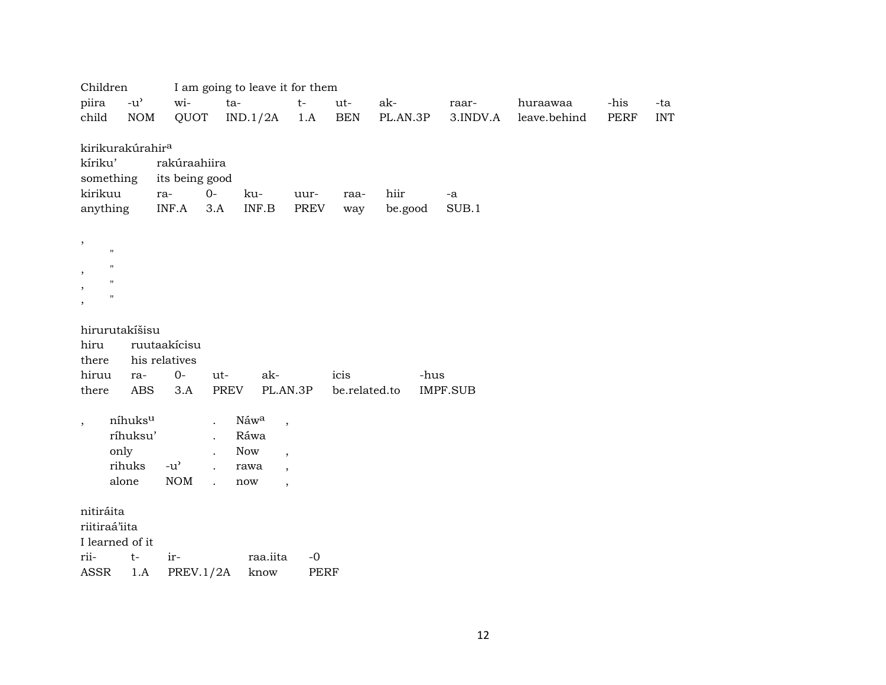Children I am going to leave it for them

| piira | -u' | wi- | ta- | t- | ut- | ak- | raar- | huraawaa | -his | -ta |
|---|---|---|---|---|---|---|---|---|---|---|
| child | NOM | QUOT | IND.1/2A | 1.A | BEN | PL.AN.3P | 3.INDV.A | leave.behind | PERF | INT |

kirikurakúrahir[a]

kíriku' rakúraahiira

something its being good

| kirikuu | ra- | 0- | ku- | uur- | raa- | hiir | -a |
|---|---|---|---|---|---|---|---|
| anything | INF.A | 3.A | INF.B | PREV | way | be.good | SUB.1 |

,
"
, "
, "
, "

hirurutakíšisu

hiru ruutaakícisu

there his relatives

| hiruu | ra- | 0- | ut- | ak- | icis | -hus |
|---|---|---|---|---|---|---|
| there | ABS | 3.A | PREV | PL.AN.3P | be.related.to | IMPF.SUB |

| , | níhuks[u] | | . | Náw[a] | , |
|---|---|---|---|---|---|
| | ríhuksu' | | . | Ráwa | |
| | only | | . | Now | , |
| | rihuks | -u' | . | rawa | , |
| | alone | NOM | . | now | , |

nitiráita

riitiraá'iita

I learned of it

| rii- | t- | ir- | raa.iita | -0 |
|---|---|---|---|---|
| ASSR | 1.A | PREV.1/2A | know | PERF |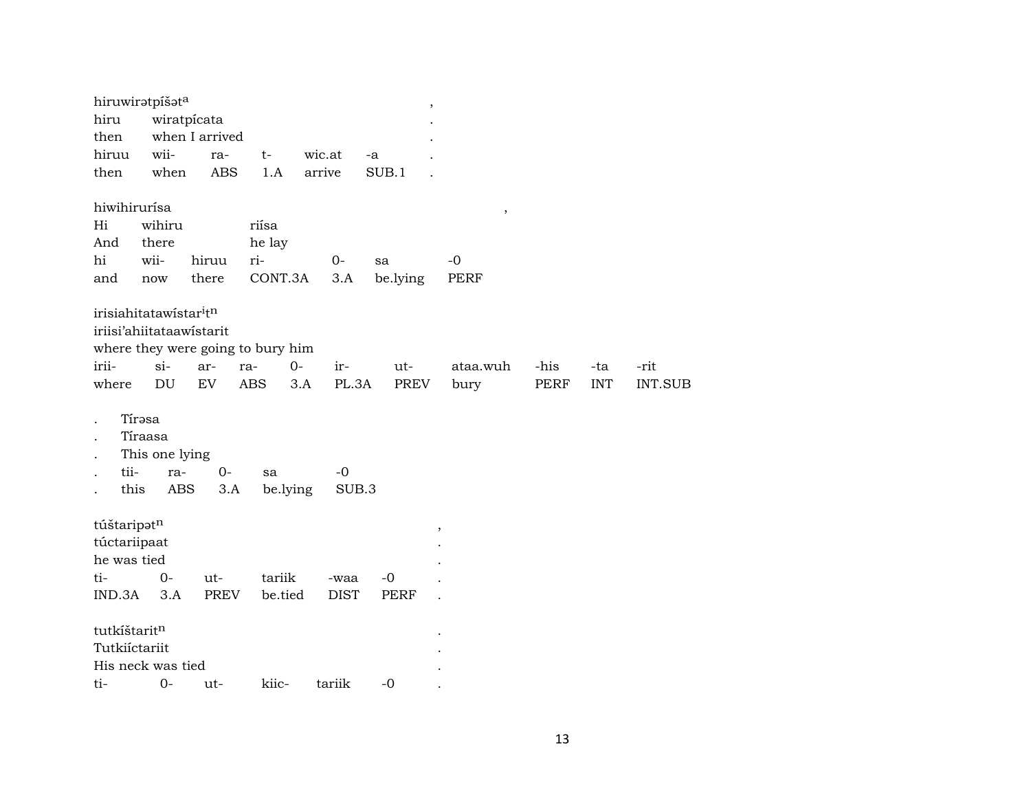hiruwirətpíšət[a] ,
hiru wiratpícata .
then when I arrived .

| hiruu | wii- | ra- | t- | wic.at | -a | . |
|---|---|---|---|---|---|---|
| then | when | ABS | 1.A | arrive | SUB.1 | . |

hiwihirurísa ,
Hi wihiru riísa
And there he lay

| hi | wii- | hiruu | ri- | 0- | sa | -0 |
|---|---|---|---|---|---|---|
| and | now | there | CONT.3A | 3.A | be.lying | PERF |

irisiahitatawístar[i]t[n]
iriisi’ahiitataawístarit
where they were going to bury him

| irii- | si- | ar- | ra- | 0- | ir- | ut- | ataa.wuh | -his | -ta | -rit |
|---|---|---|---|---|---|---|---|---|---|---|
| where | DU | EV | ABS | 3.A | PL.3A | PREV | bury | PERF | INT | INT.SUB |

. Tírəsa
. Tíraasa
. This one lying

| . | tii- | ra- | 0- | sa | -0 |
|---|---|---|---|---|---|
| . | this | ABS | 3.A | be.lying | SUB.3 |

túštaripət[n] ,
túctariipaat .
he was tied .

| ti- | 0- | ut- | tariik | -waa | -0 | . |
|---|---|---|---|---|---|---|
| IND.3A | 3.A | PREV | be.tied | DIST | PERF | . |

tutkíštarit[n] .
Tutkiíctariit .
His neck was tied .

| ti- | 0- | ut- | kiic- | tariik | -0 | . |
|---|---|---|---|---|---|---|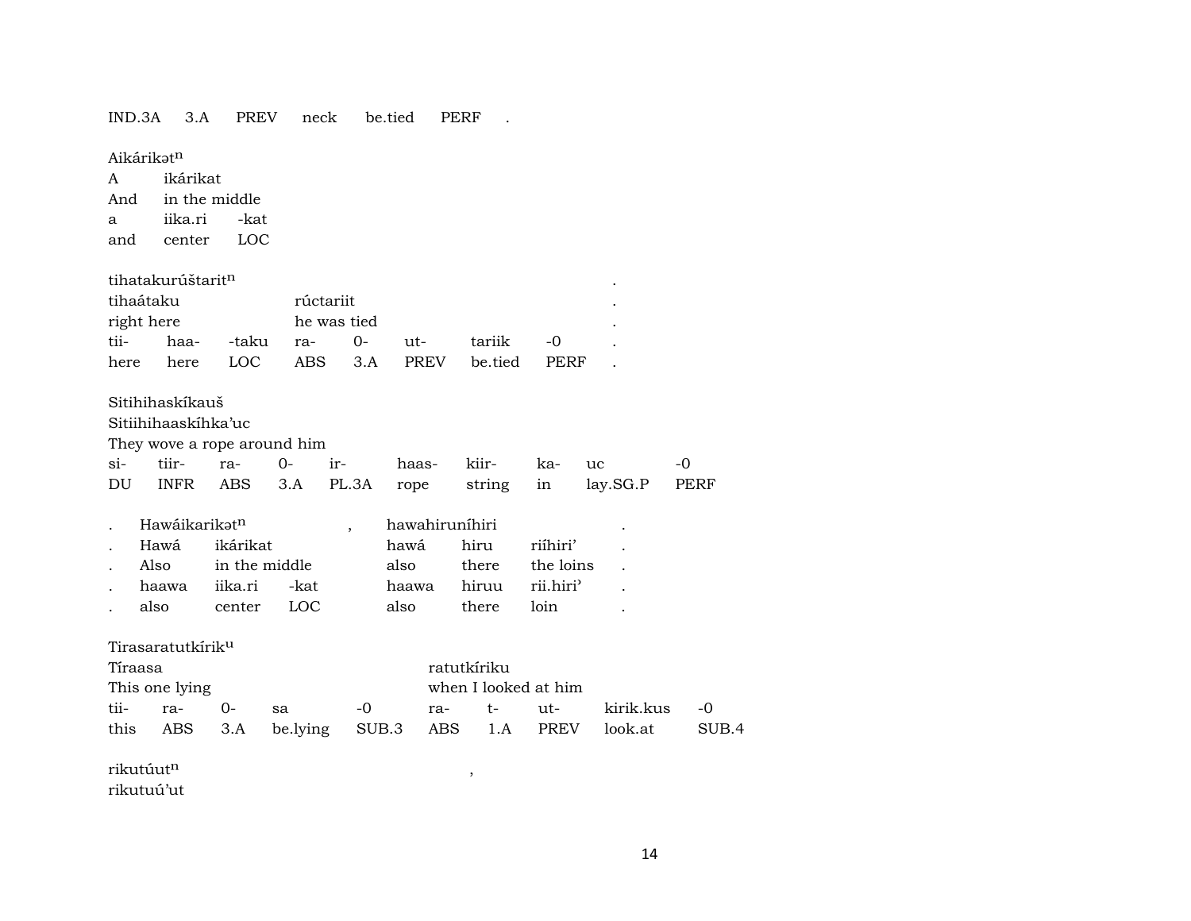IND.3A 3.A PREV neck be.tied PERF .

| Aikárikət$^{n}$ | | |
|---|---|---|
| A | ikárikat | |
| And | in the middle | |
| a | iika.ri | -kat |
| and | center | LOC |

| tihatakurúštarit$^{n}$ | | | | | | | | . |
|---|---|---|---|---|---|---|---|---|
| tihaátaku | | | rúctariit | | | | | . |
| right here | | | he was tied | | | | | . |
| tii- | haa- | -taku | ra- | 0- | ut- | tariik | -0 | . |
| here | here | LOC | ABS | 3.A | PREV | be.tied | PERF | . |

| Sitihihaskíkauš | | | | | | | | | |
|---|---|---|---|---|---|---|---|---|---|
| Sitiihihaaskíhka'uc | | | | | | | | | |
| They wove a rope around him | | | | | | | | | |
| si- | tiir- | ra- | 0- | ir- | haas- | kiir- | ka- | uc | -0 |
| DU | INFR | ABS | 3.A | PL.3A | rope | string | in | lay.SG.P | PERF |

| . | Hawáikarikət$^{n}$ | | , | hawahiruníhiri | | | . |
|---|---|---|---|---|---|---|---|
| . | Hawá | ikárikat | | hawá | hiru | riíhiri' | . |
| . | Also | in the middle | | also | there | the loins | . |
| . | haawa | iika.ri | -kat | haawa | hiruu | rii.hiri' | . |
| . | also | center | LOC | also | there | loin | . |

| Tirasaratutkírik$^{u}$ | | | | | | | | | |
|---|---|---|---|---|---|---|---|---|---|
| Tíraasa | | | | ratutkíriku | | | | | |
| This one lying | | | | when I looked at him | | | | | |
| tii- | ra- | 0- | sa | -0 | ra- | t- | ut- | kirik.kus | -0 |
| this | ABS | 3.A | be.lying | SUB.3 | ABS | 1.A | PREV | look.at | SUB.4 |

rikutúut$^{n}$ ,
rikutuú'ut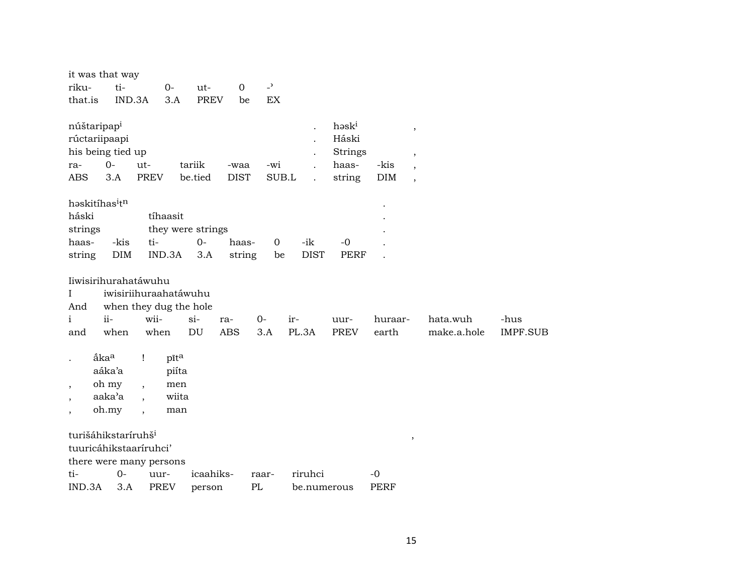it was that way

| riku- | ti- | 0- | ut- | 0 | -ʾ |
|---|---|---|---|---|---|
| that.is | IND.3A | 3.A | PREV | be | EX |

núštaripap[i] . həsk[i] ,

rúctariipaapi . Háski

his being tied up . Strings ,

| ra- | 0- | ut- | tariik | -waa | -wi | . | haas- | -kis | , |
|---|---|---|---|---|---|---|---|---|---|
| ABS | 3.A | PREV | be.tied | DIST | SUB.L | . | string | DIM | , |

həskitíhas[i]t[n] .

háski tíhaasit .

strings they were strings .

| haas- | -kis | ti- | 0- | haas- | 0 | -ik | -0 | . |
|---|---|---|---|---|---|---|---|---|
| string | DIM | IND.3A | 3.A | string | be | DIST | PERF | . |

Iiwisirihurahatáwuhu

I iwisiriihuraahatáwuhu

And when they dug the hole

| i | ii- | wii- | si- | ra- | 0- | ir- | uur- | huraar- | hata.wuh | -hus |
|---|---|---|---|---|---|---|---|---|---|---|
| and | when | when | DU | ABS | 3.A | PL.3A | PREV | earth | make.a.hole | IMPF.SUB |

. ắka[a] ! pīt[a]

aáka'a piíta

, oh my , men

, aaka'a , wiita

, oh.my , man

turišáhikstaríruhš[i] ,

tuuricáhikstaaríruhci'

there were many persons

| ti- | 0- | uur- | icaahiks- | raar- | riruhci | -0 |
|---|---|---|---|---|---|---|
| IND.3A | 3.A | PREV | person | PL | be.numerous | PERF |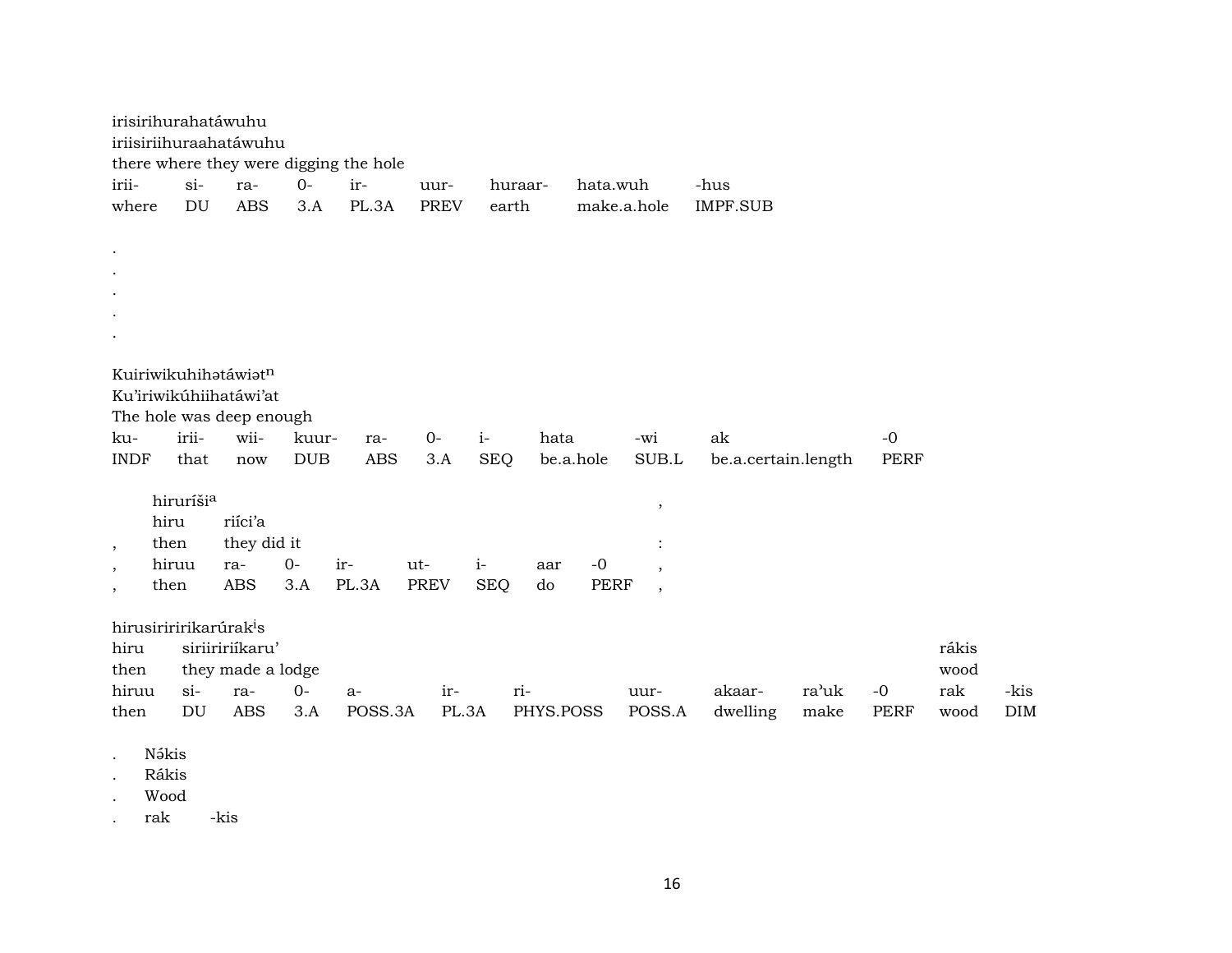irisirihurahatáwuhu
iriisiriihuraahatáwuhu
there where they were digging the hole

| irii- | si- | ra- | 0- | ir- | uur- | huraar- | hata.wuh | -hus |
|---|---|---|---|---|---|---|---|---|
| where | DU | ABS | 3.A | PL.3A | PREV | earth | make.a.hole | IMPF.SUB |

.
.
.
.
.

Kuiriwikuhihətáwiət$^{n}$
Ku’iriwikúhiihatáwi’at
The hole was deep enough

| ku- | irii- | wii- | kuur- | ra- | 0- | i- | hata | -wi | ak | -0 |
|---|---|---|---|---|---|---|---|---|---|---|
| INDF | that | now | DUB | ABS | 3.A | SEQ | be.a.hole | SUB.L | be.a.certain.length | PERF |

|  | hiruríši[a] |  |  |  |  |  |  |  | , |
|---|---|---|---|---|---|---|---|---|---|
|  | hiru | riíci’a |  |  |  |  |  |  |  |
| , | then | they did it |  |  |  |  |  |  | : |
| , | hiruu | ra- | 0- | ir- | ut- | i- | aar | -0 | , |
| , | then | ABS | 3.A | PL.3A | PREV | SEQ | do | PERF | , |

hirusiriririkarúrak[i]s

| hiru | siriiririíkaru’ |  |  |  |  |  |  |  |  |  | rákis |  |
|---|---|---|---|---|---|---|---|---|---|---|---|---|
| then | they made a lodge |  |  |  |  |  |  |  |  |  | wood |  |
| hiruu | si- | ra- | 0- | a- | ir- | ri- | uur- | akaar- | ra’uk | -0 | rak | -kis |
| then | DU | ABS | 3.A | POSS.3A | PL.3A | PHYS.POSS | POSS.A | dwelling | make | PERF | wood | DIM |

. Nə́kis
. Rákis
. Wood
. rak -kis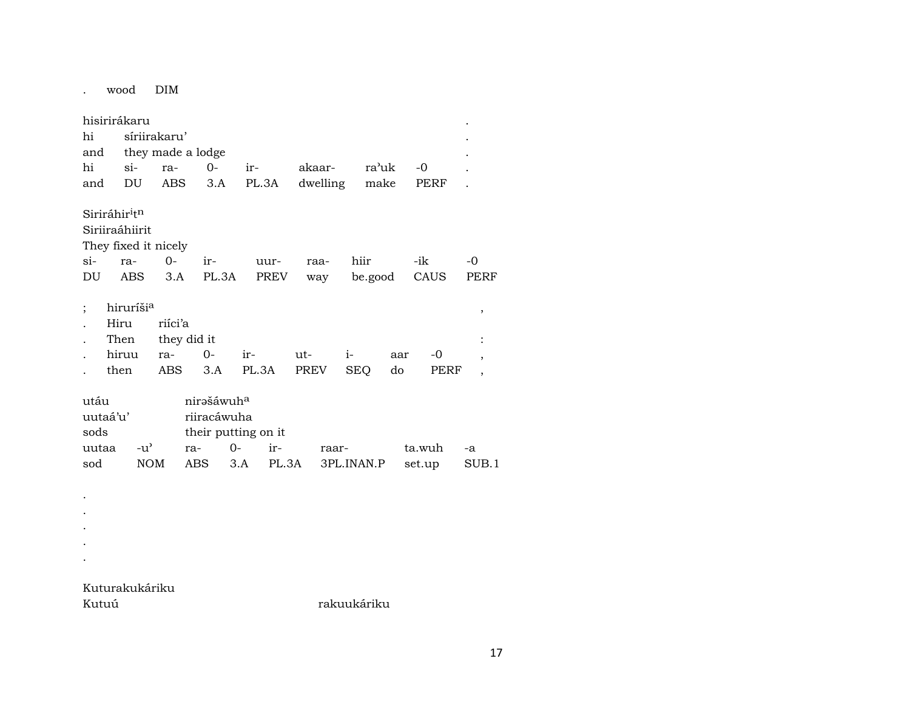. wood DIM

| hisirirákaru | | | | | | | | . |
|---|---|---|---|---|---|---|---|---|
| hi | síriirakaru' | | | | | | | . |
| and | they made a lodge | | | | | | | . |
| hi | si- | ra- | 0- | ir- | akaar- | ra'uk | -0 | . |
| and | DU | ABS | 3.A | PL.3A | dwelling | make | PERF | . |

| Siriráhir[i]t[n] | | | | | | | | |
|---|---|---|---|---|---|---|---|---|
| Siriiraáhiirit | | | | | | | | |
| They fixed it nicely | | | | | | | | |
| si- | ra- | 0- | ir- | uur- | raa- | hiir | -ik | -0 |
| DU | ABS | 3.A | PL.3A | PREV | way | be.good | CAUS | PERF |

| ; | hiruríši[a] | | | | | | | | , |
|---|---|---|---|---|---|---|---|---|---|
| . | Hiru | riíci'a | | | | | | | |
| . | Then | they did it | | | | | | | : |
| . | hiruu | ra- | 0- | ir- | ut- | i- | aar | -0 | , |
| . | then | ABS | 3.A | PL.3A | PREV | SEQ | do | PERF | , |

| utáu | | nirəšáwuh[a] | | | | | |
|---|---|---|---|---|---|---|---|
| uutaá'u' | | riiracáwuha | | | | | |
| sods | | their putting on it | | | | | |
| uutaa | -u' | ra- | 0- | ir- | raar- | ta.wuh | -a |
| sod | NOM | ABS | 3.A | PL.3A | 3PL.INAN.P | set.up | SUB.1 |

.
.
.
.
.

Kuturakukáriku
Kutuú rakuukáriku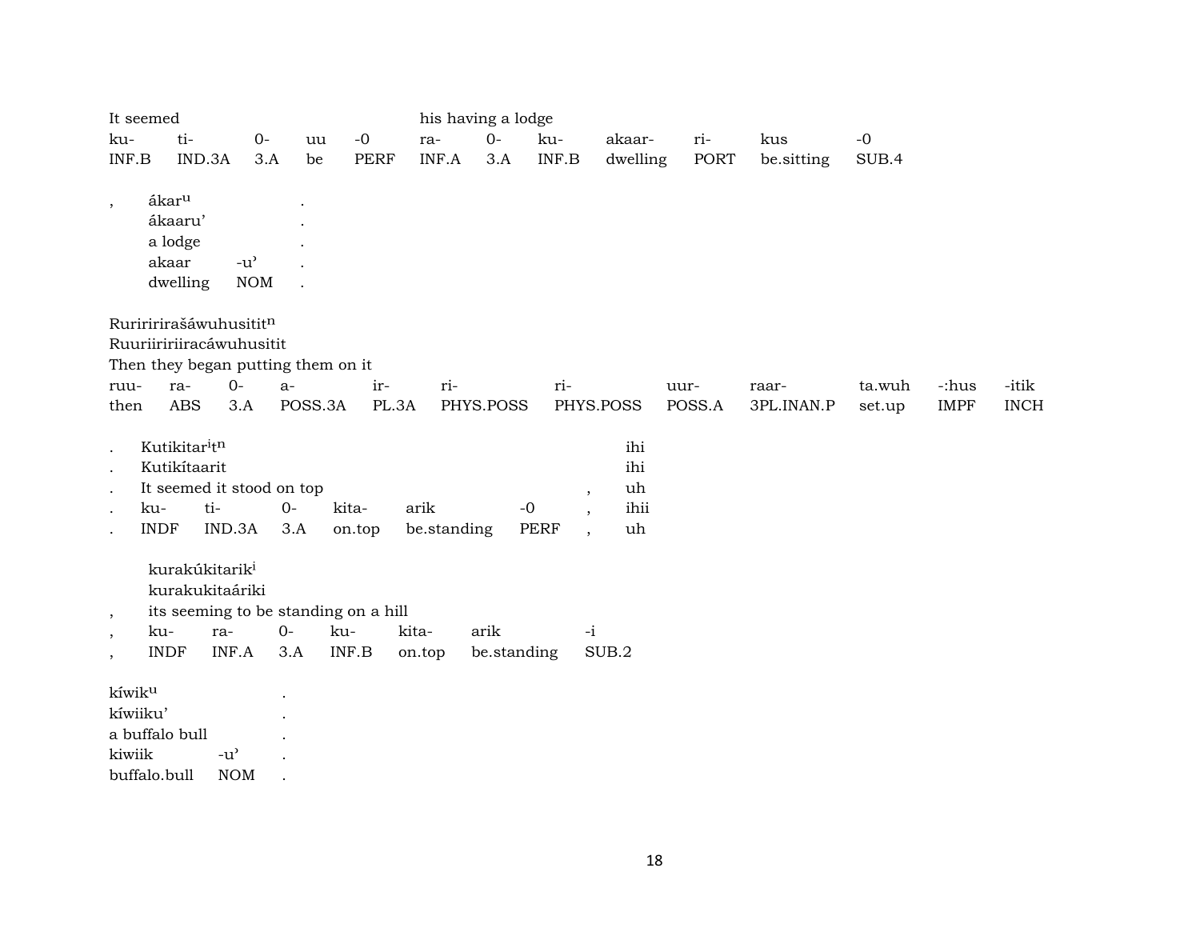| It seemed | | | | | his having a lodge | | | | | | |
|---|---|---|---|---|---|---|---|---|---|---|---|
| ku- | ti- | 0- | uu | -0 | ra- | 0- | ku- | akaar- | ri- | kus | -0 |
| INF.B | IND.3A | 3.A | be | PERF | INF.A | 3.A | INF.B | dwelling | PORT | be.sitting | SUB.4 |

| , | ákar$^{u}$ | | . |
|---|---|---|---|
| | ákaaru’ | | . |
| | a lodge | | . |
| | akaar | -u’ | . |
| | dwelling | NOM | . |

Ruriririrašáwuhusitit$^{n}$
Ruuriiririiracáwuhusitit
Then they began putting them on it

| ruu- | ra- | 0- | a- | ir- | ri- | ri- | uur- | raar- | ta.wuh | -:hus | -itik |
|---|---|---|---|---|---|---|---|---|---|---|---|
| then | ABS | 3.A | POSS.3A | PL.3A | PHYS.POSS | PHYS.POSS | POSS.A | 3PL.INAN.P | set.up | IMPF | INCH |

| . | Kutikitar$^{i}$t$^{n}$ | | | | | | ihi |
|---|---|---|---|---|---|---|---|
| . | Kutikítaarit | | | | | | ihi |
| . | It seemed it stood on top | | | | | , | uh |
| . | ku- | ti- | 0- | kita- | arik | -0 , | ihii |
| . | INDF | IND.3A | 3.A | on.top | be.standing | PERF , | uh |

| | kurakúkitarik$^{i}$ | | | | | | |
|---|---|---|---|---|---|---|---|
| | kurakukitaáriki | | | | | | |
| , | its seeming to be standing on a hill | | | | | | |
| , | ku- | ra- | 0- | ku- | kita- | arik | -i |
| , | INDF | INF.A | 3.A | INF.B | on.top | be.standing | SUB.2 |

| kíwik$^{u}$ | | . |
|---|---|---|
| kíwiiku’ | | . |
| a buffalo bull | | . |
| kiwiik | -u’ | . |
| buffalo.bull | NOM | . |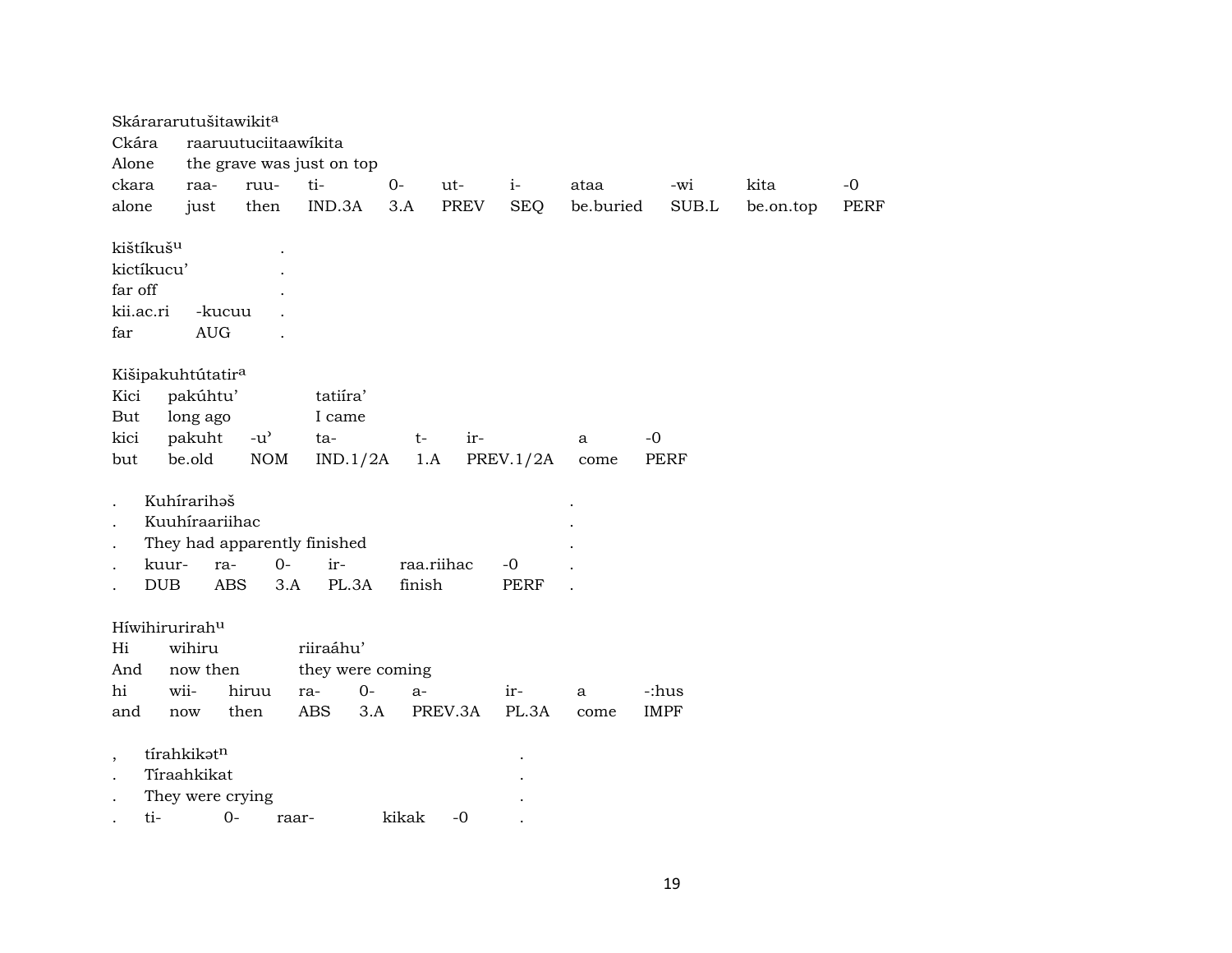Skárararutušitawikit[a]
Ckára raaruutuciitaawíkita
Alone the grave was just on top

| ckara | raa- | ruu- | ti- | 0- | ut- | i- | ataa | -wi | kita | -0 |
|---|---|---|---|---|---|---|---|---|---|---|
| alone | just | then | IND.3A | 3.A | PREV | SEQ | be.buried | SUB.L | be.on.top | PERF |

kištíkuš[u] .
kictíkucu' .
far off .

| kii.ac.ri | -kucuu | . |
|---|---|---|
| far | AUG | . |

Kišipakuhtútatir[a]
Kici pakúhtu' tatiíra'
But long ago I came

| kici | pakuht | -u' | ta- | t- | ir- | a | -0 |
|---|---|---|---|---|---|---|---|
| but | be.old | NOM | IND.1/2A | 1.A | PREV.1/2A | come | PERF |

. Kuhírarihəš .
. Kuuhíraariihac .
. They had apparently finished .

| . | kuur- | ra- | 0- | ir- | raa.riihac | -0 | . |
|---|---|---|---|---|---|---|---|
| . | DUB | ABS | 3.A | PL.3A | finish | PERF | . |

Híwihirurirah[u]
Hi wihiru riiraáhu'
And now then they were coming

| hi | wii- | hiruu | ra- | 0- | a- | ir- | a | -:hus |
|---|---|---|---|---|---|---|---|---|
| and | now | then | ABS | 3.A | PREV.3A | PL.3A | come | IMPF |

, tírahkikət[n] .
. Tíraahkikat .
. They were crying .

| . | ti- | 0- | raar- | kikak | -0 | . |
|---|---|---|---|---|---|---|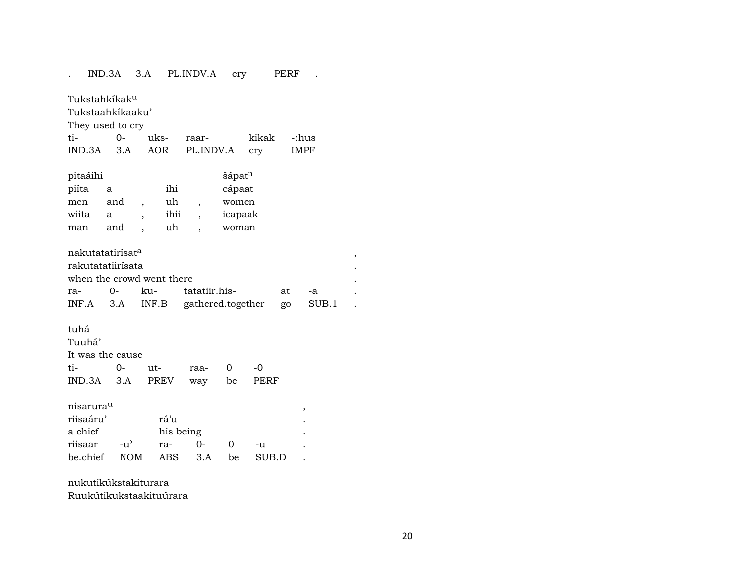| . | IND.3A | 3.A | PL.INDV.A | cry | PERF | . |
|---|---|---|---|---|---|---|

Tukstahkíkak^u
Tukstaahkíkaaku'
They used to cry

| ti- | 0- | uks- | raar- | kikak | -:hus |
|---|---|---|---|---|---|
| IND.3A | 3.A | AOR | PL.INDV.A | cry | IMPF |

| pitaáihi | | | | | šápat^n |
|---|---|---|---|---|---|
| piíta | a | | ihi | | cápaat |
| men | and | , | uh | , | women |
| wiita | a | , | ihii | , | icapaak |
| man | and | , | uh | , | woman |

nakutatatirísat^a ,
rakutatatiirísata .
when the crowd went there .

| ra- | 0- | ku- | tatatiir.his- | at | -a | . |
|---|---|---|---|---|---|---|
| INF.A | 3.A | INF.B | gathered.together | go | SUB.1 | . |

tuhá
Tuuhá'
It was the cause

| ti- | 0- | ut- | raa- | 0 | -0 |
|---|---|---|---|---|---|
| IND.3A | 3.A | PREV | way | be | PERF |

| nisarura^u | | | | | | , |
|---|---|---|---|---|---|---|
| riisaáru' | | rá'u | | | | . |
| a chief | | his being | | | | . |
| riisaar | -u' | ra- | 0- | 0 | -u | . |
| be.chief | NOM | ABS | 3.A | be | SUB.D | . |

nukutikúkstakiturara
Ruukútikukstaakituúrara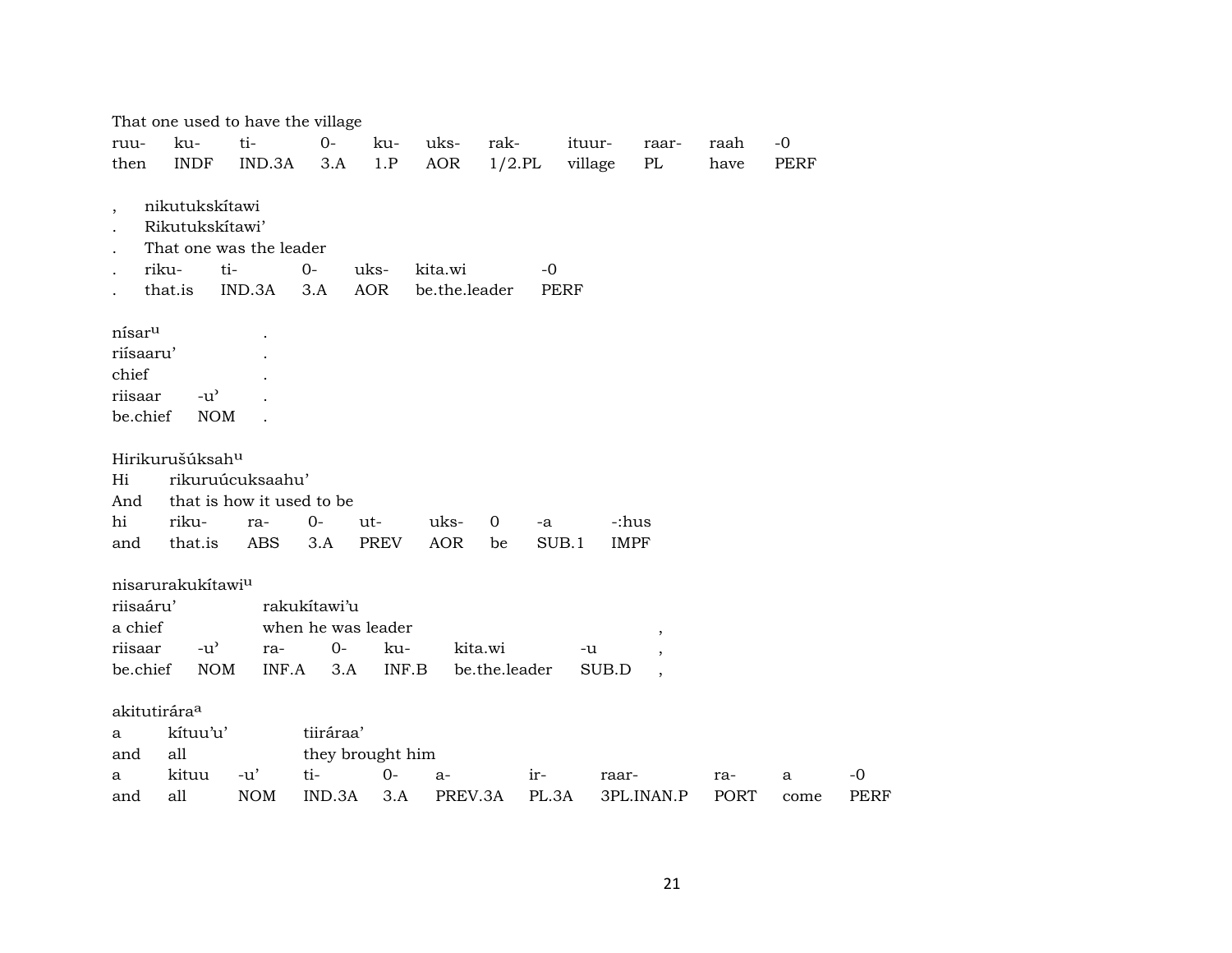That one used to have the village

| ruu- | ku- | ti- | 0- | ku- | uks- | rak- | ituur- | raar- | raah | -0 |
|---|---|---|---|---|---|---|---|---|---|---|
| then | INDF | IND.3A | 3.A | 1.P | AOR | 1/2.PL | village | PL | have | PERF |

| , | nikutukskítawi | | | | | |
|---|---|---|---|---|---|---|
| . | Rikutukskítawi’ | | | | | |
| . | That one was the leader | | | | | |
| . | riku- | ti- | 0- | uks- | kita.wi | -0 |
| . | that.is | IND.3A | 3.A | AOR | be.the.leader | PERF |

| nísar[u] | | . |
|---|---|---|
| riísaaru’ | | . |
| chief | | . |
| riisaar | -u’ | . |
| be.chief | NOM | . |

Hirikurušúksah[u]

| Hi | rikuruúcuksaahu’ | | | | | | | |
|---|---|---|---|---|---|---|---|---|
| And | that is how it used to be | | | | | | | |
| hi | riku- | ra- | 0- | ut- | uks- | 0 | -a | -:hus |
| and | that.is | ABS | 3.A | PREV | AOR | be | SUB.1 | IMPF |

nisarurakukítawi[u]

| riisaáru’ | | rakukítawi’u | | | | | |
|---|---|---|---|---|---|---|---|
| a chief | | when he was leader | | | | | , |
| riisaar | -u’ | ra- | 0- | ku- | kita.wi | -u | , |
| be.chief | NOM | INF.A | 3.A | INF.B | be.the.leader | SUB.D | , |

akitutirára[a]

| a | kítuu’u’ | | tiiráraa’ | | | | | | | |
|---|---|---|---|---|---|---|---|---|---|---|
| and | all | | they brought him | | | | | | | |
| a | kituu | -u’ | ti- | 0- | a- | ir- | raar- | ra- | a | -0 |
| and | all | NOM | IND.3A | 3.A | PREV.3A | PL.3A | 3PL.INAN.P | PORT | come | PERF |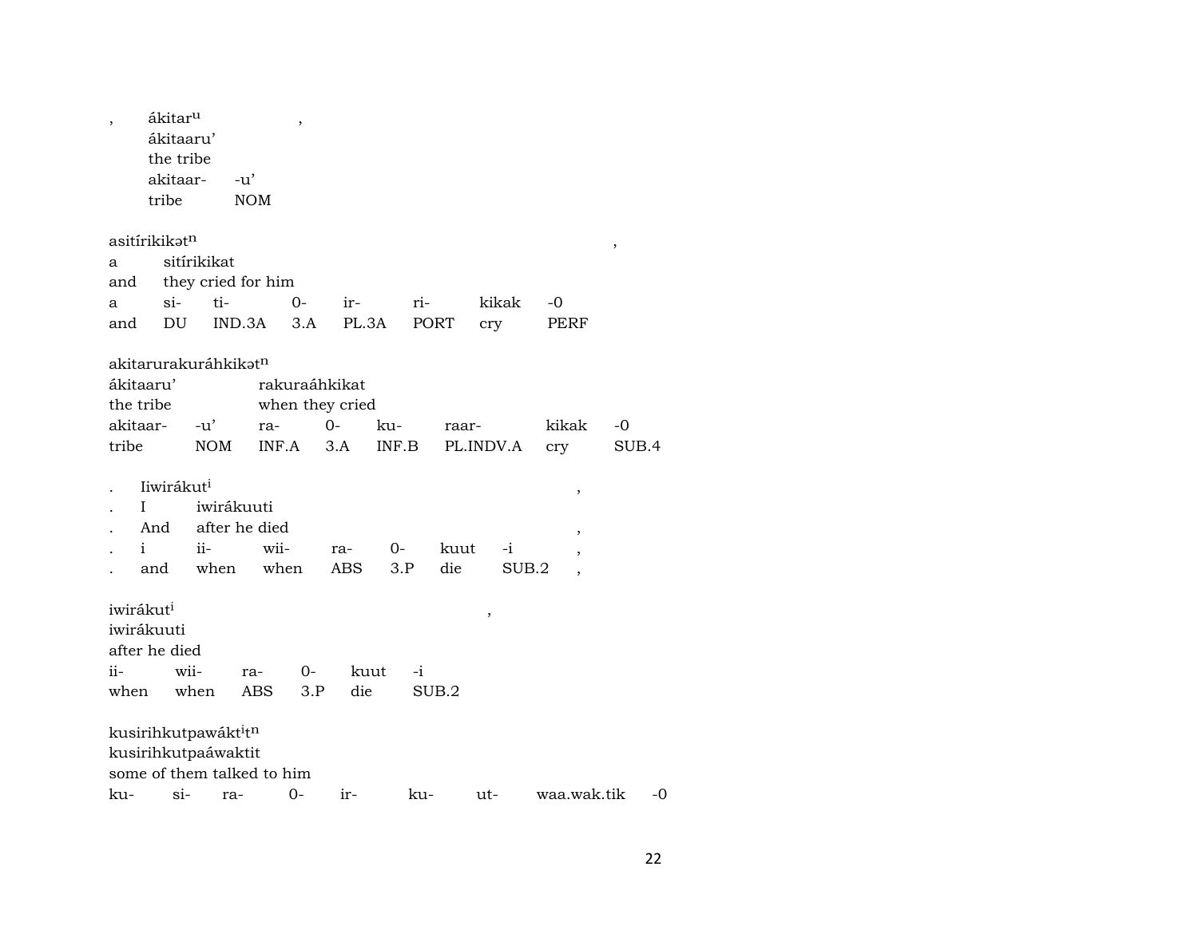, ákitar^u ,
ákitaaru'
the tribe

| akitaar- | -u' |
|---|---|
| tribe | NOM |

asitírikikət^n ,

| a | sitírikikat | | | | | | |
|---|---|---|---|---|---|---|---|
| and | they cried for him | | | | | | |
| a | si- | ti- | 0- | ir- | ri- | kikak | -0 |
| and | DU | IND.3A | 3.A | PL.3A | PORT | cry | PERF |

akitarurakuráhkikət^n

| ákitaaru' | | rakuraáhkikat | | | | | |
|---|---|---|---|---|---|---|---|
| the tribe | | when they cried | | | | | |
| akitaar- | -u' | ra- | 0- | ku- | raar- | kikak | -0 |
| tribe | NOM | INF.A | 3.A | INF.B | PL.INDV.A | cry | SUB.4 |

| . | Iiwirákut^i | | | | | | | , |
|---|---|---|---|---|---|---|---|---|
| . | I | iwirákuuti | | | | | | |
| . | And | after he died | | | | | | , |
| . | i | ii- | wii- | ra- | 0- | kuut | -i | , |
| . | and | when | when | ABS | 3.P | die | SUB.2 | , |

iwirákut^i ,

| iwirákuuti | | | | | |
|---|---|---|---|---|---|
| after he died | | | | | |
| ii- | wii- | ra- | 0- | kuut | -i |
| when | when | ABS | 3.P | die | SUB.2 |

kusirihkutpawákt^it^n
kusirihkutpaáwaktit
some of them talked to him

| ku- | si- | ra- | 0- | ir- | ku- | ut- | waa.wak.tik | -0 |
|---|---|---|---|---|---|---|---|---|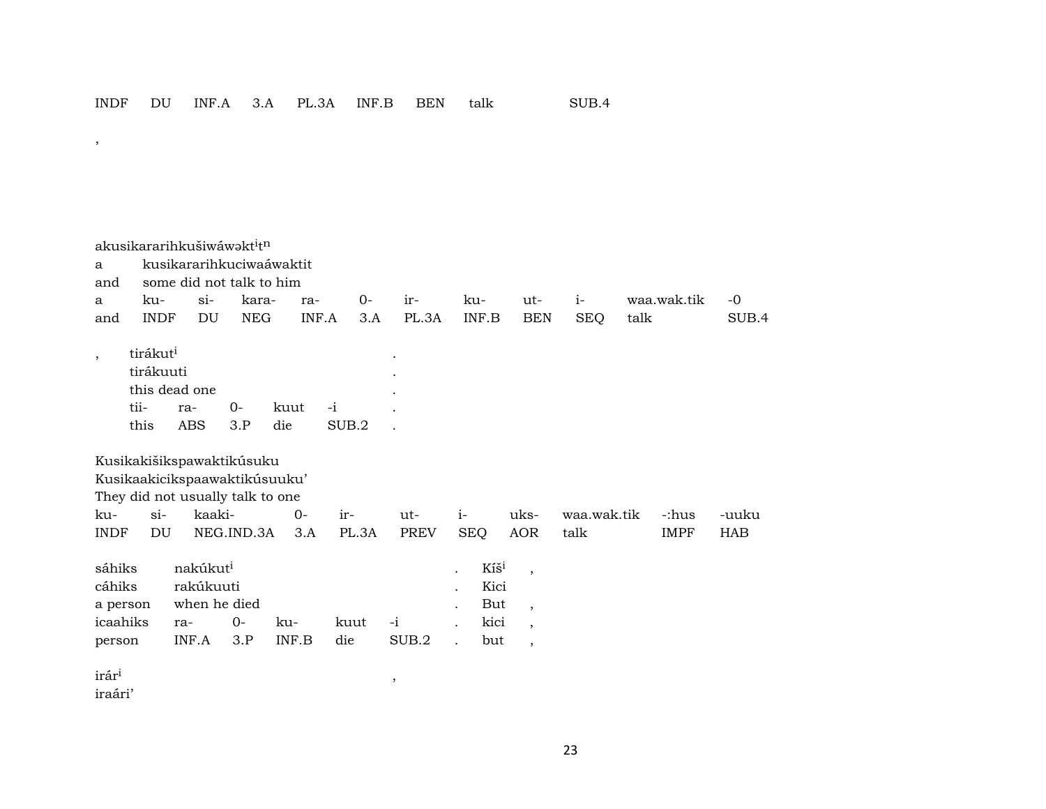| INDF | DU | INF.A | 3.A | PL.3A | INF.B | BEN | talk | SUB.4 |
|---|---|---|---|---|---|---|---|---|

,

akusikararihkušiwáwəkt$^{i}$t$^{n}$
a kusikararihkuciwaáwaktit
and some did not talk to him

| a | ku- | si- | kara- | ra- | 0- | ir- | ku- | ut- | i- | waa.wak.tik | -0 |
|---|---|---|---|---|---|---|---|---|---|---|---|
| and | INDF | DU | NEG | INF.A | 3.A | PL.3A | INF.B | BEN | SEQ | talk | SUB.4 |

, tirákut$^{i}$ .
tirákuuti .
this dead one .

| tii- | ra- | 0- | kuut | -i | . |
|---|---|---|---|---|---|
| this | ABS | 3.P | die | SUB.2 | . |

Kusikakišikspawaktikúsuku
Kusikaakicikspaawaktikúsuuku'
They did not usually talk to one

| ku- | si- | kaaki- | 0- | ir- | ut- | i- | uks- | waa.wak.tik | -:hus | -uuku |
|---|---|---|---|---|---|---|---|---|---|---|
| INDF | DU | NEG.IND.3A | 3.A | PL.3A | PREV | SEQ | AOR | talk | IMPF | HAB |

| sáhiks | nakúkut$^{i}$ | | | | | . | Kíš$^{i}$ | , |
|---|---|---|---|---|---|---|---|---|
| cáhiks | rakúkuuti | | | | | . | Kici | |
| a person | when he died | | | | | . | But | , |
| icaahiks | ra- | 0- | ku- | kuut | -i | . | kici | , |
| person | INF.A | 3.P | INF.B | die | SUB.2 | . | but | , |

irár$^{i}$ ,
iraári'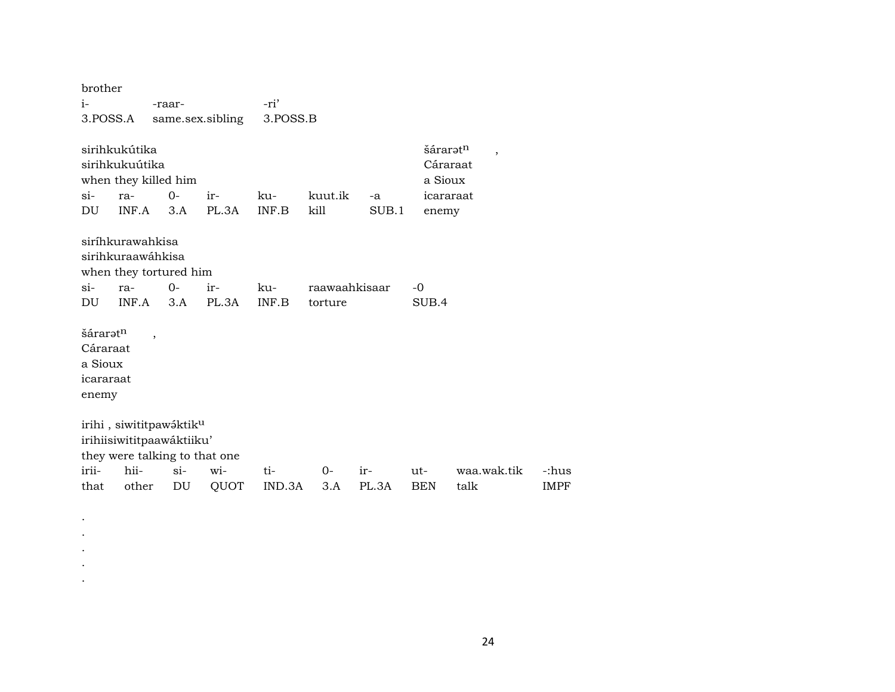brother
i- -raar- -ri’
3.POSS.A same.sex.sibling 3.POSS.B

sirihkukútika šárarət$^{n}$ ,
sirihkukuútika Cáraraat
when they killed him a Sioux
si- ra- 0- ir- ku- kuut.ik -a icararaat
DU INF.A 3.A PL.3A INF.B kill SUB.1 enemy

siríhkurawahkisa
sirihkuraawáhkisa
when they tortured him
si- ra- 0- ir- ku- raawaahkisaar -0
DU INF.A 3.A PL.3A INF.B torture SUB.4

šárarət$^{n}$ ,
Cáraraat
a Sioux
icararaat
enemy

irihi , siwititpawə́ktik$^{u}$
irihiisiwititpaawáktiiku’
they were talking to that one
irii- hii- si- wi- ti- 0- ir- ut- waa.wak.tik -:hus
that other DU QUOT IND.3A 3.A PL.3A BEN talk IMPF

.
.
.
.
.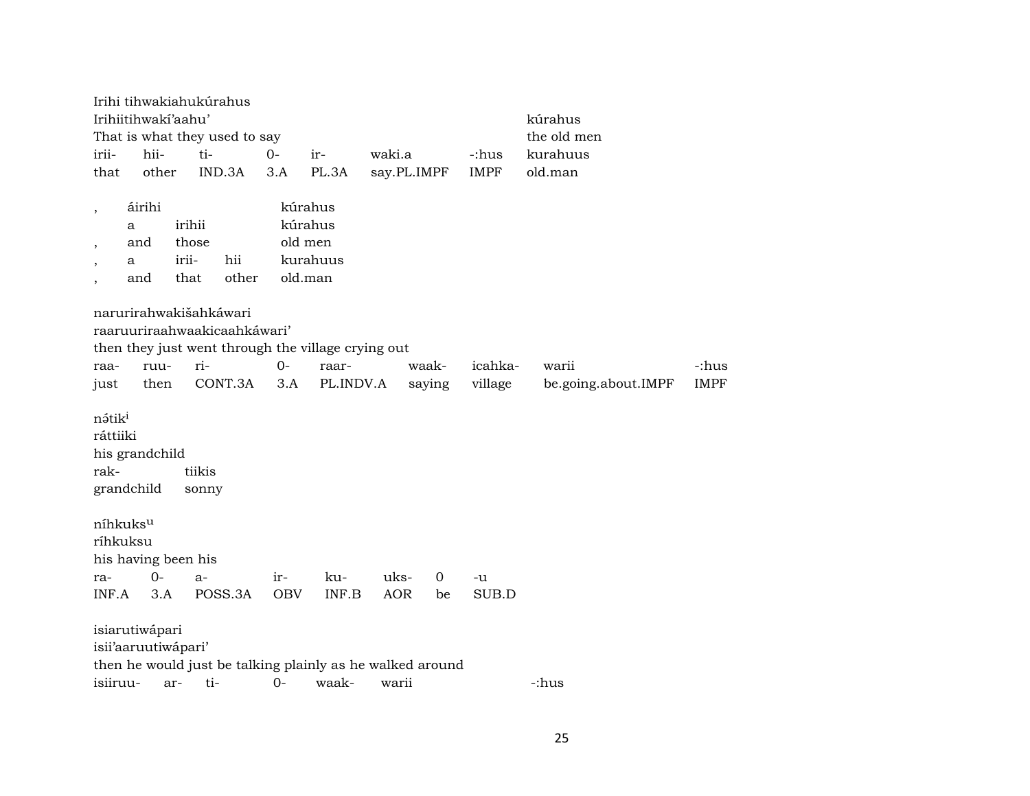Irihi tihwakiahukúrahus

| Irihiitihwakí'aahu' | | | | | | | kúrahus |
|---|---|---|---|---|---|---|---|
| That is what they used to say | | | | | | | the old men |
| irii- | hii- | ti- | 0- | ir- | waki.a | -:hus | kurahuus |
| that | other | IND.3A | 3.A | PL.3A | say.PL.IMPF | IMPF | old.man |

| , | áirihi | | | kúrahus |
|---|---|---|---|---|
| | a | irihii | | kúrahus |
| , | and | those | | old men |
| , | a | irii- | hii | kurahuus |
| , | and | that | other | old.man |

narurirahwakišahkáwari

raaruuriraahwaakicaahkáwari'

then they just went through the village crying out

| raa- | ruu- | ri- | 0- | raar- | waak- | icahka- | warii | -:hus |
|---|---|---|---|---|---|---|---|---|
| just | then | CONT.3A | 3.A | PL.INDV.A | saying | village | be.going.about.IMPF | IMPF |

nə́tik[i]

ráttiiki

his grandchild

| rak- | tiikis |
|---|---|
| grandchild | sonny |

níhkuks[u]

ríhkuksu

his having been his

| ra- | 0- | a- | ir- | ku- | uks- | 0 | -u |
|---|---|---|---|---|---|---|---|
| INF.A | 3.A | POSS.3A | OBV | INF.B | AOR | be | SUB.D |

isiarutiwápari

isii'aaruutiwápari'

then he would just be talking plainly as he walked around

| isiiruu- | ar- | ti- | 0- | waak- | warii | -:hus |
|---|---|---|---|---|---|---|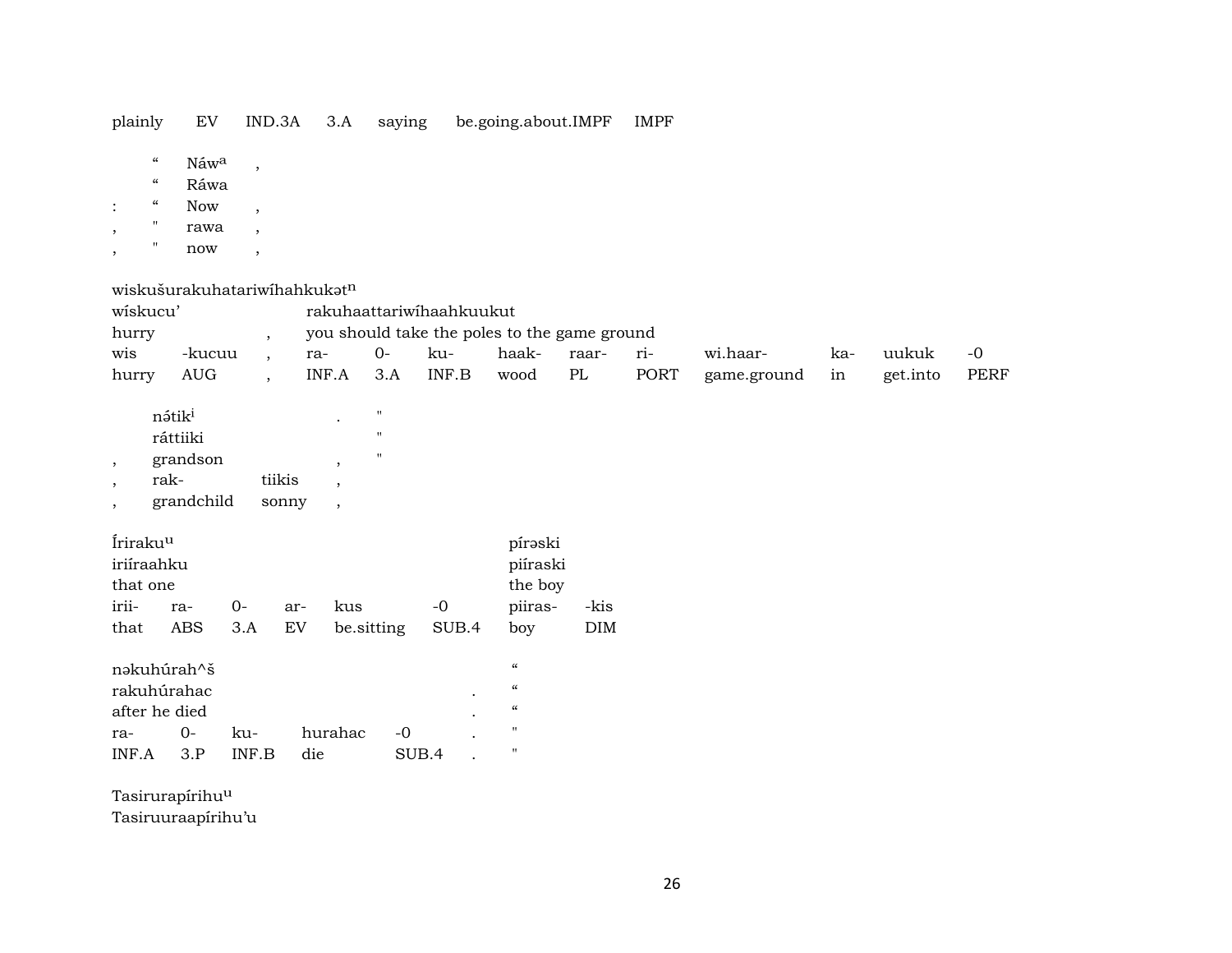| plainly | EV | IND.3A | 3.A | saying | be.going.about.IMPF | IMPF |
|---|---|---|---|---|---|---|

|  | “ | Náw^a | , |
|---|---|---|---|
|  | “ | Ráwa |  |
| : | “ | Now | , |
| , | " | rawa | , |
| , | " | now | , |

wiskušurakuhatariwíhahkukət^n

| wískucu’ |  |  | rakuhaattariwíhaahkuuukut |  |  |  |  |  |  |  |  |
|---|---|---|---|---|---|---|---|---|---|---|---|
| hurry |  | , | you should take the poles to the game ground |  |  |  |  |  |  |  |  |
| wis | -kucuu | , | ra- | 0- | ku- | haak- | raar- | ri- | wi.haar- | ka- | uukuk | -0 |
| hurry | AUG | , | INF.A | 3.A | INF.B | wood | PL | PORT | game.ground | in | get.into | PERF |

|  | nə́tik^i |  | . | " |
|---|---|---|---|---|
|  | ráttiiki |  |  | " |
| , | grandson |  | , | " |
| , | rak- | tiikis | , |  |
| , | grandchild | sonny | , |  |

| Íriraku^u |  |  |  |  |  | pírəski |  |
|---|---|---|---|---|---|---|---|
| iriíraahku |  |  |  |  |  | piíraski |  |
| that one |  |  |  |  |  | the boy |  |
| irii- | ra- | 0- | ar- | kus | -0 | piiras- | -kis |
| that | ABS | 3.A | EV | be.sitting | SUB.4 | boy | DIM |

| nəkuhúrah^š |  |  |  |  |  | “ |
|---|---|---|---|---|---|---|
| rakuhúrahac |  |  |  |  | . | “ |
| after he died |  |  |  |  | . | “ |
| ra- | 0- | ku- | hurahac | -0 | . | " |
| INF.A | 3.P | INF.B | die | SUB.4 | . | " |

Tasirurapírihu^u
Tasiruuraapírihu’u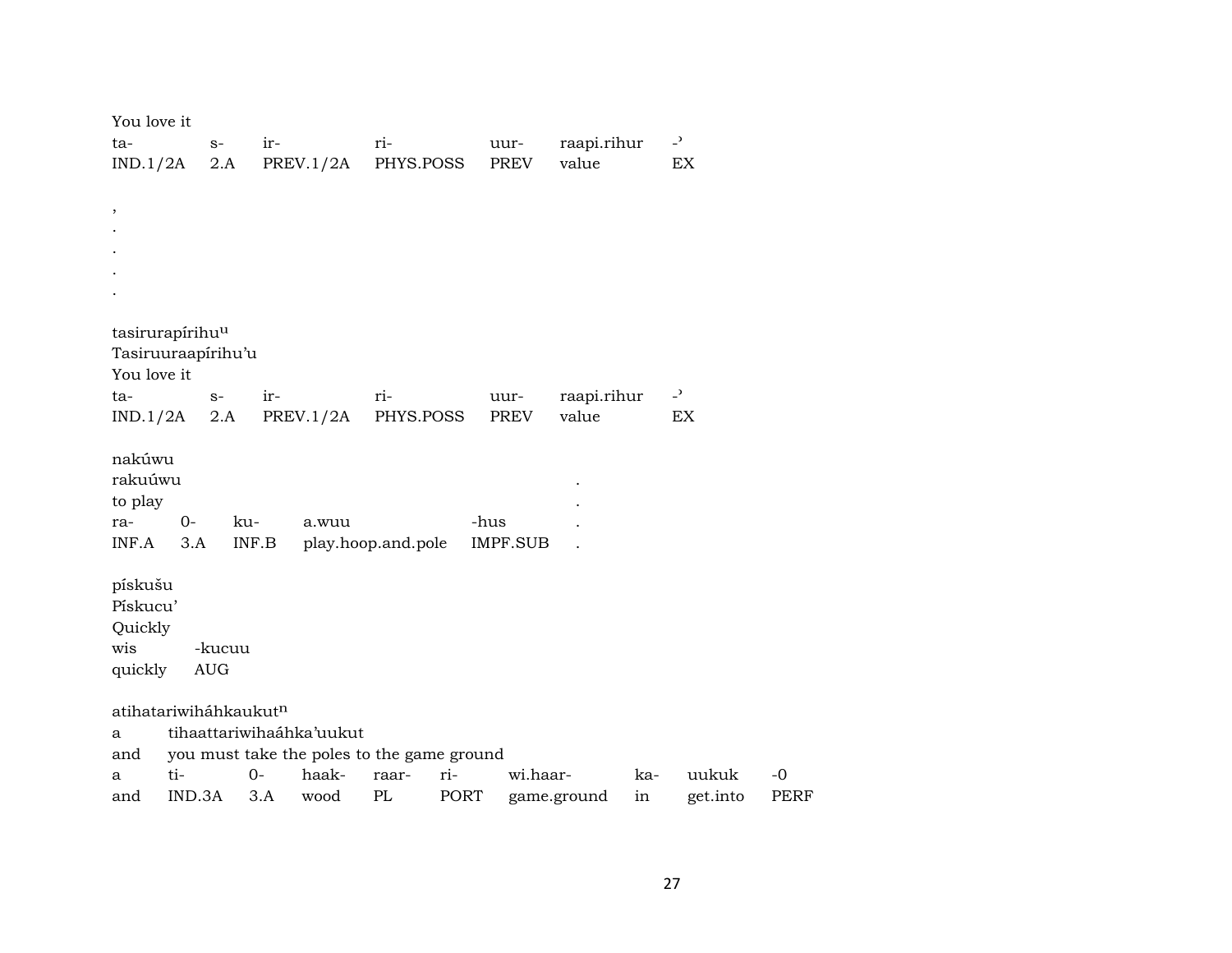You love it

| ta- | s- | ir- | ri- | uur- | raapi.rihur | -ʾ |
|---|---|---|---|---|---|---|
| IND.1/2A | 2.A | PREV.1/2A | PHYS.POSS | PREV | value | EX |

,
.
.
.
.

tasirurapírihu$^{u}$
Tasiruuraapírihu'u
You love it

| ta- | s- | ir- | ri- | uur- | raapi.rihur | -ʾ |
|---|---|---|---|---|---|---|
| IND.1/2A | 2.A | PREV.1/2A | PHYS.POSS | PREV | value | EX |

nakúwu
rakuúwu .
to play .

| ra- | 0- | ku- | a.wuu | -hus | . |
|---|---|---|---|---|---|
| INF.A | 3.A | INF.B | play.hoop.and.pole | IMPF.SUB | . |

pískušu
Pískucu'
Quickly

| wis | -kucuu |
|---|---|
| quickly | AUG |

atihatariwiháhkaukut$^{n}$
a tihaattariwihaáhka'uukut
and you must take the poles to the game ground

| a | ti- | 0- | haak- | raar- | ri- | wi.haar- | ka- | uukuk | -0 |
|---|---|---|---|---|---|---|---|---|---|
| and | IND.3A | 3.A | wood | PL | PORT | game.ground | in | get.into | PERF |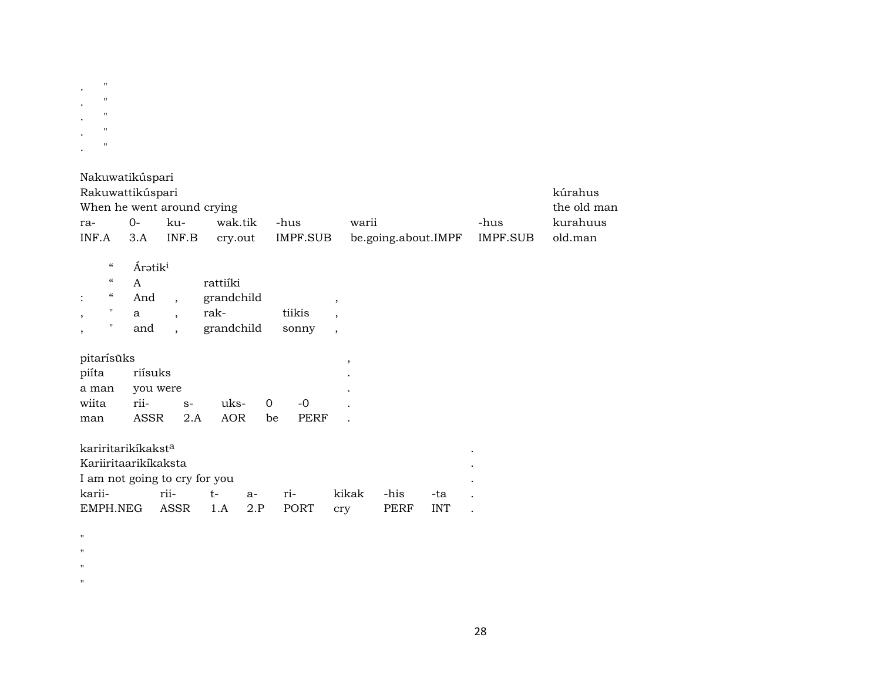. "
. "
. "
. "
. "

| Nakuwatikúspari | | | | | | | |
|---|---|---|---|---|---|---|---|
| Rakuwattikúspari | | | | | | | kúrahus |
| When he went around crying | | | | | | | the old man |
| ra- | 0- | ku- | wak.tik | -hus | warii | -hus | kurahuus |
| INF.A | 3.A | INF.B | cry.out | IMPF.SUB | be.going.about.IMPF | IMPF.SUB | old.man |

| | | | | | |
|---|---|---|---|---|---|
| | “ | Árətik[i] | | | |
| | “ | A | rattiíki | | |
| : | “ | And , | grandchild | | , |
| , | " | a , | rak- | tiikis | , |
| , | " | and , | grandchild | sonny | , |

| pitarísūks | | | | | | , |
|---|---|---|---|---|---|---|
| piíta | riísuks | | | | | . |
| a man | you were | | | | | . |
| wiita | rii- | s- | uks- | 0 | -0 | . |
| man | ASSR | 2.A | AOR | be | PERF | . |

| karirìtarikíkakst[a] | | | | | | | | . |
|---|---|---|---|---|---|---|---|---|
| Kariiritaarikíkaksta | | | | | | | | . |
| I am not going to cry for you | | | | | | | | . |
| karii- | rii- | t- | a- | ri- | kikak | -his | -ta | . |
| EMPH.NEG | ASSR | 1.A | 2.P | PORT | cry | PERF | INT | . |

"
"
"
"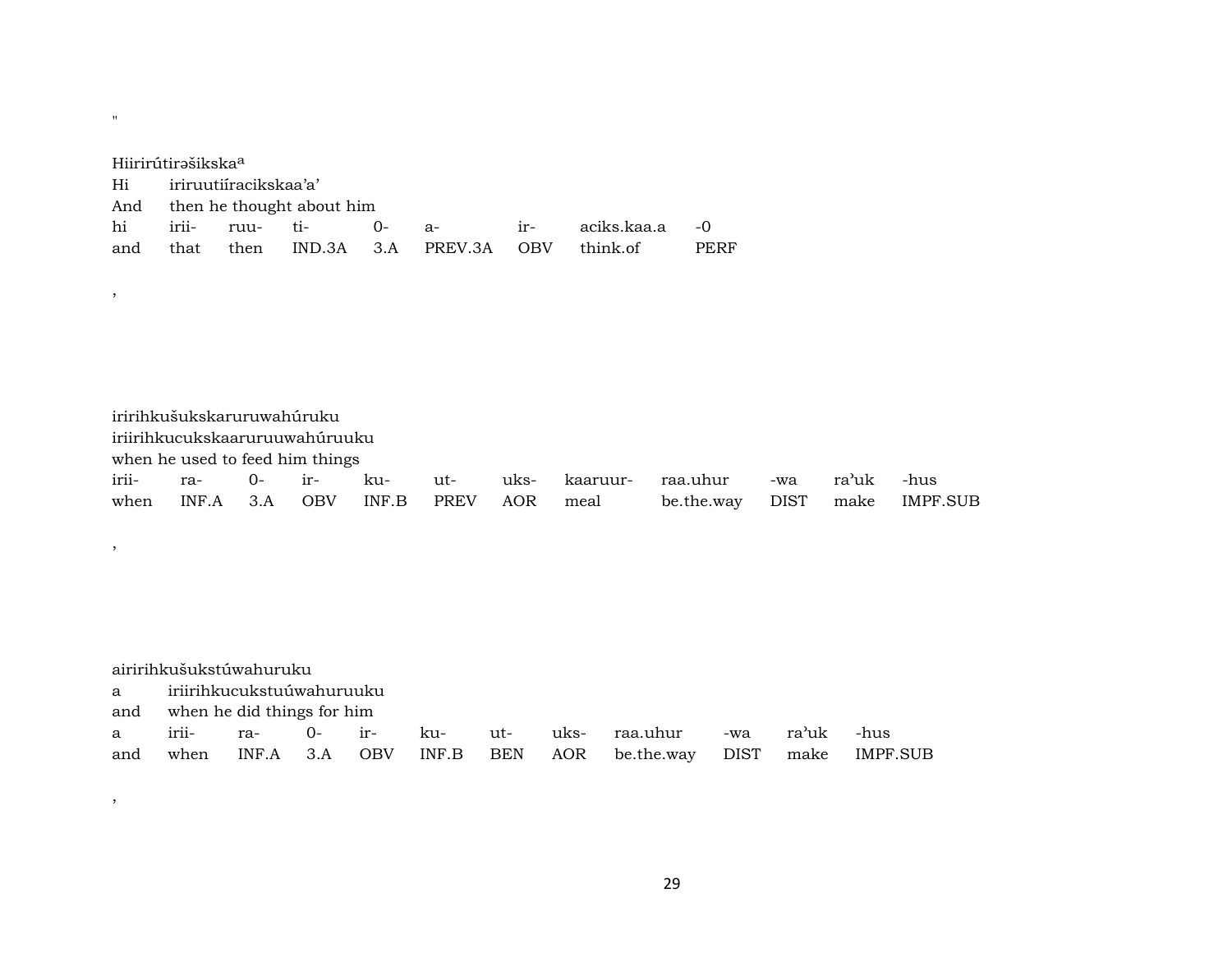"

Hiirirútirəšikska[a]

| Hi | iriruutiíracikskaa'a' | | | | | | | |
|---|---|---|---|---|---|---|---|---|
| And | then he thought about him | | | | | | | |
| hi | irii- | ruu- | ti- | 0- | a- | ir- | aciks.kaa.a | -0 |
| and | that | then | IND.3A | 3.A | PREV.3A | OBV | think.of | PERF |

,

iririhkušukskaruruwahúruku

| iriirihkucukskaaruruuwahúruuku | | | | | | | | | | | |
|---|---|---|---|---|---|---|---|---|---|---|---|
| when he used to feed him things | | | | | | | | | | | |
| irii- | ra- | 0- | ir- | ku- | ut- | uks- | kaaruur- | raa.uhur | -wa | ra'uk | -hus |
| when | INF.A | 3.A | OBV | INF.B | PREV | AOR | meal | be.the.way | DIST | make | IMPF.SUB |

,

airirihkušukstúwahuruku

| a | iriirihkucukstuúwahuruuku | | | | | | | | | | |
|---|---|---|---|---|---|---|---|---|---|---|---|
| and | when he did things for him | | | | | | | | | | |
| a | irii- | ra- | 0- | ir- | ku- | ut- | uks- | raa.uhur | -wa | ra'uk | -hus |
| and | when | INF.A | 3.A | OBV | INF.B | BEN | AOR | be.the.way | DIST | make | IMPF.SUB |

,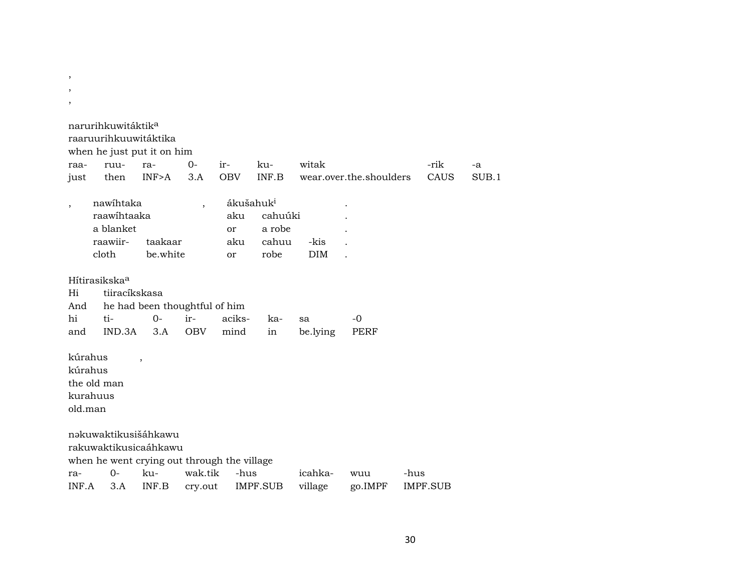,
,
,

narurihkuwitáktik[a]
raaruurihkuuwitáktika
when he just put it on him

| raa- | ruu- | ra- | 0- | ir- | ku- | witak | -rik | -a |
|---|---|---|---|---|---|---|---|---|
| just | then | INF>A | 3.A | OBV | INF.B | wear.over.the.shoulders | CAUS | SUB.1 |

| , | nawíhtaka | | , | ákušahuk[i] | | | . |
|---|---|---|---|---|---|---|---|
| | raawíhtaaka | | | aku | cahuúki | | . |
| | a blanket | | | or | a robe | | . |
| | raawiir- | taakaar | | aku | cahuu | -kis | . |
| | cloth | be.white | | or | robe | DIM | . |

Hítirasikska[a]

| Hi | tiiracíkskasa | | | | | | |
|---|---|---|---|---|---|---|---|
| And | he had been thoughtful of him | | | | | | |
| hi | ti- | 0- | ir- | aciks- | ka- | sa | -0 |
| and | IND.3A | 3.A | OBV | mind | in | be.lying | PERF |

kúrahus ,
kúrahus
the old man
kurahuus
old.man

nəkuwaktikusišáhkawu
rakuwaktikusicaáhkawu
when he went crying out through the village

| ra- | 0- | ku- | wak.tik | -hus | icahka- | wuu | -hus |
|---|---|---|---|---|---|---|---|
| INF.A | 3.A | INF.B | cry.out | IMPF.SUB | village | go.IMPF | IMPF.SUB |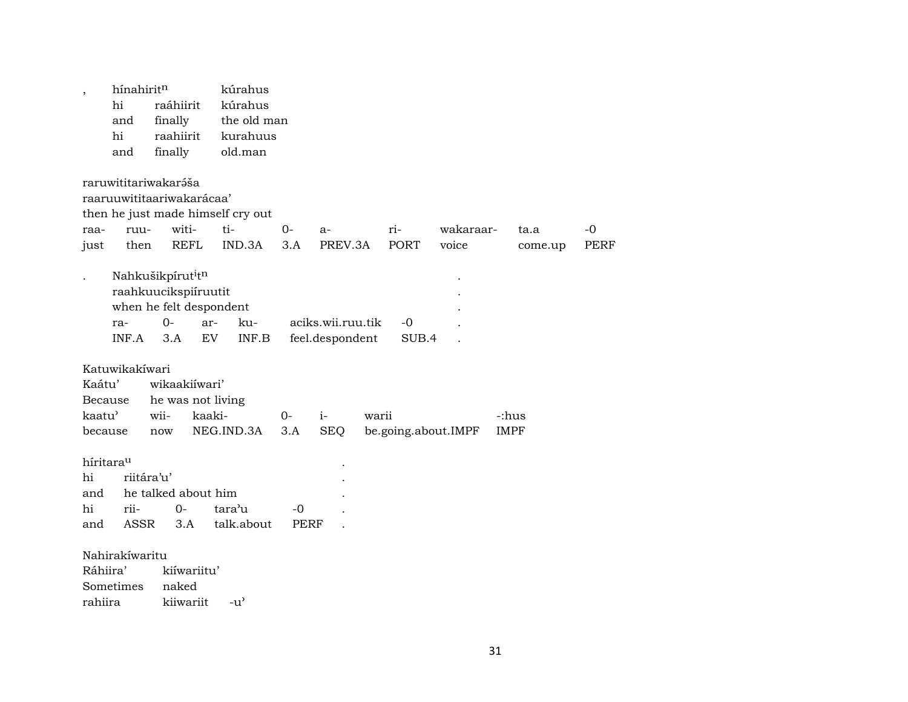| , | hínahiritⁿ | | kúrahus |
|---|---|---|---|
| | hi | raáhiirit | kúrahus |
| | and | finally | the old man |
| | hi | raahiirit | kurahuus |
| | and | finally | old.man |

raruwititariwakarə́ša
raaruuwititaariwakarácaa'
then he just made himself cry out

| raa- | ruu- | witi- | ti- | 0- | a- | ri- | wakaraar- | ta.a | -0 |
|---|---|---|---|---|---|---|---|---|---|
| just | then | REFL | IND.3A | 3.A | PREV.3A | PORT | voice | come.up | PERF |

| . | Nahkušikpírutⁱtⁿ | | | | | | . |
|---|---|---|---|---|---|---|---|
| | raahkuucikspiíruutit | | | | | | . |
| | when he felt despondent | | | | | | . |
| | ra- | 0- | ar- | ku- | aciks.wii.ruu.tik | -0 | . |
| | INF.A | 3.A | EV | INF.B | feel.despondent | SUB.4 | . |

Katuwikakíwari

| Kaátu' | wikaakiíwari' | | | | | |
|---|---|---|---|---|---|---|
| Because | he was not living | | | | | |
| kaatu' | wii- | kaaki- | 0- | i- | warii | -:hus |
| because | now | NEG.IND.3A | 3.A | SEQ | be.going.about.IMPF | IMPF |

híritaraᵘ

| hi | riitára'u' | | | | . |
|---|---|---|---|---|---|
| and | he talked about him | | | | . |
| hi | rii- | 0- | tara'u | -0 | . |
| and | ASSR | 3.A | talk.about | PERF | . |

Nahirakíwaritu

| Ráhiira' | kiíwariitu' | |
|---|---|---|
| Sometimes | naked | |
| rahiira | kiiwariit | -u' |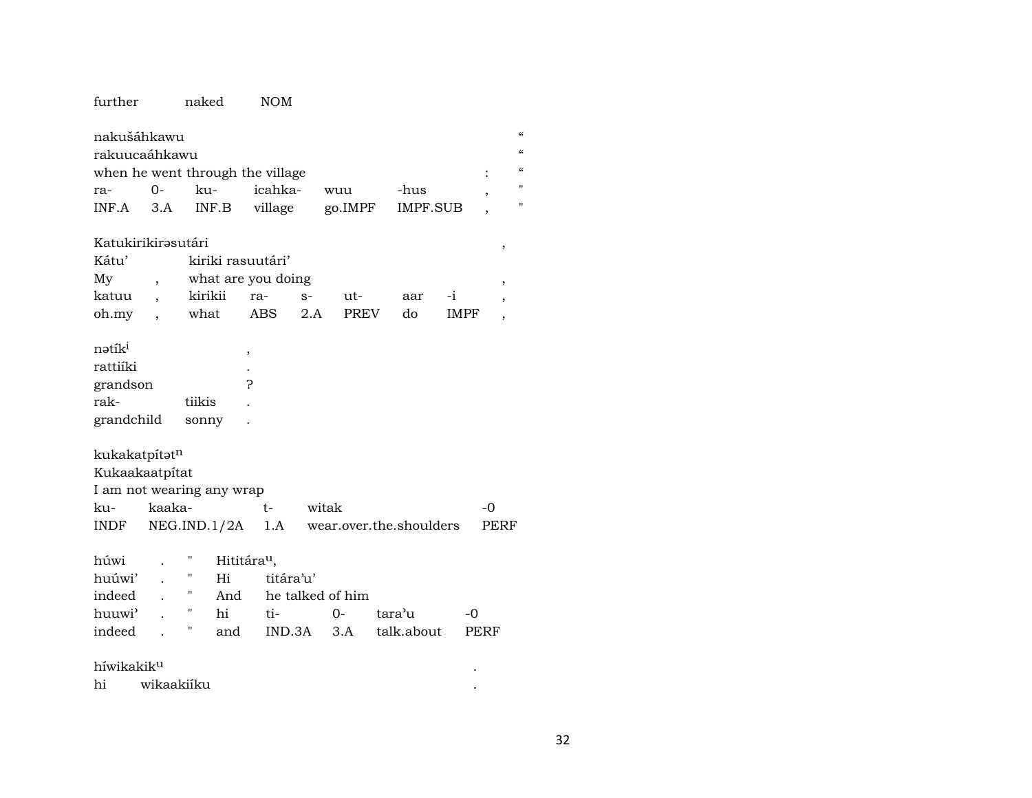further naked NOM

| nakušáhkawu | | | | | | | “ |
|---|---|---|---|---|---|---|---|
| rakuucaáhkawu | | | | | | | “ |
| when he went through the village | | | | | | : | “ |
| ra- | 0- | ku- | icahka- | wuu | -hus | , | " |
| INF.A | 3.A | INF.B | village | go.IMPF | IMPF.SUB | , | " |

| Katukirikirəsutári | | | | | | | , |
|---|---|---|---|---|---|---|---|
| Kátu’ | | kiriki rasuutári’ | | | | | |
| My | , | what are you doing | | | | | , |
| katuu | , | kirikii | ra- | s- | ut- | aar | -i , |
| oh.my | , | what | ABS | 2.A | PREV | do | IMPF , |

| nətík^i | | , |
|---|---|---|
| rattiíki | | . |
| grandson | | ? |
| rak- | tiikis | . |
| grandchild | sonny | . |

| kukakatpítət^n | | | | |
|---|---|---|---|---|
| Kukaakaatpítat | | | | |
| I am not wearing any wrap | | | | |
| ku- | kaaka- | t- | witak | -0 |
| INDF | NEG.IND.1/2A | 1.A | wear.over.the.shoulders | PERF |

| húwi | . | " | Hititára^u, | | | | |
|---|---|---|---|---|---|---|---|
| huúwi’ | . | " | Hi | titára’u’ | | | |
| indeed | . | " | And | he talked of him | | | |
| huuwiʾ | . | " | hi | ti- | 0- | taraʾu | -0 |
| indeed | . | " | and | IND.3A | 3.A | talk.about | PERF |

| híwikakik^u | . |
|---|---|
| hi wikaakiíku | . |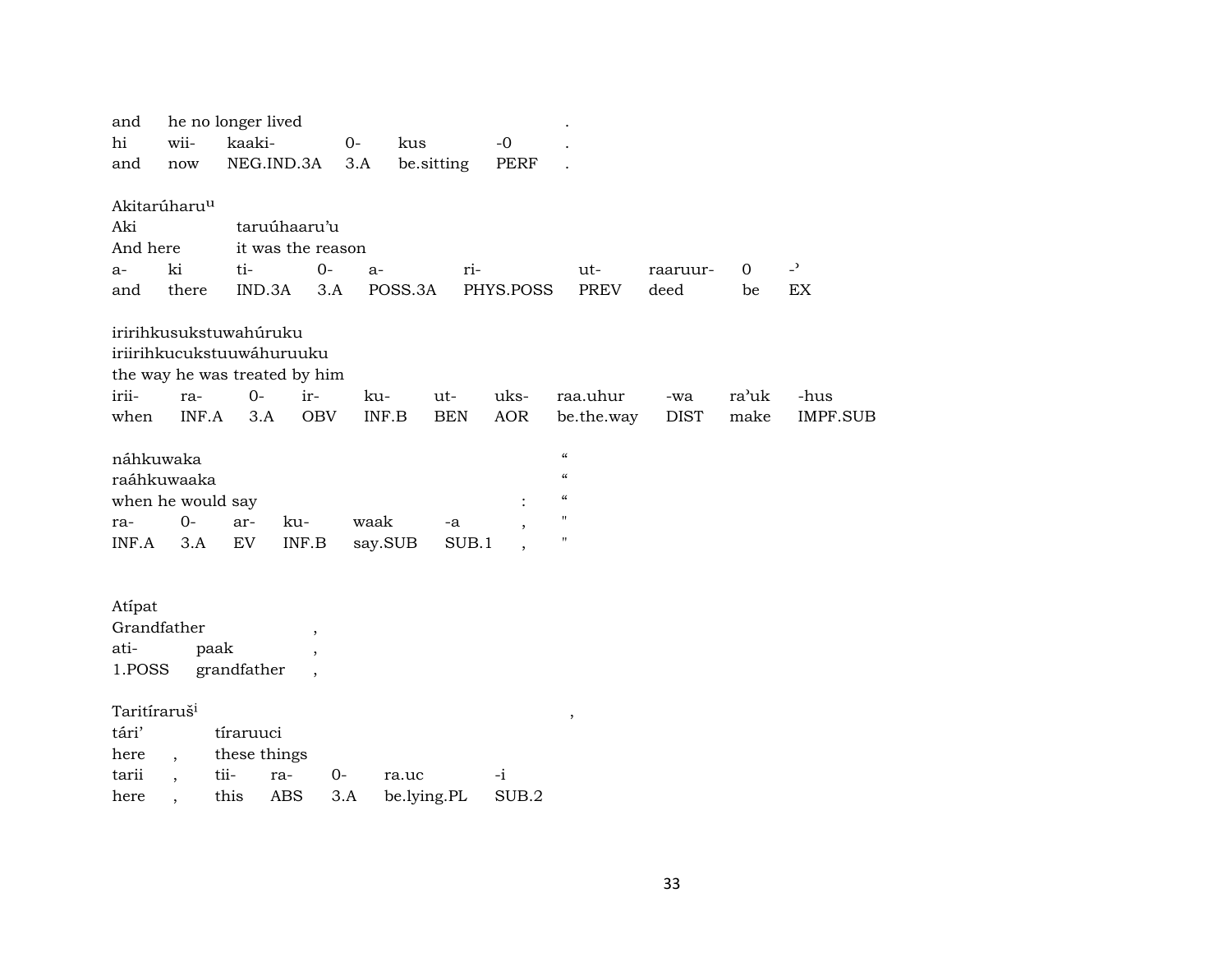and he no longer lived .
hi wii- kaaki- 0- kus -0 .
and now NEG.IND.3A 3.A be.sitting PERF .

Akitarúharu[u]
Aki taruúhaaru'u
And here it was the reason

| a- | ki | ti- | 0- | a- | ri- | ut- | raaruur- | 0 | -' |
|---|---|---|---|---|---|---|---|---|---|
| and | there | IND.3A | 3.A | POSS.3A | PHYS.POSS | PREV | deed | be | EX |

iririhkusukstuwahúruku
iriirihkucukstuuwáhuruuku
the way he was treated by him

| irii- | ra- | 0- | ir- | ku- | ut- | uks- | raa.uhur | -wa | ra'uk | -hus |
|---|---|---|---|---|---|---|---|---|---|---|
| when | INF.A | 3.A | OBV | INF.B | BEN | AOR | be.the.way | DIST | make | IMPF.SUB |

náhkuwaka “
raáhkuwaaka “
when he would say : “

| ra- | 0- | ar- | ku- | waak | -a | , | " |
|---|---|---|---|---|---|---|---|
| INF.A | 3.A | EV | INF.B | say.SUB | SUB.1 | , | " |

Atípat
Grandfather ,

| ati- | paak | , |
|---|---|---|
| 1.POSS | grandfather | , |

Taritíraruš[i] ,
tári' tíraruuci
here , these things

| tarii | , | tii- | ra- | 0- | ra.uc | -i |
|---|---|---|---|---|---|---|
| here | , | this | ABS | 3.A | be.lying.PL | SUB.2 |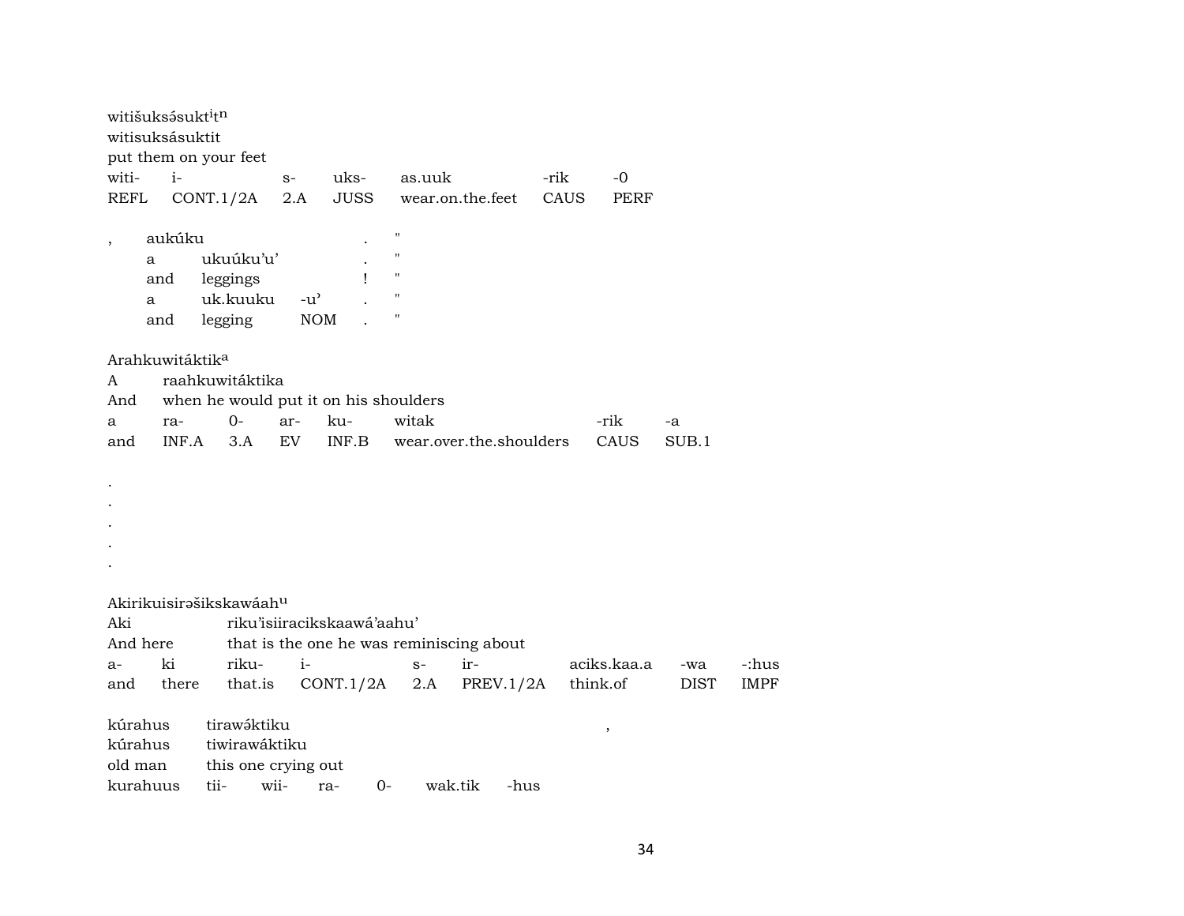witišuksə́suktⁱtⁿ
witisuksásuktit
put them on your feet

| witi- | i- | s- | uks- | as.uuk | -rik | -0 |
|---|---|---|---|---|---|---|
| REFL | CONT.1/2A | 2.A | JUSS | wear.on.the.feet | CAUS | PERF |

| , | aukúku | | | . | " |
|---|---|---|---|---|---|
| | a | ukuúku'u' | | . | " |
| | and | leggings | | ! | " |
| | a | uk.kuuku | -u' | . | " |
| | and | legging | NOM | . | " |

Arahkuwitáktikᵃ
A raahkuwitáktika
And when he would put it on his shoulders

| a | ra- | 0- | ar- | ku- | witak | -rik | -a |
|---|---|---|---|---|---|---|---|
| and | INF.A | 3.A | EV | INF.B | wear.over.the.shoulders | CAUS | SUB.1 |

.
.
.
.
.

Akirikuisirəšikskawáahᵘ
Aki riku'isiiracikskaawá'aahu'
And here that is the one he was reminiscing about

| a- | ki | riku- | i- | s- | ir- | aciks.kaa.a | -wa | -:hus |
|---|---|---|---|---|---|---|---|---|
| and | there | that.is | CONT.1/2A | 2.A | PREV.1/2A | think.of | DIST | IMPF |

kúrahus tirawə́ktiku ,
kúrahus tiwirawáktiku
old man this one crying out

| kurahuus | tii- | wii- | ra- | 0- | wak.tik | -hus |
|---|---|---|---|---|---|---|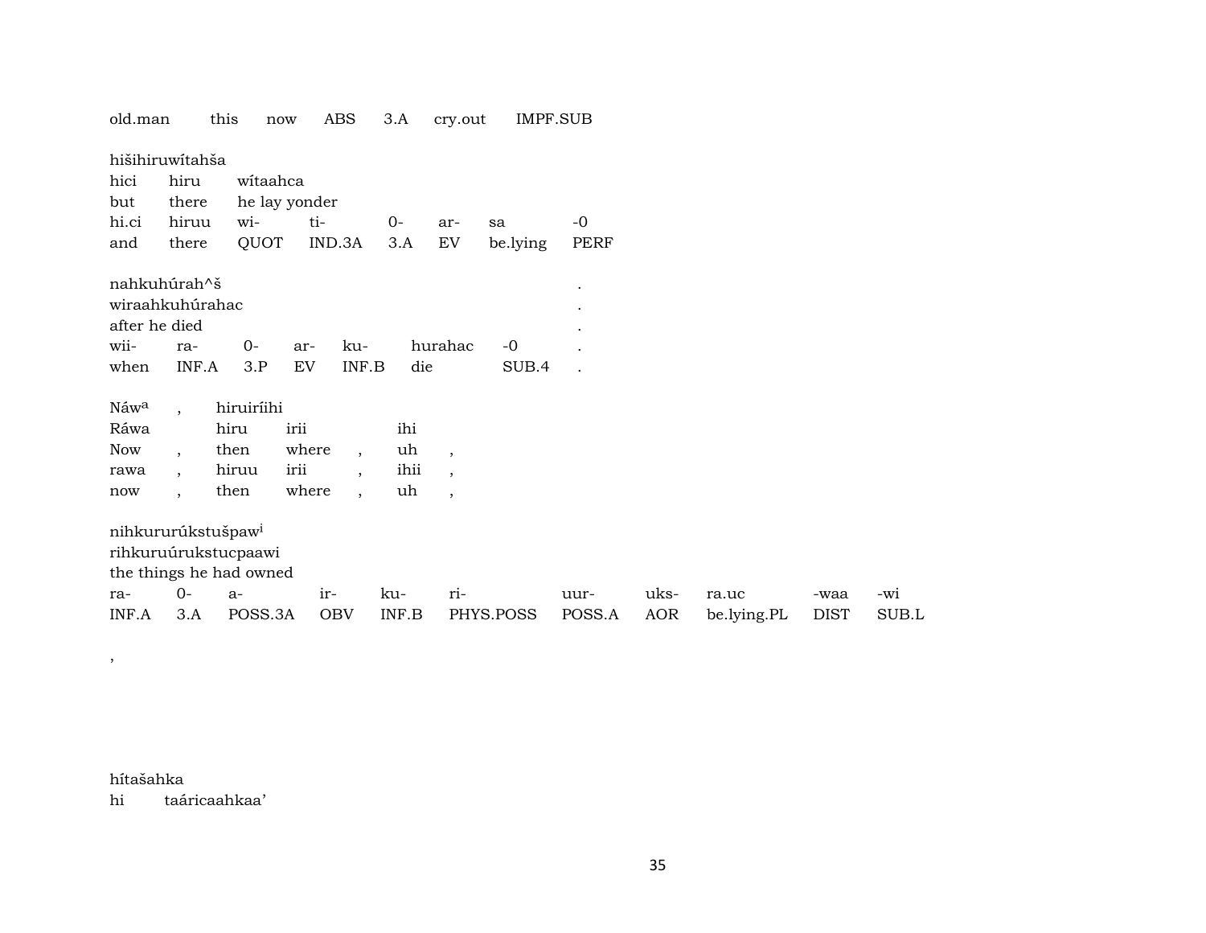old.man this now ABS 3.A cry.out IMPF.SUB

hišihiruwítahša

| hici | hiru | wítaahca | | | | | |
|---|---|---|---|---|---|---|---|
| but | there | he lay yonder | | | | | |
| hi.ci | hiruu | wi- | ti- | 0- | ar- | sa | -0 |
| and | there | QUOT | IND.3A | 3.A | EV | be.lying | PERF |

nahkuhúrah^š .

wiraahkuhúrahac .

after he died .

| wii- | ra- | 0- | ar- | ku- | hurahac | -0 | . |
|---|---|---|---|---|---|---|---|
| when | INF.A | 3.P | EV | INF.B | die | SUB.4 | . |

Náw[a] , hiruiríihi

| Ráwa | | hiru | irii | | ihi | |
|---|---|---|---|---|---|---|
| Now | , | then | where | , | uh | , |
| rawa | , | hiruu | irii | , | ihii | , |
| now | , | then | where | , | uh | , |

nihkururúkstušpaw[i]

rihkuruúrukstucpaawi

the things he had owned

| ra- | 0- | a- | ir- | ku- | ri- | uur- | uks- | ra.uc | -waa | -wi |
|---|---|---|---|---|---|---|---|---|---|---|
| INF.A | 3.A | POSS.3A | OBV | INF.B | PHYS.POSS | POSS.A | AOR | be.lying.PL | DIST | SUB.L |

,

hítašahka

hi taáricaahkaa'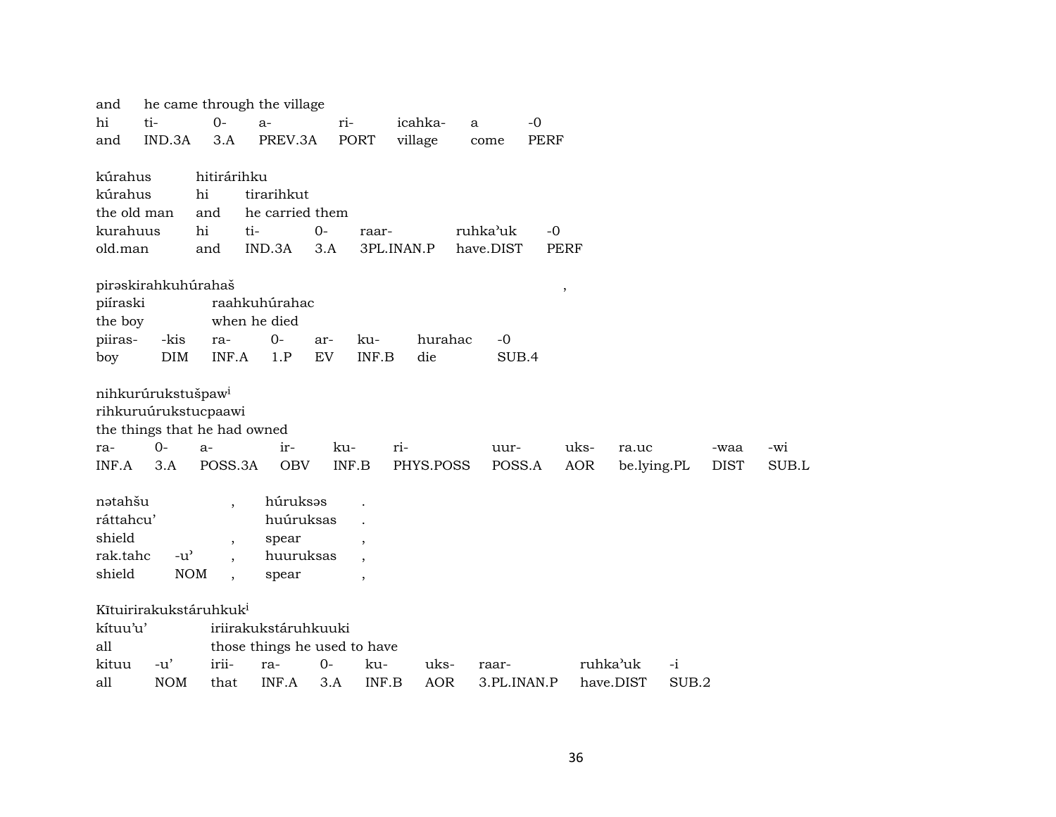| and | he came through the village | | | | | | |
|---|---|---|---|---|---|---|---|
| hi | ti- | 0- | a- | ri- | icahka- | a | -0 |
| and | IND.3A | 3.A | PREV.3A | PORT | village | come | PERF |

| kúrahus | hitirárihku | | | | | |
|---|---|---|---|---|---|---|
| kúrahus | hi | tirarihkut | | | | |
| the old man | and | he carried them | | | | |
| kurahuus | hi | ti- | 0- | raar- | ruhka'uk | -0 |
| old.man | and | IND.3A | 3.A | 3PL.INAN.P | have.DIST | PERF |

| pirəskirahkuhúrahaš | | | | | | | , |
|---|---|---|---|---|---|---|---|
| piíraski | | raahkuhúrahac | | | | | |
| the boy | | when he died | | | | | |
| piiras- | -kis | ra- | 0- | ar- | ku- | hurahac | -0 |
| boy | DIM | INF.A | 1.P | EV | INF.B | die | SUB.4 |

| nihkurúrukstušpaw[i] | | | | | | | | | | | |
|---|---|---|---|---|---|---|---|---|---|---|---|
| rihkuruúrukstucpaawi | | | | | | | | | | | |
| the things that he had owned | | | | | | | | | | | |
| ra- | 0- | a- | ir- | ku- | ri- | uur- | uks- | ra.uc | -waa | -wi | |
| INF.A | 3.A | POSS.3A | OBV | INF.B | PHYS.POSS | POSS.A | AOR | be.lying.PL | DIST | SUB.L | |

| nətahšu | | , | húruksəs | . |
|---|---|---|---|---|
| ráttahcu' | | | huúruksas | . |
| shield | | , | spear | , |
| rak.tahc | -u' | , | huuruksas | , |
| shield | NOM | , | spear | , |

| Kītuirirakukstáruhkuk[i] | | | | | | | | | |
|---|---|---|---|---|---|---|---|---|---|
| kítuu'u' | | iriirakukstáruhkuuki | | | | | | | |
| all | | those things he used to have | | | | | | | |
| kituu | -u' | irii- | ra- | 0- | ku- | uks- | raar- | ruhka'uk | -i |
| all | NOM | that | INF.A | 3.A | INF.B | AOR | 3.PL.INAN.P | have.DIST | SUB.2 |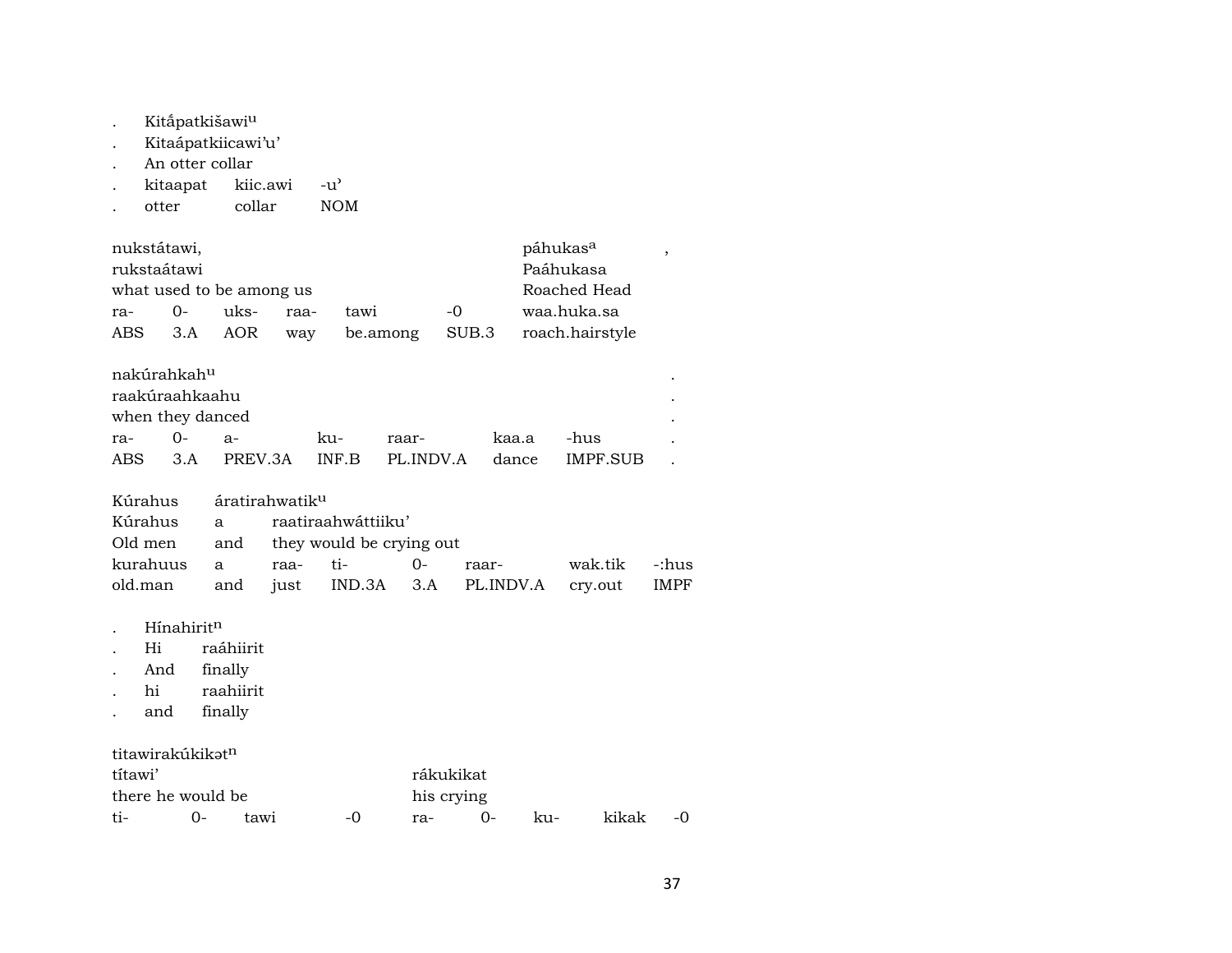| . | Kitắpatkišawi[u] | | |
|---|---|---|---|
| . | Kitaápatkiicawi'u' | | |
| . | An otter collar | | |
| . | kitaapat | kiic.awi | -u' |
| . | otter | collar | NOM |

| nukstátawi, | | | | | | páhukas[a] | , |
|---|---|---|---|---|---|---|---|
| rukstaátawi | | | | | | Paáhukasa | |
| what used to be among us | | | | | | Roached Head | |
| ra- | 0- | uks- | raa- | tawi | -0 | waa.huka.sa | |
| ABS | 3.A | AOR | way | be.among | SUB.3 | roach.hairstyle | |

| nakúrahkah[u] | | | | | | | . |
|---|---|---|---|---|---|---|---|
| raakúraahkaahu | | | | | | | . |
| when they danced | | | | | | | . |
| ra- | 0- | a- | ku- | raar- | kaa.a | -hus | . |
| ABS | 3.A | PREV.3A | INF.B | PL.INDV.A | dance | IMPF.SUB | . |

| Kúrahus | áratirahwatik[u] | | | | | | |
|---|---|---|---|---|---|---|---|
| Kúrahus | a | raatiraahwáttiiku' | | | | | |
| Old men | and | they would be crying out | | | | | |
| kurahuus | a | raa- | ti- | 0- | raar- | wak.tik | -:hus |
| old.man | and | just | IND.3A | 3.A | PL.INDV.A | cry.out | IMPF |

| . | Hínahirit[n] | |
|---|---|---|
| . | Hi | raáhiirit |
| . | And | finally |
| . | hi | raahiirit |
| . | and | finally |

| titawirakúkikət[n] | | | | | | | |
|---|---|---|---|---|---|---|---|
| títawi' | | | | rákukikat | | | |
| there he would be | | | | his crying | | | |
| ti- | 0- | tawi | -0 | ra- | 0- | ku- | kikak | -0 |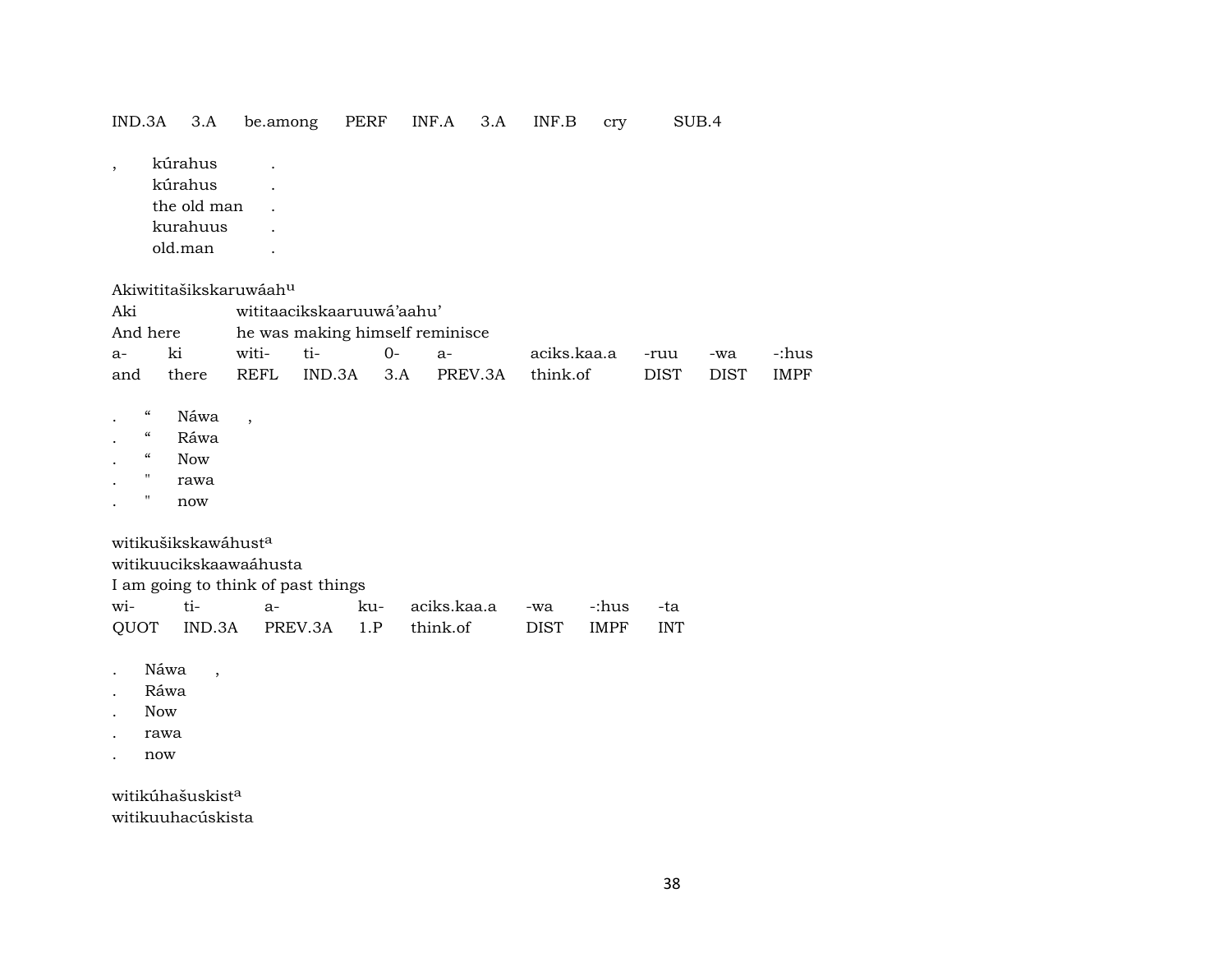| IND.3A | 3.A | be.among | PERF | INF.A | 3.A | INF.B | cry | SUB.4 |
|---|---|---|---|---|---|---|---|---|

, kúrahus .
kúrahus .
the old man .
kurahuus .
old.man .

Akiwititašikskaruwáah[u]
Aki wititaacikskaaruuwá'aahu'
And here he was making himself reminisce

| a- | ki | witi- | ti- | 0- | a- | aciks.kaa.a | -ruu | -wa | -:hus |
|---|---|---|---|---|---|---|---|---|---|
| and | there | REFL | IND.3A | 3.A | PREV.3A | think.of | DIST | DIST | IMPF |

. " Náwa ,
. " Ráwa
. " Now
. " rawa
. " now

witikušikskawáhust[a]
witikuucikskaawaáhusta
I am going to think of past things

| wi- | ti- | a- | ku- | aciks.kaa.a | -wa | -:hus | -ta |
|---|---|---|---|---|---|---|---|
| QUOT | IND.3A | PREV.3A | 1.P | think.of | DIST | IMPF | INT |

. Náwa ,
. Ráwa
. Now
. rawa
. now

witikúhašuskist[a]
witikuuhacúskista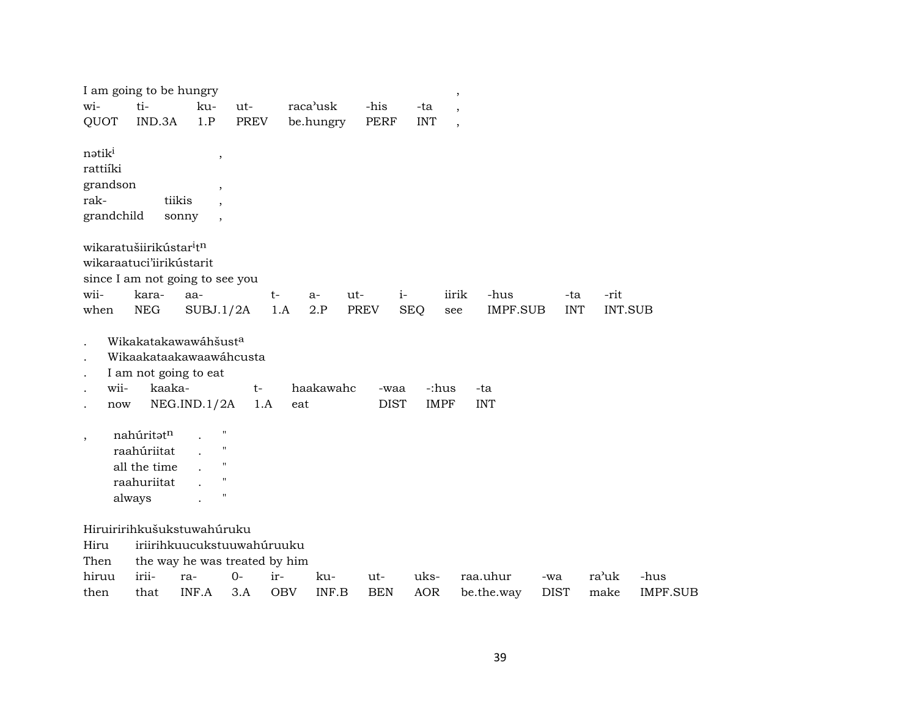I am going to be hungry ,

| wi- | ti- | ku- | ut- | raca'usk | -his | -ta | , |
|---|---|---|---|---|---|---|---|
| QUOT | IND.3A | 1.P | PREV | be.hungry | PERF | INT | , |

nətik[i] ,
rattiíki
grandson ,

| rak- | tiikis | , |
|---|---|---|
| grandchild | sonny | , |

wikaratušiirikústar[i]t[n]
wikaraatuci'iirikústarit
since I am not going to see you

| wii- | kara- | aa- | t- | a- | ut- | i- | iirik | -hus | -ta | -rit |
|---|---|---|---|---|---|---|---|---|---|---|
| when | NEG | SUBJ.1/2A | 1.A | 2.P | PREV | SEQ | see | IMPF.SUB | INT | INT.SUB |

. Wikakatakawawáhšust[a]
. Wikaakataakawaawáhcusta
. I am not going to eat

| . | wii- | kaaka- | t- | haakawahc | -waa | -:hus | -ta |
|---|---|---|---|---|---|---|---|
| . | now | NEG.IND.1/2A | 1.A | eat | DIST | IMPF | INT |

, nahúritət[n] . "
raahúriitat . "
all the time . "
raahuriitat . "
always . "

Hiruiririhkušukstuwahúruku
Hiru iriirihkuucukstuuwahúruuku
Then the way he was treated by him

| hiruu | irii- | ra- | 0- | ir- | ku- | ut- | uks- | raa.uhur | -wa | ra'uk | -hus |
|---|---|---|---|---|---|---|---|---|---|---|---|
| then | that | INF.A | 3.A | OBV | INF.B | BEN | AOR | be.the.way | DIST | make | IMPF.SUB |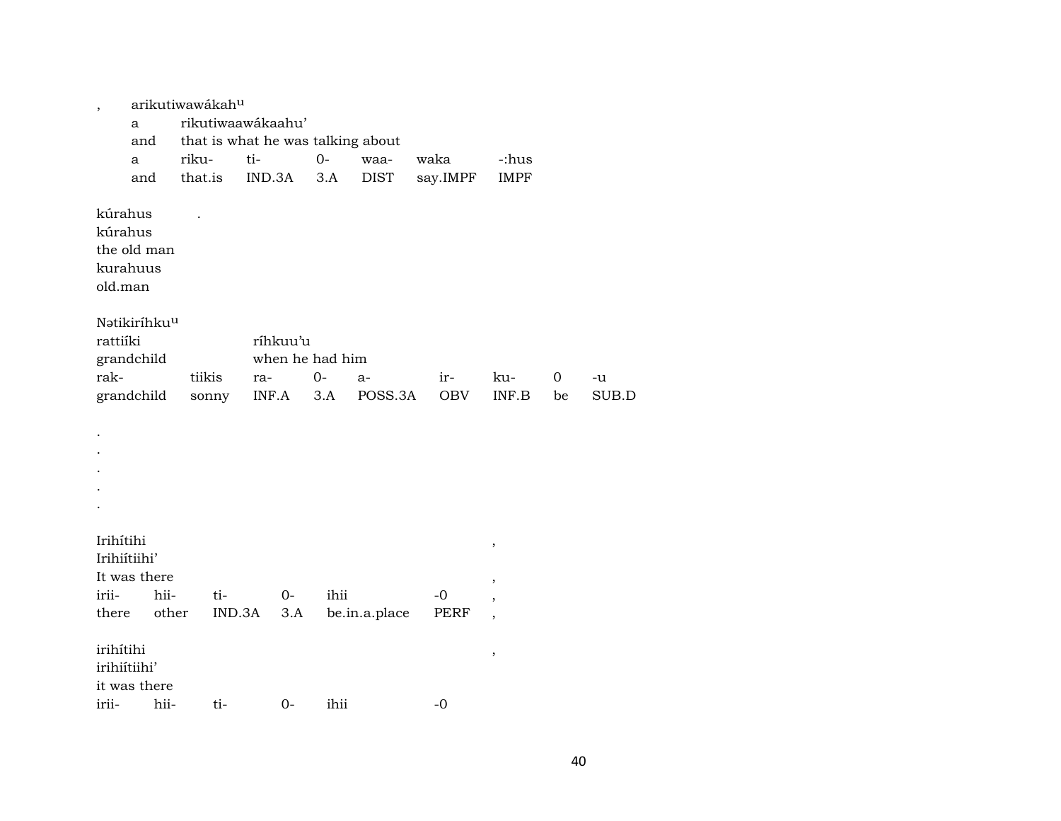, arikutiwawákah^u

| | | | | | | |
|---|---|---|---|---|---|---|
| a | rikutiwaawákaahu' | | | | | |
| and | that is what he was talking about | | | | | |
| a | riku- | ti- | 0- | waa- | waka | -:hus |
| and | that.is | IND.3A | 3.A | DIST | say.IMPF | IMPF |

kúrahus .
kúrahus
the old man
kurahuus
old.man

Nətikiríhku^u

| | | | | | | | | |
|---|---|---|---|---|---|---|---|---|
| rattiíki | | ríhkuu'u | | | | | | |
| grandchild | | when he had him | | | | | | |
| rak- | tiikis | ra- | 0- | a- | ir- | ku- | 0 | -u |
| grandchild | sonny | INF.A | 3.A | POSS.3A | OBV | INF.B | be | SUB.D |

.
.
.
.
.

| | | | | | | |
|---|---|---|---|---|---|---|
| Irihítihi | | | | | | , |
| Irihiítiihi' | | | | | | |
| It was there | | | | | | , |
| irii- | hii- | ti- | 0- | ihii | -0 | , |
| there | other | IND.3A | 3.A | be.in.a.place | PERF | , |

| | | | | | | |
|---|---|---|---|---|---|---|
| irihítihi | | | | | | , |
| irihiítiihi' | | | | | | |
| it was there | | | | | | |
| irii- | hii- | ti- | 0- | ihii | -0 | |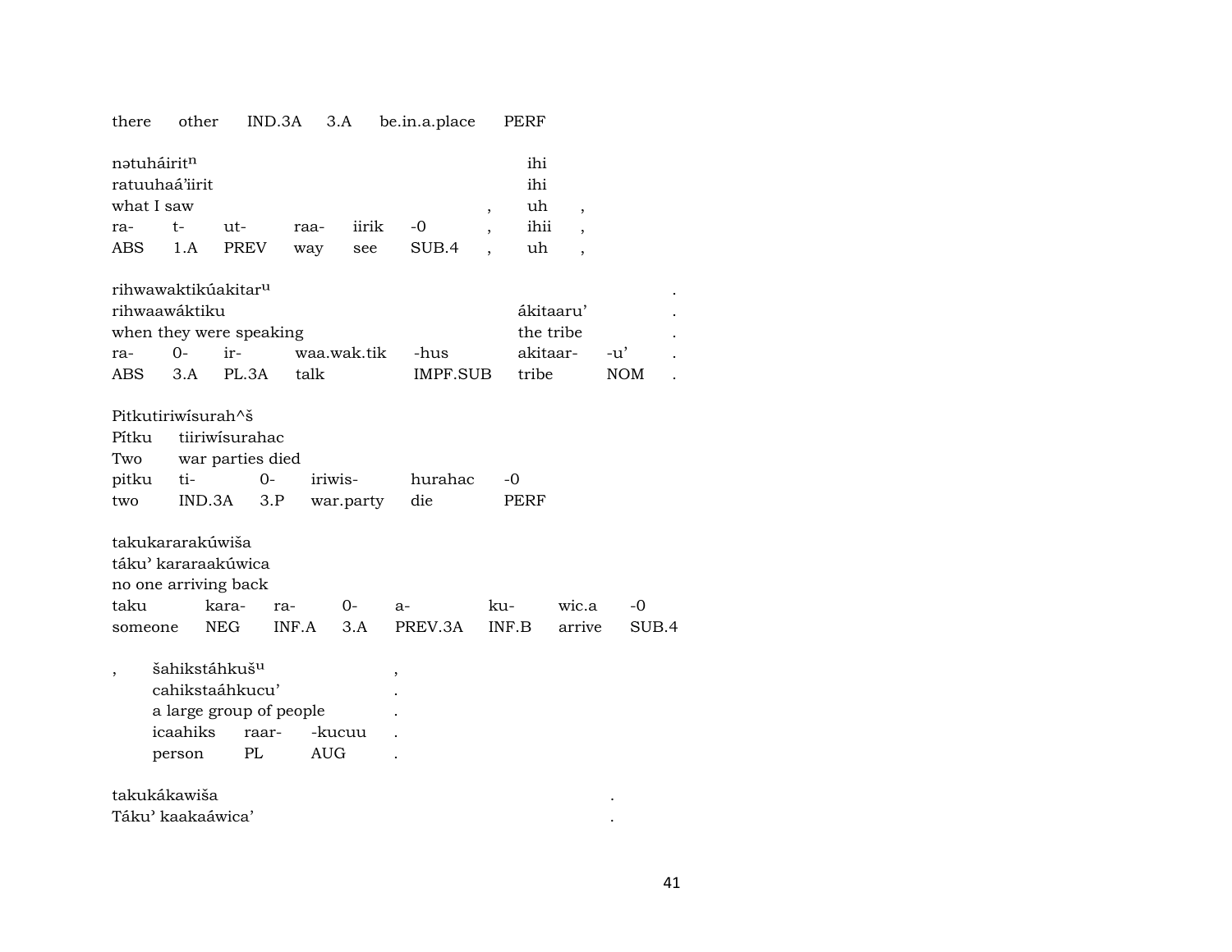there other IND.3A 3.A be.in.a.place PERF

| nətuháiritⁿ | | | | | | | ihi | |
|---|---|---|---|---|---|---|---|---|
| ratuuhaá'iirit | | | | | | | ihi | |
| what I saw | | | | | | , | uh | , |
| ra- | t- | ut- | raa- | iirik | -0 | , | ihii | , |
| ABS | 1.A | PREV | way | see | SUB.4 | , | uh | , |

| rihwawaktikúakitarᵘ | | | | | | | . |
|---|---|---|---|---|---|---|---|
| rihwaawáktiku | | | | | ákitaaru' | | . |
| when they were speaking | | | | | the tribe | | . |
| ra- | 0- | ir- | waa.wak.tik | -hus | akitaar- | -u' | . |
| ABS | 3.A | PL.3A | talk | IMPF.SUB | tribe | NOM | . |

| Pitkutiriwísurah^š | | | | | |
|---|---|---|---|---|---|
| Pítku | tiiriwísurahac | | | | |
| Two | war parties died | | | | |
| pitku | ti- | 0- | iriwis- | hurahac | -0 |
| two | IND.3A | 3.P | war.party | die | PERF |

| takukararakúwiša | | | | | | | |
|---|---|---|---|---|---|---|---|
| táku' kararaakúwica | | | | | | | |
| no one arriving back | | | | | | | |
| taku | kara- | ra- | 0- | a- | ku- | wic.a | -0 |
| someone | NEG | INF.A | 3.A | PREV.3A | INF.B | arrive | SUB.4 |

| , | šahikstáhkušᵘ | | | , |
|---|---|---|---|---|
| | cahikstaáhkucu' | | | . |
| | a large group of people | | | . |
| | icaahiks | raar- | -kucuu | . |
| | person | PL | AUG | . |

| takukákawiša | . |
|---|---|
| Táku' kaakaáwica' | . |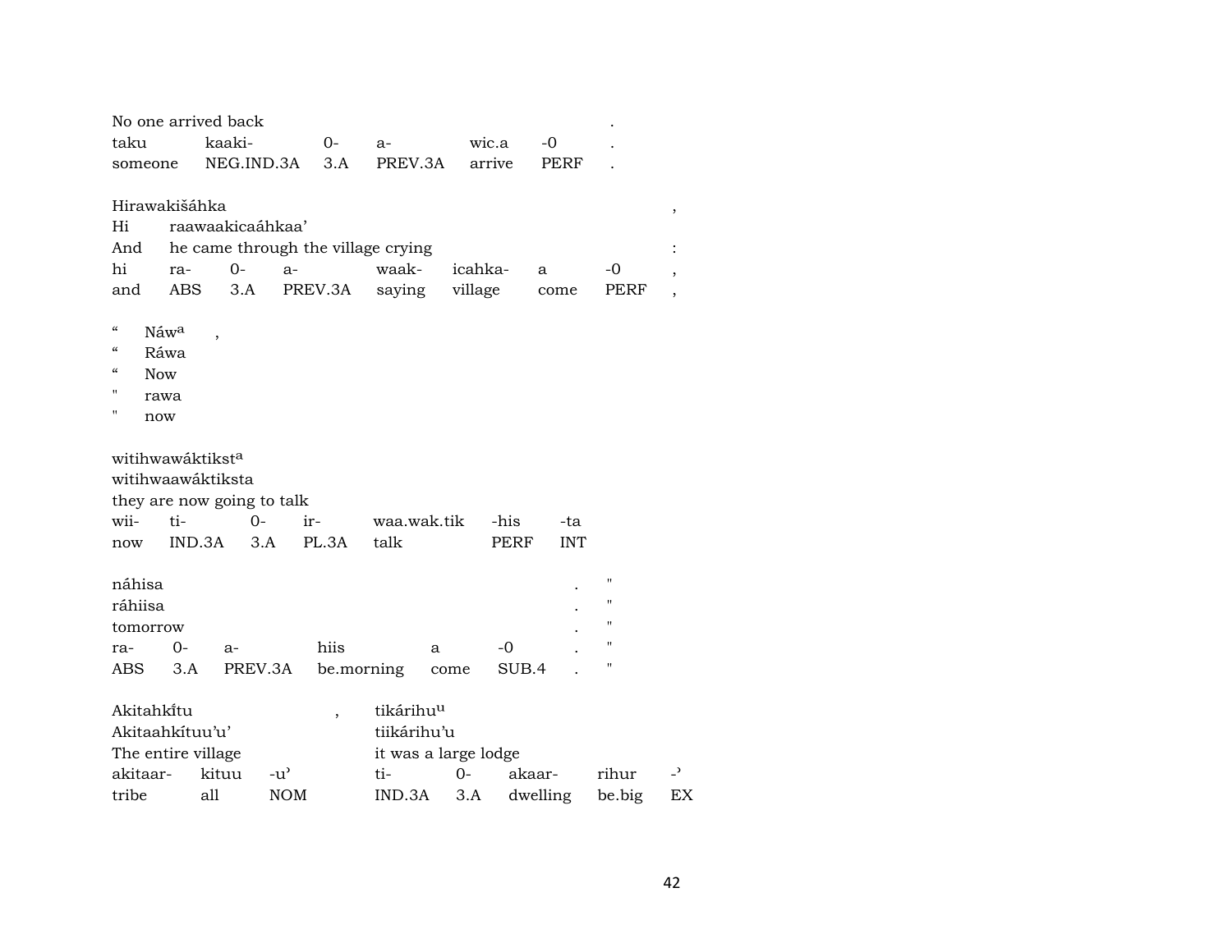No one arrived back .

| taku | kaaki- | 0- | a- | wic.a | -0 | . |
|---|---|---|---|---|---|---|
| someone | NEG.IND.3A | 3.A | PREV.3A | arrive | PERF | . |

Hirawakišáhka ,

Hi raawaakicaáhkaa’

And he came through the village crying :

| hi | ra- | 0- | a- | waak- | icahka- | a | -0 | , |
|---|---|---|---|---|---|---|---|---|
| and | ABS | 3.A | PREV.3A | saying | village | come | PERF | , |

“ Náw^a ,

“ Ráwa

“ Now

" rawa

" now

witihwawáktikst^a

witihwaawáktiksta

they are now going to talk

| wii- | ti- | 0- | ir- | waa.wak.tik | -his | -ta |
|---|---|---|---|---|---|---|
| now | IND.3A | 3.A | PL.3A | talk | PERF | INT |

náhisa . "

ráhiisa . "

tomorrow . "

| ra- | 0- | a- | hiis | a | -0 | . | " |
|---|---|---|---|---|---|---|---|
| ABS | 3.A | PREV.3A | be.morning | come | SUB.4 | . | " |

Akitahkĩtu , tikárihu^u

Akitaahkítuu’u’ tiikárihu’u

The entire village it was a large lodge

| akitaar- | kituu | -u’ | ti- | 0- | akaar- | rihur | -’ |
|---|---|---|---|---|---|---|---|
| tribe | all | NOM | IND.3A | 3.A | dwelling | be.big | EX |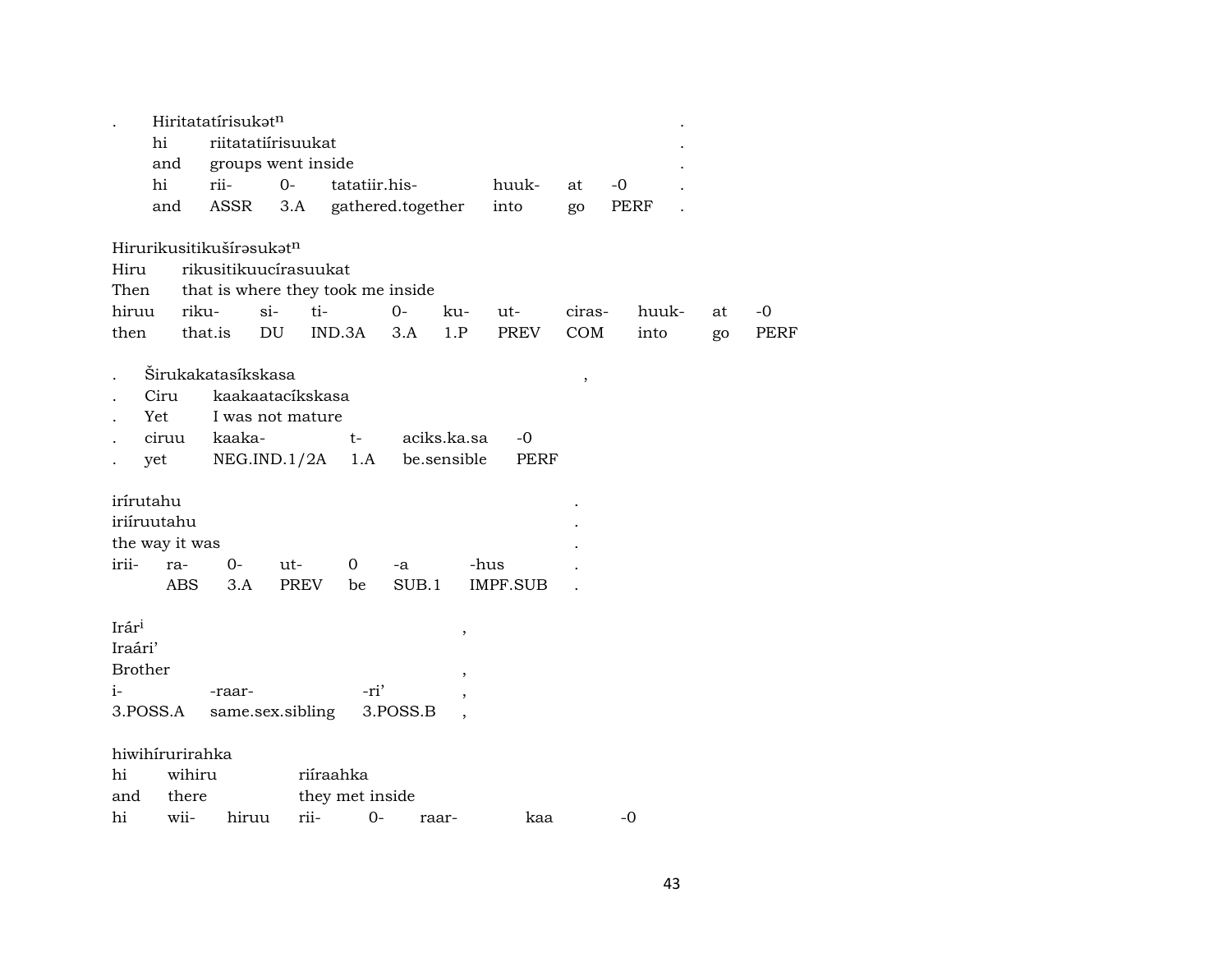. Hiritatatírisukətⁿ .
hi riitatatiírisuukat .
and groups went inside .

| hi | rii- | 0- | tatatiir.his- | huuk- | at | -0 | . |
|---|---|---|---|---|---|---|---|
| and | ASSR | 3.A | gathered.together | into | go | PERF | . |

Hirurikusitikušírəsukətⁿ
Hiru rikusitikuucírasuukat
Then that is where they took me inside

| hiruu | riku- | si- | ti- | 0- | ku- | ut- | ciras- | huuk- | at | -0 |
|---|---|---|---|---|---|---|---|---|---|---|
| then | that.is | DU | IND.3A | 3.A | 1.P | PREV | COM | into | go | PERF |

. Širukakatasíkskasa ,
. Ciru kaakaatacíkskasa
. Yet I was not mature

| . | ciruu | kaaka- | t- | aciks.ka.sa | -0 |
|---|---|---|---|---|---|
| . | yet | NEG.IND.1/2A | 1.A | be.sensible | PERF |

irírutahu .
iriíruutahu .
the way it was .

| irii- | ra- | 0- | ut- | 0 | -a | -hus | . |
|---|---|---|---|---|---|---|---|
| | ABS | 3.A | PREV | be | SUB.1 | IMPF.SUB | . |

Irárⁱ ,
Iraári'
Brother ,

| i- | -raar- | -ri' | , |
|---|---|---|---|
| 3.POSS.A | same.sex.sibling | 3.POSS.B | , |

hiwihírurirahka
hi wihiru riíraahka
and there they met inside

| hi | wii- | hiruu | rii- | 0- | raar- | kaa | -0 |
|---|---|---|---|---|---|---|---|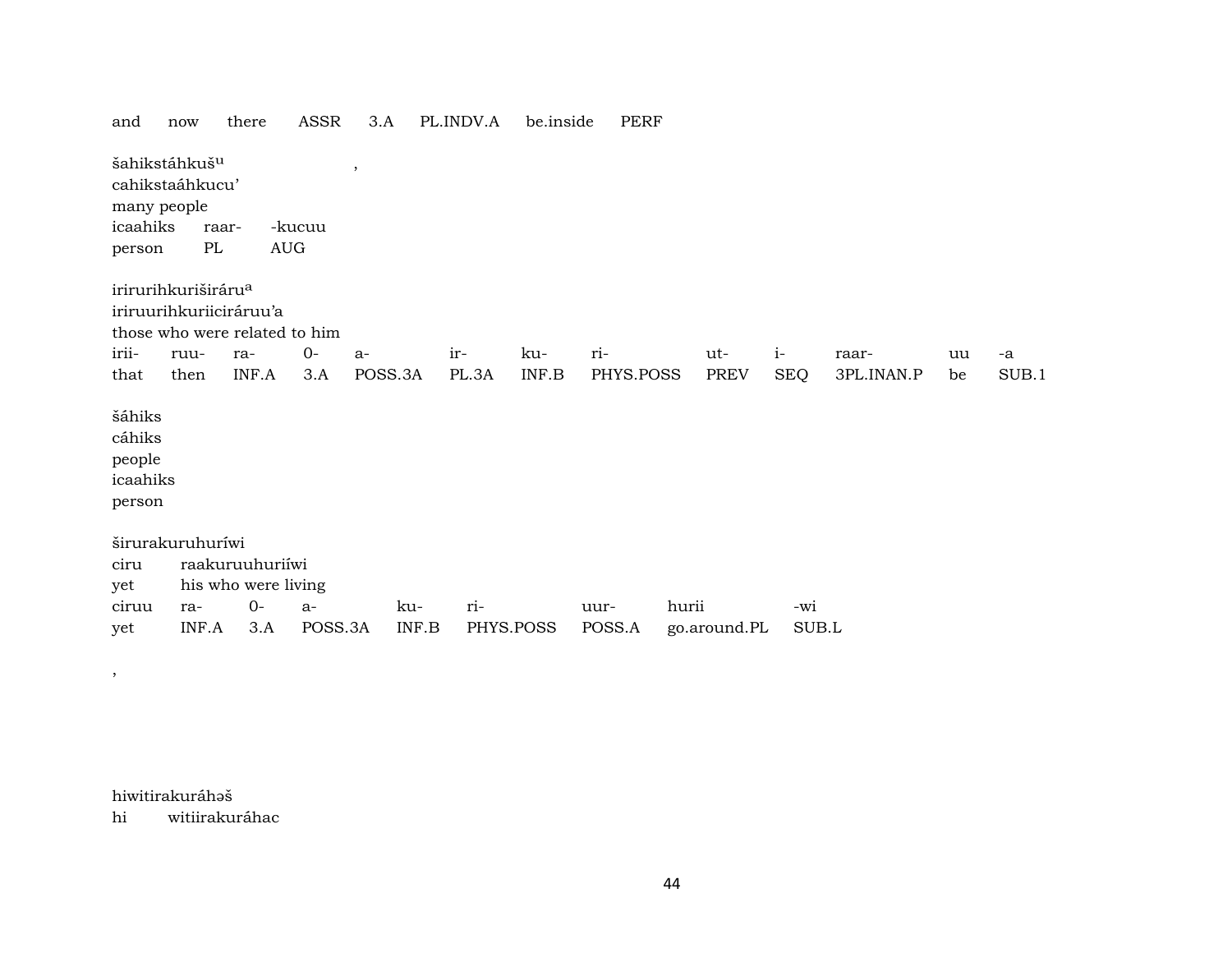and now there ASSR 3.A PL.INDV.A be.inside PERF

šahikstáhkuš[u] ,
cahikstaáhkucu'
many people

| icaahiks | raar- | -kucuu |
|---|---|---|
| person | PL | AUG |

irirurihkuriširáru[a]
iriruurihkuriiciráruu'a
those who were related to him

| irii- | ruu- | ra- | 0- | a- | ir- | ku- | ri- | ut- | i- | raar- | uu | -a |
|---|---|---|---|---|---|---|---|---|---|---|---|---|
| that | then | INF.A | 3.A | POSS.3A | PL.3A | INF.B | PHYS.POSS | PREV | SEQ | 3PL.INAN.P | be | SUB.1 |

šáhiks
cáhiks
people
icaahiks
person

širurakuruhuríwi
ciru raakuruuhuriíwi
yet his who were living

| ciruu | ra- | 0- | a- | ku- | ri- | uur- | hurii | -wi |
|---|---|---|---|---|---|---|---|---|
| yet | INF.A | 3.A | POSS.3A | INF.B | PHYS.POSS | POSS.A | go.around.PL | SUB.L |

,

hiwitirakuráhəš
hi witiirakuráhac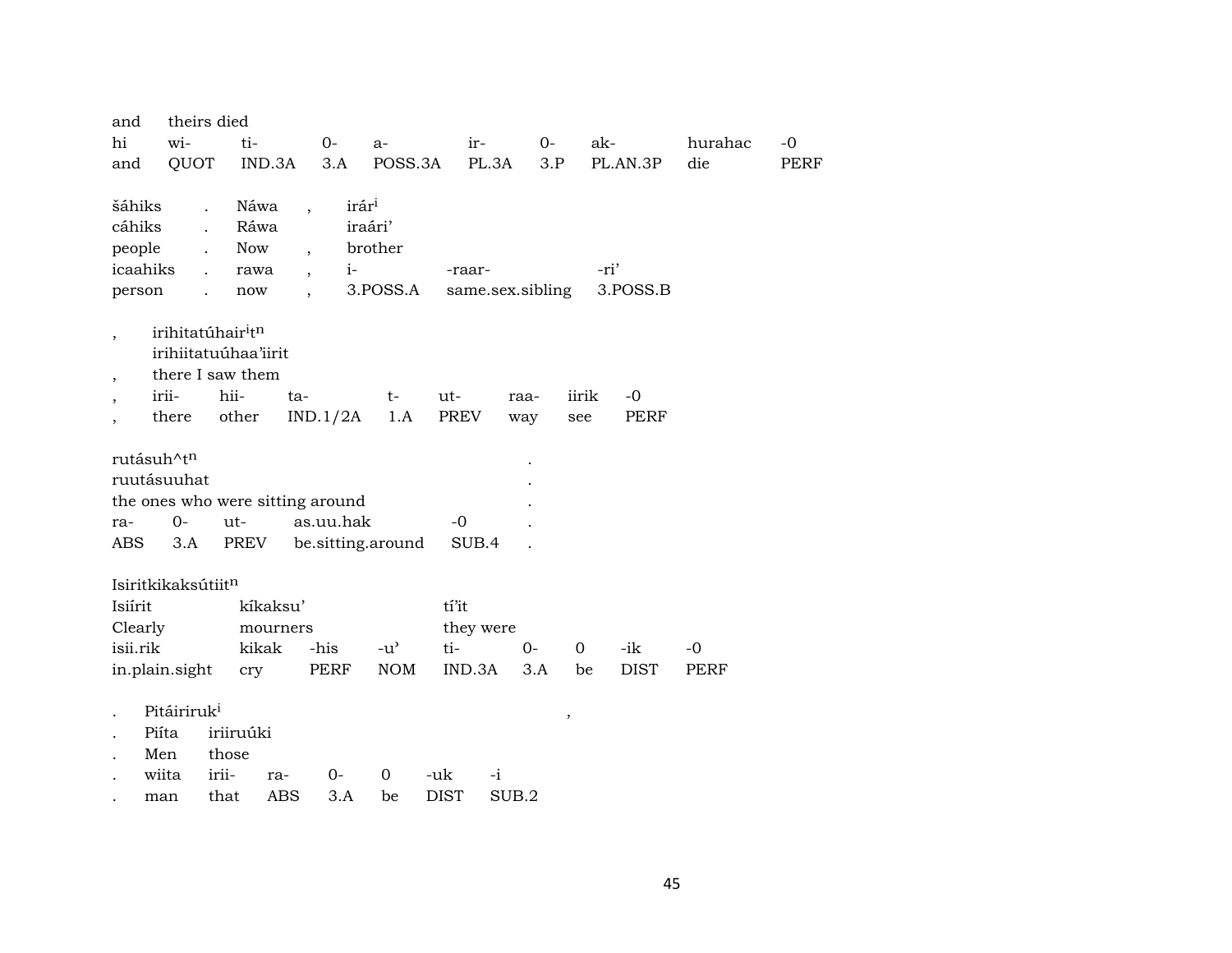| and | theirs died | | | | | | | | |
|---|---|---|---|---|---|---|---|---|---|
| hi | wi- | ti- | 0- | a- | ir- | 0- | ak- | hurahac | -0 |
| and | QUOT | IND.3A | 3.A | POSS.3A | PL.3A | 3.P | PL.AN.3P | die | PERF |

| šáhiks | . | Náwa | , | irár[i] | | |
|---|---|---|---|---|---|---|
| cáhiks | . | Ráwa | | iraári’ | | |
| people | . | Now | , | brother | | |
| icaahiks | . | rawa | , | i- | -raar- | -ri’ |
| person | . | now | , | 3.POSS.A | same.sex.sibling | 3.POSS.B |

| , | irihitatúhair[i]t[n] | | | | | | | |
|---|---|---|---|---|---|---|---|---|
| | irihiitatuúhaa’iirit | | | | | | | |
| , | there I saw them | | | | | | | |
| , | irii- | hii- | ta- | t- | ut- | raa- | iirik | -0 |
| , | there | other | IND.1/2A | 1.A | PREV | way | see | PERF |

| rutásuh^t[n] | | | | | . |
|---|---|---|---|---|---|
| ruutásuuhat | | | | | . |
| the ones who were sitting around | | | | | . |
| ra- | 0- | ut- | as.uu.hak | -0 | . |
| ABS | 3.A | PREV | be.sitting.around | SUB.4 | . |

| Isiritkikaksútiit[n] | | | | | | | | |
|---|---|---|---|---|---|---|---|---|
| Isiírit | kíkaksu’ | | | tí’it | | | | |
| Clearly | mourners | | | they were | | | | |
| isii.rik | kikak | -his | -u’ | ti- | 0- | 0 | -ik | -0 |
| in.plain.sight | cry | PERF | NOM | IND.3A | 3.A | be | DIST | PERF |

| . | Pitáiriruk[i] | | | | | | , |
|---|---|---|---|---|---|---|---|
| . | Piíta | iriiruúki | | | | | |
| . | Men | those | | | | | |
| . | wiita | irii- | ra- | 0- | 0 | -uk | -i |
| . | man | that | ABS | 3.A | be | DIST | SUB.2 |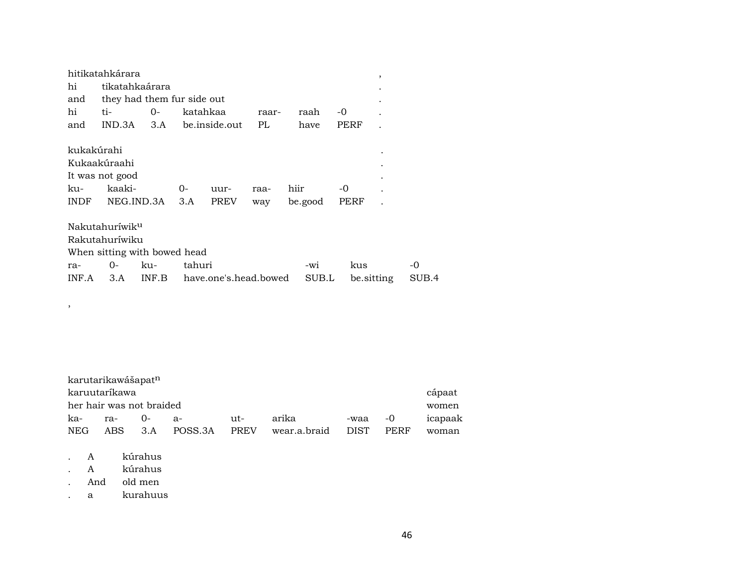hitikatahkárara ,
hi tikatahkaárara .
and they had them fur side out .

| hi | ti- | 0- | katahkaa | raar- | raah | -0 | . |
|---|---|---|---|---|---|---|---|
| and | IND.3A | 3.A | be.inside.out | PL | have | PERF | . |

kukakúrahi .
Kukaakúraahi .
It was not good .

| ku- | kaaki- | 0- | uur- | raa- | hiir | -0 | . |
|---|---|---|---|---|---|---|---|
| INDF | NEG.IND.3A | 3.A | PREV | way | be.good | PERF | . |

Nakutahuríwik$^{u}$
Rakutahuríwiku
When sitting with bowed head

| ra- | 0- | ku- | tahuri | -wi | kus | -0 |
|---|---|---|---|---|---|---|
| INF.A | 3.A | INF.B | have.one's.head.bowed | SUB.L | be.sitting | SUB.4 |

,

karutarikawášapat$^{n}$
karuutaríkawa cápaat
her hair was not braided women

| ka- | ra- | 0- | a- | ut- | arika | -waa | -0 | icapaak |
|---|---|---|---|---|---|---|---|---|
| NEG | ABS | 3.A | POSS.3A | PREV | wear.a.braid | DIST | PERF | woman |

. A kúrahus
. A kúrahus
. And old men
. a kurahuus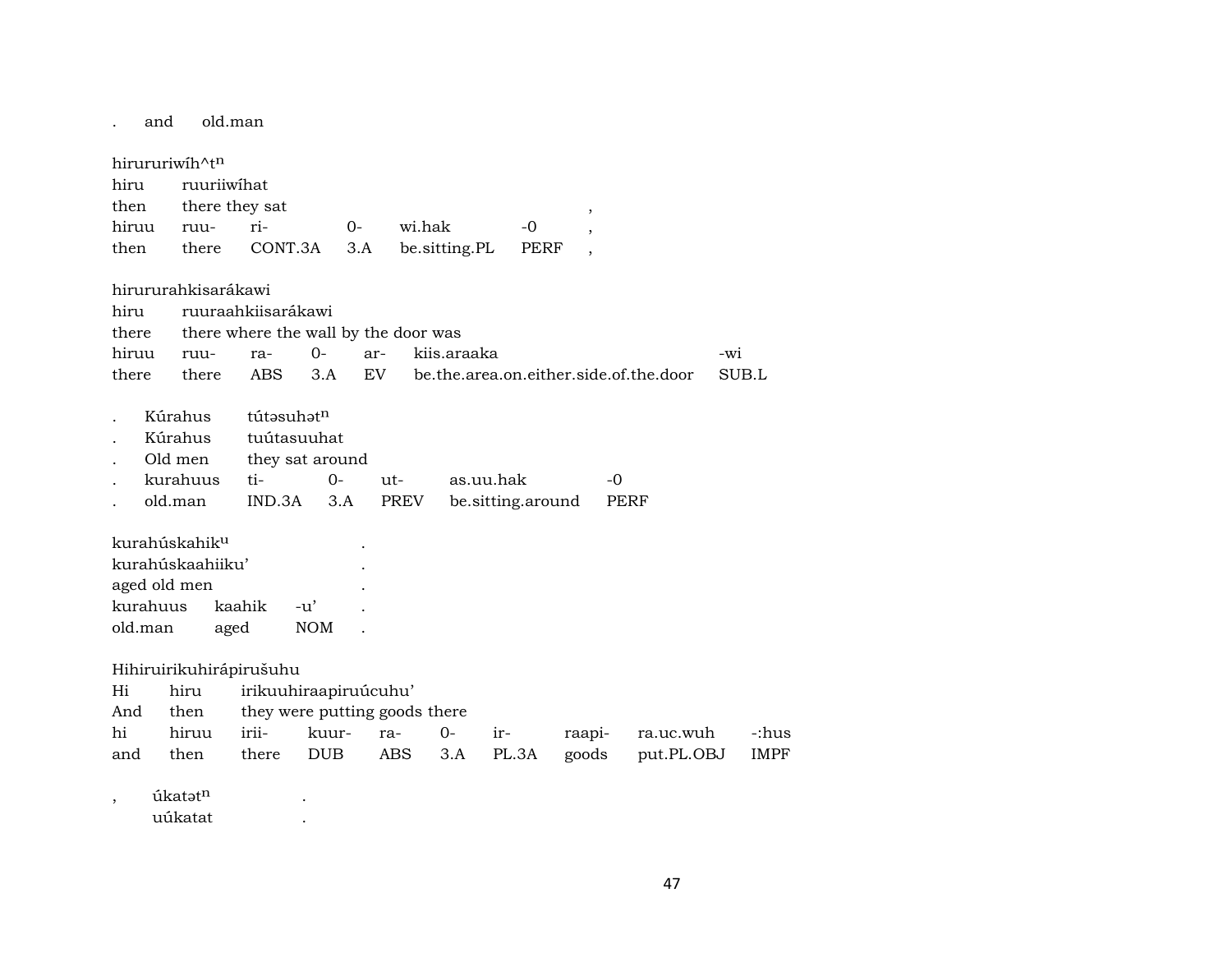. and old.man

hirururiwíh^tⁿ

| hiru | ruuriiwíhat | | | | | |
|---|---|---|---|---|---|---|
| then | there they sat | | | | | , |
| hiruu | ruu- | ri- | 0- | wi.hak | -0 | , |
| then | there | CONT.3A | 3.A | be.sitting.PL | PERF | , |

hirururahkisarákawi

| hiru | ruuraahkiisarákawi | | | | | |
|---|---|---|---|---|---|---|
| there | there where the wall by the door was | | | | | |
| hiruu | ruu- | ra- | 0- | ar- | kiis.araaka | -wi |
| there | there | ABS | 3.A | EV | be.the.area.on.either.side.of.the.door | SUB.L |

| . | Kúrahus | tútəsuhətⁿ | | | | |
|---|---|---|---|---|---|---|
| . | Kúrahus | tuútasuuhat | | | | |
| . | Old men | they sat around | | | | |
| . | kurahuus | ti- | 0- | ut- | as.uu.hak | -0 |
| . | old.man | IND.3A | 3.A | PREV | be.sitting.around | PERF |

| kurahúskahikᵘ | | | . |
|---|---|---|---|
| kurahúskaahiiku’ | | | . |
| aged old men | | | . |
| kurahuus | kaahik | -u’ | . |
| old.man | aged | NOM | . |

Hihiruirikuhirápirušuhu

| Hi | hiru | irikuuhiraapiruúcuhu’ | | | | | | | |
|---|---|---|---|---|---|---|---|---|---|
| And | then | they were putting goods there | | | | | | | |
| hi | hiruu | irii- | kuur- | ra- | 0- | ir- | raapi- | ra.uc.wuh | -:hus |
| and | then | there | DUB | ABS | 3.A | PL.3A | goods | put.PL.OBJ | IMPF |

| , | úkatətⁿ | . |
|---|---|---|
| | uúkatat | . |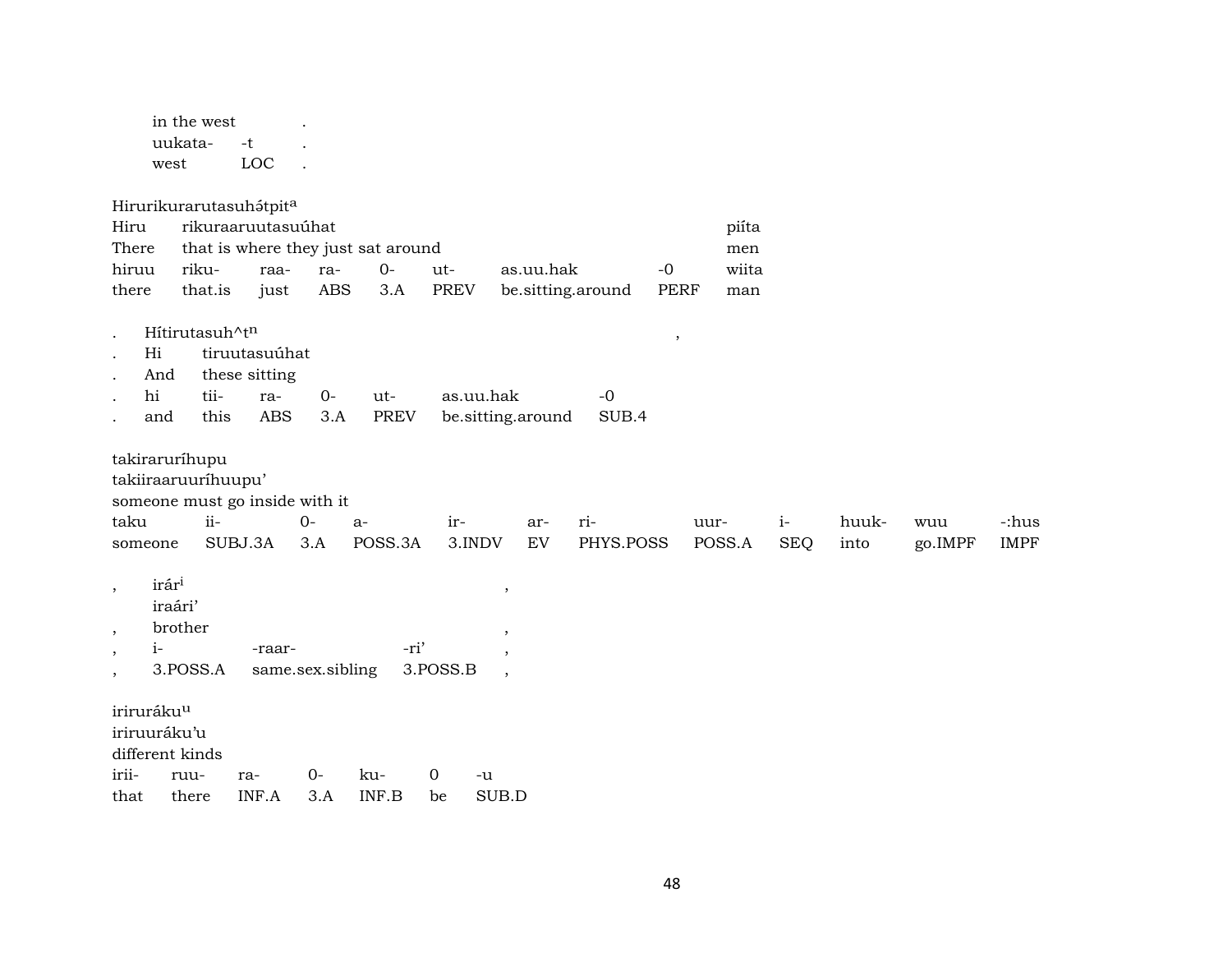| in the west | | . |
|---|---|---|
| uukata- | -t | . |
| west | LOC | . |

Hirurikurarutasuhə́tpit[a]

| Hiru | rikuraaruutasuúhat | | | | | | | piíta |
|---|---|---|---|---|---|---|---|---|
| There | that is where they just sat around | | | | | | | men |
| hiruu | riku- | raa- | ra- | 0- | ut- | as.uu.hak | -0 | wiita |
| there | that.is | just | ABS | 3.A | PREV | be.sitting.around | PERF | man |

| . | Hítirutasuh^t[n] | | | | | | , |
|---|---|---|---|---|---|---|---|
| . | Hi | tiruutasuúhat | | | | | |
| . | And | these sitting | | | | | |
| . | hi | tii- | ra- | 0- | ut- | as.uu.hak | -0 |
| . | and | this | ABS | 3.A | PREV | be.sitting.around | SUB.4 |

takiraruríhupu
takiiraaruuríhuupu'
someone must go inside with it

| taku | ii- | 0- | a- | ir- | ar- | ri- | uur- | i- | huuk- | wuu | -:hus |
|---|---|---|---|---|---|---|---|---|---|---|---|
| someone | SUBJ.3A | 3.A | POSS.3A | 3.INDV | EV | PHYS.POSS | POSS.A | SEQ | into | go.IMPF | IMPF |

| , | irár[i] | | | , |
|---|---|---|---|---|
| | iraári' | | | |
| , | brother | | | , |
| , | i- | -raar- | -ri' | , |
| , | 3.POSS.A | same.sex.sibling | 3.POSS.B | , |

irirurákuu
iriruuráku'u
different kinds

| irii- | ruu- | ra- | 0- | ku- | 0 | -u |
|---|---|---|---|---|---|---|
| that | there | INF.A | 3.A | INF.B | be | SUB.D |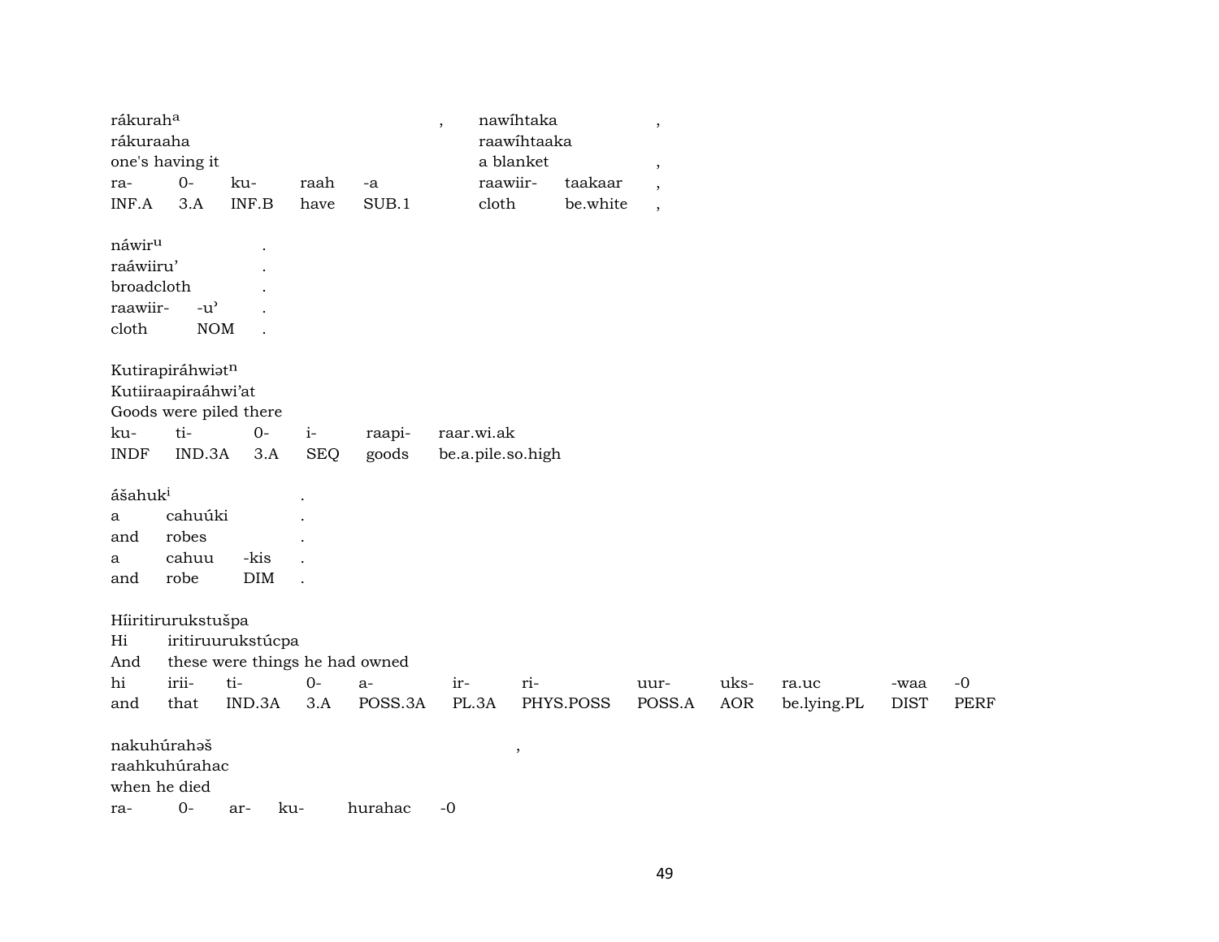rákurah[a] , nawíhtaka ,
rákuraaha raawíhtaaka
one's having it a blanket ,

| ra- | 0- | ku- | raah | -a | | raawiir- | taakaar | , |
|---|---|---|---|---|---|---|---|---|
| INF.A | 3.A | INF.B | have | SUB.1 | | cloth | be.white | , |

náwir[u] .
raáwiiru' .
broadcloth .

| raawiir- | -u' | . |
|---|---|---|
| cloth | NOM | . |

Kutirapiráhwiət[n]
Kutiiraapiraáhwi'at
Goods were piled there

| ku- | ti- | 0- | i- | raapi- | raar.wi.ak |
|---|---|---|---|---|---|
| INDF | IND.3A | 3.A | SEQ | goods | be.a.pile.so.high |

ášahuk[i] .
a cahuúki .
and robes .

| a | cahuu | -kis | . |
|---|---|---|---|
| and | robe | DIM | . |

Híiritirurukstušpa
Hi iritiruurukstúcpa
And these were things he had owned

| hi | irii- | ti- | 0- | a- | ir- | ri- | uur- | uks- | ra.uc | -waa | -0 |
|---|---|---|---|---|---|---|---|---|---|---|---|
| and | that | IND.3A | 3.A | POSS.3A | PL.3A | PHYS.POSS | POSS.A | AOR | be.lying.PL | DIST | PERF |

nakuhúrahəš ,
raahkuhúrahac
when he died

| ra- | 0- | ar- | ku- | hurahac | -0 |
|---|---|---|---|---|---|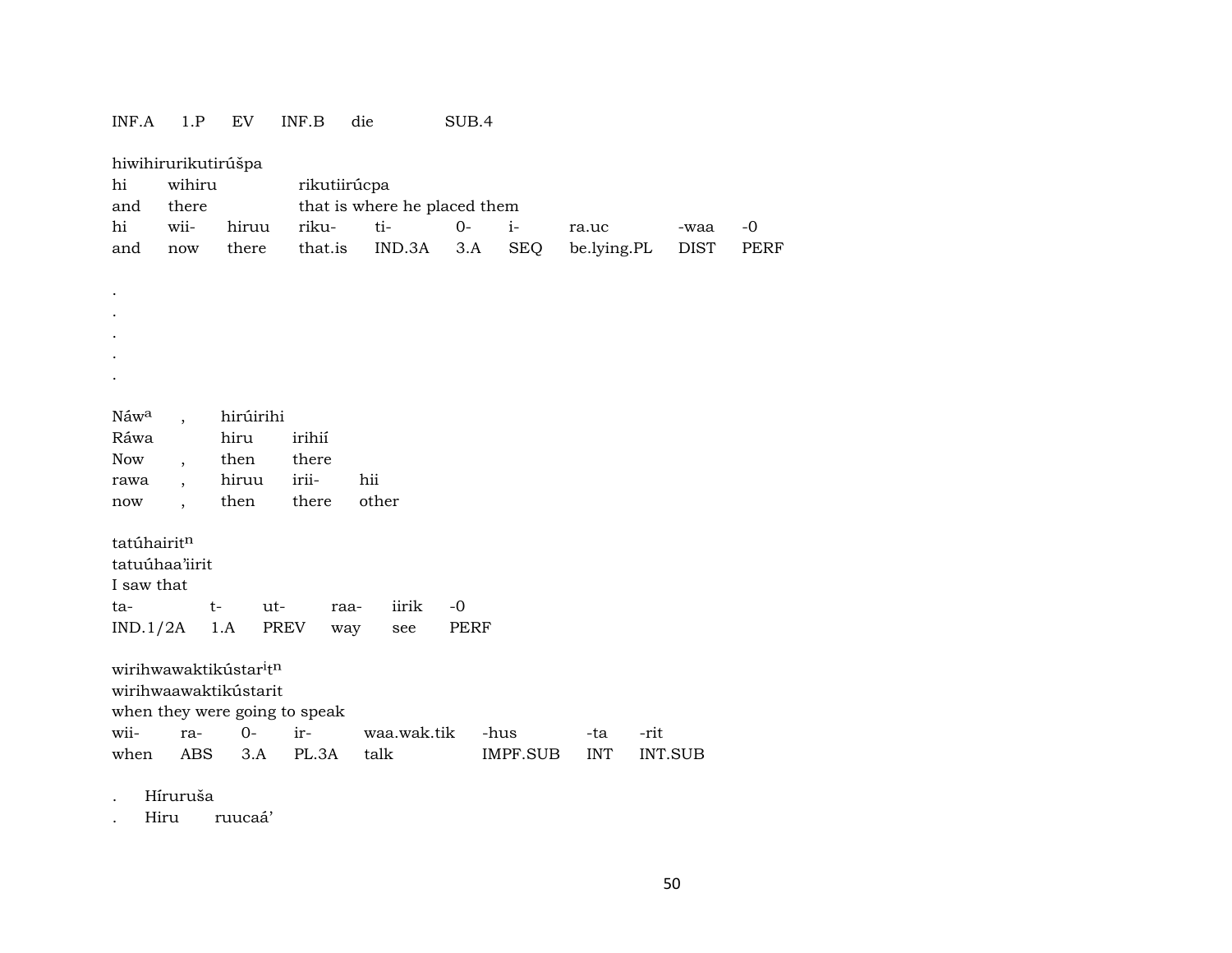INF.A 1.P EV INF.B die SUB.4

hiwihirurikutirúšpa
hi wihiru rikutiirúcpa
and there that is where he placed them

| hi | wii- | hiruu | riku- | ti- | 0- | i- | ra.uc | -waa | -0 |
|---|---|---|---|---|---|---|---|---|---|
| and | now | there | that.is | IND.3A | 3.A | SEQ | be.lying.PL | DIST | PERF |

.
.
.
.
.

Náw[a] , hirúirihi
Ráwa hiru irihií
Now , then there

| rawa | , | hiruu | irii- | hii |
|---|---|---|---|---|
| now | , | then | there | other |

tatúhairit[n]
tatuúhaa'iirit
I saw that

| ta- | t- | ut- | raa- | iirik | -0 |
|---|---|---|---|---|---|
| IND.1/2A | 1.A | PREV | way | see | PERF |

wirihwawaktikústar[i]t[n]
wirihwaawaktikústarit
when they were going to speak

| wii- | ra- | 0- | ir- | waa.wak.tik | -hus | -ta | -rit |
|---|---|---|---|---|---|---|---|
| when | ABS | 3.A | PL.3A | talk | IMPF.SUB | INT | INT.SUB |

. Híruruša
. Hiru ruucaá'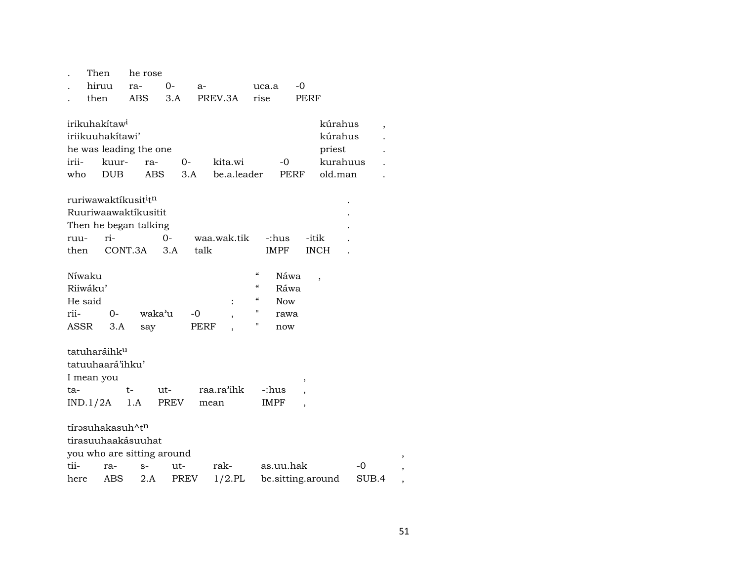| . | Then | he rose | | | | |
|---|---|---|---|---|---|---|
| . | hiruu | ra- | 0- | a- | uca.a | -0 |
| . | then | ABS | 3.A | PREV.3A | rise | PERF |

| irikuhakítaw$^{i}$ | | | | | | kúrahus | , |
|---|---|---|---|---|---|---|---|
| iriikuuhakítawi’ | | | | | | kúrahus | . |
| he was leading the one | | | | | | priest | . |
| irii- | kuur- | ra- | 0- | kita.wi | -0 | kurahuus | . |
| who | DUB | ABS | 3.A | be.a.leader | PERF | old.man | . |

| ruriwawaktíkusit$^{i}$t$^{n}$ | | | | | | . |
|---|---|---|---|---|---|---|
| Ruuriwaawaktíkusitit | | | | | | . |
| Then he began talking | | | | | | . |
| ruu- | ri- | 0- | waa.wak.tik | -:hus | -itik | . |
| then | CONT.3A | 3.A | talk | IMPF | INCH | . |

| Níwaku | | | | | “ | Náwa | , |
|---|---|---|---|---|---|---|---|
| Riiwáku’ | | | | | “ | Ráwa | |
| He said | | | | : | “ | Now | |
| rii- | 0- | waka’u | -0 | , | " | rawa | |
| ASSR | 3.A | say | PERF | , | " | now | |

| tatuharáihk$^{u}$ | | | | | |
|---|---|---|---|---|---|
| tatuuhaará’ihku’ | | | | | |
| I mean you | | | | | , |
| ta- | t- | ut- | raa.ra’ihk | -:hus | , |
| IND.1/2A | 1.A | PREV | mean | IMPF | , |

| tírəsuhakasuh^t$^{n}$ | | | | | | | |
|---|---|---|---|---|---|---|---|
| tirasuuhaakásuuhat | | | | | | | |
| you who are sitting around | | | | | | | , |
| tii- | ra- | s- | ut- | rak- | as.uu.hak | -0 | , |
| here | ABS | 2.A | PREV | 1/2.PL | be.sitting.around | SUB.4 | , |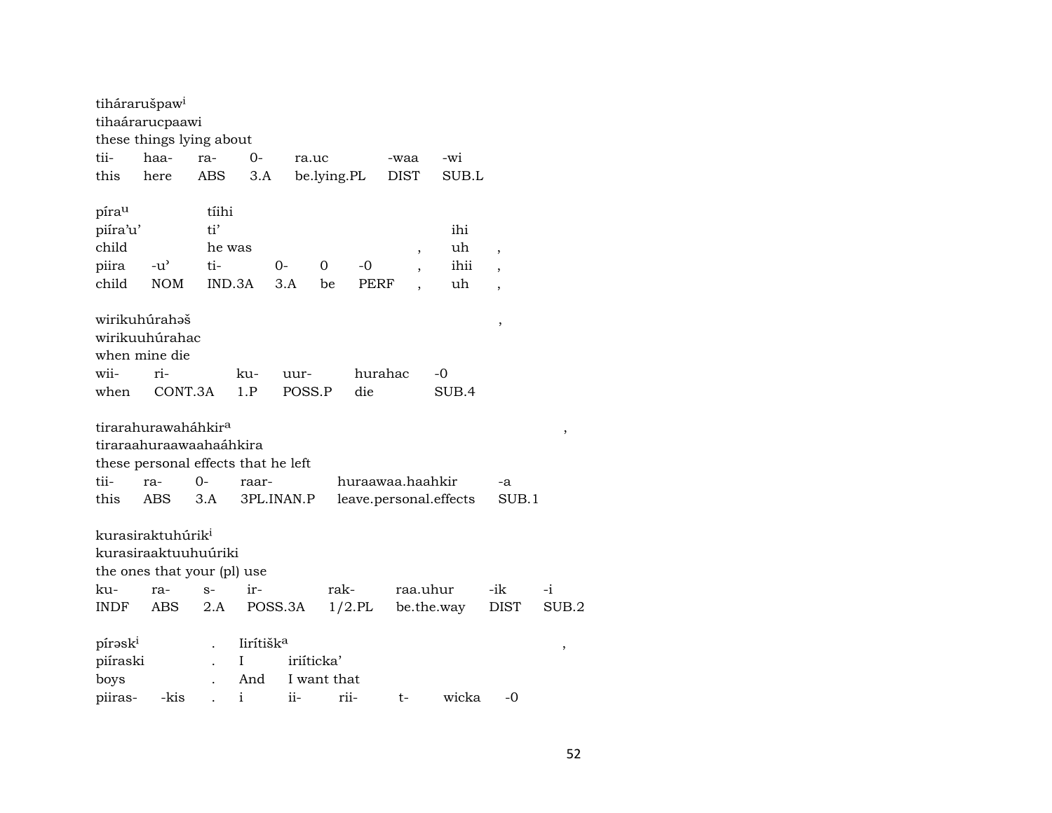tiháraruš paw[i]
tihaáraruc paawi
these things lying about

| tii- | haa- | ra- | 0- | ra.uc | -waa | -wi |
|---|---|---|---|---|---|---|
| this | here | ABS | 3.A | be.lying.PL | DIST | SUB.L |

píra[u] tíihi
piíra'u' ti' ihi
child he was , uh ,

| piira | -u' | ti- | 0- | 0 | -0 | , | ihii | , |
|---|---|---|---|---|---|---|---|---|
| child | NOM | IND.3A | 3.A | be | PERF | , | uh | , |

wirikuhúrahəš ,
wirikuuhúrahac
when mine die

| wii- | ri- | ku- | uur- | hurahac | -0 |
|---|---|---|---|---|---|
| when | CONT.3A | 1.P | POSS.P | die | SUB.4 |

tirarahurawaháhkir[a] ,
tiraraahuraawaahaáhkira
these personal effects that he left

| tii- | ra- | 0- | raar- | huraawaa.haahkir | -a |
|---|---|---|---|---|---|
| this | ABS | 3.A | 3PL.INAN.P | leave.personal.effects | SUB.1 |

kurasiraktuhúrik[i]
kurasiraaktuuhuúriki
the ones that your (pl) use

| ku- | ra- | s- | ir- | rak- | raa.uhur | -ik | -i |
|---|---|---|---|---|---|---|---|
| INDF | ABS | 2.A | POSS.3A | 1/2.PL | be.the.way | DIST | SUB.2 |

pírəsk[i] . Iirítišk[a] ,
piíraski . I iriíticka'
boys . And I want that

| piiras- | -kis | . | i | ii- | rii- | t- | wicka | -0 |
|---|---|---|---|---|---|---|---|---|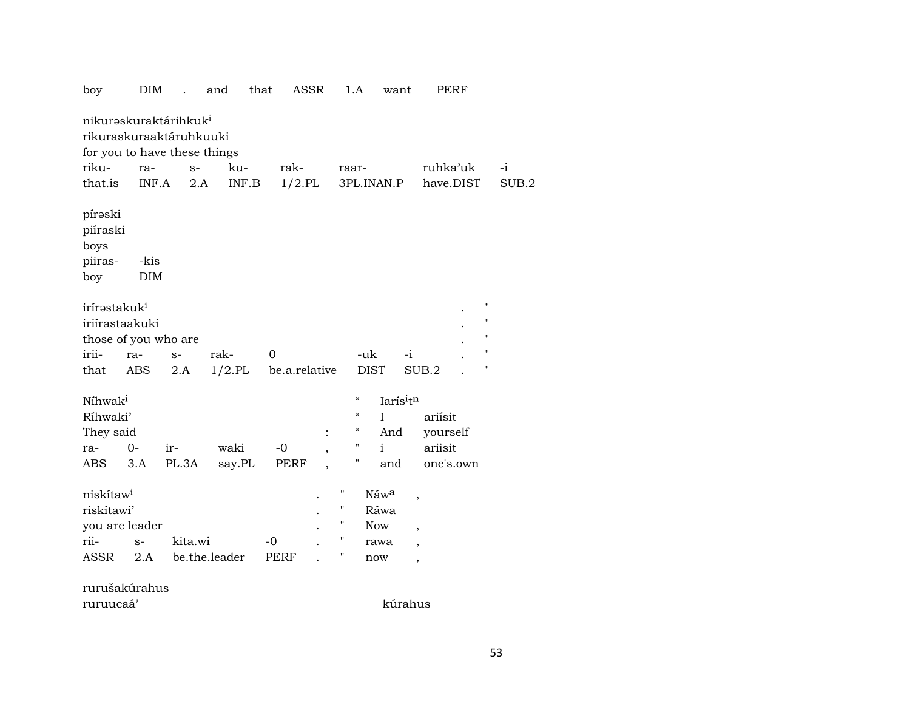| boy | DIM | . | and | that | ASSR | 1.A | want | PERF |
|---|---|---|---|---|---|---|---|---|

nikurəskuraktárihkuk[i]
rikuraskuraaktáruhkuuki
for you to have these things

| riku- | ra- | s- | ku- | rak- | raar- | ruhkaʾuk | -i |
|---|---|---|---|---|---|---|---|
| that.is | INF.A | 2.A | INF.B | 1/2.PL | 3PL.INAN.P | have.DIST | SUB.2 |

pírəski
piíraski
boys

| piiras- | -kis |
|---|---|
| boy | DIM |

irírəstakuk[i] . "
iriírastaakuki . "
those of you who are . "

| irii- | ra- | s- | rak- | 0 | -uk | -i | . | " |
|---|---|---|---|---|---|---|---|---|
| that | ABS | 2.A | 1/2.PL | be.a.relative | DIST | SUB.2 | . | " |

Níhwak[i] " Iarís[i]t[n]
Ríhwaki' " I ariísit
They said : " And yourself

| ra- | 0- | ir- | waki | -0 | , | " | i | ariisit |
|---|---|---|---|---|---|---|---|---|
| ABS | 3.A | PL.3A | say.PL | PERF | , | " | and | one's.own |

niskítaw[i] . " Náw[a] ,
riskítawi' . " Ráwa
you are leader . " Now ,

| rii- | s- | kita.wi | -0 | . | " | rawa | , |
|---|---|---|---|---|---|---|---|
| ASSR | 2.A | be.the.leader | PERF | . | " | now | , |

rurušakúrahus
ruruucaá' kúrahus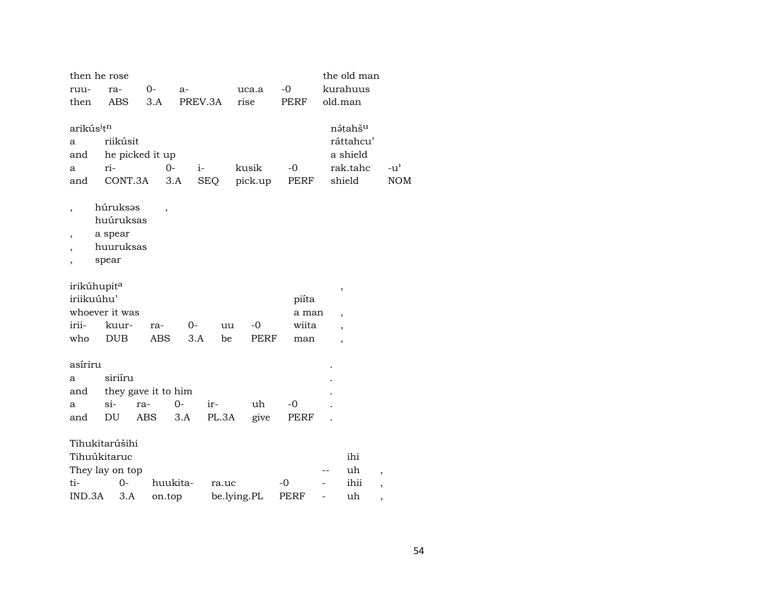| then he rose | | | | | | the old man |
|---|---|---|---|---|---|---|
| ruu- | ra- | 0- | a- | uca.a | -0 | kurahuus |
| then | ABS | 3.A | PREV.3A | rise | PERF | old.man |

| arikúsⁱtⁿ | | | | | | nə́tahšᵘ | |
|---|---|---|---|---|---|---|---|
| a | riikúsit | | | | | ráttahcu’ | |
| and | he picked it up | | | | | a shield | |
| a | ri- | 0- | i- | kusik | -0 | rak.tahc | -u’ |
| and | CONT.3A | 3.A | SEQ | pick.up | PERF | shield | NOM |

| , | húruksəs | , |
|---|---|---|
| | huúruksas | |
| , | a spear | |
| , | huuruksas | |
| , | spear | |

| irikúhupitᵃ | | | | | | | , |
|---|---|---|---|---|---|---|---|
| iriikuúhu’ | | | | | | piíta | |
| whoever it was | | | | | | a man | , |
| irii- | kuur- | ra- | 0- | uu | -0 | wiita | , |
| who | DUB | ABS | 3.A | be | PERF | man | , |

| asíriru | | | | | | | . |
|---|---|---|---|---|---|---|---|
| a | siriíru | | | | | | . |
| and | they gave it to him | | | | | | . |
| a | si- | ra- | 0- | ir- | uh | -0 | . |
| and | DU | ABS | 3.A | PL.3A | give | PERF | . |

| Tihukitarúšihi | | | | | | | |
|---|---|---|---|---|---|---|---|
| Tihuúkitaruc | | | | | | ihi | |
| They lay on top | | | | | -- | uh | , |
| ti- | 0- | huukita- | ra.uc | -0 | - | ihii | , |
| IND.3A | 3.A | on.top | be.lying.PL | PERF | - | uh | , |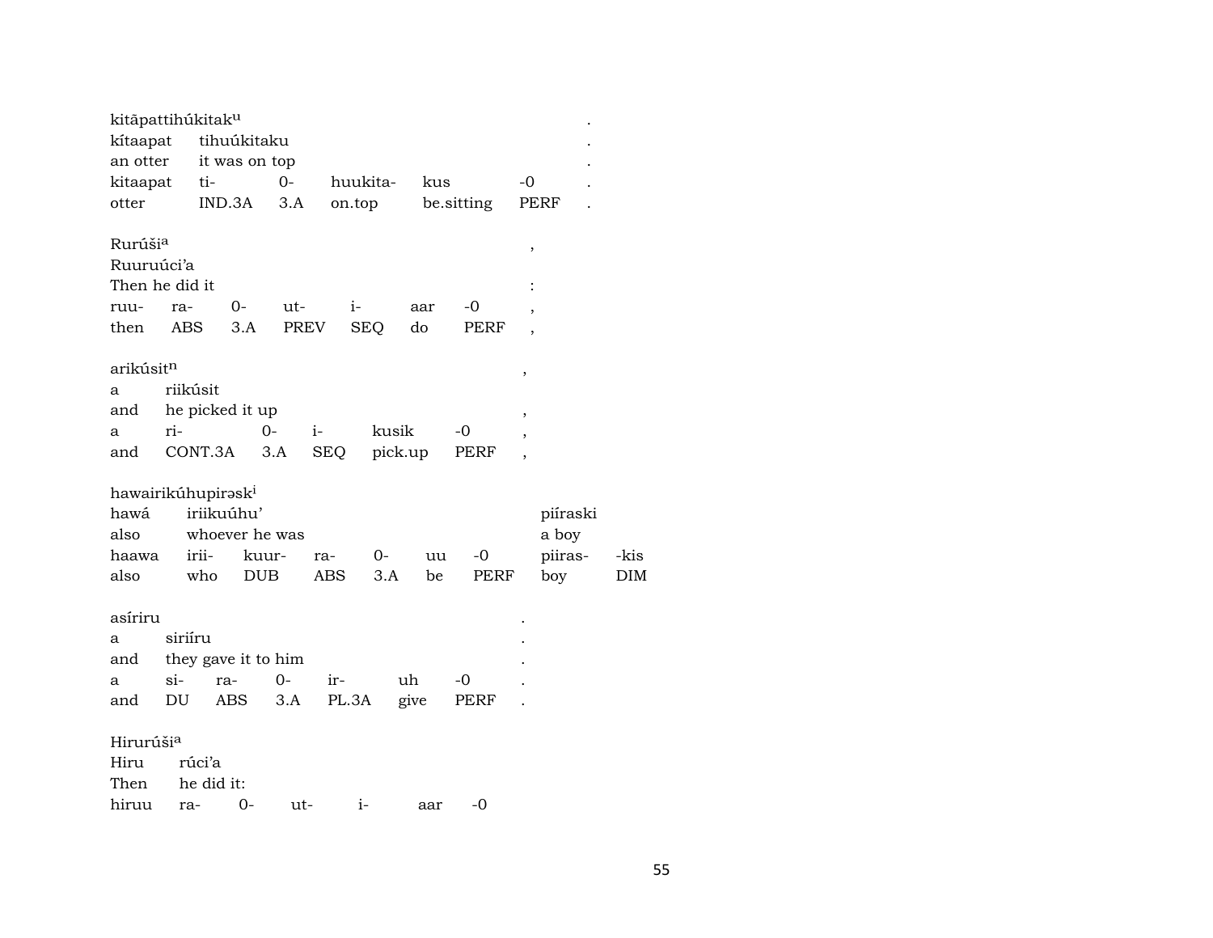kitāpattihúkitak[u] .
kítaapat tihuúkitaku .
an otter it was on top .

| kitaapat | ti- | 0- | huukita- | kus | -0 | . |
|---|---|---|---|---|---|---|
| otter | IND.3A | 3.A | on.top | be.sitting | PERF | . |

Rurúši[a] ,
Ruuruúci'a
Then he did it :

| ruu- | ra- | 0- | ut- | i- | aar | -0 | , |
|---|---|---|---|---|---|---|---|
| then | ABS | 3.A | PREV | SEQ | do | PERF | , |

arikúsit[n] ,
a riikúsit
and he picked it up ,

| a | ri- | 0- | i- | kusik | -0 | , |
|---|---|---|---|---|---|---|
| and | CONT.3A | 3.A | SEQ | pick.up | PERF | , |

hawairikúhupirəsk[i]
hawá iriikuúhu' piíraski
also whoever he was a boy

| haawa | irii- | kuur- | ra- | 0- | uu | -0 | piiras- | -kis |
|---|---|---|---|---|---|---|---|---|
| also | who | DUB | ABS | 3.A | be | PERF | boy | DIM |

asíriru .
a siriíru .
and they gave it to him .

| a | si- | ra- | 0- | ir- | uh | -0 | . |
|---|---|---|---|---|---|---|---|
| and | DU | ABS | 3.A | PL.3A | give | PERF | . |

Hirurúši[a]
Hiru rúci'a
Then he did it:

| hiruu | ra- | 0- | ut- | i- | aar | -0 |
|---|---|---|---|---|---|---|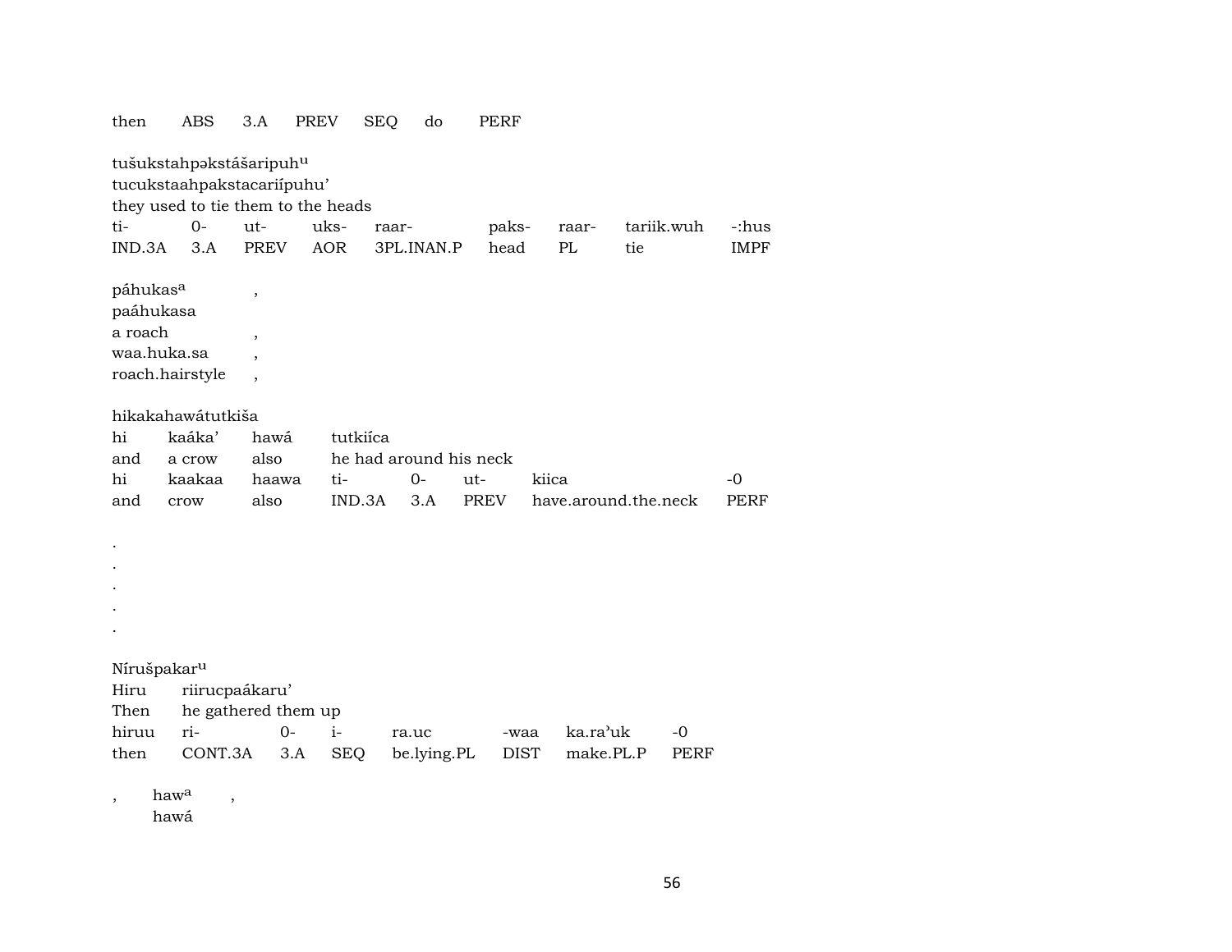| then | ABS | 3.A | PREV | SEQ | do | PERF |
|---|---|---|---|---|---|---|

tušukstahpəkstášaripuh^u
tucukstaahpakstacariípuhu’
they used to tie them to the heads

| ti- | 0- | ut- | uks- | raar- | paks- | raar- | tariik.wuh | -:hus |
|---|---|---|---|---|---|---|---|---|
| IND.3A | 3.A | PREV | AOR | 3PL.INAN.P | head | PL | tie | IMPF |

páhukas^a ,
paáhukasa
a roach ,
waa.huka.sa ,
roach.hairstyle ,

hikakahawátutkiša

| hi | kaáka’ | hawá | tutkiíca | | | | |
|---|---|---|---|---|---|---|---|
| and | a crow | also | he had around his neck | | | | |
| hi | kaakaa | haawa | ti- | 0- | ut- | kiica | -0 |
| and | crow | also | IND.3A | 3.A | PREV | have.around.the.neck | PERF |

.
.
.
.
.

Níruš­pakar^u

| Hiru | riirucpaákaru’ | | | | | | |
|---|---|---|---|---|---|---|---|
| Then | he gathered them up | | | | | | |
| hiruu | ri- | 0- | i- | ra.uc | -waa | ka.ra’uk | -0 |
| then | CONT.3A | 3.A | SEQ | be.lying.PL | DIST | make.PL.P | PERF |

, haw^a ,
hawá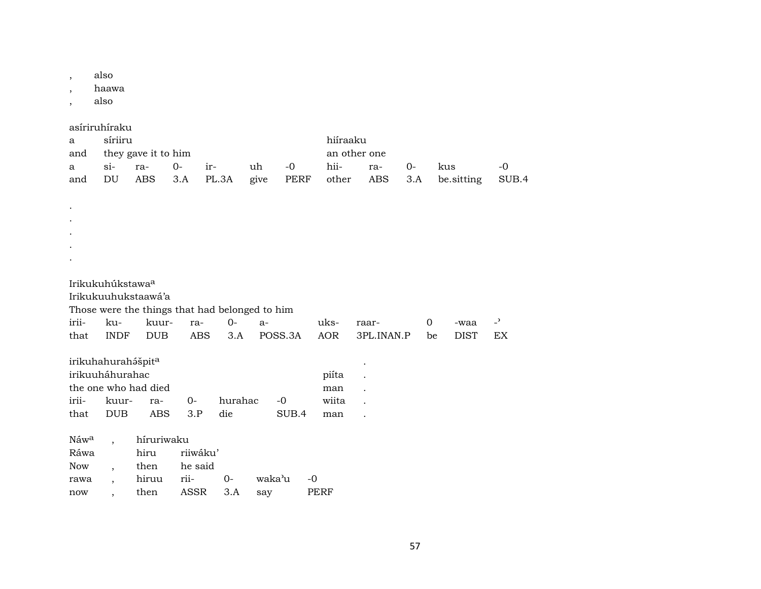| , | also |
|---|---|
| , | haawa |
| , | also |

asíriruhíraku

| a | síriiru | | | | | | hiíraaku | | | | |
|---|---|---|---|---|---|---|---|---|---|---|---|
| and | they gave it to him | | | | | | an other one | | | | |
| a | si- | ra- | 0- | ir- | uh | -0 | hii- | ra- | 0- | kus | -0 |
| and | DU | ABS | 3.A | PL.3A | give | PERF | other | ABS | 3.A | be.sitting | SUB.4 |

.
.
.
.
.

Irikukuhúkstawa[a]

| Irikukuuhukstaawá'a | | | | | | | | | | |
|---|---|---|---|---|---|---|---|---|---|---|
| Those were the things that had belonged to him | | | | | | | | | | |
| irii- | ku- | kuur- | ra- | 0- | a- | uks- | raar- | 0 | -waa | -ʾ |
| that | INDF | DUB | ABS | 3.A | POSS.3A | AOR | 3PL.INAN.P | be | DIST | EX |

irikuhahurahə́špit[a]

| irikuuháhurahac | | | | | piíta | . |
|---|---|---|---|---|---|---|
| the one who had died | | | | | man | . |
| irii- | kuur- | ra- | 0- | hurahac | -0 | wiita | . |
| that | DUB | ABS | 3.P | die | SUB.4 | man | . |

| Náw[a] | , | híruriwaku | | | | |
|---|---|---|---|---|---|---|
| Ráwa | | hiru | riiwáku' | | | |
| Now | , | then | he said | | | |
| rawa | , | hiruu | rii- | 0- | wakaʾu | -0 |
| now | , | then | ASSR | 3.A | say | PERF |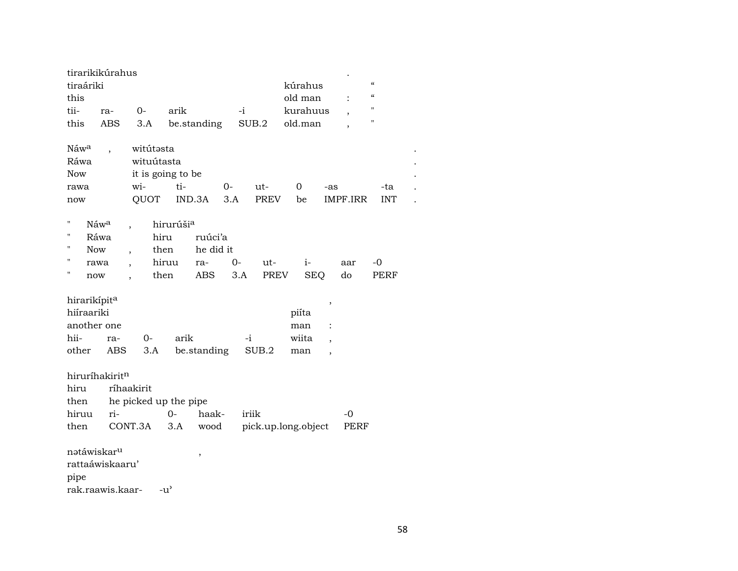| tirarikikúrahus | | | | | | . | |
|---|---|---|---|---|---|---|---|
| tiraáriki | | | | | kúrahus | | “ |
| this | | | | | old man | : | “ |
| tii- | ra- | 0- | arik | -i | kurahuus | , | " |
| this | ABS | 3.A | be.standing | SUB.2 | old.man | , | " |

| Náw[a] | , | witútəsta | | | | | | | . |
|---|---|---|---|---|---|---|---|---|---|
| Ráwa | | wituútasta | | | | | | | . |
| Now | | it is going to be | | | | | | | . |
| rawa | | wi- | ti- | 0- | ut- | 0 | -as | -ta | . |
| now | | QUOT | IND.3A | 3.A | PREV | be | IMPF.IRR | INT | . |

| " | Náw[a] | , | hirurúši[a] | | | | | | |
|---|---|---|---|---|---|---|---|---|---|
| " | Ráwa | | hiru | ruúci’a | | | | | |
| " | Now | , | then | he did it | | | | | |
| " | rawa | , | hiruu | ra- | 0- | ut- | i- | aar | -0 |
| " | now | , | then | ABS | 3.A | PREV | SEQ | do | PERF |

| hirarikípit[a] | | | | | | , |
|---|---|---|---|---|---|---|
| hiíraariki | | | | | piíta | |
| another one | | | | | man | : |
| hii- | ra- | 0- | arik | -i | wiita | , |
| other | ABS | 3.A | be.standing | SUB.2 | man | , |

| hiruríhakirit[n] | | | | | |
|---|---|---|---|---|---|
| hiru | ríhaakirit | | | | |
| then | he picked up the pipe | | | | |
| hiruu | ri- | 0- | haak- | iriik | -0 |
| then | CONT.3A | 3.A | wood | pick.up.long.object | PERF |

| nətáwiskar[u] | , |
|---|---|
| rattaáwiskaaru’ | |
| pipe | |
| rak.raawis.kaar- | -u’ |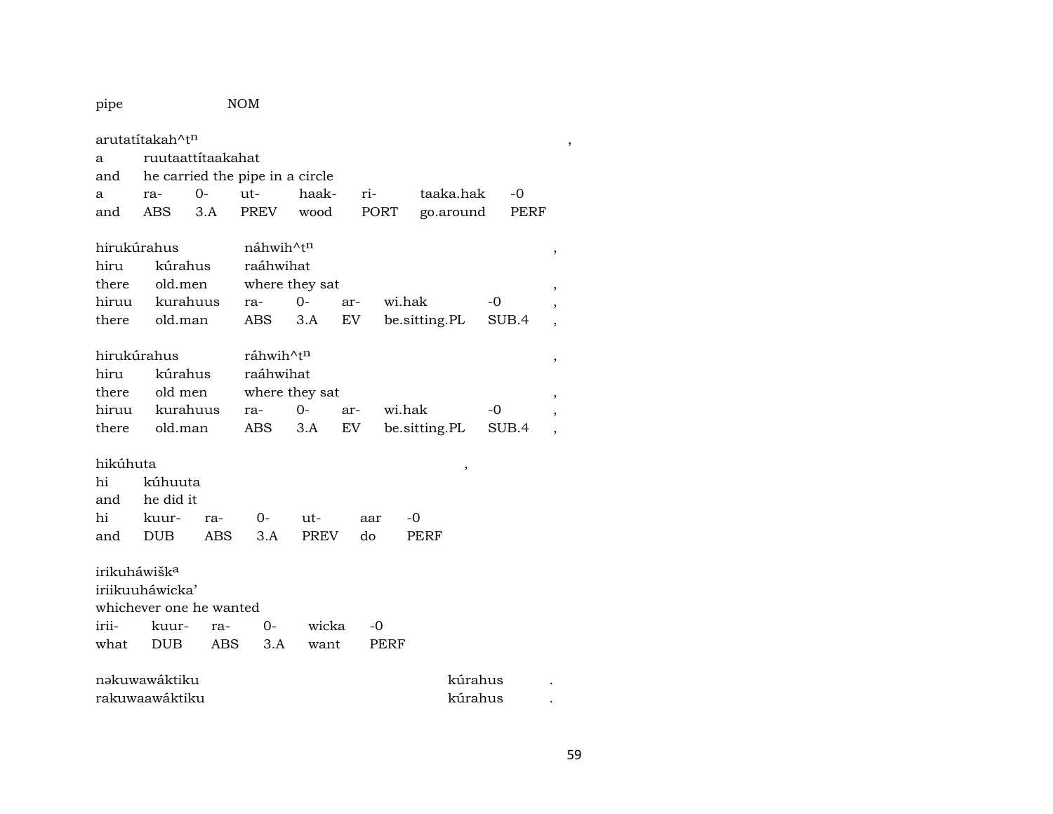pipe NOM

arutatítakah^tⁿ ,

| a | ruutaattítaakahat | | | | | |
|---|---|---|---|---|---|---|
| and | he carried the pipe in a circle | | | | | |
| a | ra- | 0- | ut- | haak- | ri- | taaka.hak | -0 |
| and | ABS | 3.A | PREV | wood | PORT | go.around | PERF |

hirukúrahus náhwih^tⁿ ,

| hiru | kúrahus | raáhwihat | | | | | |
|---|---|---|---|---|---|---|---|
| there | old.men | where they sat | | | | | , |
| hiruu | kurahuus | ra- | 0- | ar- | wi.hak | -0 | , |
| there | old.man | ABS | 3.A | EV | be.sitting.PL | SUB.4 | , |

hirukúrahus ráhwih^tⁿ ,

| hiru | kúrahus | raáhwihat | | | | | |
|---|---|---|---|---|---|---|---|
| there | old men | where they sat | | | | | , |
| hiruu | kurahuus | ra- | 0- | ar- | wi.hak | -0 | , |
| there | old.man | ABS | 3.A | EV | be.sitting.PL | SUB.4 | , |

hikúhuta ,

| hi | kúhuuta | | | | | |
|---|---|---|---|---|---|---|
| and | he did it | | | | | |
| hi | kuur- | ra- | 0- | ut- | aar | -0 |
| and | DUB | ABS | 3.A | PREV | do | PERF |

irikuháwiška

iriikuuháwicka'

whichever one he wanted

| irii- | kuur- | ra- | 0- | wicka | -0 |
|---|---|---|---|---|---|
| what | DUB | ABS | 3.A | want | PERF |

nəkuwawáktiku kúrahus .

rakuwaawáktiku kúrahus .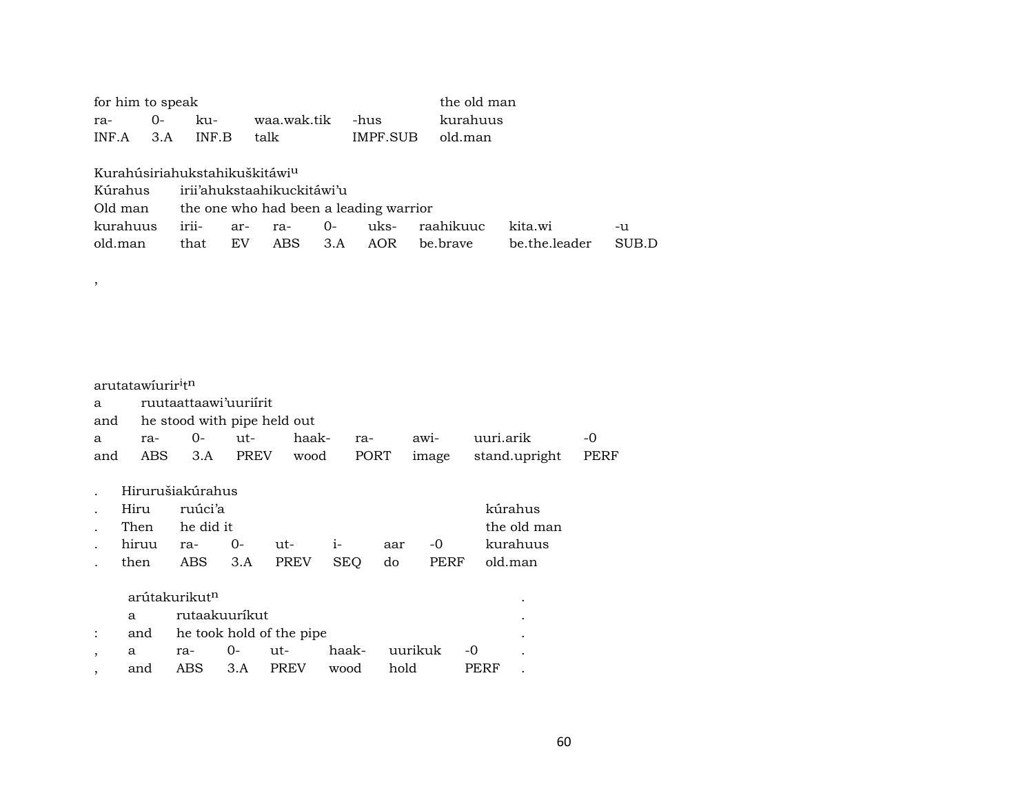| for him to speak | | | | | the old man |
|---|---|---|---|---|---|
| ra- | 0- | ku- | waa.wak.tik | -hus | kurahuus |
| INF.A | 3.A | INF.B | talk | IMPF.SUB | old.man |

Kurahúsiriahukstahikuškitáwi^u

| Kúrahus | irii'ahukstaahikuckitáwi'u | | | | | | | |
|---|---|---|---|---|---|---|---|---|
| Old man | the one who had been a leading warrior | | | | | | | |
| kurahuus | irii- | ar- | ra- | 0- | uks- | raahikuuc | kita.wi | -u |
| old.man | that | EV | ABS | 3.A | AOR | be.brave | be.the.leader | SUB.D |

,

arutatawíurir^it^n

| a | ruutaattaawi'uuriírit | | | | | | | |
|---|---|---|---|---|---|---|---|---|
| and | he stood with pipe held out | | | | | | | |
| a | ra- | 0- | ut- | haak- | ra- | awi- | uuri.arik | -0 |
| and | ABS | 3.A | PREV | wood | PORT | image | stand.upright | PERF |

. Hirurušiakúrahus

| . | Hiru | ruúci'a | | | | | | kúrahus |
|---|---|---|---|---|---|---|---|---|
| . | Then | he did it | | | | | | the old man |
| . | hiruu | ra- | 0- | ut- | i- | aar | -0 | kurahuus |
| . | then | ABS | 3.A | PREV | SEQ | do | PERF | old.man |

arútakurikut^n .

| | a | rutaakuuríkut | | | | | | . |
|---|---|---|---|---|---|---|---|---|
| : | and | he took hold of the pipe | | | | | | . |
| , | a | ra- | 0- | ut- | haak- | uurikuk | -0 | . |
| , | and | ABS | 3.A | PREV | wood | hold | PERF | . |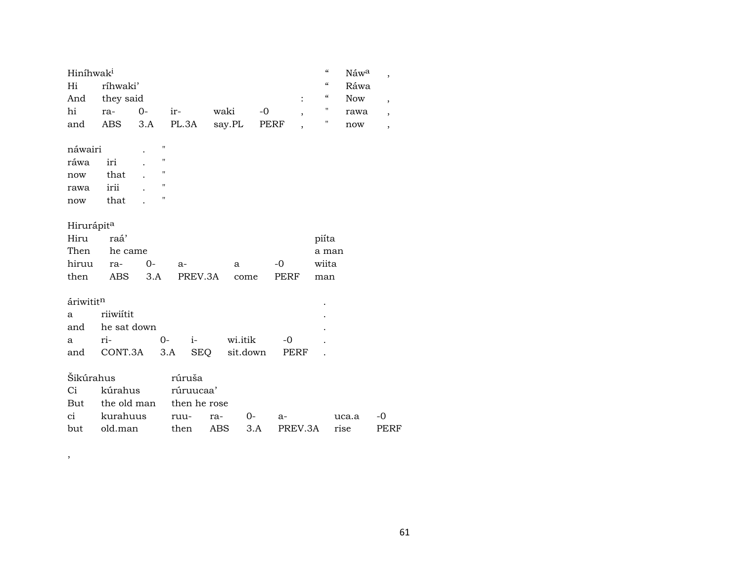| Hiníhwak[i] | | | | | | " | Náw[a] | , |
|---|---|---|---|---|---|---|---|---|
| Hi | ríhwaki' | | | | | " | Ráwa | |
| And | they said | | | | : | " | Now | , |
| hi | ra- | 0- | ir- | waki | -0 , | " | rawa | , |
| and | ABS | 3.A | PL.3A | say.PL | PERF , | " | now | , |

| náwairi | | . | " |
|---|---|---|---|
| ráwa | iri | . | " |
| now | that | . | " |
| rawa | irii | . | " |
| now | that | . | " |

| Hirurápit[a] | | | | | | |
|---|---|---|---|---|---|---|
| Hiru | raá' | | | | | piíta |
| Then | he came | | | | | a man |
| hiruu | ra- | 0- | a- | a | -0 | wiita |
| then | ABS | 3.A | PREV.3A | come | PERF | man |

| áriwitit[n] | | | | | | . |
|---|---|---|---|---|---|---|
| a | riiwiítit | | | | | . |
| and | he sat down | | | | | . |
| a | ri- | 0- | i- | wi.itik | -0 | . |
| and | CONT.3A | 3.A | SEQ | sit.down | PERF | . |

| Šikúrahus | | rúruša | | | | | |
|---|---|---|---|---|---|---|---|
| Ci | kúrahus | rúruucaa' | | | | | |
| But | the old man | then he rose | | | | | |
| ci | kurahuus | ruu- | ra- | 0- | a- | uca.a | -0 |
| but | old.man | then | ABS | 3.A | PREV.3A | rise | PERF |

,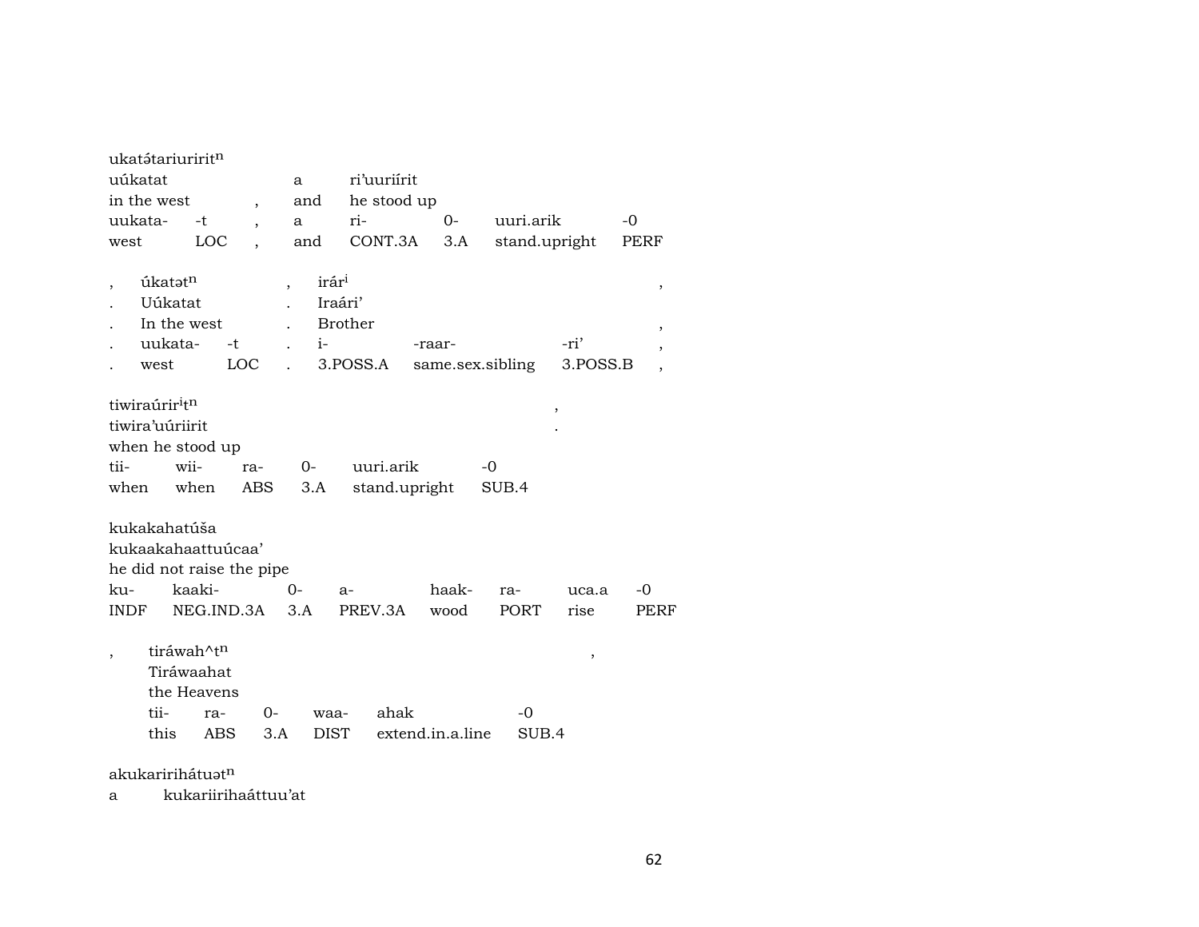ukatə́tariuriritⁿ

| uúkatat | | | a | ri'uuriírit | | | |
|---|---|---|---|---|---|---|---|
| in the west | | , | and | he stood up | | | |
| uukata- | -t | , | a | ri- | 0- | uuri.arik | -0 |
| west | LOC | , | and | CONT.3A | 3.A | stand.upright | PERF |

| , | úkatətⁿ | | , | irárⁱ | | | , |
|---|---|---|---|---|---|---|---|
| . | Uúkatat | | . | Iraári' | | | |
| . | In the west | | . | Brother | | | , |
| . | uukata- | -t | . | i- | -raar- | -ri' | , |
| . | west | LOC | . | 3.POSS.A | same.sex.sibling | 3.POSS.B | , |

tiwiraúrirⁱtⁿ ,
tiwira'uúriirit .
when he stood up

| tii- | wii- | ra- | 0- | uuri.arik | -0 |
|---|---|---|---|---|---|
| when | when | ABS | 3.A | stand.upright | SUB.4 |

kukakahatúša
kukaakahaattuúcaa'
he did not raise the pipe

| ku- | kaaki- | 0- | a- | haak- | ra- | uca.a | -0 |
|---|---|---|---|---|---|---|---|
| INDF | NEG.IND.3A | 3.A | PREV.3A | wood | PORT | rise | PERF |

, tiráwah^tⁿ ,
Tiráwaahat
the Heavens

| tii- | ra- | 0- | waa- | ahak | -0 |
|---|---|---|---|---|---|
| this | ABS | 3.A | DIST | extend.in.a.line | SUB.4 |

akukaririhátuətⁿ
a kukariirihaáttuu'at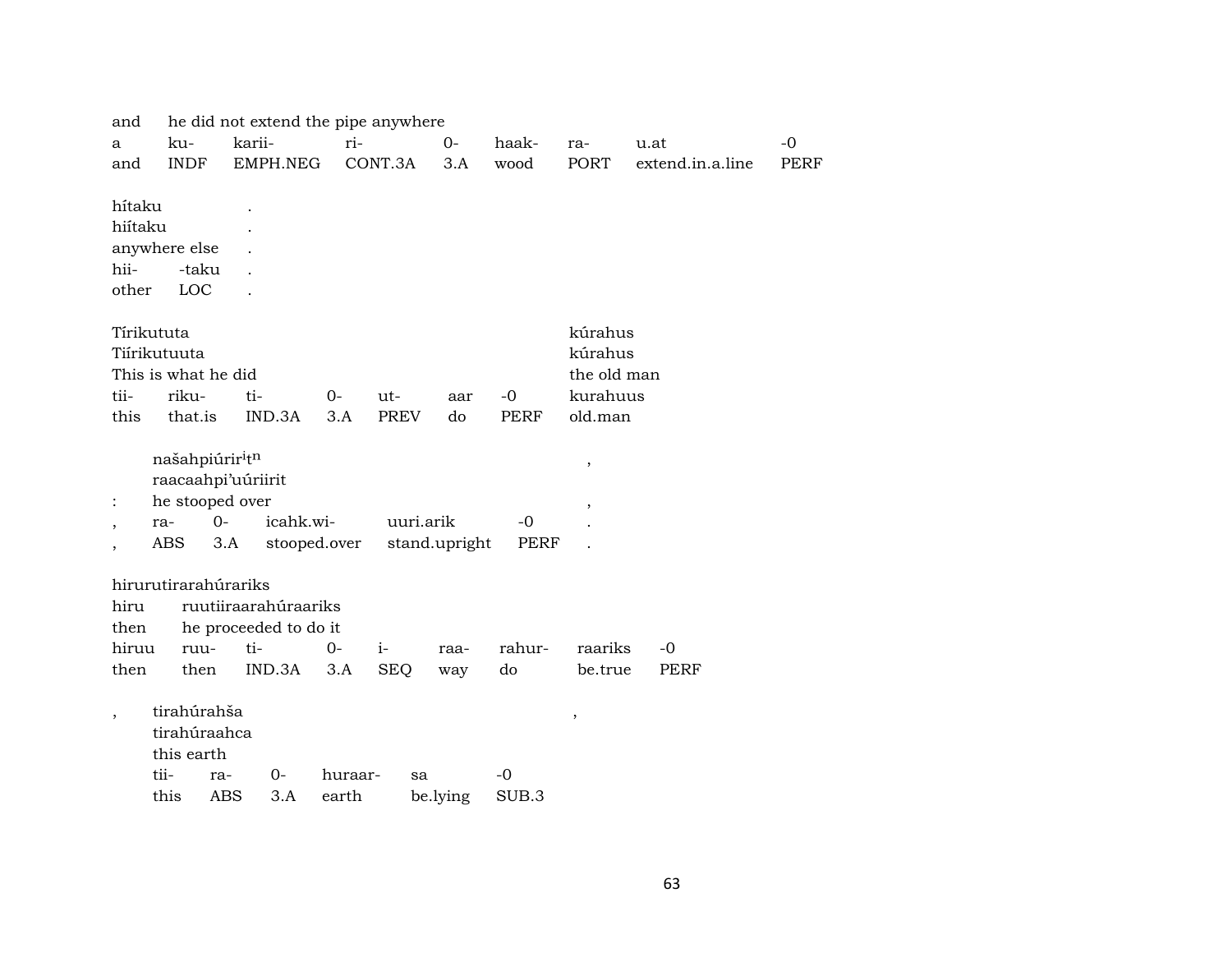| and | he did not extend the pipe anywhere | | | | | | | |
|---|---|---|---|---|---|---|---|---|
| a | ku- | karii- | ri- | 0- | haak- | ra- | u.at | -0 |
| and | INDF | EMPH.NEG | CONT.3A | 3.A | wood | PORT | extend.in.a.line | PERF |

| hítaku | | . |
|---|---|---|
| hiítaku | | . |
| anywhere else | | . |
| hii- | -taku | . |
| other | LOC | . |

| Tírikututa | | | | | | | kúrahus |
|---|---|---|---|---|---|---|---|
| Tiírikutuuta | | | | | | | kúrahus |
| This is what he did | | | | | | | the old man |
| tii- | riku- | ti- | 0- | ut- | aar | -0 | kurahuus |
| this | that.is | IND.3A | 3.A | PREV | do | PERF | old.man |

| | našahpiúrir$^{i}$t$^{n}$ | | | | | , |
|---|---|---|---|---|---|---|
| | raacaahpi'uúriirit | | | | | |
| : | he stooped over | | | | | , |
| , | ra- | 0- | icahk.wi- | uuri.arik | -0 | . |
| , | ABS | 3.A | stooped.over | stand.upright | PERF | . |

| hirurutirarahúrariks | | | | | | | | |
|---|---|---|---|---|---|---|---|---|
| hiru | ruutiiraarahúraariks | | | | | | | |
| then | he proceeded to do it | | | | | | | |
| hiruu | ruu- | ti- | 0- | i- | raa- | rahur- | raariks | -0 |
| then | then | IND.3A | 3.A | SEQ | way | do | be.true | PERF |

| , | tirahúrahša | | | | | , |
|---|---|---|---|---|---|---|
| | tirahúraahca | | | | | |
| | this earth | | | | | |
| | tii- | ra- | 0- | huraar- | sa | -0 |
| | this | ABS | 3.A | earth | be.lying | SUB.3 |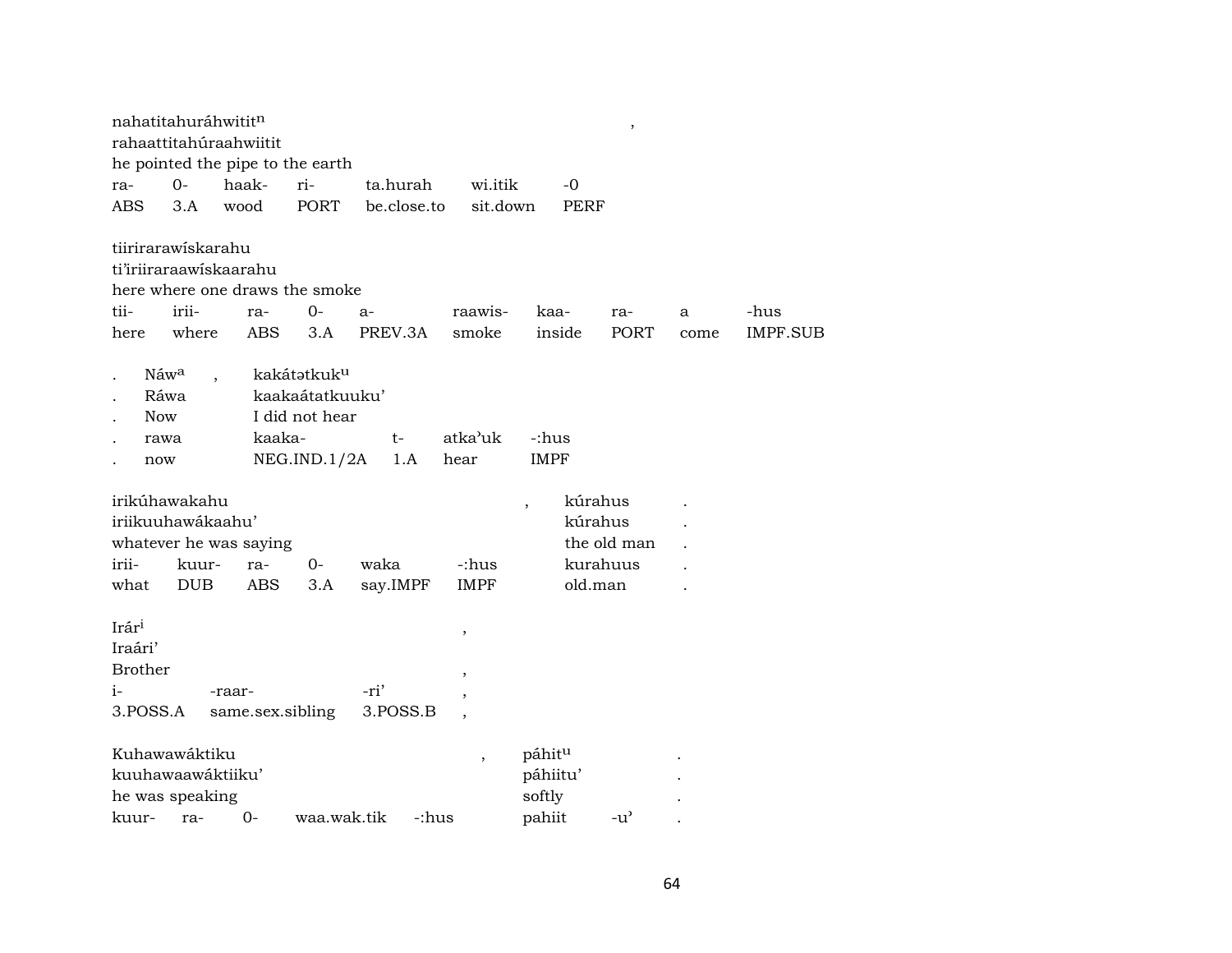nahatitahuráhwitit[n] ,
rahaattitahúraahwiitit
he pointed the pipe to the earth

| ra- | 0- | haak- | ri- | ta.hurah | wi.itik | -0 |
|---|---|---|---|---|---|---|
| ABS | 3.A | wood | PORT | be.close.to | sit.down | PERF |

tiirirarawískarahu
ti'iriiraraawískaarahu
here where one draws the smoke

| tii- | irii- | ra- | 0- | a- | raawis- | kaa- | ra- | a | -hus |
|---|---|---|---|---|---|---|---|---|---|
| here | where | ABS | 3.A | PREV.3A | smoke | inside | PORT | come | IMPF.SUB |

| . | Náw[a] | , | kakátətkuk[u] | | | |
|---|---|---|---|---|---|---|
| . | Ráwa | | kaakaátatkuuku' | | | |
| . | Now | | I did not hear | | | |
| . | rawa | | kaaka- | t- | atka'uk | -:hus |
| . | now | | NEG.IND.1/2A | 1.A | hear | IMPF |

| irikúhawakahu | | | | | | , | kúrahus | . |
|---|---|---|---|---|---|---|---|---|
| iriikuuhawákaahu' | | | | | | | kúrahus | . |
| whatever he was saying | | | | | | | the old man | . |
| irii- | kuur- | ra- | 0- | waka | -:hus | | kurahuus | . |
| what | DUB | ABS | 3.A | say.IMPF | IMPF | | old.man | . |

| Irár[i] | | | , |
|---|---|---|---|
| Iraári' | | | |
| Brother | | | , |
| i- | -raar- | -ri' | , |
| 3.POSS.A | same.sex.sibling | 3.POSS.B | , |

| Kuhawawáktiku | | | | | , | páhit[u] | | . |
|---|---|---|---|---|---|---|---|---|
| kuuhawaawáktiiku' | | | | | | páhiitu' | | . |
| he was speaking | | | | | | softly | | . |
| kuur- | ra- | 0- | waa.wak.tik | -:hus | | pahiit | -u' | . |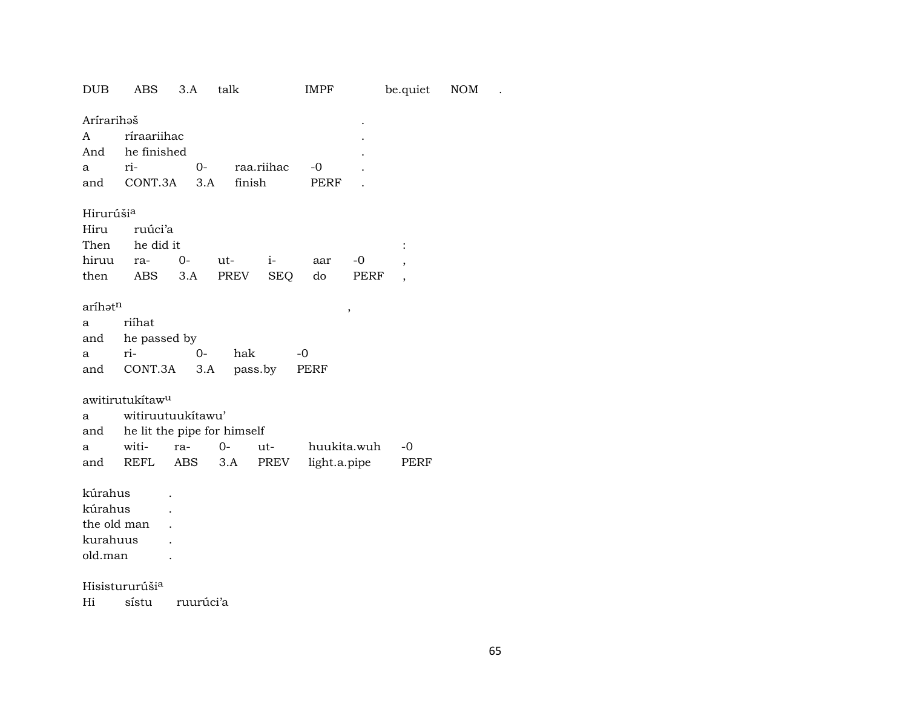DUB ABS 3.A talk IMPF be.quiet NOM .

Arírarihəš .
A ríraariihac .
And he finished .
a ri- 0- raa.riihac -0 .
and CONT.3A 3.A finish PERF .

Hirurúši[a]
Hiru ruúci'a
Then he did it :
hiruu ra- 0- ut- i- aar -0 ,
then ABS 3.A PREV SEQ do PERF ,

aríhət[n] ,
a riíhat
and he passed by
a ri- 0- hak -0
and CONT.3A 3.A pass.by PERF

awitirutukítaw[u]
a witiruutuukítawu'
and he lit the pipe for himself
a witi- ra- 0- ut- huukita.wuh -0
and REFL ABS 3.A PREV light.a.pipe PERF

kúrahus .
kúrahus .
the old man .
kurahuus .
old.man .

Hisisturúši[a]
Hi sístu ruurúci'a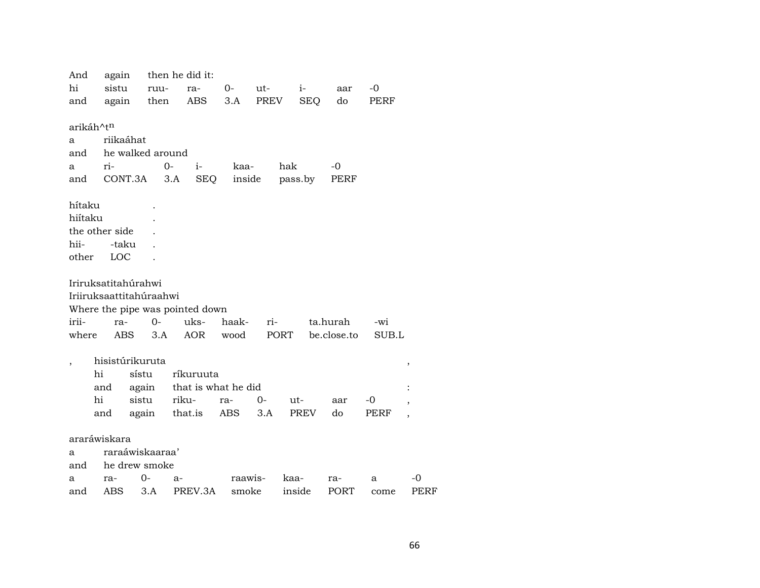And again then he did it:

| hi | sistu | ruu- | ra- | 0- | ut- | i- | aar | -0 |
|---|---|---|---|---|---|---|---|---|
| and | again | then | ABS | 3.A | PREV | SEQ | do | PERF |

arikáh^t$^{n}$

| a | riikaáhat | | | | | |
|---|---|---|---|---|---|---|
| and | he walked around | | | | | |
| a | ri- | 0- | i- | kaa- | hak | -0 |
| and | CONT.3A | 3.A | SEQ | inside | pass.by | PERF |

hítaku .

hiítaku .

the other side .

| hii- | -taku | . |
|---|---|---|
| other | LOC | . |

Iriruksatitahúrahwi

Iriiruksaattitahúraahwi

Where the pipe was pointed down

| irii- | ra- | 0- | uks- | haak- | ri- | ta.hurah | -wi |
|---|---|---|---|---|---|---|---|
| where | ABS | 3.A | AOR | wood | PORT | be.close.to | SUB.L |

, hisistúrikuruta ,

| hi | sístu | ríkuruuta | | | | | |
|---|---|---|---|---|---|---|---|
| and | again | that is what he did | | | | | : |
| hi | sistu | riku- | ra- | 0- | ut- | aar | -0 , |
| and | again | that.is | ABS | 3.A | PREV | do | PERF , |

araráwiskara

| a | raraáwiskaaraa’ | | | | | | | |
|---|---|---|---|---|---|---|---|---|
| and | he drew smoke | | | | | | | |
| a | ra- | 0- | a- | raawis- | kaa- | ra- | a | -0 |
| and | ABS | 3.A | PREV.3A | smoke | inside | PORT | come | PERF |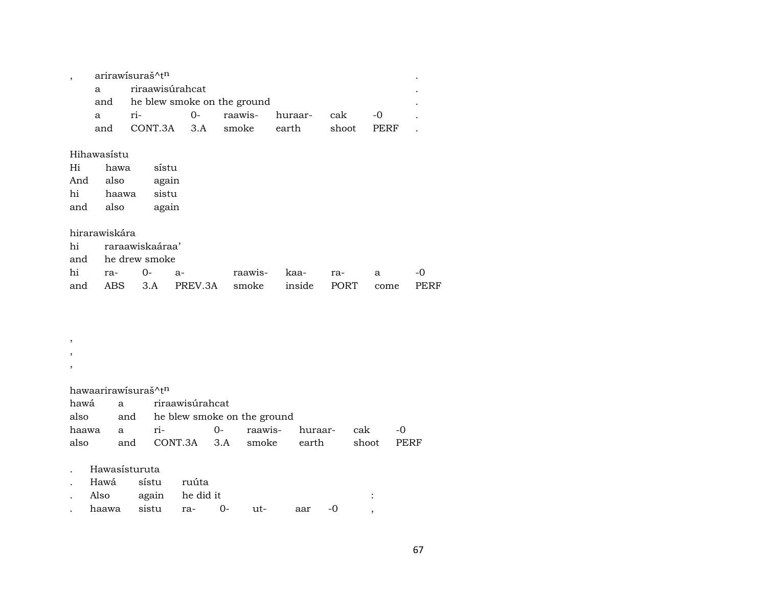, arirawísuraš^tⁿ .

| | | | | | | | |
|---|---|---|---|---|---|---|---|
| a | riraawisúrahcat | | | | | | . |
| and | he blew smoke on the ground | | | | | | . |
| a | ri- | 0- | raawis- | huraar- | cak | -0 | . |
| and | CONT.3A | 3.A | smoke | earth | shoot | PERF | . |

Hihawasístu

| | | |
|---|---|---|
| Hi | hawa | sístu |
| And | also | again |
| hi | haawa | sistu |
| and | also | again |

hirarawiskára

| | | | | | | | | |
|---|---|---|---|---|---|---|---|---|
| hi | raraawiskaáraa’ | | | | | | | |
| and | he drew smoke | | | | | | | |
| hi | ra- | 0- | a- | raawis- | kaa- | ra- | a | -0 |
| and | ABS | 3.A | PREV.3A | smoke | inside | PORT | come | PERF |

,
,
,

hawaarirawísuraš^tⁿ

| | | | | | | | |
|---|---|---|---|---|---|---|---|
| hawá | a | riraawisúrahcat | | | | | |
| also | and | he blew smoke on the ground | | | | | |
| haawa | a | ri- | 0- | raawis- | huraar- | cak | -0 |
| also | and | CONT.3A | 3.A | smoke | earth | shoot | PERF |

. Hawasísturuta

| | | | | | | | |
|---|---|---|---|---|---|---|---|
| . Hawá | sístu | ruúta | | | | | |
| . Also | again | he did it | | | | | : |
| . haawa | sistu | ra- | 0- | ut- | aar | -0 | , |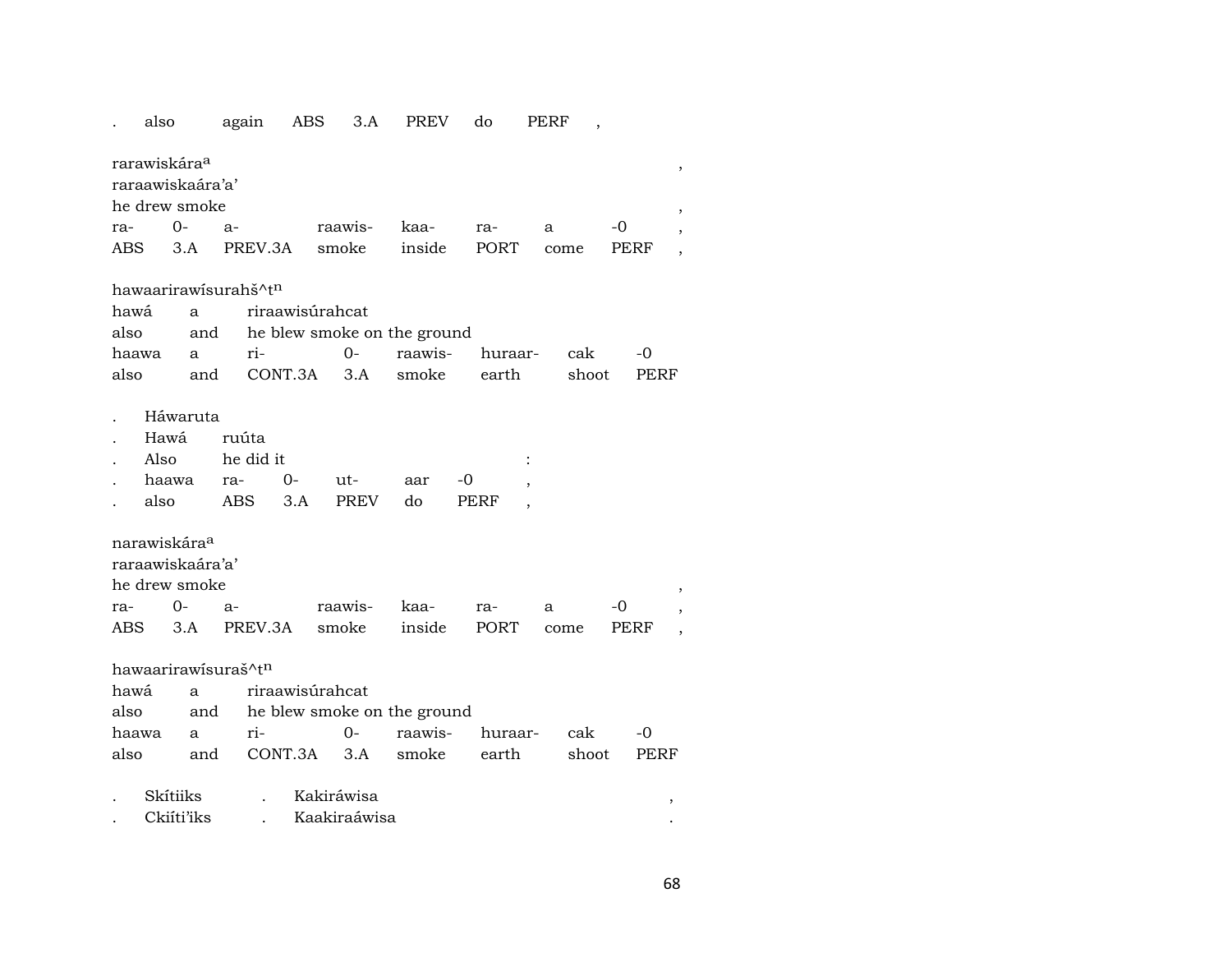| . | also | again | ABS | 3.A | PREV | do | PERF | , |
|---|---|---|---|---|---|---|---|---|

rarawiskára[a] ,
raraawiskaára'a'
he drew smoke ,

| ra- | 0- | a- | raawis- | kaa- | ra- | a | -0 | , |
|---|---|---|---|---|---|---|---|---|
| ABS | 3.A | PREV.3A | smoke | inside | PORT | come | PERF | , |

hawaarirawísurahš^t[n]

| hawá | a | riraawisúrahcat | | | | | |
|---|---|---|---|---|---|---|---|
| also | and | he blew smoke on the ground | | | | | |
| haawa | a | ri- | 0- | raawis- | huraar- | cak | -0 |
| also | and | CONT.3A | 3.A | smoke | earth | shoot | PERF |

| . | Háwaruta | | | | | | |
|---|---|---|---|---|---|---|---|
| . | Hawá | ruúta | | | | | |
| . | Also | he did it | | | | | : |
| . | haawa | ra- | 0- | ut- | aar | -0 | , |
| . | also | ABS | 3.A | PREV | do | PERF | , |

narawiskára[a]
raraawiskaára'a'
he drew smoke ,

| ra- | 0- | a- | raawis- | kaa- | ra- | a | -0 | , |
|---|---|---|---|---|---|---|---|---|
| ABS | 3.A | PREV.3A | smoke | inside | PORT | come | PERF | , |

hawaarirawísuraš^t[n]

| hawá | a | riraawisúrahcat | | | | | |
|---|---|---|---|---|---|---|---|
| also | and | he blew smoke on the ground | | | | | |
| haawa | a | ri- | 0- | raawis- | huraar- | cak | -0 |
| also | and | CONT.3A | 3.A | smoke | earth | shoot | PERF |

| . | Skítiiks | . | Kakiráwisa | , |
|---|---|---|---|---|
| . | Ckiíti'iks | . | Kaakiraáwisa | . |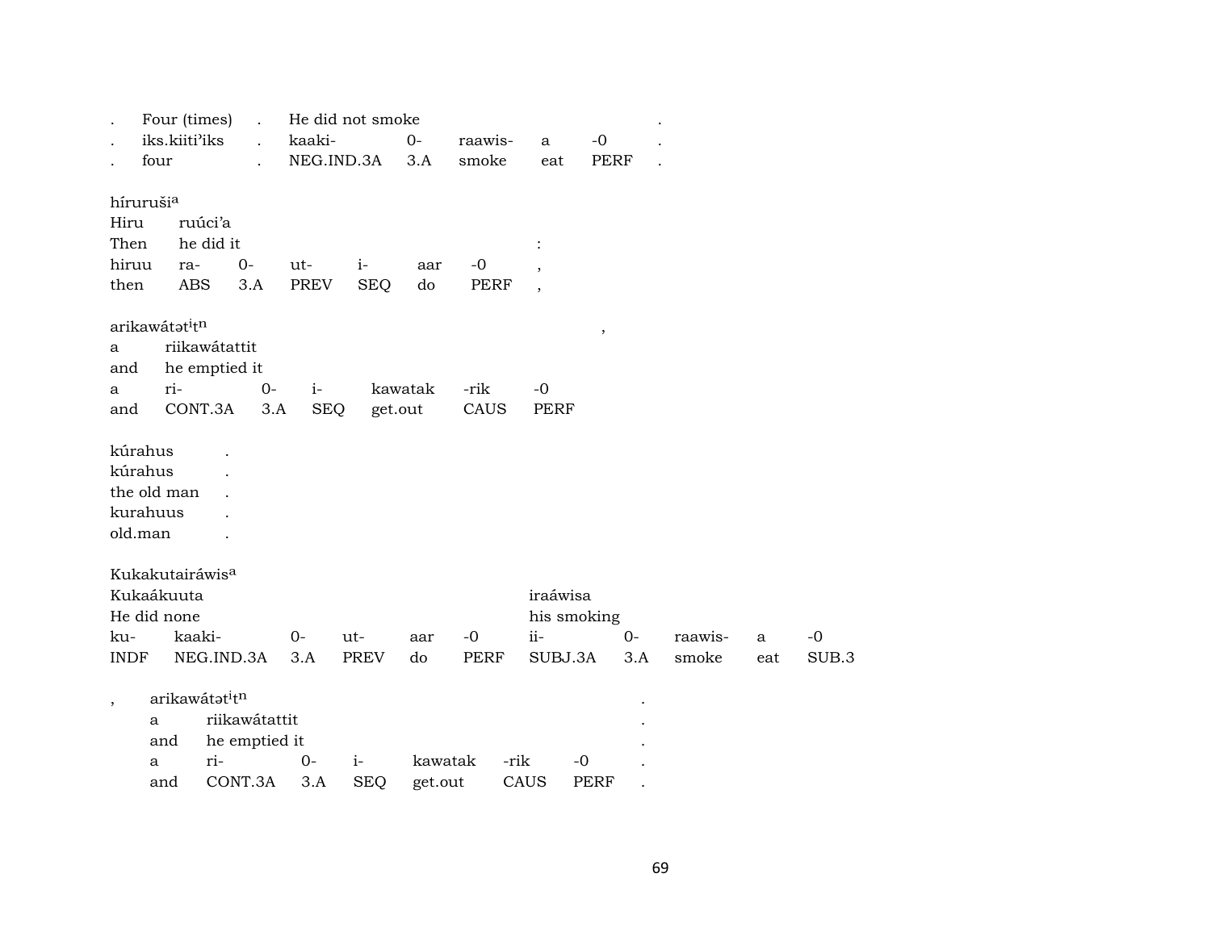| . | Four (times) | . | He did not smoke | | | | | . |
|---|---|---|---|---|---|---|---|---|
| . | iks.kiiti'iks | . | kaaki- | 0- | raawis- | a | -0 | . |
| . | four | . | NEG.IND.3A | 3.A | smoke | eat | PERF | . |

híruruši[a]

| Hiru | ruúci'a | | | | | | |
|---|---|---|---|---|---|---|---|
| Then | he did it | | | | | | : |
| hiruu | ra- | 0- | ut- | i- | aar | -0 | , |
| then | ABS | 3.A | PREV | SEQ | do | PERF | , |

arikawátət$^{i}$t$^{n}$ ,

| a | riikawátattit | | | | |
|---|---|---|---|---|---|
| and | he emptied it | | | | |
| a | ri- | 0- | i- | kawatak | -rik | -0 |
| and | CONT.3A | 3.A | SEQ | get.out | CAUS | PERF |

kúrahus .
kúrahus .
the old man .
kurahuus .
old.man .

Kukakutairáwis[a]

| Kukaákuuta | | | | | | iraáwisa | | | | |
|---|---|---|---|---|---|---|---|---|---|---|
| He did none | | | | | | his smoking | | | | |
| ku- | kaaki- | 0- | ut- | aar | -0 | ii- | 0- | raawis- | a | -0 |
| INDF | NEG.IND.3A | 3.A | PREV | do | PERF | SUBJ.3A | 3.A | smoke | eat | SUB.3 |

, arikawátət$^{i}$t$^{n}$ .

| a | riikawátattit | | | | | | . |
|---|---|---|---|---|---|---|---|
| and | he emptied it | | | | | | . |
| a | ri- | 0- | i- | kawatak | -rik | -0 | . |
| and | CONT.3A | 3.A | SEQ | get.out | CAUS | PERF | . |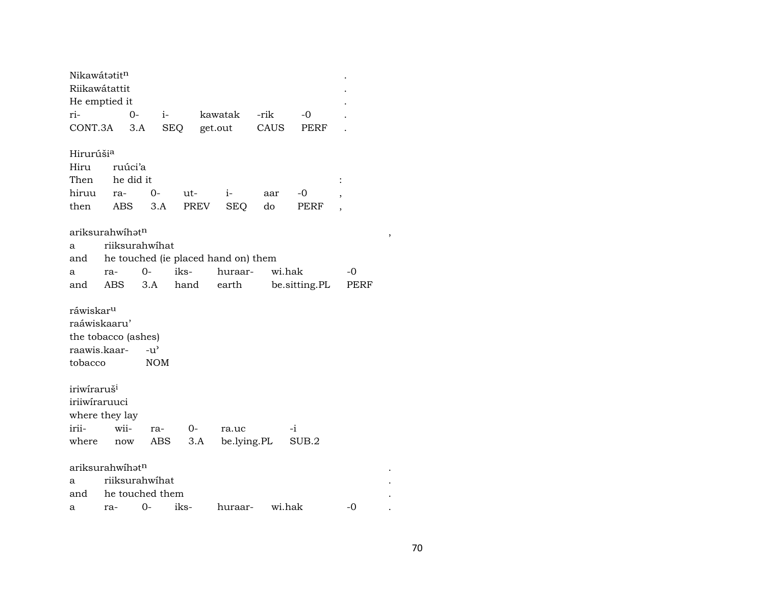Nikawátətit$^{n}$ .
Riikawátattit .
He emptied it .

| ri- | 0- | i- | kawatak | -rik | -0 | . |
|---|---|---|---|---|---|---|
| CONT.3A | 3.A | SEQ | get.out | CAUS | PERF | . |

Hirurúši$^{a}$
Hiru ruúci'a
Then he did it :

| hiruu | ra- | 0- | ut- | i- | aar | -0 | , |
|---|---|---|---|---|---|---|---|
| then | ABS | 3.A | PREV | SEQ | do | PERF | , |

ariksurahwíhət$^{n}$ ,
a riiksurahwíhat
and he touched (ie placed hand on) them

| a | ra- | 0- | iks- | huraar- | wi.hak | -0 |
|---|---|---|---|---|---|---|
| and | ABS | 3.A | hand | earth | be.sitting.PL | PERF |

ráwiskar$^{u}$
raáwiskaaru'
the tobacco (ashes)

| raawis.kaar- | -u' |
|---|---|
| tobacco | NOM |

iriwíraruš$^{i}$
iriiwíraruuci
where they lay

| irii- | wii- | ra- | 0- | ra.uc | -i |
|---|---|---|---|---|---|
| where | now | ABS | 3.A | be.lying.PL | SUB.2 |

ariksurahwíhət$^{n}$ .
a riiksurahwíhat .
and he touched them .

| a | ra- | 0- | iks- | huraar- | wi.hak | -0 | . |
|---|---|---|---|---|---|---|---|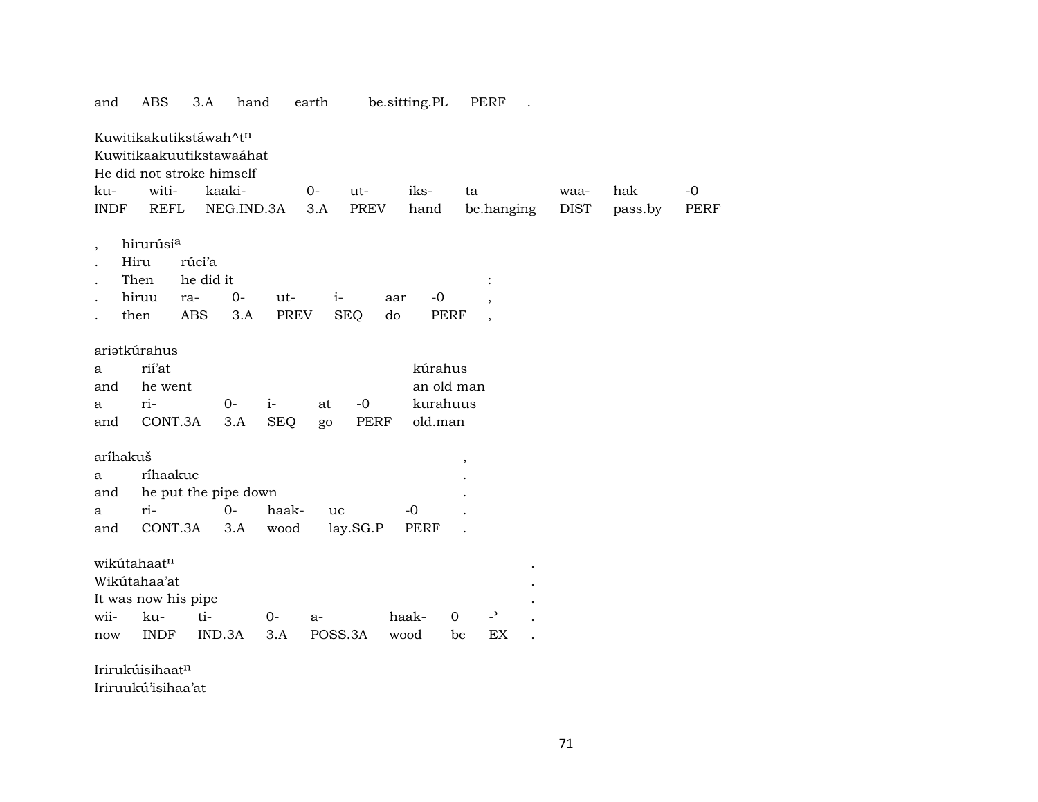and ABS 3.A hand earth be.sitting.PL PERF .

Kuwitikakutikstáwah^t$^{n}$
Kuwitikaakuutikstawaáhat
He did not stroke himself

| ku- | witi- | kaaki- | 0- | ut- | iks- | ta | waa- | hak | -0 |
|---|---|---|---|---|---|---|---|---|---|
| INDF | REFL | NEG.IND.3A | 3.A | PREV | hand | be.hanging | DIST | pass.by | PERF |

| , | hirurúsi[a] | | | | | | | |
|---|---|---|---|---|---|---|---|---|
| . | Hiru | rúci'a | | | | | | |
| . | Then | he did it | | | | | | : |
| . | hiruu | ra- | 0- | ut- | i- | aar | -0 | , |
| . | then | ABS | 3.A | PREV | SEQ | do | PERF | , |

ariətkúrahus

| a | rií'at | | | | | kúrahus |
|---|---|---|---|---|---|---|
| and | he went | | | | | an old man |
| a | ri- | 0- | i- | at | -0 | kurahuus |
| and | CONT.3A | 3.A | SEQ | go | PERF | old.man |

aríhakuš ,

| a | ríhaakuc | | | | | . |
|---|---|---|---|---|---|---|
| and | he put the pipe down | | | | | . |
| a | ri- | 0- | haak- | uc | -0 | . |
| and | CONT.3A | 3.A | wood | lay.SG.P | PERF | . |

wikútahaat$^{n}$ .
Wikútahaa'at .
It was now his pipe .

| wii- | ku- | ti- | 0- | a- | haak- | 0 | -ˀ | . |
|---|---|---|---|---|---|---|---|---|
| now | INDF | IND.3A | 3.A | POSS.3A | wood | be | EX | . |

Irirukúisihaat$^{n}$
Iriruukú'isihaa'at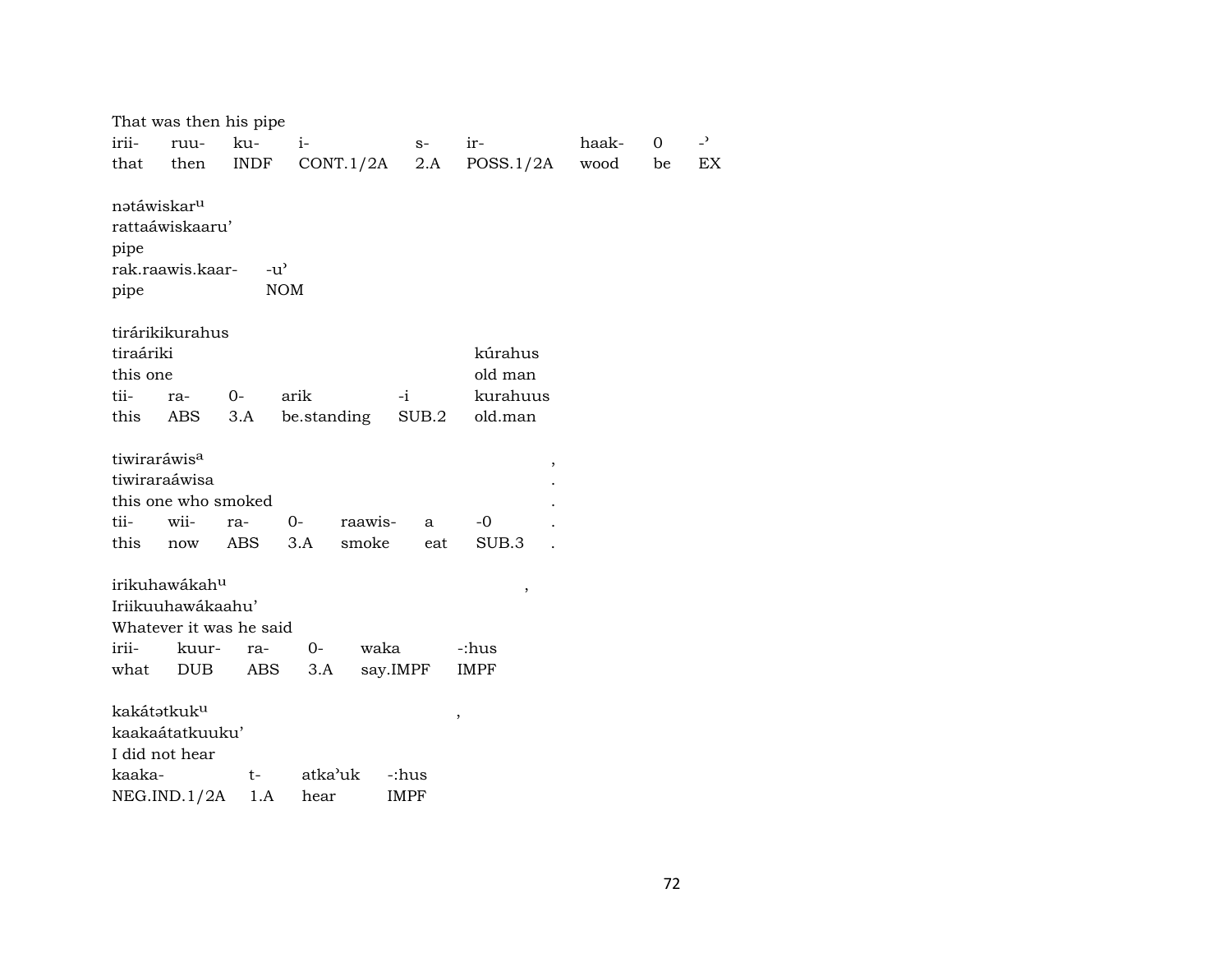That was then his pipe

| irii- | ruu- | ku- | i- | s- | ir- | haak- | 0 | -ʾ |
|---|---|---|---|---|---|---|---|---|
| that | then | INDF | CONT.1/2A | 2.A | POSS.1/2A | wood | be | EX |

nətáwiskar[u]
rattaáwiskaaru'
pipe

| rak.raawis.kaar- | -u' |
|---|---|
| pipe | NOM |

tirárikikurahus

| tiraáriki | | | | | kúrahus |
|---|---|---|---|---|---|
| this one | | | | | old man |
| tii- | ra- | 0- | arik | -i | kurahuus |
| this | ABS | 3.A | be.standing | SUB.2 | old.man |

tiwiraráwis[a] ,
tiwiraraáwisa .
this one who smoked .

| tii- | wii- | ra- | 0- | raawis- | a | -0 | . |
|---|---|---|---|---|---|---|---|
| this | now | ABS | 3.A | smoke | eat | SUB.3 | . |

irikuhawákah[u] ,
Iriikuuhawákaahu'
Whatever it was he said

| irii- | kuur- | ra- | 0- | waka | -:hus |
|---|---|---|---|---|---|
| what | DUB | ABS | 3.A | say.IMPF | IMPF |

kakátətkuk[u] ,
kaakaátatkuuku'
I did not hear

| kaaka- | t- | atkaʾuk | -:hus |
|---|---|---|---|
| NEG.IND.1/2A | 1.A | hear | IMPF |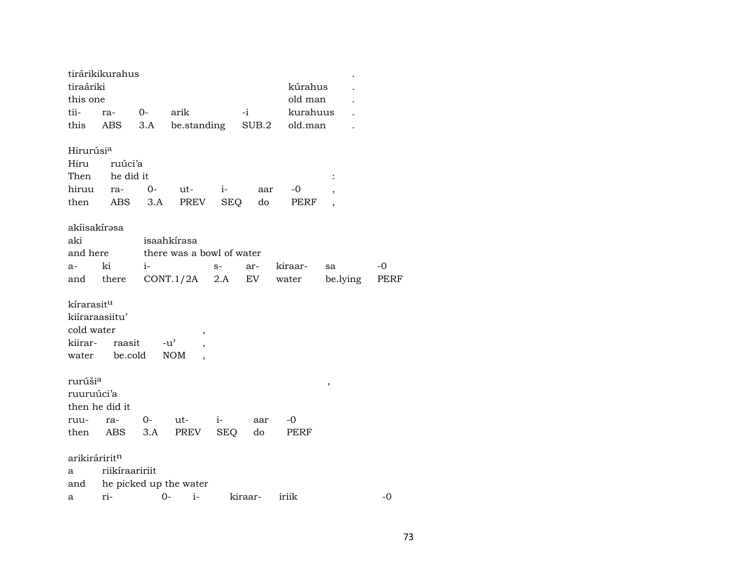tirárikikurahus .
tiraáriki kúrahus .
this one old man .

| tii- | ra- | 0- | arik | -i | kurahuus | . |
|---|---|---|---|---|---|---|
| this | ABS | 3.A | be.standing | SUB.2 | old.man | . |

Hirurúsi[a]
Hiru ruúci'a
Then he did it :

| hiruu | ra- | 0- | ut- | i- | aar | -0 | , |
|---|---|---|---|---|---|---|---|
| then | ABS | 3.A | PREV | SEQ | do | PERF | , |

akíisakírəsa
aki isaahkírasa
and here there was a bowl of water

| a- | ki | i- | s- | ar- | kiraar- | sa | -0 |
|---|---|---|---|---|---|---|---|
| and | there | CONT.1/2A | 2.A | EV | water | be.lying | PERF |

kírarasit[u]
kiíraraasiitu'
cold water ,

| kiirar- | raasit | -u' | , |
|---|---|---|---|
| water | be.cold | NOM | , |

rurúši[a] ,
ruuruúci'a
then he did it

| ruu- | ra- | 0- | ut- | i- | aar | -0 |
|---|---|---|---|---|---|---|
| then | ABS | 3.A | PREV | SEQ | do | PERF |

arikiráririt[n]
a riikíraaririit
and he picked up the water

| a | ri- | 0- | i- | kiraar- | iriik | -0 |
|---|---|---|---|---|---|---|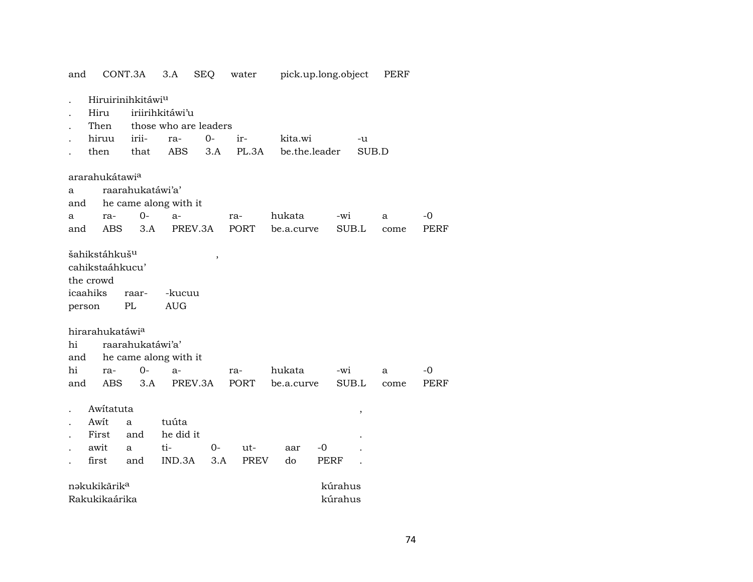and CONT.3A 3.A SEQ water pick.up.long.object PERF

. Hiruirinihkitáwi[u]
. Hiru iriirihkitáwi'u
. Then those who are leaders
. hiruu irii- ra- 0- ir- kita.wi -u
. then that ABS 3.A PL.3A be.the.leader SUB.D

ararahukátawi[a]
a raarahukatáwi'a'
and he came along with it
a ra- 0- a- ra- hukata -wi a -0
and ABS 3.A PREV.3A PORT be.a.curve SUB.L come PERF

šahikstáhkuš[u] ,
cahikstaáhkucu'
the crowd
icaahiks raar- -kucuu
person PL AUG

hirarahukatáwi[a]
hi raarahukatáwi'a'
and he came along with it
hi ra- 0- a- ra- hukata -wi a -0
and ABS 3.A PREV.3A PORT be.a.curve SUB.L come PERF

. Awítatuta ,
. Awít a tuúta
. First and he did it .
. awit a ti- 0- ut- aar -0 .
. first and IND.3A 3.A PREV do PERF .

nəkukikãrik[a] kúrahus
Rakukikaárika kúrahus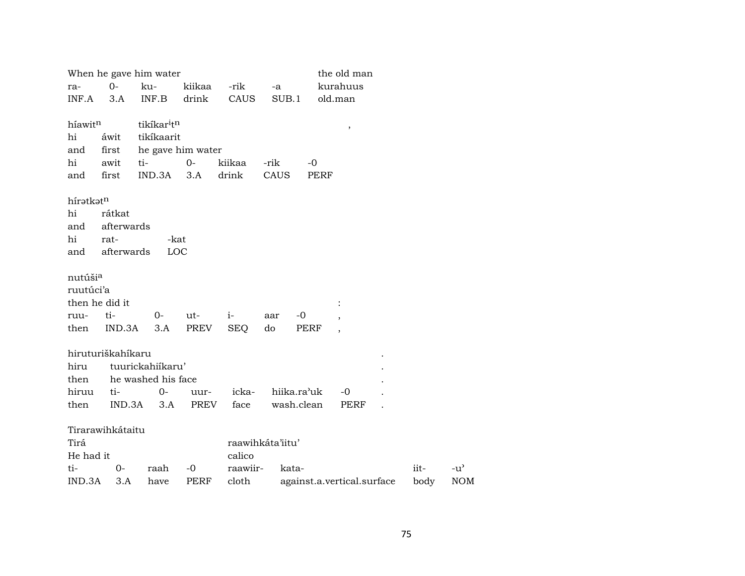| When he gave him water | | | | | | the old man |
|---|---|---|---|---|---|---|
| ra- | 0- | ku- | kiikaa | -rik | -a | kurahuus |
| INF.A | 3.A | INF.B | drink | CAUS | SUB.1 | old.man |

| híawit[n] | | tikíkar[i]t[n] | | | | , |
|---|---|---|---|---|---|---|
| hi | áwit | tikíkaarit | | | | |
| and | first | he gave him water | | | | |
| hi | awit | ti- | 0- | kiikaa | -rik | -0 |
| and | first | IND.3A | 3.A | drink | CAUS | PERF |

| hírətkət[n] | | |
|---|---|---|
| hi | rátkat | |
| and | afterwards | |
| hi | rat- | -kat |
| and | afterwards | LOC |

| nutúši[a] | | | | | | | |
|---|---|---|---|---|---|---|---|
| ruutúci'a | | | | | | | |
| then he did it | | | | | | | : |
| ruu- | ti- | 0- | ut- | i- | aar | -0 | , |
| then | IND.3A | 3.A | PREV | SEQ | do | PERF | , |

| hiruturiškahíkaru | | | | | | | . |
|---|---|---|---|---|---|---|---|
| hiru | tuurickahiíkaru' | | | | | | . |
| then | he washed his face | | | | | | . |
| hiruu | ti- | 0- | uur- | icka- | hiika.ra'uk | -0 | . |
| then | IND.3A | 3.A | PREV | face | wash.clean | PERF | . |

| Tirarawihkátaitu | | | | | | | |
|---|---|---|---|---|---|---|---|
| Tirá | | | | raawihkáta'iitu' | | | |
| He had it | | | | calico | | | |
| ti- | 0- | raah | -0 | raawiir- | kata- | iit- | -u' |
| IND.3A | 3.A | have | PERF | cloth | against.a.vertical.surface | body | NOM |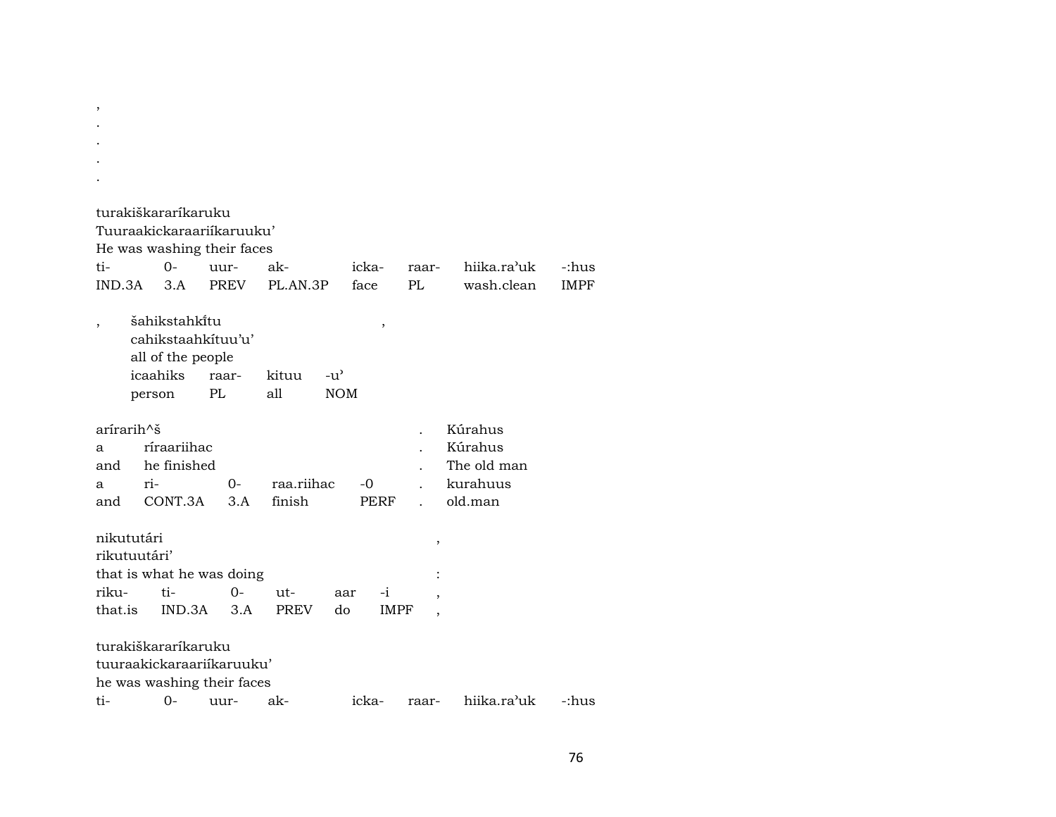,
.
.
.
.

turakiškararíkaruku
Tuuraakickaraariíkaruuku'
He was washing their faces

| ti- | 0- | uur- | ak- | icka- | raar- | hiika.ra'uk | -:hus |
|---|---|---|---|---|---|---|---|
| IND.3A | 3.A | PREV | PL.AN.3P | face | PL | wash.clean | IMPF |

, šahikstahkítu ,
cahikstaahkítuu'u'
all of the people

| icaahiks | raar- | kituu | -u' |
|---|---|---|---|
| person | PL | all | NOM |

arírarih^š . Kúrahus
a ríraariihac . Kúrahus
and he finished . The old man

| a | ri- | 0- | raa.riihac | -0 | . | kurahuus |
|---|---|---|---|---|---|---|
| and | CONT.3A | 3.A | finish | PERF | . | old.man |

nikututári ,
rikutuutári'
that is what he was doing :

| riku- | ti- | 0- | ut- | aar | -i | , |
|---|---|---|---|---|---|---|
| that.is | IND.3A | 3.A | PREV | do | IMPF | , |

turakiškararíkaruku
tuuraakickaraariíkaruuku'
he was washing their faces

| ti- | 0- | uur- | ak- | icka- | raar- | hiika.ra'uk | -:hus |
|---|---|---|---|---|---|---|---|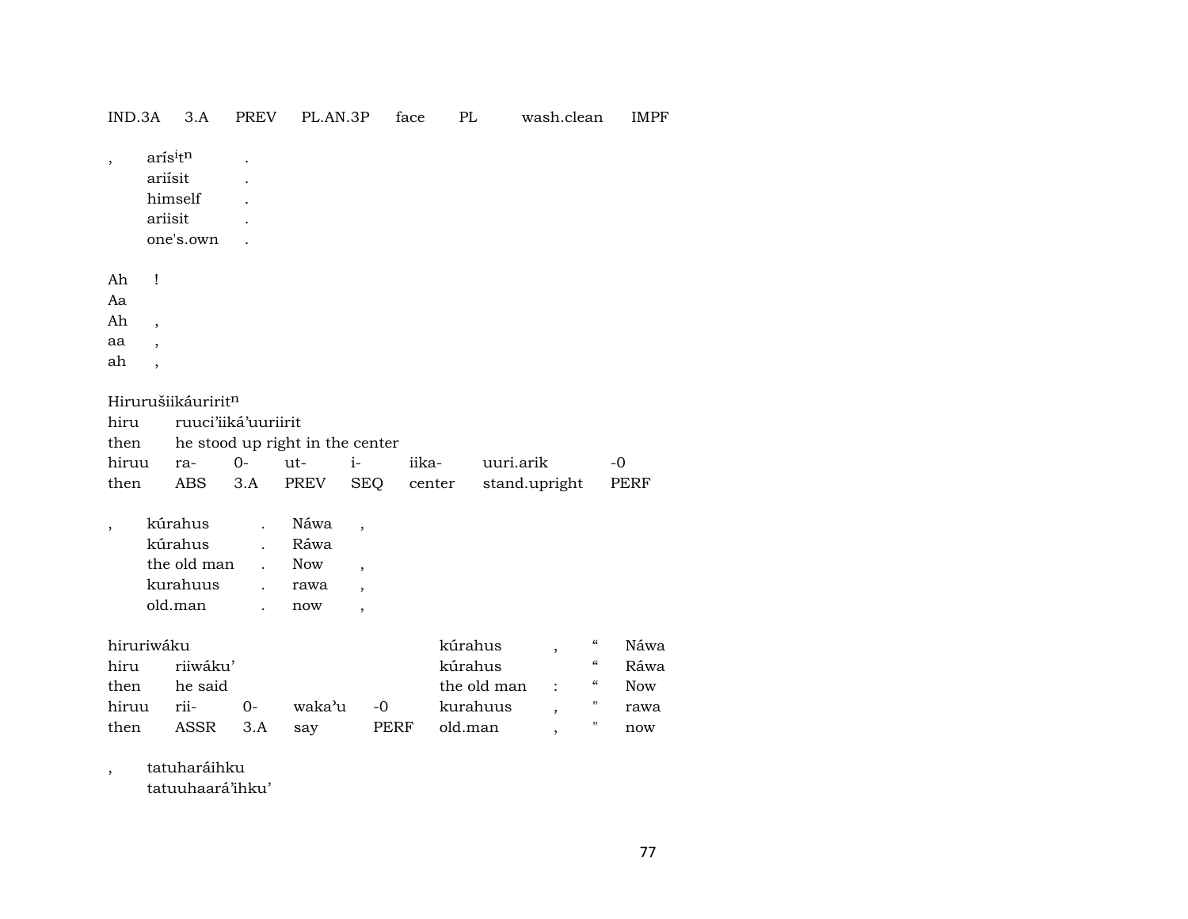| IND.3A | 3.A | PREV | PL.AN.3P | face | PL | wash.clean | IMPF |
|---|---|---|---|---|---|---|---|

| , | arís$^{i}$t$^{n}$ | . |
|---|---|---|
| | ariísit | . |
| | himself | . |
| | ariisit | . |
| | one's.own | . |

| Ah | ! |
|---|---|
| Aa | |
| Ah | , |
| aa | , |
| ah | , |

Hirurušiikáuririt$^{n}$

| hiru | ruuci'iiká'uuriirit | | | | | | |
|---|---|---|---|---|---|---|---|
| then | he stood up right in the center | | | | | | |
| hiruu | ra- | 0- | ut- | i- | iika- | uuri.arik | -0 |
| then | ABS | 3.A | PREV | SEQ | center | stand.upright | PERF |

| , | kúrahus | . | Náwa | , |
|---|---|---|---|---|
| | kúrahus | . | Ráwa | |
| | the old man | . | Now | , |
| | kurahuus | . | rawa | , |
| | old.man | . | now | , |

| hiruriwáku | | | | | kúrahus | , | " | Náwa |
|---|---|---|---|---|---|---|---|---|
| hiru | riiwáku' | | | | kúrahus | | " | Ráwa |
| then | he said | | | | the old man | : | " | Now |
| hiruu | rii- | 0- | waka'u | -0 | kurahuus | , | " | rawa |
| then | ASSR | 3.A | say | PERF | old.man | , | " | now |

| , | tatuharáihku |
|---|---|
| | tatuuhaará'ihku' |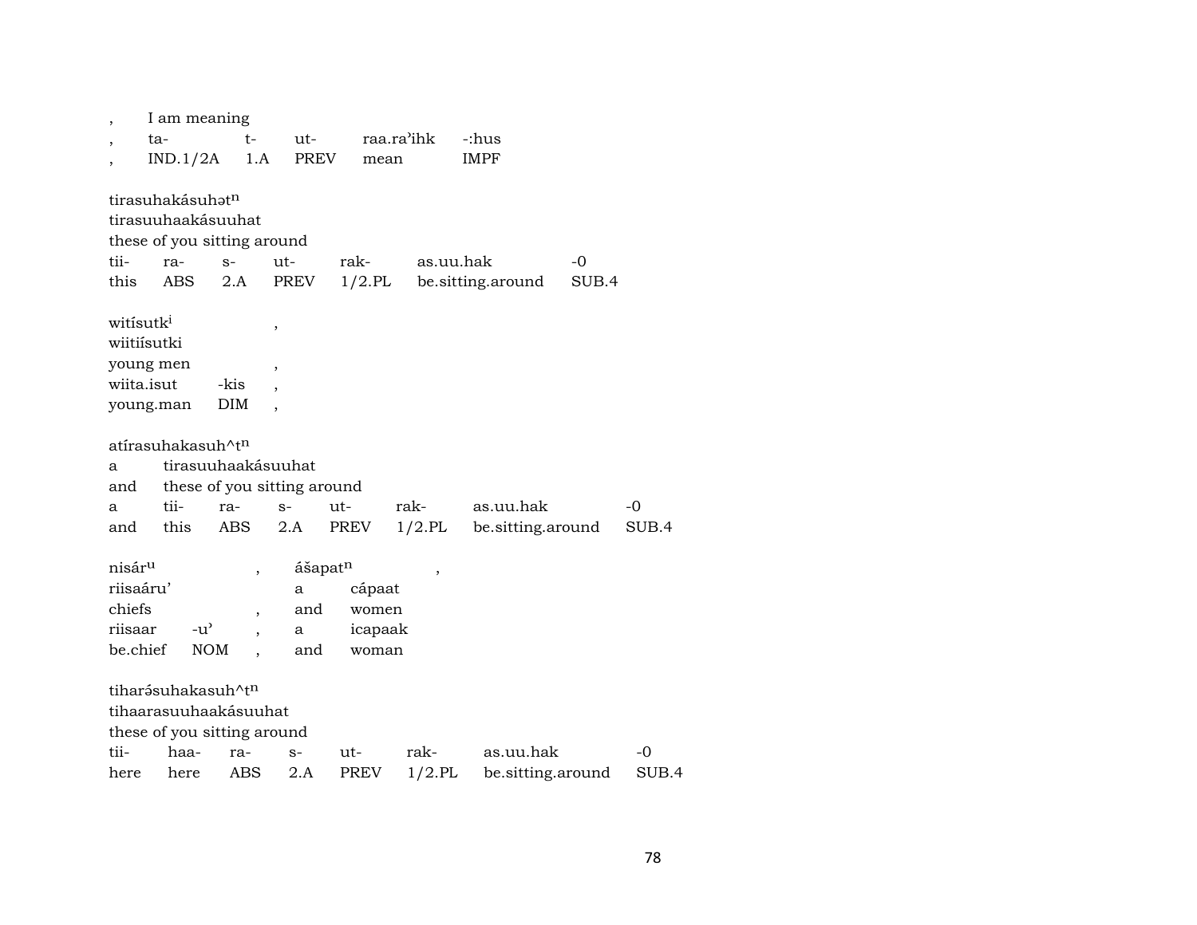| , | I am meaning | | | | |
|---|---|---|---|---|---|
| , | ta- | t- | ut- | raa.ra'ihk | -:hus |
| , | IND.1/2A | 1.A | PREV | mean | IMPF |

tirasuhakásuhət$^{n}$
tirasuuhaakásuuhat
these of you sitting around

| tii- | ra- | s- | ut- | rak- | as.uu.hak | -0 |
|---|---|---|---|---|---|---|
| this | ABS | 2.A | PREV | 1/2.PL | be.sitting.around | SUB.4 |

witísutk$^{i}$ ,
wiitiísutki
young men ,

| wiita.isut | -kis | , |
|---|---|---|
| young.man | DIM | , |

atírasuhakasuh^t$^{n}$

| a | tirasuuhaakásuuhat | | | | | | |
|---|---|---|---|---|---|---|---|
| and | these of you sitting around | | | | | | |
| a | tii- | ra- | s- | ut- | rak- | as.uu.hak | -0 |
| and | this | ABS | 2.A | PREV | 1/2.PL | be.sitting.around | SUB.4 |

| nisár$^{u}$ | | , | ášapat$^{n}$ | | , |
|---|---|---|---|---|---|
| riisaáru' | | | a | cápaat | |
| chiefs | | , | and | women | |
| riisaar | -u' | , | a | icapaak | |
| be.chief | NOM | , | and | woman | |

tiharə́suhakasuh^t$^{n}$
tihaarasuuhaakásuuhat
these of you sitting around

| tii- | haa- | ra- | s- | ut- | rak- | as.uu.hak | -0 |
|---|---|---|---|---|---|---|---|
| here | here | ABS | 2.A | PREV | 1/2.PL | be.sitting.around | SUB.4 |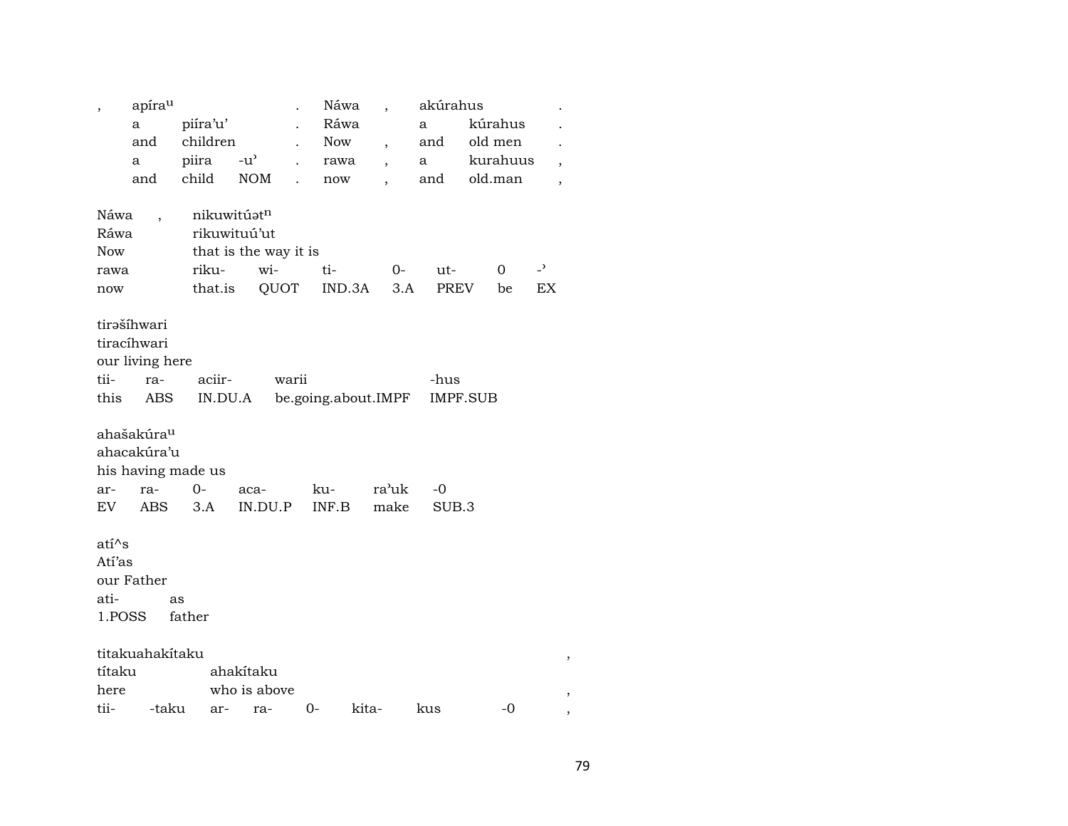| , | apíra^u | | | . | Náwa | , | akúrahus | | . |
|---|---|---|---|---|---|---|---|---|---|
| | a | piíra'u' | | . | Ráwa | | a | kúrahus | . |
| | and | children | | . | Now | , | and | old men | . |
| | a | piira | -u' | . | rawa | , | a | kurahuus | , |
| | and | child | NOM | . | now | , | and | old.man | , |

| Náwa | , | nikuwitúət^n | | | | | | |
|---|---|---|---|---|---|---|---|---|
| Ráwa | | rikuwituú'ut | | | | | | |
| Now | | that is the way it is | | | | | | |
| rawa | | riku- | wi- | ti- | 0- | ut- | 0 | -' |
| now | | that.is | QUOT | IND.3A | 3.A | PREV | be | EX |

| tirəšíhwari | | | | |
|---|---|---|---|---|
| tiracíhwari | | | | |
| our living here | | | | |
| tii- | ra- | aciir- | warii | -hus |
| this | ABS | IN.DU.A | be.going.about.IMPF | IMPF.SUB |

| ahašakúra^u | | | | | | |
|---|---|---|---|---|---|---|
| ahacakúra'u | | | | | | |
| his having made us | | | | | | |
| ar- | ra- | 0- | aca- | ku- | ra'uk | -0 |
| EV | ABS | 3.A | IN.DU.P | INF.B | make | SUB.3 |

| atí^s | |
|---|---|
| Atí'as | |
| our Father | |
| ati- | as |
| 1.POSS | father |

| titakuahakítaku | | | | | | | | , |
|---|---|---|---|---|---|---|---|---|
| títaku | | ahakítaku | | | | | | |
| here | | who is above | | | | | | , |
| tii- | -taku | ar- | ra- | 0- | kita- | kus | -0 | , |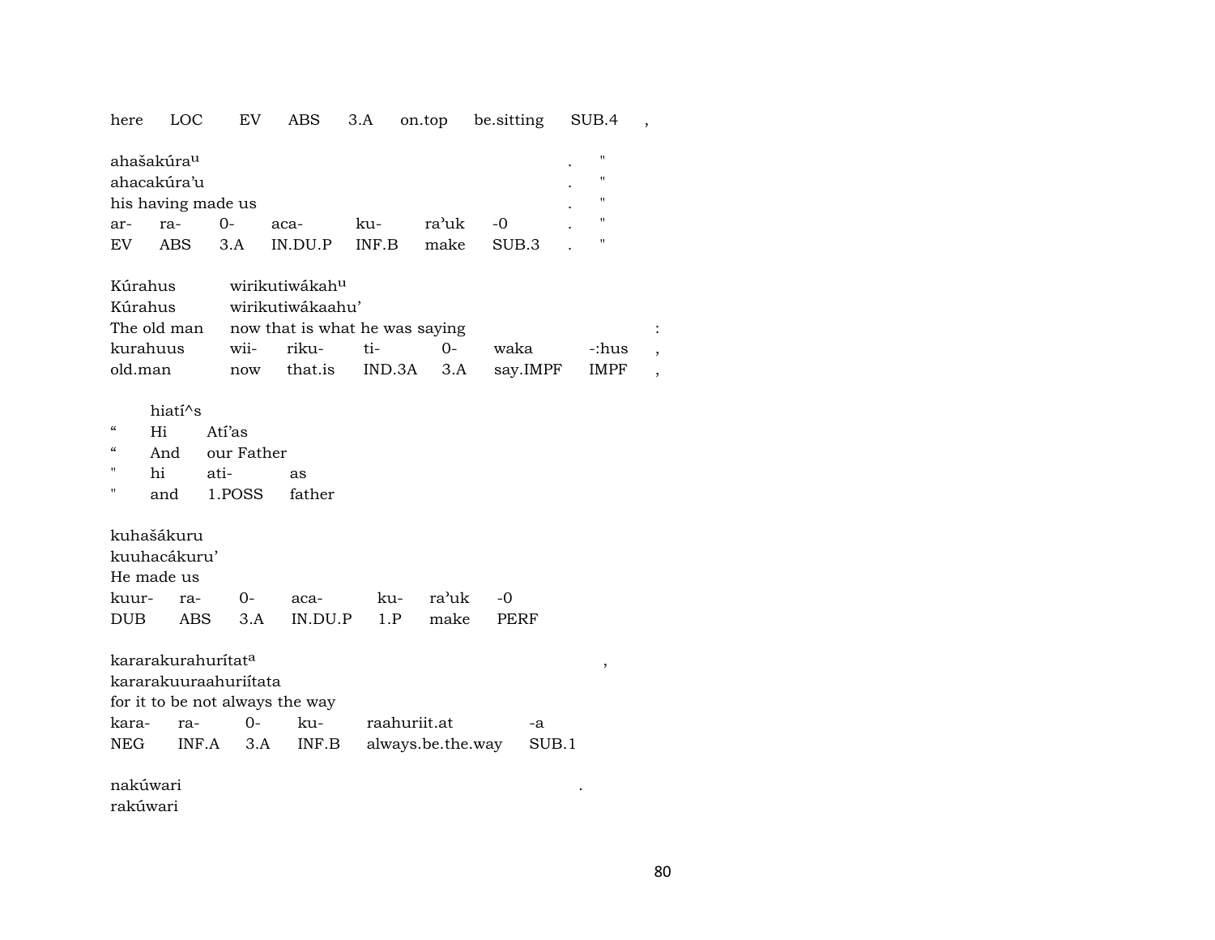here LOC EV ABS 3.A on.top be.sitting SUB.4 ,

| ahašakúra^u | | | | | | | . | " |
|---|---|---|---|---|---|---|---|---|
| ahacakúra'u | | | | | | | . | " |
| his having made us | | | | | | | . | " |
| ar- | ra- | 0- | aca- | ku- | ra'uk | -0 | . | " |
| EV | ABS | 3.A | IN.DU.P | INF.B | make | SUB.3 | . | " |

| Kúrahus | wirikutiwákah^u | | | | | | |
|---|---|---|---|---|---|---|---|
| Kúrahus | wirikutiwákaahu' | | | | | | |
| The old man | now that is what he was saying | | | | | | : |
| kurahuus | wii- | riku- | ti- | 0- | waka | -:hus | , |
| old.man | now | that.is | IND.3A | 3.A | say.IMPF | IMPF | , |

| | hiatí^s | | |
|---|---|---|---|
| " | Hi | Atí'as | |
| " | And | our Father | |
| " | hi | ati- | as |
| " | and | 1.POSS | father |

| kuhašákuru | | | | | | |
|---|---|---|---|---|---|---|
| kuuhacákuru' | | | | | | |
| He made us | | | | | | |
| kuur- | ra- | 0- | aca- | ku- | ra'uk | -0 |
| DUB | ABS | 3.A | IN.DU.P | 1.P | make | PERF |

| kararakurahurítat^a | | | | | , |
|---|---|---|---|---|---|
| kararakuuraahuriítata | | | | | |
| for it to be not always the way | | | | | |
| kara- | ra- | 0- | ku- | raahuriit.at | -a |
| NEG | INF.A | 3.A | INF.B | always.be.the.way | SUB.1 |

nakúwari .
rakúwari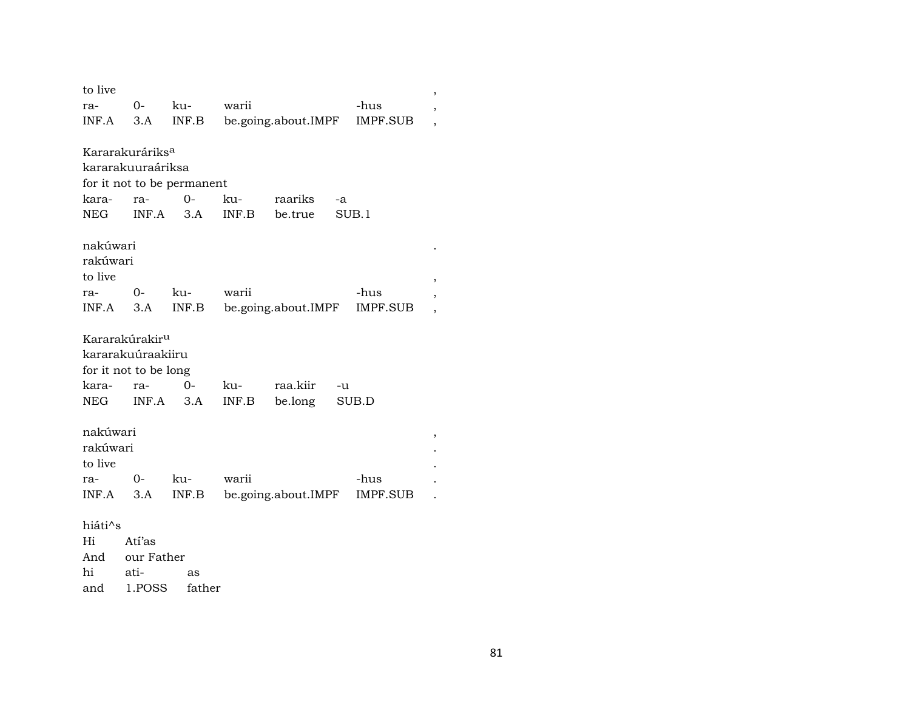to live ,

| ra- | 0- | ku- | warii | -hus | , |
|---|---|---|---|---|---|
| INF.A | 3.A | INF.B | be.going.about.IMPF | IMPF.SUB | , |

Kararakuráriks[a]
kararakuuraáriksa
for it not to be permanent

| kara- | ra- | 0- | ku- | raariks | -a |
|---|---|---|---|---|---|
| NEG | INF.A | 3.A | INF.B | be.true | SUB.1 |

nakúwari .
rakúwari
to live ,

| ra- | 0- | ku- | warii | -hus | , |
|---|---|---|---|---|---|
| INF.A | 3.A | INF.B | be.going.about.IMPF | IMPF.SUB | , |

Kararakúrakir[u]
kararakuúraakiiru
for it not to be long

| kara- | ra- | 0- | ku- | raa.kiir | -u |
|---|---|---|---|---|---|
| NEG | INF.A | 3.A | INF.B | be.long | SUB.D |

nakúwari ,
rakúwari .
to live .

| ra- | 0- | ku- | warii | -hus | . |
|---|---|---|---|---|---|
| INF.A | 3.A | INF.B | be.going.about.IMPF | IMPF.SUB | . |

hiáti^s

| Hi | Atí'as | |
|---|---|---|
| And | our Father | |
| hi | ati- | as |
| and | 1.POSS | father |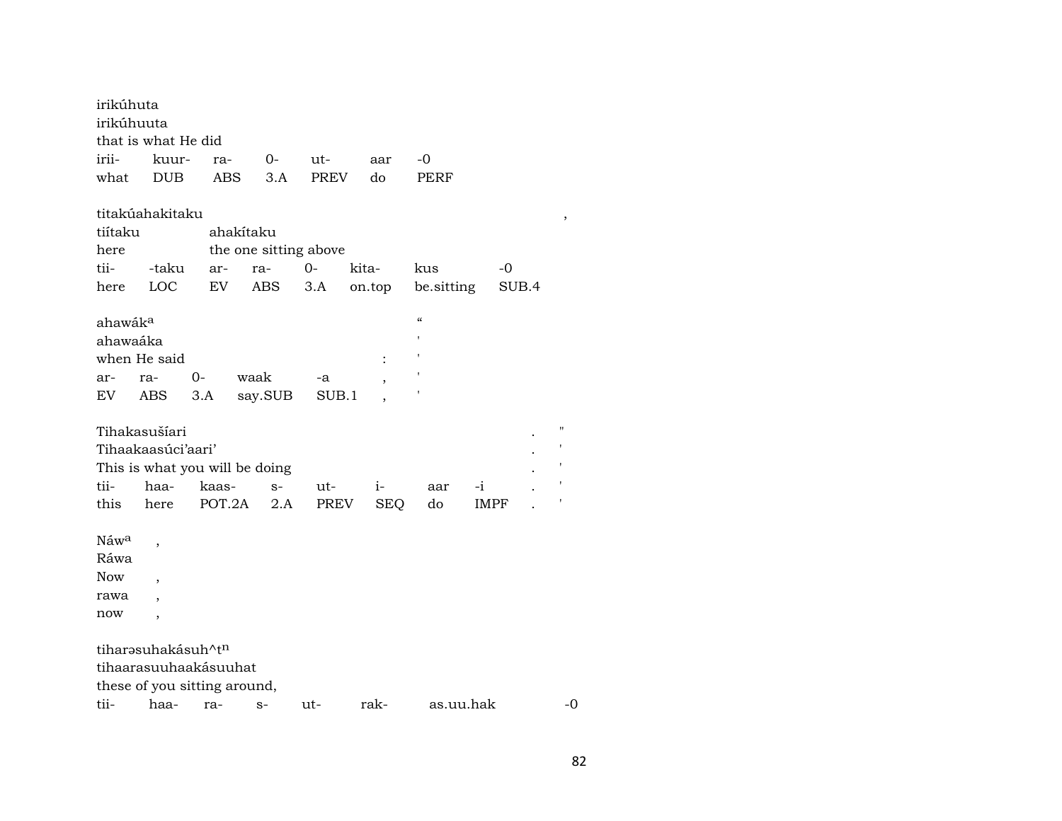irikúhuta
irikúhuuta
that is what He did

| irii- | kuur- | ra- | 0- | ut- | aar | -0 |
|---|---|---|---|---|---|---|
| what | DUB | ABS | 3.A | PREV | do | PERF |

titakúahakitaku ,
tiítaku ahakítaku
here the one sitting above

| tii- | -taku | ar- | ra- | 0- | kita- | kus | -0 |
|---|---|---|---|---|---|---|---|
| here | LOC | EV | ABS | 3.A | on.top | be.sitting | SUB.4 |

ahawák^a “
ahawaáka '
when He said : '

| ar- | ra- | 0- | waak | -a | , | ' |
|---|---|---|---|---|---|---|
| EV | ABS | 3.A | say.SUB | SUB.1 | , | ' |

Tihakasušíari . "
Tihaakaasúci’aari’ . '
This is what you will be doing . '

| tii- | haa- | kaas- | s- | ut- | i- | aar | -i | . | ' |
|---|---|---|---|---|---|---|---|---|---|
| this | here | POT.2A | 2.A | PREV | SEQ | do | IMPF | . | ' |

Náw^a ,
Ráwa
Now ,
rawa ,
now ,

tiharəsuhakásuh^t^n
tihaarasuuhaakásuuhat
these of you sitting around,

| tii- | haa- | ra- | s- | ut- | rak- | as.uu.hak | -0 |
|---|---|---|---|---|---|---|---|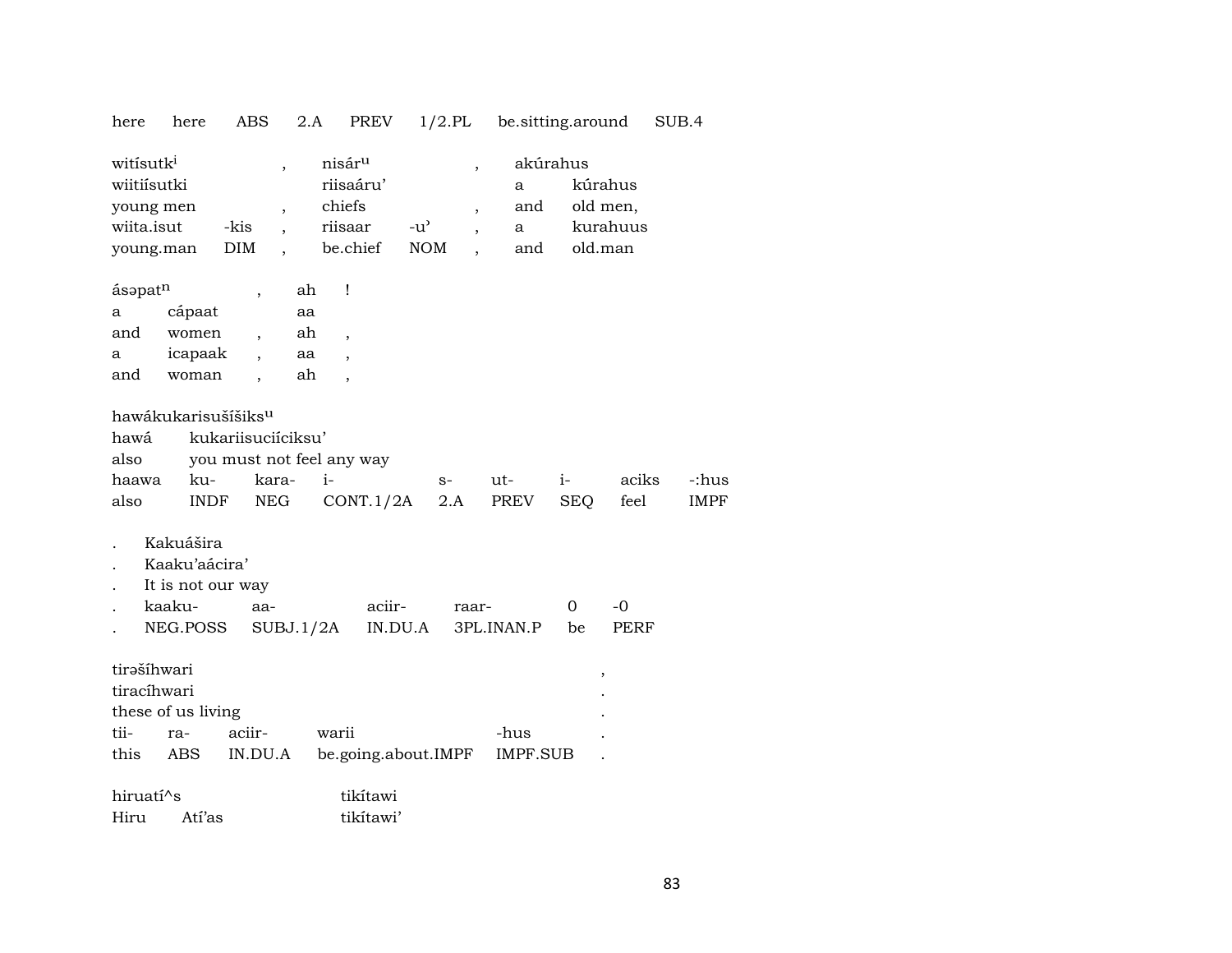| here | here | ABS | 2.A | PREV | 1/2.PL | be.sitting.around | SUB.4 |
|---|---|---|---|---|---|---|---|

| witísutk[i] | | , | nisár[u] | | , | akúrahus | |
|---|---|---|---|---|---|---|---|
| wiitiísutki | | | riisaáru' | | | a | kúrahus |
| young men | | , | chiefs | | , | and | old men, |
| wiita.isut | -kis | , | riisaar | -u' | , | a | kurahuus |
| young.man | DIM | , | be.chief | NOM | , | and | old.man |

| ásəpat[n] | | , | ah | ! |
|---|---|---|---|---|
| a | cápaat | | aa | |
| and | women | , | ah | , |
| a | icapaak | , | aa | , |
| and | woman | , | ah | , |

hawákukarisušíšiks[u]

| hawá | kukariisuciíciksu' | | | | | | | |
|---|---|---|---|---|---|---|---|---|
| also | you must not feel any way | | | | | | | |
| haawa | ku- | kara- | i- | s- | ut- | i- | aciks | -:hus |
| also | INDF | NEG | CONT.1/2A | 2.A | PREV | SEQ | feel | IMPF |

| . | Kakuášira | | | | | |
|---|---|---|---|---|---|---|
| . | Kaaku'aácira' | | | | | |
| . | It is not our way | | | | | |
| . | kaaku- | aa- | aciir- | raar- | 0 | -0 |
| . | NEG.POSS | SUBJ.1/2A | IN.DU.A | 3PL.INAN.P | be | PERF |

| tirəšíhwari | | | | | , |
|---|---|---|---|---|---|
| tiracíhwari | | | | | . |
| these of us living | | | | | . |
| tii- | ra- | aciir- | warii | -hus | . |
| this | ABS | IN.DU.A | be.going.about.IMPF | IMPF.SUB | . |

| hiruatí^s | | tikítawi |
|---|---|---|
| Hiru | Atí'as | tikítawi' |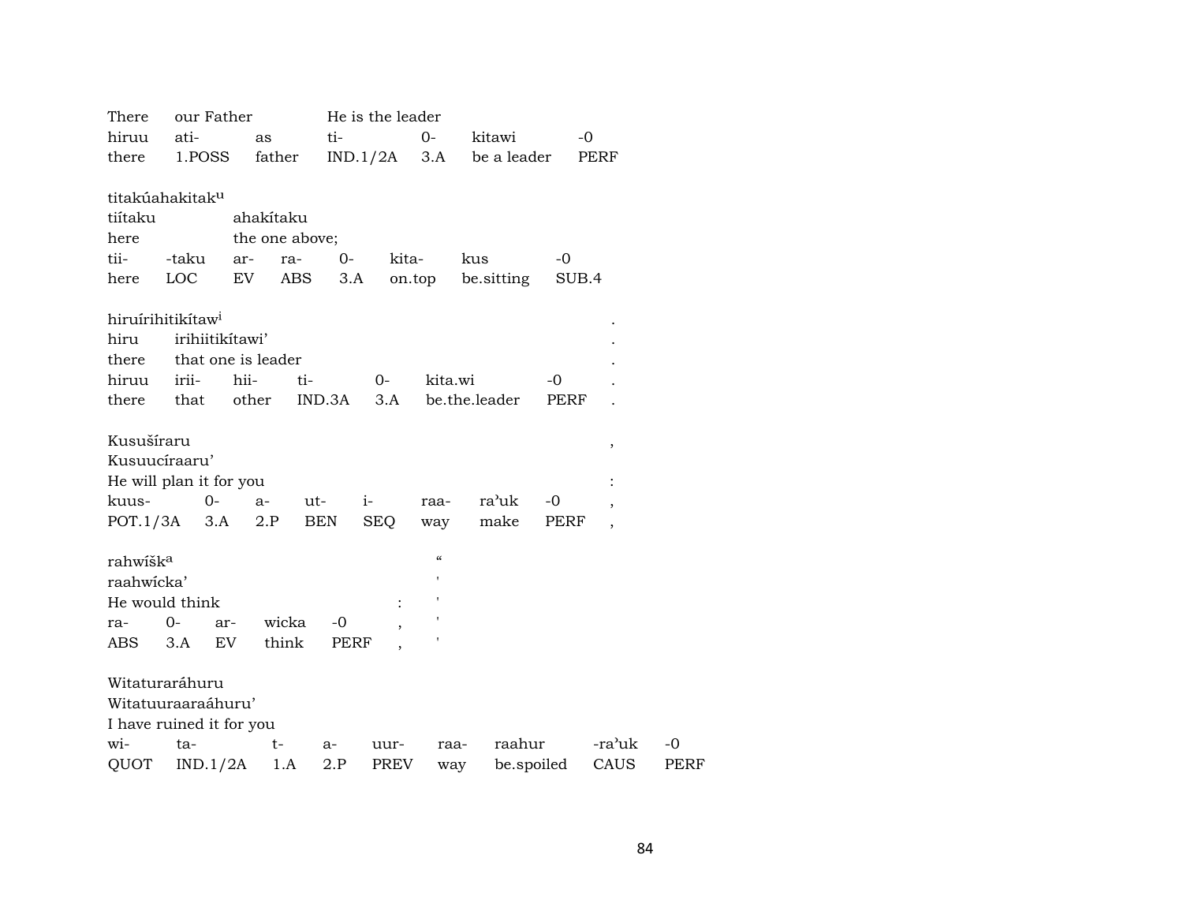| There | our Father | | He is the leader | | | |
|---|---|---|---|---|---|---|
| hiruu | ati- | as | ti- | 0- | kitawi | -0 |
| there | 1.POSS | father | IND.1/2A | 3.A | be a leader | PERF |

titakúahakitak[u]

| tiítaku | | ahakítaku | | | | | |
|---|---|---|---|---|---|---|---|
| here | | the one above; | | | | | |
| tii- | -taku | ar- | ra- | 0- | kita- | kus | -0 |
| here | LOC | EV | ABS | 3.A | on.top | be.sitting | SUB.4 |

hiruírihitikítaw[i] .

| hiru | irihiitikítawi' | | | | | | . |
|---|---|---|---|---|---|---|---|
| there | that one is leader | | | | | | . |
| hiruu | irii- | hii- | ti- | 0- | kita.wi | -0 | . |
| there | that | other | IND.3A | 3.A | be.the.leader | PERF | . |

Kusušíraru ,

Kusuucíraaru'

He will plan it for you :

| kuus- | 0- | a- | ut- | i- | raa- | ra'uk | -0 | , |
|---|---|---|---|---|---|---|---|---|
| POT.1/3A | 3.A | 2.P | BEN | SEQ | way | make | PERF | , |

rahwíšk[a] "

raahwícka' '

He would think : '

| ra- | 0- | ar- | wicka | -0 | , | ' |
|---|---|---|---|---|---|---|
| ABS | 3.A | EV | think | PERF | , | ' |

Witaturaráhuru

Witatuuraaraáhuru'

I have ruined it for you

| wi- | ta- | t- | a- | uur- | raa- | raahur | -ra'uk | -0 |
|---|---|---|---|---|---|---|---|---|
| QUOT | IND.1/2A | 1.A | 2.P | PREV | way | be.spoiled | CAUS | PERF |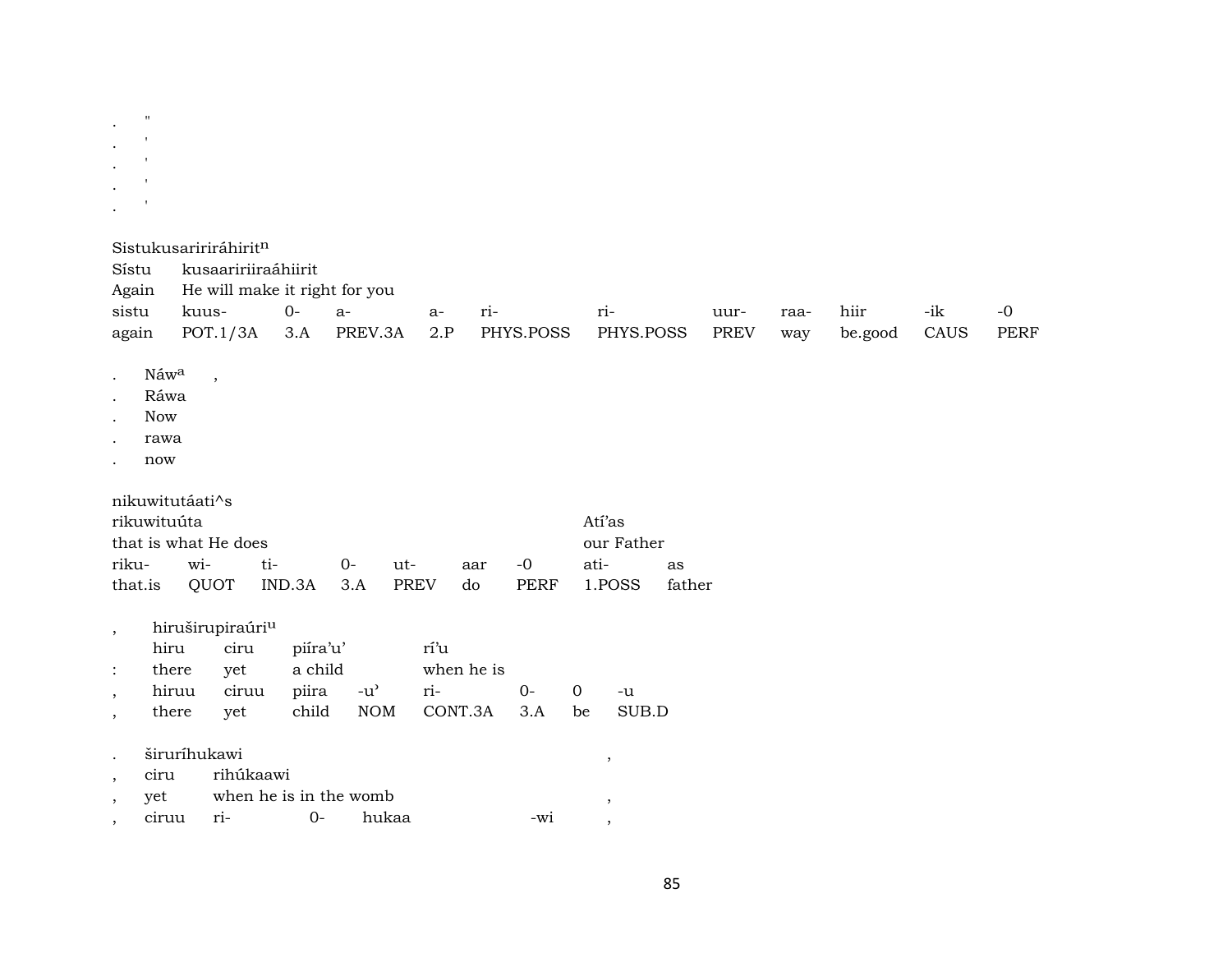. "
. '
. '
. '
. '

Sistukusaririráhirit^n

| Sístu | kusaaririiraáhiirit | | | | | | | | | | |
|---|---|---|---|---|---|---|---|---|---|---|---|
| Again | He will make it right for you | | | | | | | | | | |
| sistu | kuus- | 0- | a- | a- | ri- | ri- | uur- | raa- | hiir | -ik | -0 |
| again | POT.1/3A | 3.A | PREV.3A | 2.P | PHYS.POSS | PHYS.POSS | PREV | way | be.good | CAUS | PERF |

. Náw^a ,
. Ráwa
. Now
. rawa
. now

nikuwitutáati^s

| rikuwituúta | | | | | | | Atí'as | |
|---|---|---|---|---|---|---|---|---|
| that is what He does | | | | | | | our Father | |
| riku- | wi- | ti- | 0- | ut- | aar | -0 | ati- | as |
| that.is | QUOT | IND.3A | 3.A | PREV | do | PERF | 1.POSS | father |

, hiruširupiraúri^u

| | hiru | ciru | piíra'u' | | rí'u | | | |
|---|---|---|---|---|---|---|---|---|
| : | there | yet | a child | | when he is | | | |
| , | hiruu | ciruu | piira | -u' | ri- | 0- | 0 | -u |
| , | there | yet | child | NOM | CONT.3A | 3.A | be | SUB.D |

. širuríhukawi ,

| , | ciru | rihúkaawi | | | |
|---|---|---|---|---|---|
| , | yet | when he is in the womb | | | , |
| , | ciruu | ri- | 0- | hukaa | -wi , |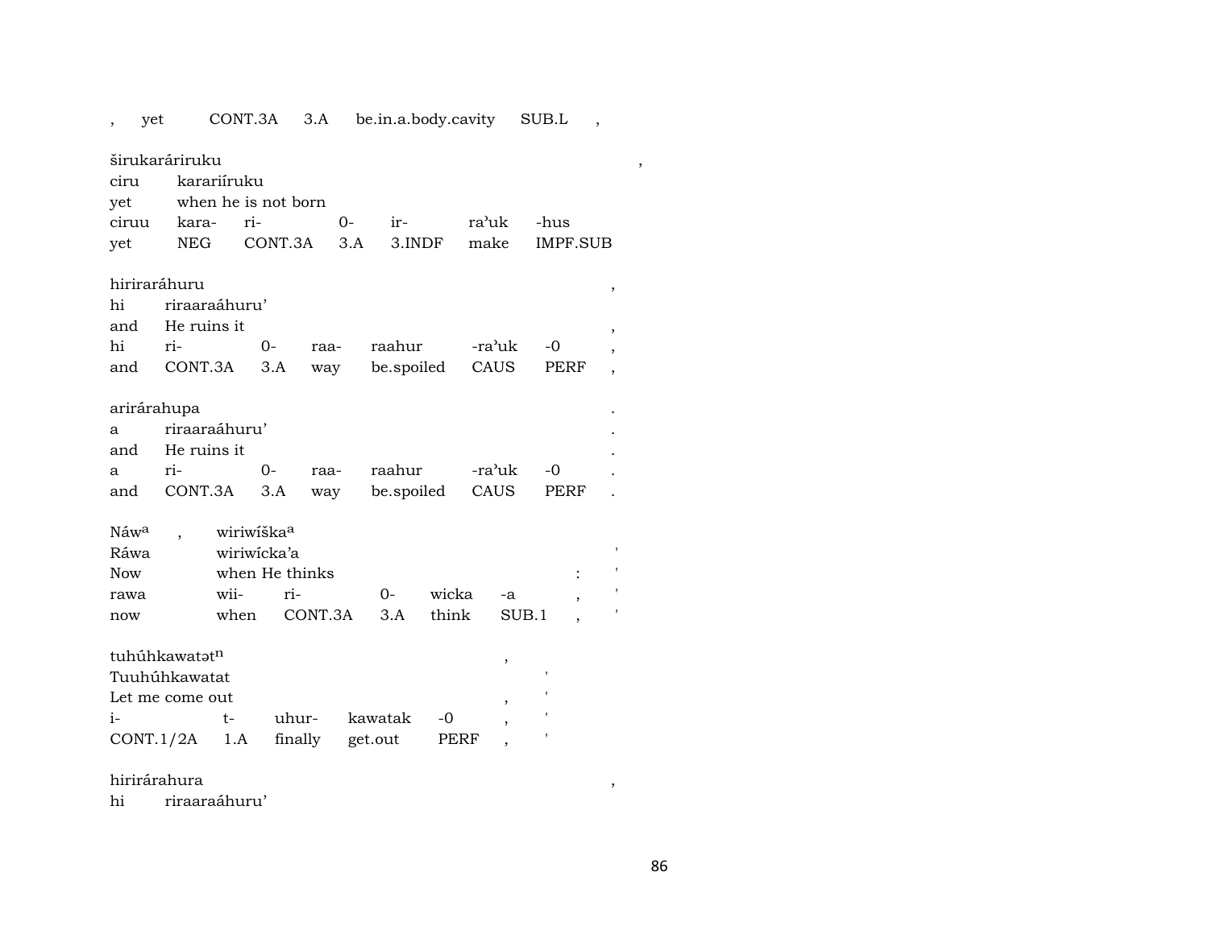, yet CONT.3A 3.A be.in.a.body.cavity SUB.L ,

širukaráriruku ,
ciru karariíruku
yet when he is not born
ciruu kara- ri- 0- ir- ra'uk -hus
yet NEG CONT.3A 3.A 3.INDF make IMPF.SUB

hiriraráhuru ,
hi riraaraáhuru'
and He ruins it ,
hi ri- 0- raa- raahur -ra'uk -0 ,
and CONT.3A 3.A way be.spoiled CAUS PERF ,

arirárahupa .
a riraaraáhuru' .
and He ruins it .
a ri- 0- raa- raahur -ra'uk -0 .
and CONT.3A 3.A way be.spoiled CAUS PERF .

Náw[a] , wiriwíška[a]
Ráwa wiriwícka'a '
Now when He thinks : '
rawa wii- ri- 0- wicka -a , '
now when CONT.3A 3.A think SUB.1 , '

tuhúhkawatət[n] ,
Tuuhúhkawatat '
Let me come out , '
i- t- uhur- kawatak -0 , '
CONT.1/2A 1.A finally get.out PERF , '

hirirárahura ,
hi riraaraáhuru'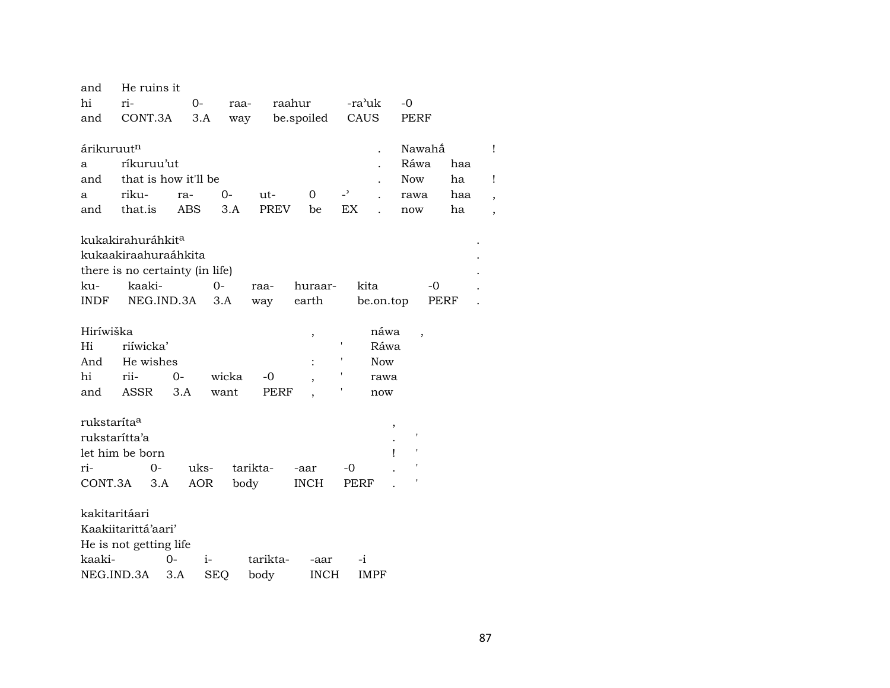| and | He ruins it | | | | | |
|---|---|---|---|---|---|---|
| hi | ri- | 0- | raa- | raahur | -ra'uk | -0 |
| and | CONT.3A | 3.A | way | be.spoiled | CAUS | PERF |

| árikuruut[n] | | | | | | | . | Nawahá̃ | | ! |
|---|---|---|---|---|---|---|---|---|---|---|
| a | ríkuruu'ut | | | | | | . | Ráwa | haa | |
| and | that is how it'll be | | | | | | . | Now | ha | ! |
| a | riku- | ra- | 0- | ut- | 0 | -ˀ | . | rawa | haa | , |
| and | that.is | ABS | 3.A | PREV | be | EX | . | now | ha | , |

| kukakirahuráhkit[a] | | | | | | | . |
|---|---|---|---|---|---|---|---|
| kukaakiraahuraáhkita | | | | | | | . |
| there is no certainty (in life) | | | | | | | . |
| ku- | kaaki- | 0- | raa- | huraar- | kita | -0 | . |
| INDF | NEG.IND.3A | 3.A | way | earth | be.on.top | PERF | . |

| Hiríwiška | | | | , | | náwa | , |
|---|---|---|---|---|---|---|---|
| Hi | riíwicka' | | | | ' | Ráwa | |
| And | He wishes | | | : | ' | Now | |
| hi | rii- | 0- | wicka | -0 | , | ' | rawa |
| and | ASSR | 3.A | want | PERF | , | ' | now |

| rukstaríta[a] | | | | | | , | |
|---|---|---|---|---|---|---|---|
| rukstarítta'a | | | | | | . | ' |
| let him be born | | | | | | ! | ' |
| ri- | 0- | uks- | tarikta- | -aar | -0 | . | ' |
| CONT.3A | 3.A | AOR | body | INCH | PERF | . | ' |

| kakitaritáari | | | | | |
|---|---|---|---|---|---|
| Kaakiitarittá'aari' | | | | | |
| He is not getting life | | | | | |
| kaaki- | 0- | i- | tarikta- | -aar | -i |
| NEG.IND.3A | 3.A | SEQ | body | INCH | IMPF |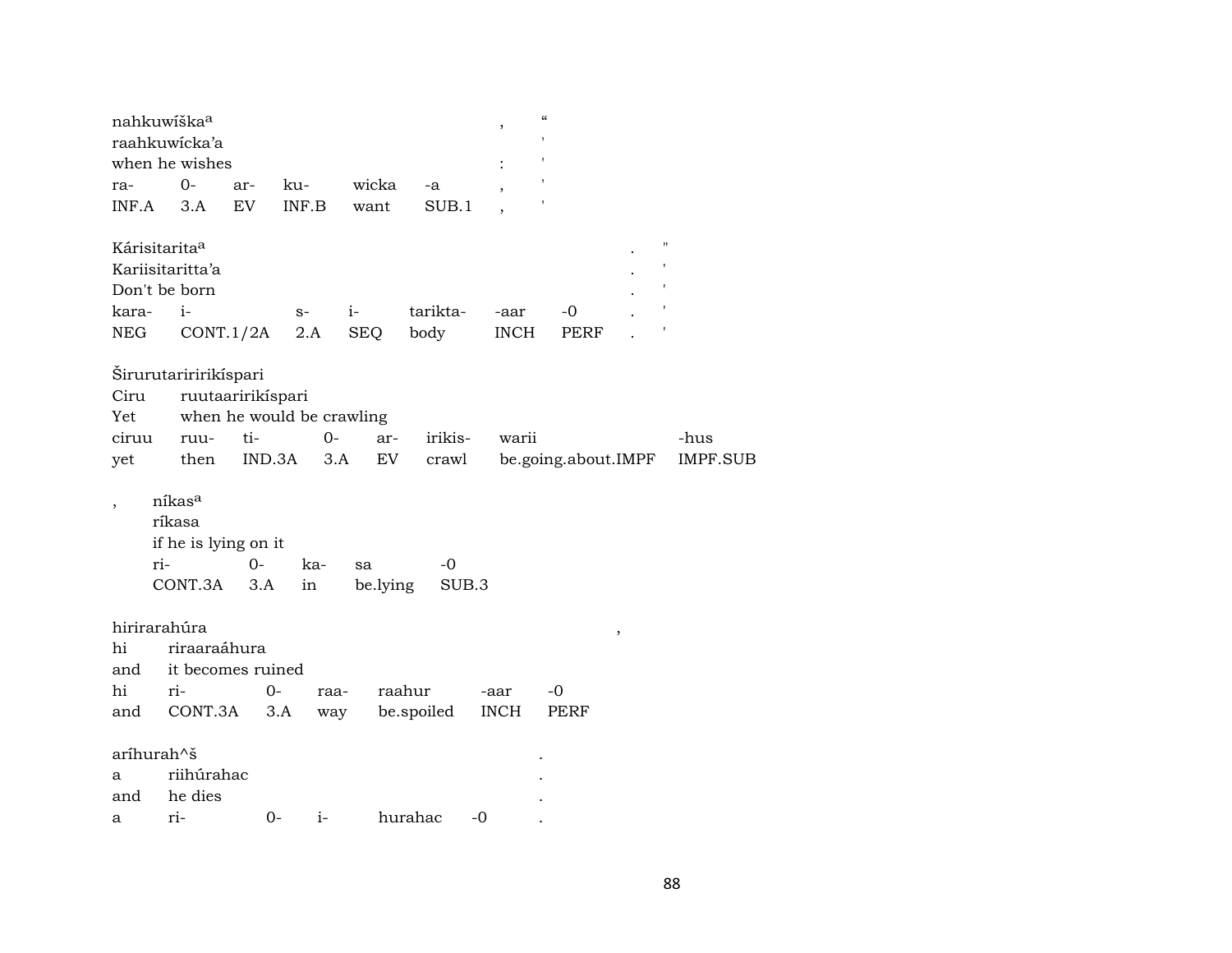nahkuwíška[a] , “
raahkuwícka’a '
when he wishes : '

| ra- | 0- | ar- | ku- | wicka | -a | , | ' |
|---|---|---|---|---|---|---|---|
| INF.A | 3.A | EV | INF.B | want | SUB.1 | , | ' |

Kárisitarita[a] . "
Kariisitaritta’a . '
Don't be born . '

| kara- | i- | s- | i- | tarikta- | -aar | -0 | . | ' |
|---|---|---|---|---|---|---|---|---|
| NEG | CONT.1/2A | 2.A | SEQ | body | INCH | PERF | . | ' |

Širurutariririkíspari
Ciru ruutaaririkíspari
Yet when he would be crawling

| ciruu | ruu- | ti- | 0- | ar- | irikis- | warii | -hus |
|---|---|---|---|---|---|---|---|
| yet | then | IND.3A | 3.A | EV | crawl | be.going.about.IMPF | IMPF.SUB |

, níkas[a]
rikasa
if he is lying on it

| ri- | 0- | ka- | sa | -0 |
|---|---|---|---|---|
| CONT.3A | 3.A | in | be.lying | SUB.3 |

hirirarahúra ,
hi riraaraáhura
and it becomes ruined

| hi | ri- | 0- | raa- | raahur | -aar | -0 |
|---|---|---|---|---|---|---|
| and | CONT.3A | 3.A | way | be.spoiled | INCH | PERF |

aríhurah^š .
a riihúrahac .
and he dies .

| a | ri- | 0- | i- | hurahac | -0 | . |
|---|---|---|---|---|---|---|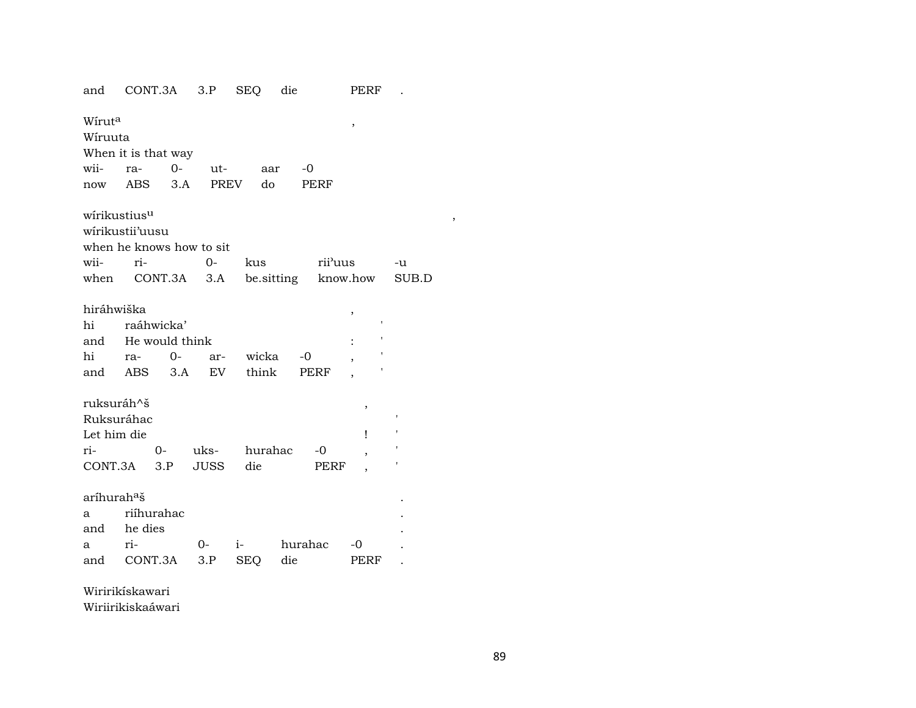and CONT.3A 3.P SEQ die PERF .

Wíruta ,
Wíruuta
When it is that way
wii- ra- 0- ut- aar -0
now ABS 3.A PREV do PERF

wírikustius[u] ,
wírikustii'uusu
when he knows how to sit
wii- ri- 0- kus rii'uus -u
when CONT.3A 3.A be.sitting know.how SUB.D

hiráhwiška ,
hi raáhwicka' '
and He would think : '
hi ra- 0- ar- wicka -0 , '
and ABS 3.A EV think PERF , '

ruksuráh^š ,
Ruksuráhac '
Let him die ! '
ri- 0- uks- hurahac -0 , '
CONT.3A 3.P JUSS die PERF , '

aríhurah[a]š .
a riíhurahac .
and he dies .
a ri- 0- i- hurahac -0 .
and CONT.3A 3.P SEQ die PERF .

Wiririkískawari
Wiriirikiskaáwari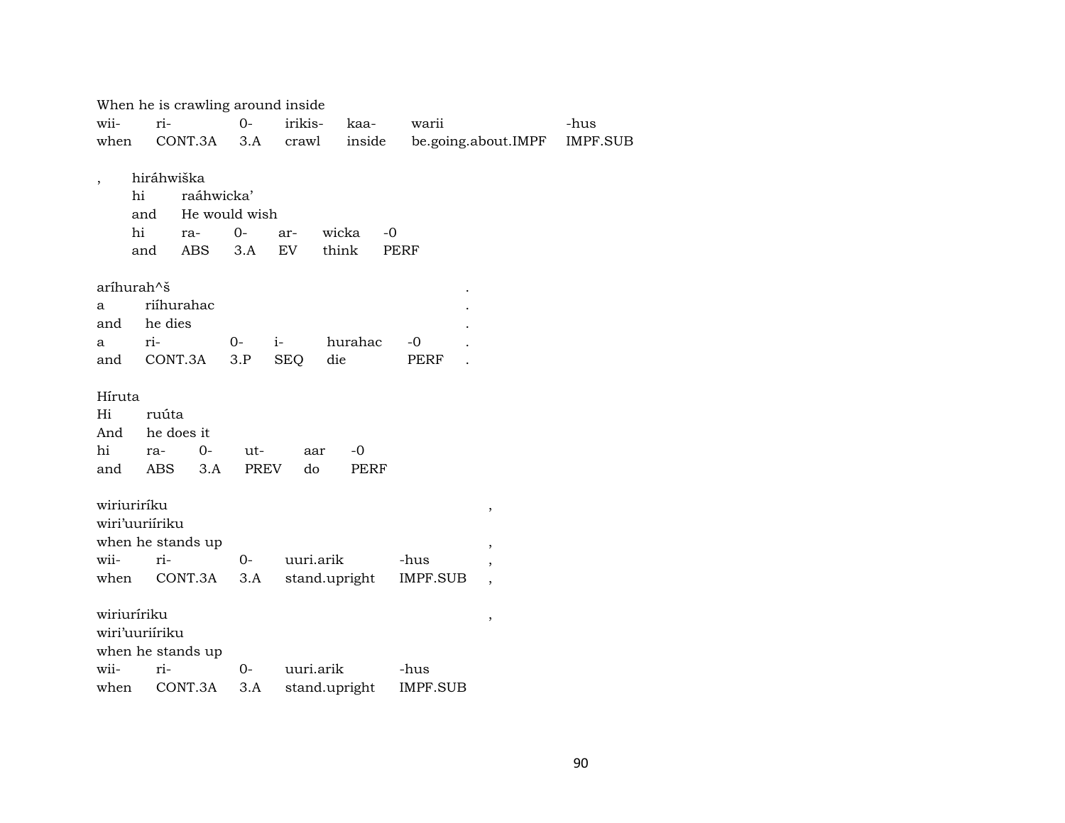When he is crawling around inside

| wii- | ri- | 0- | irikis- | kaa- | warii | -hus |
|---|---|---|---|---|---|---|
| when | CONT.3A | 3.A | crawl | inside | be.going.about.IMPF | IMPF.SUB |

, hiráhwiška

| hi | raáhwicka’ | | | | |
|---|---|---|---|---|---|
| and | He would wish | | | | |
| hi | ra- | 0- | ar- | wicka | -0 |
| and | ABS | 3.A | EV | think | PERF |

aríhurah^š .

| a | riíhurahac | | | | | . |
|---|---|---|---|---|---|---|
| and | he dies | | | | | . |
| a | ri- | 0- | i- | hurahac | -0 | . |
| and | CONT.3A | 3.P | SEQ | die | PERF | . |

Híruta

| Hi | ruúta | | | | |
|---|---|---|---|---|---|
| And | he does it | | | | |
| hi | ra- | 0- | ut- | aar | -0 |
| and | ABS | 3.A | PREV | do | PERF |

wiriuriríku ,

wiri’uuriíriku

when he stands up ,

| wii- | ri- | 0- | uuri.arik | -hus | , |
|---|---|---|---|---|---|
| when | CONT.3A | 3.A | stand.upright | IMPF.SUB | , |

wiriuríriku ,

wiri’uuriíriku

when he stands up

| wii- | ri- | 0- | uuri.arik | -hus |
|---|---|---|---|---|
| when | CONT.3A | 3.A | stand.upright | IMPF.SUB |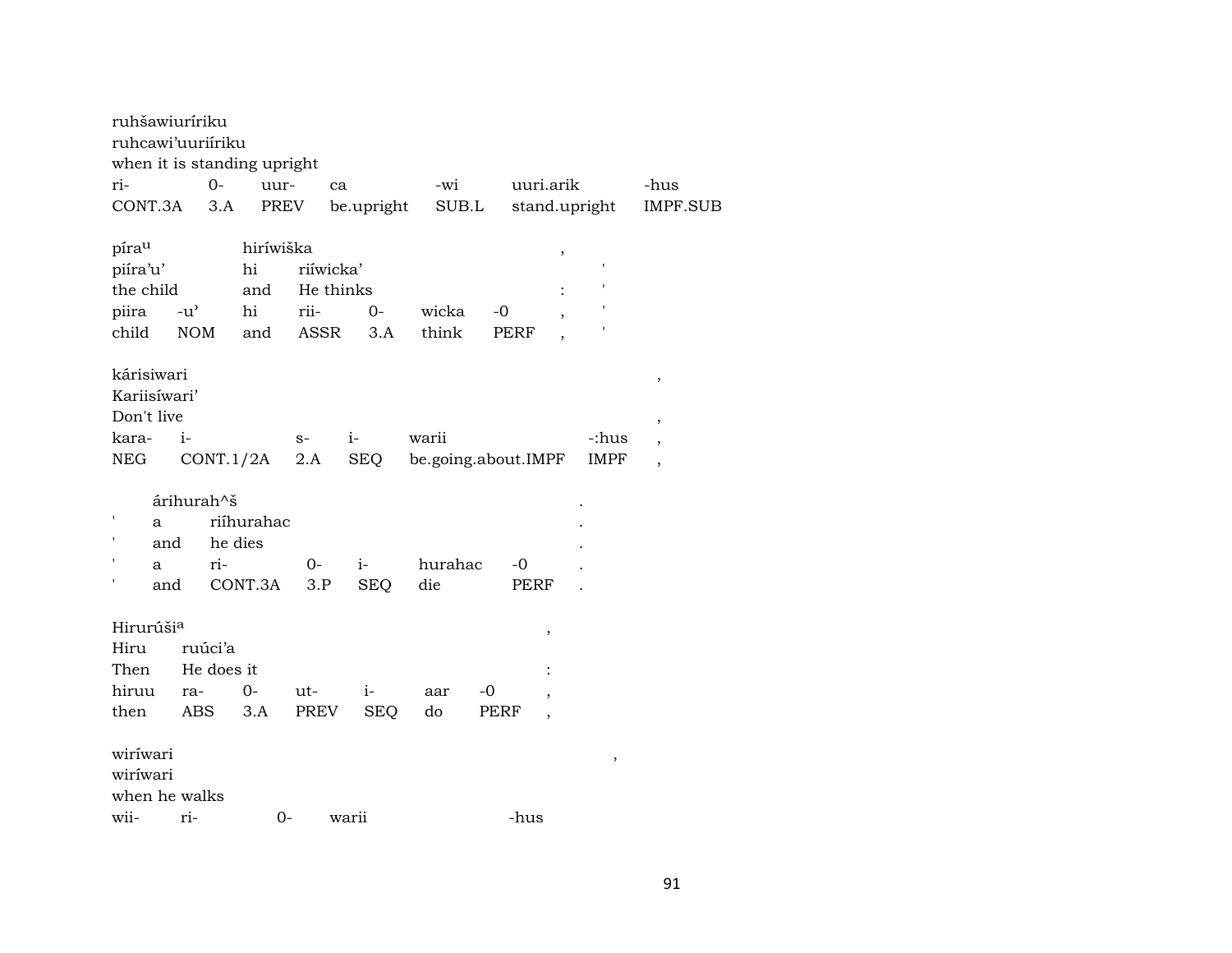ruhšawiuríriku
ruhcawi'uuriíriku
when it is standing upright

| ri- | 0- | uur- | ca | -wi | uuri.arik | -hus |
|---|---|---|---|---|---|---|
| CONT.3A | 3.A | PREV | be.upright | SUB.L | stand.upright | IMPF.SUB |

pírau hiríwiška ,
piíra'u' hi riíwicka' '
the child and He thinks : '

| piira | -u' | hi | rii- | 0- | wicka | -0 | , | ' |
|---|---|---|---|---|---|---|---|---|
| child | NOM | and | ASSR | 3.A | think | PERF | , | ' |

kárisiwari ,
Kariisíwari'
Don't live ,

| kara- | i- | s- | i- | warii | -:hus | , |
|---|---|---|---|---|---|---|
| NEG | CONT.1/2A | 2.A | SEQ | be.going.about.IMPF | IMPF | , |

árihurah^š .
' a riíhurahac .
' and he dies .

| ' | a | ri- | 0- | i- | hurahac | -0 | . |
|---|---|---|---|---|---|---|---|
| ' | and | CONT.3A | 3.P | SEQ | die | PERF | . |

Hirurúšia ,
Hiru ruúci'a
Then He does it :

| hiruu | ra- | 0- | ut- | i- | aar | -0 | , |
|---|---|---|---|---|---|---|---|
| then | ABS | 3.A | PREV | SEQ | do | PERF | , |

wiríwari ,
wiríwari
when he walks

| wii- | ri- | 0- | warii | -hus |
|---|---|---|---|---|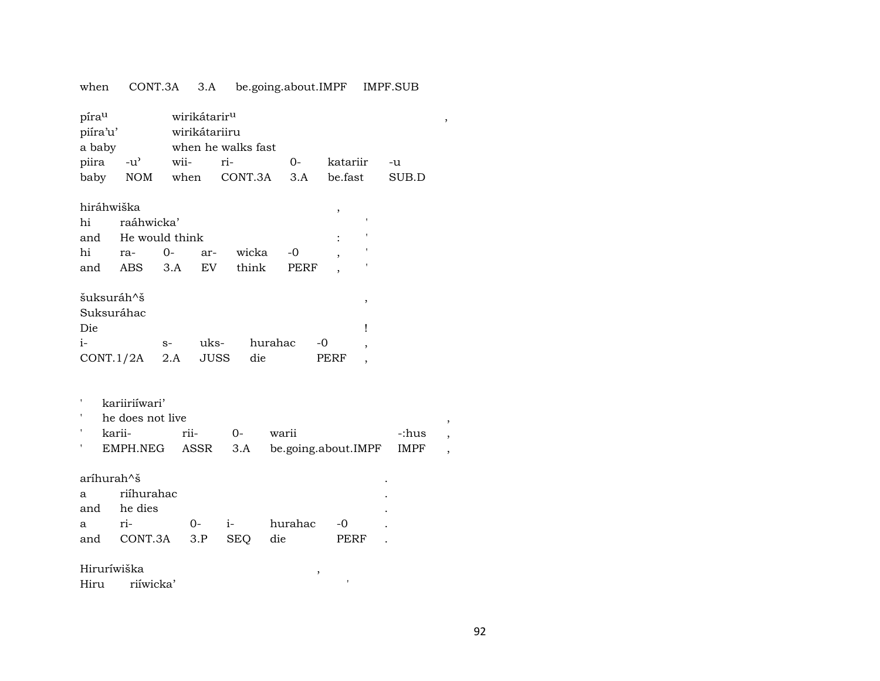when CONT.3A 3.A be.going.about.IMPF IMPF.SUB

| píra^u | | wirikátarir^u | | | | | , |
|---|---|---|---|---|---|---|---|
| piíra'u' | | wirikátariiru | | | | | |
| a baby | | when he walks fast | | | | | |
| piira | -u' | wii- | ri- | 0- | katariir | -u | |
| baby | NOM | when | CONT.3A | 3.A | be.fast | SUB.D | |

| hiráhwiška | | | | | | , | |
|---|---|---|---|---|---|---|---|
| hi | raáhwicka' | | | | | | ' |
| and | He would think | | | | | : | ' |
| hi | ra- | 0- | ar- | wicka | -0 | , | ' |
| and | ABS | 3.A | EV | think | PERF | , | ' |

| šuksuráh^š | | | | | , |
|---|---|---|---|---|---|
| Suksuráhac | | | | | |
| Die | | | | | ! |
| i- | s- | uks- | hurahac | -0 | , |
| CONT.1/2A | 2.A | JUSS | die | PERF | , |

| ' | kariiriíwari' | | | | | |
|---|---|---|---|---|---|---|
| ' | he does not live | | | | | , |
| ' | karii- | rii- | 0- | warii | -:hus | , |
| ' | EMPH.NEG | ASSR | 3.A | be.going.about.IMPF | IMPF | , |

| aríhurah^š | | | | | | . |
|---|---|---|---|---|---|---|
| a | riíhurahac | | | | | . |
| and | he dies | | | | | . |
| a | ri- | 0- | i- | hurahac | -0 | . |
| and | CONT.3A | 3.P | SEQ | die | PERF | . |

| Hiruríwiška | | , |
|---|---|---|
| Hiru | riíwicka' | ' |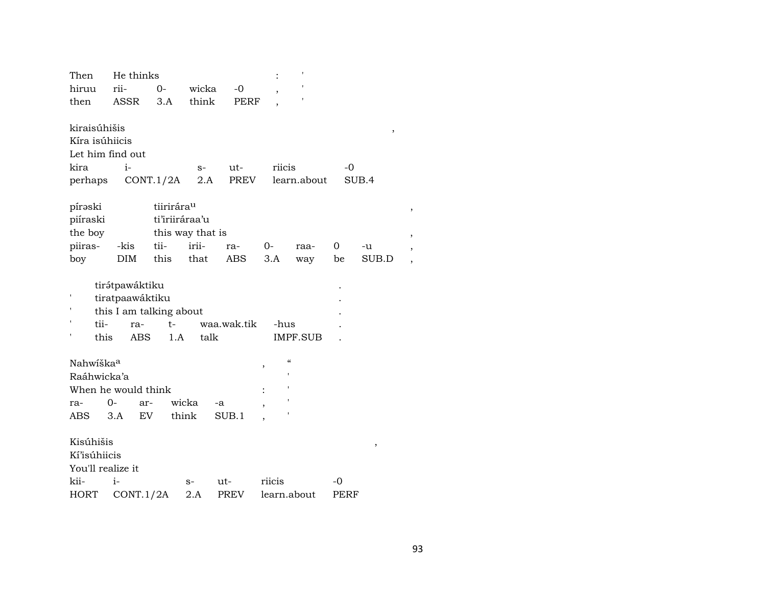| Then | He thinks | | | | : | ' |
|---|---|---|---|---|---|---|
| hiruu | rii- | 0- | wicka | -0 | , | ' |
| then | ASSR | 3.A | think | PERF | , | ' |

kiraisúhišis ,
Kíra isúhiicis
Let him find out

| kira | i- | s- | ut- | riicis | -0 |
|---|---|---|---|---|---|
| perhaps | CONT.1/2A | 2.A | PREV | learn.about | SUB.4 |

píraski tiirirára^u ,
piíraski ti'iriiráraa'u
the boy this way that is ,

| piiras- | -kis | tii- | irii- | ra- | 0- | raa- | 0 | -u | , |
|---|---|---|---|---|---|---|---|---|---|
| boy | DIM | this | that | ABS | 3.A | way | be | SUB.D | , |

' tirə́tpawáktiku .
' tiratpaawáktiku .
' this I am talking about .

| ' | tii- | ra- | t- | waa.wak.tik | -hus | . |
|---|---|---|---|---|---|---|
| ' | this | ABS | 1.A | talk | IMPF.SUB | . |

Nahwíška^a , "
Raáhwicka'a '
When he would think : '

| ra- | 0- | ar- | wicka | -a | , | ' |
|---|---|---|---|---|---|---|
| ABS | 3.A | EV | think | SUB.1 | , | ' |

Kisúhišis ,
Kí'isúhiicis
You'll realize it

| kii- | i- | s- | ut- | riicis | -0 |
|---|---|---|---|---|---|
| HORT | CONT.1/2A | 2.A | PREV | learn.about | PERF |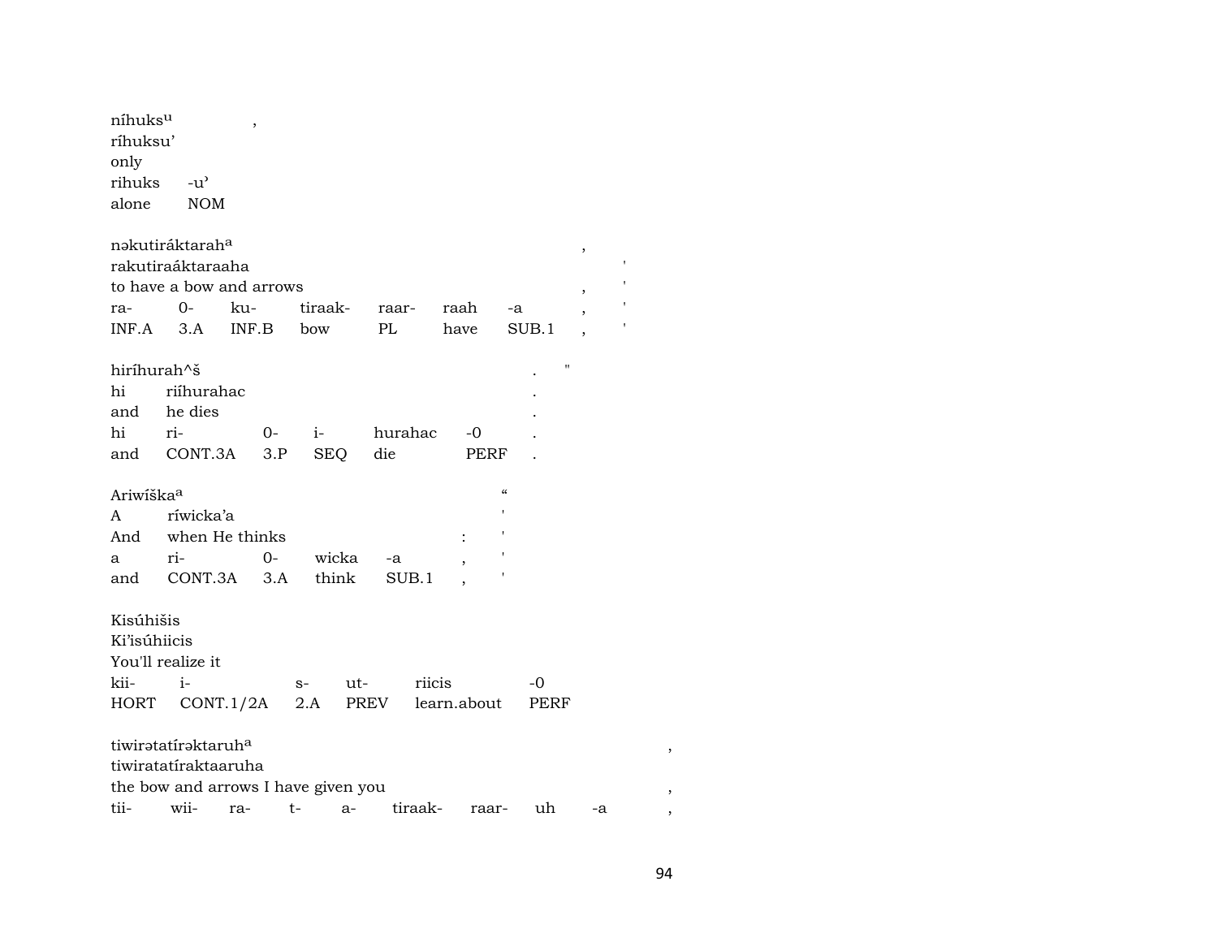níhuks^u ,
ríhuksu'
only
rihuks -u'
alone NOM

nəkutiráktarah^a ,
rakutiraáktaraaha '
to have a bow and arrows , '

| ra- | 0- | ku- | tiraak- | raar- | raah | -a | , | ' |
|---|---|---|---|---|---|---|---|---|
| INF.A | 3.A | INF.B | bow | PL | have | SUB.1 | , | ' |

hiríhurah^š . "
hi riíhurahac .
and he dies .

| hi | ri- | 0- | i- | hurahac | -0 | . |
|---|---|---|---|---|---|---|
| and | CONT.3A | 3.P | SEQ | die | PERF | . |

Ariwíška^a "
A ríwicka'a '
And when He thinks : '

| a | ri- | 0- | wicka | -a | , | ' |
|---|---|---|---|---|---|---|
| and | CONT.3A | 3.A | think | SUB.1 | , | ' |

Kisúhišis
Ki'isúhiicis
You'll realize it

| kii- | i- | s- | ut- | riicis | -0 |
|---|---|---|---|---|---|
| HORT | CONT.1/2A | 2.A | PREV | learn.about | PERF |

tiwirətatírəktaruh^a ,
tiwiratatíraktaaruha
the bow and arrows I have given you ,

| tii- | wii- | ra- | t- | a- | tiraak- | raar- | uh | -a | , |
|---|---|---|---|---|---|---|---|---|---|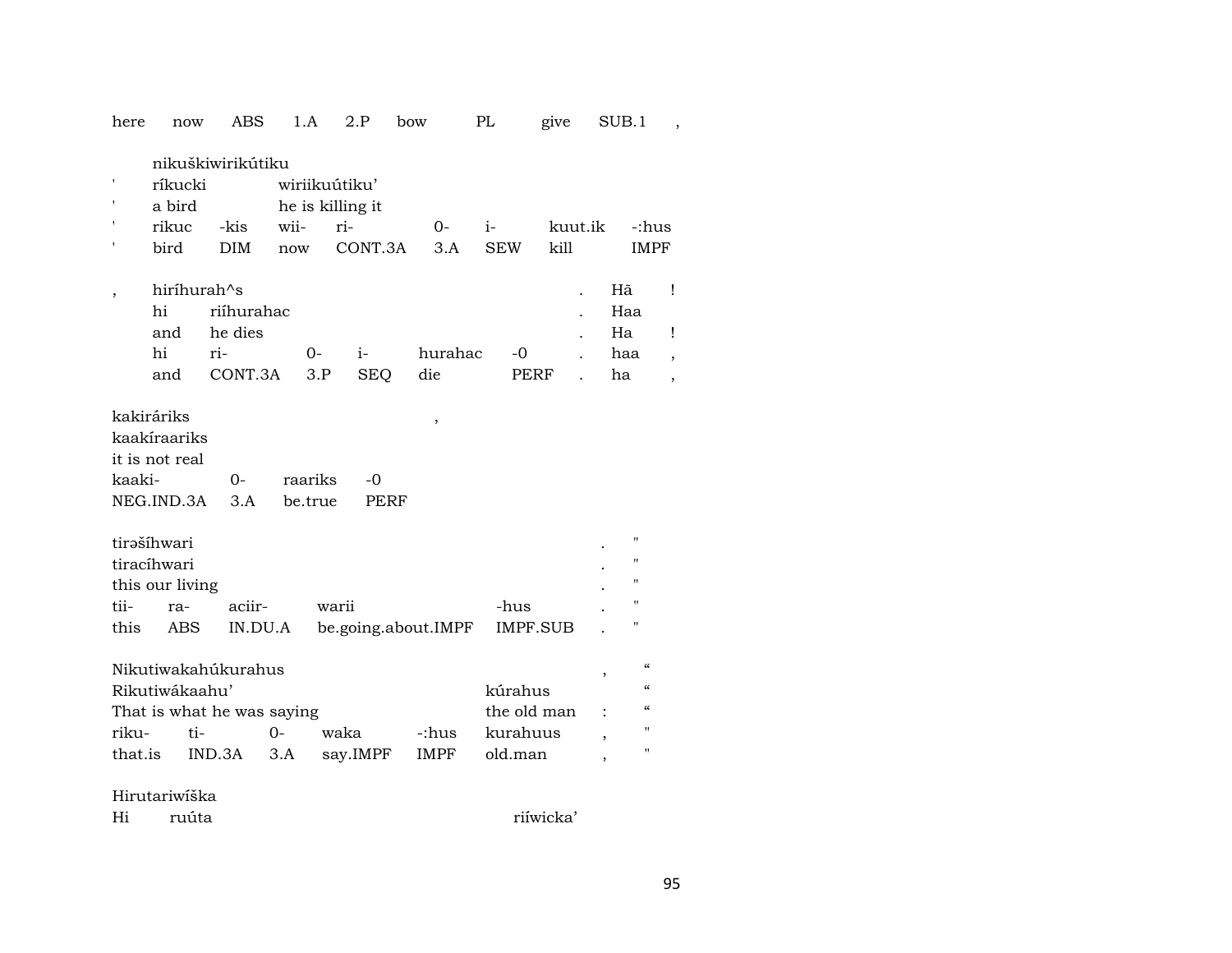| here | now | ABS | 1.A | 2.P | bow | PL | give | SUB.1 | , |
|---|---|---|---|---|---|---|---|---|---|

| | nikuškiwirikútiku | | | | | | | |
|---|---|---|---|---|---|---|---|---|
| ' | ríkucki | | wiriikuútiku' | | | | | |
| ' | a bird | | he is killing it | | | | | |
| ' | rikuc | -kis | wii- | ri- | 0- | i- | kuut.ik | -:hus |
| ' | bird | DIM | now | CONT.3A | 3.A | SEW | kill | IMPF |

| , | hiríhurah^s | | | | | | . | Hã | ! |
|---|---|---|---|---|---|---|---|---|---|
| | hi | riíhurahac | | | | | . | Haa | |
| | and | he dies | | | | | . | Ha | ! |
| | hi | ri- | 0- | i- | hurahac | -0 | . | haa | , |
| | and | CONT.3A | 3.P | SEQ | die | PERF | . | ha | , |

| kakiráriks | | | | , |
|---|---|---|---|---|
| kaakíraariks | | | | |
| it is not real | | | | |
| kaaki- | 0- | raariks | -0 | |
| NEG.IND.3A | 3.A | be.true | PERF | |

| tirəšíhwari | | | | | . | " |
|---|---|---|---|---|---|---|
| tiracíhwari | | | | | . | " |
| this our living | | | | | . | " |
| tii- | ra- | aciir- | warii | -hus | . | " |
| this | ABS | IN.DU.A | be.going.about.IMPF | IMPF.SUB | . | " |

| Nikutiwakahúkurahus | | | | | | , | " |
|---|---|---|---|---|---|---|---|
| Rikutiwákaahu' | | | | | kúrahus | | " |
| That is what he was saying | | | | | the old man | : | " |
| riku- | ti- | 0- | waka | -:hus | kurahuus | , | " |
| that.is | IND.3A | 3.A | say.IMPF | IMPF | old.man | , | " |

Hirutariwíška

| Hi | ruúta | riíwicka' |
|---|---|---|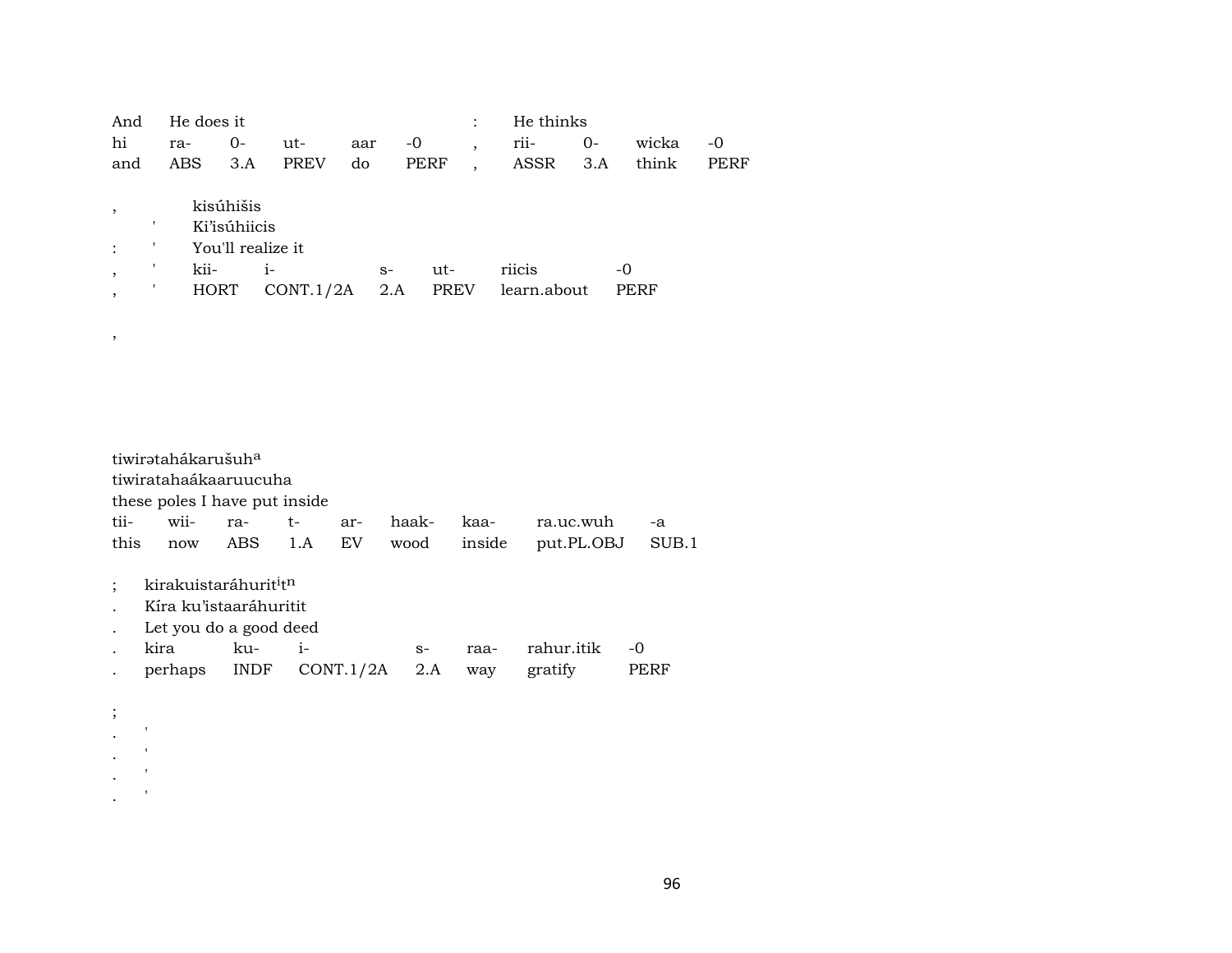| And | He does it | | | | | : | He thinks | | | |
|---|---|---|---|---|---|---|---|---|---|---|
| hi | ra- | 0- | ut- | aar | -0 | , | rii- | 0- | wicka | -0 |
| and | ABS | 3.A | PREV | do | PERF | , | ASSR | 3.A | think | PERF |

, kisúhišis

' Ki'isúhiicis

: ' You'll realize it

| , | ' | kii- | i- | s- | ut- | riicis | -0 |
|---|---|---|---|---|---|---|---|
| , | ' | HORT | CONT.1/2A | 2.A | PREV | learn.about | PERF |

,

tiwirətahákarušuh[a]

tiwiratahaákaaruucuha

these poles I have put inside

| tii- | wii- | ra- | t- | ar- | haak- | kaa- | ra.uc.wuh | -a |
|---|---|---|---|---|---|---|---|---|
| this | now | ABS | 1.A | EV | wood | inside | put.PL.OBJ | SUB.1 |

; kirakuistaráhurit[i]t[n]

. Kíra ku'istaaráhuritit

. Let you do a good deed

| . | kira | ku- | i- | s- | raa- | rahur.itik | -0 |
|---|---|---|---|---|---|---|---|
| . | perhaps | INDF | CONT.1/2A | 2.A | way | gratify | PERF |

;

. '

. '

. '

. '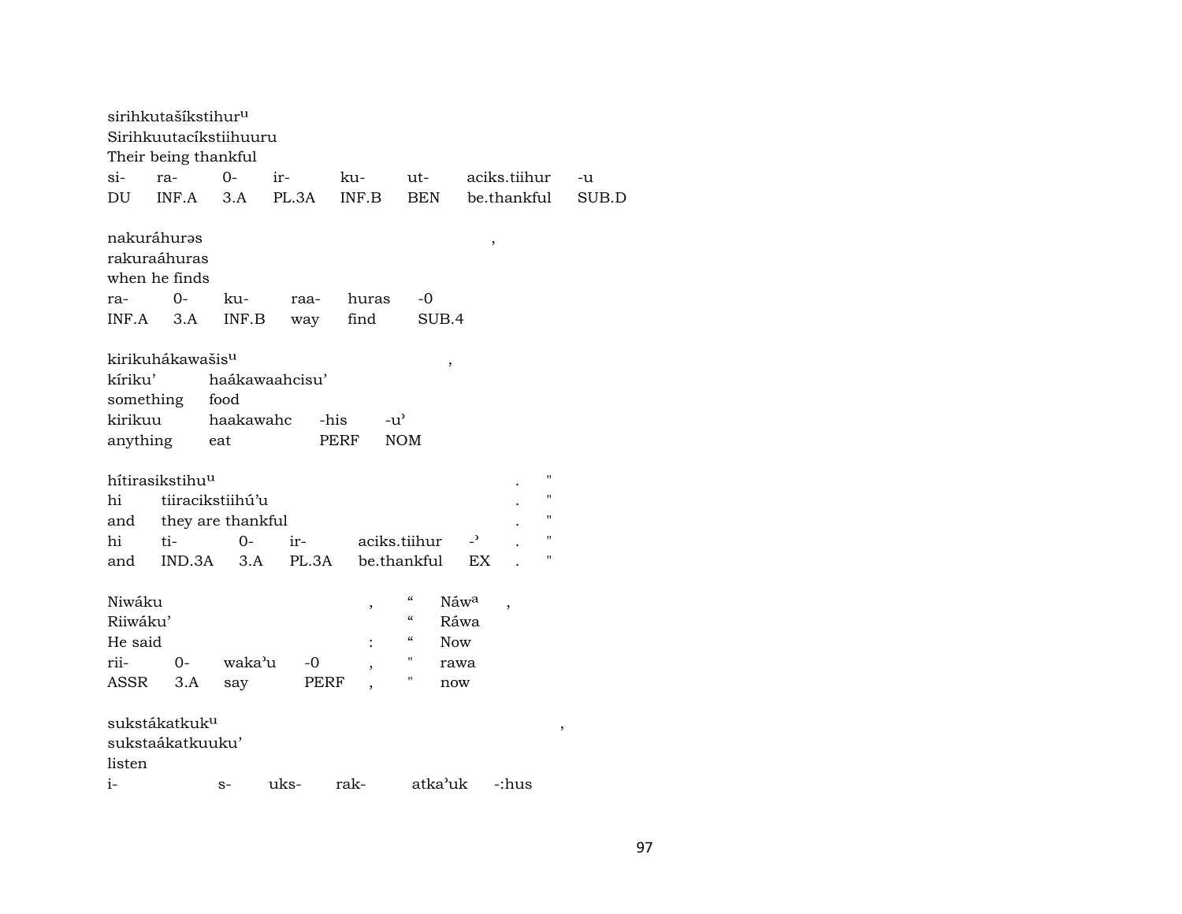sirihkutašíkstihur^u
Sirihkuutacíkstiihuuru
Their being thankful

| si- | ra- | 0- | ir- | ku- | ut- | aciks.tiihur | -u |
|---|---|---|---|---|---|---|---|
| DU | INF.A | 3.A | PL.3A | INF.B | BEN | be.thankful | SUB.D |

nakuráhurəs ,
rakuraáhuras
when he finds

| ra- | 0- | ku- | raa- | huras | -0 |
|---|---|---|---|---|---|
| INF.A | 3.A | INF.B | way | find | SUB.4 |

kirikuhákawašis^u ,

| kíriku' | haákawaahcisu' | | |
|---|---|---|---|
| something | food | | |
| kirikuu | haakawahc | -his | -u' |
| anything | eat | PERF | NOM |

hítirasikstihu^u . "

| hi | tiiracikstiihú'u | | | | | |
|---|---|---|---|---|---|---|
| and | they are thankful | | | | . | " |
| hi | ti- | 0- | ir- | aciks.tiihur | -' | . " |
| and | IND.3A | 3.A | PL.3A | be.thankful | EX | . " |

Niwáku , " Náw^a ,

| Riiwáku' | | | | | " | Ráwa |
|---|---|---|---|---|---|---|
| He said | | | | : | " | Now |
| rii- | 0- | waka'u | -0 | , | " | rawa |
| ASSR | 3.A | say | PERF | , | " | now |

sukstákatkuk^u ,
sukstaákatkuuku'
listen

| i- | s- | uks- | rak- | atka'uk | -:hus |
|---|---|---|---|---|---|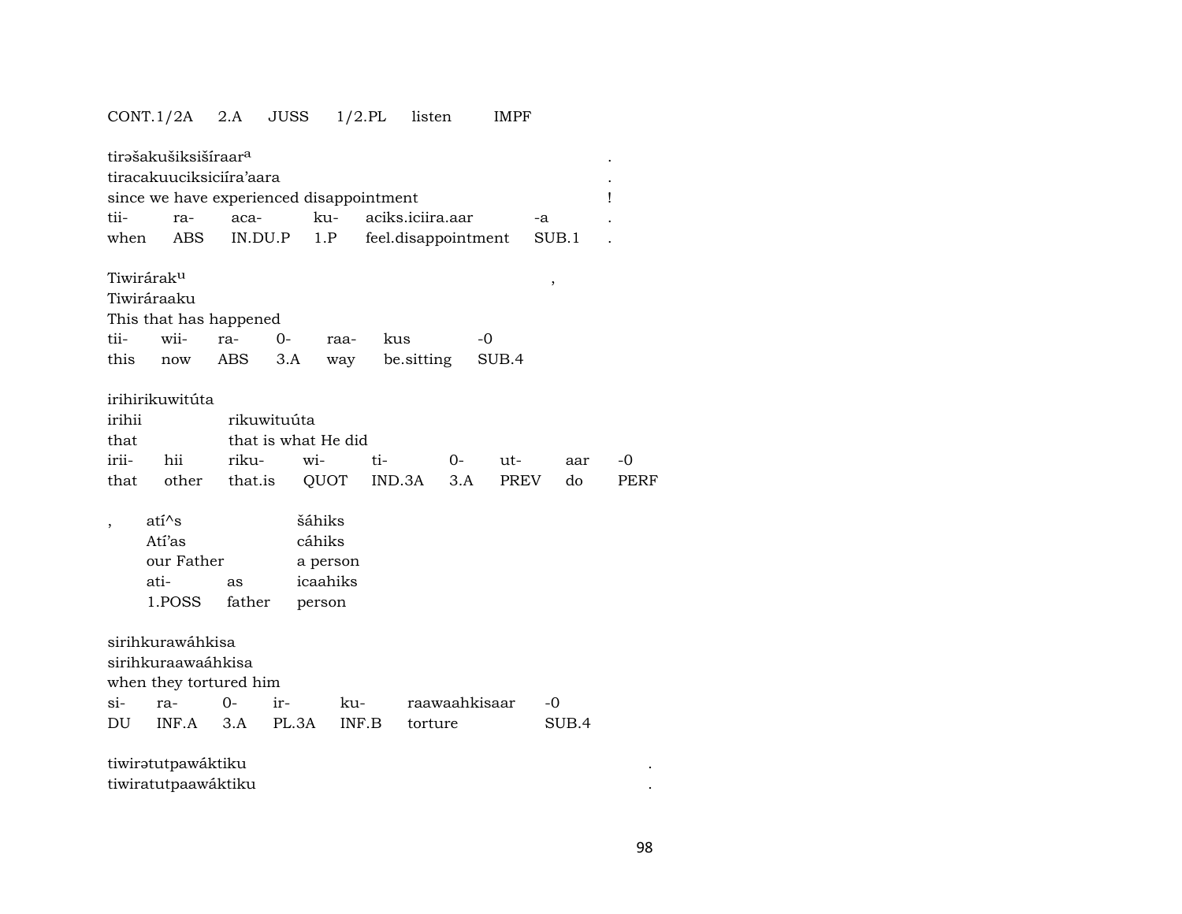CONT.1/2A 2.A JUSS 1/2.PL listen IMPF

tirəšakušiksišíraar[a] .
tiracakuuciksiciíra'aara .
since we have experienced disappointment !

| tii- | ra- | aca- | ku- | aciks.iciira.aar | -a | . |
|---|---|---|---|---|---|---|
| when | ABS | IN.DU.P | 1.P | feel.disappointment | SUB.1 | . |

Tiwirárak[u] ,
Tiwiráraaku
This that has happened

| tii- | wii- | ra- | 0- | raa- | kus | -0 |
|---|---|---|---|---|---|---|
| this | now | ABS | 3.A | way | be.sitting | SUB.4 |

irihirikuwitúta
irihii rikuwituúta
that that is what He did

| irii- | hii | riku- | wi- | ti- | 0- | ut- | aar | -0 |
|---|---|---|---|---|---|---|---|---|
| that | other | that.is | QUOT | IND.3A | 3.A | PREV | do | PERF |

, atí^s šáhiks
Atí'as cáhiks
our Father a person

| ati- | as | icaahiks |
|---|---|---|
| 1.POSS | father | person |

sirihkurawáhkisa
sirihkuraawaáhkisa
when they tortured him

| si- | ra- | 0- | ir- | ku- | raawaahkisaar | -0 |
|---|---|---|---|---|---|---|
| DU | INF.A | 3.A | PL.3A | INF.B | torture | SUB.4 |

tiwirətutpawáktiku .
tiwiratutpaawáktiku .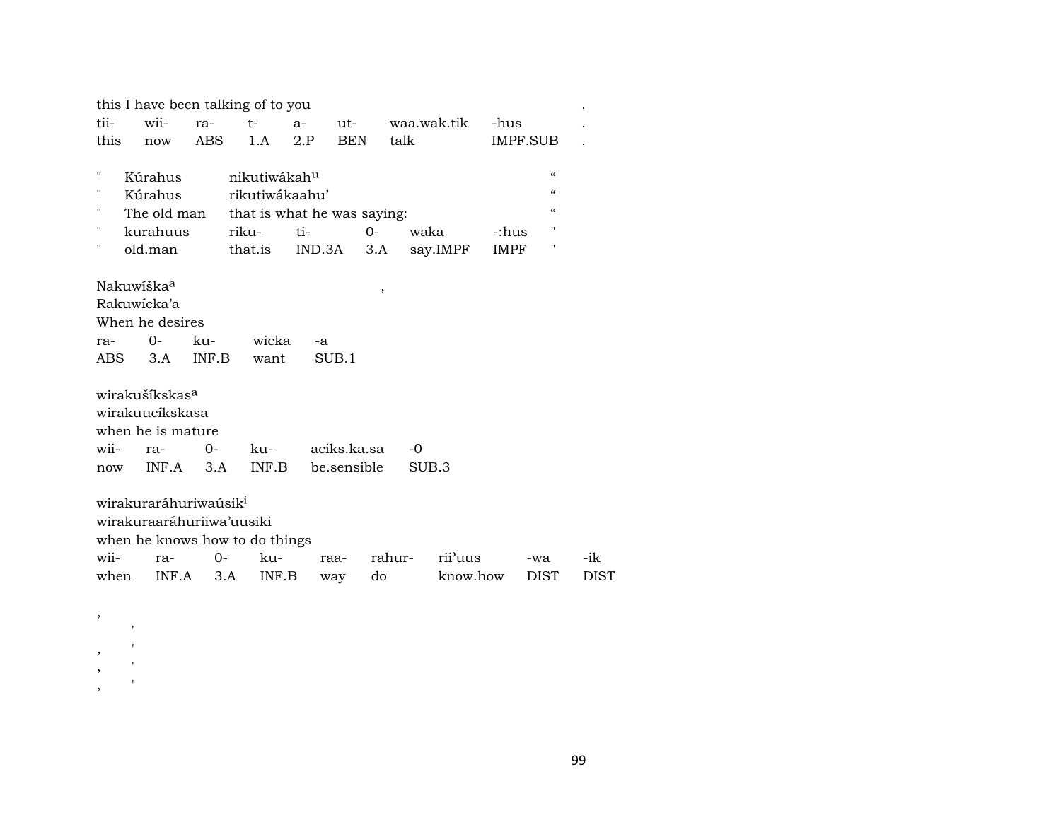this I have been talking of to you .

| tii- | wii- | ra- | t- | a- | ut- | waa.wak.tik | -hus | . |
|---|---|---|---|---|---|---|---|---|
| this | now | ABS | 1.A | 2.P | BEN | talk | IMPF.SUB | . |

" Kúrahus nikutiwákah[u] “
" Kúrahus rikutiwákaahu’ “
" The old man that is what he was saying: “

| " | kurahuus | riku- | ti- | 0- | waka | -:hus | " |
|---|---|---|---|---|---|---|---|
| " | old.man | that.is | IND.3A | 3.A | say.IMPF | IMPF | " |

Nakuwíška[a] ,
Rakuwícka’a
When he desires

| ra- | 0- | ku- | wicka | -a |
|---|---|---|---|---|
| ABS | 3.A | INF.B | want | SUB.1 |

wirakušíkskas[a]
wirakuucíkskasa
when he is mature

| wii- | ra- | 0- | ku- | aciks.ka.sa | -0 |
|---|---|---|---|---|---|
| now | INF.A | 3.A | INF.B | be.sensible | SUB.3 |

wirakuraráhuriwaúsik[i]
wirakuraaráhuriiwa’uusiki
when he knows how to do things

| wii- | ra- | 0- | ku- | raa- | rahur- | rii’uus | -wa | -ik |
|---|---|---|---|---|---|---|---|---|
| when | INF.A | 3.A | INF.B | way | do | know.how | DIST | DIST |

,
'
, '
, '
, '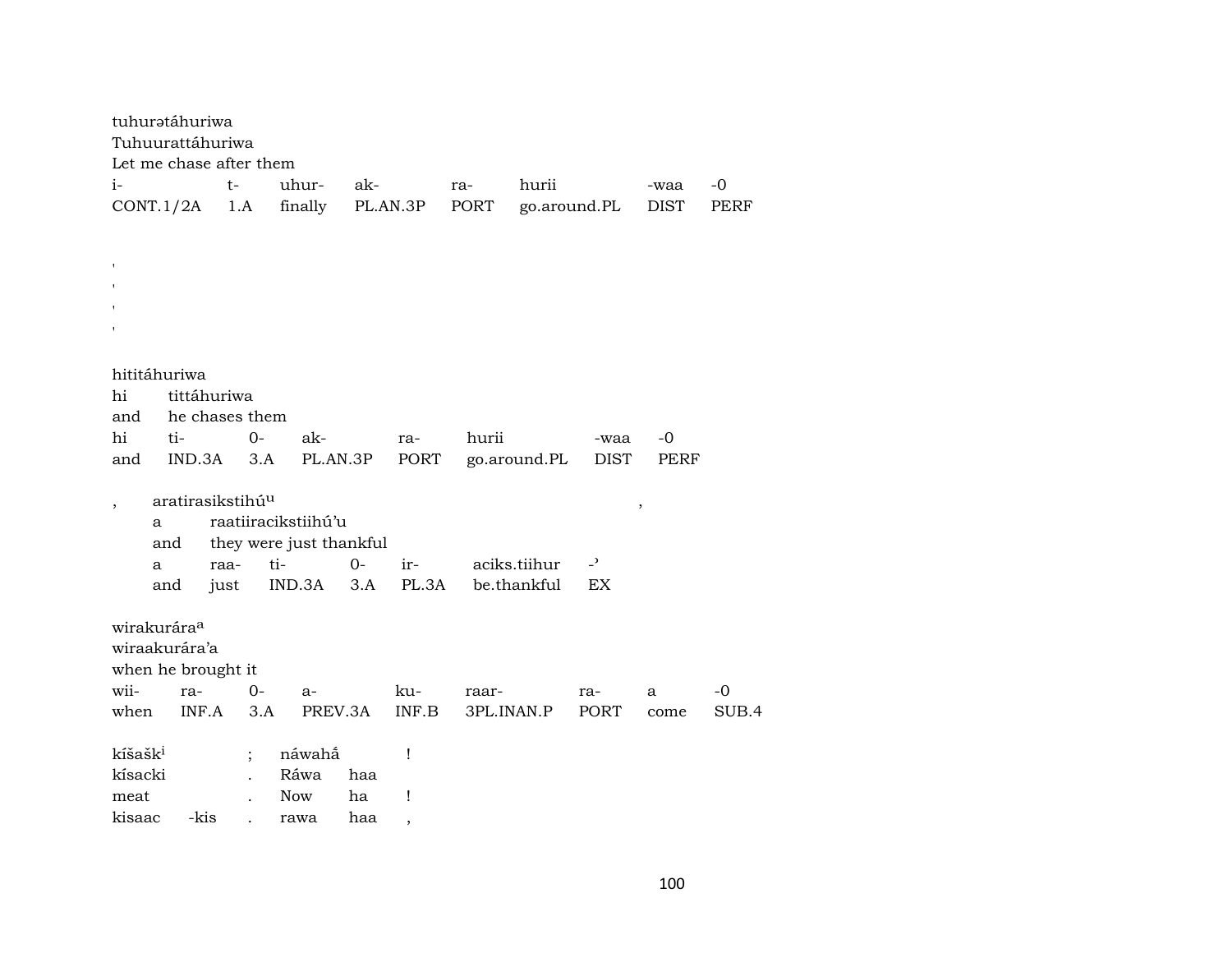tuhurətáhuriwa
Tuhuurattáhuriwa
Let me chase after them

| i- | t- | uhur- | ak- | ra- | hurii | -waa | -0 |
|---|---|---|---|---|---|---|---|
| CONT.1/2A | 1.A | finally | PL.AN.3P | PORT | go.around.PL | DIST | PERF |

'
'
'
'

hititáhuriwa
hi tittáhuriwa
and he chases them

| hi | ti- | 0- | ak- | ra- | hurii | -waa | -0 |
|---|---|---|---|---|---|---|---|
| and | IND.3A | 3.A | PL.AN.3P | PORT | go.around.PL | DIST | PERF |

, aratirasikstihú^u ,
a raatiiracikstiihú'u
and they were just thankful

| a | raa- | ti- | 0- | ir- | aciks.tiihur | -' |
|---|---|---|---|---|---|---|
| and | just | IND.3A | 3.A | PL.3A | be.thankful | EX |

wirakurára^a
wiraakurára'a
when he brought it

| wii- | ra- | 0- | a- | ku- | raar- | ra- | a | -0 |
|---|---|---|---|---|---|---|---|---|
| when | INF.A | 3.A | PREV.3A | INF.B | 3PL.INAN.P | PORT | come | SUB.4 |

| kíšašk^i | | ; | náwahá̃ | | ! |
|---|---|---|---|---|---|
| kísacki | | . | Ráwa | haa | |
| meat | | . | Now | ha | ! |
| kisaac | -kis | . | rawa | haa | , |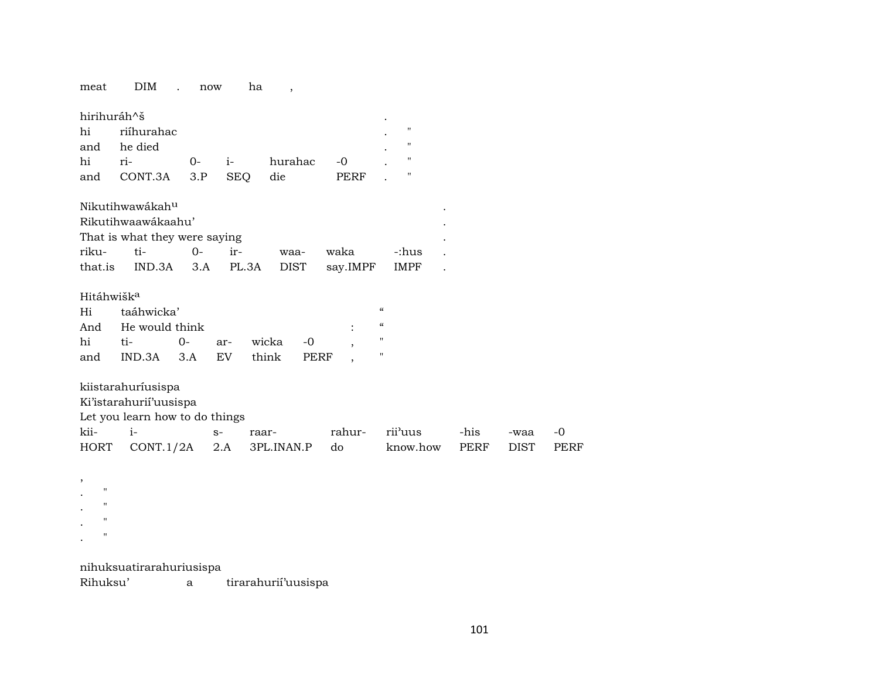meat DIM . now ha ,

hirihuráh^š .
hi riíhurahac . "
and he died . "
hi ri- 0- i- hurahac -0 . "
and CONT.3A 3.P SEQ die PERF . "

Nikutihwawákah[u] .
Rikutihwaawákaahu' .
That is what they were saying .
riku- ti- 0- ir- waa- waka -:hus .
that.is IND.3A 3.A PL.3A DIST say.IMPF IMPF .

Hitáhwišk[a]
Hi taáhwicka' "
And He would think : "
hi ti- 0- ar- wicka -0 , "
and IND.3A 3.A EV think PERF , "

kiistarahuríusispa
Ki'istarahurií'uusispa
Let you learn how to do things
kii- i- s- raar- rahur- rii'uus -his -waa -0
HORT CONT.1/2A 2.A 3PL.INAN.P do know.how PERF DIST PERF

,
. "
. "
. "
. "

nihuksuatirarahuriusispa
Rihuksu' a tirarahurií'uusispa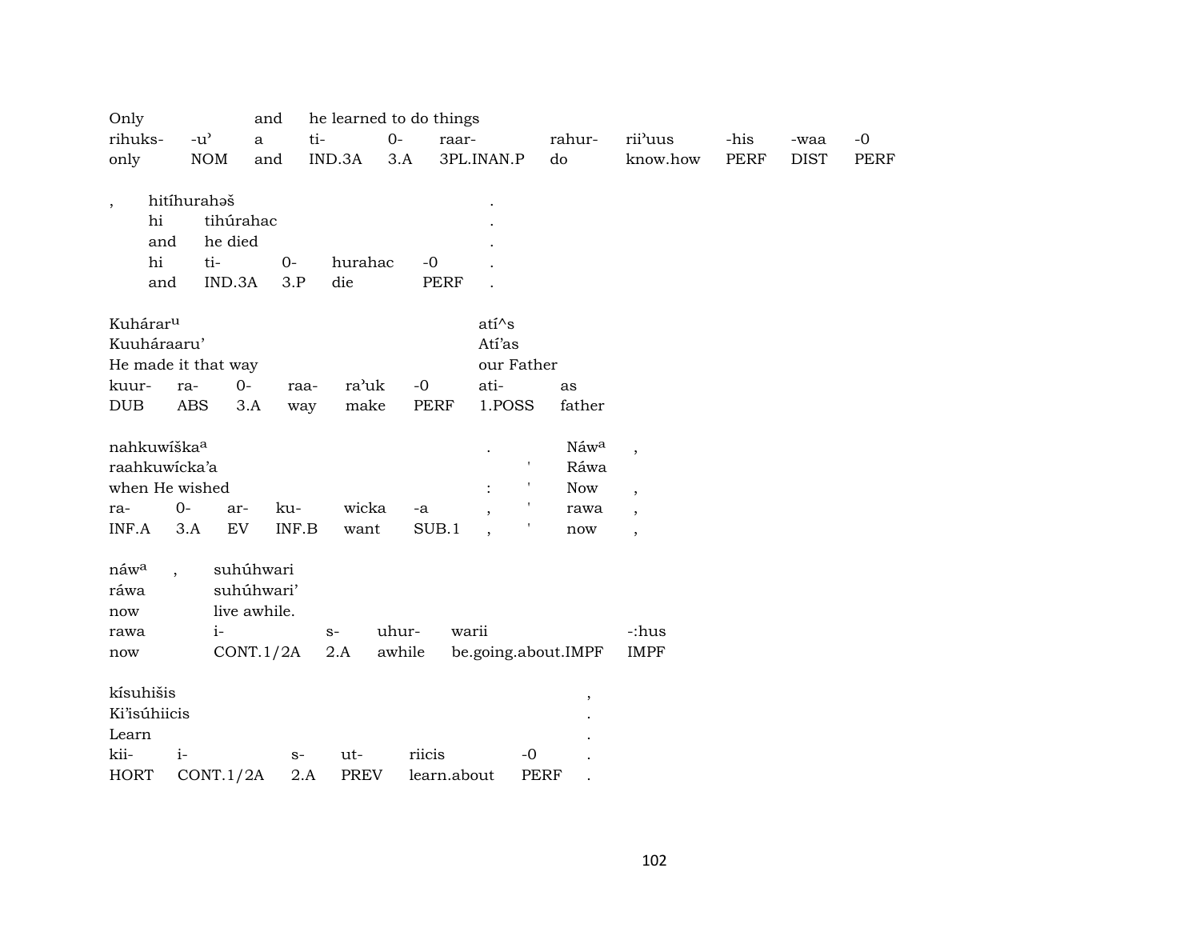| Only | | and | he learned to do things | | | | | | | |
|---|---|---|---|---|---|---|---|---|---|---|
| rihuks- | -u’ | a | ti- | 0- | raar- | rahur- | rii’uus | -his | -waa | -0 |
| only | NOM | and | IND.3A | 3.A | 3PL.INAN.P | do | know.how | PERF | DIST | PERF |

| , | hitíhurahəš | | | | | . |
|---|---|---|---|---|---|---|
| | hi | tihúrahac | | | | . |
| | and | he died | | | | . |
| | hi | ti- | 0- | hurahac | -0 | . |
| | and | IND.3A | 3.P | die | PERF | . |

| Kuhárar[u] | | | | | | atí^s | |
|---|---|---|---|---|---|---|---|
| Kuuháraaru’ | | | | | | Atí’as | |
| He made it that way | | | | | | our Father | |
| kuur- | ra- | 0- | raa- | ra’uk | -0 | ati- | as |
| DUB | ABS | 3.A | way | make | PERF | 1.POSS | father |

| nahkuwíška[a] | | | | | | . | | Náw[a] | , |
|---|---|---|---|---|---|---|---|---|---|
| raahkuwícka’a | | | | | | | ' | Ráwa | |
| when He wished | | | | | | : | ' | Now | , |
| ra- | 0- | ar- | ku- | wicka | -a | , | ' | rawa | , |
| INF.A | 3.A | EV | INF.B | want | SUB.1 | , | ' | now | , |

| náw[a] | , | suhúhwari | | | | |
|---|---|---|---|---|---|---|
| ráwa | | suhúhwari’ | | | | |
| now | | live awhile. | | | | |
| rawa | | i- | s- | uhur- | warii | -:hus |
| now | | CONT.1/2A | 2.A | awhile | be.going.about.IMPF | IMPF |

| kísuhišis | | | | | | , |
|---|---|---|---|---|---|---|
| Ki’isúhiicis | | | | | | . |
| Learn | | | | | | . |
| kii- | i- | s- | ut- | riicis | -0 | . |
| HORT | CONT.1/2A | 2.A | PREV | learn.about | PERF | . |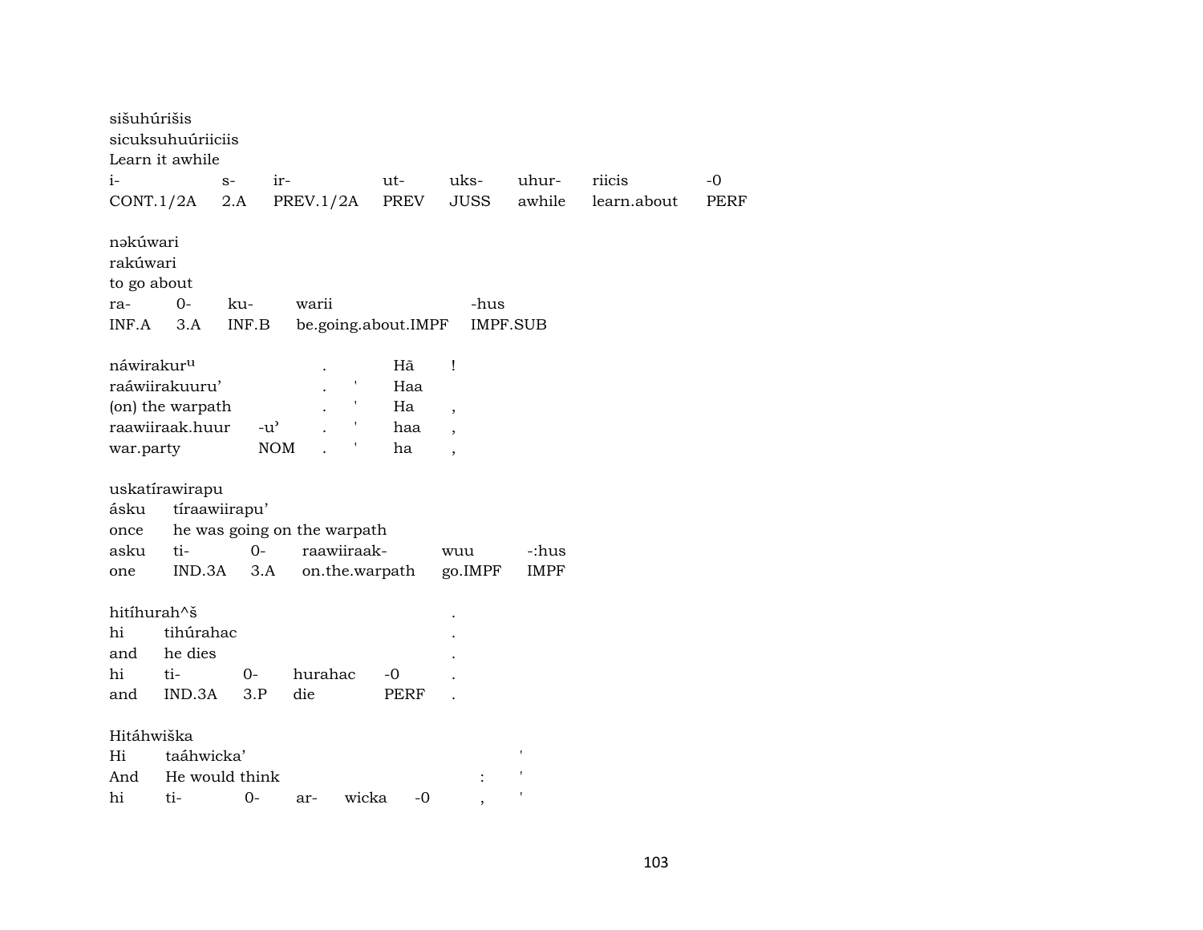sišuhúrišis
sicuksuhuúriiciis
Learn it awhile

| i- | s- | ir- | ut- | uks- | uhur- | riicis | -0 |
|---|---|---|---|---|---|---|---|
| CONT.1/2A | 2.A | PREV.1/2A | PREV | JUSS | awhile | learn.about | PERF |

nəkúwari
rakúwari
to go about

| ra- | 0- | ku- | warii | -hus |
|---|---|---|---|---|
| INF.A | 3.A | INF.B | be.going.about.IMPF | IMPF.SUB |

| náwirakur^u | | . | | Hã | ! |
|---|---|---|---|---|---|
| raáwiirakuuru' | | . | ' | Haa | |
| (on) the warpath | | . | ' | Ha | , |
| raawiiraak.huur | -u' | . | ' | haa | , |
| war.party | NOM | . | ' | ha | , |

uskatírawirapu

| ásku | tíraawiirapu' | | | | |
|---|---|---|---|---|---|
| once | he was going on the warpath | | | | |
| asku | ti- | 0- | raawiiraak- | wuu | -:hus |
| one | IND.3A | 3.A | on.the.warpath | go.IMPF | IMPF |

hitíhurah^š .

| hi | tihúrahac | | | | . |
|---|---|---|---|---|---|
| and | he dies | | | | . |
| hi | ti- | 0- | hurahac | -0 | . |
| and | IND.3A | 3.P | die | PERF | . |

Hitáhwiška

| Hi | taáhwicka' | | | | | ' |
|---|---|---|---|---|---|---|
| And | He would think | | | | : | ' |
| hi | ti- | 0- | ar- | wicka | -0 , | ' |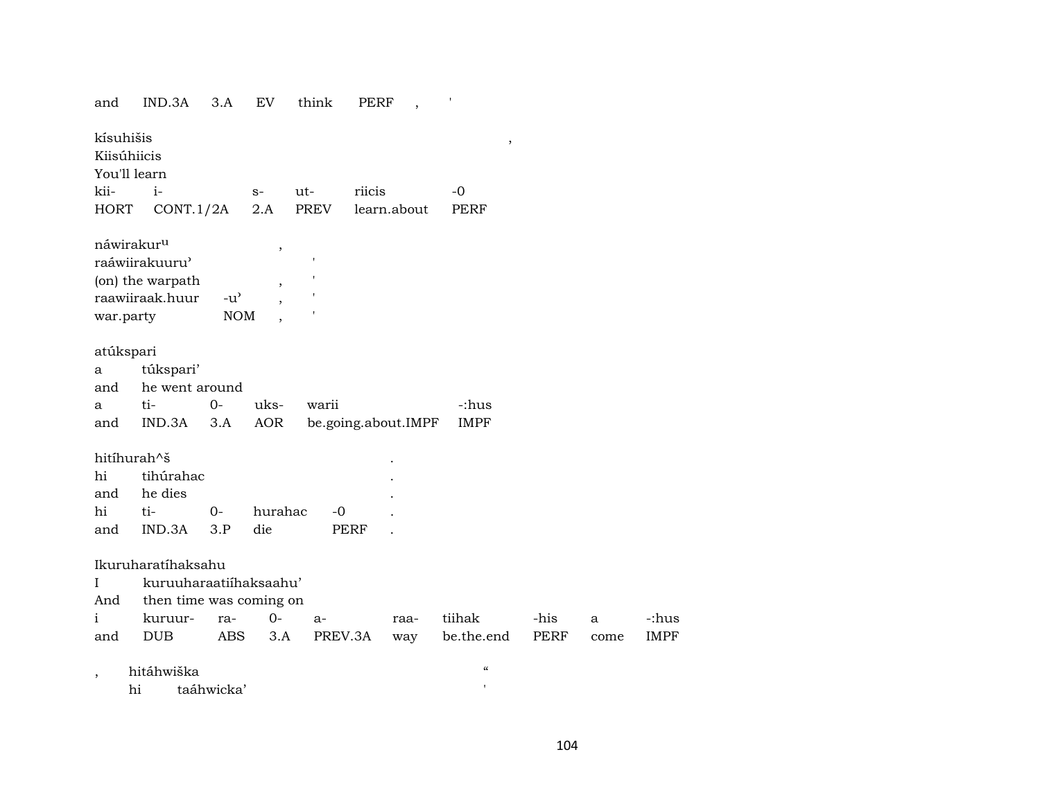and IND.3A 3.A EV think PERF , '

kísuhišis ,
Kiisúhiicis
You'll learn
kii- i- s- ut- riicis -0
HORT CONT.1/2A 2.A PREV learn.about PERF

náwirakur$^{u}$ ,
raáwiirakuuru' '
(on) the warpath , '
raawiiraak.huur -u' , '
war.party NOM , '

atúkspari
a túkspari'
and he went around
a ti- 0- uks- warii -:hus
and IND.3A 3.A AOR be.going.about.IMPF IMPF

hitíhurah^š .
hi tihúrahac .
and he dies .
hi ti- 0- hurahac -0 .
and IND.3A 3.P die PERF .

Ikuruharatíhaksahu
I kuruuharaatiíhaksaahu'
And then time was coming on
i kuruur- ra- 0- a- raa- tiihak -his a -:hus
and DUB ABS 3.A PREV.3A way be.the.end PERF come IMPF

, hitáhwiška "
hi taáhwicka' '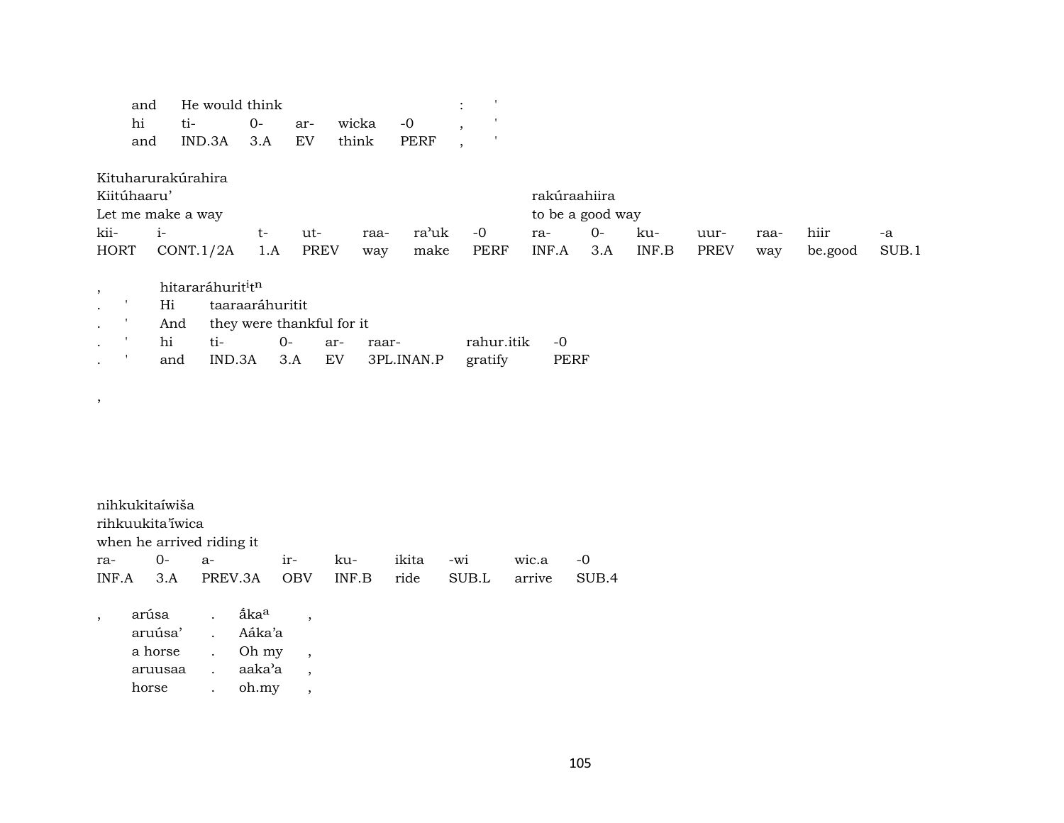| | | | | | | | |
|---|---|---|---|---|---|---|---|
| and | He would think | | | | | : | ' |
| hi | ti- | 0- | ar- | wicka | -0 | , | ' |
| and | IND.3A | 3.A | EV | think | PERF | , | ' |

Kituharurakúrahira

| | | | | | | | | | | | | | |
|---|---|---|---|---|---|---|---|---|---|---|---|---|---|
| Kiitúhaaru' | | | | | | | rakúraahiira | | | | | | |
| Let me make a way | | | | | | | to be a good way | | | | | | |
| kii- | i- | t- | ut- | raa- | ra'uk | -0 | ra- | 0- | ku- | uur- | raa- | hiir | -a |
| HORT | CONT.1/2A | 1.A | PREV | way | make | PERF | INF.A | 3.A | INF.B | PREV | way | be.good | SUB.1 |

| | | | | | | | | |
|---|---|---|---|---|---|---|---|---|
| , | | hitararáhurit[i]t[n] | | | | | | |
| . | ' | Hi | taaraaráhuritit | | | | | |
| . | ' | And | they were thankful for it | | | | | |
| . | ' | hi | ti- | 0- | ar- | raar- | rahur.itik | -0 |
| . | ' | and | IND.3A | 3.A | EV | 3PL.INAN.P | gratify | PERF |

,

nihkukitaíwiša

| | | | | | | | | |
|---|---|---|---|---|---|---|---|---|
| rihkuukita'íwica | | | | | | | | |
| when he arrived riding it | | | | | | | | |
| ra- | 0- | a- | ir- | ku- | ikita | -wi | wic.a | -0 |
| INF.A | 3.A | PREV.3A | OBV | INF.B | ride | SUB.L | arrive | SUB.4 |

| | | | | |
|---|---|---|---|---|
| , | arúsa | . | ấka[a] | , |
| | aruúsa' | . | Aáka'a | |
| | a horse | . | Oh my | , |
| | aruusaa | . | aaka'a | , |
| | horse | . | oh.my | , |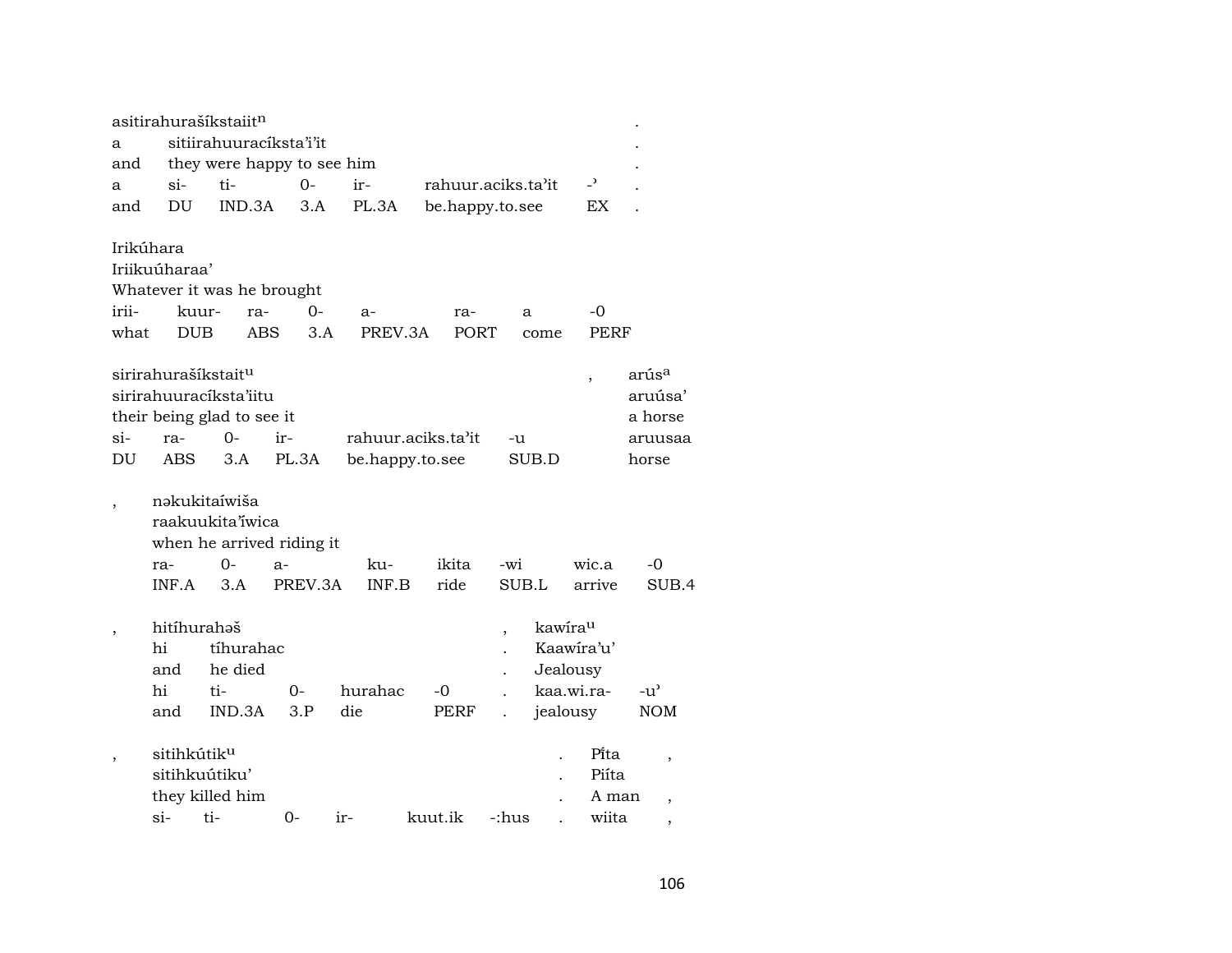asitirahurašíkstaiit[n] .
a sitiirahuuracíksta'i'it .
and they were happy to see him .

| a | si- | ti- | 0- | ir- | rahuur.aciks.ta'it | -' | . |
|---|---|---|---|---|---|---|---|
| and | DU | IND.3A | 3.A | PL.3A | be.happy.to.see | EX | . |

Irikúhara
Iriikuúharaa'
Whatever it was he brought

| irii- | kuur- | ra- | 0- | a- | ra- | a | -0 |
|---|---|---|---|---|---|---|---|
| what | DUB | ABS | 3.A | PREV.3A | PORT | come | PERF |

sirirahurašíkstait[u] , arús[a]
sirirahuuracíksta'iitu aruúsa'
their being glad to see it a horse

| si- | ra- | 0- | ir- | rahuur.aciks.ta'it | -u | aruusaa |
|---|---|---|---|---|---|---|
| DU | ABS | 3.A | PL.3A | be.happy.to.see | SUB.D | horse |

, nəkukitaíwiša
raakuukita'íwica
when he arrived riding it

| ra- | 0- | a- | ku- | ikita | -wi | wic.a | -0 |
|---|---|---|---|---|---|---|---|
| INF.A | 3.A | PREV.3A | INF.B | ride | SUB.L | arrive | SUB.4 |

, hitíhurahəš , kawíra[u]
hi tíhurahac . Kaawíra'u'
and he died . Jealousy

| hi | ti- | 0- | hurahac | -0 | . | kaa.wi.ra- | -u' |
|---|---|---|---|---|---|---|---|
| and | IND.3A | 3.P | die | PERF | . | jealousy | NOM |

, sitihkútik[u] . Pí̥ta ,
sitihkuútiku' . Piíta
they killed him . A man ,

| si- | ti- | 0- | ir- | kuut.ik | -:hus | . | wiita | , |
|---|---|---|---|---|---|---|---|---|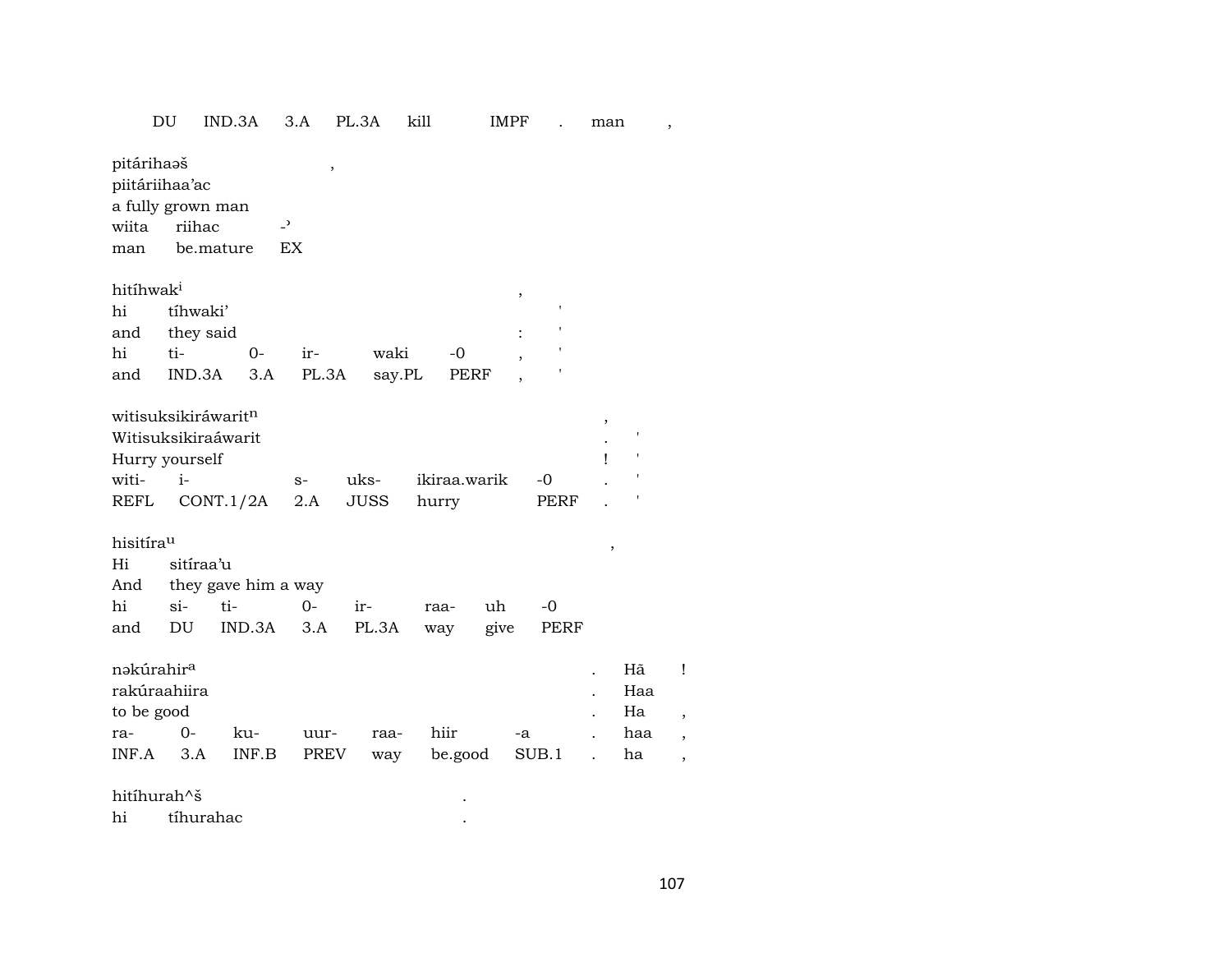DU IND.3A 3.A PL.3A kill IMPF . man ,

pitárihaəš ,
piitáriihaa’ac
a fully grown man
wiita riihac -ʾ
man be.mature EX

hitíhwak[i] , 
hi tíhwaki’ '
and they said : '
hi ti- 0- ir- waki -0 , '
and IND.3A 3.A PL.3A say.PL PERF , '

witisuksikiráwarit[n] ,
Witisuksikiraáwarit . '
Hurry yourself ! '
witi- i- s- uks- ikiraa.warik -0 . '
REFL CONT.1/2A 2.A JUSS hurry PERF . '

hisitíra[u] ,
Hi sitíraa’u
And they gave him a way
hi si- ti- 0- ir- raa- uh -0
and DU IND.3A 3.A PL.3A way give PERF

nəkúrahir[a] . Hã !
rakúraahiira . Haa
to be good . Ha ,
ra- 0- ku- uur- raa- hiir -a . haa ,
INF.A 3.A INF.B PREV way be.good SUB.1 . ha ,

hitíhurah^š .
hi tíhurahac .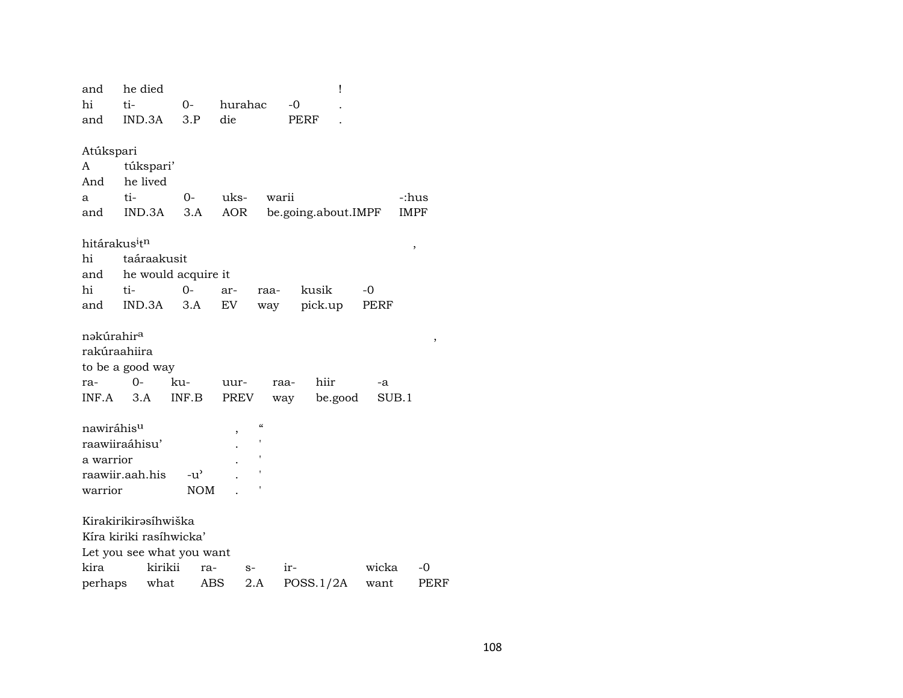| and | he died | | | | ! |
|---|---|---|---|---|---|
| hi | ti- | 0- | hurahac | -0 | . |
| and | IND.3A | 3.P | die | PERF | . |

Atúkspari

A túkspari’

And he lived

| a | ti- | 0- | uks- | warii | -:hus |
|---|---|---|---|---|---|
| and | IND.3A | 3.A | AOR | be.going.about.IMPF | IMPF |

hitárakus$^{i}$t$^{n}$ ,

hi taáraakusit

and he would acquire it

| hi | ti- | 0- | ar- | raa- | kusik | -0 |
|---|---|---|---|---|---|---|
| and | IND.3A | 3.A | EV | way | pick.up | PERF |

nəkúrahir$^{a}$ ,

rakúraahiira

to be a good way

| ra- | 0- | ku- | uur- | raa- | hiir | -a |
|---|---|---|---|---|---|---|
| INF.A | 3.A | INF.B | PREV | way | be.good | SUB.1 |

| nawiráhis$^{u}$ | | , | “ |
|---|---|---|---|
| raawiiraáhisu’ | | . | ' |
| a warrior | | . | ' |
| raawiir.aah.his | -u’ | . | ' |
| warrior | NOM | . | ' |

Kirakirikirəsíhwiška

Kíra kiriki rasíhwicka’

Let you see what you want

| kira | kirikii | ra- | s- | ir- | wicka | -0 |
|---|---|---|---|---|---|---|
| perhaps | what | ABS | 2.A | POSS.1/2A | want | PERF |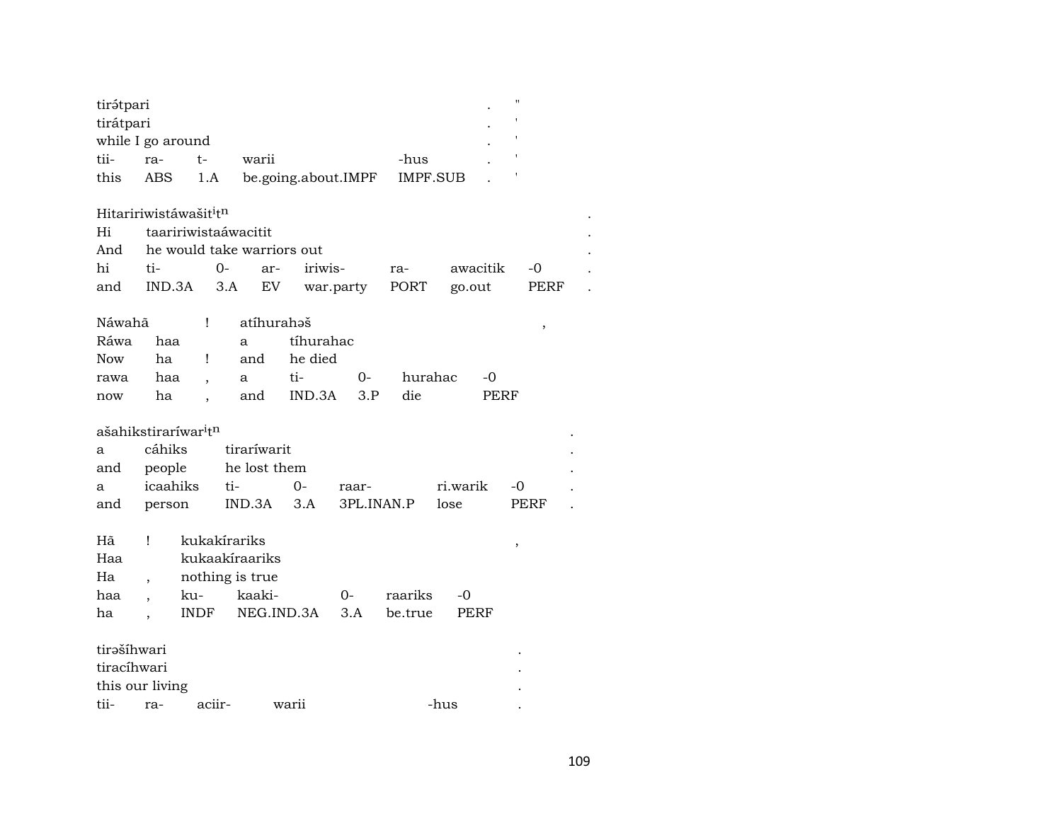| tirə́tpari | | | | | . | " |
|---|---|---|---|---|---|---|
| tirátpari | | | | | . | ' |
| while I go around | | | | | . | ' |
| tii- | ra- | t- | warii | -hus | . | ' |
| this | ABS | 1.A | be.going.about.IMPF | IMPF.SUB | . | ' |

| Hitaririwistáwašit$^{i}$t$^{n}$ | | | | | | | | . |
|---|---|---|---|---|---|---|---|---|
| Hi | taaririwistaáwacitit | | | | | | | . |
| And | he would take warriors out | | | | | | | . |
| hi | ti- | 0- | ar- | iriwis- | ra- | awacitik | -0 | . |
| and | IND.3A | 3.A | EV | war.party | PORT | go.out | PERF | . |

| Náwahā | | ! | atíhurahəš | | | | | , |
|---|---|---|---|---|---|---|---|---|
| Ráwa | haa | | a | tíhurahac | | | | |
| Now | ha | ! | and | he died | | | | |
| rawa | haa | , | a | ti- | 0- | hurahac | -0 | |
| now | ha | , | and | IND.3A | 3.P | die | PERF | |

| ašahikstiraríwar$^{i}$t$^{n}$ | | | | | | | . |
|---|---|---|---|---|---|---|---|
| a | cáhiks | tiraríwarit | | | | | . |
| and | people | he lost them | | | | | . |
| a | icaahiks | ti- | 0- | raar- | ri.warik | -0 | . |
| and | person | IND.3A | 3.A | 3PL.INAN.P | lose | PERF | . |

| Hā | ! | kukakírariks | | | | | , |
|---|---|---|---|---|---|---|---|
| Haa | | kukaakíraariks | | | | | |
| Ha | , | nothing is true | | | | | |
| haa | , | ku- | kaaki- | 0- | raariks | -0 | |
| ha | , | INDF | NEG.IND.3A | 3.A | be.true | PERF | |

| tirəšíhwari | | | | | . |
|---|---|---|---|---|---|
| tiracíhwari | | | | | . |
| this our living | | | | | . |
| tii- | ra- | aciir- | warii | -hus | . |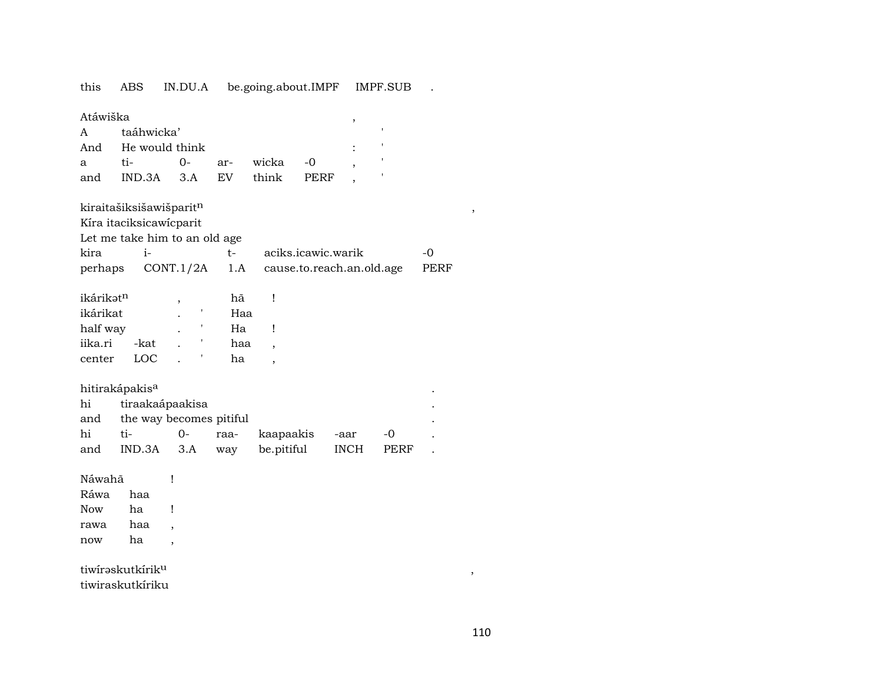this ABS IN.DU.A be.going.about.IMPF IMPF.SUB .

| Atáwiška | | | | | | , | |
|---|---|---|---|---|---|---|---|
| A | taáhwicka’ | | | | | | ' |
| And | He would think | | | | | : | ' |
| a | ti- | 0- | ar- | wicka | -0 | , | ' |
| and | IND.3A | 3.A | EV | think | PERF | , | ' |

| kiraitašiksišawišparit$^{n}$ | | | | | , |
|---|---|---|---|---|---|
| Kíra itaciksicawícparit | | | | | |
| Let me take him to an old age | | | | | |
| kira | i- | t- | aciks.icawic.warik | -0 | |
| perhaps | CONT.1/2A | 1.A | cause.to.reach.an.old.age | PERF | |

| ikárikət$^{n}$ | | , | | hã | ! |
|---|---|---|---|---|---|
| ikárikat | | . | ' | Haa | |
| half way | | . | ' | Ha | ! |
| iika.ri | -kat | . | ' | haa | , |
| center | LOC | . | ' | ha | , |

| hitirakápakis$^{a}$ | | | | | | | . |
|---|---|---|---|---|---|---|---|
| hi | tiraakaápaakisa | | | | | | . |
| and | the way becomes pitiful | | | | | | . |
| hi | ti- | 0- | raa- | kaapaakis | -aar | -0 | . |
| and | IND.3A | 3.A | way | be.pitiful | INCH | PERF | . |

| Náwahã | | ! |
|---|---|---|
| Ráwa | haa | |
| Now | ha | ! |
| rawa | haa | , |
| now | ha | , |

tiwírəskutkírik$^{u}$ ,

tiwiraskutkíriku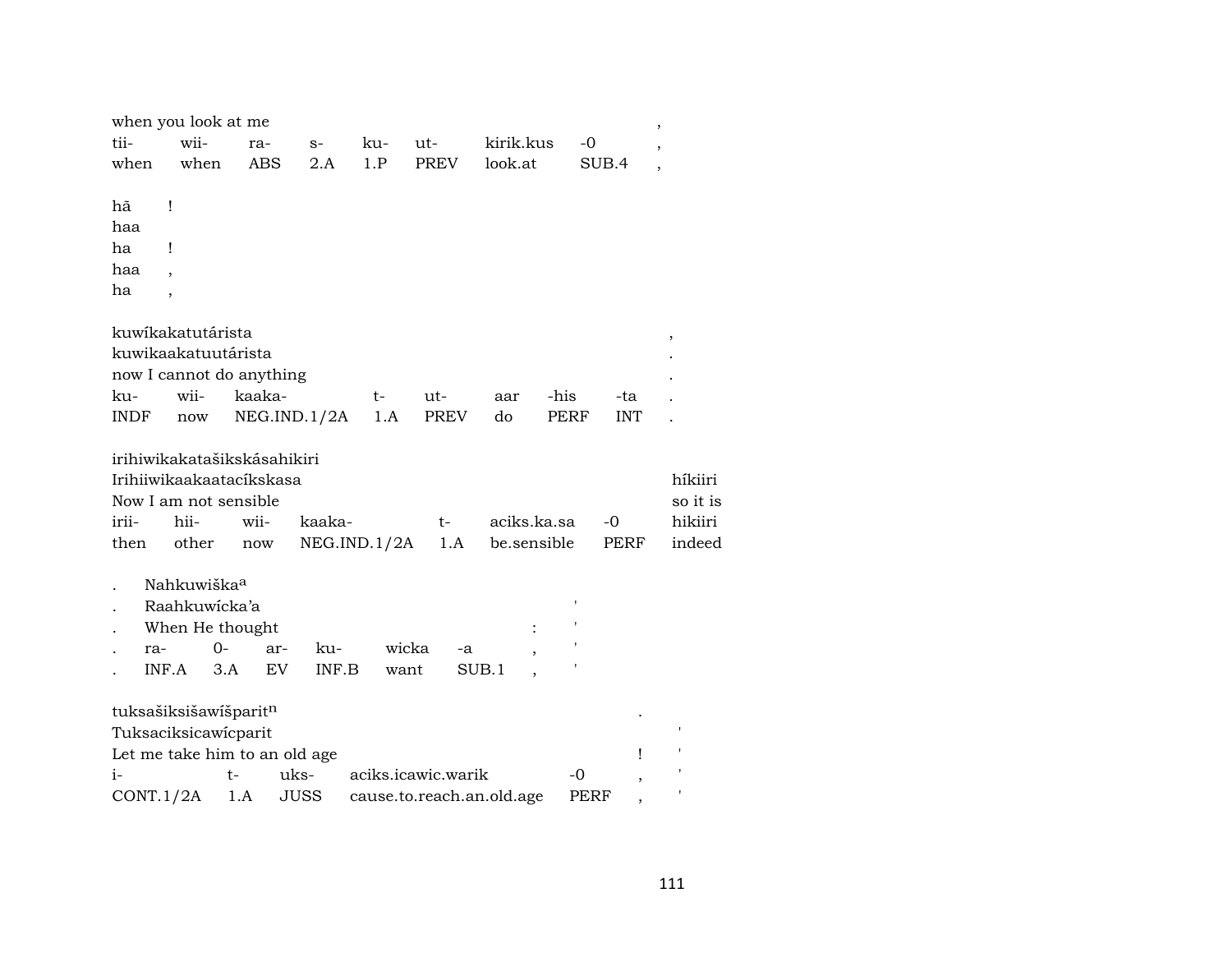when you look at me ,

| tii- | wii- | ra- | s- | ku- | ut- | kirik.kus | -0 | , |
|---|---|---|---|---|---|---|---|---|
| when | when | ABS | 2.A | 1.P | PREV | look.at | SUB.4 | , |

hã !
haa
ha !
haa ,
ha ,

kuwíkakatutárista ,
kuwikaakatuutárista .
now I cannot do anything .

| ku- | wii- | kaaka- | t- | ut- | aar | -his | -ta | . |
|---|---|---|---|---|---|---|---|---|
| INDF | now | NEG.IND.1/2A | 1.A | PREV | do | PERF | INT | . |

irihiwikakatašikskásahikiri
Irihiiwikaakaatacíkskasa híkiiri
Now I am not sensible so it is

| irii- | hii- | wii- | kaaka- | t- | aciks.ka.sa | -0 | hikiiri |
|---|---|---|---|---|---|---|---|
| then | other | now | NEG.IND.1/2A | 1.A | be.sensible | PERF | indeed |

. Nahkuwiška[a]
. Raahkuwícka'a '
. When He thought : '

| . | ra- | 0- | ar- | ku- | wicka | -a | , | ' |
|---|---|---|---|---|---|---|---|---|
| . | INF.A | 3.A | EV | INF.B | want | SUB.1 | , | ' |

tuksašiksišawíšparit[n] .
Tuksaciksicawícparit '
Let me take him to an old age ! '

| i- | t- | uks- | aciks.icawic.warik | -0 | , | ' |
|---|---|---|---|---|---|---|
| CONT.1/2A | 1.A | JUSS | cause.to.reach.an.old.age | PERF | , | ' |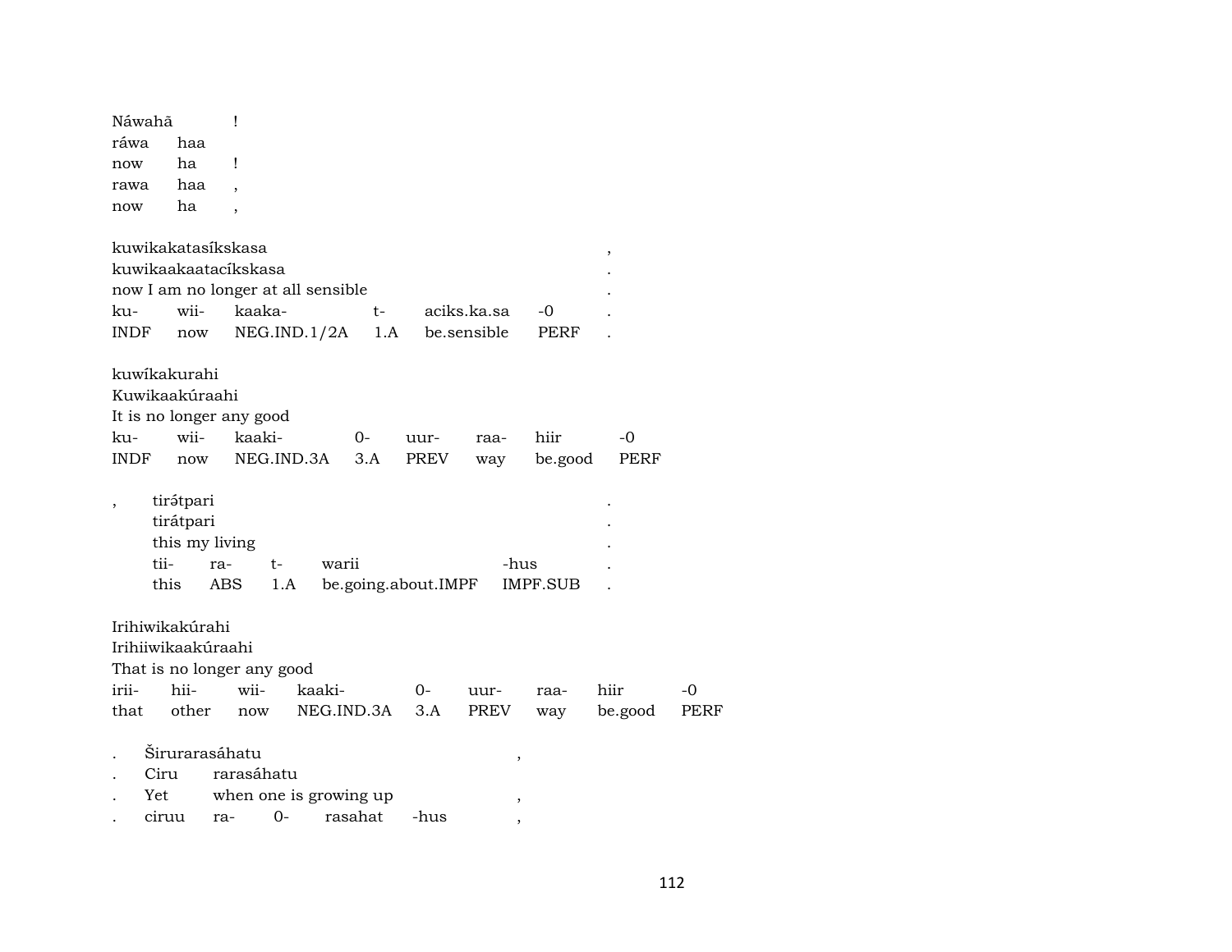Náwahā !
ráwa haa
now ha !
rawa haa ,
now ha ,

kuwikakatasíkskasa ,
kuwikaakaatacíkskasa .
now I am no longer at all sensible .

| ku- | wii- | kaaka- | t- | aciks.ka.sa | -0 | . |
|---|---|---|---|---|---|---|
| INDF | now | NEG.IND.1/2A | 1.A | be.sensible | PERF | . |

kuwíkakurahi
Kuwikaakúraahi
It is no longer any good

| ku- | wii- | kaaki- | 0- | uur- | raa- | hiir | -0 |
|---|---|---|---|---|---|---|---|
| INDF | now | NEG.IND.3A | 3.A | PREV | way | be.good | PERF |

, tirə́tpari .
tirátpari .
this my living .

| tii- | ra- | t- | warii | -hus | . |
|---|---|---|---|---|---|
| this | ABS | 1.A | be.going.about.IMPF | IMPF.SUB | . |

Irihiwikakúrahi
Irihiiwikaakúraahi
That is no longer any good

| irii- | hii- | wii- | kaaki- | 0- | uur- | raa- | hiir | -0 |
|---|---|---|---|---|---|---|---|---|
| that | other | now | NEG.IND.3A | 3.A | PREV | way | be.good | PERF |

. Širurarasáhatu ,
. Ciru rarasáhatu
. Yet when one is growing up ,
. ciruu ra- 0- rasahat -hus ,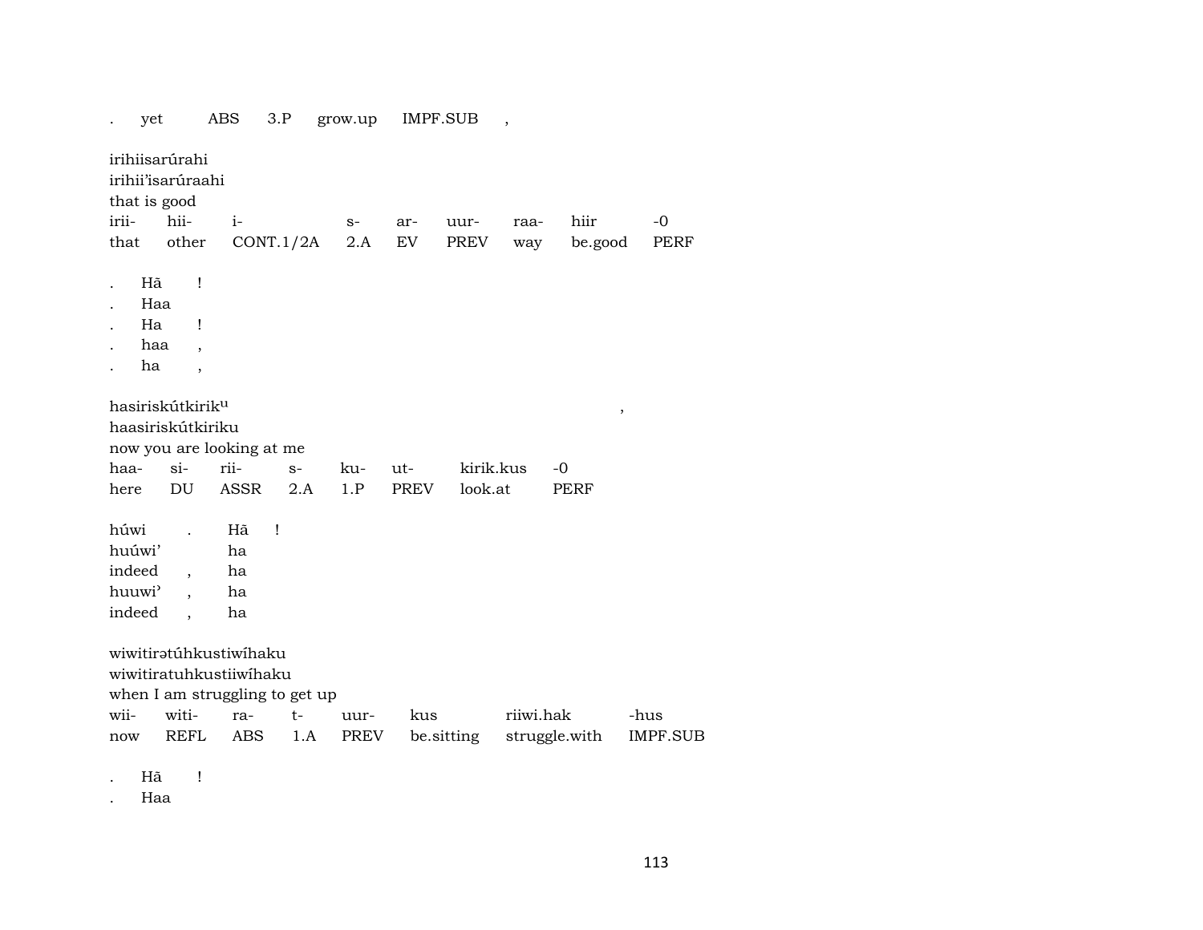. yet ABS 3.P grow.up IMPF.SUB ,

irihiisarúrahi
irihii'isarúraahi
that is good

| irii- | hii- | i- | s- | ar- | uur- | raa- | hiir | -0 |
|---|---|---|---|---|---|---|---|---|
| that | other | CONT.1/2A | 2.A | EV | PREV | way | be.good | PERF |

. Hã !
. Haa
. Ha !
. haa ,
. ha ,

hasiriskútkirik^u ,
haasiriskútkiriku
now you are looking at me

| haa- | si- | rii- | s- | ku- | ut- | kirik.kus | -0 |
|---|---|---|---|---|---|---|---|
| here | DU | ASSR | 2.A | 1.P | PREV | look.at | PERF |

húwi . Hã !
huúwi' ha
indeed , ha
huuwi' , ha
indeed , ha

wiwitirətúhkustiwíhaku
wiwitiratuhkustiiwíhaku
when I am struggling to get up

| wii- | witi- | ra- | t- | uur- | kus | riiwi.hak | -hus |
|---|---|---|---|---|---|---|---|
| now | REFL | ABS | 1.A | PREV | be.sitting | struggle.with | IMPF.SUB |

. Hã !
. Haa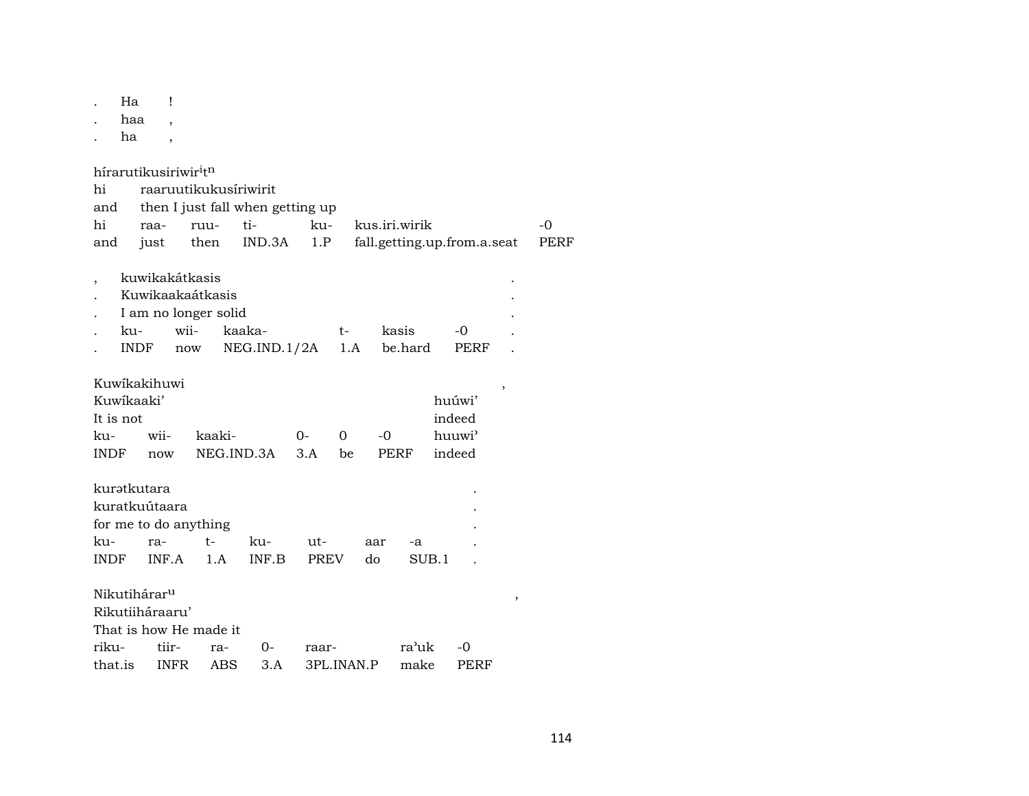| . | Ha | ! |
|---|---|---|
| . | haa | , |
| . | ha | , |

hírarutikusiriwirⁱtⁿ

| hi | raaruutikukusíriwirit | | | | | |
|---|---|---|---|---|---|---|
| and | then I just fall when getting up | | | | | |
| hi | raa- | ruu- | ti- | ku- | kus.iri.wirik | -0 |
| and | just | then | IND.3A | 1.P | fall.getting.up.from.a.seat | PERF |

| , | kuwikakátkasis | | | | | . |
|---|---|---|---|---|---|---|
| . | Kuwikaakaátkasis | | | | | . |
| . | I am no longer solid | | | | | . |
| . | ku- | wii- | kaaka- | t- | kasis | -0 | .
| . | INDF | now | NEG.IND.1/2A | 1.A | be.hard | -PERF | .

Kuwíkakihuwi ,

| Kuwíkaaki' | | | | | | huúwi' |
|---|---|---|---|---|---|---|
| It is not | | | | | | indeed |
| ku- | wii- | kaaki- | 0- | 0 | -0 | huuwi' |
| INDF | now | NEG.IND.3A | 3.A | be | PERF | indeed |

kurətkutara .

| kuratkuútaara | | | | | | | . |
|---|---|---|---|---|---|---|---|
| for me to do anything | | | | | | | . |
| ku- | ra- | t- | ku- | ut- | aar | -a | . |
| INDF | INF.A | 1.A | INF.B | PREV | do | SUB.1 | . |

Nikutihárarᵘ ,

| Rikutiiháraaru' | | | | | | |
|---|---|---|---|---|---|---|
| That is how He made it | | | | | | |
| riku- | tiir- | ra- | 0- | raar- | raˀuk | -0 |
| that.is | INFR | ABS | 3.A | 3PL.INAN.P | make | PERF |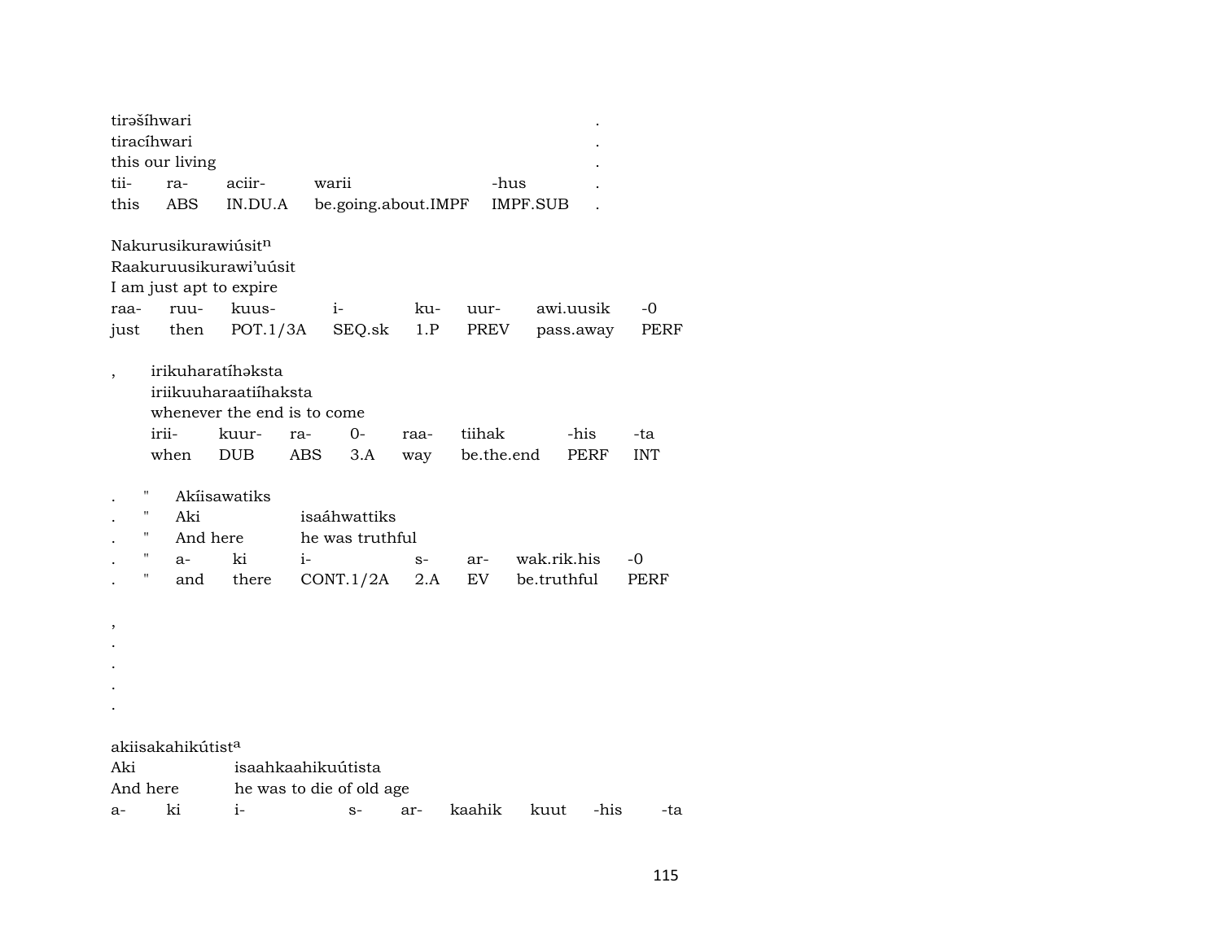tirəšíhwari .
tiracíhwari .
this our living .

| tii- | ra- | aciir- | warii | -hus | . |
|---|---|---|---|---|---|
| this | ABS | IN.DU.A | be.going.about.IMPF | IMPF.SUB | . |

Nakurusikurawiúsit[n]
Raakuruusikurawi'uúsit
I am just apt to expire

| raa- | ruu- | kuus- | i- | ku- | uur- | awi.uusik | -0 |
|---|---|---|---|---|---|---|---|
| just | then | POT.1/3A | SEQ.sk | 1.P | PREV | pass.away | PERF |

, irikuharatíhəksta
iriikuuharaatiíhaksta
whenever the end is to come

| irii- | kuur- | ra- | 0- | raa- | tiihak | -his | -ta |
|---|---|---|---|---|---|---|---|
| when | DUB | ABS | 3.A | way | be.the.end | PERF | INT |

. " Akíisawatiks
. " Aki isaáhwattiks
. " And here he was truthful

| . | " | a- | ki | i- | s- | ar- | wak.rik.his | -0 |
|---|---|---|---|---|---|---|---|---|
| . | " | and | there | CONT.1/2A | 2.A | EV | be.truthful | PERF |

,
.
.
.
.

akiisakahikútist[a]
Aki isaahkaahikuútista
And here he was to die of old age

| a- | ki | i- | s- | ar- | kaahik | kuut | -his | -ta |
|---|---|---|---|---|---|---|---|---|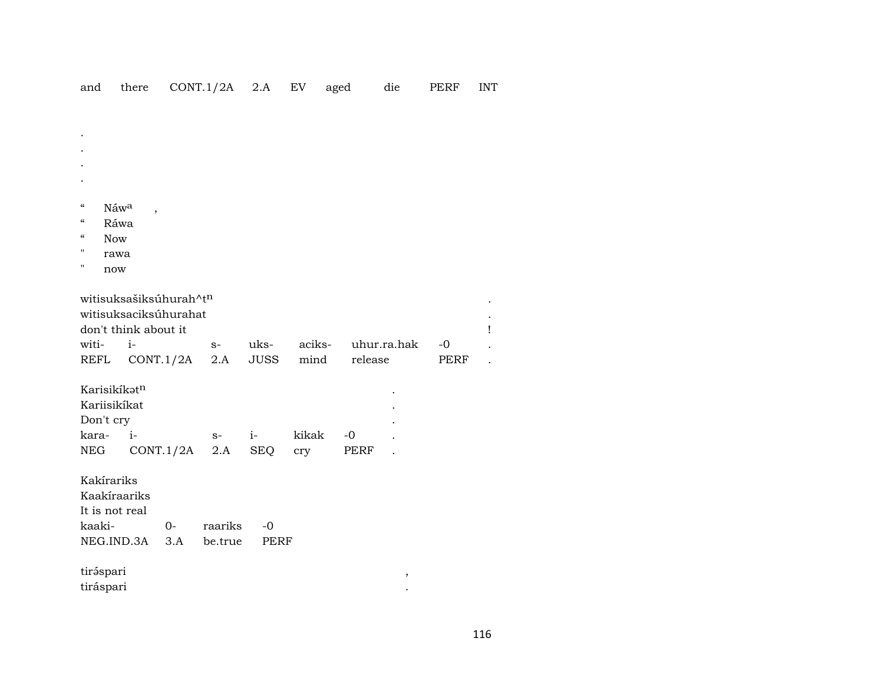and there CONT.1/2A 2.A EV aged die PERF INT

.
.
.
.

“ Náw$^{a}$ ,
“ Ráwa
“ Now
" rawa
" now

witisuksašiksúhurah^t$^{n}$ .
witisuksaciksúhurahat .
don't think about it !

| witi- | i- | s- | uks- | aciks- | uhur.ra.hak | -0 | . |
|---|---|---|---|---|---|---|---|
| REFL | CONT.1/2A | 2.A | JUSS | mind | release | PERF | . |

Karisikíkət$^{n}$ .
Kariisikíkat .
Don't cry .

| kara- | i- | s- | i- | kikak | -0 | . |
|---|---|---|---|---|---|---|
| NEG | CONT.1/2A | 2.A | SEQ | cry | PERF | . |

Kakírariks
Kaakíraariks
It is not real

| kaaki- | 0- | raariks | -0 |
|---|---|---|---|
| NEG.IND.3A | 3.A | be.true | PERF |

tirə́spari ,
tiráspari .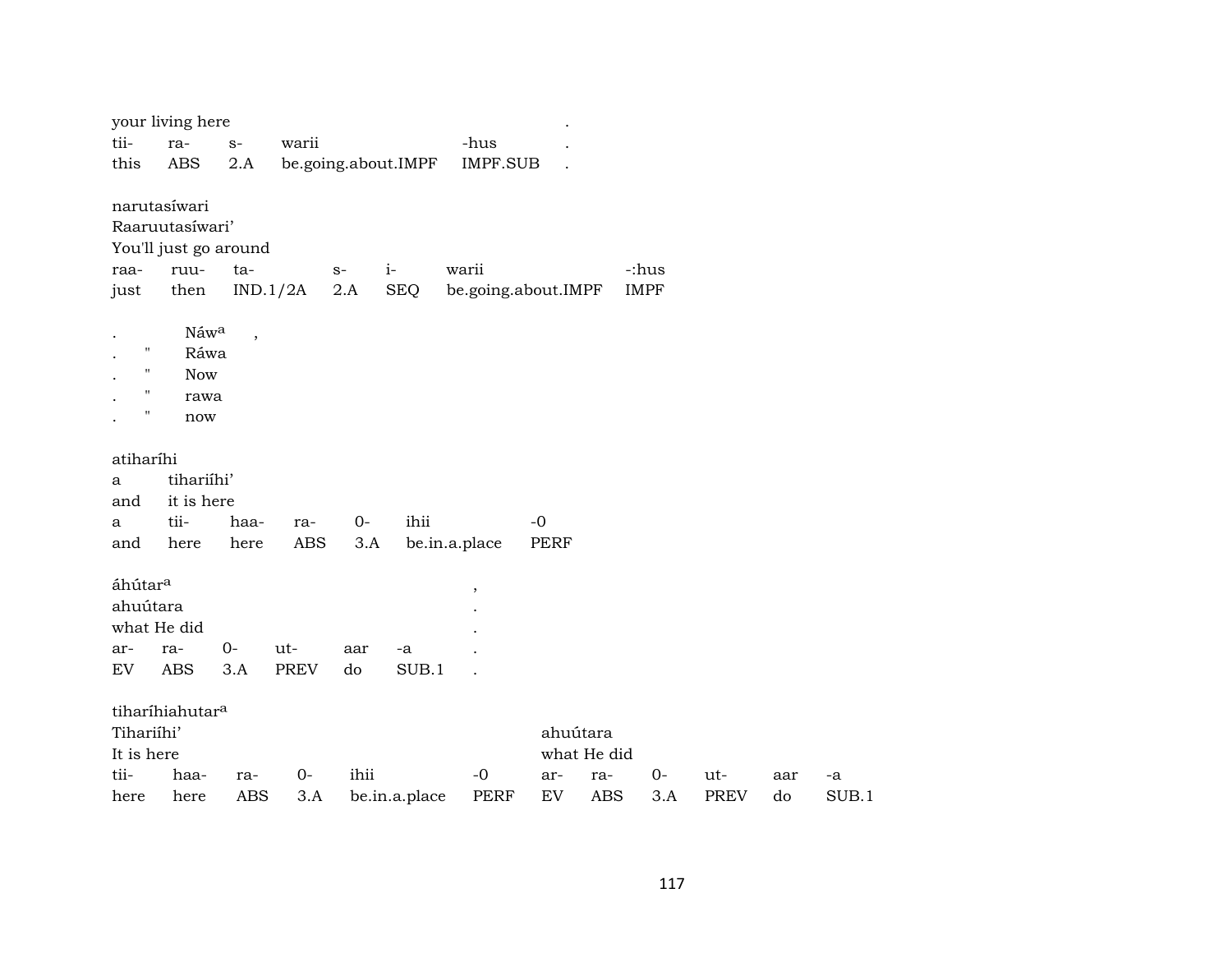your living here .

| tii- | ra- | s- | warii | -hus | . |
|---|---|---|---|---|---|
| this | ABS | 2.A | be.going.about.IMPF | IMPF.SUB | . |

narutasíwari
Raaruutasíwari'
You'll just go around

| raa- | ruu- | ta- | s- | i- | warii | -:hus |
|---|---|---|---|---|---|---|
| just | then | IND.1/2A | 2.A | SEQ | be.going.about.IMPF | IMPF |

| . | | Náwᵃ | , |
|---|---|---|---|
| . | " | Ráwa | |
| . | " | Now | |
| . | " | rawa | |
| . | " | now | |

atiharíhi
a tihariíhi'
and it is here

| a | tii- | haa- | ra- | 0- | ihii | -0 |
|---|---|---|---|---|---|---|
| and | here | here | ABS | 3.A | be.in.a.place | PERF |

áhútarᵃ ,
ahuútara .
what He did .

| ar- | ra- | 0- | ut- | aar | -a | . |
|---|---|---|---|---|---|---|
| EV | ABS | 3.A | PREV | do | SUB.1 | . |

tiharíhiahutarᵃ
Tihariíhi' ahuútara
It is here what He did

| tii- | haa- | ra- | 0- | ihii | -0 | ar- | ra- | 0- | ut- | aar | -a |
|---|---|---|---|---|---|---|---|---|---|---|---|
| here | here | ABS | 3.A | be.in.a.place | PERF | EV | ABS | 3.A | PREV | do | SUB.1 |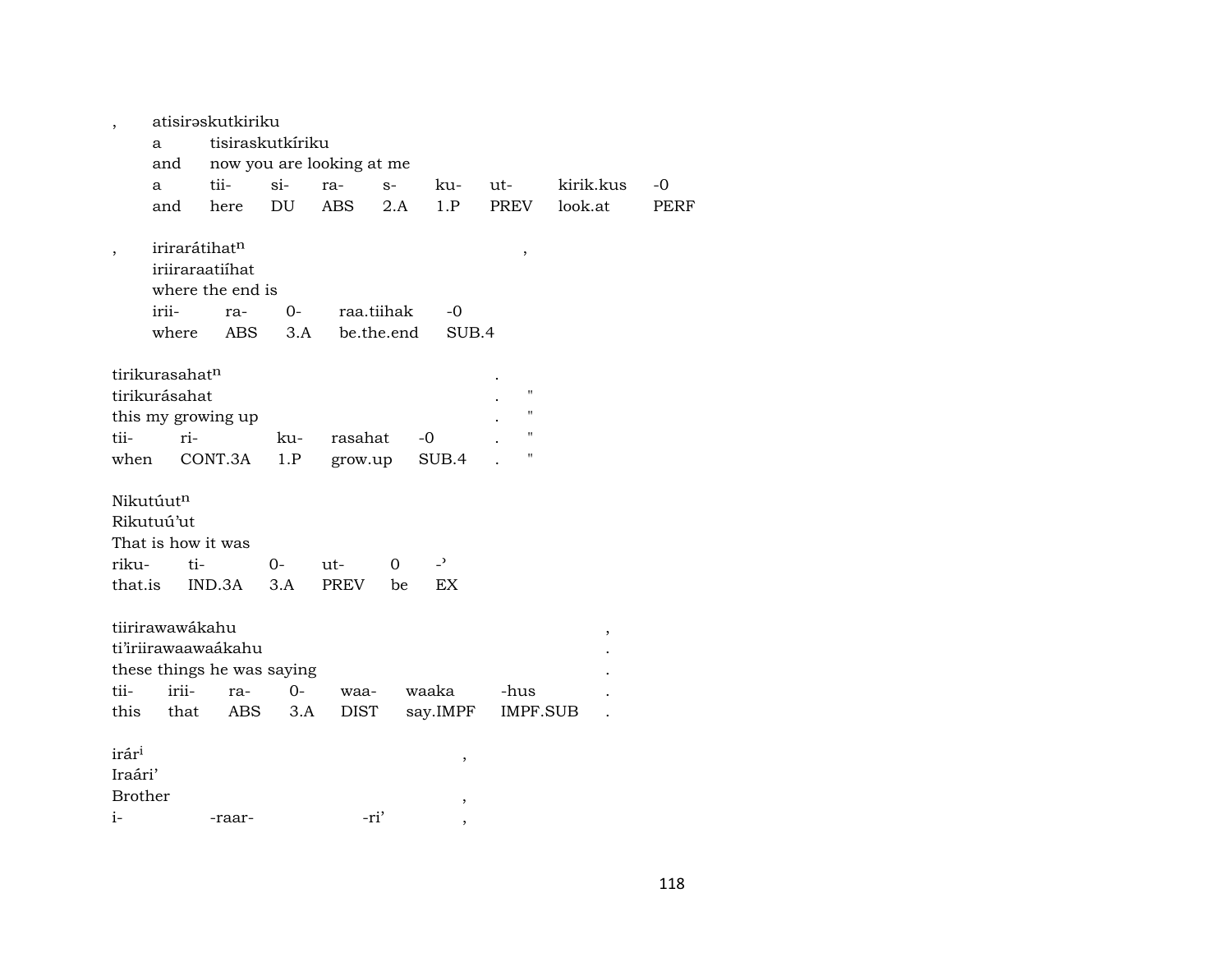, atisirəskutkiriku

a tisiraskutkíriku

and now you are looking at me

| a | tii- | si- | ra- | s- | ku- | ut- | kirik.kus | -0 |
|---|---|---|---|---|---|---|---|---|
| and | here | DU | ABS | 2.A | 1.P | PREV | look.at | PERF |

, irirarátihat$^{n}$ ,

iriiraraatiíhat

where the end is

| irii- | ra- | 0- | raa.tiihak | -0 |
|---|---|---|---|---|
| where | ABS | 3.A | be.the.end | SUB.4 |

tirikurasahat$^{n}$ .

tirikurásahat . "

this my growing up . "

| tii- | ri- | ku- | rasahat | -0 | . | " |
|---|---|---|---|---|---|---|
| when | CONT.3A | 1.P | grow.up | SUB.4 | . | " |

Nikutúut$^{n}$

Rikutuú'ut

That is how it was

| riku- | ti- | 0- | ut- | 0 | -ʾ |
|---|---|---|---|---|---|
| that.is | IND.3A | 3.A | PREV | be | EX |

tiirirawawákahu ,

ti'iriirawaawaákahu .

these things he was saying .

| tii- | irii- | ra- | 0- | waa- | waaka | -hus | . |
|---|---|---|---|---|---|---|---|
| this | that | ABS | 3.A | DIST | say.IMPF | IMPF.SUB | . |

irár$^{i}$ ,

Iraári'

Brother ,

| i- | -raar- | -ri' | , |
|---|---|---|---|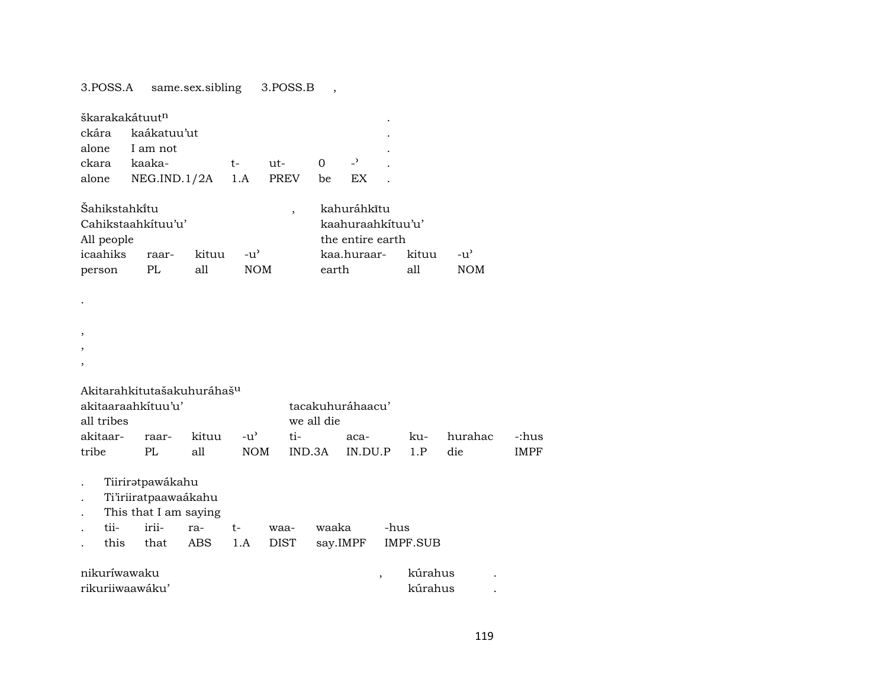3.POSS.A same.sex.sibling 3.POSS.B ,

| škarakakátuutⁿ | | | | | | . |
|---|---|---|---|---|---|---|
| ckára | kaákatuu'ut | | | | | . |
| alone | I am not | | | | | . |
| ckara | kaaka- | t- | ut- | 0 | -ʾ | . |
| alone | NEG.IND.1/2A | 1.A | PREV | be | EX | . |

| Šahikstahkītu | | | | , | kahuráhkītu | | |
|---|---|---|---|---|---|---|---|
| Cahikstaahkítuu'u' | | | | | kaahuraahkítuu'u' | | |
| All people | | | | | the entire earth | | |
| icaahiks | raar- | kituu | -uʾ | | kaa.huraar- | kituu | -uʾ |
| person | PL | all | NOM | | earth | all | NOM |

.

,
,
,

| Akitarahkitutašakuhuráhašᵘ | | | | | | | | |
|---|---|---|---|---|---|---|---|---|
| akitaaraahkítuu'u' | | | | tacakuhuráhaacu' | | | | |
| all tribes | | | | we all die | | | | |
| akitaar- | raar- | kituu | -uʾ | ti- | aca- | ku- | hurahac | -:hus |
| tribe | PL | all | NOM | IND.3A | IN.DU.P | 1.P | die | IMPF |

| . | Tiirirətpawákahu | | | | | | |
|---|---|---|---|---|---|---|---|
| . | Ti'iriiratpaawaákahu | | | | | | |
| . | This that I am saying | | | | | | |
| . | tii- | irii- | ra- | t- | waa- | waaka | -hus |
| . | this | that | ABS | 1.A | DIST | say.IMPF | IMPF.SUB |

| nikuríwawaku | , | kúrahus | . |
|---|---|---|---|
| rikuriiwaawáku' | | kúrahus | . |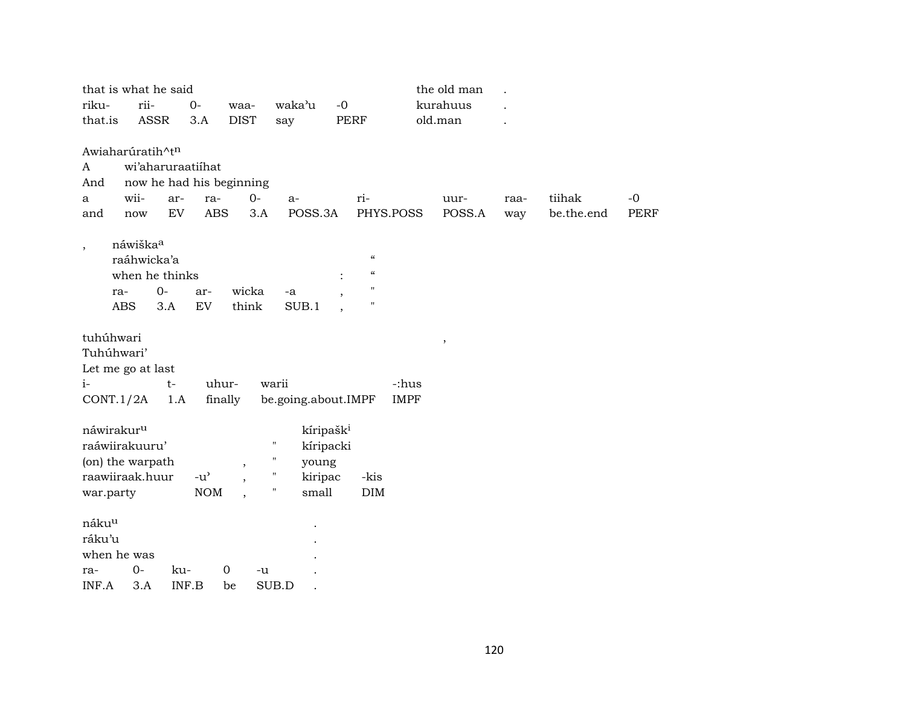| that is what he said | | | | | | the old man | . |
|---|---|---|---|---|---|---|---|
| riku- | rii- | 0- | waa- | waka'u | -0 | kurahuus | . |
| that.is | ASSR | 3.A | DIST | say | PERF | old.man | . |

Awiaharúratih^t$^{n}$

| A | wi'aharuraatiíhat | | | | | | | | | |
|---|---|---|---|---|---|---|---|---|---|---|
| And | now he had his beginning | | | | | | | | | |
| a | wii- | ar- | ra- | 0- | a- | ri- | uur- | raa- | tiihak | -0 |
| and | now | EV | ABS | 3.A | POSS.3A | PHYS.POSS | POSS.A | way | be.the.end | PERF |

| , | náwiška$^{a}$ | | | | | | |
|---|---|---|---|---|---|---|---|
| | raáhwicka'a | | | | | | " |
| | when he thinks | | | | | : | " |
| | ra- | 0- | ar- | wicka | -a | , | " |
| | ABS | 3.A | EV | think | SUB.1 | , | " |

| tuhúhwari | | | | | , |
|---|---|---|---|---|---|
| Tuhúhwari' | | | | | |
| Let me go at last | | | | | |
| i- | t- | uhur- | warii | -:hus | |
| CONT.1/2A | 1.A | finally | be.going.about.IMPF | IMPF | |

| náwirakur$^{u}$ | | | | kíripašk$^{i}$ | |
|---|---|---|---|---|---|
| raáwiirakuuru' | | | " | kíripacki | |
| (on) the warpath | | , | " | young | |
| raawiiraak.huur | -u' | , | " | kiripac | -kis |
| war.party | NOM | , | " | small | DIM |

| náku$^{u}$ | | | | | . |
|---|---|---|---|---|---|
| ráku'u | | | | | . |
| when he was | | | | | . |
| ra- | 0- | ku- | 0 | -u | . |
| INF.A | 3.A | INF.B | be | SUB.D | . |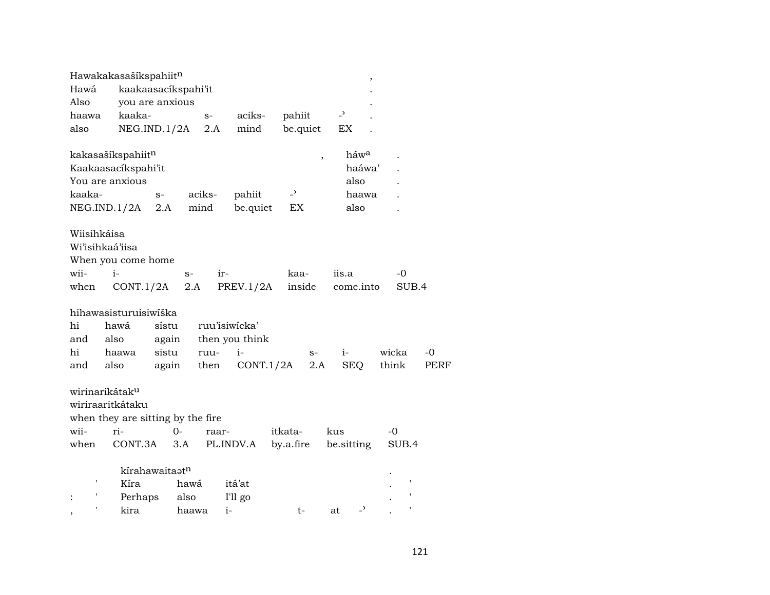Hawakakasašíkspahiitⁿ ,
Hawá kaakaasacíkspahi'it .
Also you are anxious .
haawa kaaka- s- aciks- pahiit -ʾ .
also NEG.IND.1/2A 2.A mind be.quiet EX .

kakasašíkspahiitⁿ , háwᵃ .
Kaakaasacíkspahi'it haáwa' .
You are anxious also .
kaaka- s- aciks- pahiit -ʾ haawa .
NEG.IND.1/2A 2.A mind be.quiet EX also .

Wiisihkáisa
Wi'isihkaá'iisa
When you come home
wii- i- s- ir- kaa- iis.a -0
when CONT.1/2A 2.A PREV.1/2A inside come.into SUB.4

hihawasisturuisiwíška
hi hawá sístu ruu'isiwícka'
and also again then you think
hi haawa sistu ruu- i- s- i- wicka -0
and also again then CONT.1/2A 2.A SEQ think PERF

wirinarikátakᵘ
wiriraaritkátaku
when they are sitting by the fire
wii- ri- 0- raar- itkata- kus -0
when CONT.3A 3.A PL.INDV.A by.a.fire be.sitting SUB.4

kírahawaitaətⁿ .
' Kíra hawá itá'at . '
: ' Perhaps also I'll go . '
, ' kira haawa i- t- at -ʾ . '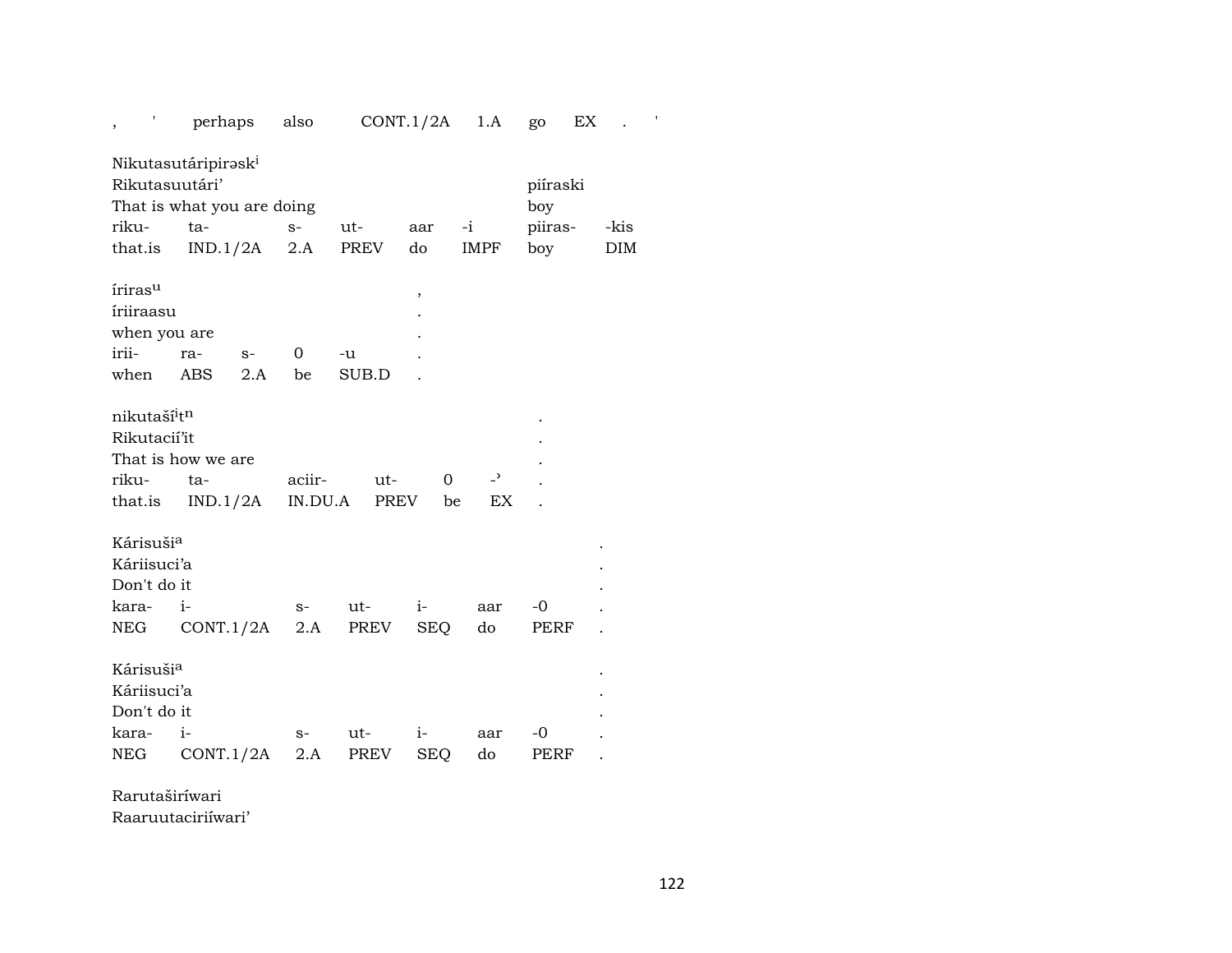| , | ' | perhaps | also | CONT.1/2A | 1.A | go | EX | . | ' |
|---|---|---|---|---|---|---|---|---|---|

| Nikutasutáripirəsk[i] | | | | | | | |
|---|---|---|---|---|---|---|---|
| Rikutasuutári' | | | | | | piíraski | |
| That is what you are doing | | | | | | boy | |
| riku- | ta- | s- | ut- | aar | -i | piiras- | -kis |
| that.is | IND.1/2A | 2.A | PREV | do | IMPF | boy | DIM |

| írirasᵘ | | | | | , |
|---|---|---|---|---|---|
| íriiraasu | | | | | . |
| when you are | | | | | . |
| irii- | ra- | s- | 0 | -u | . |
| when | ABS | 2.A | be | SUB.D | . |

| nikutašíⁱtⁿ | | | | | | . |
|---|---|---|---|---|---|---|
| Rikutacií'it | | | | | | . |
| That is how we are | | | | | | . |
| riku- | ta- | aciir- | ut- | 0 | -' | . |
| that.is | IND.1/2A | IN.DU.A | PREV | be | EX | . |

| Kárisušiᵃ | | | | | | | . |
|---|---|---|---|---|---|---|---|
| Káriisuci'a | | | | | | | . |
| Don't do it | | | | | | | . |
| kara- | i- | s- | ut- | i- | aar | -0 | . |
| NEG | CONT.1/2A | 2.A | PREV | SEQ | do | PERF | . |

| Kárisušiᵃ | | | | | | | . |
|---|---|---|---|---|---|---|---|
| Káriisuci'a | | | | | | | . |
| Don't do it | | | | | | | . |
| kara- | i- | s- | ut- | i- | aar | -0 | . |
| NEG | CONT.1/2A | 2.A | PREV | SEQ | do | PERF | . |

Rarutaširíwari
Raaruutaciriíwari'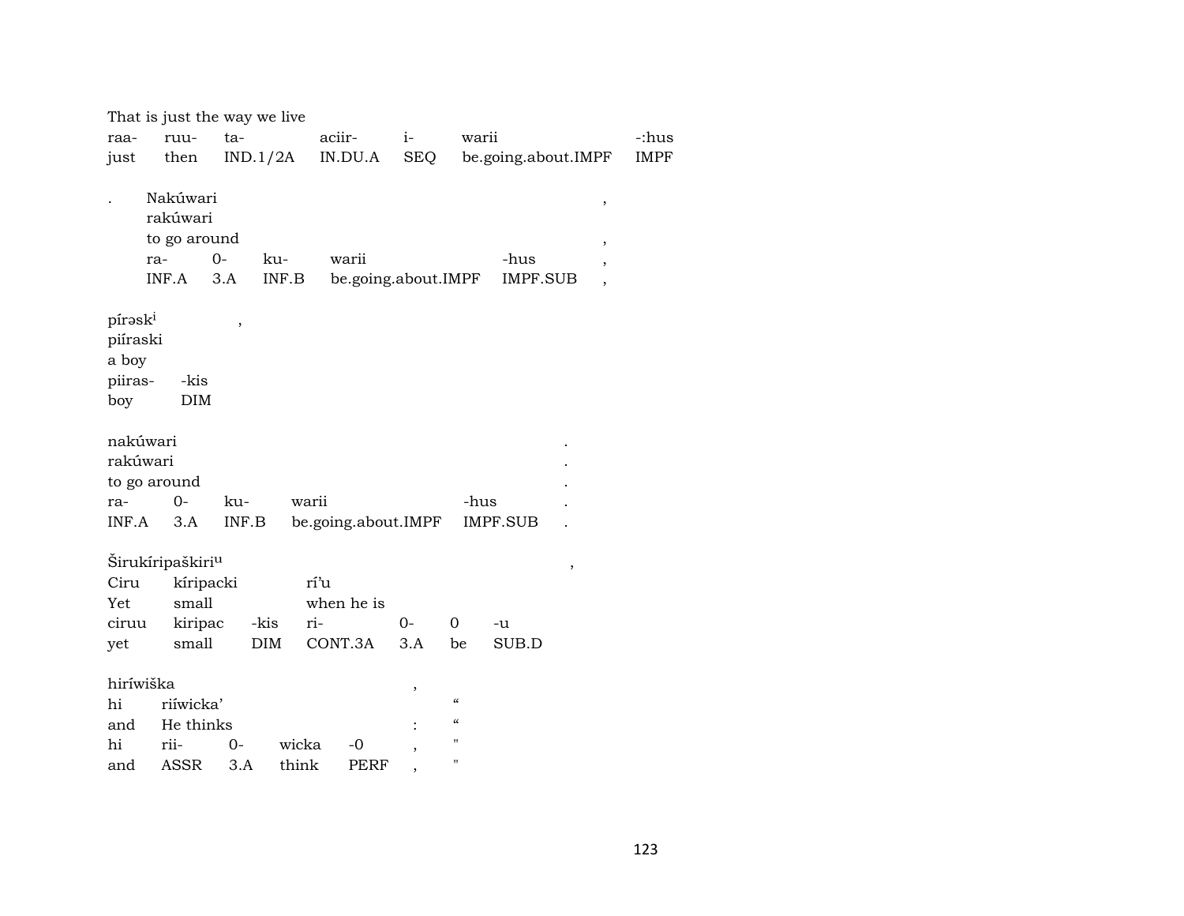That is just the way we live

| raa- | ruu- | ta- | aciir- | i- | warii | -:hus |
|---|---|---|---|---|---|---|
| just | then | IND.1/2A | IN.DU.A | SEQ | be.going.about.IMPF | IMPF |

. Nakúwari ,

rakúwari

to go around ,

| ra- | 0- | ku- | warii | -hus | , |
|---|---|---|---|---|---|
| INF.A | 3.A | INF.B | be.going.about.IMPF | IMPF.SUB | , |

pírəsk[i] ,

piíraski

a boy

| piiras- | -kis |
|---|---|
| boy | DIM |

nakúwari .

rakúwari .

to go around .

| ra- | 0- | ku- | warii | -hus | . |
|---|---|---|---|---|---|
| INF.A | 3.A | INF.B | be.going.about.IMPF | IMPF.SUB | . |

Širukíripaškiri[u] ,

Ciru kíripacki rí'u

Yet small when he is

| ciruu | kiripac | -kis | ri- | 0- | 0 | -u |
|---|---|---|---|---|---|---|
| yet | small | DIM | CONT.3A | 3.A | be | SUB.D |

hiríwiška ,

hi riíwicka' "

and He thinks : "

| hi | rii- | 0- | wicka | -0 | , | " |
|---|---|---|---|---|---|---|
| and | ASSR | 3.A | think | PERF | , | " |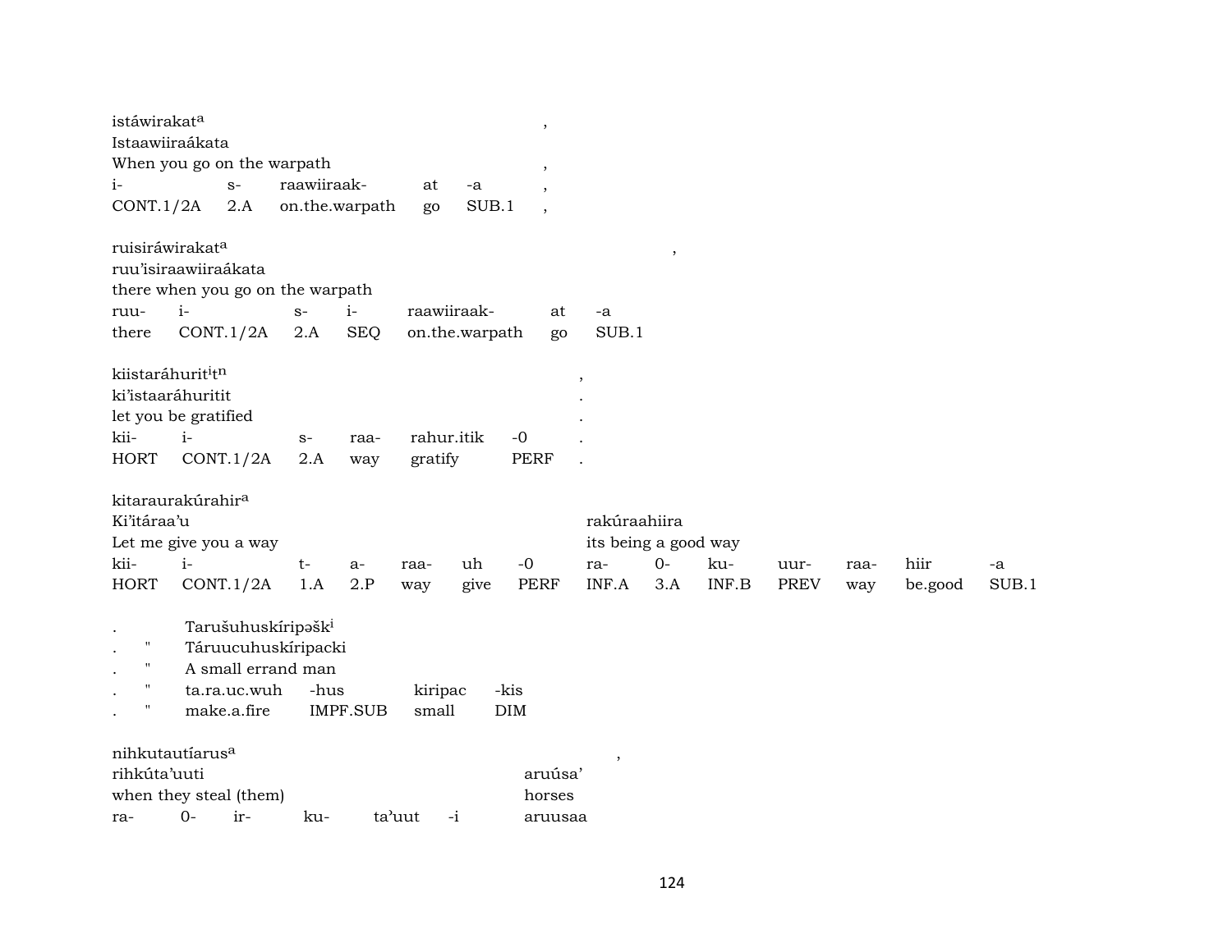istáwirakat^a ,
Istaawiiraákata
When you go on the warpath ,

| i- | s- | raawiiraak- | at | -a | , |
|---|---|---|---|---|---|
| CONT.1/2A | 2.A | on.the.warpath | go | SUB.1 | , |

ruisiráwirakat^a ,
ruu'isiraawiiraákata
there when you go on the warpath

| ruu- | i- | s- | i- | raawiiraak- | at | -a |
|---|---|---|---|---|---|---|
| there | CONT.1/2A | 2.A | SEQ | on.the.warpath | go | SUB.1 |

kiistaráhurit^it^n ,
ki'istaaráhuritit .
let you be gratified .

| kii- | i- | s- | raa- | rahur.itik | -0 | . |
|---|---|---|---|---|---|---|
| HORT | CONT.1/2A | 2.A | way | gratify | PERF | . |

kitaraurakúrahir^a

| Ki'itáraa'u | | | | | | | rakúraahiira | | | | | | |
|---|---|---|---|---|---|---|---|---|---|---|---|---|---|
| Let me give you a way | | | | | | | its being a good way | | | | | | |
| kii- | i- | t- | a- | raa- | uh | -0 | ra- | 0- | ku- | uur- | raa- | hiir | -a |
| HORT | CONT.1/2A | 1.A | 2.P | way | give | PERF | INF.A | 3.A | INF.B | PREV | way | be.good | SUB.1 |

. Tarušuhuskíripəšk^i
. " Táruucuhuskíripacki
. " A small errand man

| . | " | ta.ra.uc.wuh | -hus | kiripac | -kis |
|---|---|---|---|---|---|
| . | " | make.a.fire | IMPF.SUB | small | DIM |

nihkutautíarus^a ,

| rihkúta'uuti | | | | | | aruúsa' |
|---|---|---|---|---|---|---|
| when they steal (them) | | | | | | horses |
| ra- | 0- | ir- | ku- | ta'uut | -i | aruusaa |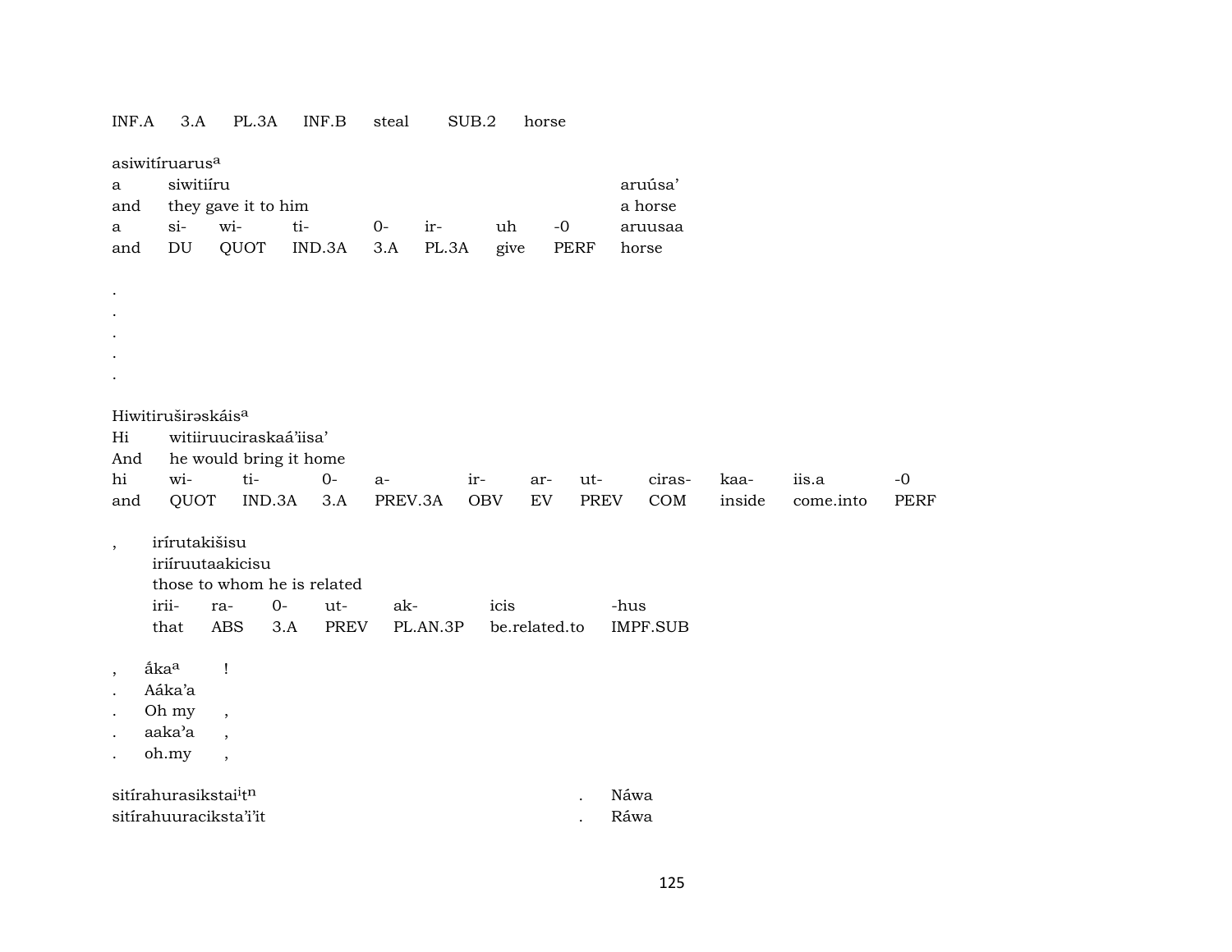INF.A	3.A	PL.3A	INF.B	steal	SUB.2	horse

asiwitíruarus[a]

| a | siwitiíru | | | | | | | aruúsa’ |
|---|---|---|---|---|---|---|---|---|
| and | they gave it to him | | | | | | | a horse |
| a | si- | wi- | ti- | 0- | ir- | uh | -0 | aruusaa |
| and | DU | QUOT | IND.3A | 3.A | PL.3A | give | PERF | horse |

.
.
.
.
.

Hiwitiruširəskáis[a]

| Hi | witiiruuciraskaá’iisa’ | | | | | | | | | | |
|---|---|---|---|---|---|---|---|---|---|---|---|
| And | he would bring it home | | | | | | | | | | |
| hi | wi- | ti- | 0- | a- | ir- | ar- | ut- | ciras- | kaa- | iis.a | -0 |
| and | QUOT | IND.3A | 3.A | PREV.3A | OBV | EV | PREV | COM | inside | come.into | PERF |

,	irírutakišisu

| iriíruutaakicisu | | | | | | |
|---|---|---|---|---|---|---|
| those to whom he is related | | | | | | |
| irii- | ra- | 0- | ut- | ak- | icis | -hus |
| that | ABS | 3.A | PREV | PL.AN.3P | be.related.to | IMPF.SUB |

, ấka[a] !
. Aáka’a
. Oh my ,
. aaka’a ,
. oh.my ,

sitírahurasikstai[i]t[n]		. Náwa
sitírahuuraciksta’i’it		. Ráwa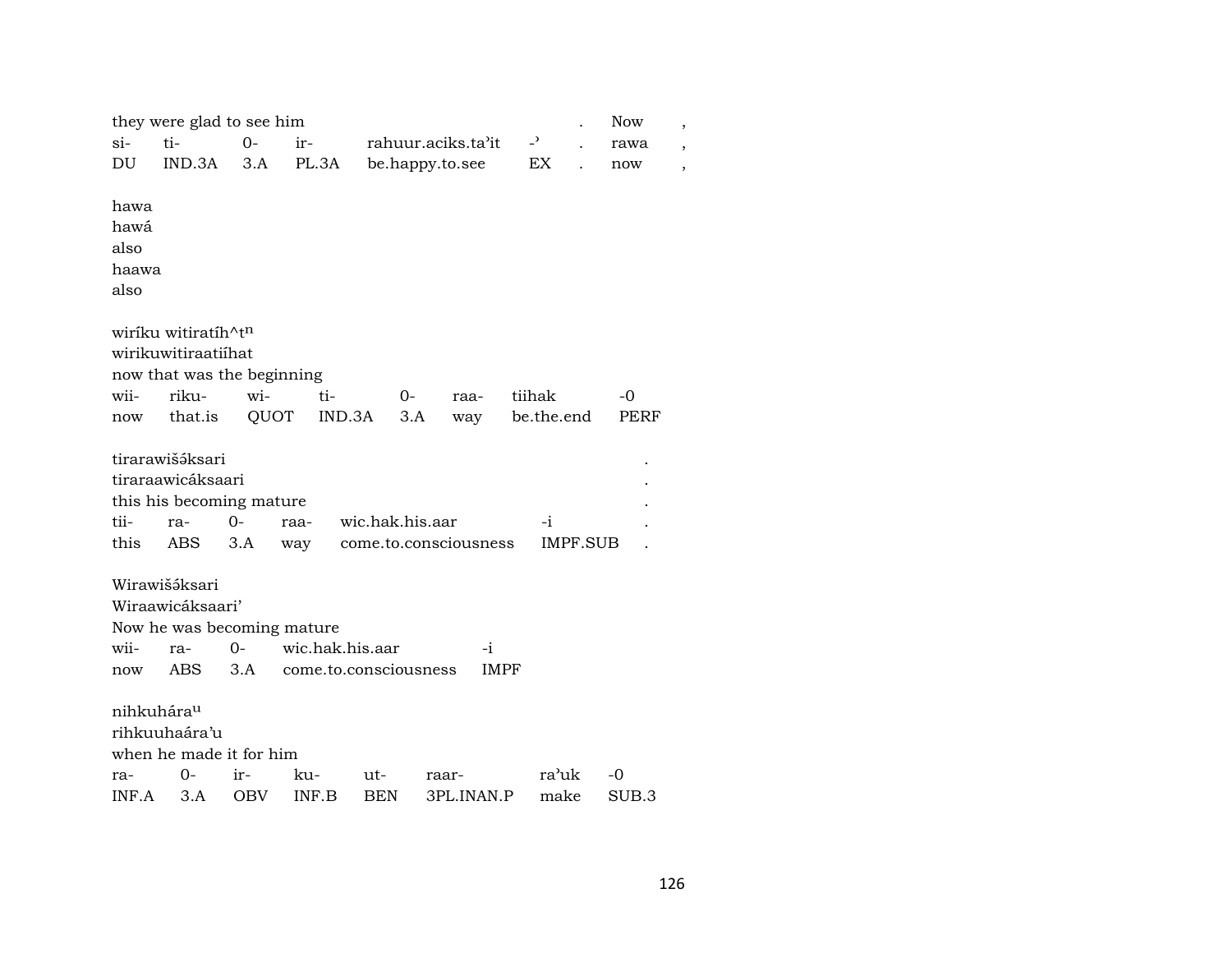| they were glad to see him | | | | | | . | Now | , |
|---|---|---|---|---|---|---|---|---|
| si- | ti- | 0- | ir- | rahuur.aciks.ta'it | -' | . | rawa | , |
| DU | IND.3A | 3.A | PL.3A | be.happy.to.see | EX | . | now | , |

hawa
hawá
also
haawa
also

wiríku witiratíh^t$^{n}$
wirikuwitiraatiíhat
now that was the beginning

| wii- | riku- | wi- | ti- | 0- | raa- | tiihak | -0 |
|---|---|---|---|---|---|---|---|
| now | that.is | QUOT | IND.3A | 3.A | way | be.the.end | PERF |

tirarawišə́ksari .
tiraraawicáksaari .
this his becoming mature .

| tii- | ra- | 0- | raa- | wic.hak.his.aar | -i | . |
|---|---|---|---|---|---|---|
| this | ABS | 3.A | way | come.to.consciousness | IMPF.SUB | . |

Wirawišə́ksari
Wiraawicáksaari'
Now he was becoming mature

| wii- | ra- | 0- | wic.hak.his.aar | -i |
|---|---|---|---|---|
| now | ABS | 3.A | come.to.consciousness | IMPF |

nihkuhára$^{u}$
rihkuuhaára'u
when he made it for him

| ra- | 0- | ir- | ku- | ut- | raar- | ra'uk | -0 |
|---|---|---|---|---|---|---|---|
| INF.A | 3.A | OBV | INF.B | BEN | 3PL.INAN.P | make | SUB.3 |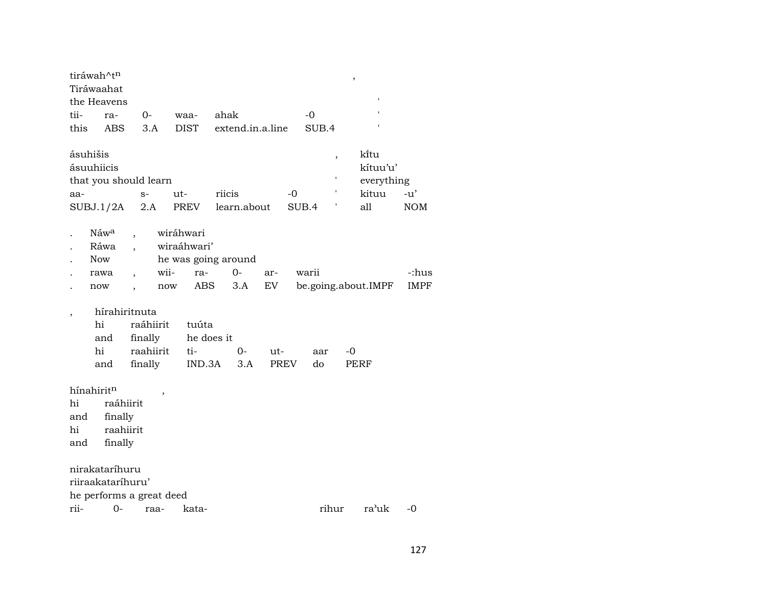tiráwah^t[n] ,
Tiráwaahat
the Heavens '

| tii- | ra- | 0- | waa- | ahak | -0 | ' |
|---|---|---|---|---|---|---|
| this | ABS | 3.A | DIST | extend.in.a.line | SUB.4 | ' |

ásuhišis , kı̃tu
ásuuhiicis kítuu'u'
that you should learn ' everything

| aa- | s- | ut- | riicis | -0 | ' | kituu | -u' |
|---|---|---|---|---|---|---|---|
| SUBJ.1/2A | 2.A | PREV | learn.about | SUB.4 | ' | all | NOM |

. Náw[a] , wiráhwari
. Ráwa , wiraáhwari'
. Now he was going around

| . | rawa | , | wii- | ra- | 0- | ar- | warii | -:hus |
|---|---|---|---|---|---|---|---|---|
| . | now | , | now | ABS | 3.A | EV | be.going.about.IMPF | IMPF |

, hírahiritnuta
hi raáhiirit tuúta
and finally he does it

| hi | raahiirit | ti- | 0- | ut- | aar | -0 |
|---|---|---|---|---|---|---|
| and | finally | IND.3A | 3.A | PREV | do | PERF |

hínahirit[n] ,
hi raáhiirit
and finally
hi raahiirit
and finally

nirakataríhuru
riiraakataríhuru'
he performs a great deed

| rii- | 0- | raa- | kata- | rihur | ra'uk | -0 |
|---|---|---|---|---|---|---|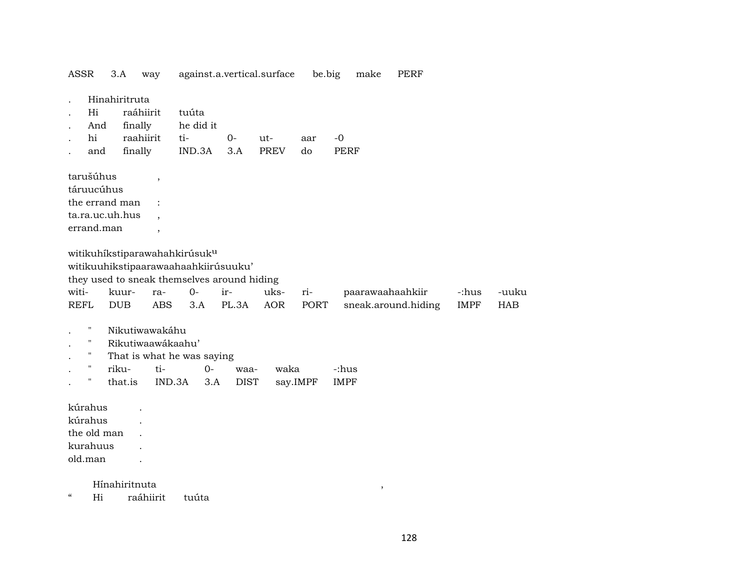ASSR 3.A way against.a.vertical.surface be.big make PERF

| . | Hinahiritruta | | | | | |
|---|---|---|---|---|---|---|
| . | Hi | raáhiirit | tuúta | | | |
| . | And | finally | he did it | | | |
| . | hi | raahiirit | ti- | 0- | ut- | aar | -0 |
| . | and | finally | IND.3A | 3.A | PREV | do | PERF |

tarušúhus ,
táruucúhus
the errand man :
ta.ra.uc.uh.hus ,
errand.man ,

witikuhíkstiparawahahkirúsuk^u
witikuuhikstipaarawaahaahkiirúsuuku'
they used to sneak themselves around hiding

| witi- | kuur- | ra- | 0- | ir- | uks- | ri- | paarawaahaahkiir | -:hus | -uuku |
|---|---|---|---|---|---|---|---|---|---|
| REFL | DUB | ABS | 3.A | PL.3A | AOR | PORT | sneak.around.hiding | IMPF | HAB |

| . | " | Nikutiwawakáhu | | | | |
|---|---|---|---|---|---|---|
| . | " | Rikutiwaawákaahu' | | | | |
| . | " | That is what he was saying | | | | |
| . | " | riku- | ti- | 0- | waa- | waka | -:hus |
| . | " | that.is | IND.3A | 3.A | DIST | say.IMPF | IMPF |

kúrahus .
kúrahus .
the old man .
kurahuus .
old.man .

Hínahiritnuta ,
" Hi raáhiirit tuúta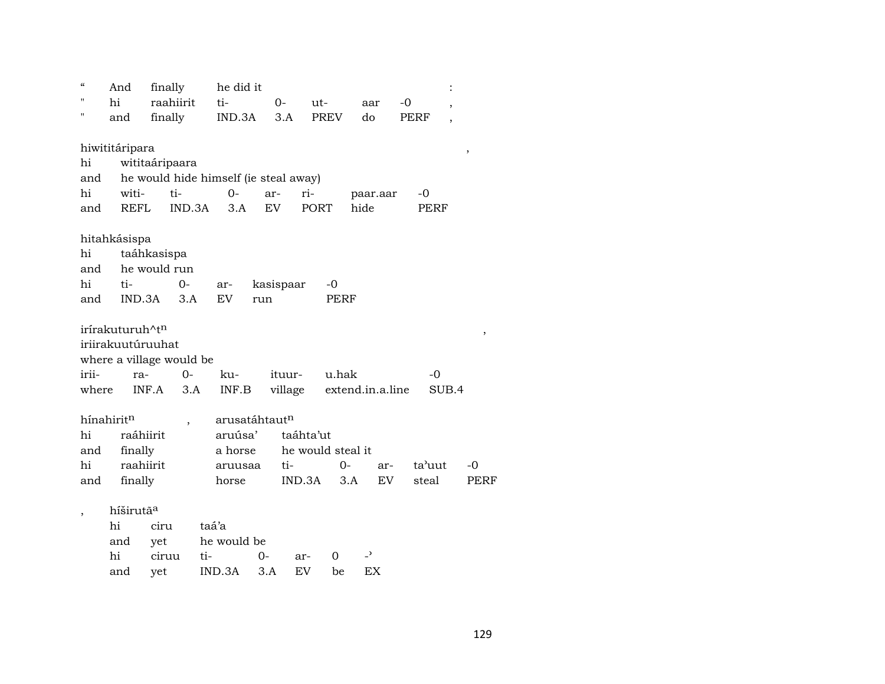| “ | And | finally | he did it | | | | | : |
|---|---|---|---|---|---|---|---|---|
| " | hi | raahiirit | ti- | 0- | ut- | aar | -0 | , |
| " | and | finally | IND.3A | 3.A | PREV | do | PERF | , |

hiwititáripara ,

| hi | wititaáripaara | | | | | | |
|---|---|---|---|---|---|---|---|
| and | he would hide himself (ie steal away) | | | | | | |
| hi | witi- | ti- | 0- | ar- | ri- | paar.aar | -0 |
| and | REFL | IND.3A | 3.A | EV | PORT | hide | PERF |

hitahkásispa

| hi | taáhkasispa | | | | |
|---|---|---|---|---|---|
| and | he would run | | | | |
| hi | ti- | 0- | ar- | kasispaar | -0 |
| and | IND.3A | 3.A | EV | run | PERF |

irírakuturuh^t^n ,

| iriirakuutúruuhat | | | | | | |
|---|---|---|---|---|---|---|
| where a village would be | | | | | | |
| irii- | ra- | 0- | ku- | ituur- | u.hak | -0 |
| where | INF.A | 3.A | INF.B | village | extend.in.a.line | SUB.4 |

hínahirit^n , arusatáhtaut^n

| hi | raáhiirit | aruúsa’ | taáhta’ut | | | | |
|---|---|---|---|---|---|---|---|
| and | finally | a horse | he would steal it | | | | |
| hi | raahiirit | aruusaa | ti- | 0- | ar- | ta’uut | -0 |
| and | finally | horse | IND.3A | 3.A | EV | steal | PERF |

, híširutā^a

| hi | ciru | taá’a | | | | |
|---|---|---|---|---|---|---|
| and | yet | he would be | | | | |
| hi | ciruu | ti- | 0- | ar- | 0 | -’ |
| and | yet | IND.3A | 3.A | EV | be | EX |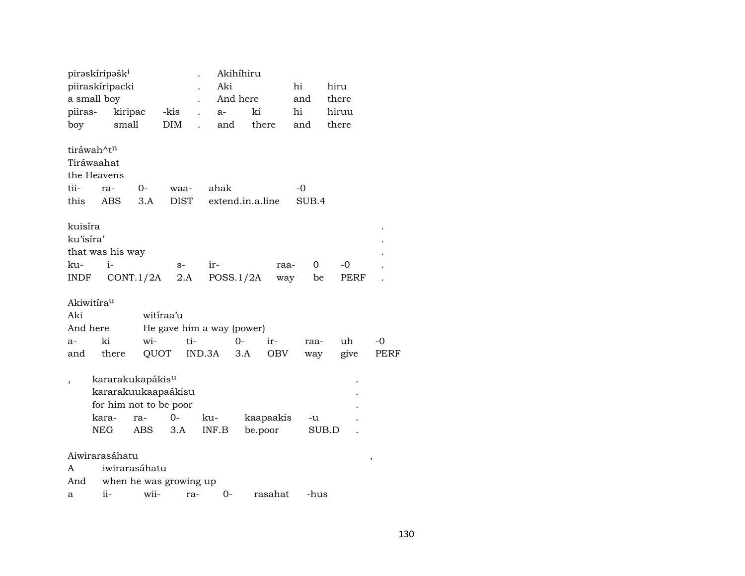| pirəskíripəšk[i] | | | . | Akihíhiru | | | |
|---|---|---|---|---|---|---|---|
| piiraskíripacki | | | . | Aki | | hi | hiru |
| a small boy | | | . | And here | | and | there |
| piiras- | kiripac | -kis | . | a- | ki | hi | hiruu |
| boy | small | DIM | . | and | there | and | there |

| tiráwah^t[n] | | | | | |
|---|---|---|---|---|---|
| Tiráwaahat | | | | | |
| the Heavens | | | | | |
| tii- | ra- | 0- | waa- | ahak | -0 |
| this | ABS | 3.A | DIST | extend.in.a.line | SUB.4 |

| kuisíra | | | | | | | . |
|---|---|---|---|---|---|---|---|
| ku'isíra' | | | | | | | . |
| that was his way | | | | | | | . |
| ku- | i- | s- | ir- | raa- | 0 | -0 | . |
| INDF | CONT.1/2A | 2.A | POSS.1/2A | way | be | PERF | . |

| Akiwitíra[u] | | | | | | | | |
|---|---|---|---|---|---|---|---|---|
| Aki | | witíraa'u | | | | | | |
| And here | | He gave him a way (power) | | | | | | |
| a- | ki | wi- | ti- | 0- | ir- | raa- | uh | -0 |
| and | there | QUOT | IND.3A | 3.A | OBV | way | give | PERF |

| , | kararakukapákis[u] | | | | | . |
|---|---|---|---|---|---|---|
| | kararakuukaapaákisu | | | | | . |
| | for him not to be poor | | | | | . |
| | kara- | ra- | 0- | ku- | kaapaakis | -u | . |
| | NEG | ABS | 3.A | INF.B | be.poor | SUB.D | . |

| Aiwirarasáhatu | | | | | | , |
|---|---|---|---|---|---|---|
| A | iwirarasáhatu | | | | | |
| And | when he was growing up | | | | | |
| a | ii- | wii- | ra- | 0- | rasahat | -hus |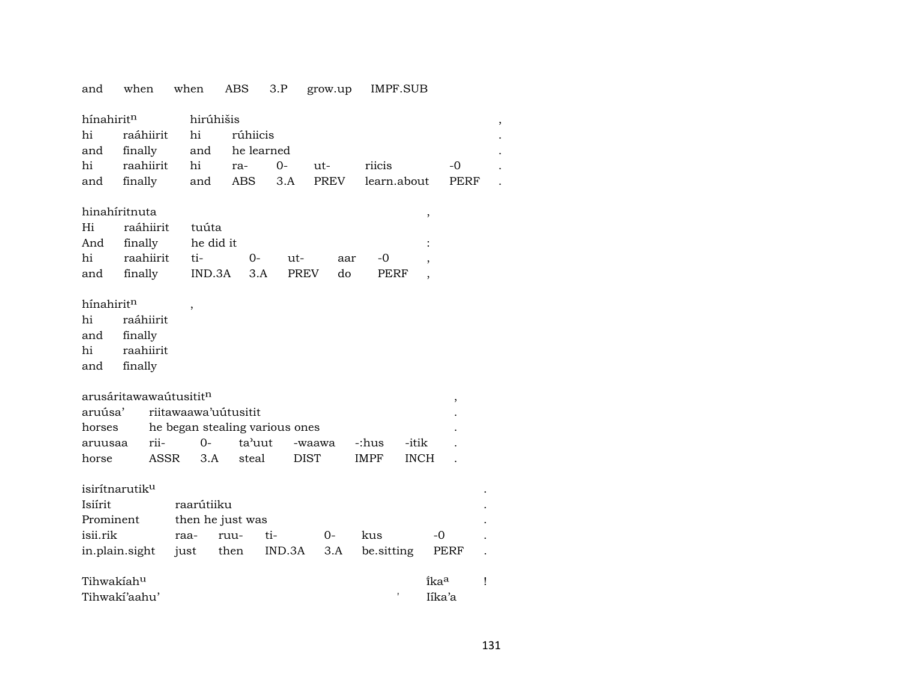and when when ABS 3.P grow.up IMPF.SUB

hínahiritⁿ hirúhišis ,
hi raáhiirit hi rúhiicis .
and finally and he learned .
hi raahiirit hi ra- 0- ut- riicis -0 .
and finally and ABS 3.A PREV learn.about PERF .

hinahíritnuta ,
Hi raáhiirit tuúta
And finally he did it :
hi raahiirit ti- 0- ut- aar -0 ,
and finally IND.3A 3.A PREV do PERF ,

hínahiritⁿ ,
hi raáhiirit
and finally
hi raahiirit
and finally

arusáritawawaútusititⁿ ,
aruúsa' riitawaawa'uútusitit .
horses he began stealing various ones .
aruusaa rii- 0- ta'uut -waawa -:hus -itik .
horse ASSR 3.A steal DIST IMPF INCH .

isirítnarutikᵘ .
Isiírit raarútiiku .
Prominent then he just was .
isii.rik raa- ruu- ti- 0- kus -0 .
in.plain.sight just then IND.3A 3.A be.sitting PERF .

Tihwakíahᵘ íkaᵃ !
Tihwakí'aahu' ' Iíka'a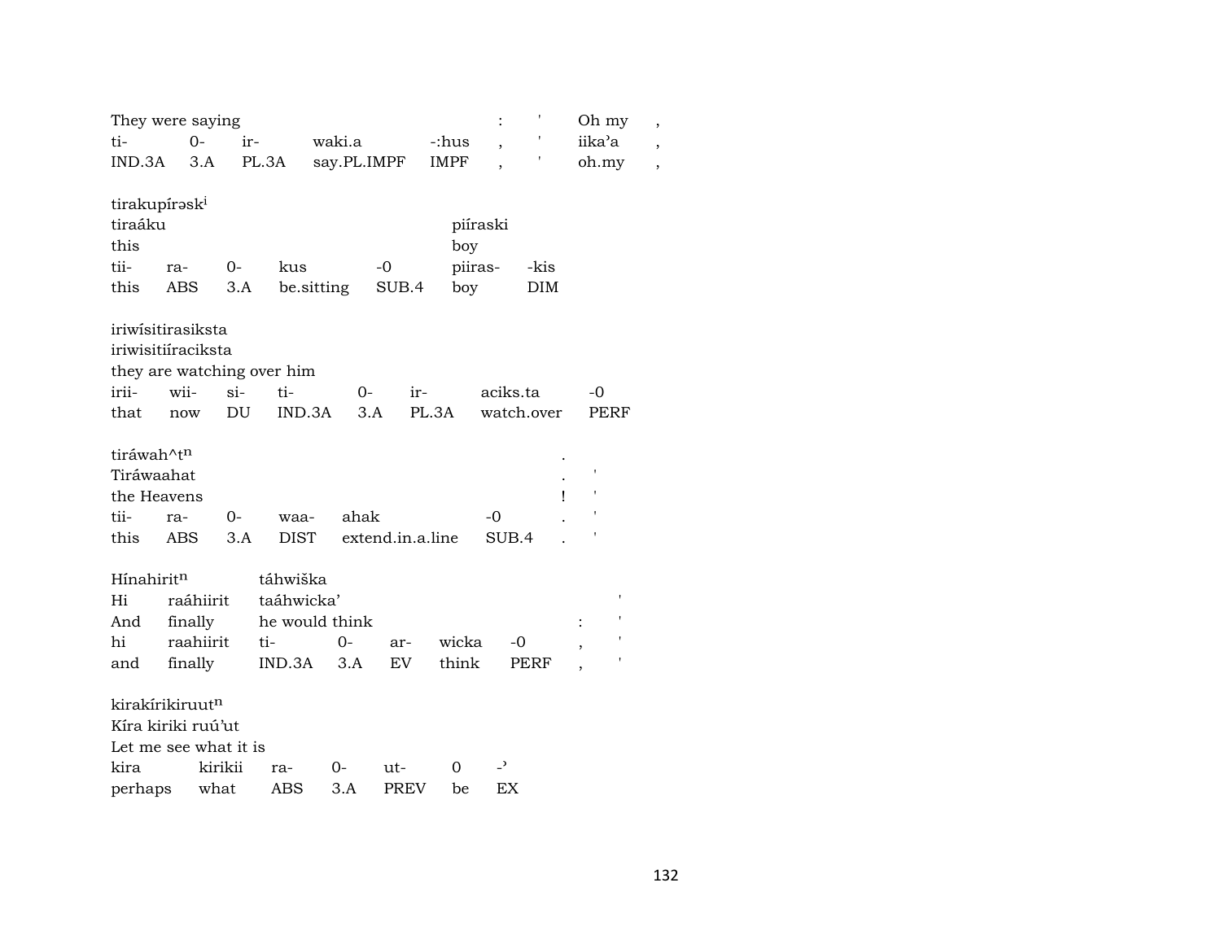| They were saying | | | | | : | ' | Oh my | , |
|---|---|---|---|---|---|---|---|---|
| ti- | 0- | ir- | waki.a | -:hus | , | ' | iika'a | , |
| IND.3A | 3.A | PL.3A | say.PL.IMPF | IMPF | , | ' | oh.my | , |

tirakupírəsk[i]

| tiraáku | | | | | piíraski | |
|---|---|---|---|---|---|---|
| this | | | | | boy | |
| tii- | ra- | 0- | kus | -0 | piiras- | -kis |
| this | ABS | 3.A | be.sitting | SUB.4 | boy | DIM |

iriwísitirasiksta
iriwisitiíraciksta
they are watching over him

| irii- | wii- | si- | ti- | 0- | ir- | aciks.ta | -0 |
|---|---|---|---|---|---|---|---|
| that | now | DU | IND.3A | 3.A | PL.3A | watch.over | PERF |

tiráwah^t[n]

| Tiráwaahat | | | | | | . | ' |
|---|---|---|---|---|---|---|---|
| the Heavens | | | | | | ! | ' |
| tii- | ra- | 0- | waa- | ahak | -0 | . | ' |
| this | ABS | 3.A | DIST | extend.in.a.line | SUB.4 | . | ' |

Hínahirit[n] táhwiška

| Hi | raáhiirit | taáhwicka' | | | | | | ' |
|---|---|---|---|---|---|---|---|---|
| And | finally | he would think | | | | | : | ' |
| hi | raahiirit | ti- | 0- | ar- | wicka | -0 | , | ' |
| and | finally | IND.3A | 3.A | EV | think | PERF | , | ' |

kirakírikiruut[n]
Kíra kiriki ruú'ut
Let me see what it is

| kira | kirikii | ra- | 0- | ut- | 0 | -' |
|---|---|---|---|---|---|---|
| perhaps | what | ABS | 3.A | PREV | be | EX |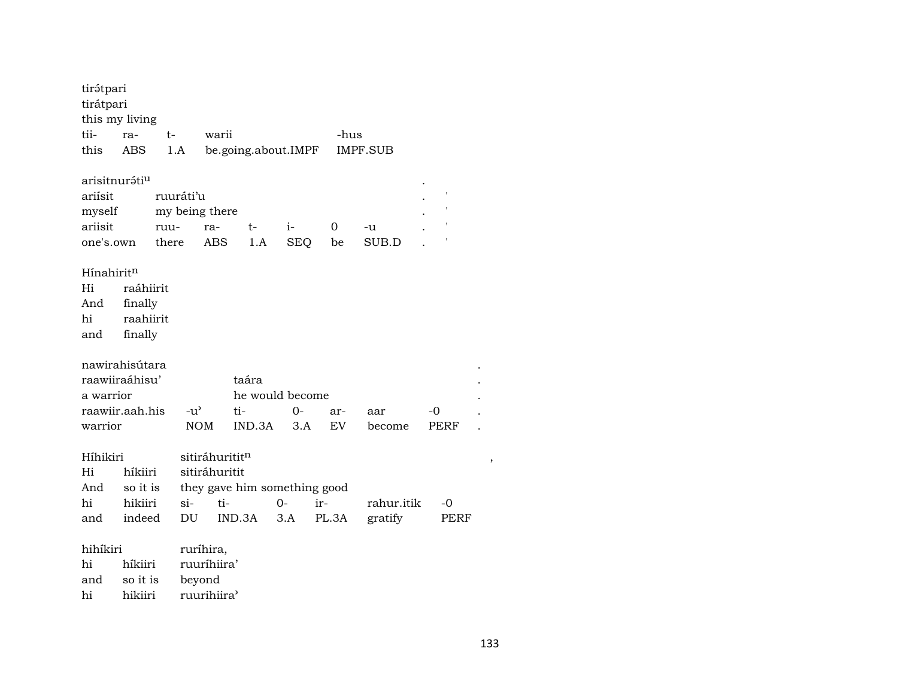tirə́tpari
tirátpari
this my living

| tii- | ra- | t- | warii | -hus |
|---|---|---|---|---|
| this | ABS | 1.A | be.going.about.IMPF | IMPF.SUB |

arisitnurə́tiᵘ .
ariísit ruuráti’u . '
myself my being there . '

| ariisit | ruu- | ra- | t- | i- | 0 | -u | . | ' |
|---|---|---|---|---|---|---|---|---|
| one's.own | there | ABS | 1.A | SEQ | be | SUB.D | . | ' |

Hínahiritⁿ
Hi raáhiirit
And finally
hi raahiirit
and finally

nawirahisútara .
raawiiraáhisu’ taára .
a warrior he would become .

| raawiir.aah.his | -u’ | ti- | 0- | ar- | aar | -0 | . |
|---|---|---|---|---|---|---|---|
| warrior | NOM | IND.3A | 3.A | EV | become | PERF | . |

Híhikiri sitiráhurititⁿ ,
Hi híkiiri sitiráhuritit
And so it is they gave him something good

| hi | hikiiri | si- | ti- | 0- | ir- | rahur.itik | -0 |
|---|---|---|---|---|---|---|---|
| and | indeed | DU | IND.3A | 3.A | PL.3A | gratify | PERF |

hihíkiri ruríhira,
hi híkiiri ruuríhiira’
and so it is beyond
hi hikiiri ruurihiira’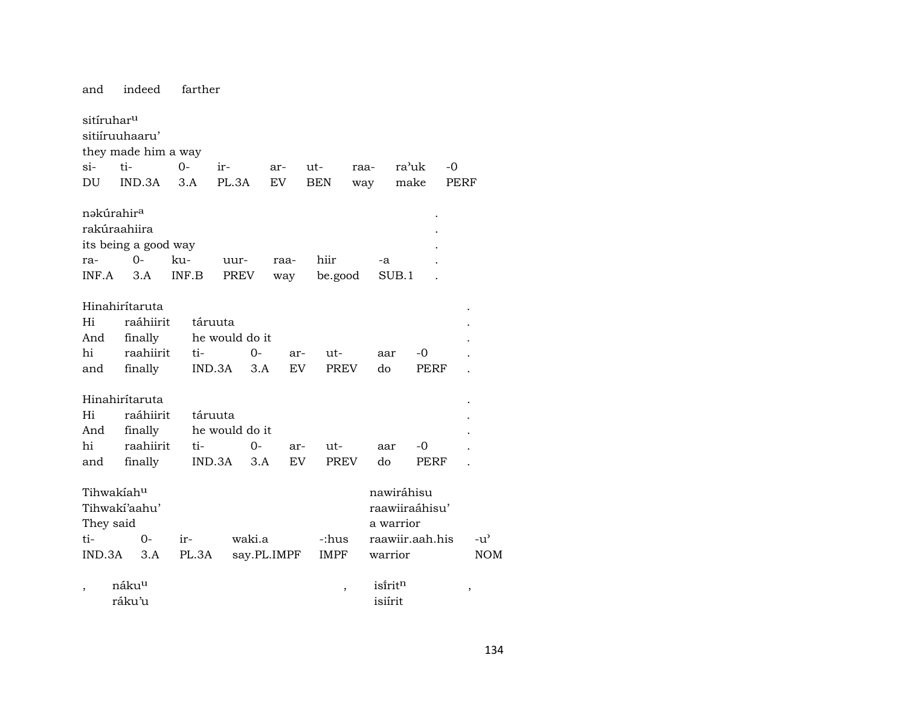and indeed farther

sitíruhar[u]
sitiíruuhaaru'
they made him a way

| si- | ti- | 0- | ir- | ar- | ut- | raa- | ra'uk | -0 |
|---|---|---|---|---|---|---|---|---|
| DU | IND.3A | 3.A | PL.3A | EV | BEN | way | make | PERF |

nəkúrahir[a] .
rakúraahiira .
its being a good way .

| ra- | 0- | ku- | uur- | raa- | hiir | -a | . |
|---|---|---|---|---|---|---|---|
| INF.A | 3.A | INF.B | PREV | way | be.good | SUB.1 | . |

Hinahirítaruta .

| Hi | raáhiirit | táruuta | | | | | | . |
|---|---|---|---|---|---|---|---|---|
| And | finally | he would do it | | | | | | . |
| hi | raahiirit | ti- | 0- | ar- | ut- | aar | -0 | . |
| and | finally | IND.3A | 3.A | EV | PREV | do | PERF | . |

Hinahirítaruta .

| Hi | raáhiirit | táruuta | | | | | | . |
|---|---|---|---|---|---|---|---|---|
| And | finally | he would do it | | | | | | . |
| hi | raahiirit | ti- | 0- | ar- | ut- | aar | -0 | . |
| and | finally | IND.3A | 3.A | EV | PREV | do | PERF | . |

| Tihwakíah[u] | | | | | nawiráhisu | |
|---|---|---|---|---|---|---|
| Tihwakí'aahu' | | | | | raawiiraáhisu' | |
| They said | | | | | a warrior | |
| ti- | 0- | ir- | waki.a | -:hus | raawiir.aah.his | -u' |
| IND.3A | 3.A | PL.3A | say.PL.IMPF | IMPF | warrior | NOM |

, náku[u] , isí̃rit[n] ,
ráku'u isiírit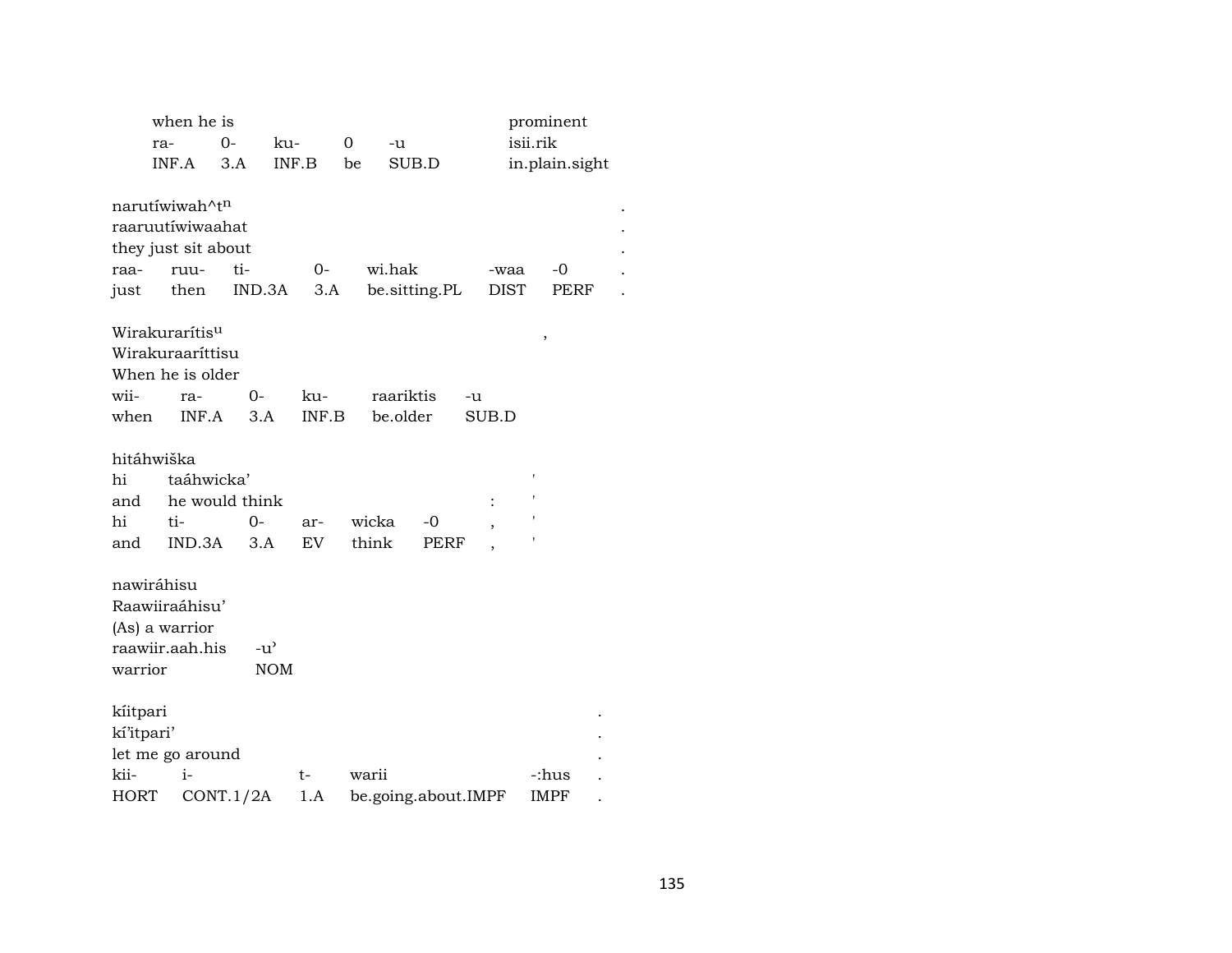| when he is | | | | | prominent |
|---|---|---|---|---|---|
| ra- | 0- | ku- | 0 | -u | isii.rik |
| INF.A | 3.A | INF.B | be | SUB.D | in.plain.sight |

narutíwiwah^t[n] .
raaruutíwiwaahat .
they just sit about .

| raa- | ruu- | ti- | 0- | wi.hak | -waa | -0 | . |
|---|---|---|---|---|---|---|---|
| just | then | IND.3A | 3.A | be.sitting.PL | DIST | PERF | . |

Wirakurarítis[u] ,
Wirakuraaríttisu
When he is older

| wii- | ra- | 0- | ku- | raariktis | -u |
|---|---|---|---|---|---|
| when | INF.A | 3.A | INF.B | be.older | SUB.D |

hitáhwiška

| hi | taáhwicka’ | | | | | | ' |
|---|---|---|---|---|---|---|---|
| and | he would think | | | | | : | ' |
| hi | ti- | 0- | ar- | wicka | -0 | , | ' |
| and | IND.3A | 3.A | EV | think | PERF | , | ' |

nawiráhisu
Raawiiraáhisu’
(As) a warrior

| raawiir.aah.his | -u’ |
|---|---|
| warrior | NOM |

kíitpari .
kí’itpari’ .
let me go around .

| kii- | i- | t- | warii | -:hus | . |
|---|---|---|---|---|---|
| HORT | CONT.1/2A | 1.A | be.going.about.IMPF | IMPF | . |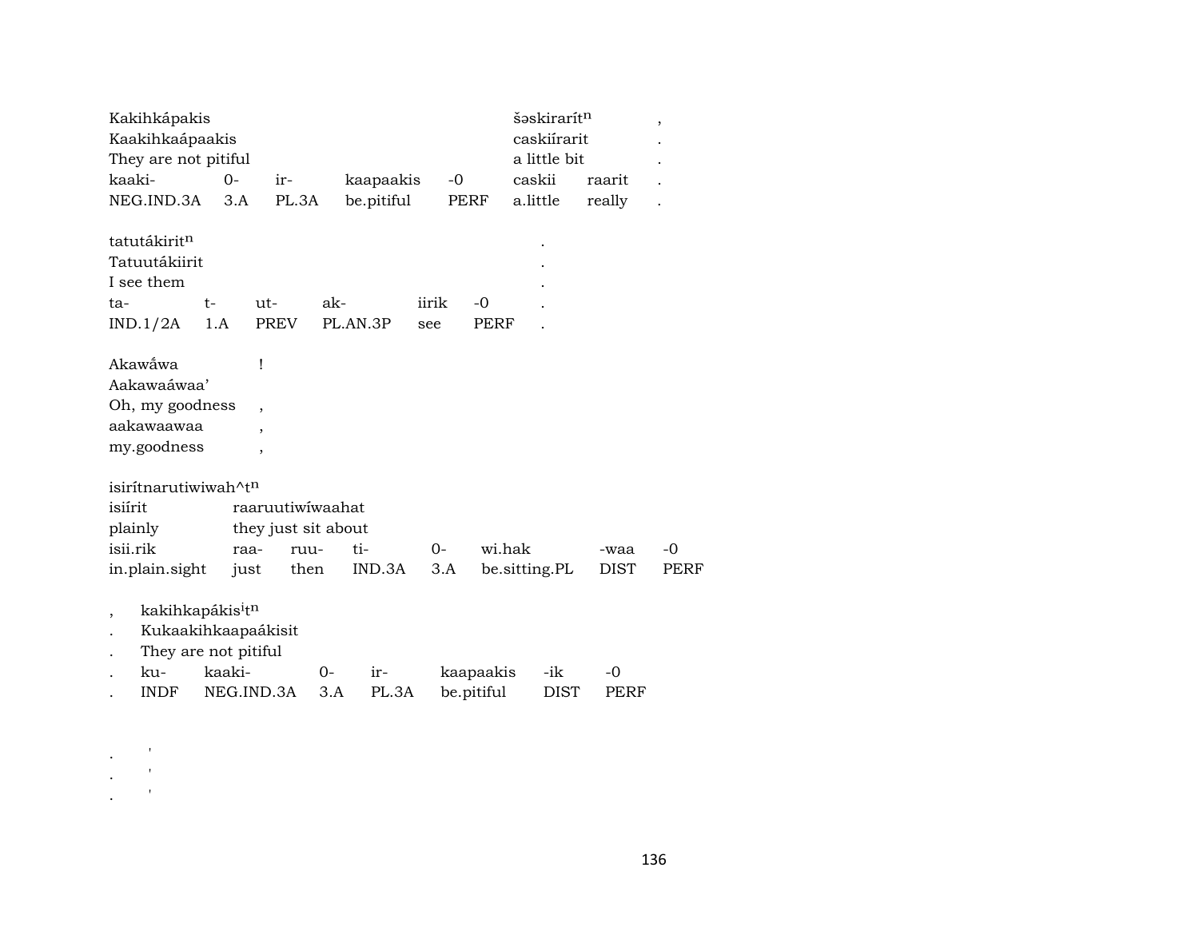Kakihkápakis šəskirarítⁿ ,
Kaakihkaápaakis caskiírarit .
They are not pitiful a little bit .

| kaaki- | 0- | ir- | kaapaakis | -0 | caskii | raarit | . |
|---|---|---|---|---|---|---|---|
| NEG.IND.3A | 3.A | PL.3A | be.pitiful | PERF | a.little | really | . |

tatutákiritⁿ .
Tatuutákiirit .
I see them .

| ta- | t- | ut- | ak- | iirik | -0 | . |
|---|---|---|---|---|---|---|
| IND.1/2A | 1.A | PREV | PL.AN.3P | see | PERF | . |

Akawḗwa !
Aakawaáwaa'
Oh, my goodness ,
aakawaawaa ,
my.goodness ,

isirítnarutiwiwah^tⁿ
isiírit raaruutiwíwaahat
plainly they just sit about

| isii.rik | raa- | ruu- | ti- | 0- | wi.hak | -waa | -0 |
|---|---|---|---|---|---|---|---|
| in.plain.sight | just | then | IND.3A | 3.A | be.sitting.PL | DIST | PERF |

, kakihkapákisⁱtⁿ
. Kukaakihkaapaákisit
. They are not pitiful

| . | ku- | kaaki- | 0- | ir- | kaapaakis | -ik | -0 |
|---|---|---|---|---|---|---|---|
| . | INDF | NEG.IND.3A | 3.A | PL.3A | be.pitiful | DIST | PERF |

. '
. '
. '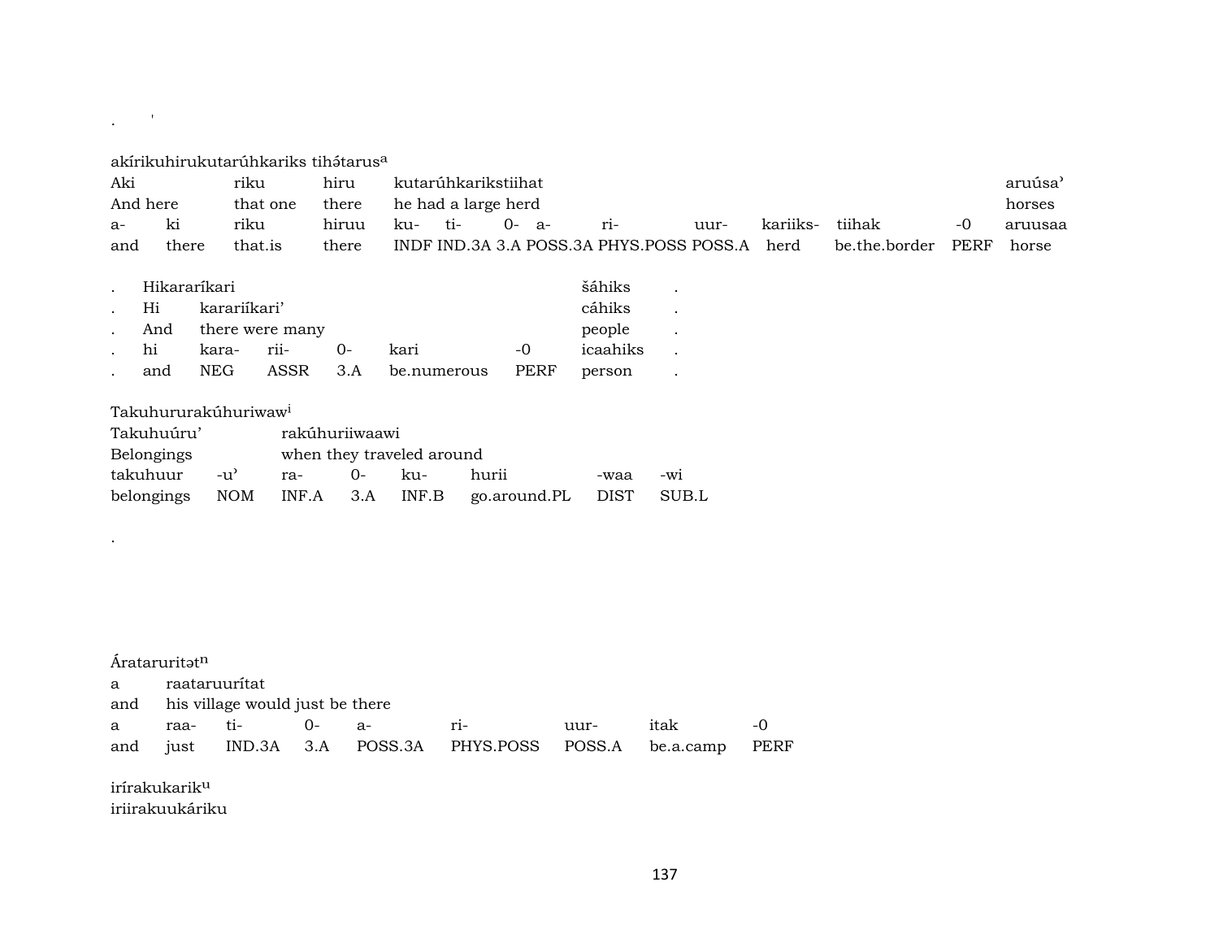.        '

akírikuhirukutarúhkariks tihə́tarus[a]

| Aki | | riku | hiru | kutarúhkarikstiihat | | | | | | | | | aruúsa’ |
|---|---|---|---|---|---|---|---|---|---|---|---|---|---|
| And here | | that one | there | he had a large herd | | | | | | | | | horses |
| a- | ki | riku | hiruu | ku- | ti- | 0- | a- | ri- | uur- | kariiks- | tiihak | -0 | aruusaa |
| and | there | that.is | there | INDF | IND.3A | 3.A | POSS.3A | PHYS.POSS | POSS.A | herd | be.the.border | PERF | horse |

| . | Hikararíkari | | | | | šáhiks | . |
|---|---|---|---|---|---|---|---|
| . | Hi | karariíkari’ | | | | cáhiks | . |
| . | And | there were many | | | | people | . |
| . | hi | kara- | rii- | 0- | kari | -0 | icaahiks | . |
| . | and | NEG | ASSR | 3.A | be.numerous | PERF | person | . |

Takuhururakúhuriwaw[i]

| Takuhuúru’ | | rakúhuriiwaawi | | | | | |
|---|---|---|---|---|---|---|---|
| Belongings | | when they traveled around | | | | | |
| takuhuur | -u’ | ra- | 0- | ku- | hurii | -waa | -wi |
| belongings | NOM | INF.A | 3.A | INF.B | go.around.PL | DIST | SUB.L |

.

Árataruritət[n]

| a | raataruurítat | | | | | | | |
|---|---|---|---|---|---|---|---|---|
| and | his village would just be there | | | | | | | |
| a | raa- | ti- | 0- | a- | ri- | uur- | itak | -0 |
| and | just | IND.3A | 3.A | POSS.3A | PHYS.POSS | POSS.A | be.a.camp | PERF |

irírakukarik[u]

iriirakuukáriku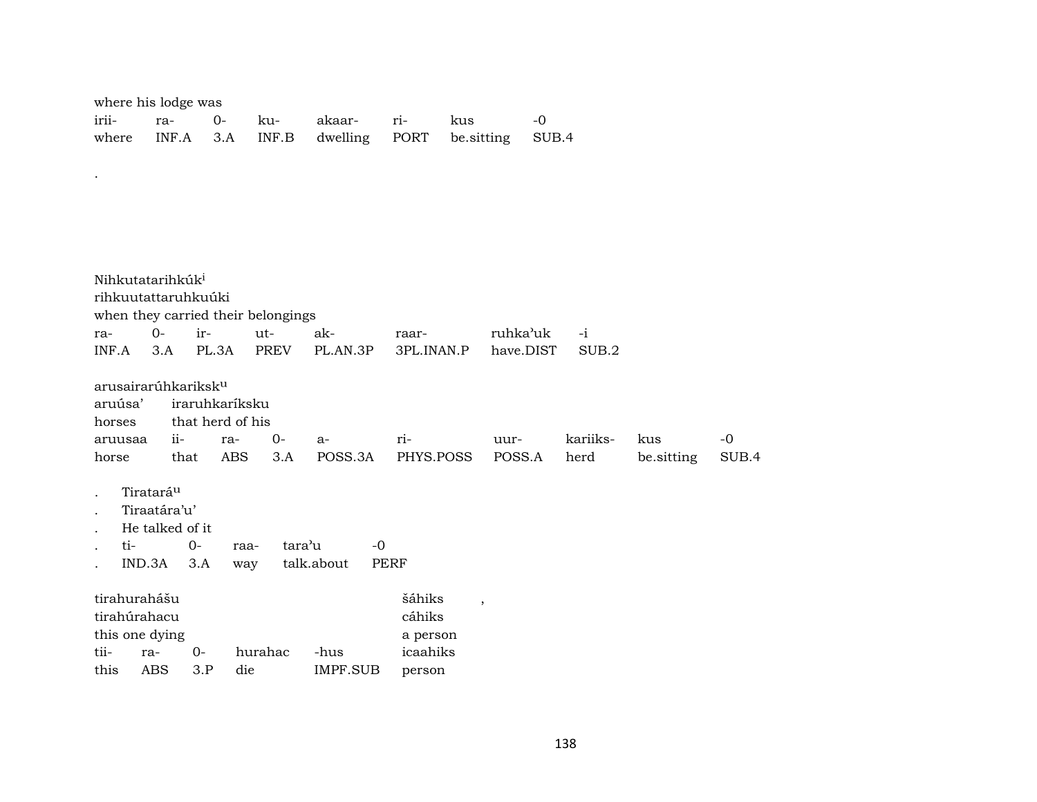where his lodge was

| irii- | ra- | 0- | ku- | akaar- | ri- | kus | -0 |
|---|---|---|---|---|---|---|---|
| where | INF.A | 3.A | INF.B | dwelling | PORT | be.sitting | SUB.4 |

.

Nihkutatarihkúk[i]
rihkuutattaruhkuúki
when they carried their belongings

| ra- | 0- | ir- | ut- | ak- | raar- | ruhka'uk | -i |
|---|---|---|---|---|---|---|---|
| INF.A | 3.A | PL.3A | PREV | PL.AN.3P | 3PL.INAN.P | have.DIST | SUB.2 |

arusairarúhkariksk[u]
aruúsa' iraruhkaríksku
horses that herd of his

| aruusaa | ii- | ra- | 0- | a- | ri- | uur- | kariiks- | kus | -0 |
|---|---|---|---|---|---|---|---|---|---|
| horse | that | ABS | 3.A | POSS.3A | PHYS.POSS | POSS.A | herd | be.sitting | SUB.4 |

. Tiratará[u]
. Tiraatára'u'
. He talked of it

| . | ti- | 0- | raa- | tara'u | -0 |
|---|---|---|---|---|---|
| . | IND.3A | 3.A | way | talk.about | PERF |

tirahurahášu šáhiks ,
tirahúrahacu cáhiks
this one dying a person

| tii- | ra- | 0- | hurahac | -hus | icaahiks |
|---|---|---|---|---|---|
| this | ABS | 3.P | die | IMPF.SUB | person |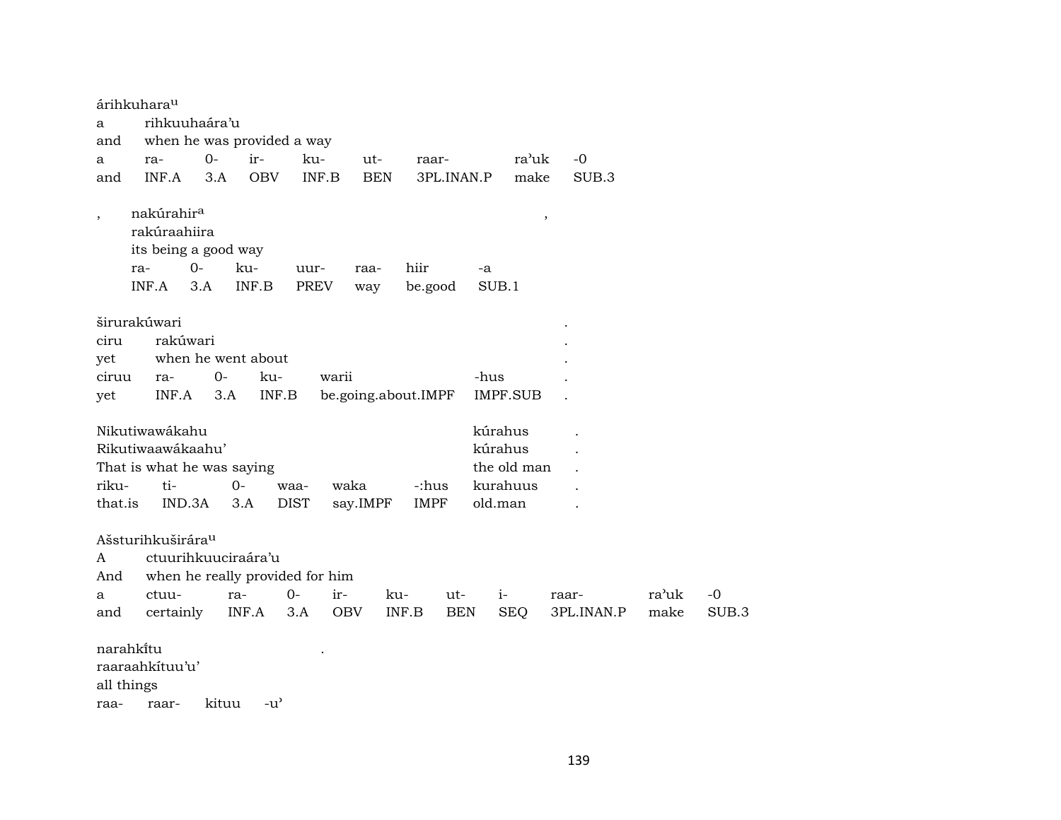árihkuhara[u]
a rihkuuhaára'u
and when he was provided a way

| a | ra- | 0- | ir- | ku- | ut- | raar- | ra'uk | -0 |
|---|---|---|---|---|---|---|---|---|
| and | INF.A | 3.A | OBV | INF.B | BEN | 3PL.INAN.P | make | SUB.3 |

, nakúrahir[a] ,
rakúraahiira
its being a good way

| ra- | 0- | ku- | uur- | raa- | hiir | -a |
|---|---|---|---|---|---|---|
| INF.A | 3.A | INF.B | PREV | way | be.good | SUB.1 |

širurakúwari .
ciru rakúwari .
yet when he went about .

| ciruu | ra- | 0- | ku- | warii | -hus | . |
|---|---|---|---|---|---|---|
| yet | INF.A | 3.A | INF.B | be.going.about.IMPF | IMPF.SUB | . |

Nikutiwawákahu kúrahus .
Rikutiwaawákaahu' kúrahus .
That is what he was saying the old man .

| riku- | ti- | 0- | waa- | waka | -:hus | kurahuus | . |
|---|---|---|---|---|---|---|---|
| that.is | IND.3A | 3.A | DIST | say.IMPF | IMPF | old.man | . |

Ašsturihkuširára[u]
A ctuurihkuuciraára'u
And when he really provided for him

| a | ctuu- | ra- | 0- | ir- | ku- | ut- | i- | raar- | ra'uk | -0 |
|---|---|---|---|---|---|---|---|---|---|---|
| and | certainly | INF.A | 3.A | OBV | INF.B | BEN | SEQ | 3PL.INAN.P | make | SUB.3 |

narahkı̃tu .
raaraahkítuu'u'
all things

| raa- | raar- | kituu | -u' |
|---|---|---|---|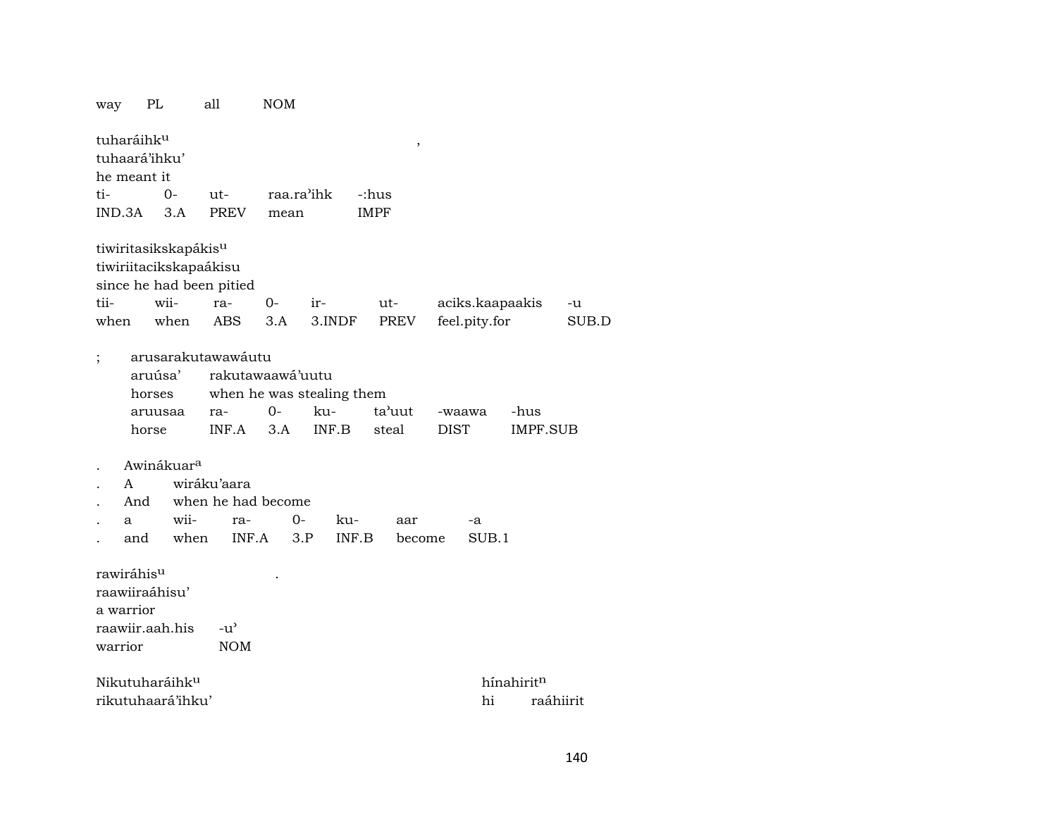way PL all NOM

tuharáihk^u ,
tuhaará'ihku'
he meant it

| ti- | 0- | ut- | raa.ra'ihk | -:hus |
|---|---|---|---|---|
| IND.3A | 3.A | PREV | mean | IMPF |

tiwiritasikskapákis^u
tiwiriitacikskapaákisu
since he had been pitied

| tii- | wii- | ra- | 0- | ir- | ut- | aciks.kaapaakis | -u |
|---|---|---|---|---|---|---|---|
| when | when | ABS | 3.A | 3.INDF | PREV | feel.pity.for | SUB.D |

; arusarakutawawáutu

| aruúsa' | rakutawaawá'uutu | | | | | |
|---|---|---|---|---|---|---|
| horses | when he was stealing them | | | | | |
| aruusaa | ra- | 0- | ku- | ta'uut | -waawa | -hus |
| horse | INF.A | 3.A | INF.B | steal | DIST | IMPF.SUB |

. Awinákuar^a

| . | A | wiráku'aara | | | | |
|---|---|---|---|---|---|---|
| . | And | when he had become | | | | |
| . | a | wii- | ra- | 0- | ku- | aar | -a |
| . | and | when | INF.A | 3.P | INF.B | become | SUB.1 |

rawiráhis^u .
raawiiraáhisu'
a warrior

| raawiir.aah.his | -u' |
|---|---|
| warrior | NOM |

Nikutuharáihk^u hínahirit^n
rikutuhaará'ihku' hi raáhiirit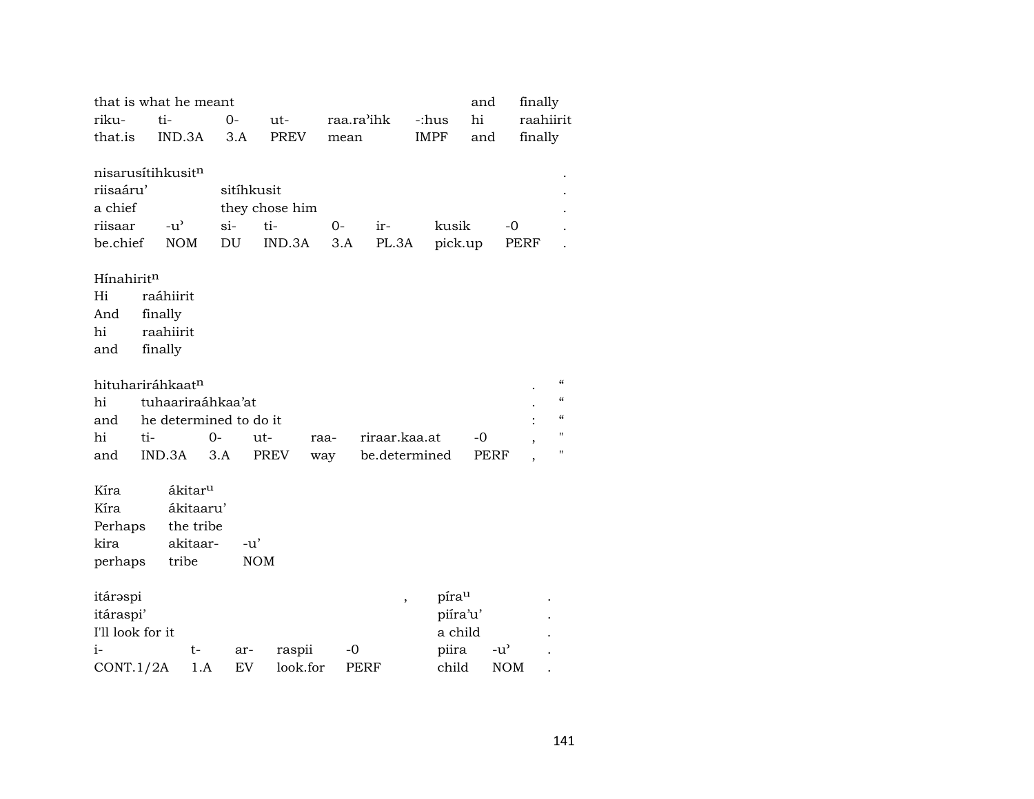| that is what he meant | | | | | | and | finally |
|---|---|---|---|---|---|---|---|
| riku- | ti- | 0- | ut- | raa.ra'ihk | -:hus | hi | raahiirit |
| that.is | IND.3A | 3.A | PREV | mean | IMPF | and | finally |

nisarusítihkusit$^{n}$ .

| riisaáru' | | sitíhkusit | | | | | | . |
|---|---|---|---|---|---|---|---|---|
| a chief | | they chose him | | | | | | . |
| riisaar | -u' | si- | ti- | 0- | ir- | kusik | -0 | . |
| be.chief | NOM | DU | IND.3A | 3.A | PL.3A | pick.up | PERF | . |

Hínahirit$^{n}$

| Hi | raáhiirit |
|---|---|
| And | finally |
| hi | raahiirit |
| and | finally |

hituhariráhkaat$^{n}$ . “

| hi | tuhaariraáhkaa'at | | | | | | . | “ |
|---|---|---|---|---|---|---|---|---|
| and | he determined to do it | | | | | | : | “ |
| hi | ti- | 0- | ut- | raa- | riraar.kaa.at | -0 | , | " |
| and | IND.3A | 3.A | PREV | way | be.determined | PERF | , | " |

| Kíra | ákitar$^{u}$ | |
|---|---|---|
| Kíra | ákitaaru' | |
| Perhaps | the tribe | |
| kira | akitaar- | -u' |
| perhaps | tribe | NOM |

| itárəspi | | | | | , | píra$^{u}$ | | . |
|---|---|---|---|---|---|---|---|---|
| itáraspi' | | | | | | piíra'u' | | . |
| I'll look for it | | | | | | a child | | . |
| i- | t- | ar- | raspii | -0 | | piira | -u' | . |
| CONT.1/2A | 1.A | EV | look.for | PERF | | child | NOM | . |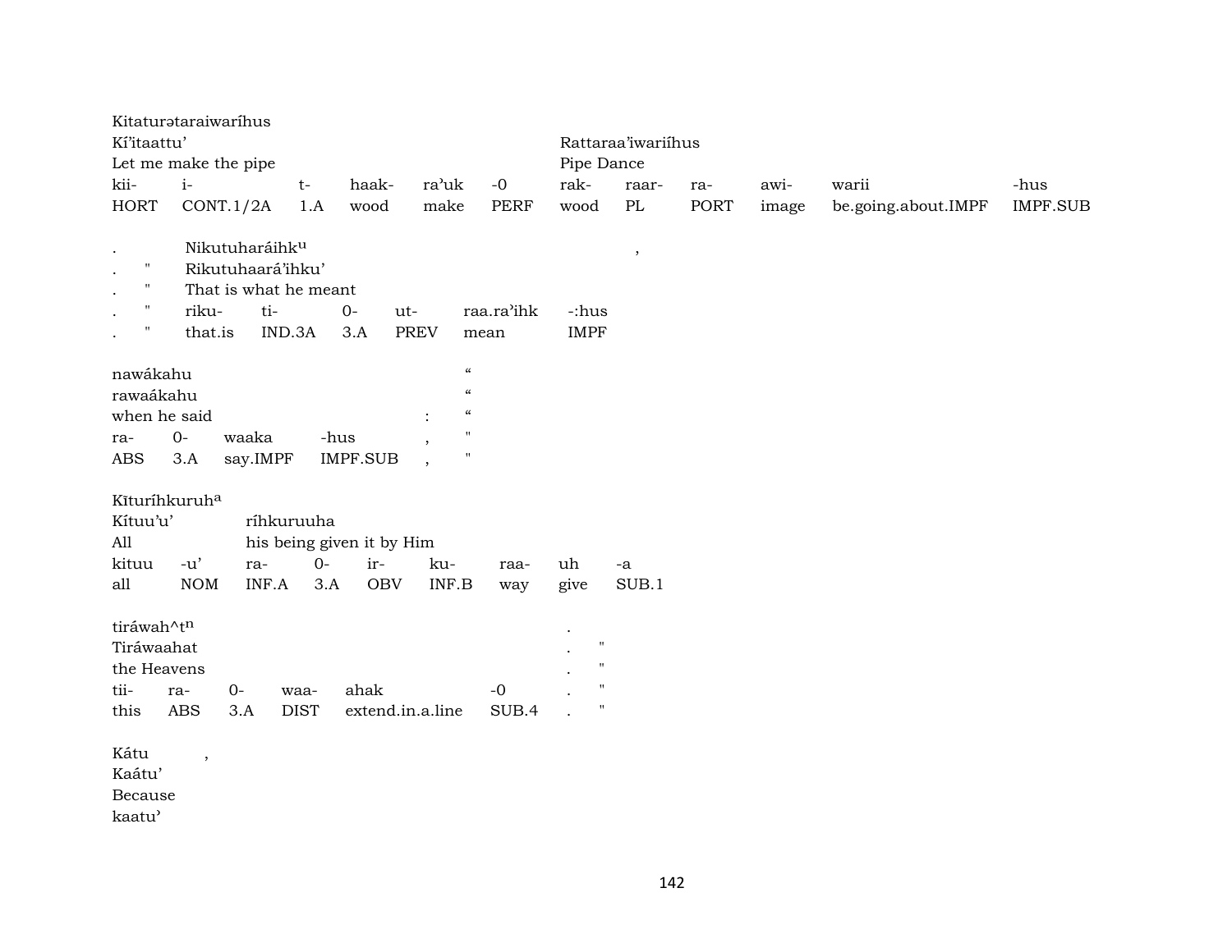Kitaturətaraiwaríhus
Kí'itaattu'

| Kí'itaattu' | | | | | | Rattaraa'iwariíhus | | | | | |
|---|---|---|---|---|---|---|---|---|---|---|---|
| Let me make the pipe | | | | | | Pipe Dance | | | | | |
| kii- | i- | t- | haak- | ra'uk | -0 | rak- | raar- | ra- | awi- | warii | -hus |
| HORT | CONT.1/2A | 1.A | wood | make | PERF | wood | PL | PORT | image | be.going.about.IMPF | IMPF.SUB |

| . | | Nikutuharáihk[u] | | | | | , |
|---|---|---|---|---|---|---|---|
| . | " | Rikutuhaará'ihku' | | | | | |
| . | " | That is what he meant | | | | | |
| . | " | riku- | ti- | 0- | ut- | raa.ra'ihk | -:hus |
| . | " | that.is | IND.3A | 3.A | PREV | mean | IMPF |

| nawákahu | | | | | " |
|---|---|---|---|---|---|
| rawaákahu | | | | | " |
| when he said | | | | : | " |
| ra- | 0- | waaka | -hus | , | " |
| ABS | 3.A | say.IMPF | IMPF.SUB | , | " |

Kĩturíhkuruh[a]

| Kítuu'u' | | ríhkuruuha | | | | | | |
|---|---|---|---|---|---|---|---|---|
| All | | his being given it by Him | | | | | | |
| kituu | -u' | ra- | 0- | ir- | ku- | raa- | uh | -a |
| all | NOM | INF.A | 3.A | OBV | INF.B | way | give | SUB.1 |

| tiráwah^t[n] | | | | | | . | |
|---|---|---|---|---|---|---|---|
| Tiráwaahat | | | | | | . | " |
| the Heavens | | | | | | . | " |
| tii- | ra- | 0- | waa- | ahak | -0 | . | " |
| this | ABS | 3.A | DIST | extend.in.a.line | SUB.4 | . | " |

Kátu ,
Kaátu'
Because
kaatu'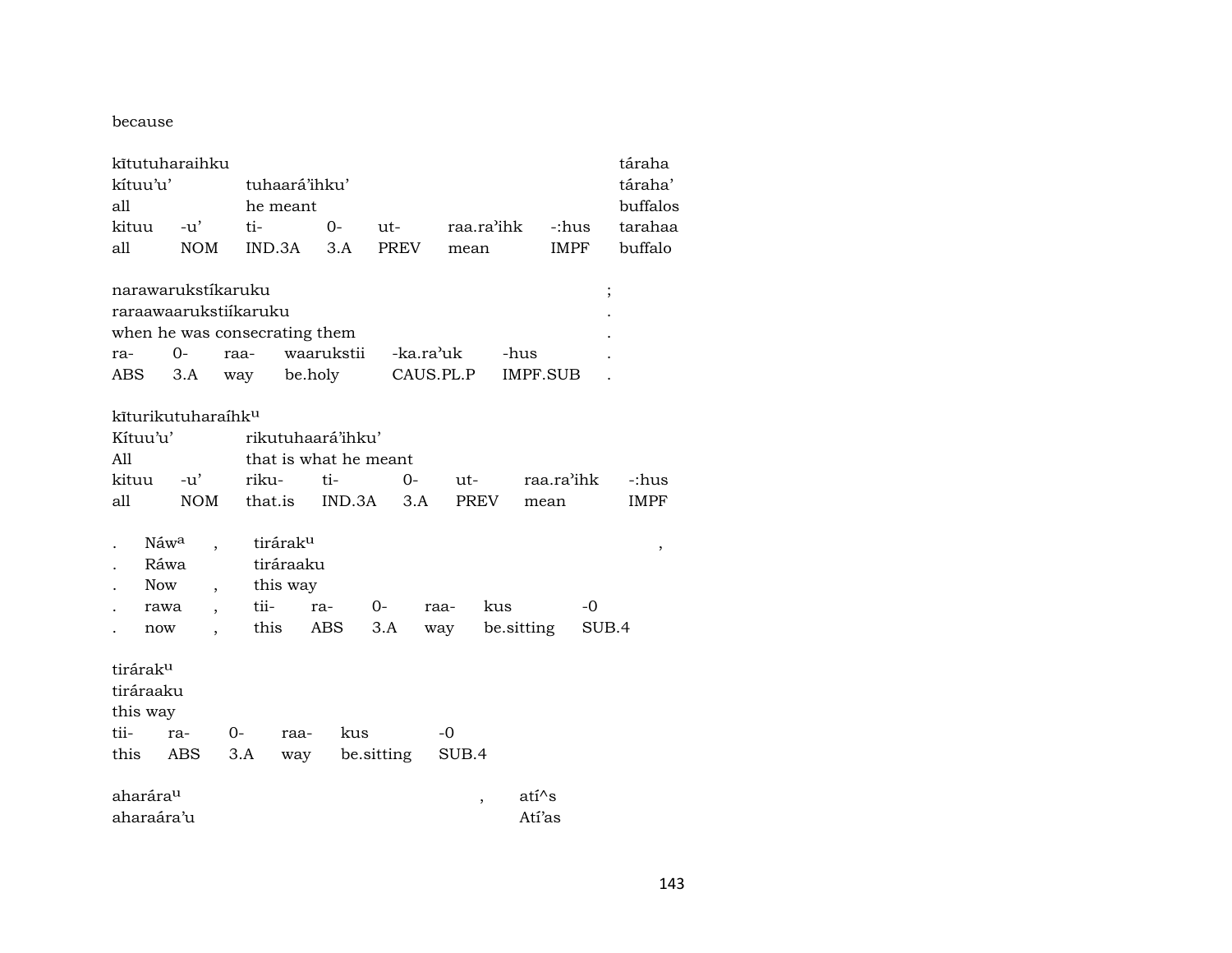because

| kītutuharaihku | | | | | | | táraha |
|---|---|---|---|---|---|---|---|
| kítuu'u' | | tuhaará'ihku' | | | | | táraha' |
| all | | he meant | | | | | buffalos |
| kituu | -u' | ti- | 0- | ut- | raa.ra'ihk | -:hus | tarahaa |
| all | NOM | IND.3A | 3.A | PREV | mean | IMPF | buffalo |

| narawarukstíkaruku | | | | | | ; |
|---|---|---|---|---|---|---|
| raraawaarukstiíkaruku | | | | | | . |
| when he was consecrating them | | | | | | . |
| ra- | 0- | raa- | waarukstii | -ka.ra'uk | -hus | . |
| ABS | 3.A | way | be.holy | CAUS.PL.P | IMPF.SUB | . |

| kīturikutuharaíhk^u | | | | | | | |
|---|---|---|---|---|---|---|---|
| Kítuu'u' | | rikutuhaará'ihku' | | | | | |
| All | | that is what he meant | | | | | |
| kituu | -u' | riku- | ti- | 0- | ut- | raa.ra'ihk | -:hus |
| all | NOM | that.is | IND.3A | 3.A | PREV | mean | IMPF |

| . | Náw^a | , | tirárak^u | | | | | , |
|---|---|---|---|---|---|---|---|---|
| . | Ráwa | | tiráraaku | | | | | |
| . | Now | , | this way | | | | | |
| . | rawa | , | tii- | ra- | 0- | raa- | kus | -0 |
| . | now | , | this | ABS | 3.A | way | be.sitting | SUB.4 |

| tirárak^u | | | | | |
|---|---|---|---|---|---|
| tiráraaku | | | | | |
| this way | | | | | |
| tii- | ra- | 0- | raa- | kus | -0 |
| this | ABS | 3.A | way | be.sitting | SUB.4 |

| aharára^u | , | atí^s |
|---|---|---|
| aharaára'u | | Atí'as |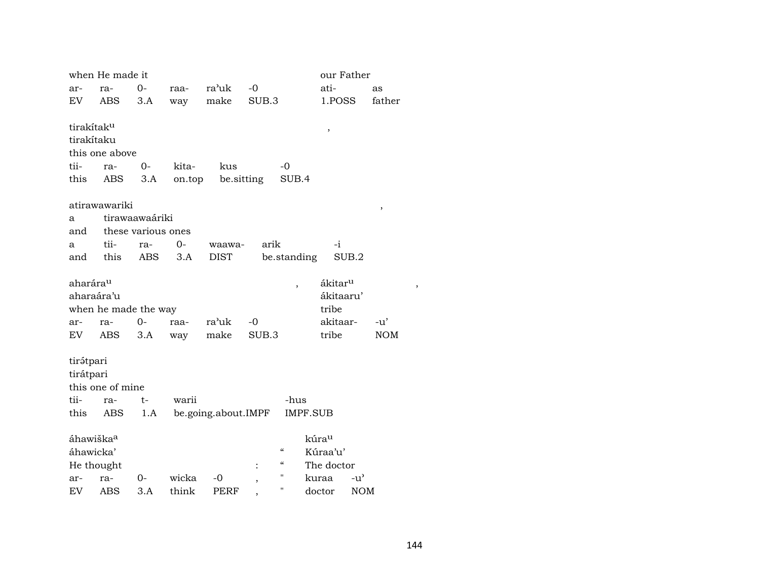| when He made it | | | | | | our Father | |
|---|---|---|---|---|---|---|---|
| ar- | ra- | 0- | raa- | ra'uk | -0 | ati- | as |
| EV | ABS | 3.A | way | make | SUB.3 | 1.POSS | father |

tirakítak^u ,
tirakítaku
this one above

| tii- | ra- | 0- | kita- | kus | -0 |
|---|---|---|---|---|---|
| this | ABS | 3.A | on.top | be.sitting | SUB.4 |

atirawawariki ,

| a | tirawaawaáriki | | | | | |
|---|---|---|---|---|---|---|
| and | these various ones | | | | | |
| a | tii- | ra- | 0- | waawa- | arik | -i |
| and | this | ABS | 3.A | DIST | be.standing | SUB.2 |

| ahar​ára^u , | | | | | | ákitar^u , | |
|---|---|---|---|---|---|---|---|
| aharaára'u | | | | | | ákitaaru' | |
| when he made the way | | | | | | tribe | |
| ar- | ra- | 0- | raa- | ra'uk | -0 | akitaar- | -u' |
| EV | ABS | 3.A | way | make | SUB.3 | tribe | NOM |

tirətpari
tirátpari
this one of mine

| tii- | ra- | t- | warii | -hus |
|---|---|---|---|---|
| this | ABS | 1.A | be.going.about.IMPF | IMPF.SUB |

| áhawiška^a | | | | | | | kúra^u | |
|---|---|---|---|---|---|---|---|---|
| áhawicka' | | | | | | " | Kúraa'u' | |
| He thought | | | | | : | " | The doctor | |
| ar- | ra- | 0- | wicka | -0 | , | " | kuraa | -u' |
| EV | ABS | 3.A | think | PERF | , | " | doctor | NOM |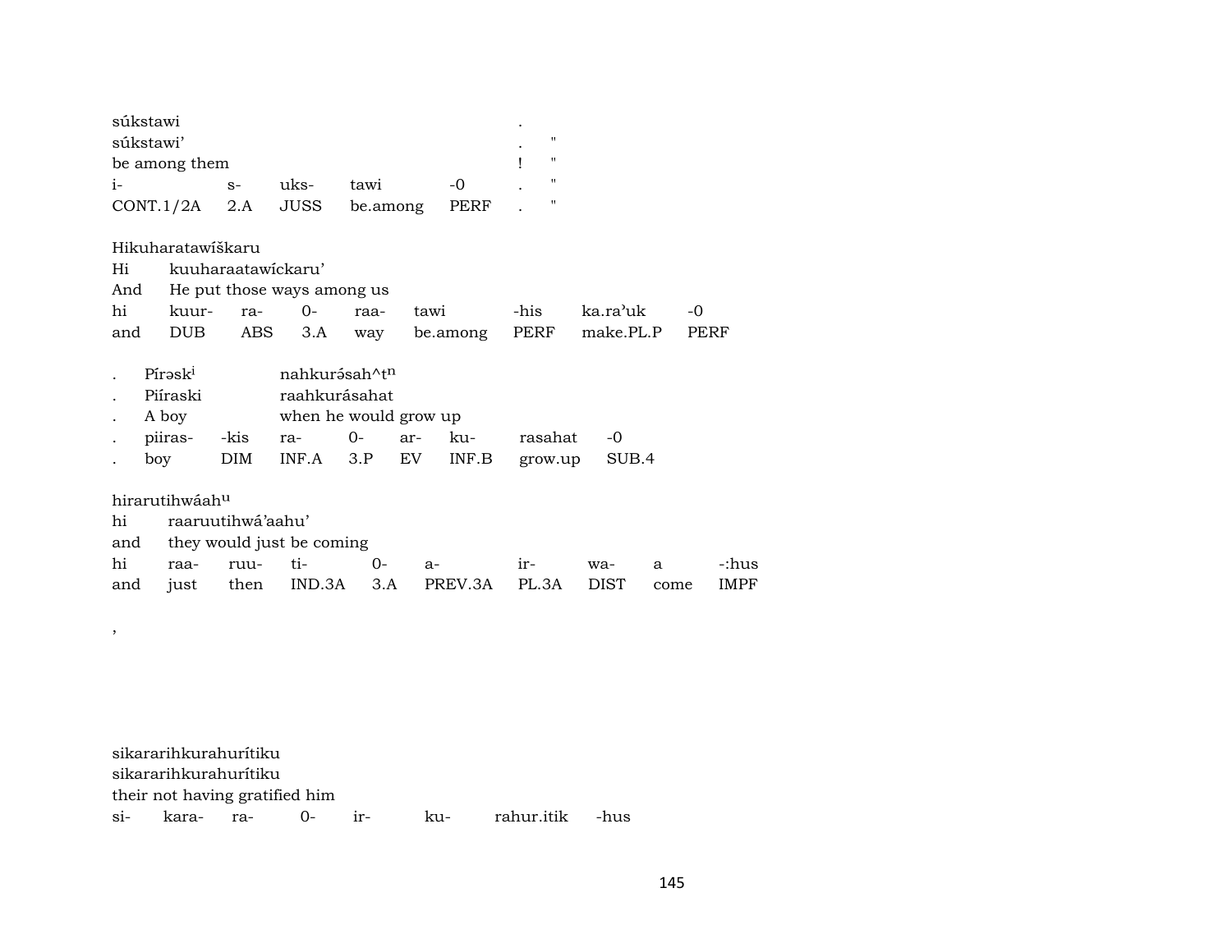súkstawi .
súkstawi' . "
be among them ! "

| i- | s- | uks- | tawi | -0 | . | " |
|---|---|---|---|---|---|---|
| CONT.1/2A | 2.A | JUSS | be.among | PERF | . | " |

Hikuharatawíškaru
Hi kuuharaatawíckaru'
And He put those ways among us

| hi | kuur- | ra- | 0- | raa- | tawi | -his | ka.ra'uk | -0 |
|---|---|---|---|---|---|---|---|---|
| and | DUB | ABS | 3.A | way | be.among | PERF | make.PL.P | PERF |

. Pírəsk[i] nahkurə́sah^t[n]
. Piíraski raahkurásahat
. A boy when he would grow up

| . | piiras- | -kis | ra- | 0- | ar- | ku- | rasahat | -0 |
|---|---|---|---|---|---|---|---|---|
| . | boy | DIM | INF.A | 3.P | EV | INF.B | grow.up | SUB.4 |

hirarutihwáah[u]
hi raaruutihwá'aahu'
and they would just be coming

| hi | raa- | ruu- | ti- | 0- | a- | ir- | wa- | a | -:hus |
|---|---|---|---|---|---|---|---|---|---|
| and | just | then | IND.3A | 3.A | PREV.3A | PL.3A | DIST | come | IMPF |

,

sikararihkurahurítiku
sikararihkurahurítiku
their not having gratified him

| si- | kara- | ra- | 0- | ir- | ku- | rahur.itik | -hus |
|---|---|---|---|---|---|---|---|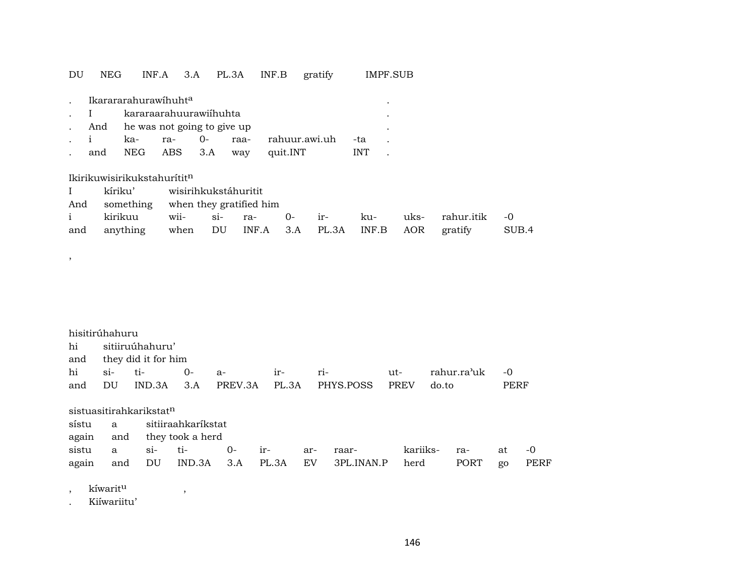| DU | NEG | INF.A | 3.A | PL.3A | INF.B | gratify | IMPF.SUB |
|---|---|---|---|---|---|---|---|

| . | Ikarararahurawíhuht[a] | | | | | | . |
|---|---|---|---|---|---|---|---|
| . | I | kararaarahuurawiíhuhta | | | | | . |
| . | And | he was not going to give up | | | | | . |
| . | i | ka- | ra- | 0- | raa- | rahuur.awi.uh | -ta | . |
| . | and | NEG | ABS | 3.A | way | quit.INT | INT | . |

Ikirikuwisirikukstahurítit[n]

| I | kíriku' | wisirihkukstáhuritit | | | | | | | |
|---|---|---|---|---|---|---|---|---|---|
| And | something | when they gratified him | | | | | | | |
| i | kirikuu | wii- | si- | ra- | 0- | ir- | ku- | uks- | rahur.itik | -0 |
| and | anything | when | DU | INF.A | 3.A | PL.3A | INF.B | AOR | gratify | SUB.4 |

,

hisitirúhahuru

| hi | sitiiruúhahuru' | | | | | | | |
|---|---|---|---|---|---|---|---|---|
| and | they did it for him | | | | | | | |
| hi | si- | ti- | 0- | a- | ir- | ri- | ut- | rahur.ra'uk | -0 |
| and | DU | IND.3A | 3.A | PREV.3A | PL.3A | PHYS.POSS | PREV | do.to | PERF |

sistuasitirahkarikstat[n]

| sístu | a | sitiiraahkaríkstat | | | | | | | | |
|---|---|---|---|---|---|---|---|---|---|---|
| again | and | they took a herd | | | | | | | | |
| sistu | a | si- | ti- | 0- | ir- | ar- | raar- | kariiks- | ra- | at | -0 |
| again | and | DU | IND.3A | 3.A | PL.3A | EV | 3PL.INAN.P | herd | PORT | go | PERF |

, kíwarit[u] ,

. Kiíwariitu'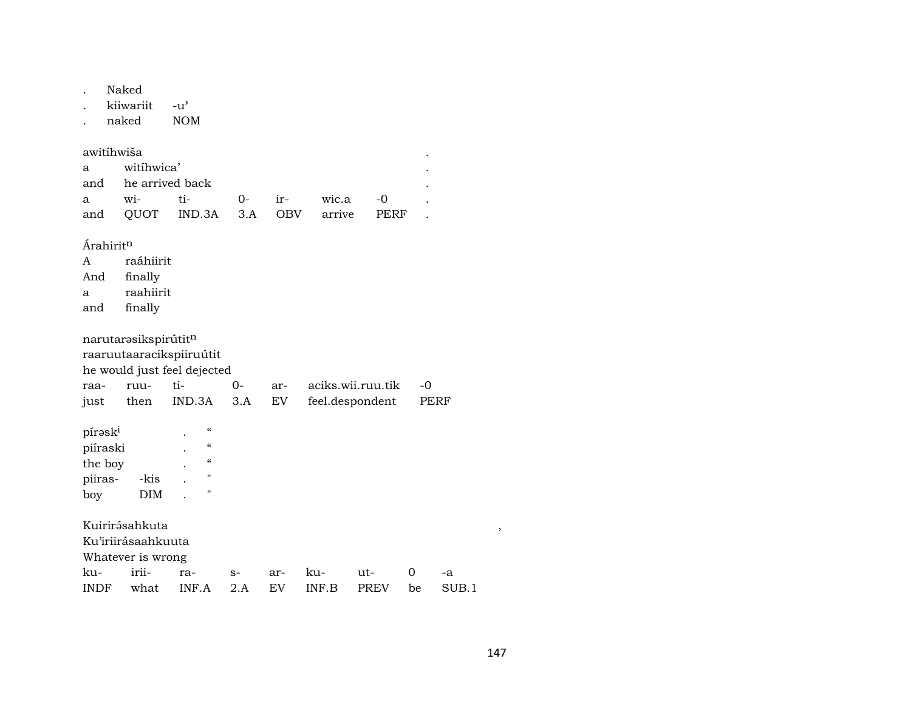| . | Naked | |
|---|---|---|
| . | kiiwariit | -u’ |
| . | naked | NOM |

awitíhwiša .

| a | witíhwica’ | | | | | | . |
|---|---|---|---|---|---|---|---|
| and | he arrived back | | | | | | . |
| a | wi- | ti- | 0- | ir- | wic.a | -0 | . |
| and | QUOT | IND.3A | 3.A | OBV | arrive | PERF | . |

Árahirit$^{n}$

| A | raáhiirit |
|---|---|
| And | finally |
| a | raahiirit |
| and | finally |

narutarəsikspirútit$^{n}$

raaruutaaracikspiiruútit

he would just feel dejected

| raa- | ruu- | ti- | 0- | ar- | aciks.wii.ruu.tik | -0 |
|---|---|---|---|---|---|---|
| just | then | IND.3A | 3.A | EV | feel.despondent | PERF |

| pírəsk$^{i}$ | | . | “ |
|---|---|---|---|
| piíraski | | . | “ |
| the boy | | . | “ |
| piiras- | -kis | . | " |
| boy | DIM | . | " |

Kuirirə́sahkuta ,

Ku’iriirásaahkuuta

Whatever is wrong

| ku- | irii- | ra- | s- | ar- | ku- | ut- | 0 | -a |
|---|---|---|---|---|---|---|---|---|
| INDF | what | INF.A | 2.A | EV | INF.B | PREV | be | SUB.1 |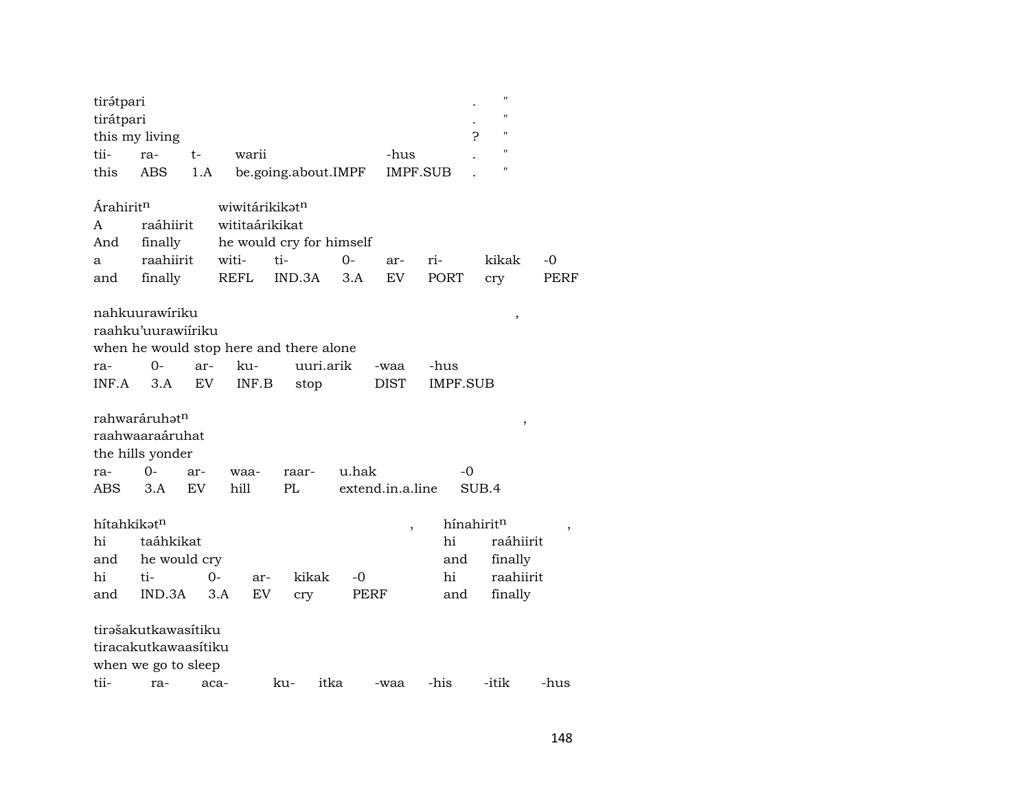tirə́tpari . "
tirátpari . "
this my living ? "

| tii- | ra- | t- | warii | -hus | . | " |
|---|---|---|---|---|---|---|
| this | ABS | 1.A | be.going.about.IMPF | IMPF.SUB | . | " |

Árahirit$^{n}$ wiwitárikikət$^{n}$
A raáhiirit wititaárikikat
And finally he would cry for himself

| a | raahiirit | witi- | ti- | 0- | ar- | ri- | kikak | -0 |
|---|---|---|---|---|---|---|---|---|
| and | finally | REFL | IND.3A | 3.A | EV | PORT | cry | PERF |

nahkuurawíriku ,
raahku'uurawiíriku
when he would stop here and there alone

| ra- | 0- | ar- | ku- | uuri.arik | -waa | -hus |
|---|---|---|---|---|---|---|
| INF.A | 3.A | EV | INF.B | stop | DIST | IMPF.SUB |

rahwaráruhət$^{n}$ ,
raahwaaraáruhat
the hills yonder

| ra- | 0- | ar- | waa- | raar- | u.hak | -0 |
|---|---|---|---|---|---|---|
| ABS | 3.A | EV | hill | PL | extend.in.a.line | SUB.4 |

hítahkikət$^{n}$ , hínahirit$^{n}$ ,
hi taáhkikat hi raáhiirit
and he would cry and finally

| hi | ti- | 0- | ar- | kikak | -0 | hi | raahiirit |
|---|---|---|---|---|---|---|---|
| and | IND.3A | 3.A | EV | cry | PERF | and | finally |

tirəšakutkawasítiku
tiracakutkawaasítiku
when we go to sleep

| tii- | ra- | aca- | ku- | itka | -waa | -his | -itik | -hus |
|---|---|---|---|---|---|---|---|---|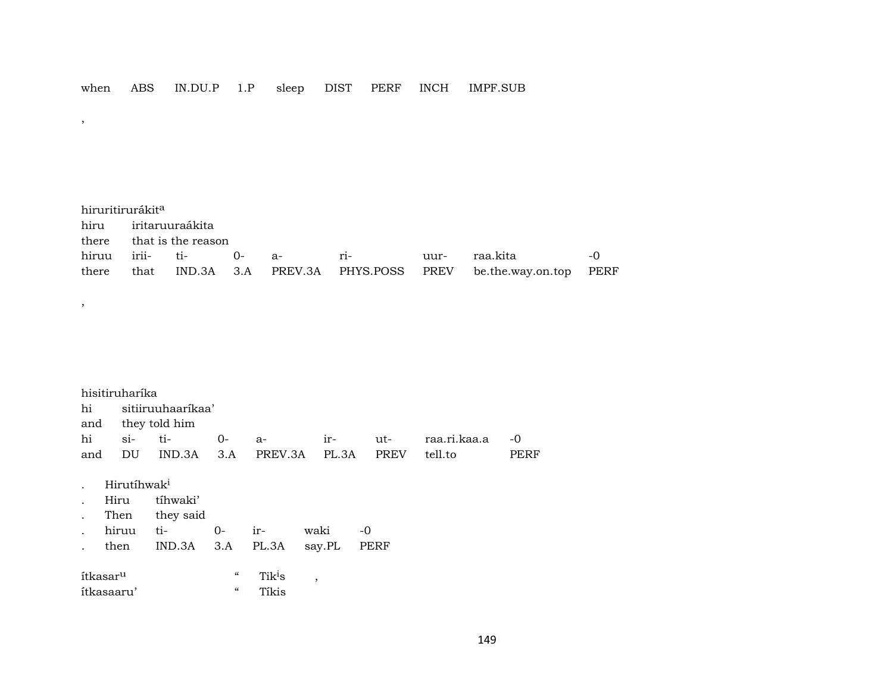| when | ABS | IN.DU.P | 1.P | sleep | DIST | PERF | INCH | IMPF.SUB |
|---|---|---|---|---|---|---|---|---|

,

hiruritirurákit[a]

| hiru | iritaruuraákita | | | | | | | |
|---|---|---|---|---|---|---|---|---|
| there | that is the reason | | | | | | | |
| hiruu | irii- | ti- | 0- | a- | ri- | uur- | raa.kita | -0 |
| there | that | IND.3A | 3.A | PREV.3A | PHYS.POSS | PREV | be.the.way.on.top | PERF |

,

hisitiruharíka

| hi | sitiiruuhaaríkaa’ | | | | | | | |
|---|---|---|---|---|---|---|---|---|
| and | they told him | | | | | | | |
| hi | si- | ti- | 0- | a- | ir- | ut- | raa.ri.kaa.a | -0 |
| and | DU | IND.3A | 3.A | PREV.3A | PL.3A | PREV | tell.to | PERF |

. Hirutíhwak[i]

| . | Hiru | tíhwaki’ | | | | |
|---|---|---|---|---|---|---|
| . | Then | they said | | | | |
| . | hiruu | ti- | 0- | ir- | waki | -0 |
| . | then | IND.3A | 3.A | PL.3A | say.PL | PERF |

ítkasar[u] “ Tik[i]s ,

ítkasaaru’ “ Tíkis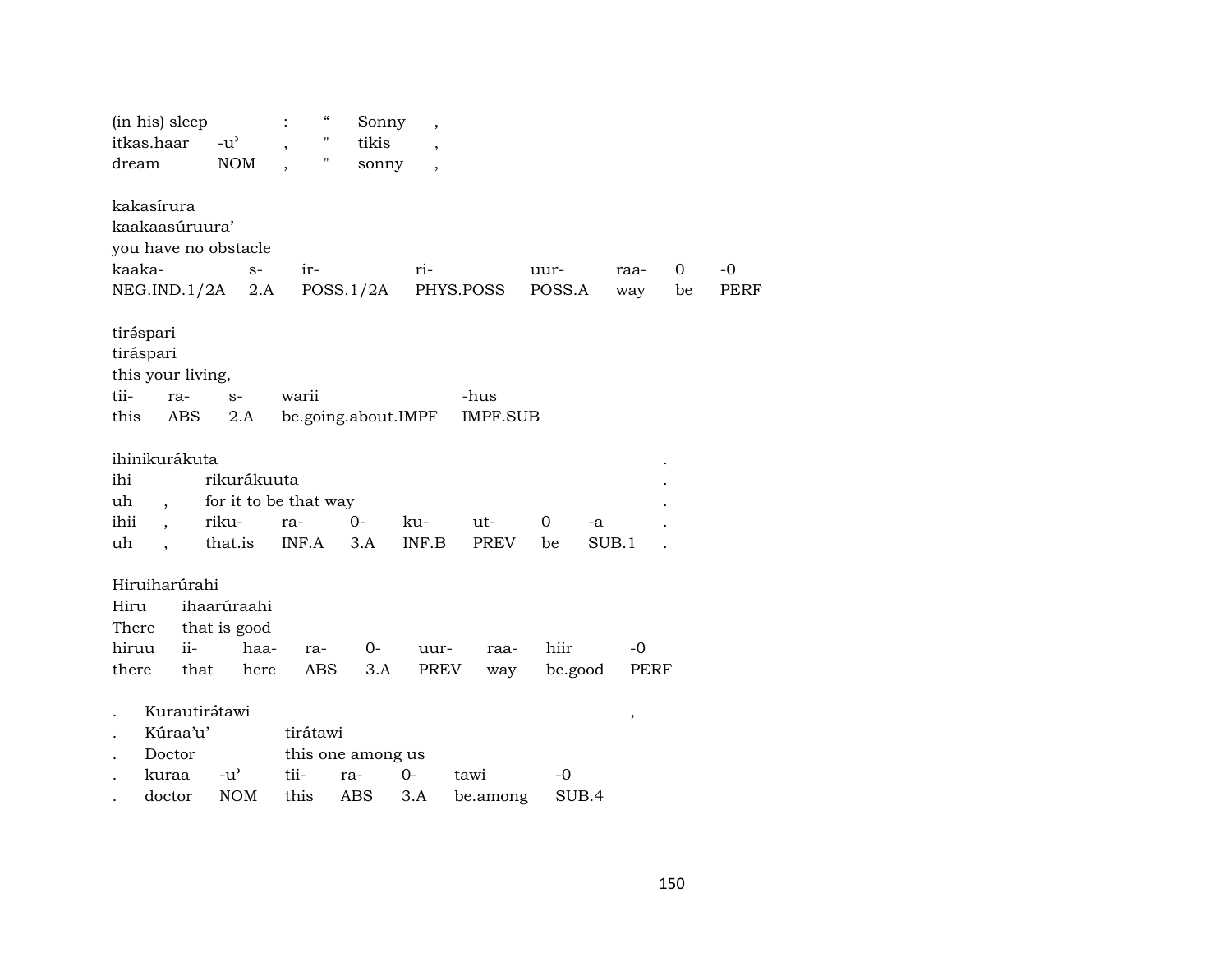| (in his) sleep | : | “ | Sonny | , |
|---|---|---|---|---|
| itkas.haar | -u’ | , | " tikis | , |
| dream | NOM | , | " sonny | , |

kakasírura
kaakaasúruura’
you have no obstacle

| kaaka- | s- | ir- | ri- | uur- | raa- | 0 | -0 |
|---|---|---|---|---|---|---|---|
| NEG.IND.1/2A | 2.A | POSS.1/2A | PHYS.POSS | POSS.A | way | be | PERF |

tirə́spari
tiráspari
this your living,

| tii- | ra- | s- | warii | -hus |
|---|---|---|---|---|
| this | ABS | 2.A | be.going.about.IMPF | IMPF.SUB |

ihinikurákuta .

| ihi | | rikurákuuta | | | | | | | . |
|---|---|---|---|---|---|---|---|---|---|
| uh | , | for it to be that way | | | | | | | . |
| ihii | , | riku- | ra- | 0- | ku- | ut- | 0 | -a | . |
| uh | , | that.is | INF.A | 3.A | INF.B | PREV | be | SUB.1 | . |

Hiruiharúrahi

| Hiru | ihaarúraahi | | | | | | | |
|---|---|---|---|---|---|---|---|---|
| There | that is good | | | | | | | |
| hiruu | ii- | haa- | ra- | 0- | uur- | raa- | hiir | -0 |
| there | that | here | ABS | 3.A | PREV | way | be.good | PERF |

. Kurautirə́tawi ,

| . | Kúraa’u’ | | tirátawi | | | | |
|---|---|---|---|---|---|---|---|
| . | Doctor | | this one among us | | | | |
| . | kuraa | -u’ | tii- | ra- | 0- | tawi | -0 |
| . | doctor | NOM | this | ABS | 3.A | be.among | SUB.4 |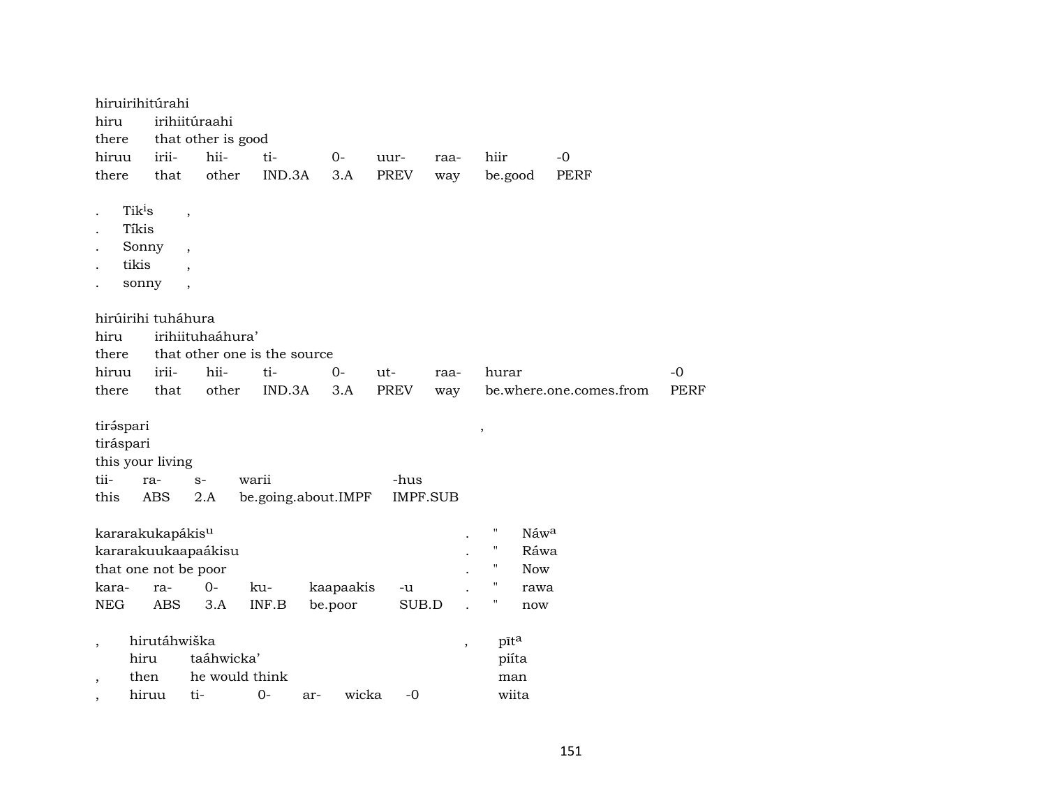hiruirihitúrahi
hiru irihiitúraahi
there that other is good

| hiruu | irii- | hii- | ti- | 0- | uur- | raa- | hiir | -0 |
|---|---|---|---|---|---|---|---|---|
| there | that | other | IND.3A | 3.A | PREV | way | be.good | PERF |

. Tikⁱs ,
. Tíkis
. Sonny ,
. tikis ,
. sonny ,

hirúirihi tuháhura
hiru irihiituhaáhura'
there that other one is the source

| hiruu | irii- | hii- | ti- | 0- | ut- | raa- | hurar | -0 |
|---|---|---|---|---|---|---|---|---|
| there | that | other | IND.3A | 3.A | PREV | way | be.where.one.comes.from | PERF |

tirə́spari ,
tiráspari
this your living

| tii- | ra- | s- | warii | -hus |
|---|---|---|---|---|
| this | ABS | 2.A | be.going.about.IMPF | IMPF.SUB |

kararakukapákisᵘ . " Náwᵃ
kararakuukaapaákisu . " Ráwa
that one not be poor . " Now

| kara- | ra- | 0- | ku- | kaapaakis | -u | . | " | rawa |
|---|---|---|---|---|---|---|---|---|
| NEG | ABS | 3.A | INF.B | be.poor | SUB.D | . | " | now |

, hirutáhwiška , pītᵃ
hiru taáhwicka' piíta
, then he would think man
, hiruu ti- 0- ar- wicka -0 wiita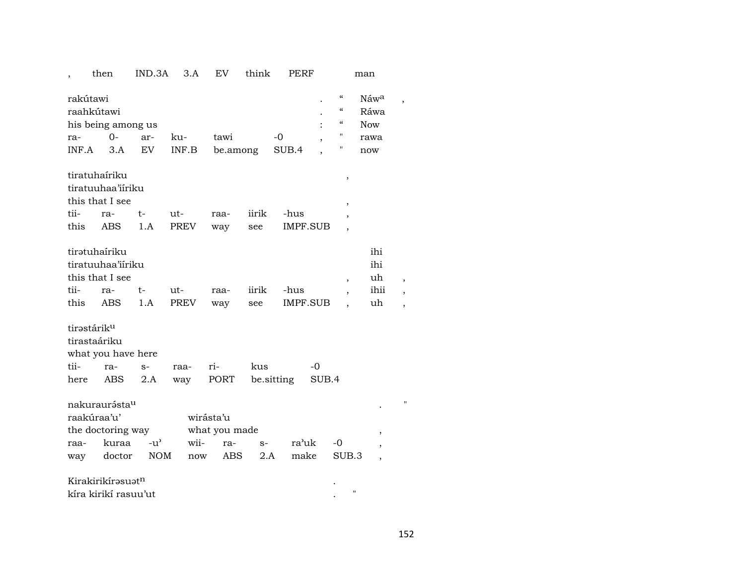| , | then | IND.3A | 3.A | EV | think | PERF | | man |
|---|---|---|---|---|---|---|---|---|

rakútawi . “ Náwa ,
raahkútawi . “ Ráwa
his being among us : “ Now

| ra- | 0- | ar- | ku- | tawi | -0 | , | " | rawa |
|---|---|---|---|---|---|---|---|---|
| INF.A | 3.A | EV | INF.B | be.among | SUB.4 | , | " | now |

tiratuhaíriku ,
tiratuuhaa'iíriku
this that I see ,

| tii- | ra- | t- | ut- | raa- | iirik | -hus | , |
|---|---|---|---|---|---|---|---|
| this | ABS | 1.A | PREV | way | see | IMPF.SUB | , |

tirətuhaíriku ihi
tiratuuhaa'iíriku ihi
this that I see , uh ,

| tii- | ra- | t- | ut- | raa- | iirik | -hus | , | ihii | , |
|---|---|---|---|---|---|---|---|---|---|
| this | ABS | 1.A | PREV | way | see | IMPF.SUB | , | uh | , |

tirəstárik^u
tirastaáriku
what you have here

| tii- | ra- | s- | raa- | ri- | kus | -0 |
|---|---|---|---|---|---|---|
| here | ABS | 2.A | way | PORT | be.sitting | SUB.4 |

nakuraurə́sta^u . "
raakúraa'u' wirásta'u
the doctoring way what you made ,

| raa- | kuraa | -u' | wii- | ra- | s- | ra'uk | -0 | , |
|---|---|---|---|---|---|---|---|---|
| way | doctor | NOM | now | ABS | 2.A | make | SUB.3 | , |

Kirakirikírəsuət^n .
kíra kirikí rasuu'ut . "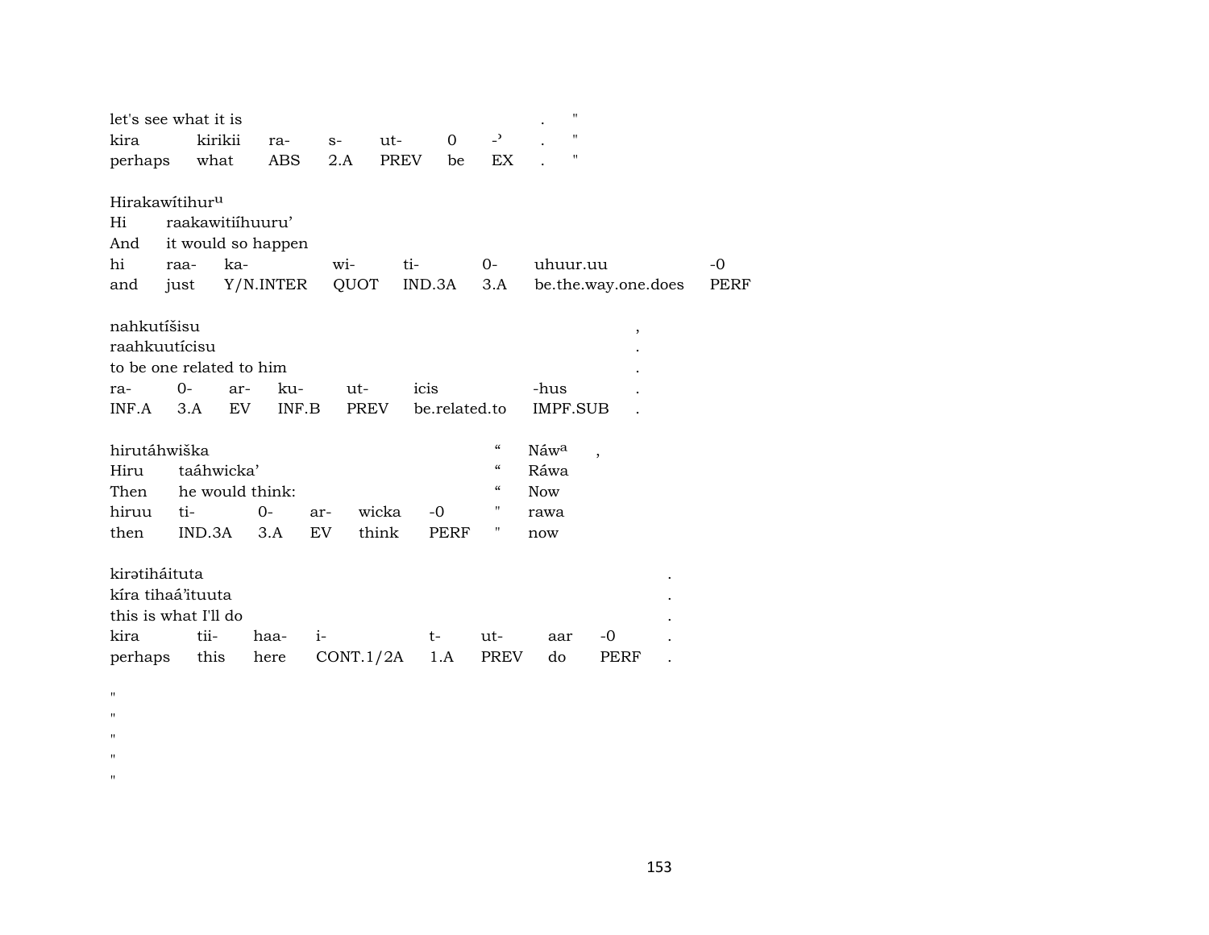| let's see what it is | | | | | | | . | " |
|---|---|---|---|---|---|---|---|---|
| kira | kirikii | ra- | s- | ut- | 0 | -ʾ | . | " |
| perhaps | what | ABS | 2.A | PREV | be | EX | . | " |

| Hirakawítihur[u] | | | | | | | |
|---|---|---|---|---|---|---|---|
| Hi | raakawitiíhuuru' | | | | | | |
| And | it would so happen | | | | | | |
| hi | raa- | ka- | wi- | ti- | 0- | uhuur.uu | -0 |
| and | just | Y/N.INTER | QUOT | IND.3A | 3.A | be.the.way.one.does | PERF |

| nahkutíšisu | | | | | | | , |
|---|---|---|---|---|---|---|---|
| raahkuutícisu | | | | | | | . |
| to be one related to him | | | | | | | . |
| ra- | 0- | ar- | ku- | ut- | icis | -hus | . |
| INF.A | 3.A | EV | INF.B | PREV | be.related.to | IMPF.SUB | . |

| hirutáhwiška | | | | | | " | Náw[a] | , |
|---|---|---|---|---|---|---|---|---|
| Hiru | taáhwicka' | | | | | " | Ráwa | |
| Then | he would think: | | | | | " | Now | |
| hiruu | ti- | 0- | ar- | wicka | -0 | " | rawa | |
| then | IND.3A | 3.A | EV | think | PERF | " | now | |

| kirətiháituta | | | | | | | | . |
|---|---|---|---|---|---|---|---|---|
| kíra tihaá'ituuta | | | | | | | | . |
| this is what I'll do | | | | | | | | . |
| kira | tii- | haa- | i- | t- | ut- | aar | -0 | . |
| perhaps | this | here | CONT.1/2A | 1.A | PREV | do | PERF | . |

"
"
"
"
"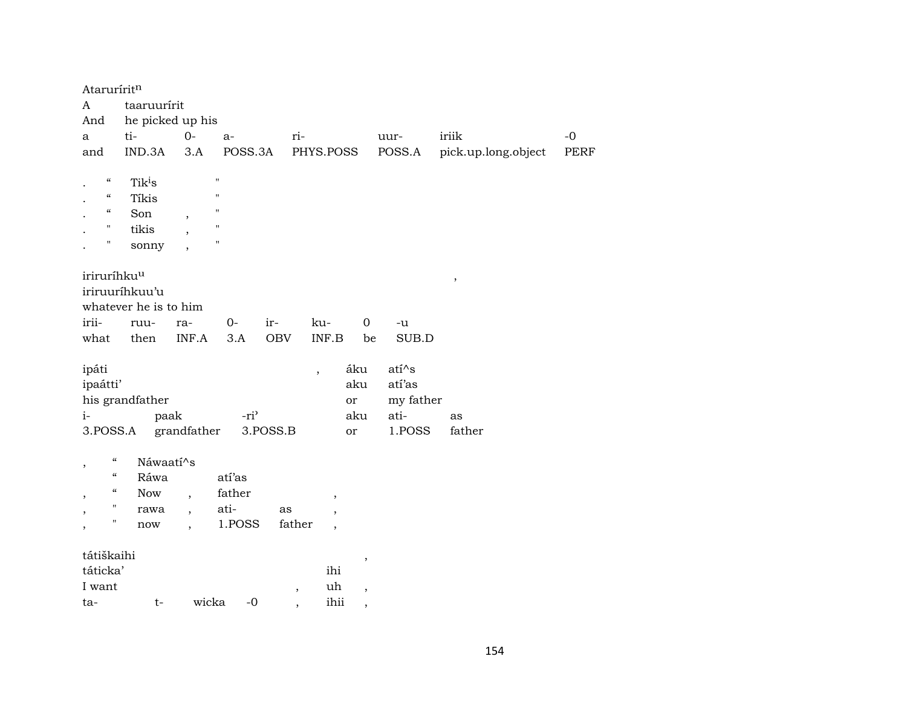Ataruríritⁿ
A taaruuurírit
And he picked up his

| a | ti- | 0- | a- | ri- | uur- | iriik | -0 |
|---|---|---|---|---|---|---|---|
| and | IND.3A | 3.A | POSS.3A | PHYS.POSS | POSS.A | pick.up.long.object | PERF |

. “ Tikⁱs "
. “ Tíkis "
. “ Son , "
. " tikis , "
. " sonny , "

iriruríhkuᵘ ,
iriruuríhkuu’u
whatever he is to him

| irii- | ruu- | ra- | 0- | ir- | ku- | 0 | -u |
|---|---|---|---|---|---|---|---|
| what | then | INF.A | 3.A | OBV | INF.B | be | SUB.D |

ipáti , áku atí^s
ipaátti’ aku atí’as
his grandfather or my father

| i- | paak | -ri’ | aku | ati- | as |
|---|---|---|---|---|---|
| 3.POSS.A | grandfather | 3.POSS.B | or | 1.POSS | father |

, “ Náwaatí^s
“ Ráwa atí’as
, “ Now , father ,
, " rawa , ati- as ,
, " now , 1.POSS father ,

tátiškaihi ,
táticka’ ihi
I want , uh ,
ta- t- wicka -0 , ihii ,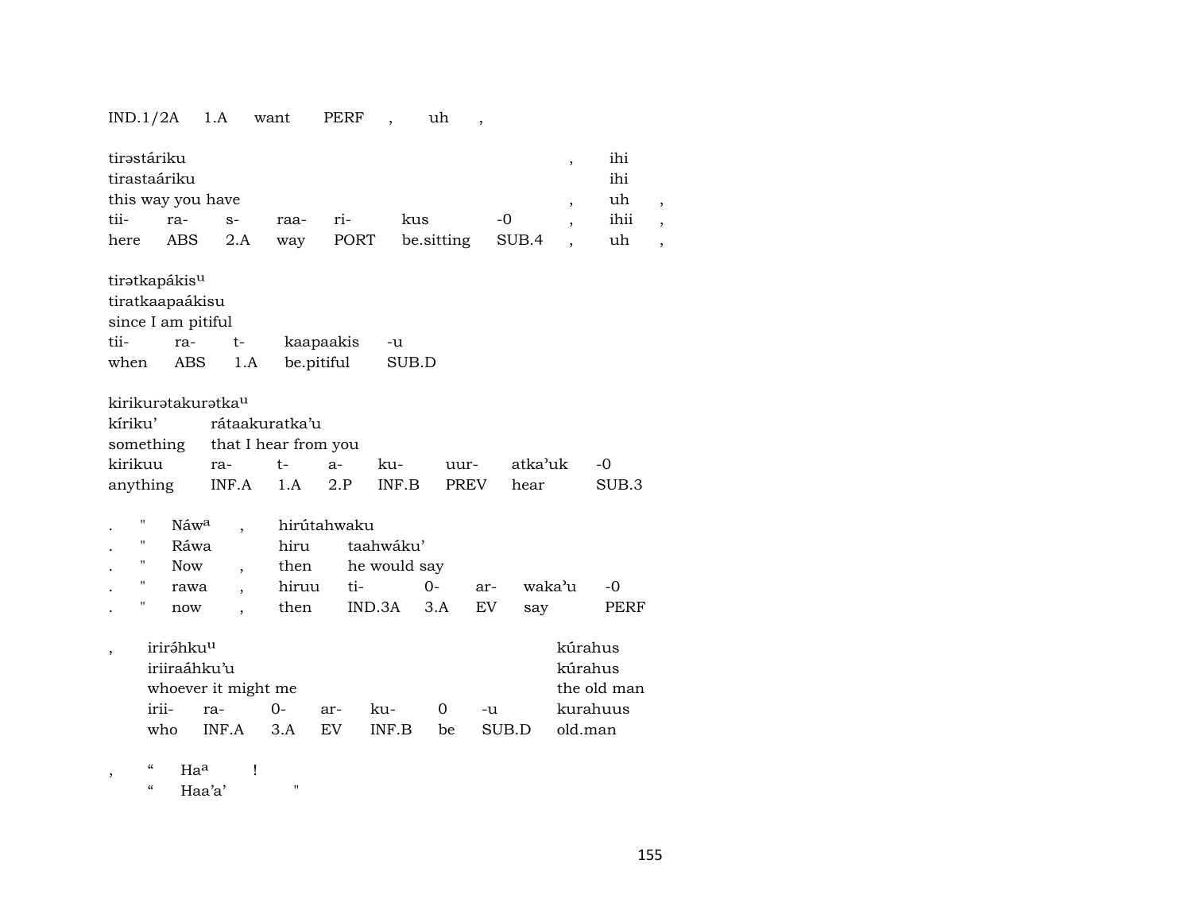IND.1/2A 1.A want PERF , uh ,

tirəstáriku , ihi
tirastaáriku ihi
this way you have , uh ,
tii- ra- s- raa- ri- kus -0 , ihii ,
here ABS 2.A way PORT be.sitting SUB.4 , uh ,

tirətkapákis^u
tiratkaapaákisu
since I am pitiful
tii- ra- t- kaapaakis -u
when ABS 1.A be.pitiful SUB.D

kirikurətakurətka^u
kíriku' rátaakuratka'u
something that I hear from you
kirikuu ra- t- a- ku- uur- atka'uk -0
anything INF.A 1.A 2.P INF.B PREV hear SUB.3

. " Náw^a , hirútahwaku
. " Ráwa hiru taahwáku'
. " Now , then he would say
. " rawa , hiruu ti- 0- ar- waka'u -0
. " now , then IND.3A 3.A EV say PERF

, irirə́hku^u kúrahus
iriiraáhku'u kúrahus
whoever it might me the old man
irii- ra- 0- ar- ku- 0 -u kurahuus
who INF.A 3.A EV INF.B be SUB.D old.man

, " Ha^a !
" Haa'a' "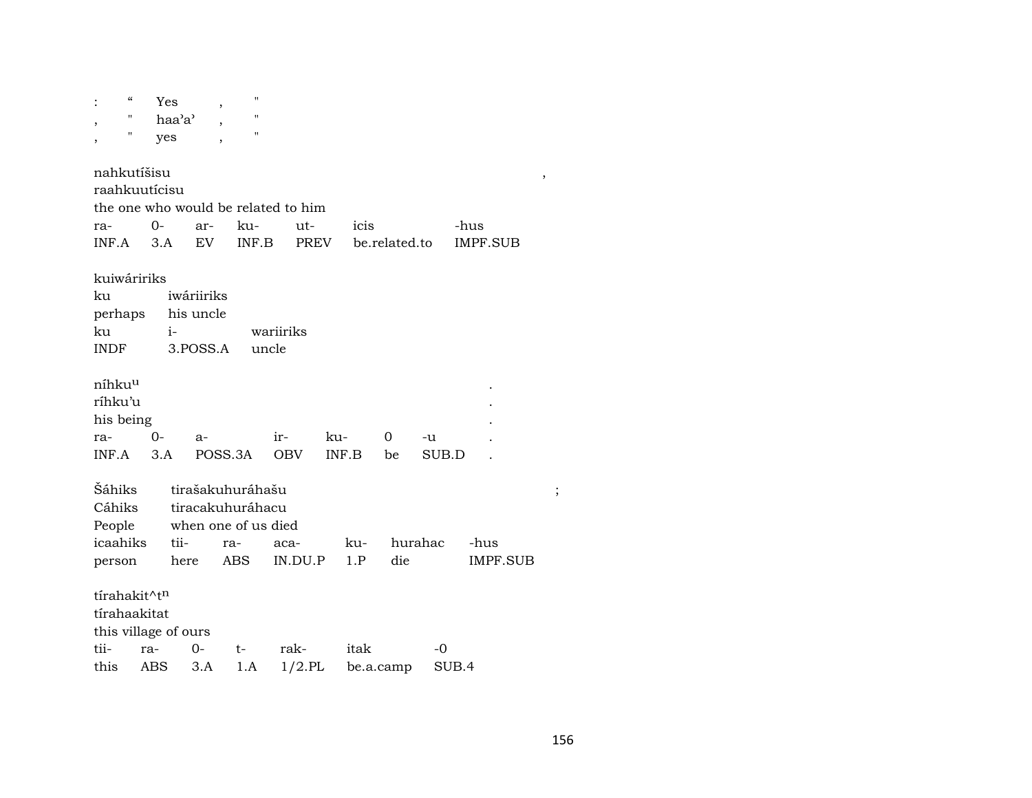| : | “ | Yes | , | " |
|---|---|---|---|---|
| , | " | haa’a’ | , | " |
| , | " | yes | , | " |

nahkutíšisu ,
raahkuutícisu
the one who would be related to him

| ra- | 0- | ar- | ku- | ut- | icis | -hus |
|---|---|---|---|---|---|---|
| INF.A | 3.A | EV | INF.B | PREV | be.related.to | IMPF.SUB |

kuiwáririks

| ku | iwáriiriks | |
|---|---|---|
| perhaps | his uncle | |
| ku | i- | wariiriks |
| INDF | 3.POSS.A | uncle |

níhku$^{u}$ .
ríhku’u .
his being .

| ra- | 0- | a- | ir- | ku- | 0 | -u | . |
|---|---|---|---|---|---|---|---|
| INF.A | 3.A | POSS.3A | OBV | INF.B | be | SUB.D | . |

| Šáhiks | tirašakuhuráhašu | | | | | | ; |
|---|---|---|---|---|---|---|---|
| Cáhiks | tiracakuhuráhacu | | | | | | |
| People | when one of us died | | | | | | |
| icaahiks | tii- | ra- | aca- | ku- | hurahac | -hus | |
| person | here | ABS | IN.DU.P | 1.P | die | IMPF.SUB | |

tírahakit^t$^{n}$
tírahaakitat
this village of ours

| tii- | ra- | 0- | t- | rak- | itak | -0 |
|---|---|---|---|---|---|---|
| this | ABS | 3.A | 1.A | 1/2.PL | be.a.camp | SUB.4 |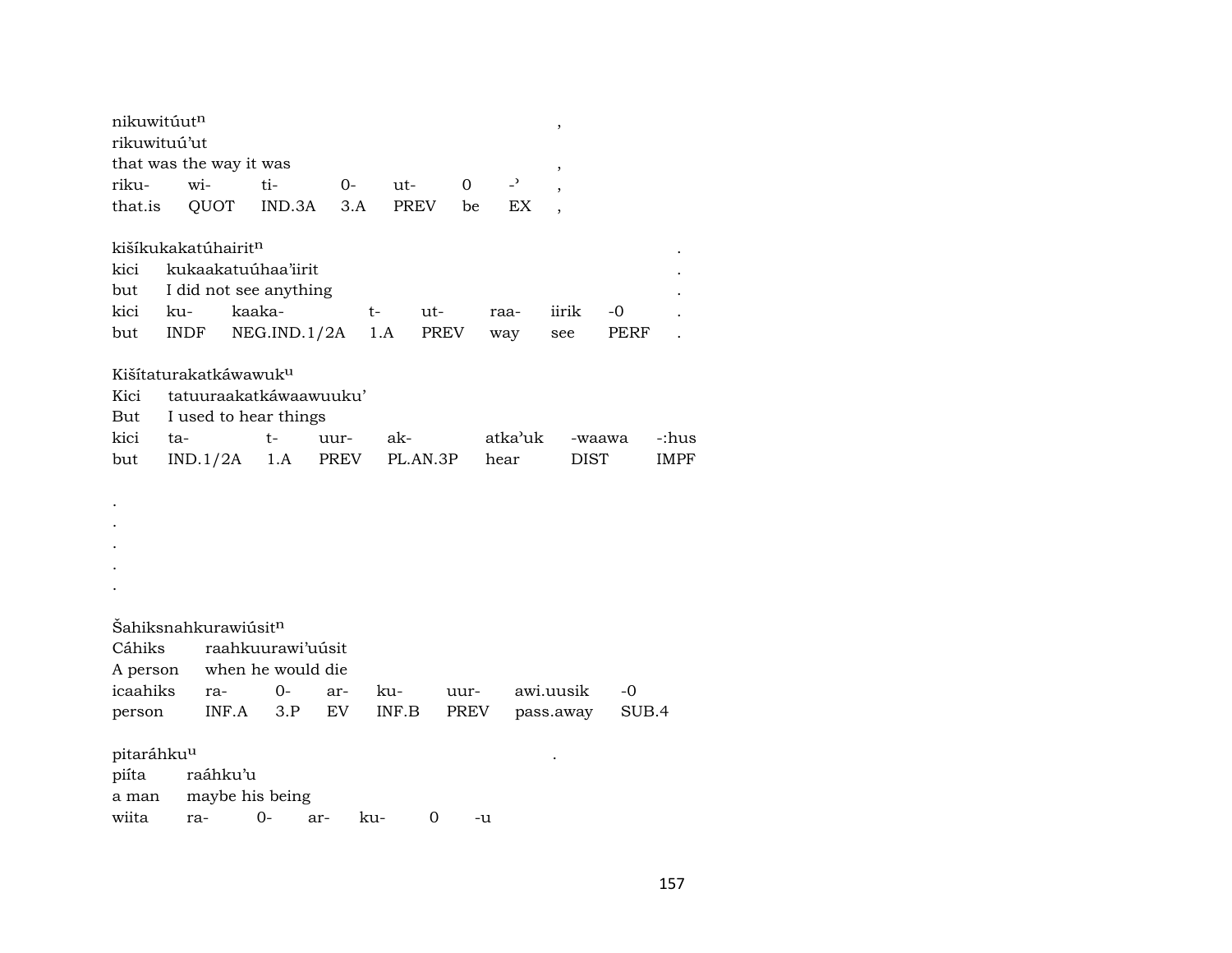nikuwitúut^n ,
rikuwituú’ut
that was the way it was ,

| riku- | wi- | ti- | 0- | ut- | 0 | -’ | , |
|---|---|---|---|---|---|---|---|
| that.is | QUOT | IND.3A | 3.A | PREV | be | EX | , |

kišíkukakatúhairit^n .
kici kukaakatuúhaa’iirit .
but I did not see anything .

| kici | ku- | kaaka- | t- | ut- | raa- | iirik | -0 | . |
|---|---|---|---|---|---|---|---|---|
| but | INDF | NEG.IND.1/2A | 1.A | PREV | way | see | PERF | . |

Kišítaturakatkáwawuk^u
Kici tatuuraakatkáwaawuuku’
But I used to hear things

| kici | ta- | t- | uur- | ak- | atka’uk | -waawa | -:hus |
|---|---|---|---|---|---|---|---|
| but | IND.1/2A | 1.A | PREV | PL.AN.3P | hear | DIST | IMPF |

.
.
.
.
.

Šahiksnahkurawiúsit^n
Cáhiks raahkuurawi’uúsit
A person when he would die

| icaahiks | ra- | 0- | ar- | ku- | uur- | awi.uusik | -0 |
|---|---|---|---|---|---|---|---|
| person | INF.A | 3.P | EV | INF.B | PREV | pass.away | SUB.4 |

pitaráhku^u .
piíta raáhku’u
a man maybe his being

| wiita | ra- | 0- | ar- | ku- | 0 | -u |
|---|---|---|---|---|---|---|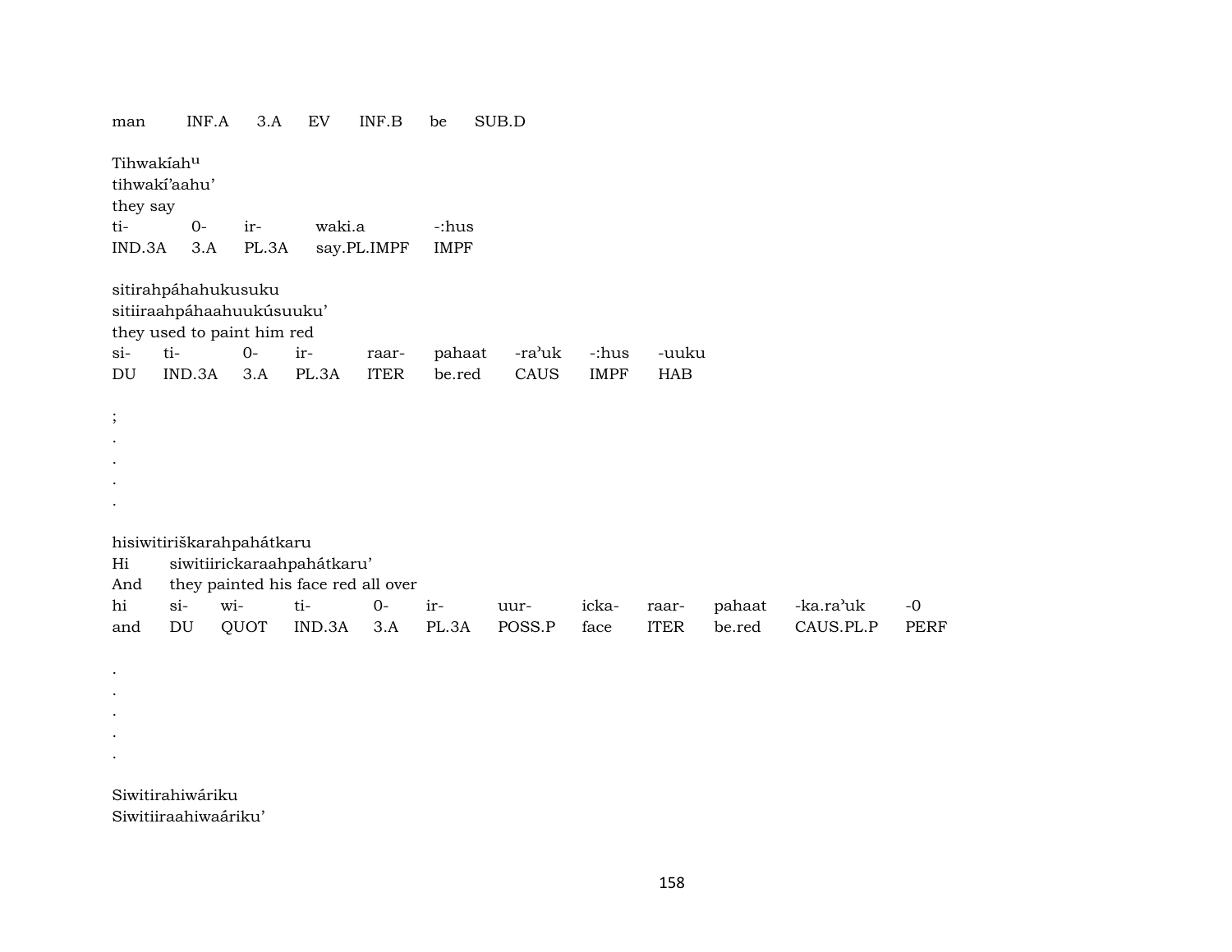man INF.A 3.A EV INF.B be SUB.D

Tihwakíahᵘ
tihwakí'aahu'
they say

| ti- | 0- | ir- | waki.a | -:hus |
|---|---|---|---|---|
| IND.3A | 3.A | PL.3A | say.PL.IMPF | IMPF |

sitirahpáhahukusuku
sitiiraahpáhaahuukúsuuku'
they used to paint him red

| si- | ti- | 0- | ir- | raar- | pahaat | -ra'uk | -:hus | -uuku |
|---|---|---|---|---|---|---|---|---|
| DU | IND.3A | 3.A | PL.3A | ITER | be.red | CAUS | IMPF | HAB |

;
.
.
.
.

hisiwitiriškarahpahátkaru
Hi siwitiirickaraahpahátkaru'
And they painted his face red all over

| hi | si- | wi- | ti- | 0- | ir- | uur- | icka- | raar- | pahaat | -ka.ra'uk | -0 |
|---|---|---|---|---|---|---|---|---|---|---|---|
| and | DU | QUOT | IND.3A | 3.A | PL.3A | POSS.P | face | ITER | be.red | CAUS.PL.P | PERF |

.
.
.
.
.

Siwitirahiwáriku
Siwitiiraahiwaáriku'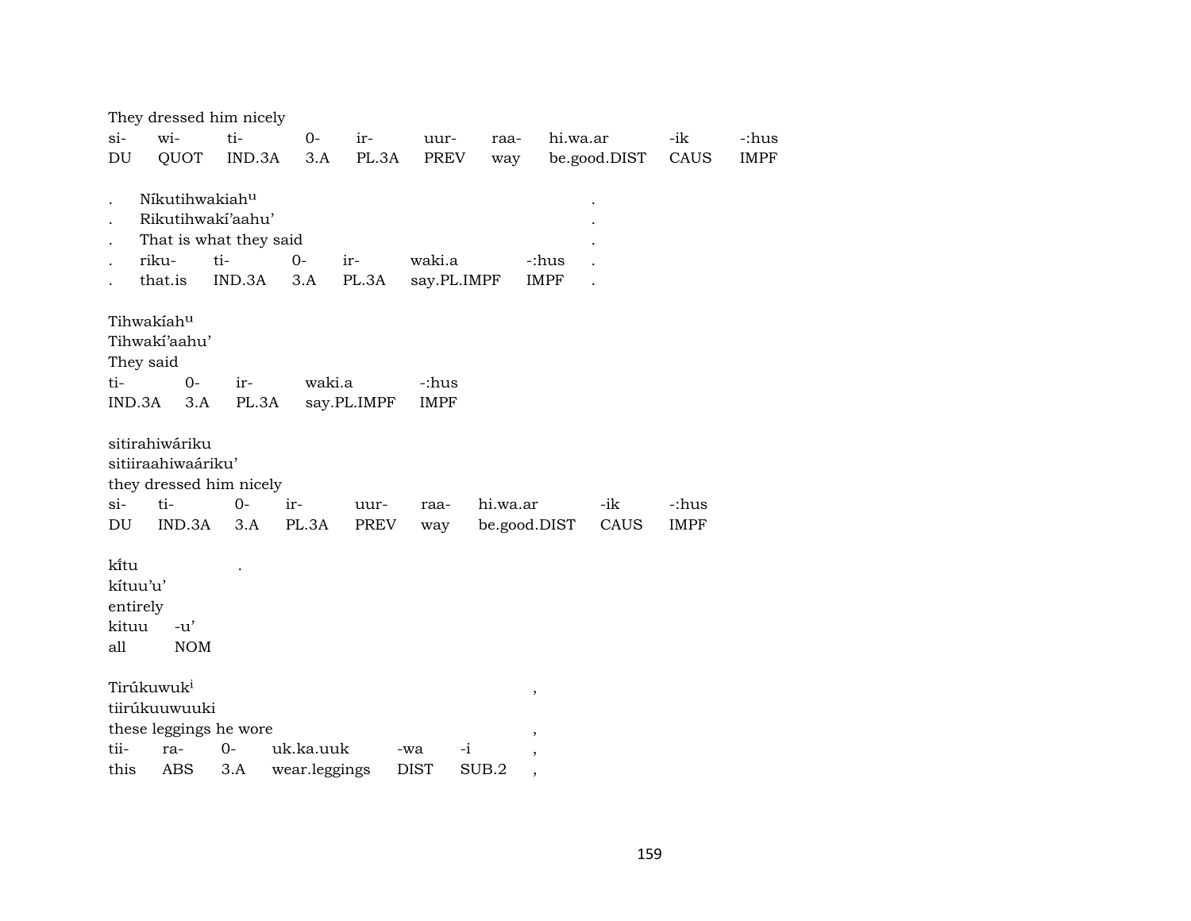They dressed him nicely

| si- | wi- | ti- | 0- | ir- | uur- | raa- | hi.wa.ar | -ik | -:hus |
|---|---|---|---|---|---|---|---|---|---|
| DU | QUOT | IND.3A | 3.A | PL.3A | PREV | way | be.good.DIST | CAUS | IMPF |

| . | Níkutihwakiah$^{u}$ | | | | | | . |
|---|---|---|---|---|---|---|---|
| . | Rikutihwakí'aahu' | | | | | | . |
| . | That is what they said | | | | | | . |
| . | riku- | ti- | 0- | ir- | waki.a | -:hus | . |
| . | that.is | IND.3A | 3.A | PL.3A | say.PL.IMPF | IMPF | . |

Tihwakíah$^{u}$
Tihwakí'aahu'
They said

| ti- | 0- | ir- | waki.a | -:hus |
|---|---|---|---|---|
| IND.3A | 3.A | PL.3A | say.PL.IMPF | IMPF |

sitirahiwáriku
sitiiraahiwaáriku'
they dressed him nicely

| si- | ti- | 0- | ir- | uur- | raa- | hi.wa.ar | -ik | -:hus |
|---|---|---|---|---|---|---|---|---|
| DU | IND.3A | 3.A | PL.3A | PREV | way | be.good.DIST | CAUS | IMPF |

kı̃́tu .
kítuu'u'
entirely

| kituu | -u' |
|---|---|
| all | NOM |

Tirúkuwuk$^{i}$ ,
tiirúkuuwuuki
these leggings he wore ,

| tii- | ra- | 0- | uk.ka.uuk | -wa | -i | , |
|---|---|---|---|---|---|---|
| this | ABS | 3.A | wear.leggings | DIST | SUB.2 | , |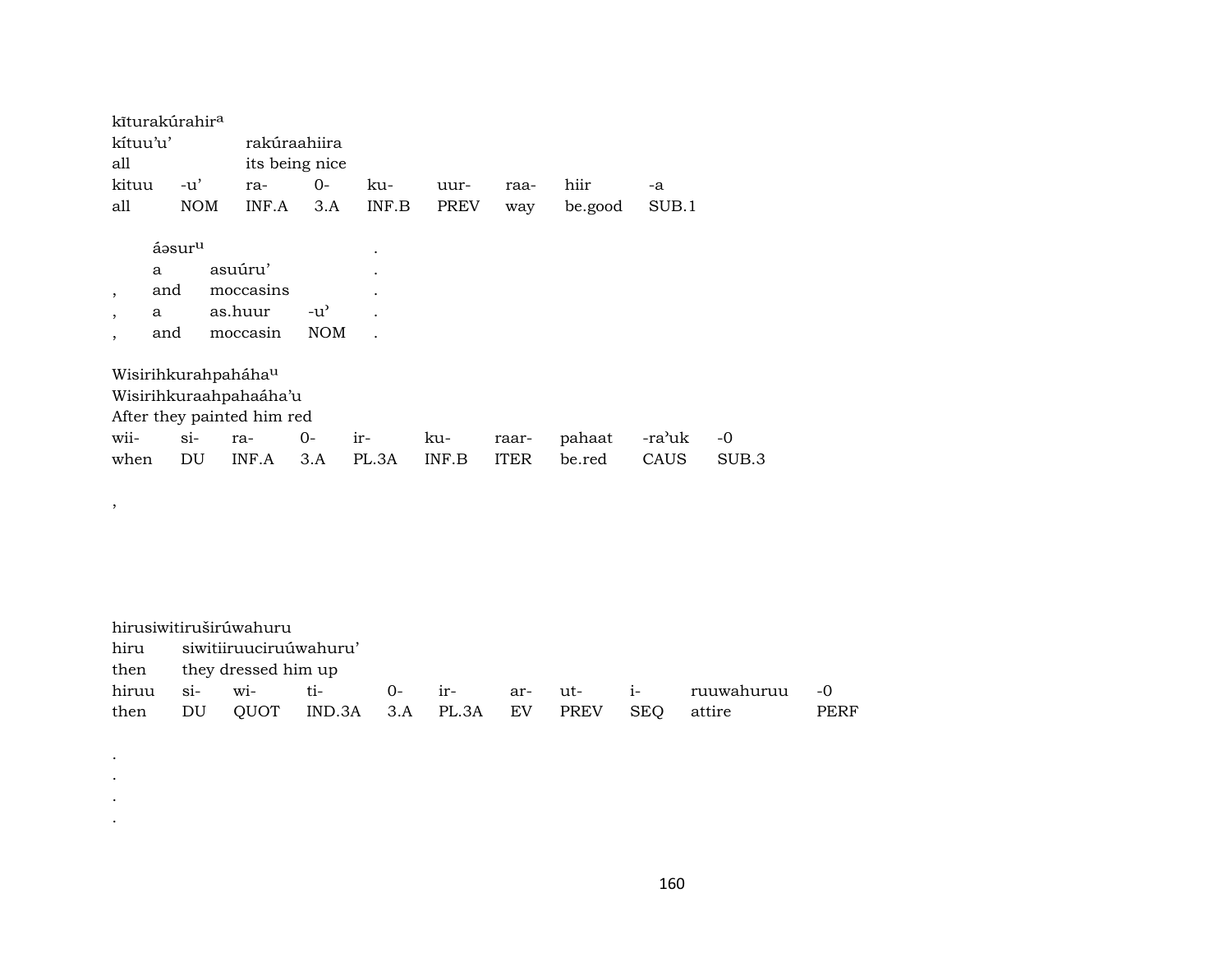kīturakúrahir^a
kítuu'u' rakúraahiira
all its being nice

| kituu | -u' | ra- | 0- | ku- | uur- | raa- | hiir | -a |
|---|---|---|---|---|---|---|---|---|
| all | NOM | INF.A | 3.A | INF.B | PREV | way | be.good | SUB.1 |

áəsur^u .
a asuúru' .
, and moccasins .

| , | a | as.huur | -u' | . |
|---|---|---|---|---|
| , | and | moccasin | NOM | . |

Wisirihkurahpaháha^u
Wisirihkuraahpahaáha'u
After they painted him red

| wii- | si- | ra- | 0- | ir- | ku- | raar- | pahaat | -ra'uk | -0 |
|---|---|---|---|---|---|---|---|---|---|
| when | DU | INF.A | 3.A | PL.3A | INF.B | ITER | be.red | CAUS | SUB.3 |

,

hirusiwitiruširúwahuru
hiru siwitiiruuciruúwahuru'
then they dressed him up

| hiruu | si- | wi- | ti- | 0- | ir- | ar- | ut- | i- | ruuwahuruu | -0 |
|---|---|---|---|---|---|---|---|---|---|---|
| then | DU | QUOT | IND.3A | 3.A | PL.3A | EV | PREV | SEQ | attire | PERF |

.
.
.
.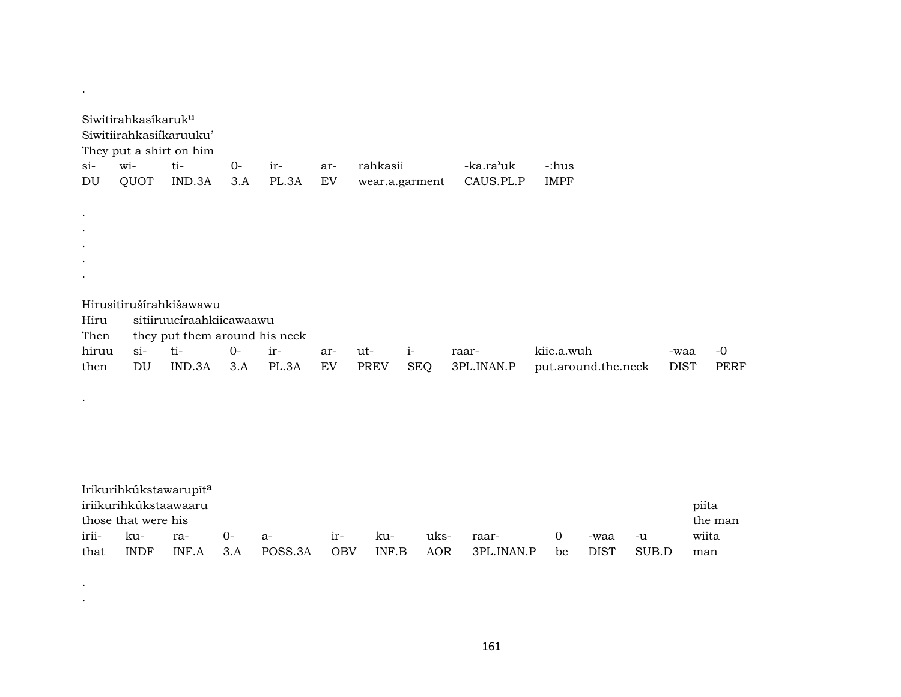.

Siwitirahkasíkaruk[u]
Siwitiirahkasiíkaruuku'
They put a shirt on him

| si- | wi- | ti- | 0- | ir- | ar- | rahkasii | -ka.ra'uk | -:hus |
|---|---|---|---|---|---|---|---|---|
| DU | QUOT | IND.3A | 3.A | PL.3A | EV | wear.a.garment | CAUS.PL.P | IMPF |

.
.
.
.
.

Hirusitirušírahkišawawu
Hiru sitiiruucíraahkiicawaawu
Then they put them around his neck

| hiruu | si- | ti- | 0- | ir- | ar- | ut- | i- | raar- | kiic.a.wuh | -waa | -0 |
|---|---|---|---|---|---|---|---|---|---|---|---|
| then | DU | IND.3A | 3.A | PL.3A | EV | PREV | SEQ | 3PL.INAN.P | put.around.the.neck | DIST | PERF |

.

Irikurihkúkstawarupīt[a]
iriikurihkúkstaawaaru piíta
those that were his the man

| irii- | ku- | ra- | 0- | a- | ir- | ku- | uks- | raar- | 0 | -waa | -u | wiita |
|---|---|---|---|---|---|---|---|---|---|---|---|---|
| that | INDF | INF.A | 3.A | POSS.3A | OBV | INF.B | AOR | 3PL.INAN.P | be | DIST | SUB.D | man |

.
.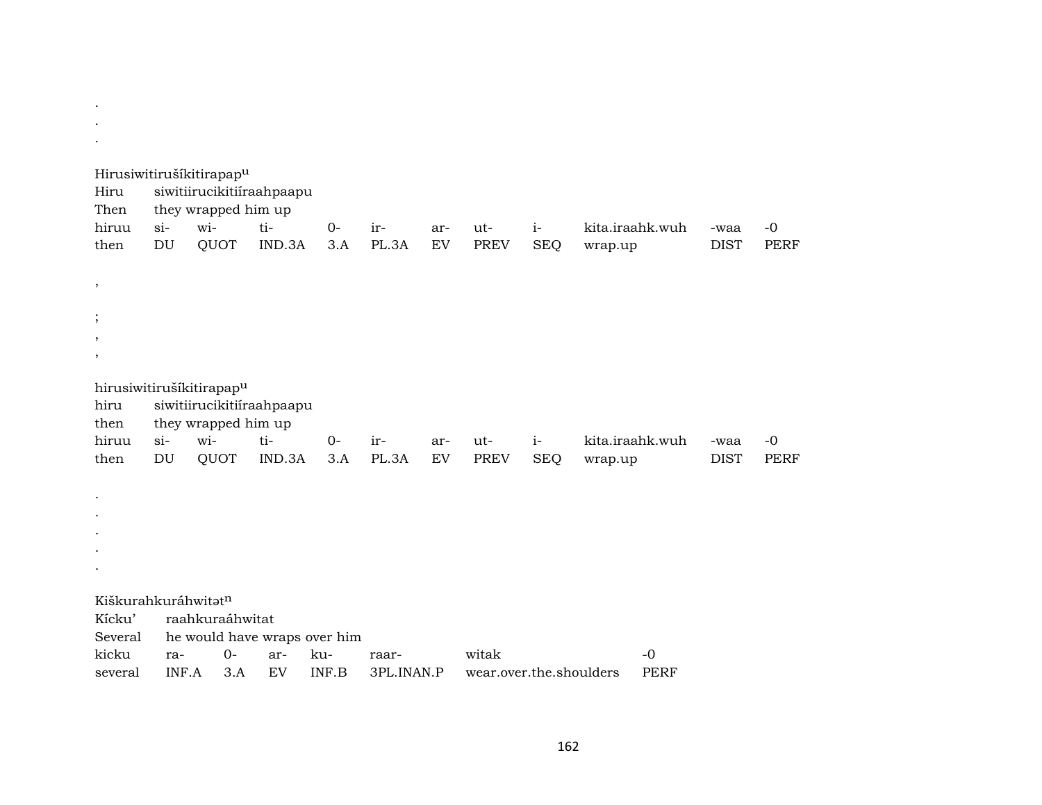.
.
.

Hirusiwitirušíkitirapap$^{u}$
Hiru siwitiirucikitiíraahpaapu
Then they wrapped him up

| hiruu | si- | wi- | ti- | 0- | ir- | ar- | ut- | i- | kita.iraahk.wuh | -waa | -0 |
|---|---|---|---|---|---|---|---|---|---|---|---|
| then | DU | QUOT | IND.3A | 3.A | PL.3A | EV | PREV | SEQ | wrap.up | DIST | PERF |

,

;
,
,

hirusiwitirušíkitirapap$^{u}$
hiru siwitiirucikitiíraahpaapu
then they wrapped him up

| hiruu | si- | wi- | ti- | 0- | ir- | ar- | ut- | i- | kita.iraahk.wuh | -waa | -0 |
|---|---|---|---|---|---|---|---|---|---|---|---|
| then | DU | QUOT | IND.3A | 3.A | PL.3A | EV | PREV | SEQ | wrap.up | DIST | PERF |

.
.
.
.
.

Kiškurahkuráhwitət$^{n}$
Kícku' raahkuraáhwitat
Several he would have wraps over him

| kicku | ra- | 0- | ar- | ku- | raar- | witak | -0 |
|---|---|---|---|---|---|---|---|
| several | INF.A | 3.A | EV | INF.B | 3PL.INAN.P | wear.over.the.shoulders | PERF |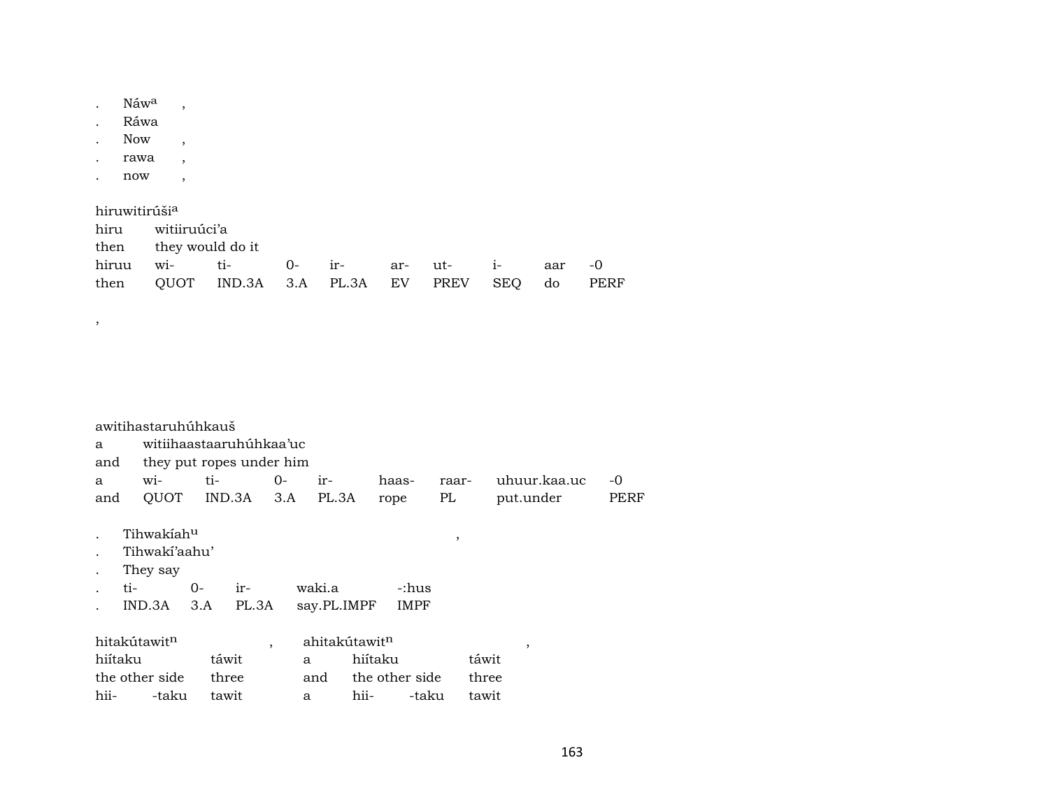. Náw[a] ,
. Ráwa
. Now ,
. rawa ,
. now ,

hiruwitirúši[a]

| hiru | witiiruúci'a | | | | | | | | |
|---|---|---|---|---|---|---|---|---|---|
| then | they would do it | | | | | | | | |
| hiruu | wi- | ti- | 0- | ir- | ar- | ut- | i- | aar | -0 |
| then | QUOT | IND.3A | 3.A | PL.3A | EV | PREV | SEQ | do | PERF |

,

awitihastaruhúhkauš

| a | witiihaastaaruhúhkaa'uc | | | | | | | |
|---|---|---|---|---|---|---|---|---|
| and | they put ropes under him | | | | | | | |
| a | wi- | ti- | 0- | ir- | haas- | raar- | uhuur.kaa.uc | -0 |
| and | QUOT | IND.3A | 3.A | PL.3A | rope | PL | put.under | PERF |

. Tihwakíah[u] ,
. Tihwakí'aahu'
. They say

| . | ti- | 0- | ir- | waki.a | -:hus |
|---|---|---|---|---|---|
| . | IND.3A | 3.A | PL.3A | say.PL.IMPF | IMPF |

hitakútawit[n] , ahitakútawit[n] ,

| hiítaku | | táwit | a | hiítaku | | táwit |
|---|---|---|---|---|---|---|
| the other side | | three | and | the other side | | three |
| hii- | -taku | tawit | a | hii- | -taku | tawit |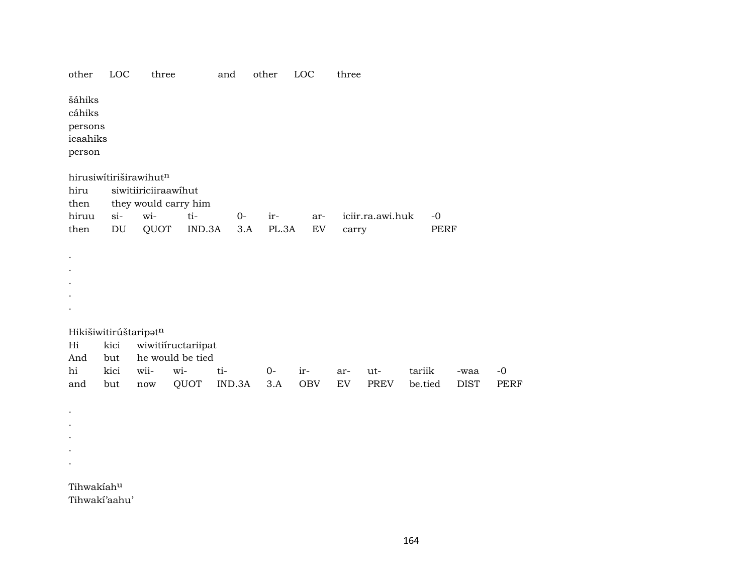other LOC three and other LOC three

šáhiks
cáhiks
persons
icaahiks
person

hirusiwítiriširawihut[n]

| hiru | siwitiiriciiraawíhut | | | | | | | |
|---|---|---|---|---|---|---|---|---|
| then | they would carry him | | | | | | | |
| hiruu | si- | wi- | ti- | 0- | ir- | ar- | iciir.ra.awi.huk | -0 |
| then | DU | QUOT | IND.3A | 3.A | PL.3A | EV | carry | PERF |

.
.
.
.
.

Hikišiwitirúštaripət[n]

| Hi | kici | wiwitiíructariipat | | | | | | | | | |
|---|---|---|---|---|---|---|---|---|---|---|---|
| And | but | he would be tied | | | | | | | | | |
| hi | kici | wii- | wi- | ti- | 0- | ir- | ar- | ut- | tariik | -waa | -0 |
| and | but | now | QUOT | IND.3A | 3.A | OBV | EV | PREV | be.tied | DIST | PERF |

.
.
.
.
.

Tihwakíah[u]
Tihwakí'aahu'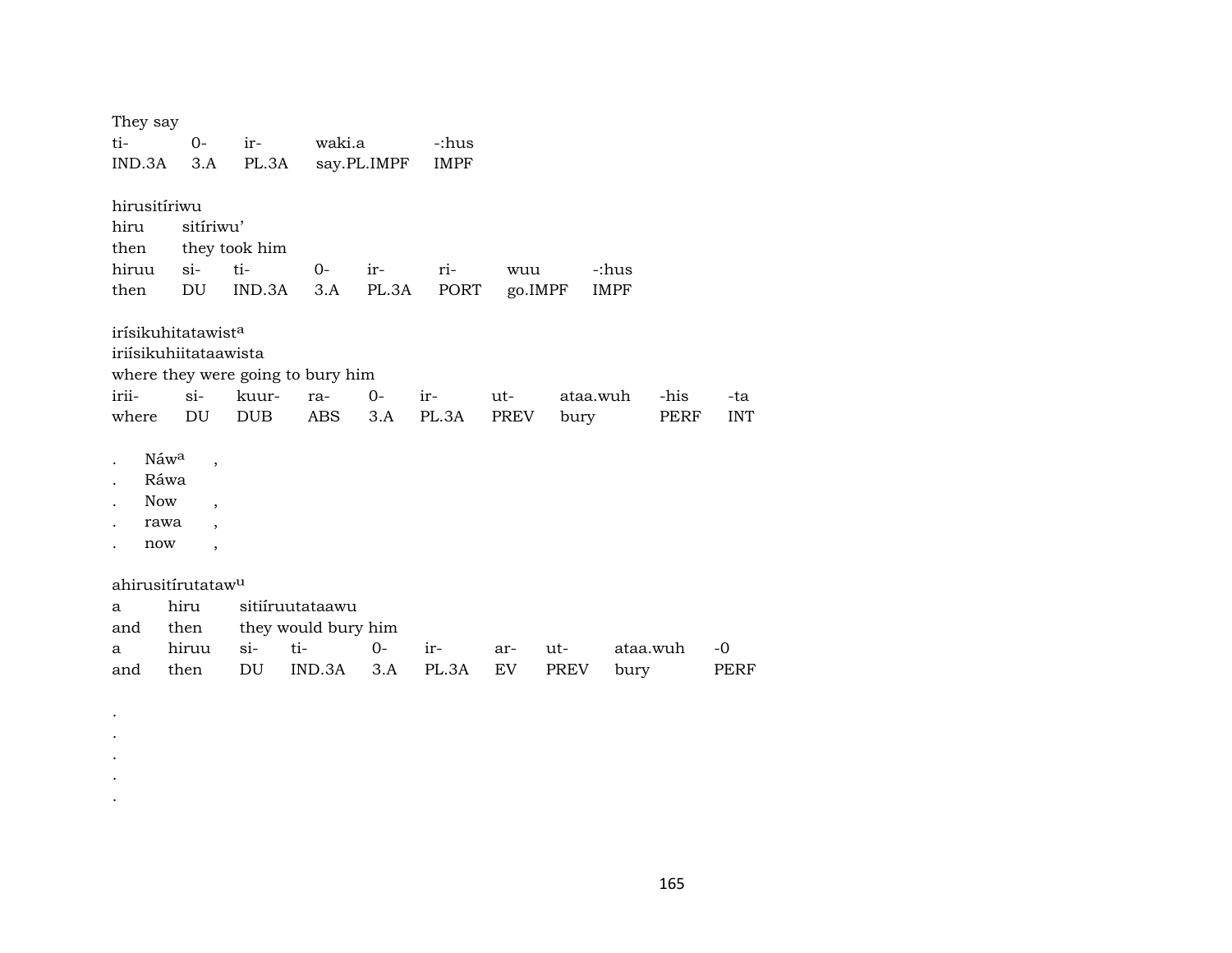They say

| ti- | 0- | ir- | waki.a | -:hus |
|---|---|---|---|---|
| IND.3A | 3.A | PL.3A | say.PL.IMPF | IMPF |

hirusitíriwu

| hiru | sitíriwu’ | | | | | | |
|---|---|---|---|---|---|---|---|
| then | they took him | | | | | | |
| hiruu | si- | ti- | 0- | ir- | ri- | wuu | -:hus |
| then | DU | IND.3A | 3.A | PL.3A | PORT | go.IMPF | IMPF |

irísikuhitatawist[a]

iriísikuhiitataawista

where they were going to bury him

| irii- | si- | kuur- | ra- | 0- | ir- | ut- | ataa.wuh | -his | -ta |
|---|---|---|---|---|---|---|---|---|---|
| where | DU | DUB | ABS | 3.A | PL.3A | PREV | bury | PERF | INT |

. Náw[a] ,
. Ráwa
. Now ,
. rawa ,
. now ,

ahirusitírutataw[u]

| a | hiru | sitiíruutataawu | | | | | | |
|---|---|---|---|---|---|---|---|---|
| and | then | they would bury him | | | | | | |
| a | hiruu | si- | ti- | 0- | ir- | ar- | ut- | ataa.wuh | -0 |
| and | then | DU | IND.3A | 3.A | PL.3A | EV | PREV | bury | PERF |

.
.
.
.
.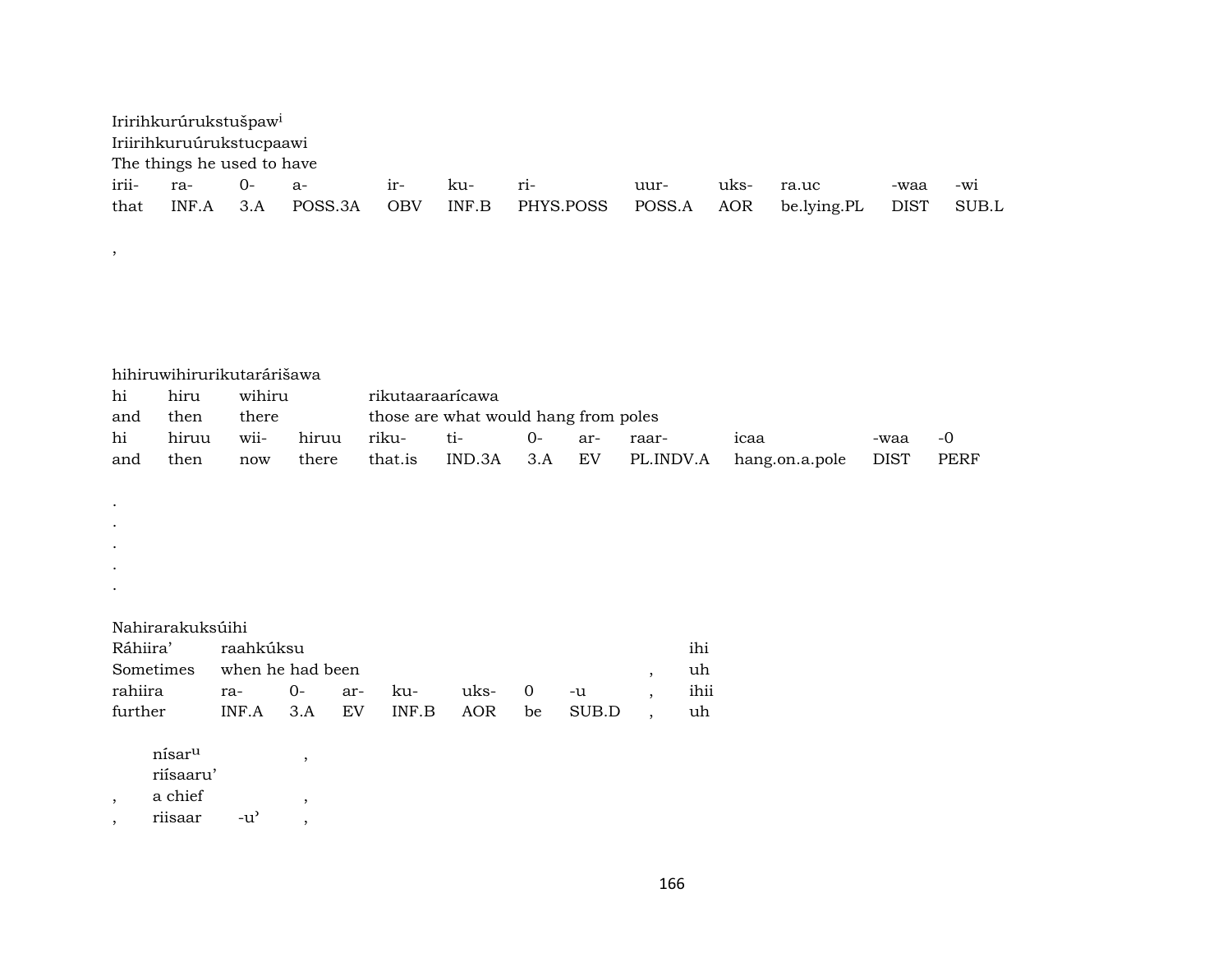Iririhkurúrukstušpaw[i]
Iriirihkuruúrukstucpaawi
The things he used to have

| irii- | ra- | 0- | a- | ir- | ku- | ri- | uur- | uks- | ra.uc | -waa | -wi |
|---|---|---|---|---|---|---|---|---|---|---|---|
| that | INF.A | 3.A | POSS.3A | OBV | INF.B | PHYS.POSS | POSS.A | AOR | be.lying.PL | DIST | SUB.L |

,

hihiruwihirurikutarárišawa

| hi | hiru | wihiru | | rikutaaraaricawa | | | | | | | |
|---|---|---|---|---|---|---|---|---|---|---|---|
| and | then | there | | those are what would hang from poles | | | | | | | |
| hi | hiruu | wii- | hiruu | riku- | ti- | 0- | ar- | raar- | icaa | -waa | -0 |
| and | then | now | there | that.is | IND.3A | 3.A | EV | PL.INDV.A | hang.on.a.pole | DIST | PERF |

.
.
.
.
.

Nahirarakuksúihi

| Ráhiira' | raahkúksu | | | | | | | | ihi |
|---|---|---|---|---|---|---|---|---|---|
| Sometimes | when he had been | | | | | | | , | uh |
| rahiira | ra- | 0- | ar- | ku- | uks- | 0 | -u | , | ihii |
| further | INF.A | 3.A | EV | INF.B | AOR | be | SUB.D | , | uh |

| | nísar[u] | | , |
|---|---|---|---|
| | riísaaru' | | |
| , | a chief | | , |
| , | riisaar | -u' | , |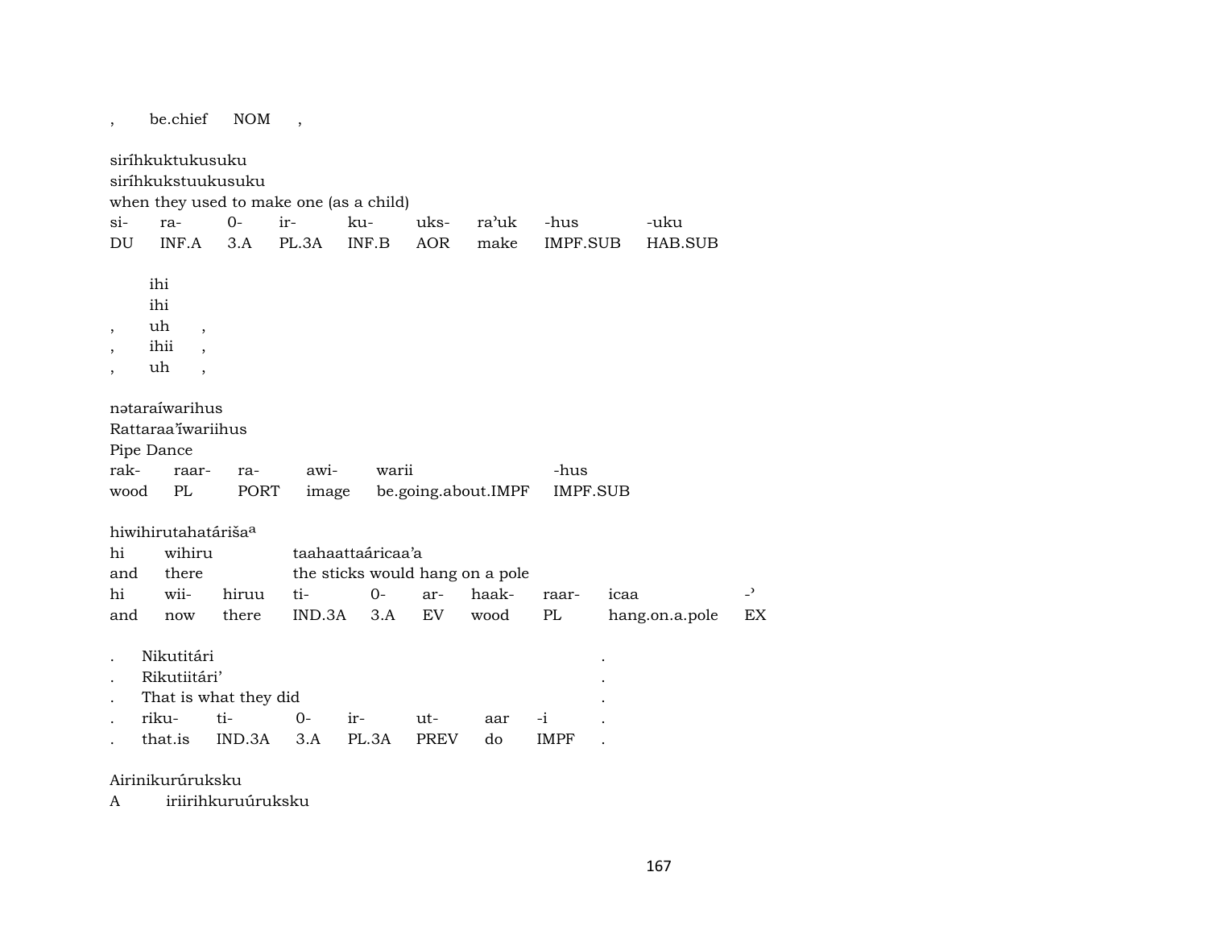| , | be.chief | NOM | , |
|---|---|---|---|

siríhkuktukusuku
siríhkukstuukusuku
when they used to make one (as a child)

| si- | ra- | 0- | ir- | ku- | uks- | ra'uk | -hus | -uku |
|---|---|---|---|---|---|---|---|---|
| DU | INF.A | 3.A | PL.3A | INF.B | AOR | make | IMPF.SUB | HAB.SUB |

| | ihi | |
|---|---|---|
| | ihi | |
| , | uh | , |
| , | ihii | , |
| , | uh | , |

nətaraíwarihus
Rattaraa'ĩwariihus
Pipe Dance

| rak- | raar- | ra- | awi- | warii | -hus |
|---|---|---|---|---|---|
| wood | PL | PORT | image | be.going.about.IMPF | IMPF.SUB |

hiwihirutahatárišaª

| hi | wihiru | | taahaattaáricaa'a | | | | | |
|---|---|---|---|---|---|---|---|---|
| and | there | | the sticks would hang on a pole | | | | | |
| hi | wii- | hiruu | ti- | 0- | ar- | haak- | raar- | icaa | -ʾ |
| and | now | there | IND.3A | 3.A | EV | wood | PL | hang.on.a.pole | EX |

| . | Nikutitári | | | | | | . |
|---|---|---|---|---|---|---|---|
| . | Rikutiitári' | | | | | | . |
| . | That is what they did | | | | | | . |
| . | riku- | ti- | 0- | ir- | ut- | aar | -i | . |
| . | that.is | IND.3A | 3.A | PL.3A | PREV | do | IMPF | . |

Airinikurúruksku
A iriirihkuruúruksku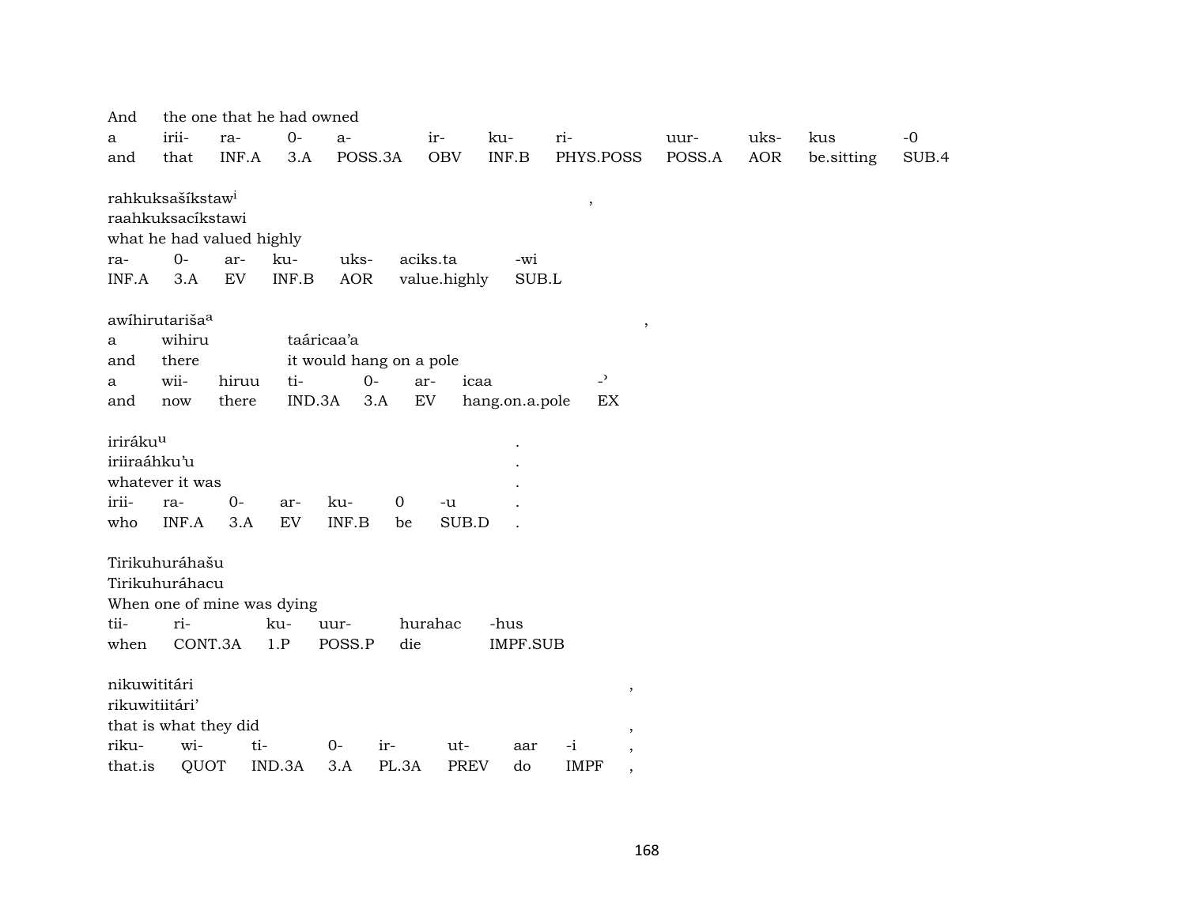And the one that he had owned

| a | irii- | ra- | 0- | a- | ir- | ku- | ri- | uur- | uks- | kus | -0 |
|---|---|---|---|---|---|---|---|---|---|---|---|
| and | that | INF.A | 3.A | POSS.3A | OBV | INF.B | PHYS.POSS | POSS.A | AOR | be.sitting | SUB.4 |

rahkuksašíkstaw[i] ,
raahkuksacíkstawi
what he had valued highly

| ra- | 0- | ar- | ku- | uks- | aciks.ta | -wi |
|---|---|---|---|---|---|---|
| INF.A | 3.A | EV | INF.B | AOR | value.highly | SUB.L |

awíhirutariša[a] ,

| a | wihiru | taáricaa'a |
|---|---|---|
| and | there | it would hang on a pole |

| a | wii- | hiruu | ti- | 0- | ar- | icaa | -ʾ |
|---|---|---|---|---|---|---|---|
| and | now | there | IND.3A | 3.A | EV | hang.on.a.pole | EX |

iriráku[u] .
iriiraáhku'u .
whatever it was .

| irii- | ra- | 0- | ar- | ku- | 0 | -u | . |
|---|---|---|---|---|---|---|---|
| who | INF.A | 3.A | EV | INF.B | be | SUB.D | . |

Tirikuhuráhašu
Tirikuhuráhacu
When one of mine was dying

| tii- | ri- | ku- | uur- | hurahac | -hus |
|---|---|---|---|---|---|
| when | CONT.3A | 1.P | POSS.P | die | IMPF.SUB |

nikuwititári ,
rikuwitiitári'
that is what they did ,

| riku- | wi- | ti- | 0- | ir- | ut- | aar | -i | , |
|---|---|---|---|---|---|---|---|---|
| that.is | QUOT | IND.3A | 3.A | PL.3A | PREV | do | IMPF | , |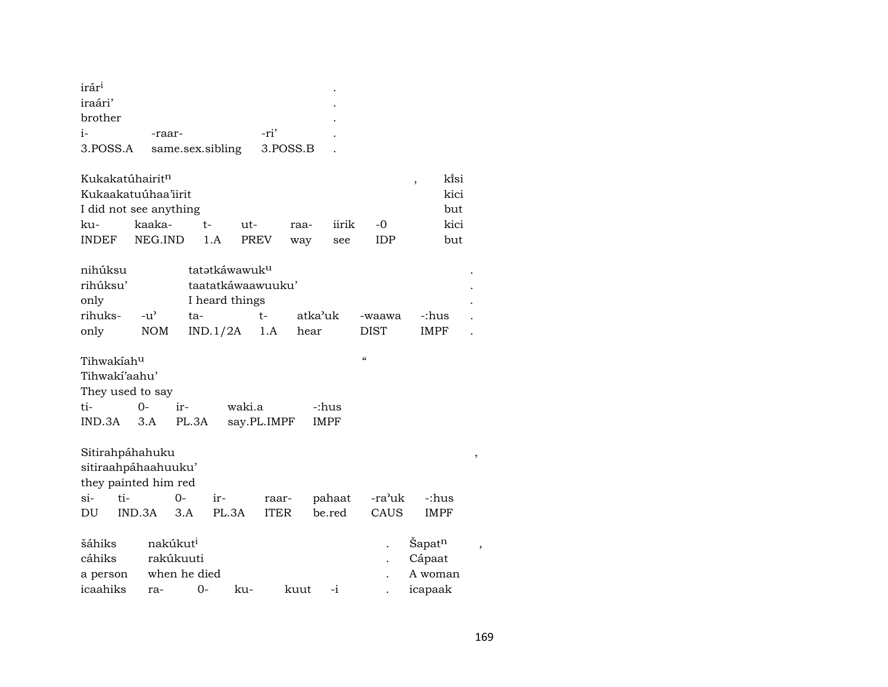| irár[i] | | | . |
|---|---|---|---|
| iraári’ | | | . |
| brother | | | . |
| i- | -raar- | -ri’ | . |
| 3.POSS.A | same.sex.sibling | 3.POSS.B | . |

| Kukakatúhairit[n] | | | | | | | , | kí̃si |
|---|---|---|---|---|---|---|---|---|
| Kukaakatuúhaa’iirit | | | | | | | | kici |
| I did not see anything | | | | | | | | but |
| ku- | kaaka- | t- | ut- | raa- | iirik | -0 | | kici |
| INDEF | NEG.IND | 1.A | PREV | way | see | IDP | | but |

| nihúksu | | tatətkáwawuk[u] | | | | | . |
|---|---|---|---|---|---|---|---|
| rihúksu’ | | taatatkáwaawuuku’ | | | | | . |
| only | | I heard things | | | | | . |
| rihuks- | -u’ | ta- | t- | atka’uk | -waawa | -:hus | . |
| only | NOM | IND.1/2A | 1.A | hear | DIST | IMPF | . |

| Tihwakíah[u] | | | | | “ |
|---|---|---|---|---|---|
| Tihwakí’aahu’ | | | | | |
| They used to say | | | | | |
| ti- | 0- | ir- | waki.a | -:hus | |
| IND.3A | 3.A | PL.3A | say.PL.IMPF | IMPF | |

| Sitirahpáhahuku | | | | | | | | , |
|---|---|---|---|---|---|---|---|---|
| sitiraahpáhaahuuku’ | | | | | | | | |
| they painted him red | | | | | | | | |
| si- | ti- | 0- | ir- | raar- | pahaat | -ra’uk | -:hus | |
| DU | IND.3A | 3.A | PL.3A | ITER | be.red | CAUS | IMPF | |

| šáhiks | nakúkut[i] | | | | | . | Šapat[n] | , |
|---|---|---|---|---|---|---|---|---|
| cáhiks | rakúkuuti | | | | | . | Cápaat | |
| a person | when he died | | | | | . | A woman | |
| icaahiks | ra- | 0- | ku- | kuut | -i | . | icapaak | |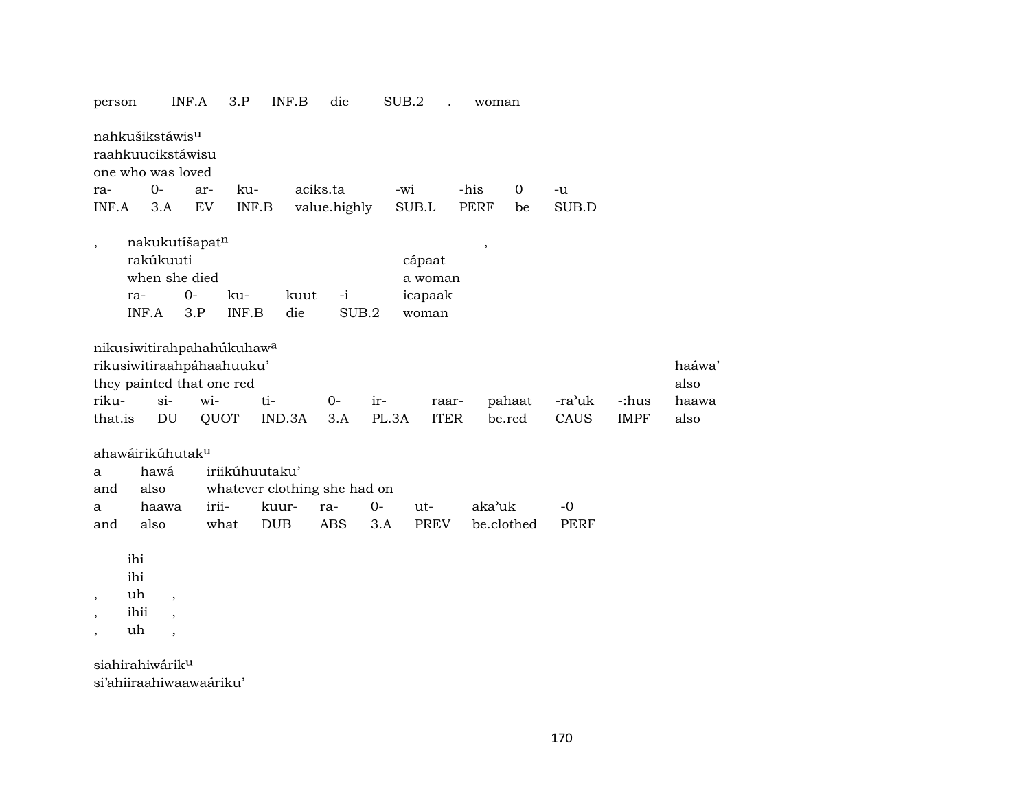person INF.A 3.P INF.B die SUB.2 . woman

nahkušikstáwis[u]
raahkuucikstáwisu
one who was loved

| ra- | 0- | ar- | ku- | aciks.ta | -wi | -his | 0 | -u |
|---|---|---|---|---|---|---|---|---|
| INF.A | 3.A | EV | INF.B | value.highly | SUB.L | PERF | be | SUB.D |

, nakukutíšapat[n] ,
rakúkuuti cápaat
when she died a woman

| ra- | 0- | ku- | kuut | -i | icapaak |
|---|---|---|---|---|---|
| INF.A | 3.P | INF.B | die | SUB.2 | woman |

nikusiwitirahpahahúkuhaw[a]
rikusiwitiraahpáhaahuuku' haáwa'
they painted that one red also

| riku- | si- | wi- | ti- | 0- | ir- | raar- | pahaat | -ra'uk | -:hus | haawa |
|---|---|---|---|---|---|---|---|---|---|---|
| that.is | DU | QUOT | IND.3A | 3.A | PL.3A | ITER | be.red | CAUS | IMPF | also |

ahawáirikúhutak[u]
a hawá iriikúhuutaku'
and also whatever clothing she had on

| a | haawa | irii- | kuur- | ra- | 0- | ut- | aka'uk | -0 |
|---|---|---|---|---|---|---|---|---|
| and | also | what | DUB | ABS | 3.A | PREV | be.clothed | PERF |

ihi
ihi
, uh ,
, ihii ,
, uh ,

siahirahiwárik[u]
si'ahiiraahiwaawaáriku'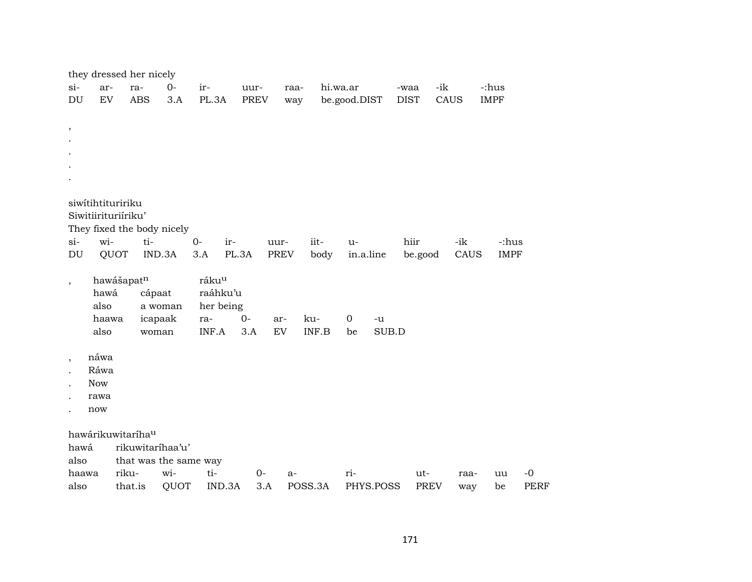they dressed her nicely

| si- | ar- | ra- | 0- | ir- | uur- | raa- | hi.wa.ar | -waa | -ik | -:hus |
|---|---|---|---|---|---|---|---|---|---|---|
| DU | EV | ABS | 3.A | PL.3A | PREV | way | be.good.DIST | DIST | CAUS | IMPF |

,
.
.
.
.

siwítihtituririku
Siwitiirituriíriku'
They fixed the body nicely

| si- | wi- | ti- | 0- | ir- | uur- | iit- | u- | hiir | -ik | -:hus |
|---|---|---|---|---|---|---|---|---|---|---|
| DU | QUOT | IND.3A | 3.A | PL.3A | PREV | body | in.a.line | be.good | CAUS | IMPF |

, hawášapat[n] ráku[u]

| hawá | cápaat | raáhku'u | | | | | |
|---|---|---|---|---|---|---|---|
| also | a woman | her being | | | | | |
| haawa | icapaak | ra- | 0- | ar- | ku- | 0 | -u |
| also | woman | INF.A | 3.A | EV | INF.B | be | SUB.D |

, náwa
. Ráwa
. Now
. rawa
. now

hawárikuwitaríha[u]

| hawá | rikuwitaríhaa'u' | | | | | | | | | |
|---|---|---|---|---|---|---|---|---|---|---|
| also | that was the same way | | | | | | | | | |
| haawa | riku- | wi- | ti- | 0- | a- | ri- | ut- | raa- | uu | -0 |
| also | that.is | QUOT | IND.3A | 3.A | POSS.3A | PHYS.POSS | PREV | way | be | PERF |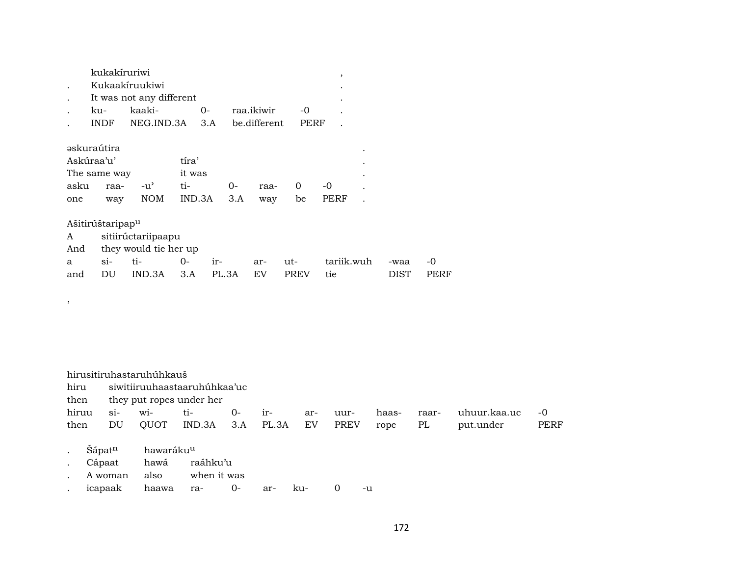|   | kukakíruriwi |   |   |   |   | , |
|---|---|---|---|---|---|---|
| . | Kukaakíruukiwi |   |   |   |   | . |
| . | It was not any different |   |   |   |   | . |
| . | ku- | kaaki- | 0- | raa.ikiwir | -0 | . |
| . | INDF | NEG.IND.3A | 3.A | be.different | PERF | . |

| əskuraútira |   |   |   |   |   |   |   | . |
|---|---|---|---|---|---|---|---|---|
| Askúraa'u' |   |   | tíra' |   |   |   |   | . |
| The same way |   |   | it was |   |   |   |   | . |
| asku | raa- | -u' | ti- | 0- | raa- | 0 | -0 | . |
| one | way | NOM | IND.3A | 3.A | way | be | PERF | . |

| Ašitirúštaripap^u |   |   |   |   |   |   |   |   |   |
|---|---|---|---|---|---|---|---|---|---|
| A | sitiirúctariipaapu |   |   |   |   |   |   |   |   |
| And | they would tie her up |   |   |   |   |   |   |   |   |
| a | si- | ti- | 0- | ir- | ar- | ut- | tariik.wuh | -waa | -0 |
| and | DU | IND.3A | 3.A | PL.3A | EV | PREV | tie | DIST | PERF |

,

| hirusitiruhastaruhúhkauš |   |   |   |   |   |   |   |   |   |   |   |
|---|---|---|---|---|---|---|---|---|---|---|---|
| hiru | siwitiiruuhaastaaruhúhkaa'uc |   |   |   |   |   |   |   |   |   |   |
| then | they put ropes under her |   |   |   |   |   |   |   |   |   |   |
| hiruu | si- | wi- | ti- | 0- | ir- | ar- | uur- | haas- | raar- | uhuur.kaa.uc | -0 |
| then | DU | QUOT | IND.3A | 3.A | PL.3A | EV | PREV | rope | PL | put.under | PERF |

| . | Šápat^n | hawaráku^u |   |   |   |   |   |
|---|---|---|---|---|---|---|---|
| . | Cápaat | hawá | raáhku'u |   |   |   |   |
| . | A woman | also | when it was |   |   |   |   |
| . | icapaak | haawa | ra- | 0- | ar- | ku- | 0 | -u |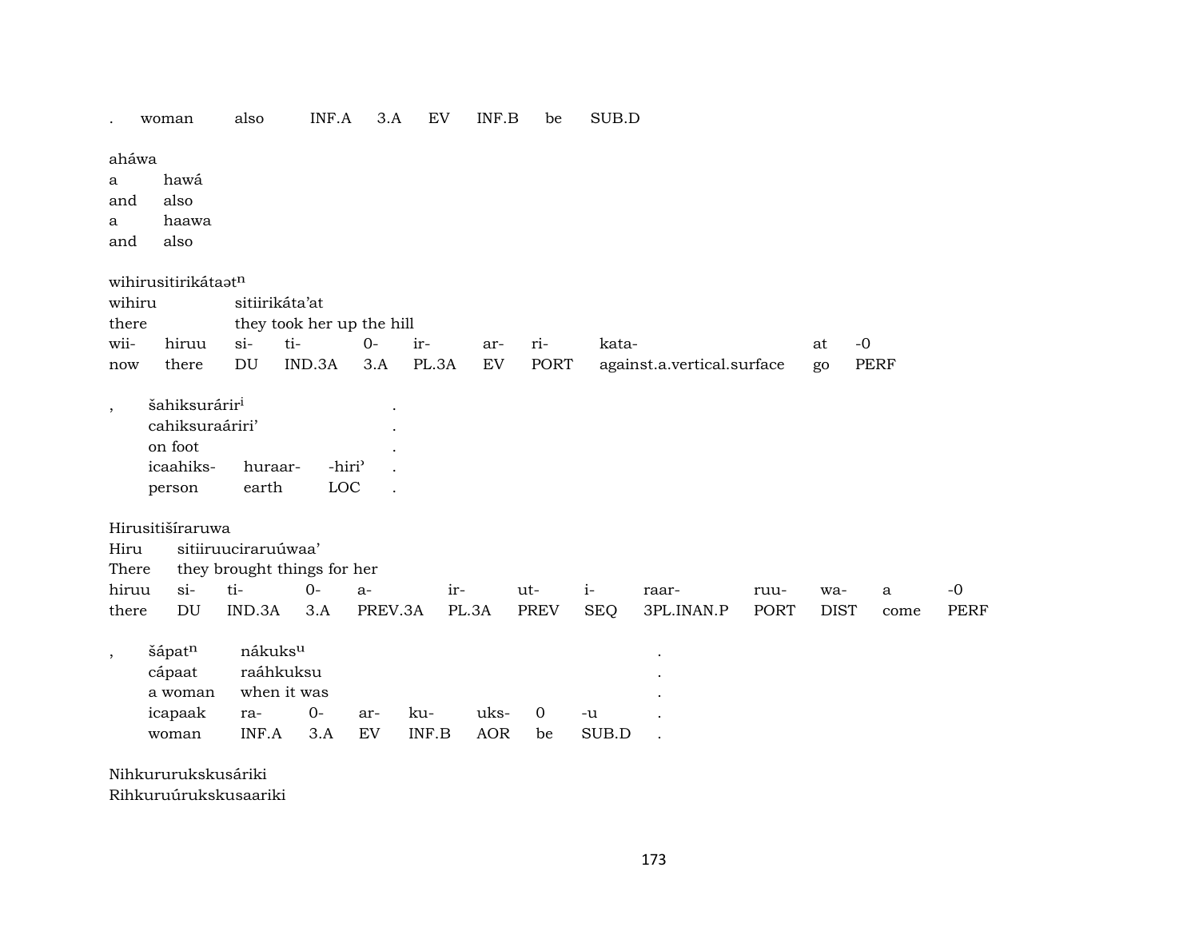| . | woman | also | INF.A | 3.A | EV | INF.B | be | SUB.D |
|---|---|---|---|---|---|---|---|---|

ahÃ¡wa

| a | hawá |
|---|---|
| and | also |
| a | haawa |
| and | also |

wihirusitirikátaət$^{n}$

| wihiru | sitiirikáta'at | | | | | | | | |
|---|---|---|---|---|---|---|---|---|---|
| there | they took her up the hill | | | | | | | | |
| wii- | hiruu | si- | ti- | 0- | ir- | ar- | ri- | kata- | at | -0 |
| now | there | DU | IND.3A | 3.A | PL.3A | EV | PORT | against.a.vertical.surface | go | PERF |

| , | šahiksurárir$^{i}$ | | | . |
|---|---|---|---|---|
| | cahiksuraáriri' | | | . |
| | on foot | | | . |
| | icaahiks- | huraar- | -hiri' | . |
| | person | earth | LOC | . |

Hirusitišíraruwa

| Hiru | sitiiruuciraruúwaa' | | | | | | | | | | | |
|---|---|---|---|---|---|---|---|---|---|---|---|---|
| There | they brought things for her | | | | | | | | | | | |
| hiruu | si- | ti- | 0- | a- | ir- | ut- | i- | raar- | ruu- | wa- | a | -0 |
| there | DU | IND.3A | 3.A | PREV.3A | PL.3A | PREV | SEQ | 3PL.INAN.P | PORT | DIST | come | PERF |

| , | šápat$^{n}$ | nákuks$^{u}$ | | | | | | | . |
|---|---|---|---|---|---|---|---|---|---|
| | cápaat | raáhkuksu | | | | | | | . |
| | a woman | when it was | | | | | | | . |
| | icapaak | ra- | 0- | ar- | ku- | uks- | 0 | -u | . |
| | woman | INF.A | 3.A | EV | INF.B | AOR | be | SUB.D | . |

Nihkururukskusáriki
Rihkuruúrukskusaariki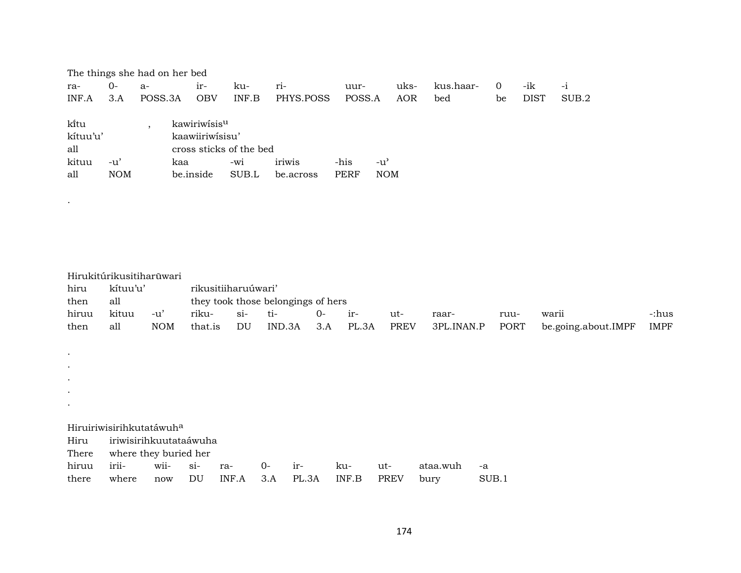The things she had on her bed

| ra- | 0- | a- | ir- | ku- | ri- | uur- | uks- | kus.haar- | 0 | -ik | -i |
|---|---|---|---|---|---|---|---|---|---|---|---|
| INF.A | 3.A | POSS.3A | OBV | INF.B | PHYS.POSS | POSS.A | AOR | bed | be | DIST | SUB.2 |

kĩ́tu , kawiriwísis^u

kítuu'u' kaawiiriwísisu'

all cross sticks of the bed

| kituu | -u' | kaa | -wi | iriwis | -his | -u' |
|---|---|---|---|---|---|---|
| all | NOM | be.inside | SUB.L | be.across | PERF | NOM |

.

Hirukitúrikusitiharũwari

hiru kítuu'u' rikusitiiharuúwari'

then all they took those belongings of hers

| hiruu | kituu | -u' | riku- | si- | ti- | 0- | ir- | ut- | raar- | ruu- | warii | -:hus |
|---|---|---|---|---|---|---|---|---|---|---|---|---|
| then | all | NOM | that.is | DU | IND.3A | 3.A | PL.3A | PREV | 3PL.INAN.P | PORT | be.going.about.IMPF | IMPF |

.
.
.
.
.

Hiruiriwisirihkutatáwuh^a

Hiru iriwisirihkuutataáwuha

There where they buried her

| hiruu | irii- | wii- | si- | ra- | 0- | ir- | ku- | ut- | ataa.wuh | -a |
|---|---|---|---|---|---|---|---|---|---|---|
| there | where | now | DU | INF.A | 3.A | PL.3A | INF.B | PREV | bury | SUB.1 |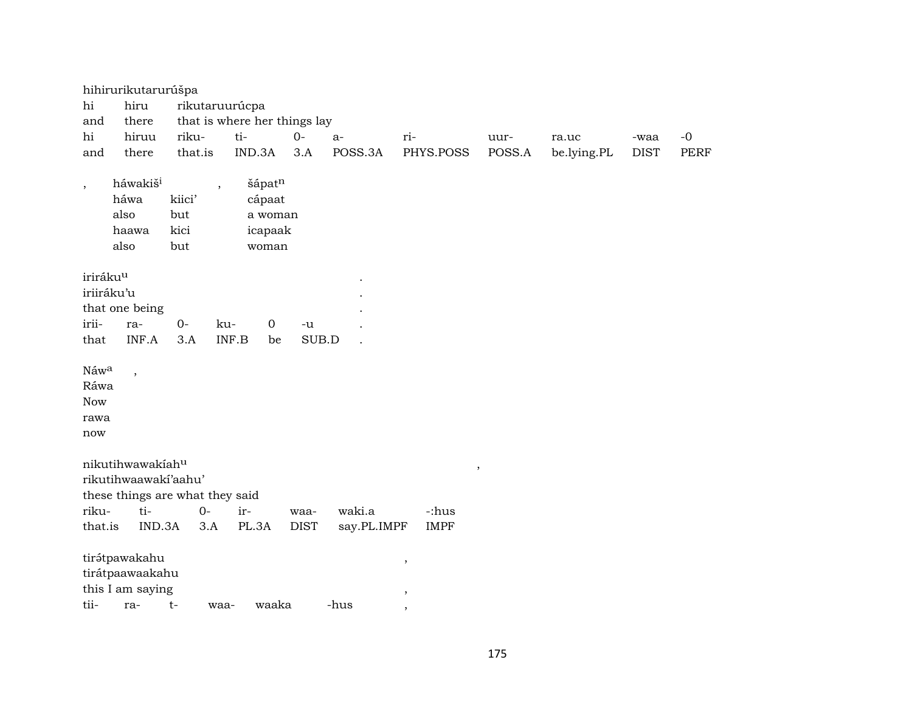hihirurikutarurúšpa
hi hiru rikutaruurúcpa
and there that is where her things lay

| hi | hiruu | riku- | ti- | 0- | a- | ri- | uur- | ra.uc | -waa | -0 |
|---|---|---|---|---|---|---|---|---|---|---|
| and | there | that.is | IND.3A | 3.A | POSS.3A | PHYS.POSS | POSS.A | be.lying.PL | DIST | PERF |

, háwakiš$^{i}$ , šápat$^{n}$

| háwa | kiici’ | cápaat |
|---|---|---|
| also | but | a woman |
| haawa | kici | icapaak |
| also | but | woman |

iriráku$^{u}$ .
iriiráku’u .
that one being .

| irii- | ra- | 0- | ku- | 0 | -u | . |
|---|---|---|---|---|---|---|
| that | INF.A | 3.A | INF.B | be | SUB.D | . |

Náw$^{a}$ ,
Ráwa
Now
rawa
now

nikutihwawakíah$^{u}$ ,
rikutihwaawakí’aahu’
these things are what they said

| riku- | ti- | 0- | ir- | waa- | waki.a | -:hus |
|---|---|---|---|---|---|---|
| that.is | IND.3A | 3.A | PL.3A | DIST | say.PL.IMPF | IMPF |

tirə́tpawakahu ,
tirátpaawaakahu
this I am saying ,

| tii- | ra- | t- | waa- | waaka | -hus | , |
|---|---|---|---|---|---|---|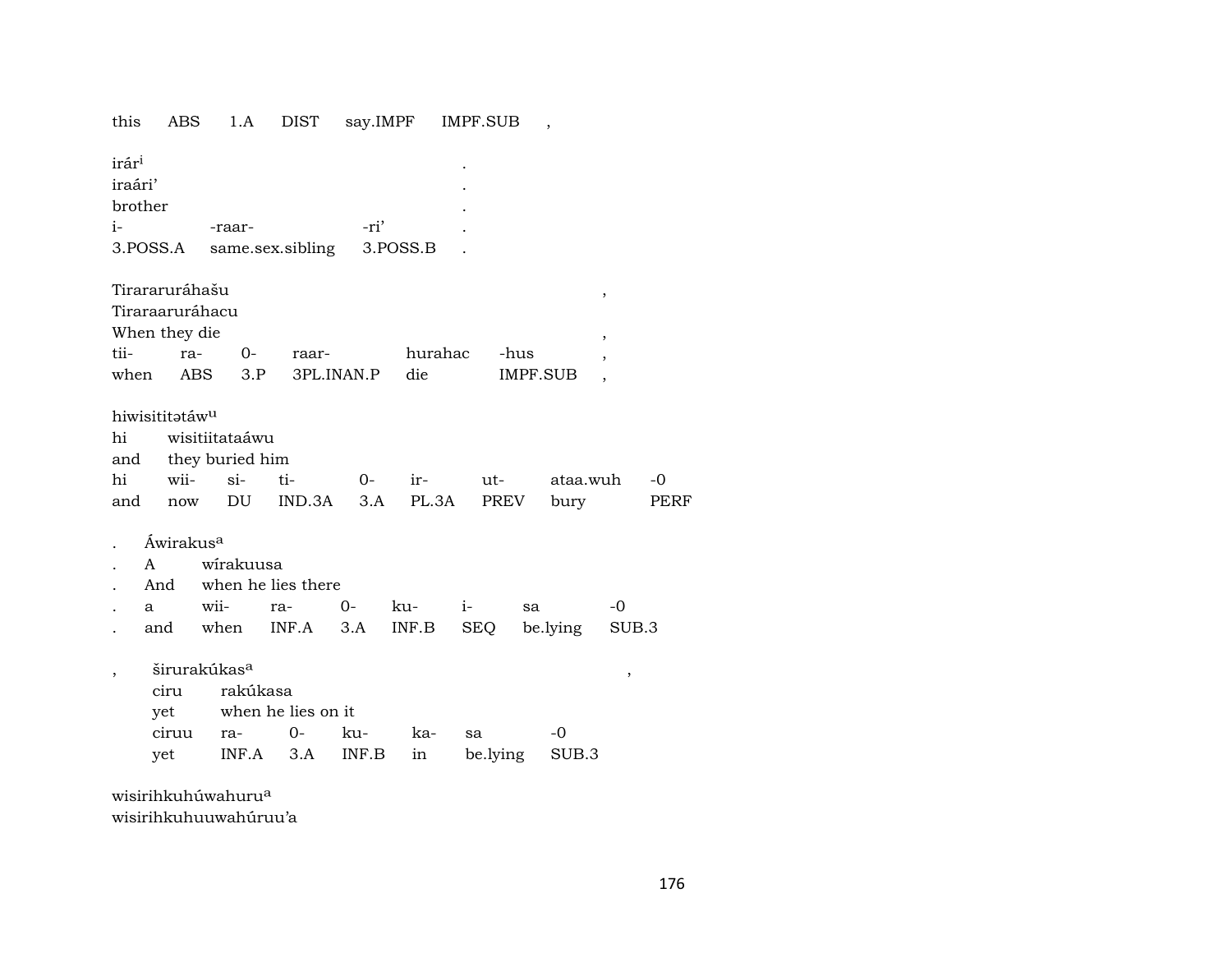this ABS 1.A DIST say.IMPF IMPF.SUB ,

irár[i] .
iraári' .
brother .
i- -raar- -ri' .
3.POSS.A same.sex.sibling 3.POSS.B .

Tirararuráhašu ,
Tiraraaruráhacu
When they die ,
tii- ra- 0- raar- hurahac -hus ,
when ABS 3.P 3PL.INAN.P die IMPF.SUB ,

hiwisititətáw[u]
hi wisitiitataáwu
and they buried him
hi wii- si- ti- 0- ir- ut- ataa.wuh -0
and now DU IND.3A 3.A PL.3A PREV bury PERF

. Áwirakus[a]
. A wírakuusa
. And when he lies there
. a wii- ra- 0- ku- i- sa -0
. and when INF.A 3.A INF.B SEQ be.lying SUB.3

, širurakúkas[a] ,
ciru rakúkasa
yet when he lies on it
ciruu ra- 0- ku- ka- sa -0
yet INF.A 3.A INF.B in be.lying SUB.3

wisirihkuhúwahuru[a]
wisirihkuhuuwahúruu'a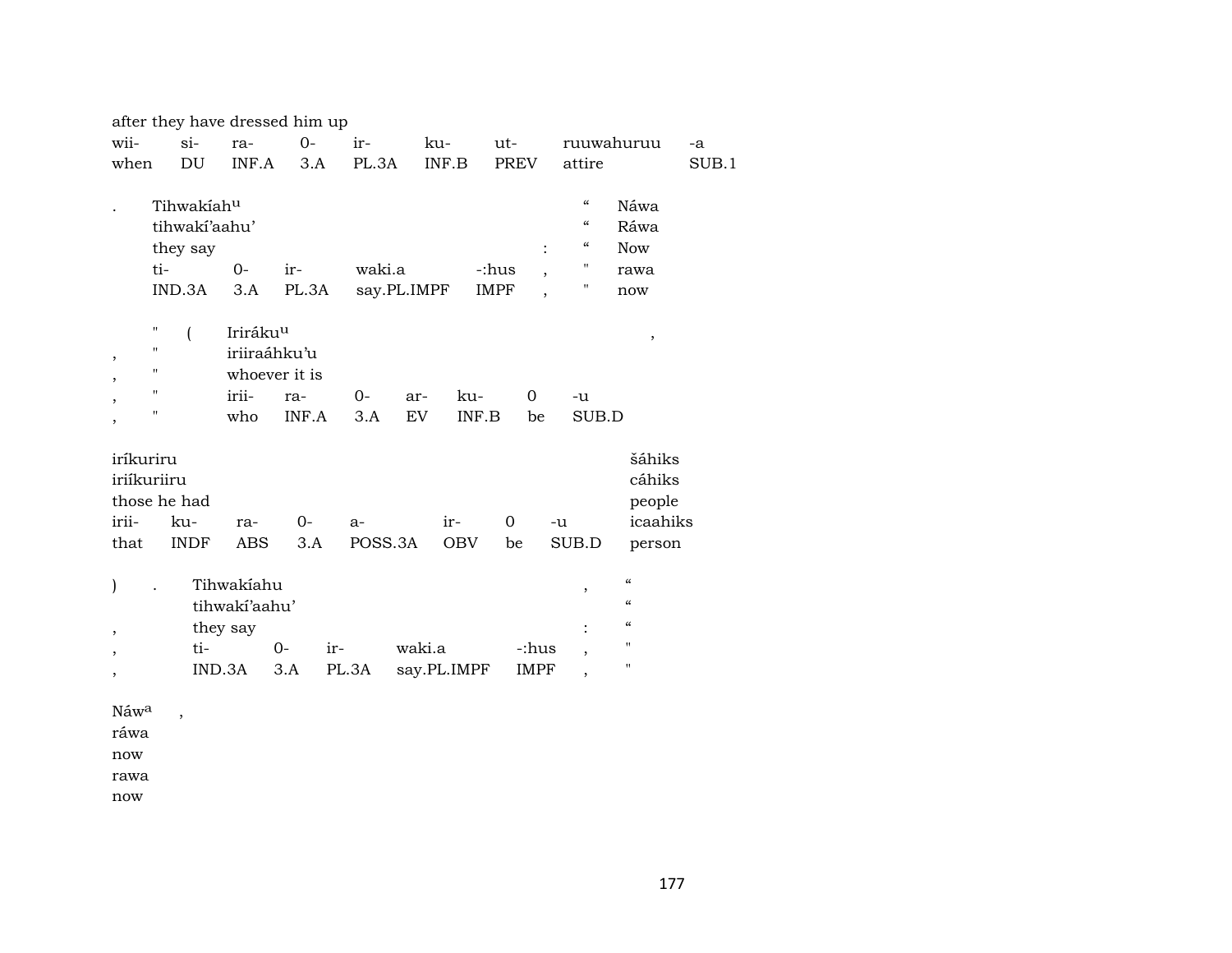after they have dressed him up

| wii- | si- | ra- | 0- | ir- | ku- | ut- | ruuwahuruu | -a |
|---|---|---|---|---|---|---|---|---|
| when | DU | INF.A | 3.A | PL.3A | INF.B | PREV | attire | SUB.1 |

| . | Tihwakíahᵘ | | | | | | “ | Náwa |
|---|---|---|---|---|---|---|---|---|
| | tihwakí’aahu’ | | | | | | “ | Ráwa |
| | they say | | | | | : | “ | Now |
| | ti- | 0- | ir- | waki.a | -:hus | , | " | rawa |
| | IND.3A | 3.A | PL.3A | say.PL.IMPF | IMPF | , | " | now |

| | " | ( | Iriráküᵘ | | | | | | , |
|---|---|---|---|---|---|---|---|---|---|
| , | " | | iriiraáhku’u | | | | | | |
| , | " | | whoever it is | | | | | | |
| , | " | | irii- | ra- | 0- | ar- | ku- | 0 | -u |
| , | " | | who | INF.A | 3.A | EV | INF.B | be | SUB.D |

| iríkuriru | | | | | | | | šáhiks |
|---|---|---|---|---|---|---|---|---|
| iriíkuriiru | | | | | | | | cáhiks |
| those he had | | | | | | | | people |
| irii- | ku- | ra- | 0- | a- | ir- | 0 | -u | icaahiks |
| that | INDF | ABS | 3.A | POSS.3A | OBV | be | SUB.D | person |

| ) | . | Tihwakíahu | | | | | , | “ |
|---|---|---|---|---|---|---|---|---|
| | | tihwakí’aahu’ | | | | | | “ |
| , | | they say | | | | | : | “ |
| , | | ti- | 0- | ir- | waki.a | -:hus | , | " |
| , | | IND.3A | 3.A | PL.3A | say.PL.IMPF | IMPF | , | " |

| Náwᵃ | , |
|---|---|
| ráwa | |
| now | |
| rawa | |
| now | |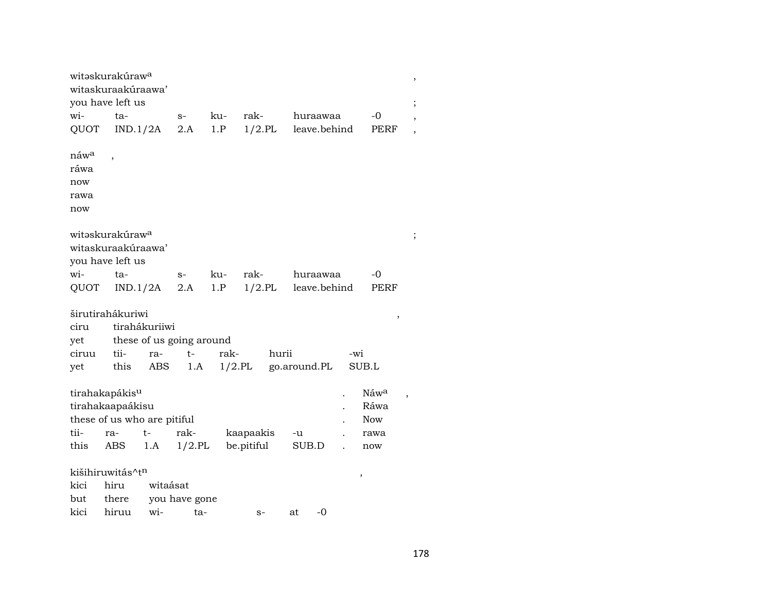witəskurakúraw^a ,
witaskuraakúraawa'
you have left us ;

| wi- | ta- | s- | ku- | rak- | huraawaa | -0 | , |
|---|---|---|---|---|---|---|---|
| QUOT | IND.1/2A | 2.A | 1.P | 1/2.PL | leave.behind | PERF | , |

náw^a ,
ráwa
now
rawa
now

witəskurakúraw^a ;
witaskuraakúraawa'
you have left us

| wi- | ta- | s- | ku- | rak- | huraawaa | -0 |
|---|---|---|---|---|---|---|
| QUOT | IND.1/2A | 2.A | 1.P | 1/2.PL | leave.behind | PERF |

širutirahákuriwi ,
ciru tirahákuriiwi
yet these of us going around

| ciruu | tii- | ra- | t- | rak- | hurii | -wi |
|---|---|---|---|---|---|---|
| yet | this | ABS | 1.A | 1/2.PL | go.around.PL | SUB.L |

tirahakapákis^u . Náw^a ,
tirahakaapaákisu . Ráwa
these of us who are pitiful . Now

| tii- | ra- | t- | rak- | kaapaakis | -u | . | rawa |
|---|---|---|---|---|---|---|---|
| this | ABS | 1.A | 1/2.PL | be.pitiful | SUB.D | . | now |

kišihiruwitás^t^n ,
kici hiru witaásat
but there you have gone

| kici | hiruu | wi- | ta- | s- | at | -0 |
|---|---|---|---|---|---|---|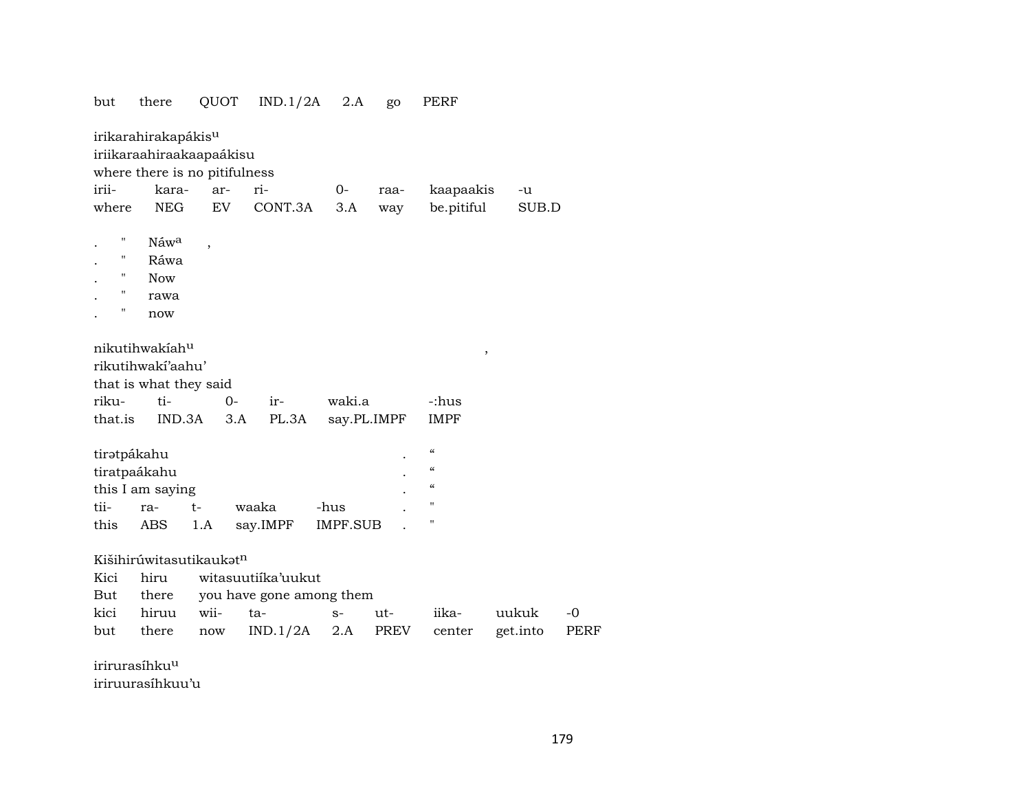but there QUOT IND.1/2A 2.A go PERF

irikarahirakapákis^u
iriikaraahiraakaapaákisu
where there is no pitifulness

| irii- | kara- | ar- | ri- | 0- | raa- | kaapaakis | -u |
|---|---|---|---|---|---|---|---|
| where | NEG | EV | CONT.3A | 3.A | way | be.pitiful | SUB.D |

. " Náw^a ,
. " Ráwa
. " Now
. " rawa
. " now

nikutihwakíah^u ,
rikutihwakí'aahu'
that is what they said

| riku- | ti- | 0- | ir- | waki.a | -:hus |
|---|---|---|---|---|---|
| that.is | IND.3A | 3.A | PL.3A | say.PL.IMPF | IMPF |

tirətpákahu . "
tiratpaákahu . "
this I am saying . "

| tii- | ra- | t- | waaka | -hus | . | " |
|---|---|---|---|---|---|---|
| this | ABS | 1.A | say.IMPF | IMPF.SUB | . | " |

Kišihirúwitasutikaukət^n
Kici hiru witasuutiíka'uukut
But there you have gone among them

| kici | hiruu | wii- | ta- | s- | ut- | iika- | uukuk | -0 |
|---|---|---|---|---|---|---|---|---|
| but | there | now | IND.1/2A | 2.A | PREV | center | get.into | PERF |

irirurasíhku^u
iriruurasíhkuu'u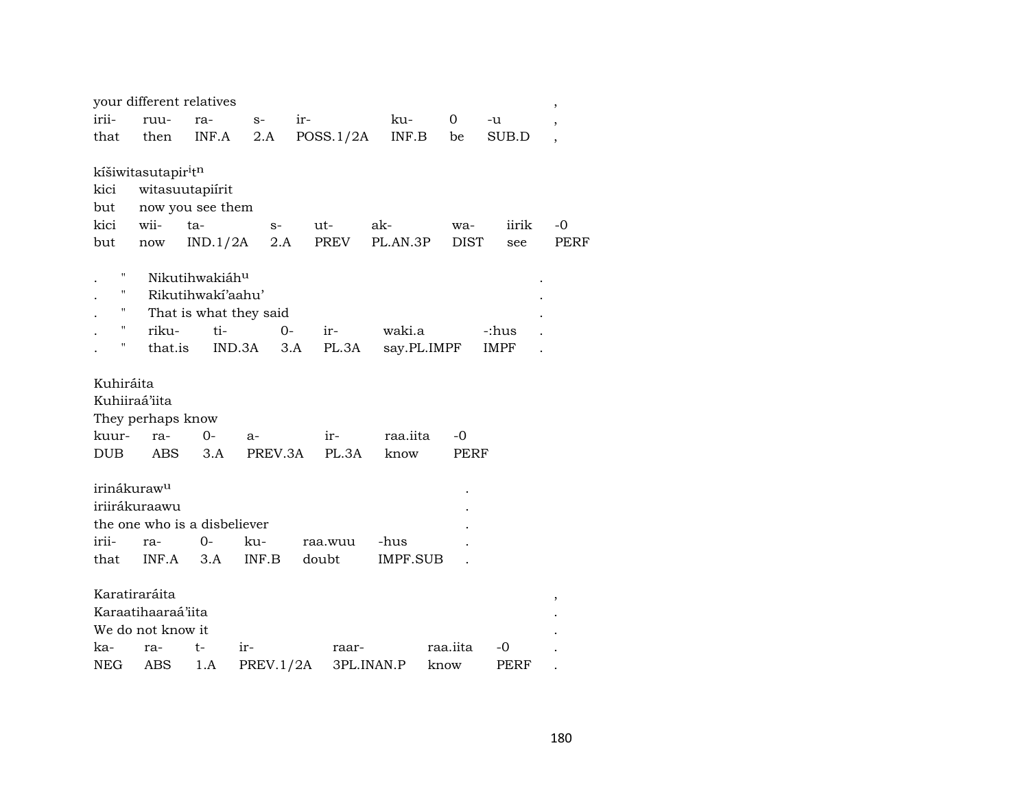your different relatives ,

| irii- | ruu- | ra- | s- | ir- | ku- | 0 | -u | , |
|---|---|---|---|---|---|---|---|---|
| that | then | INF.A | 2.A | POSS.1/2A | INF.B | be | SUB.D | , |

kíšiwitasutapir$^{i}$t$^{n}$
kici witasuutapiírit
but now you see them

| kici | wii- | ta- | s- | ut- | ak- | wa- | iirik | -0 |
|---|---|---|---|---|---|---|---|---|
| but | now | IND.1/2A | 2.A | PREV | PL.AN.3P | DIST | see | PERF |

. " Nikutihwakiáh$^{u}$ .
. " Rikutihwakí'aahu' .
. " That is what they said .

| . | " | riku- | ti- | 0- | ir- | waki.a | -:hus | . |
|---|---|---|---|---|---|---|---|---|
| . | " | that.is | IND.3A | 3.A | PL.3A | say.PL.IMPF | IMPF | . |

Kuhiráita
Kuhiiraá'iita
They perhaps know

| kuur- | ra- | 0- | a- | ir- | raa.iita | -0 |
|---|---|---|---|---|---|---|
| DUB | ABS | 3.A | PREV.3A | PL.3A | know | PERF |

irinákuraw$^{u}$ .
iriirákuraawu .
the one who is a disbeliever .

| irii- | ra- | 0- | ku- | raa.wuu | -hus | . |
|---|---|---|---|---|---|---|
| that | INF.A | 3.A | INF.B | doubt | IMPF.SUB | . |

Karatiraráita ,
Karaatihaaraá'iita .
We do not know it .

| ka- | ra- | t- | ir- | raar- | raa.iita | -0 | . |
|---|---|---|---|---|---|---|---|
| NEG | ABS | 1.A | PREV.1/2A | 3PL.INAN.P | know | PERF | . |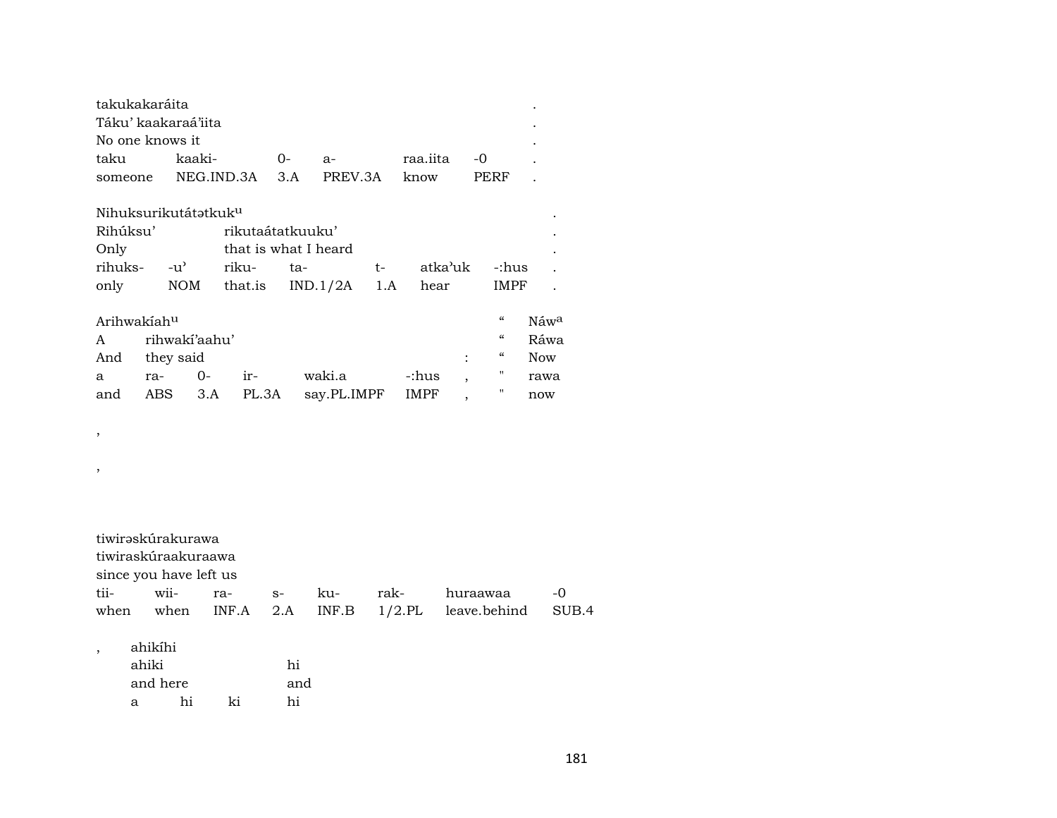takukakaráita .
Táku' kaakaraá'iita .
No one knows it .

| taku | kaaki- | 0- | a- | raa.iita | -0 | . |
|---|---|---|---|---|---|---|
| someone | NEG.IND.3A | 3.A | PREV.3A | know | PERF | . |

Nihuksurikutátətkuk[u] .
Rihúksu' rikutaátatkuuku' .
Only that is what I heard .

| rihuks- | -u' | riku- | ta- | t- | atka'uk | -:hus | . |
|---|---|---|---|---|---|---|---|
| only | NOM | that.is | IND.1/2A | 1.A | hear | IMPF | . |

Arihwakíah[u] " Náw[a]
A rihwakí'aahu' " Ráwa
And they said : " Now

| a | ra- | 0- | ir- | waki.a | -:hus | , | " | rawa |
|---|---|---|---|---|---|---|---|---|
| and | ABS | 3.A | PL.3A | say.PL.IMPF | IMPF | , | " | now |

,

,

tiwirəskúrakurawa
tiwiraskúraakuraawa
since you have left us

| tii- | wii- | ra- | s- | ku- | rak- | huraawaa | -0 |
|---|---|---|---|---|---|---|---|
| when | when | INF.A | 2.A | INF.B | 1/2.PL | leave.behind | SUB.4 |

, ahikíhi
ahiki hi
and here and

| a | hi | ki | hi |
|---|---|---|---|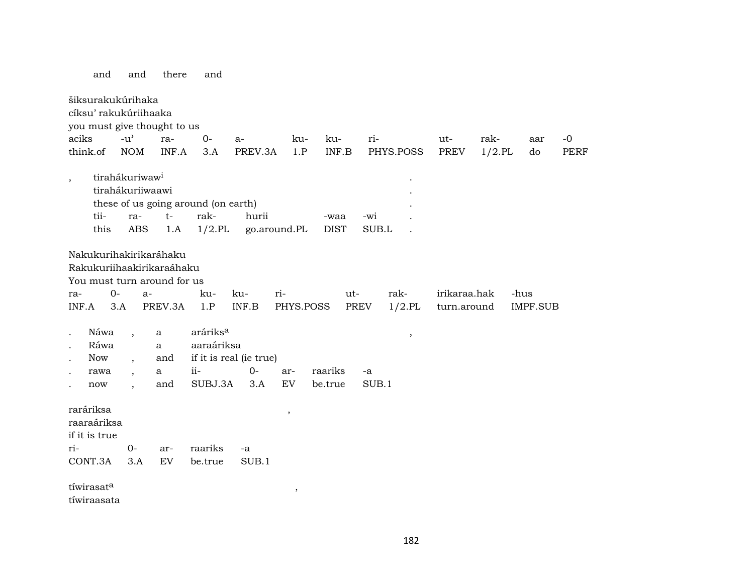and and there and

šiksurakukúrihaka
cíksu' rakukúriihaaka
you must give thought to us

| aciks | -u' | ra- | 0- | a- | ku- | ku- | ri- | ut- | rak- | aar | -0 |
|---|---|---|---|---|---|---|---|---|---|---|---|
| think.of | NOM | INF.A | 3.A | PREV.3A | 1.P | INF.B | PHYS.POSS | PREV | 1/2.PL | do | PERF |

, tirahákuriwaw[i] .
tirahákuriiwaawi .
these of us going around (on earth) .

| tii- | ra- | t- | rak- | hurii | -waa | -wi | . |
|---|---|---|---|---|---|---|---|
| this | ABS | 1.A | 1/2.PL | go.around.PL | DIST | SUB.L | . |

Nakukurihakirikaráhaku
Rakukuriihaakirikaraáhaku
You must turn around for us

| ra- | 0- | a- | ku- | ku- | ri- | ut- | rak- | irikaraa.hak | -hus |
|---|---|---|---|---|---|---|---|---|---|
| INF.A | 3.A | PREV.3A | 1.P | INF.B | PHYS.POSS | PREV | 1/2.PL | turn.around | IMPF.SUB |

. Náwa , a aráriks[a] ,
. Ráwa a aaraáriksa
. Now , and if it is real (ie true)

| . | rawa | , | a | ii- | 0- | ar- | raariks | -a |
|---|---|---|---|---|---|---|---|---|
| . | now | , | and | SUBJ.3A | 3.A | EV | be.true | SUB.1 |

raráriksa ,
raaraáriksa
if it is true

| ri- | 0- | ar- | raariks | -a |
|---|---|---|---|---|
| CONT.3A | 3.A | EV | be.true | SUB.1 |

tíwirasat[a] ,
tíwiraasata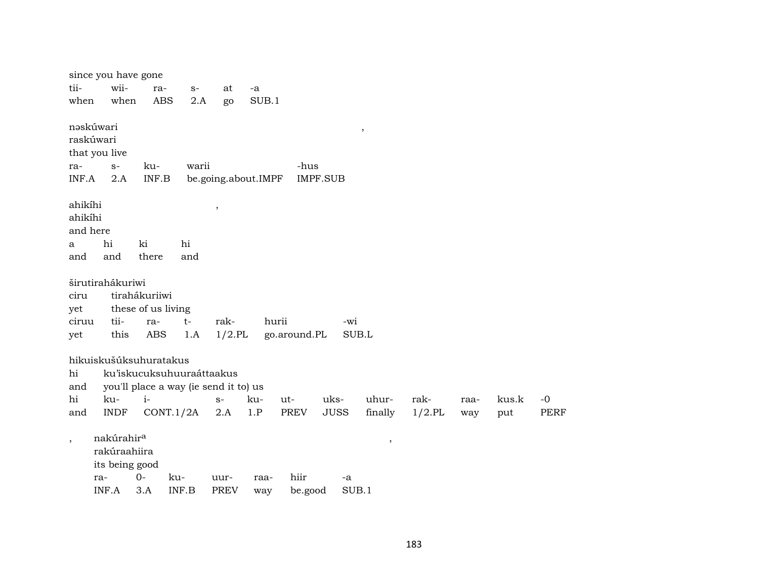since you have gone

| tii- | wii- | ra- | s- | at | -a |
|---|---|---|---|---|---|
| when | when | ABS | 2.A | go | SUB.1 |

nəskúwari ,
raskúwari
that you live

| ra- | s- | ku- | warii | -hus |
|---|---|---|---|---|
| INF.A | 2.A | INF.B | be.going.about.IMPF | IMPF.SUB |

ahikíhi ,
ahikíhi
and here

| a | hi | ki | hi |
|---|---|---|---|
| and | and | there | and |

širutirahákuriwi
ciru tirahákuriiwi
yet these of us living

| ciruu | tii- | ra- | t- | rak- | hurii | -wi |
|---|---|---|---|---|---|---|
| yet | this | ABS | 1.A | 1/2.PL | go.around.PL | SUB.L |

hikuiskušúksuhuratakus
hi ku'iskucuksuhuuraáttaakus
and you'll place a way (ie send it to) us

| hi | ku- | i- | s- | ku- | ut- | uks- | uhur- | rak- | raa- | kus.k | -0 |
|---|---|---|---|---|---|---|---|---|---|---|---|
| and | INDF | CONT.1/2A | 2.A | 1.P | PREV | JUSS | finally | 1/2.PL | way | put | PERF |

, nakúrahir[a] ,
rakúraahiira
its being good

| ra- | 0- | ku- | uur- | raa- | hiir | -a |
|---|---|---|---|---|---|---|
| INF.A | 3.A | INF.B | PREV | way | be.good | SUB.1 |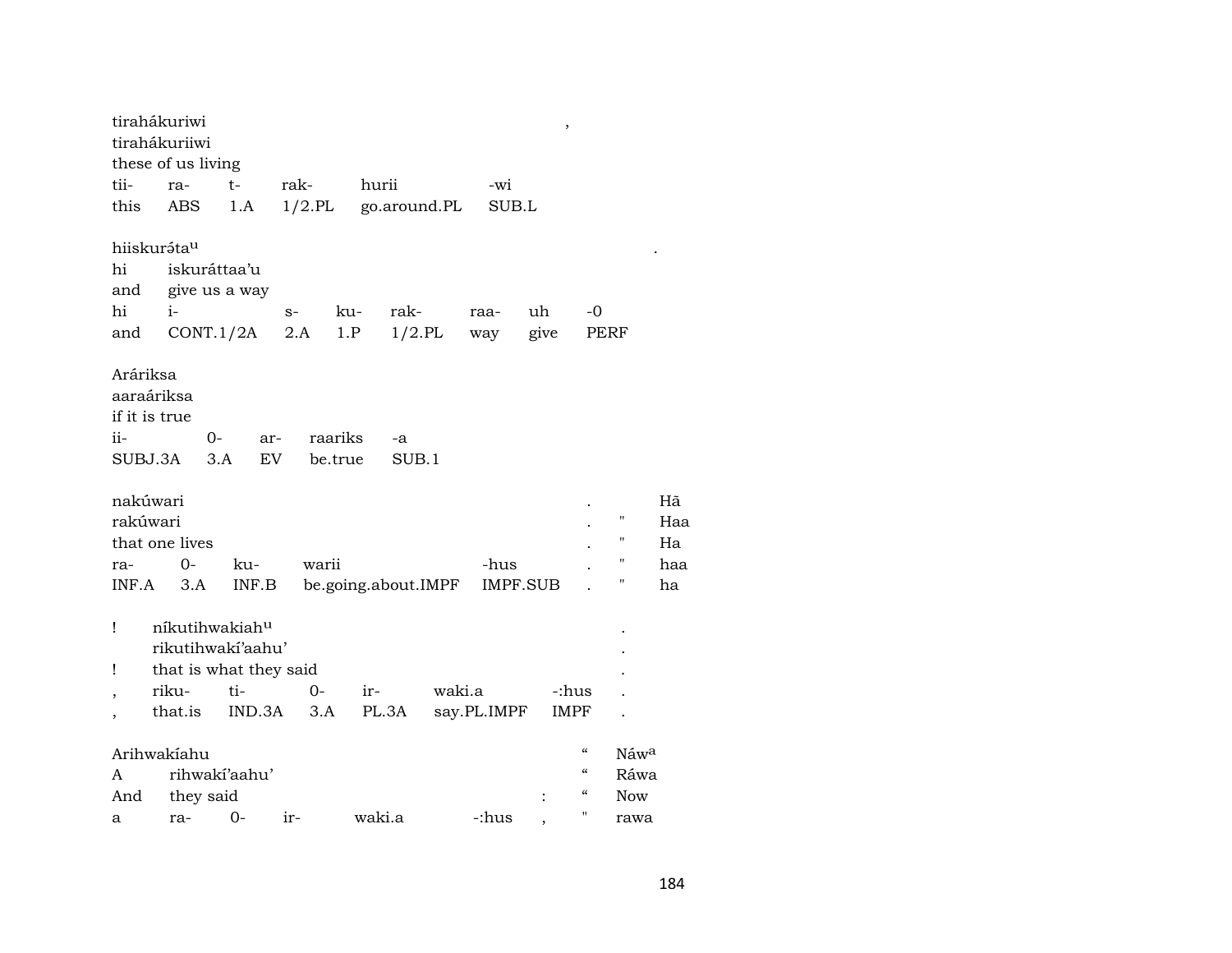tirahákuriwi ,
tirahákuriiwi
these of us living

| tii- | ra- | t- | rak- | hurii | -wi |
|---|---|---|---|---|---|
| this | ABS | 1.A | 1/2.PL | go.around.PL | SUB.L |

hiiskurə́ta^u .
hi iskuráttaa'u
and give us a way

| hi | i- | s- | ku- | rak- | raa- | uh | -0 |
|---|---|---|---|---|---|---|---|
| and | CONT.1/2A | 2.A | 1.P | 1/2.PL | way | give | PERF |

Aráriksa
aaraáriksa
if it is true

| ii- | 0- | ar- | raariks | -a |
|---|---|---|---|---|
| SUBJ.3A | 3.A | EV | be.true | SUB.1 |

| nakúwari | | | | . | | Hā |
|---|---|---|---|---|---|---|
| rakúwari | | | | . | " | Haa |
| that one lives | | | | . | " | Ha |
| ra- | 0- | ku- | warii -hus | . | " | haa |
| INF.A | 3.A | INF.B | be.going.about.IMPF IMPF.SUB | . | " | ha |

! níkutihwakiah^u .
rikutihwakí'aahu' .
! that is what they said .

| , | riku- | ti- | 0- | ir- | waki.a | -:hus | . |
|---|---|---|---|---|---|---|---|
| , | that.is | IND.3A | 3.A | PL.3A | say.PL.IMPF | IMPF | . |

| Arihwakíahu | | | | | | " | Náw^a |
|---|---|---|---|---|---|---|---|
| A | rihwakí'aahu' | | | | | " | Ráwa |
| And | they said | | | | : | " | Now |
| a | ra- | 0- | ir- | waki.a -:hus | , | " | rawa |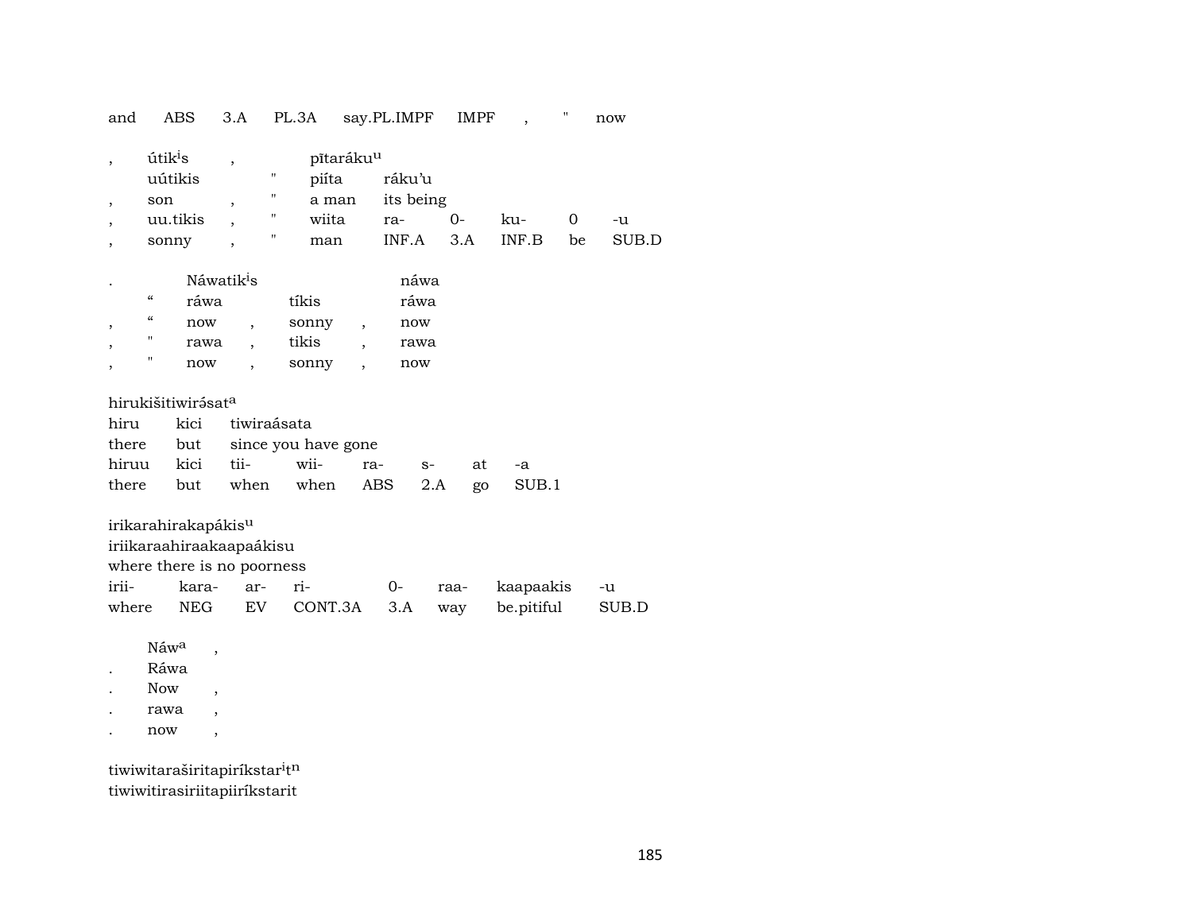and ABS 3.A PL.3A say.PL.IMPF IMPF , " now

| , | útik$^{i}$s | , | | pītaráku$^{u}$ | | | | | |
|---|---|---|---|---|---|---|---|---|---|
| | uútikis | | " | piíta | ráku'u | | | | |
| , | son | , | " | a man | its being | | | | |
| , | uu.tikis | , | " | wiita | ra- | 0- | ku- | 0 | -u |
| , | sonny | , | " | man | INF.A | 3.A | INF.B | be | SUB.D |

| . | | Náwatik$^{i}$s | | | | |
|---|---|---|---|---|---|---|
| | " | ráwa | | tíkis | | ráwa |
| , | " | now | , | sonny | , | now |
| , | " | rawa | , | tikis | , | rawa |
| , | " | now | , | sonny | , | now |

hirukišitiwirə́sat$^{a}$

| hiru | kici | tiwiraásata | | | | | |
|---|---|---|---|---|---|---|---|
| there | but | since you have gone | | | | | |
| hiruu | kici | tii- | wii- | ra- | s- | at | -a |
| there | but | when | when | ABS | 2.A | go | SUB.1 |

irikarahirakapákis$^{u}$

iriikaraahiraakaapaákisu

where there is no poorness

| irii- | kara- | ar- | ri- | 0- | raa- | kaapaakis | -u |
|---|---|---|---|---|---|---|---|
| where | NEG | EV | CONT.3A | 3.A | way | be.pitiful | SUB.D |

| | Náw$^{a}$ | , |
|---|---|---|
| . | Ráwa | |
| . | Now | , |
| . | rawa | , |
| . | now | , |

tiwiwitaraširitapiríkstar$^{i}$t$^{n}$

tiwiwitirasiriitapiiríkstarit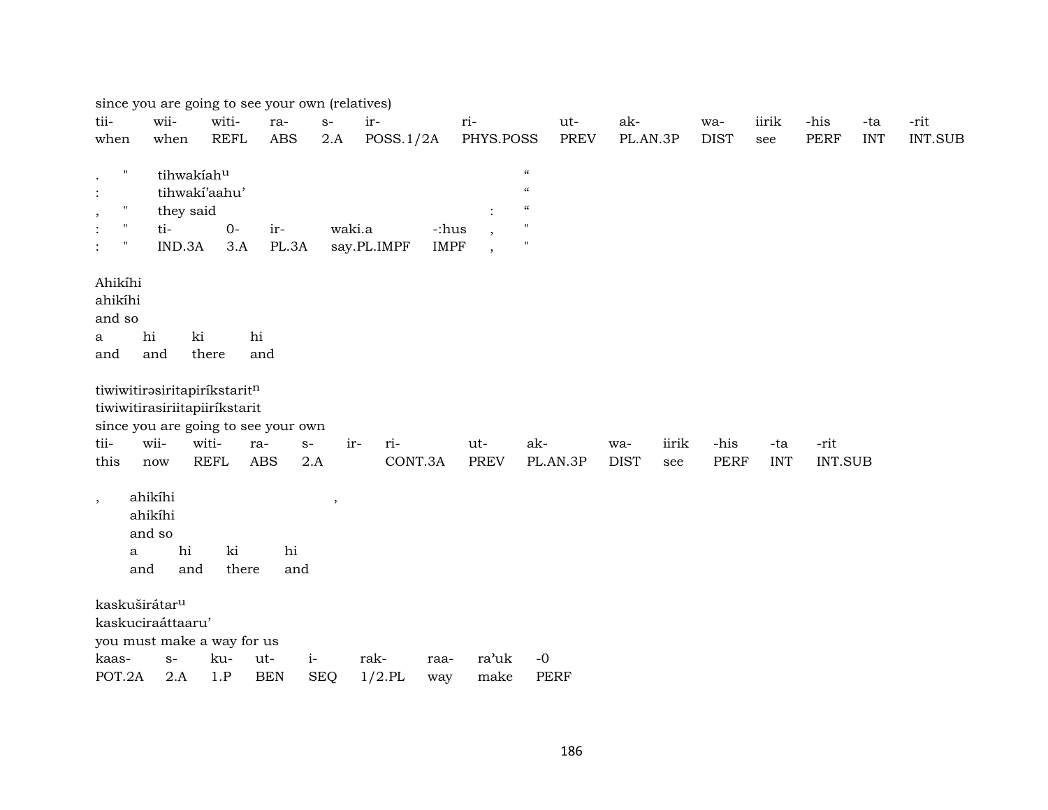since you are going to see your own (relatives)

| tii- | wii- | witi- | ra- | s- | ir- | ri- | ut- | ak- | wa- | iirik | -his | -ta | -rit |
|---|---|---|---|---|---|---|---|---|---|---|---|---|---|
| when | when | REFL | ABS | 2.A | POSS.1/2A | PHYS.POSS | PREV | PL.AN.3P | DIST | see | PERF | INT | INT.SUB |

| | | | | | | | | |
|---|---|---|---|---|---|---|---|---|
| . | " | tihwakíah$^{u}$ | | | | | | “ |
| : | | tihwakí’aahu’ | | | | | | “ |
| , | " | they said | | | | | : | “ |
| : | " | ti- | 0- | ir- | waki.a | -:hus | , | " |
| : | " | IND.3A | 3.A | PL.3A | say.PL.IMPF | IMPF | , | " |

Ahikíhi
ahikíhi
and so

| a | hi | ki | hi |
|---|---|---|---|
| and | and | there | and |

tiwiwitirəsiritapiríkstarit$^{n}$
tiwiwitirasiriitapiiríkstarit
since you are going to see your own

| tii- | wii- | witi- | ra- | s- | ir- | ri- | ut- | ak- | wa- | iirik | -his | -ta | -rit |
|---|---|---|---|---|---|---|---|---|---|---|---|---|---|
| this | now | REFL | ABS | 2.A | | CONT.3A | PREV | PL.AN.3P | DIST | see | PERF | INT | INT.SUB |

, ahikíhi ,
ahikíhi
and so

| a | hi | ki | hi |
|---|---|---|---|
| and | and | there | and |

kaskuširátar$^{u}$
kaskuciraáttaaru’
you must make a way for us

| kaas- | s- | ku- | ut- | i- | rak- | raa- | ra’uk | -0 |
|---|---|---|---|---|---|---|---|---|
| POT.2A | 2.A | 1.P | BEN | SEQ | 1/2.PL | way | make | PERF |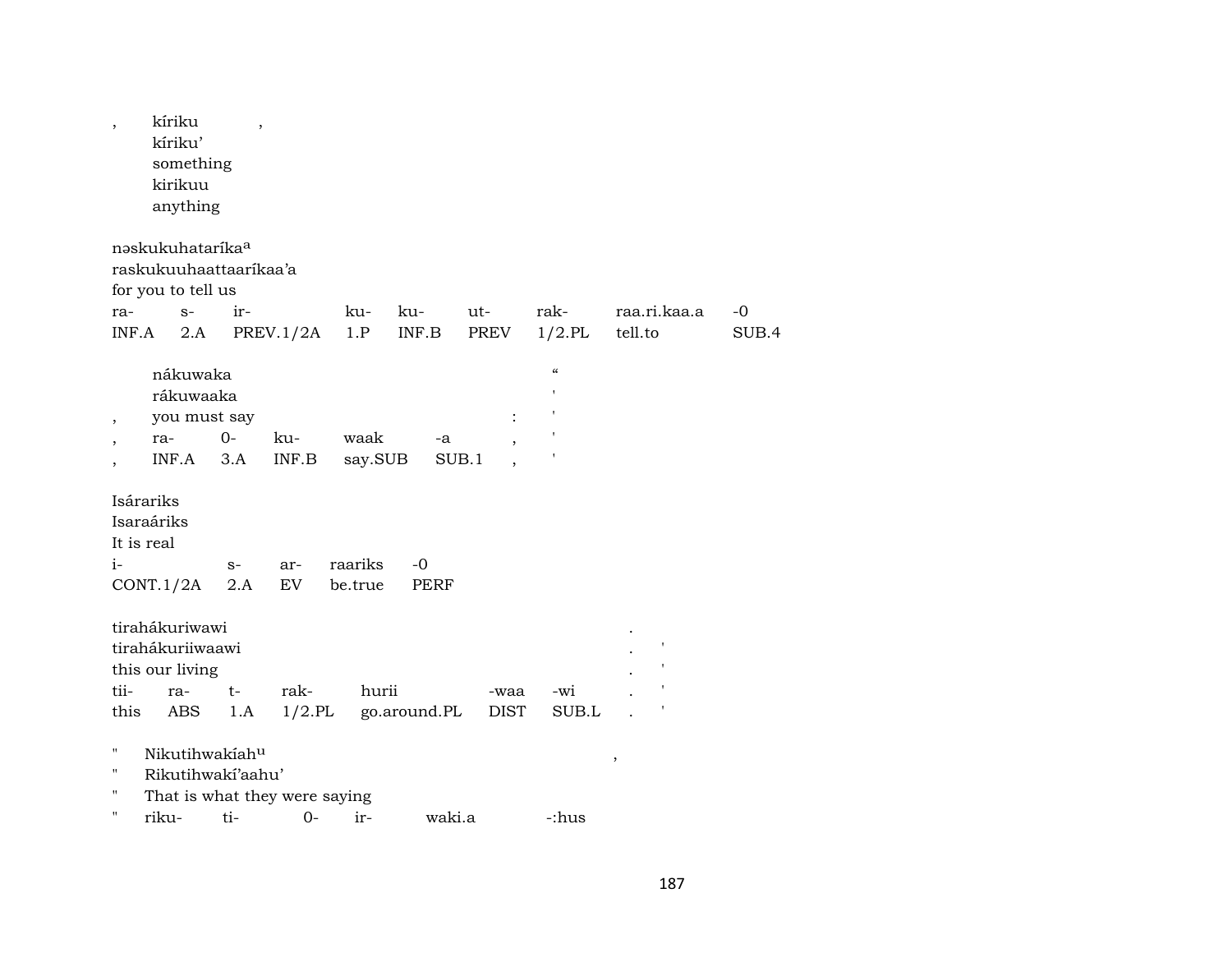, kíriku ,
kíriku'
something
kirikuu
anything

nəskukuhataríka[a]
raskukuuhaattaaríkaa'a
for you to tell us

| ra- | s- | ir- | ku- | ku- | ut- | rak- | raa.ri.kaa.a | -0 |
|---|---|---|---|---|---|---|---|---|
| INF.A | 2.A | PREV.1/2A | 1.P | INF.B | PREV | 1/2.PL | tell.to | SUB.4 |

nákuwaka "
rákuwaaka '
, you must say : '

| , | ra- | 0- | ku- | waak | -a | , | ' |
|---|---|---|---|---|---|---|---|
| , | INF.A | 3.A | INF.B | say.SUB | SUB.1 | , | ' |

Isárariks
Isaraáriks
It is real

| i- | s- | ar- | raariks | -0 |
|---|---|---|---|---|
| CONT.1/2A | 2.A | EV | be.true | PERF |

tirahákuriwawi .
tirahákuriiwaawi . '
this our living . '

| tii- | ra- | t- | rak- | hurii | -waa | -wi | . | ' |
|---|---|---|---|---|---|---|---|---|
| this | ABS | 1.A | 1/2.PL | go.around.PL | DIST | SUB.L | . | ' |

" Nikutihwakíah[u] ,
" Rikutihwakí'aahu'
" That is what they were saying
" riku- ti- 0- ir- waki.a -:hus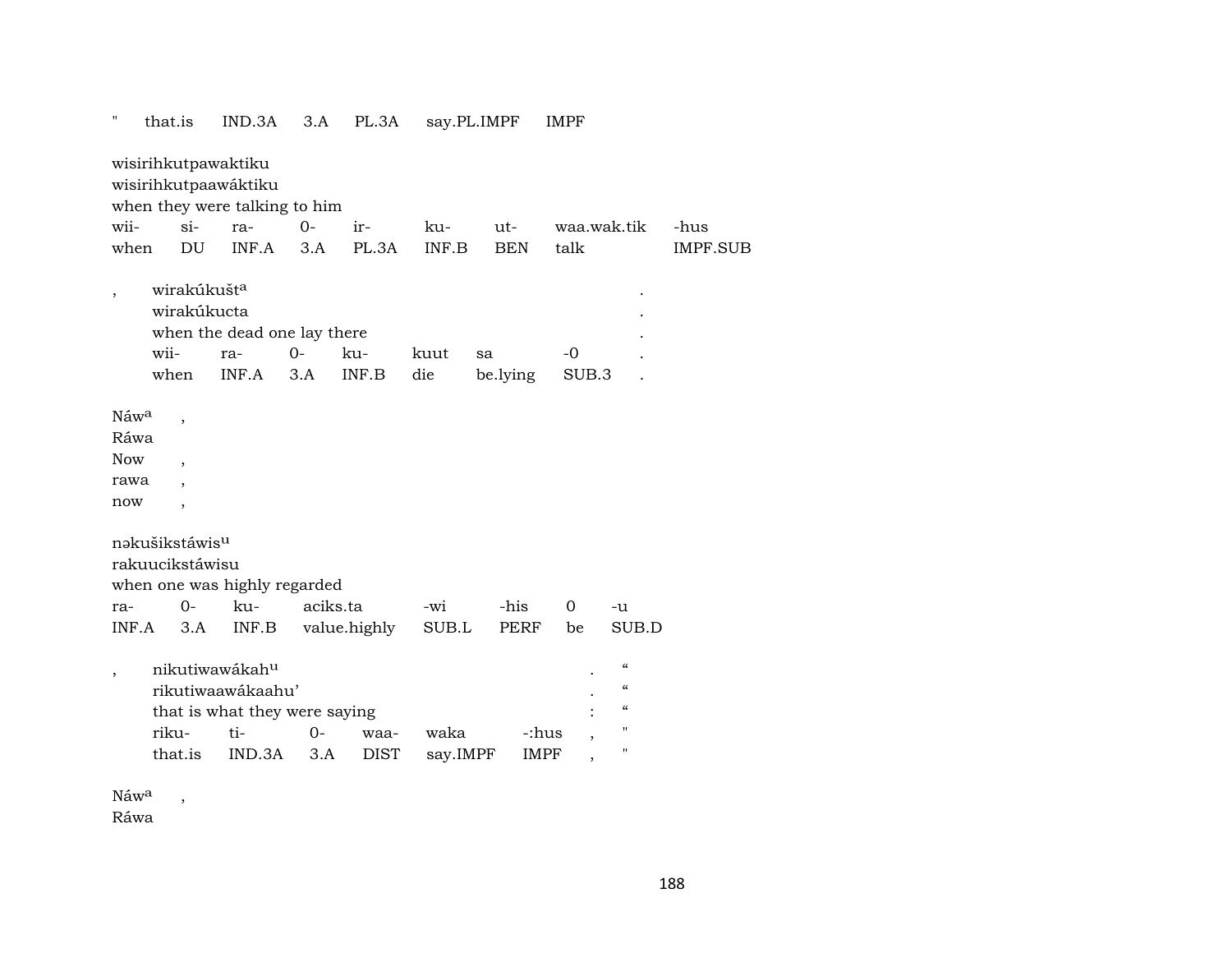| " | that.is | IND.3A | 3.A | PL.3A | say.PL.IMPF | IMPF |
|---|---|---|---|---|---|---|

wisirihkutpawaktiku
wisirihkutpaawáktiku
when they were talking to him

| wii- | si- | ra- | 0- | ir- | ku- | ut- | waa.wak.tik | -hus |
|---|---|---|---|---|---|---|---|---|
| when | DU | INF.A | 3.A | PL.3A | INF.B | BEN | talk | IMPF.SUB |

, wirakúkušt[a] .
wirakúkucta .
when the dead one lay there .

| wii- | ra- | 0- | ku- | kuut | sa | -0 | . |
|---|---|---|---|---|---|---|---|
| when | INF.A | 3.A | INF.B | die | be.lying | SUB.3 | . |

Náw[a] ,
Ráwa
Now ,
rawa ,
now ,

nəkušikstáwis[u]
rakuucikstáwisu
when one was highly regarded

| ra- | 0- | ku- | aciks.ta | -wi | -his | 0 | -u |
|---|---|---|---|---|---|---|---|
| INF.A | 3.A | INF.B | value.highly | SUB.L | PERF | be | SUB.D |

, nikutiwawákah[u] . “
rikutiwaawákaahu’ . “
that is what they were saying : “

| riku- | ti- | 0- | waa- | waka | -:hus | , | " |
|---|---|---|---|---|---|---|---|
| that.is | IND.3A | 3.A | DIST | say.IMPF | IMPF | , | " |

Náw[a] ,
Ráwa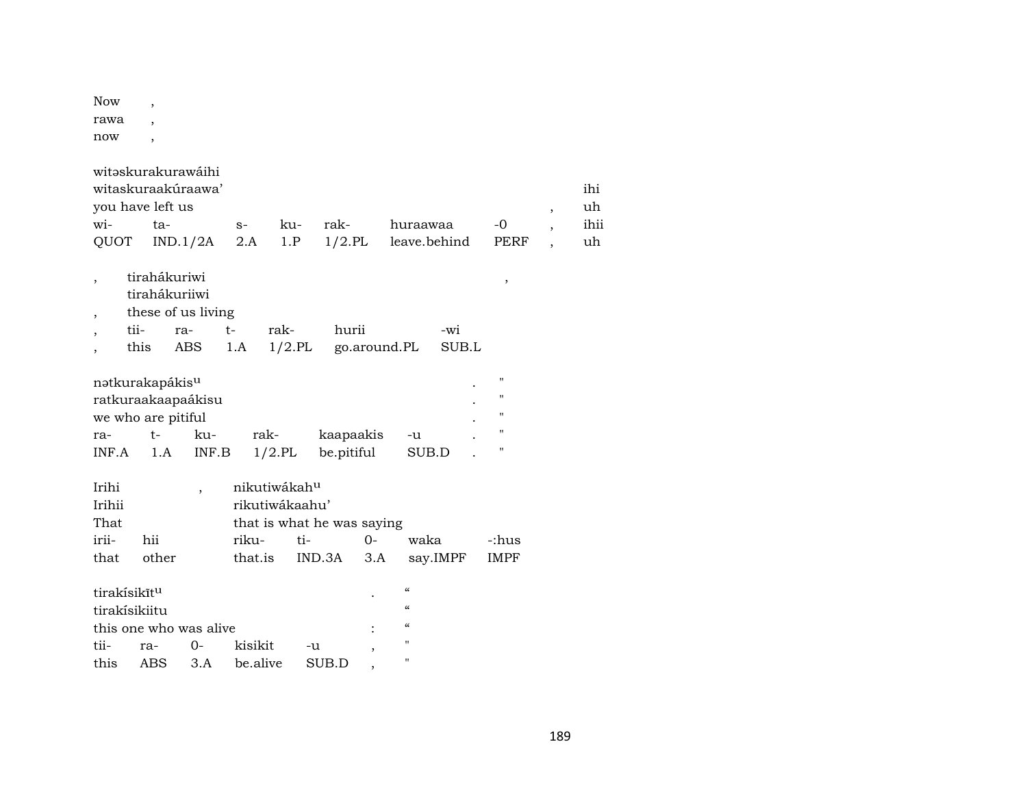| Now | , |
|---|---|
| rawa | , |
| now | , |

| witəskurakurawáihi | | | | | | | | |
|---|---|---|---|---|---|---|---|---|
| witaskuraakúraawa’ | | | | | | | | ihi |
| you have left us | | | | | | | , | uh |
| wi- | ta- | s- | ku- | rak- | huraawaa | -0 | , | ihii |
| QUOT | IND.1/2A | 2.A | 1.P | 1/2.PL | leave.behind | PERF | , | uh |

| , | tirahákuriwi | | | | | , |
|---|---|---|---|---|---|---|
| | tirahákuriiwi | | | | | |
| , | these of us living | | | | | |
| , | tii- | ra- | t- | rak- | hurii | -wi |
| , | this | ABS | 1.A | 1/2.PL | go.around.PL | SUB.L |

| nətkurakapákis[u] | | | | | | . | " |
|---|---|---|---|---|---|---|---|
| ratkuraakaapaákisu | | | | | | . | " |
| we who are pitiful | | | | | | . | " |
| ra- | t- | ku- | rak- | kaapaakis | -u | . | " |
| INF.A | 1.A | INF.B | 1/2.PL | be.pitiful | SUB.D | . | " |

| Irihi | | , | nikutiwákah[u] | | | | |
|---|---|---|---|---|---|---|---|
| Irihii | | | rikutiwákaahu’ | | | | |
| That | | | that is what he was saying | | | | |
| irii- | hii | | riku- | ti- | 0- | waka | -:hus |
| that | other | | that.is | IND.3A | 3.A | say.IMPF | IMPF |

| tirakísikīt[u] | | | | | . | “ |
|---|---|---|---|---|---|---|
| tirakísikiitu | | | | | | “ |
| this one who was alive | | | | | : | “ |
| tii- | ra- | 0- | kisikit | -u | , | " |
| this | ABS | 3.A | be.alive | SUB.D | , | " |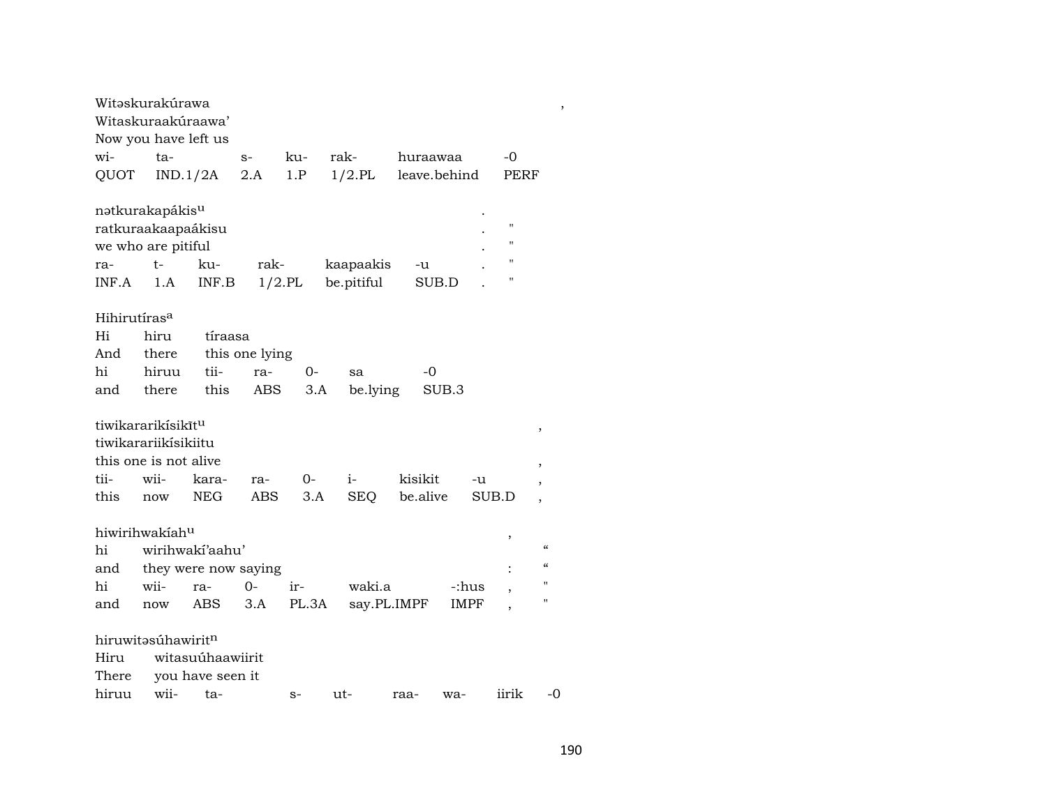Witəskurakúrawa ,
Witaskuraakúraawa'
Now you have left us

| wi- | ta- | s- | ku- | rak- | huraawaa | -0 |
|---|---|---|---|---|---|---|
| QUOT | IND.1/2A | 2.A | 1.P | 1/2.PL | leave.behind | PERF |

nətkurakapákis[u] .
ratkuraakaapaákisu . "
we who are pitiful . "

| ra- | t- | ku- | rak- | kaapaakis | -u | . | " |
|---|---|---|---|---|---|---|---|
| INF.A | 1.A | INF.B | 1/2.PL | be.pitiful | SUB.D | . | " |

Hihirutíras[a]

| Hi | hiru | tíraasa | | | | |
|---|---|---|---|---|---|---|
| And | there | this one lying | | | | |
| hi | hiruu | tii- | ra- | 0- | sa | -0 |
| and | there | this | ABS | 3.A | be.lying | SUB.3 |

tiwikararikísikīt[u] ,
tiwikarariikísikiitu
this one is not alive ,

| tii- | wii- | kara- | ra- | 0- | i- | kisikit | -u | , |
|---|---|---|---|---|---|---|---|---|
| this | now | NEG | ABS | 3.A | SEQ | be.alive | SUB.D | , |

hiwirihwakíah[u] ,

| hi | wirihwakí'aahu' | | | | | | | " |
|---|---|---|---|---|---|---|---|---|
| and | they were now saying | | | | | | : | " |
| hi | wii- | ra- | 0- | ir- | waki.a | -:hus | , | " |
| and | now | ABS | 3.A | PL.3A | say.PL.IMPF | IMPF | , | " |

hiruwitəsúhawirit[n]

| Hiru | witasuúhaawiirit | | | | | | |
|---|---|---|---|---|---|---|---|
| There | you have seen it | | | | | | |
| hiruu | wii- | ta- | s- | ut- | raa- | wa- | iirik | -0 |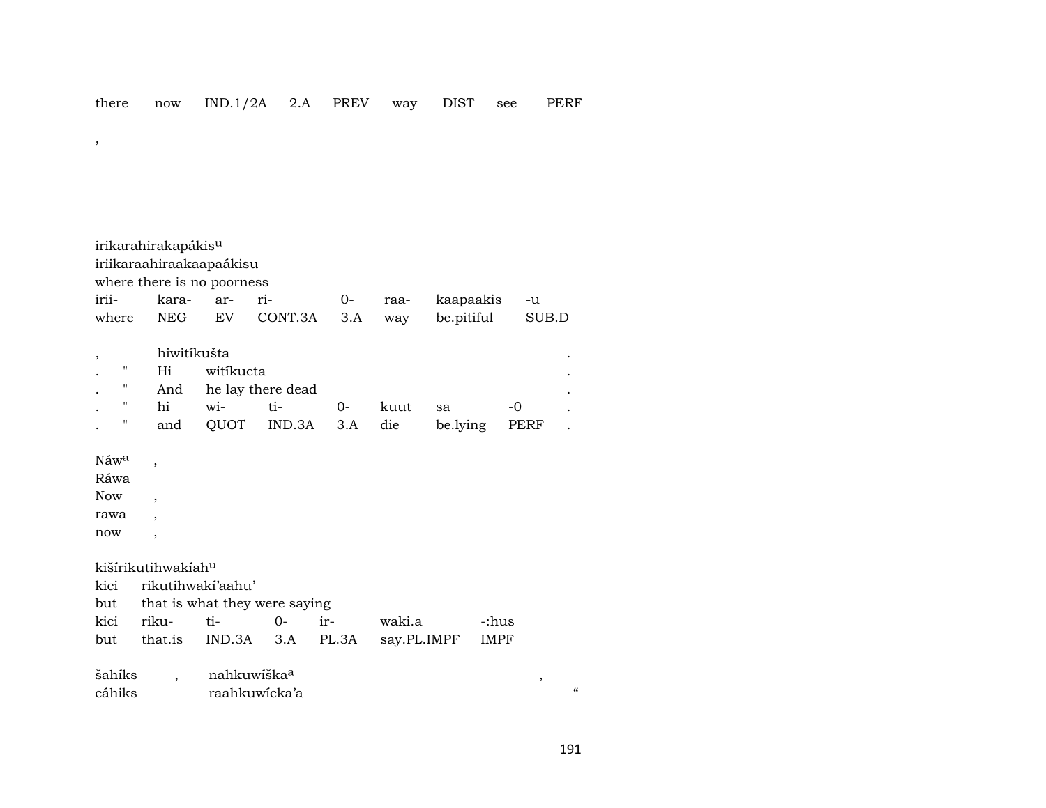there now IND.1/2A 2.A PREV way DIST see PERF

,

irikarahirakapákis[u]
iriikaraahiraakaapaákisu
where there is no poorness

| irii- | kara- | ar- | ri- | 0- | raa- | kaapaakis | -u |
|---|---|---|---|---|---|---|---|
| where | NEG | EV | CONT.3A | 3.A | way | be.pitiful | SUB.D |

| , | | hiwitíkušta | | | | | | . |
|---|---|---|---|---|---|---|---|---|
| . | " | Hi | witíkucta | | | | | . |
| . | " | And | he lay there dead | | | | | . |
| . | " | hi | wi- | ti- | 0- | kuut | sa | -0 | . |
| . | " | and | QUOT | IND.3A | 3.A | die | be.lying | PERF | . |

Náw[a] ,
Ráwa
Now ,
rawa ,
now ,

kišírikutihwakíah[u]
kici rikutihwakí'aahu'
but that is what they were saying

| kici | riku- | ti- | 0- | ir- | waki.a | -:hus |
|---|---|---|---|---|---|---|
| but | that.is | IND.3A | 3.A | PL.3A | say.PL.IMPF | IMPF |

šahíks , nahkuwíška[a] ,
cáhiks raahkuwícka'a "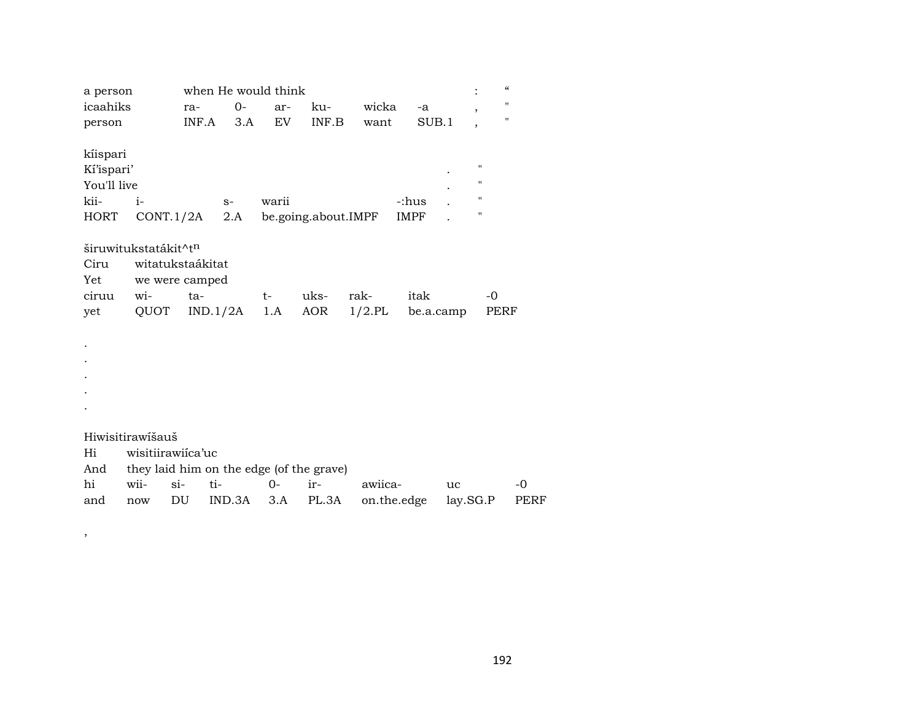| a person | when He would think | | | | | | : | " |
|---|---|---|---|---|---|---|---|---|
| icaahiks | ra- | 0- | ar- | ku- | wicka | -a | , | " |
| person | INF.A | 3.A | EV | INF.B | want | SUB.1 | , | " |

kíispari

| Kí'ispari' | | | | | . | " |
|---|---|---|---|---|---|---|
| You'll live | | | | | . | " |
| kii- | i- | s- | warii | -:hus | . | " |
| HORT | CONT.1/2A | 2.A | be.going.about.IMPF | IMPF | . | " |

širuwitukstatákit^t$^{n}$

| Ciru | witatukstaákitat | | | | | | |
|---|---|---|---|---|---|---|---|
| Yet | we were camped | | | | | | |
| ciruu | wi- | ta- | t- | uks- | rak- | itak | -0 |
| yet | QUOT | IND.1/2A | 1.A | AOR | 1/2.PL | be.a.camp | PERF |

.
.
.
.
.

Hiwisitirawíšauš

| Hi | wisitiirawiíca'uc | | | | | | | |
|---|---|---|---|---|---|---|---|---|
| And | they laid him on the edge (of the grave) | | | | | | | |
| hi | wii- | si- | ti- | 0- | ir- | awiica- | uc | -0 |
| and | now | DU | IND.3A | 3.A | PL.3A | on.the.edge | lay.SG.P | PERF |

,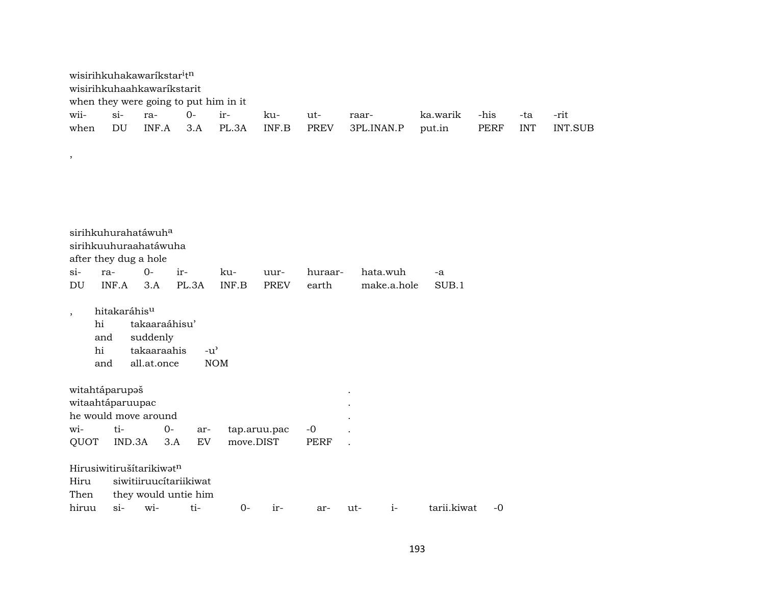wisirihkuhakawaríkstar[i]t[n]
wisirihkuhaahkawaríkstarit
when they were going to put him in it

| wii- | si- | ra- | 0- | ir- | ku- | ut- | raar- | ka.warik | -his | -ta | -rit |
|---|---|---|---|---|---|---|---|---|---|---|---|
| when | DU | INF.A | 3.A | PL.3A | INF.B | PREV | 3PL.INAN.P | put.in | PERF | INT | INT.SUB |

,

sirihkuhurahatáwuh[a]
sirihkuuhuraahatáwuha
after they dug a hole

| si- | ra- | 0- | ir- | ku- | uur- | huraar- | hata.wuh | -a |
|---|---|---|---|---|---|---|---|---|
| DU | INF.A | 3.A | PL.3A | INF.B | PREV | earth | make.a.hole | SUB.1 |

, hitakaráhis[u]
hi takaaraáhisu’
and suddenly

| hi | takaaraahis | -u’ |
|---|---|---|
| and | all.at.once | NOM |

witahtáparupəš .
witaahtáparuupac .
he would move around .

| wi- | ti- | 0- | ar- | tap.aruu.pac | -0 | . |
|---|---|---|---|---|---|---|
| QUOT | IND.3A | 3.A | EV | move.DIST | PERF | . |

Hirusiwitirušítarikiwət[n]
Hiru siwitiiruucítariikiwat
Then they would untie him

| hiruu | si- | wi- | ti- | 0- | ir- | ar- | ut- | i- | tarii.kiwat | -0 |
|---|---|---|---|---|---|---|---|---|---|---|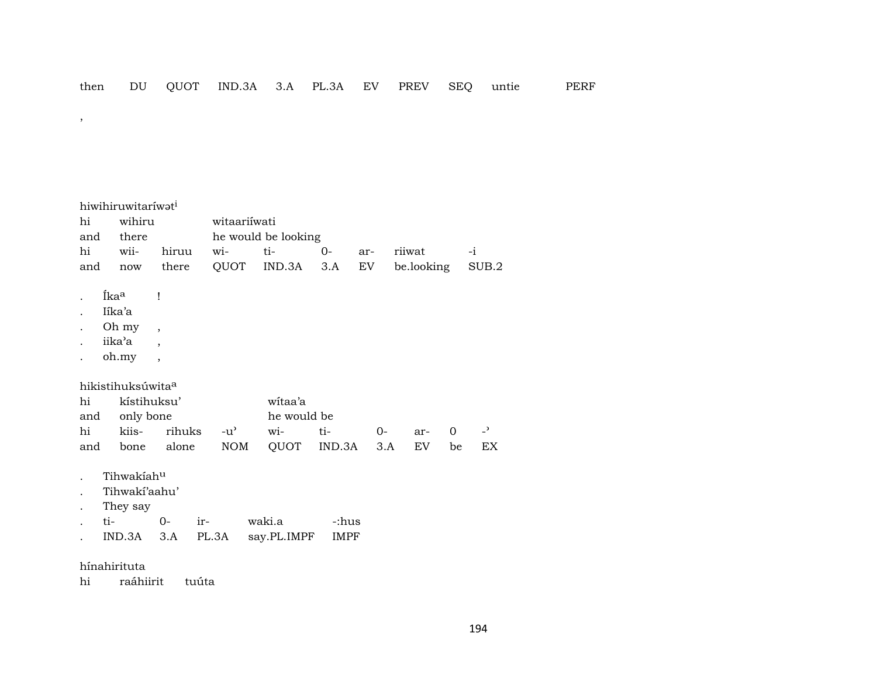then DU QUOT IND.3A 3.A PL.3A EV PREV SEQ untie PERF

,

hiwihiruwitaríwət[i]
hi wihiru witaariíwati
and there he would be looking
hi wii- hiruu wi- ti- 0- ar- riiwat -i
and now there QUOT IND.3A 3.A EV be.looking SUB.2

. Íka[a] !
. Iíka'a
. Oh my ,
. iika'a ,
. oh.my ,

hikistihuksúwita[a]
hi kístihuksu' wítaa'a
and only bone he would be
hi kiis- rihuks -u' wi- ti- 0- ar- 0 -'
and bone alone NOM QUOT IND.3A 3.A EV be EX

. Tihwakíah[u]
. Tihwakí'aahu'
. They say
. ti- 0- ir- waki.a -:hus
. IND.3A 3.A PL.3A say.PL.IMPF IMPF

hínahirituta
hi raáhiirit tuúta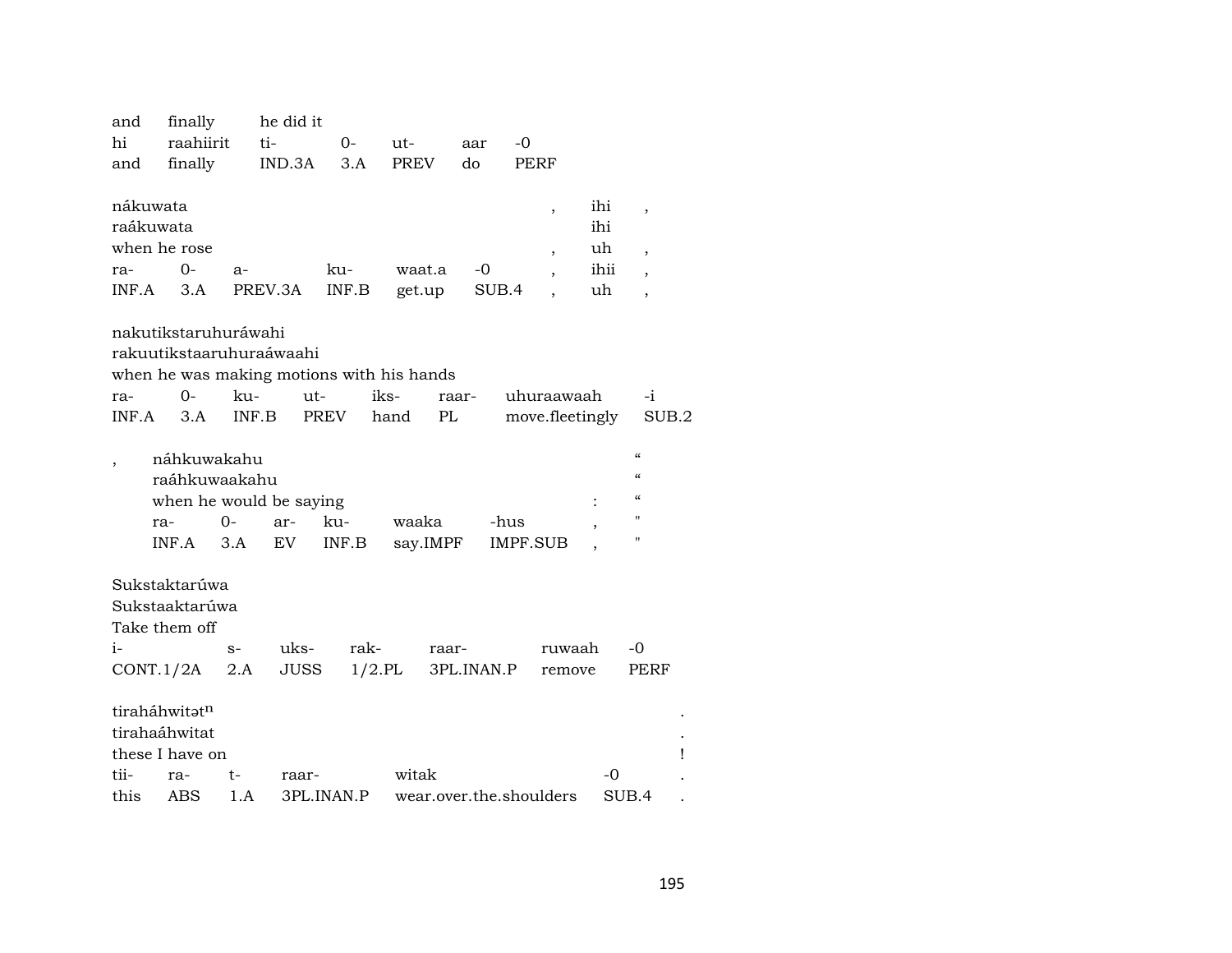| and | finally | he did it | | | | |
|---|---|---|---|---|---|---|
| hi | raahiirit | ti- | 0- | ut- | aar | -0 |
| and | finally | IND.3A | 3.A | PREV | do | PERF |

| nákuwata | | | | | | , | ihi | , |
|---|---|---|---|---|---|---|---|---|
| raákuwata | | | | | | | ihi | |
| when he rose | | | | | | , | uh | , |
| ra- | 0- | a- | ku- | waat.a | -0 | , | ihii | , |
| INF.A | 3.A | PREV.3A | INF.B | get.up | SUB.4 | , | uh | , |

| nakutikstaruhuráwahi | | | | | | | |
|---|---|---|---|---|---|---|---|
| rakuutikstaaruhuraáwaahi | | | | | | | |
| when he was making motions with his hands | | | | | | | |
| ra- | 0- | ku- | ut- | iks- | raar- | uhuraawaah | -i |
| INF.A | 3.A | INF.B | PREV | hand | PL | move.fleetingly | SUB.2 |

| , | náhkuwakahu | | | | | | | “ |
|---|---|---|---|---|---|---|---|---|
| | raáhkuwaakahu | | | | | | | “ |
| | when he would be saying | | | | | | : | “ |
| | ra- | 0- | ar- | ku- | waaka | -hus | , | " |
| | INF.A | 3.A | EV | INF.B | say.IMPF | IMPF.SUB | , | " |

| Sukstaktarúwa | | | | | | |
|---|---|---|---|---|---|---|
| Sukstaaktarúwa | | | | | | |
| Take them off | | | | | | |
| i- | s- | uks- | rak- | raar- | ruwaah | -0 |
| CONT.1/2A | 2.A | JUSS | 1/2.PL | 3PL.INAN.P | remove | PERF |

| tiraháhwitət^n | | | | | | . |
|---|---|---|---|---|---|---|
| tirahaáhwitat | | | | | | . |
| these I have on | | | | | | ! |
| tii- | ra- | t- | raar- | witak | -0 | . |
| this | ABS | 1.A | 3PL.INAN.P | wear.over.the.shoulders | SUB.4 | . |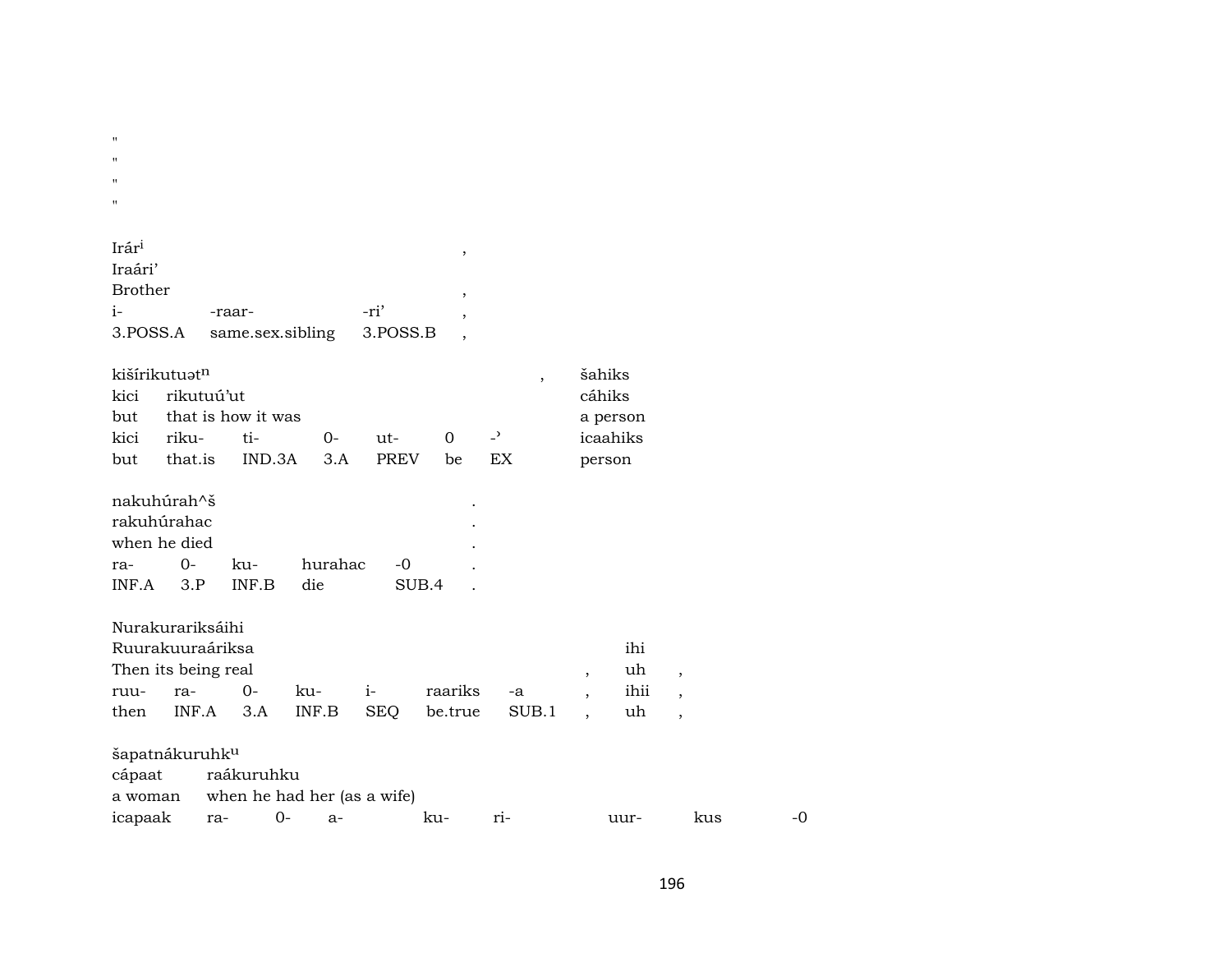"
"
"
"

Irár$^{i}$ ,
Iraári'
Brother ,

| i- | -raar- | -ri' | , |
|---|---|---|---|
| 3.POSS.A | same.sex.sibling | 3.POSS.B | , |

kišírikutuət$^{n}$ , šahiks
kici rikutuú'ut cáhiks
but that is how it was a person

| kici | riku- | ti- | 0- | ut- | 0 | -' | icaahiks |
|---|---|---|---|---|---|---|---|
| but | that.is | IND.3A | 3.A | PREV | be | EX | person |

nakuhúrah^š .
rakuhúrahac .
when he died .

| ra- | 0- | ku- | hurahac | -0 | . |
|---|---|---|---|---|---|
| INF.A | 3.P | INF.B | die | SUB.4 | . |

Nurakurariksáihi
Ruurakuuraáriksa ihi
Then its being real , uh ,

| ruu- | ra- | 0- | ku- | i- | raariks | -a | , | ihii | , |
|---|---|---|---|---|---|---|---|---|---|
| then | INF.A | 3.A | INF.B | SEQ | be.true | SUB.1 | , | uh | , |

šapatnákuruhk$^{u}$
cápaat raákuruhku
a woman when he had her (as a wife)

| icapaak | ra- | 0- | a- | ku- | ri- | uur- | kus | -0 |
|---|---|---|---|---|---|---|---|---|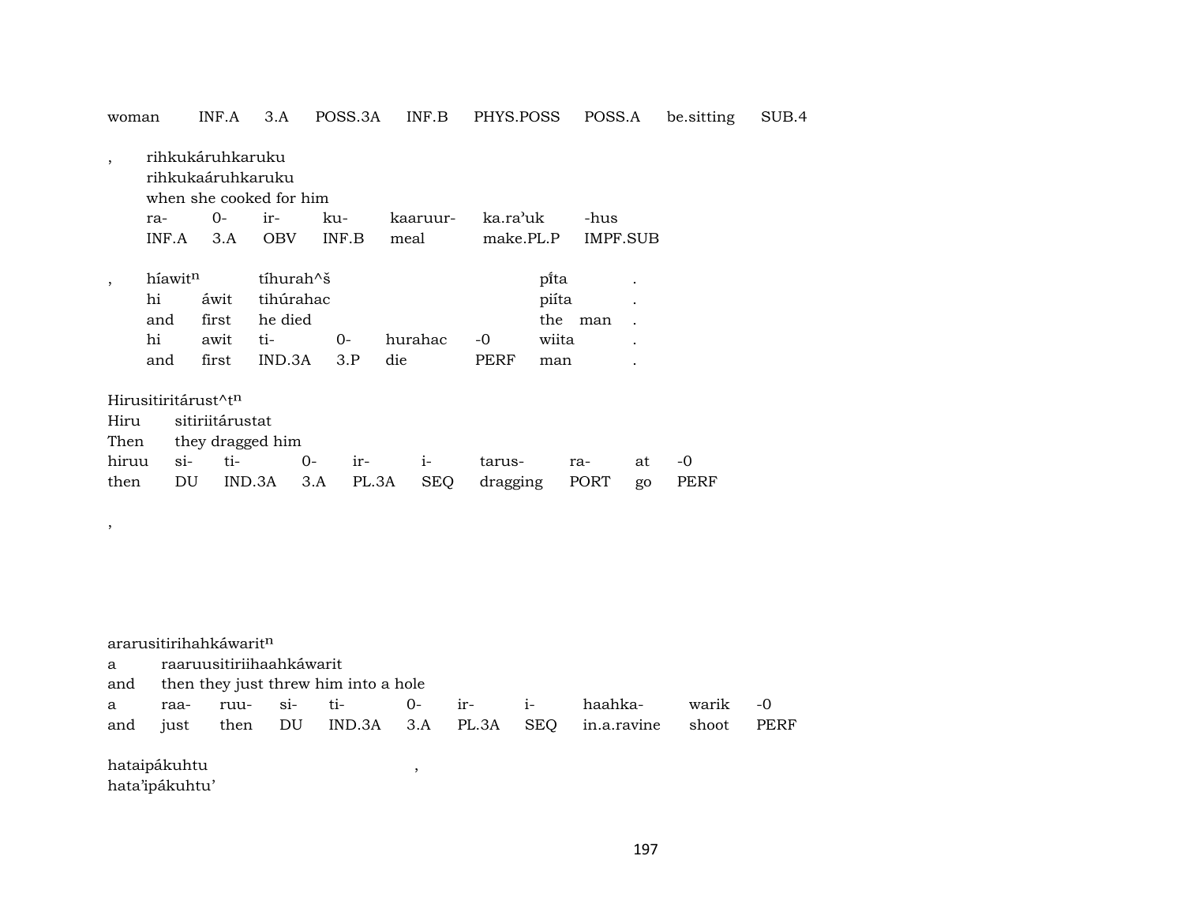woman INF.A 3.A POSS.3A INF.B PHYS.POSS POSS.A be.sitting SUB.4

, rihkukáruhkaruku
rihkukaáruhkaruku
when she cooked for him

| ra- | 0- | ir- | ku- | kaaruur- | ka.ra'uk | -hus |
|---|---|---|---|---|---|---|
| INF.A | 3.A | OBV | INF.B | meal | make.PL.P | IMPF.SUB |

, híawit$^{n}$ tíhurah^š píta .

| hi | áwit | tihúrahac | | | | piíta | . |
|---|---|---|---|---|---|---|---|
| and | first | he died | | | | the man | . |
| hi | awit | ti- | 0- | hurahac | -0 | wiita | . |
| and | first | IND.3A | 3.P | die | PERF | man | . |

Hirusitiritárust^t$^{n}$

| Hiru | sitiriitárustat | | | | | | | |
|---|---|---|---|---|---|---|---|---|
| Then | they dragged him | | | | | | | |
| hiruu | si- | ti- | 0- | ir- | i- | tarus- | ra- | at | -0 |
| then | DU | IND.3A | 3.A | PL.3A | SEQ | dragging | PORT | go | PERF |

,

ararusitirihahkáwarit$^{n}$

| a | raaruusitiriihaahkáwarit | | | | | | | | |
|---|---|---|---|---|---|---|---|---|---|
| and | then they just threw him into a hole | | | | | | | | |
| a | raa- | ruu- | si- | ti- | 0- | ir- | i- | haahka- | warik | -0 |
| and | just | then | DU | IND.3A | 3.A | PL.3A | SEQ | in.a.ravine | shoot | PERF |

hataipákuhtu ,
hata'ipákuhtu'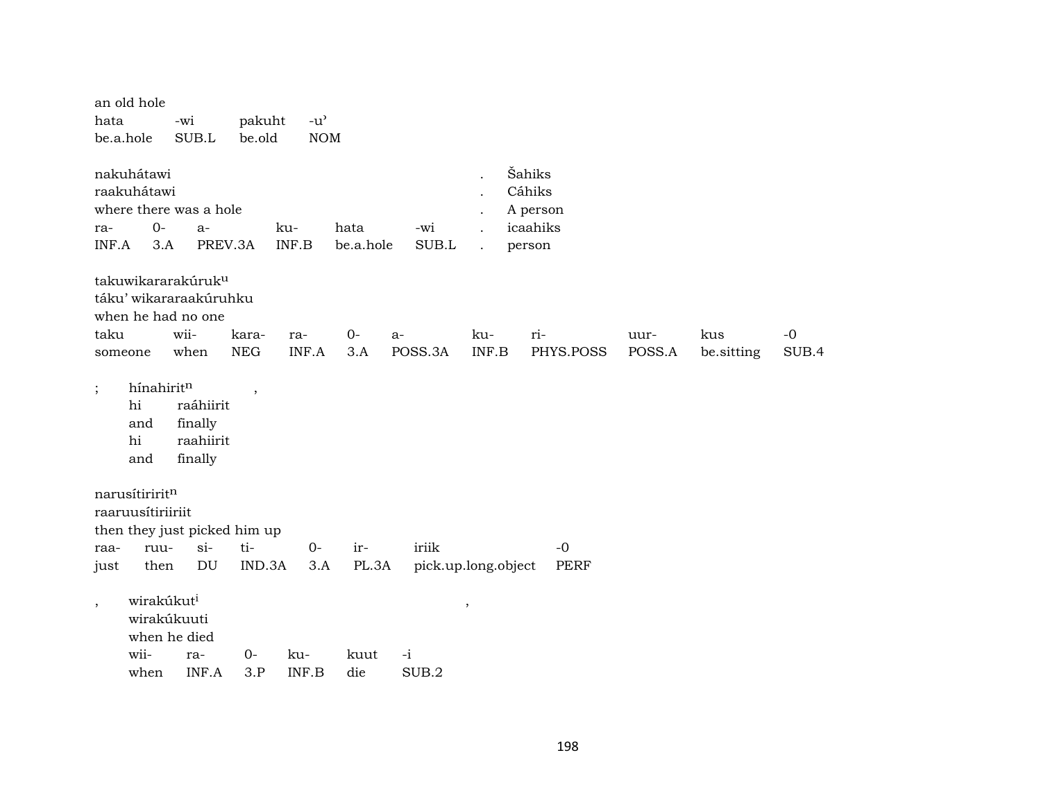an old hole

| hata | -wi | pakuht | -u’ |
|---|---|---|---|
| be.a.hole | SUB.L | be.old | NOM |

nakuhátawi . Šahiks
raakuhátawi . Cáhiks
where there was a hole . A person

| ra- | 0- | a- | ku- | hata | -wi | . | icaahiks |
|---|---|---|---|---|---|---|---|
| INF.A | 3.A | PREV.3A | INF.B | be.a.hole | SUB.L | . | person |

takuwikararakúruk$^{u}$
táku’ wikararaakúruhku
when he had no one

| taku | wii- | kara- | ra- | 0- | a- | ku- | ri- | uur- | kus | -0 |
|---|---|---|---|---|---|---|---|---|---|---|
| someone | when | NEG | INF.A | 3.A | POSS.3A | INF.B | PHYS.POSS | POSS.A | be.sitting | SUB.4 |

; hínahirit$^{n}$ ,

| hi | raáhiirit |
|---|---|
| and | finally |
| hi | raahiirit |
| and | finally |

narusítiririt$^{n}$
raaruusítiriiriit
then they just picked him up

| raa- | ruu- | si- | ti- | 0- | ir- | iriik | -0 |
|---|---|---|---|---|---|---|---|
| just | then | DU | IND.3A | 3.A | PL.3A | pick.up.long.object | PERF |

, wirakúkut$^{i}$ ,
wirakúkuuti
when he died

| wii- | ra- | 0- | ku- | kuut | -i |
|---|---|---|---|---|---|
| when | INF.A | 3.P | INF.B | die | SUB.2 |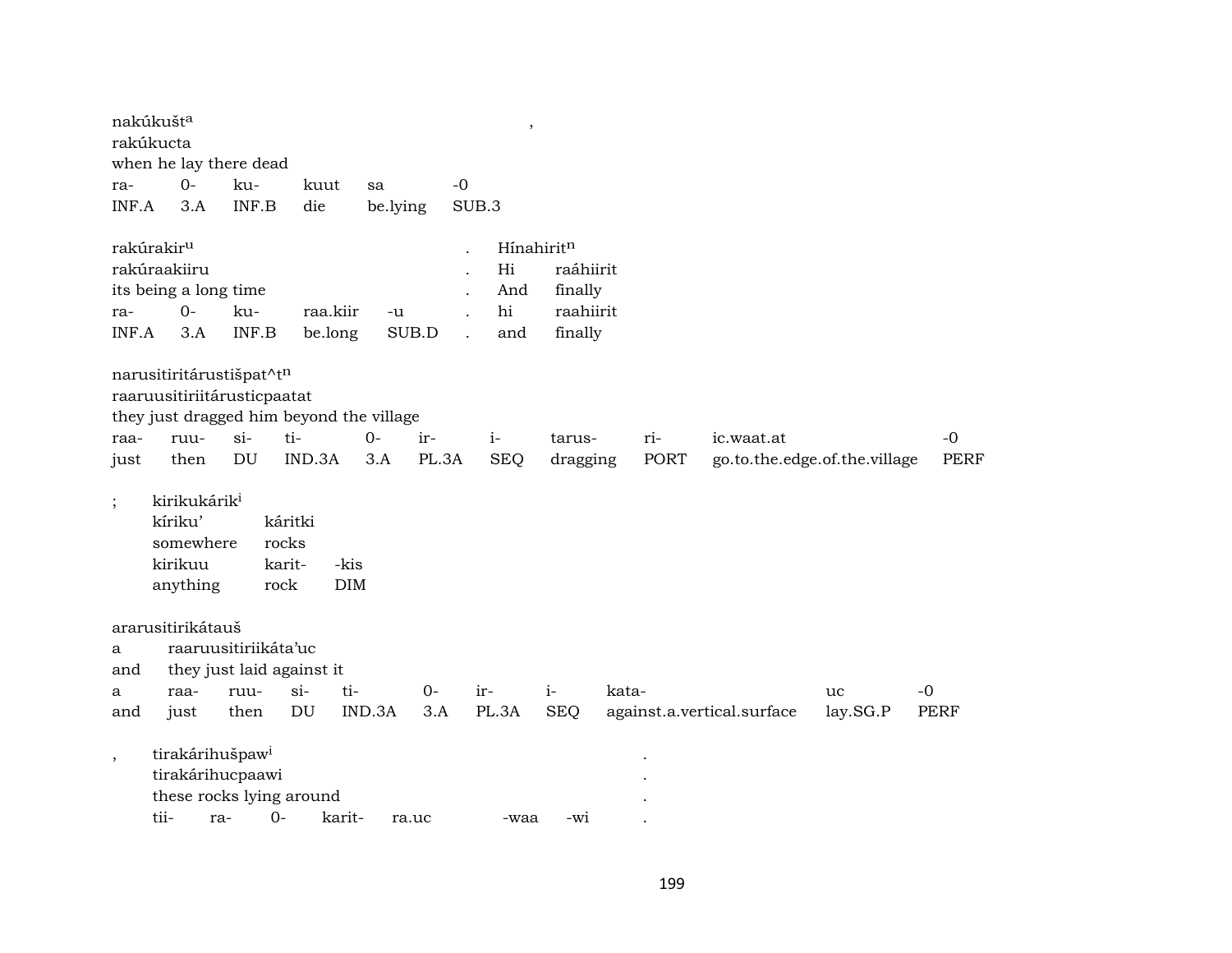nakúkušt[a] ,
rakúkucta
when he lay there dead

| ra- | 0- | ku- | kuut | sa | -0 |
|---|---|---|---|---|---|
| INF.A | 3.A | INF.B | die | be.lying | SUB.3 |

rakúrakir[u] . Hínahirit[n]
rakúraakiiru . Hi raáhiirit
its being a long time . And finally

| ra- | 0- | ku- | raa.kiir | -u | . | hi | raahiirit |
|---|---|---|---|---|---|---|---|
| INF.A | 3.A | INF.B | be.long | SUB.D | . | and | finally |

narusitiritárustišpat^t[n]
raaruusitiriitárusticpaatat
they just dragged him beyond the village

| raa- | ruu- | si- | ti- | 0- | ir- | i- | tarus- | ri- | ic.waat.at | -0 |
|---|---|---|---|---|---|---|---|---|---|---|
| just | then | DU | IND.3A | 3.A | PL.3A | SEQ | dragging | PORT | go.to.the.edge.of.the.village | PERF |

; kirikukárik[i]
kíriku' káritki
somewhere rocks

| kirikuu | karit- | -kis |
|---|---|---|
| anything | rock | DIM |

ararusitirikátauš
a raaruusitiriikáta'uc
and they just laid against it

| a | raa- | ruu- | si- | ti- | 0- | ir- | i- | kata- | uc | -0 |
|---|---|---|---|---|---|---|---|---|---|---|
| and | just | then | DU | IND.3A | 3.A | PL.3A | SEQ | against.a.vertical.surface | lay.SG.P | PERF |

, tirakárihušpaw[i] .
tirakárihucpaawi .
these rocks lying around .

| tii- | ra- | 0- | karit- | ra.uc | -waa | -wi | . |
|---|---|---|---|---|---|---|---|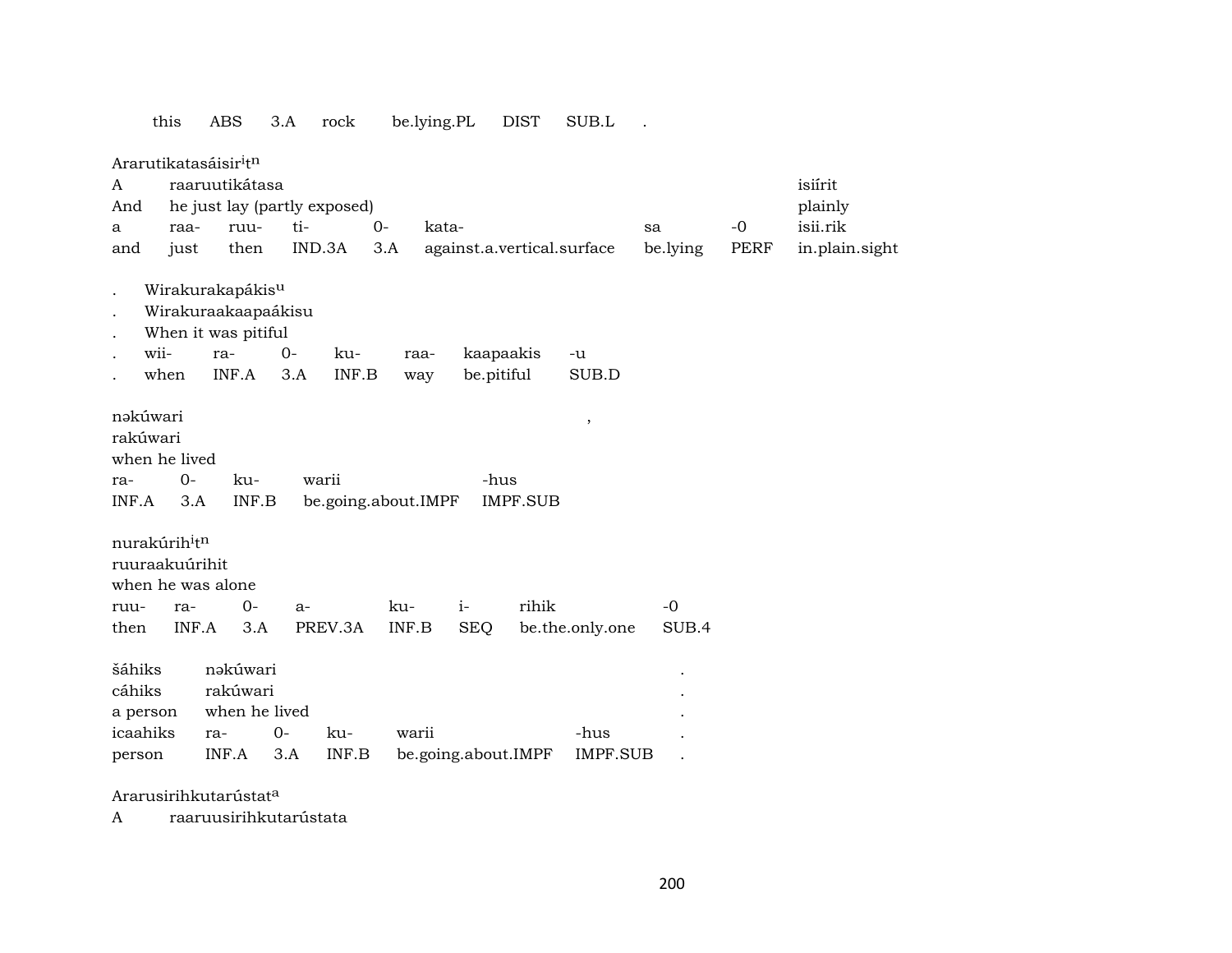| this | ABS | 3.A | rock | be.lying.PL | DIST | SUB.L | . |
|---|---|---|---|---|---|---|---|

Ararutikatasáisir[i]t[n]

| A | raaruutikátasa | | | | | | | isiírit |
|---|---|---|---|---|---|---|---|---|
| And | he just lay (partly exposed) | | | | | | | plainly |
| a | raa- | ruu- | ti- | 0- | kata- | sa | -0 | isii.rik |
| and | just | then | IND.3A | 3.A | against.a.vertical.surface | be.lying | PERF | in.plain.sight |

| . | Wirakurakapákis[u] | | | | | |
|---|---|---|---|---|---|---|
| . | Wirakuraakaapaákisu | | | | | |
| . | When it was pitiful | | | | | |
| . | wii- | ra- | 0- | ku- | raa- | kaapaakis | -u |
| . | when | INF.A | 3.A | INF.B | way | be.pitiful | SUB.D |

| nəkúwari | | | | , |
|---|---|---|---|---|
| rakúwari | | | | |
| when he lived | | | | |
| ra- | 0- | ku- | warii | -hus |
| INF.A | 3.A | INF.B | be.going.about.IMPF | IMPF.SUB |

| nurakúrih[i]t[n] | | | | | | |
|---|---|---|---|---|---|---|
| ruuraakuúrihit | | | | | | |
| when he was alone | | | | | | |
| ruu- | ra- | 0- | a- | ku- | i- | rihik | -0 |
| then | INF.A | 3.A | PREV.3A | INF.B | SEQ | be.the.only.one | SUB.4 |

| šáhiks | nəkúwari | | | | | . |
|---|---|---|---|---|---|---|
| cáhiks | rakúwari | | | | | . |
| a person | when he lived | | | | | . |
| icaahiks | ra- | 0- | ku- | warii | -hus | . |
| person | INF.A | 3.A | INF.B | be.going.about.IMPF | IMPF.SUB | . |

Ararusirihkutarústat[a]

A raaruusirihkutarústata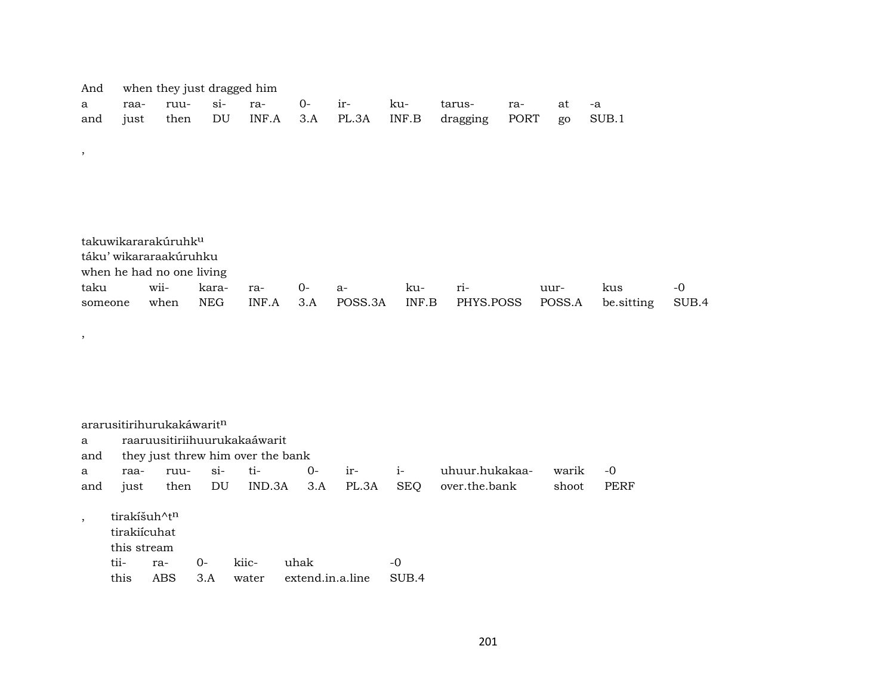And when they just dragged him

| a | raa- | ruu- | si- | ra- | 0- | ir- | ku- | tarus- | ra- | at | -a |
|---|---|---|---|---|---|---|---|---|---|---|---|
| and | just | then | DU | INF.A | 3.A | PL.3A | INF.B | dragging | PORT | go | SUB.1 |

,

takuwikararakúruhk[u]
táku' wikararaakúruhku
when he had no one living

| taku | wii- | kara- | ra- | 0- | a- | ku- | ri- | uur- | kus | -0 |
|---|---|---|---|---|---|---|---|---|---|---|
| someone | when | NEG | INF.A | 3.A | POSS.3A | INF.B | PHYS.POSS | POSS.A | be.sitting | SUB.4 |

,

ararusitirihurukakáwarit[n]
a raaruusitiriihuurukakaáwarit
and they just threw him over the bank

| a | raa- | ruu- | si- | ti- | 0- | ir- | i- | uhuur.hukakaa- | warik | -0 |
|---|---|---|---|---|---|---|---|---|---|---|
| and | just | then | DU | IND.3A | 3.A | PL.3A | SEQ | over.the.bank | shoot | PERF |

, tirakíšuh^t[n]
tirakiícuhat
this stream

| tii- | ra- | 0- | kiic- | uhak | -0 |
|---|---|---|---|---|---|
| this | ABS | 3.A | water | extend.in.a.line | SUB.4 |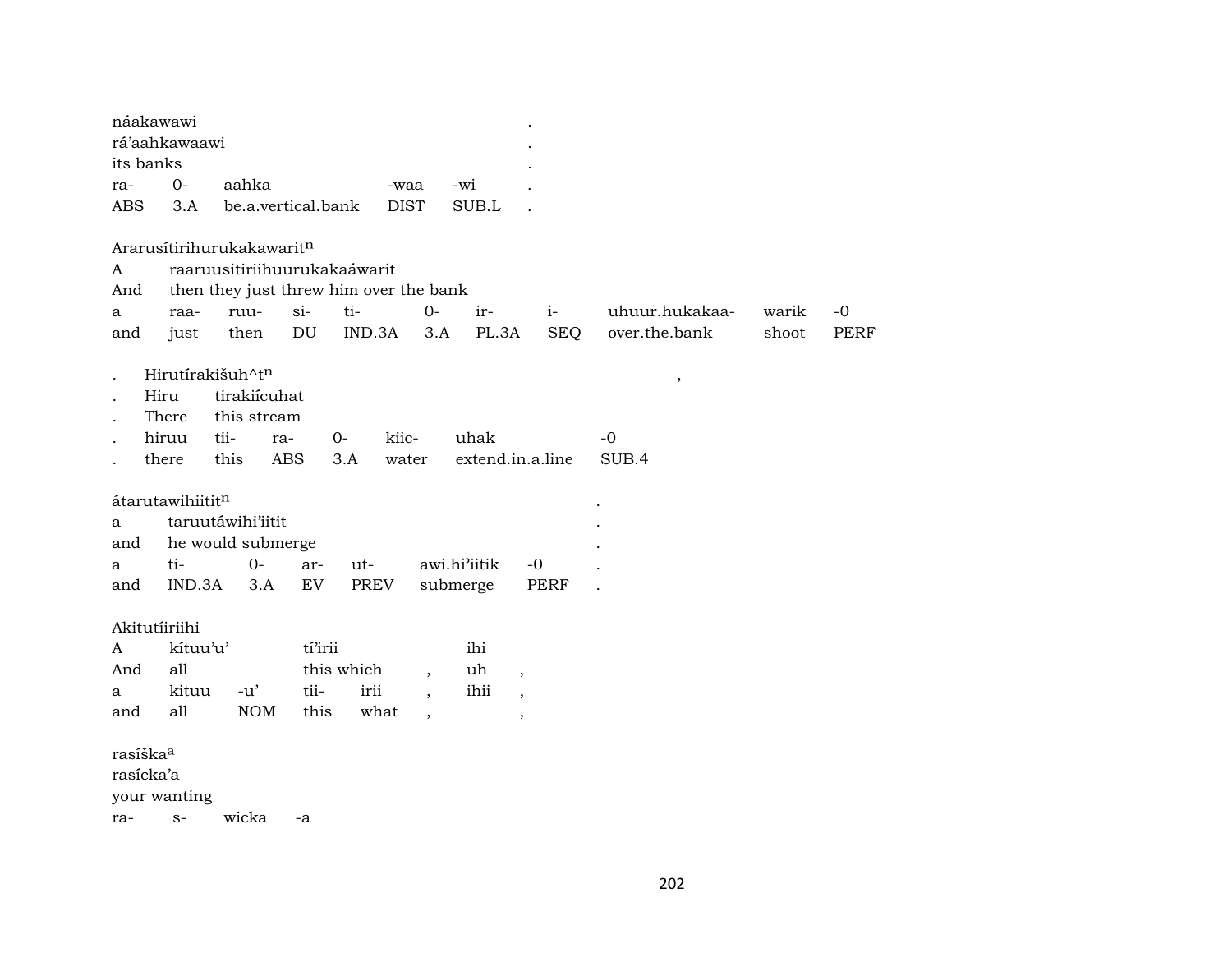náakawawi .
rá'aahkawaawi .
its banks .

| ra- | 0- | aahka | -waa | -wi | . |
|---|---|---|---|---|---|
| ABS | 3.A | be.a.vertical.bank | DIST | SUB.L | . |

Ararusítirihurukakawarit[n]
A raaruusitiriihuurukakaáwarit
And then they just threw him over the bank

| a | raa- | ruu- | si- | ti- | 0- | ir- | i- | uhuur.hukakaa- | warik | -0 |
|---|---|---|---|---|---|---|---|---|---|---|
| and | just | then | DU | IND.3A | 3.A | PL.3A | SEQ | over.the.bank | shoot | PERF |

. Hirutírakišuh^t[n] ,
. Hiru tirakiícuhat
. There this stream

| . | hiruu | tii- | ra- | 0- | kiic- | uhak | -0 |
|---|---|---|---|---|---|---|---|
| . | there | this | ABS | 3.A | water | extend.in.a.line | SUB.4 |

átarutawihiitit[n] .
a taruutáwihi'iitit .
and he would submerge .

| a | ti- | 0- | ar- | ut- | awi.hi'iitik | -0 | . |
|---|---|---|---|---|---|---|---|
| and | IND.3A | 3.A | EV | PREV | submerge | PERF | . |

Akitutíiriihi
A kítuu'u' tí'irii ihi
And all this which , uh ,

| a | kituu | -u' | tii- | irii | , | ihii | , |
|---|---|---|---|---|---|---|---|
| and | all | NOM | this | what | , | | , |

rasíška[a]
rasícka'a
your wanting

| ra- | s- | wicka | -a |
|---|---|---|---|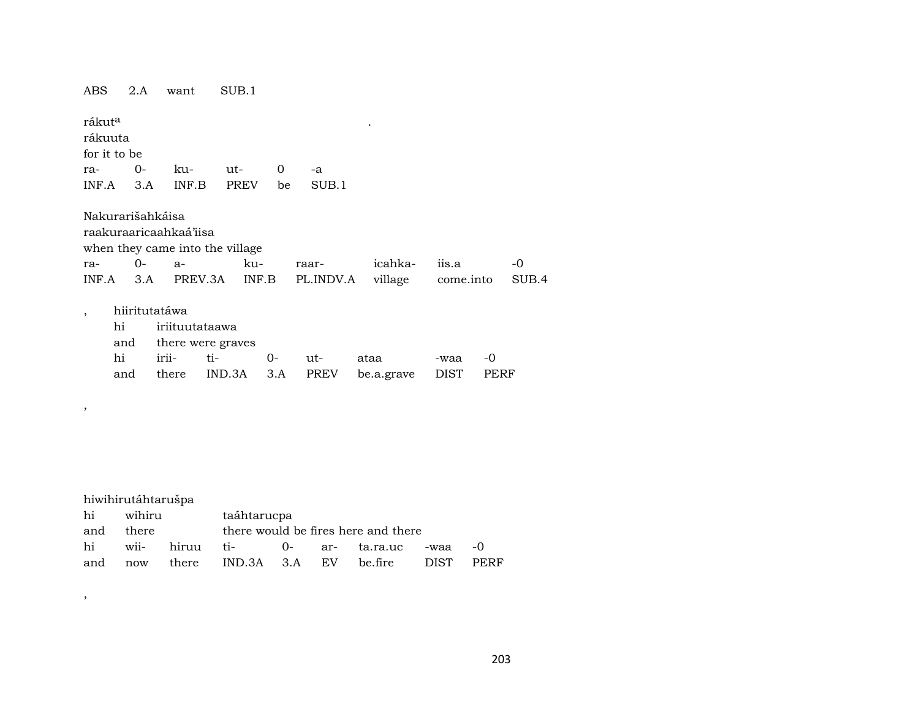| ABS | 2.A | want | SUB.1 |
|---|---|---|---|

rákut[a] .
rákuuta
for it to be

| ra- | 0- | ku- | ut- | 0 | -a |
|---|---|---|---|---|---|
| INF.A | 3.A | INF.B | PREV | be | SUB.1 |

Nakurarišahkáisa
raakuraaricaahkaá'iisa
when they came into the village

| ra- | 0- | a- | ku- | raar- | icahka- | iis.a | -0 |
|---|---|---|---|---|---|---|---|
| INF.A | 3.A | PREV.3A | INF.B | PL.INDV.A | village | come.into | SUB.4 |

, hiiritutatáwa
hi iriituutataawa
and there were graves

| hi | irii- | ti- | 0- | ut- | ataa | -waa | -0 |
|---|---|---|---|---|---|---|---|
| and | there | IND.3A | 3.A | PREV | be.a.grave | DIST | PERF |

,

hiwihirutáhtarušpa
hi wihiru taáhtarucpa
and there there would be fires here and there

| hi | wii- | hiruu | ti- | 0- | ar- | ta.ra.uc | -waa | -0 |
|---|---|---|---|---|---|---|---|---|
| and | now | there | IND.3A | 3.A | EV | be.fire | DIST | PERF |

,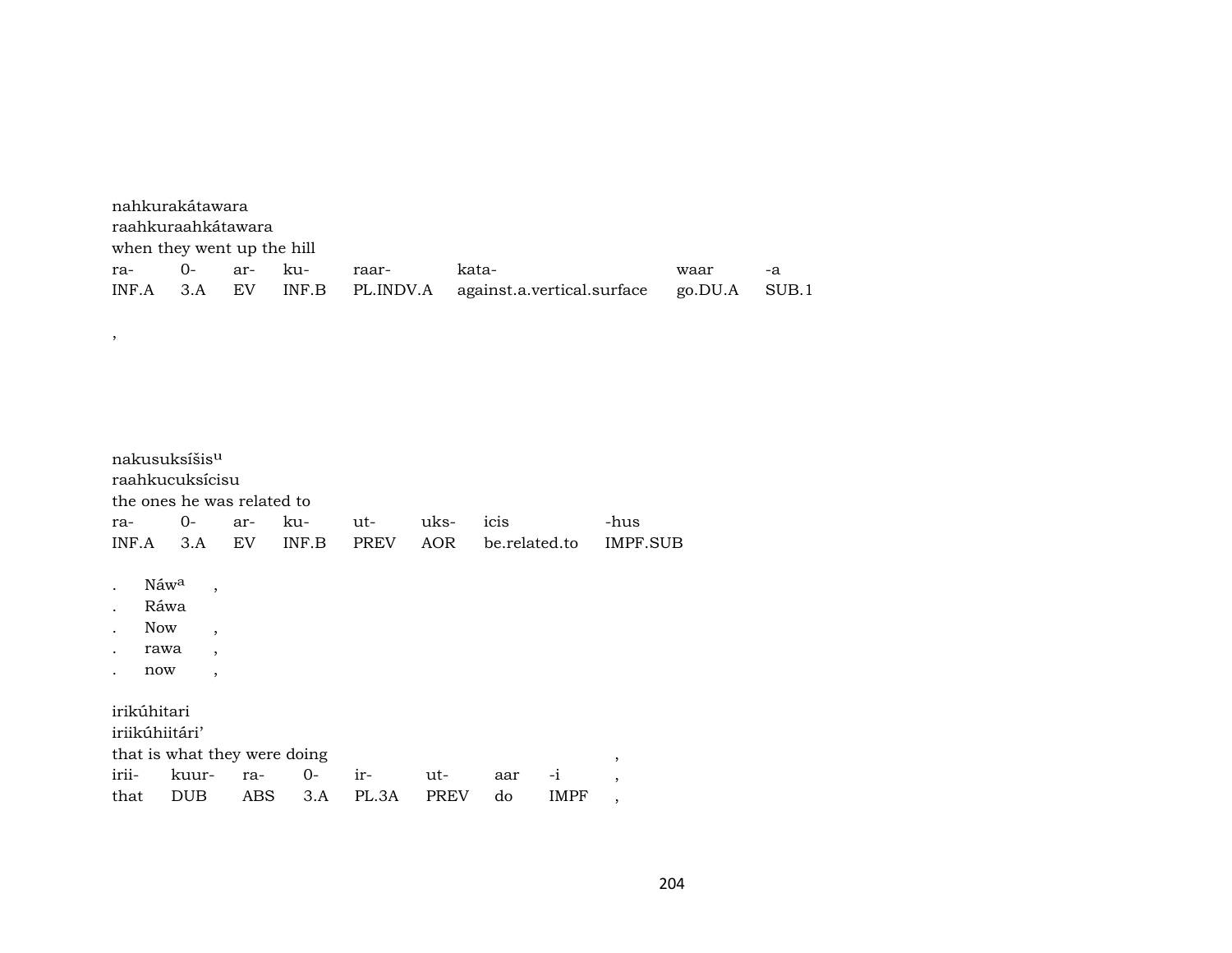nahkurakátawara
raahkuraahkátawara
when they went up the hill

| ra- | 0- | ar- | ku- | raar- | kata- | waar | -a |
|---|---|---|---|---|---|---|---|
| INF.A | 3.A | EV | INF.B | PL.INDV.A | against.a.vertical.surface | go.DU.A | SUB.1 |

,

nakusuksíšis[u]
raahkucuksícisu
the ones he was related to

| ra- | 0- | ar- | ku- | ut- | uks- | icis | -hus |
|---|---|---|---|---|---|---|---|
| INF.A | 3.A | EV | INF.B | PREV | AOR | be.related.to | IMPF.SUB |

. Náw[a] ,
. Ráwa
. Now ,
. rawa ,
. now ,

irikúhitari
iriikúhiitári'
that is what they were doing ,

| irii- | kuur- | ra- | 0- | ir- | ut- | aar | -i | , |
|---|---|---|---|---|---|---|---|---|
| that | DUB | ABS | 3.A | PL.3A | PREV | do | IMPF | , |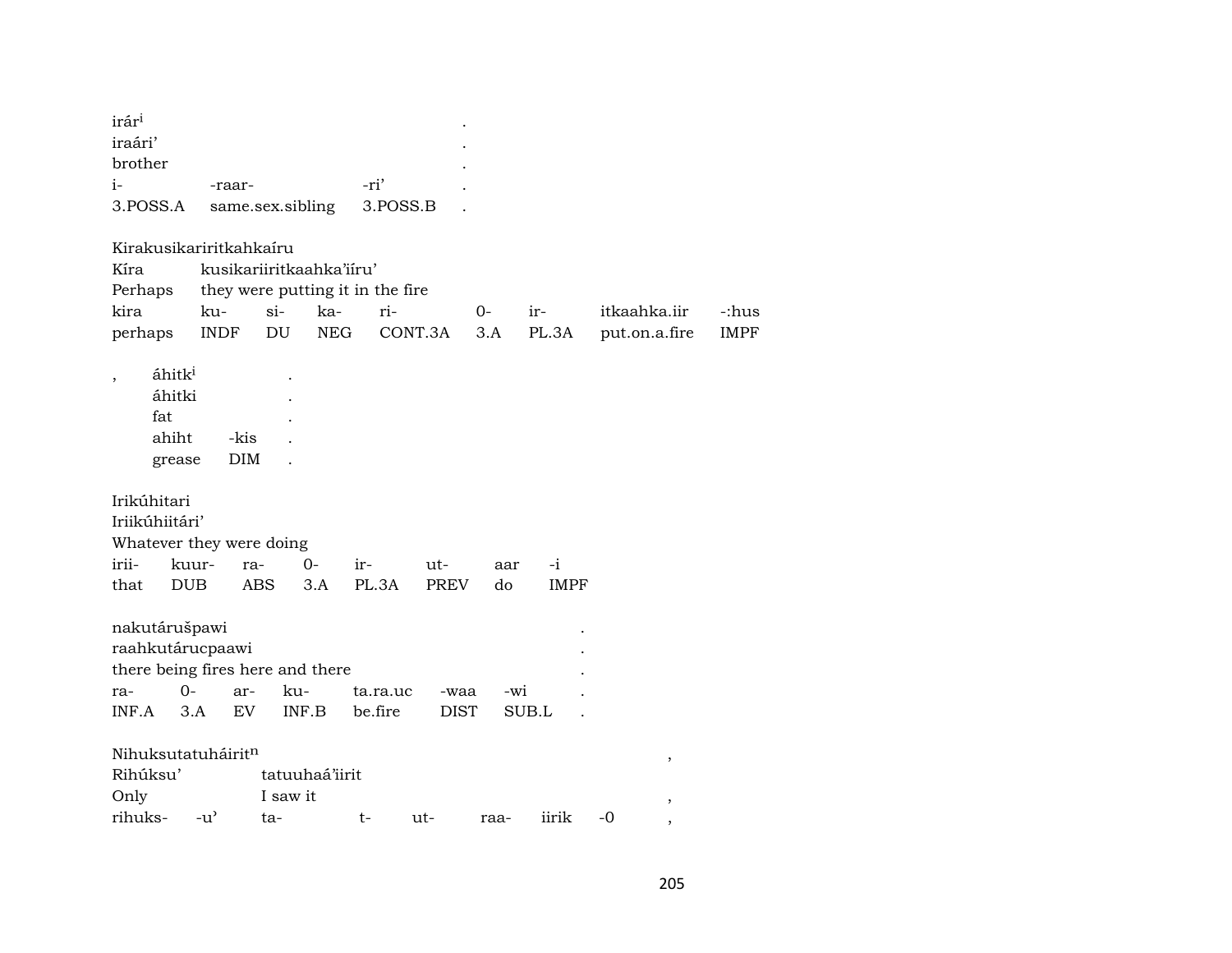| irár[i] | | | . |
|---|---|---|---|
| iraári’ | | | . |
| brother | | | . |
| i- | -raar- | -ri’ | . |
| 3.POSS.A | same.sex.sibling | 3.POSS.B | . |

| Kirakusikariritkahkaíru | | | | | | | | |
|---|---|---|---|---|---|---|---|---|
| Kíra | kusikariiritkaahka’iíru’ | | | | | | | |
| Perhaps | they were putting it in the fire | | | | | | | |
| kira | ku- | si- | ka- | ri- | 0- | ir- | itkaahka.iir | -:hus |
| perhaps | INDF | DU | NEG | CONT.3A | 3.A | PL.3A | put.on.a.fire | IMPF |

| , | áhitk[i] | | . |
|---|---|---|---|
| | áhitki | | . |
| | fat | | . |
| | ahiht | -kis | . |
| | grease | DIM | . |

| Irikúhitari | | | | | | | |
|---|---|---|---|---|---|---|---|
| Iriikúhiitári’ | | | | | | | |
| Whatever they were doing | | | | | | | |
| irii- | kuur- | ra- | 0- | ir- | ut- | aar | -i |
| that | DUB | ABS | 3.A | PL.3A | PREV | do | IMPF |

| nakutárušpawi | | | | | | | . |
|---|---|---|---|---|---|---|---|
| raahkutárucpaawi | | | | | | | . |
| there being fires here and there | | | | | | | . |
| ra- | 0- | ar- | ku- | ta.ra.uc | -waa | -wi | . |
| INF.A | 3.A | EV | INF.B | be.fire | DIST | SUB.L | . |

| Nihuksutatuháirit[n] | | | | | | | | , |
|---|---|---|---|---|---|---|---|---|
| Rihúksu’ | | tatuuhaá’iirit | | | | | | |
| Only | | I saw it | | | | | | , |
| rihuks- | -u’ | ta- | t- | ut- | raa- | iirik | -0 | , |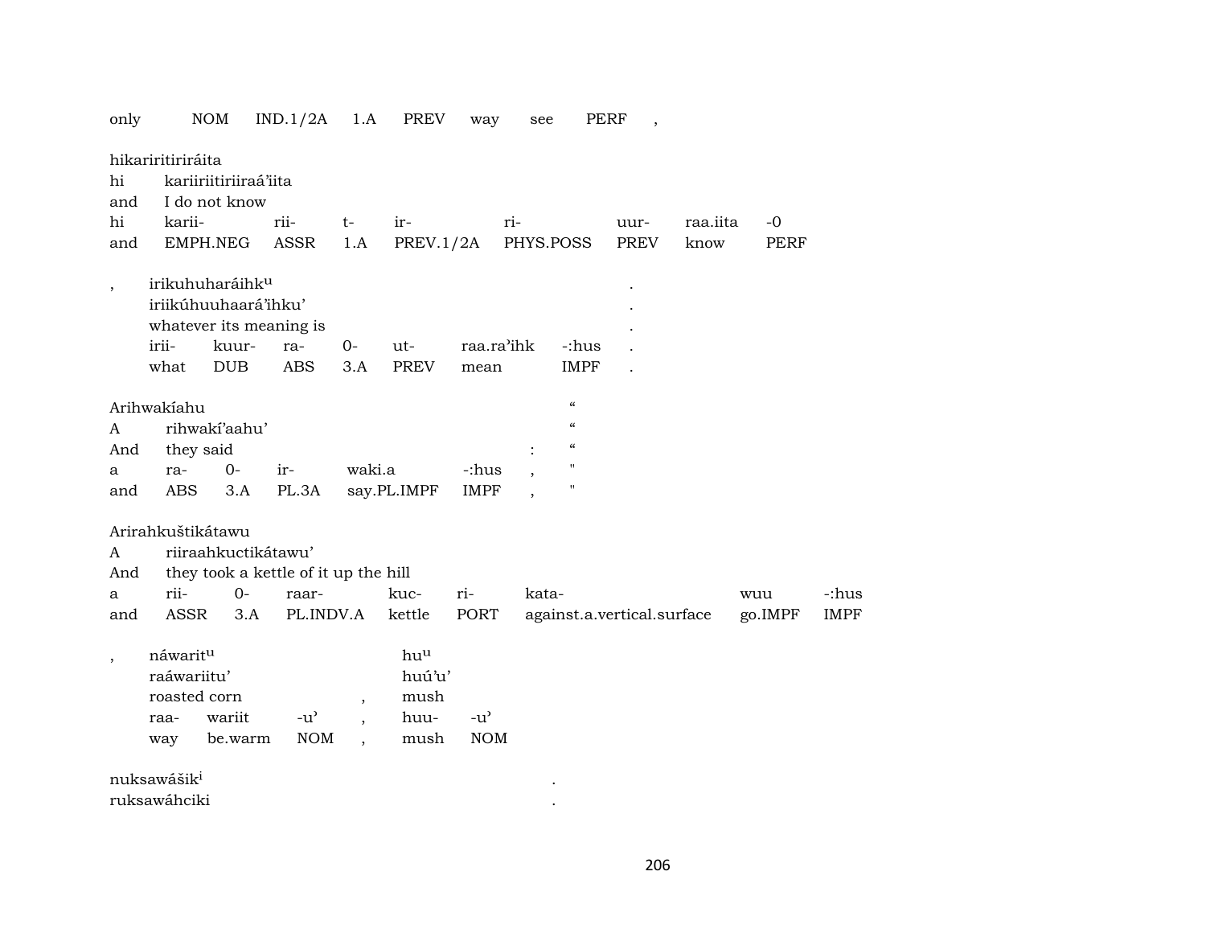only NOM IND.1/2A 1.A PREV way see PERF ,

hikariritiriráita
hi kariiriitiriiraá'iita
and I do not know
hi karii- rii- t- ir- ri- uur- raa.iita -0
and EMPH.NEG ASSR 1.A PREV.1/2A PHYS.POSS PREV know PERF

, irikuhuharáihk[u] .
iriikúhuuhaará'ihku' .
whatever its meaning is .
irii- kuur- ra- 0- ut- raa.ra'ihk -:hus .
what DUB ABS 3.A PREV mean IMPF .

Arihwakíahu "
A rihwakí'aahu' "
And they said : "
a ra- 0- ir- waki.a -:hus , "
and ABS 3.A PL.3A say.PL.IMPF IMPF , "

Arirahkuštikátawu
A riiraahkuctikátawu'
And they took a kettle of it up the hill
a rii- 0- raar- kuc- ri- kata- wuu -:hus
and ASSR 3.A PL.INDV.A kettle PORT against.a.vertical.surface go.IMPF IMPF

, náwarit[u] hu[u]
raáwariitu' huú'u'
roasted corn , mush
raa- wariit -u' , huu- -u'
way be.warm NOM , mush NOM

nuksawášik[i] .
ruksawáhciki .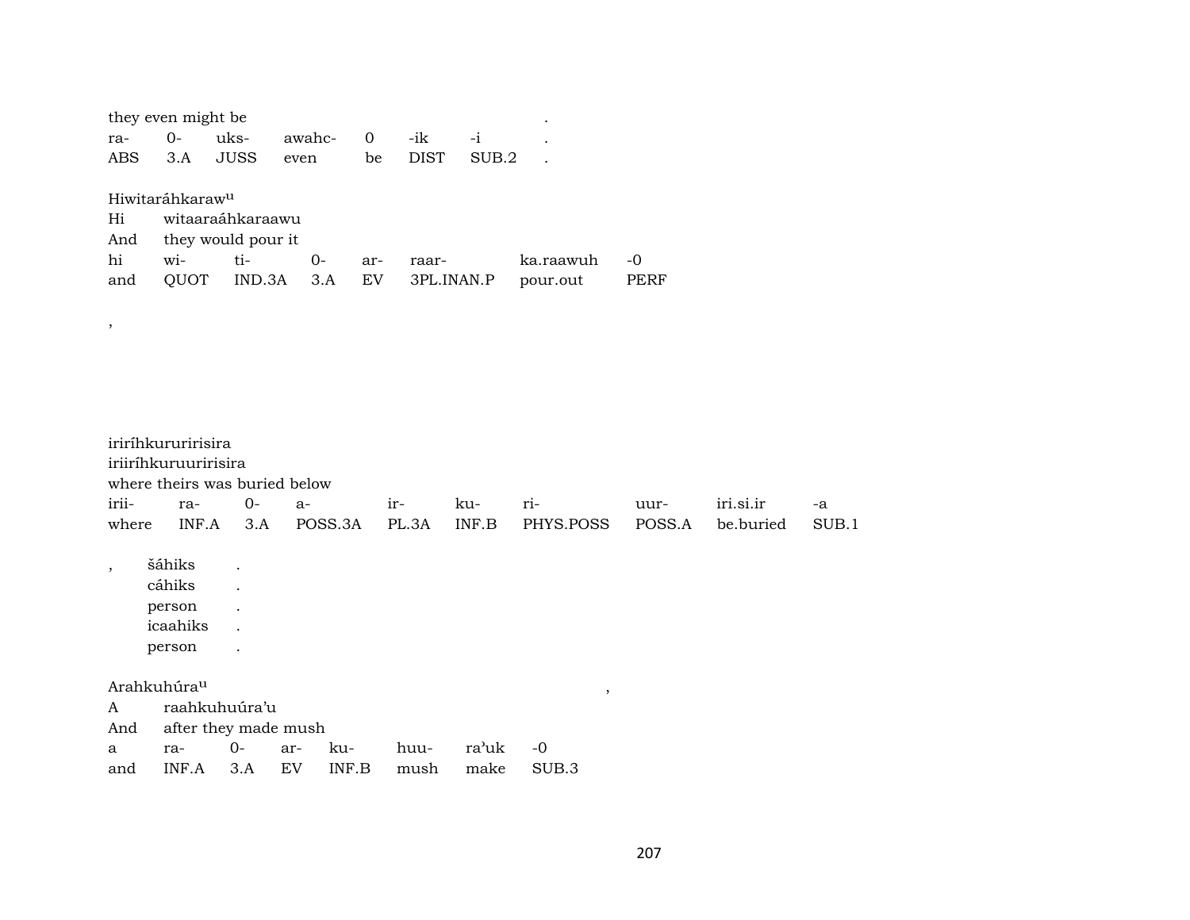they even might be .

| ra- | 0- | uks- | awahc- | 0 | -ik | -i | . |
|---|---|---|---|---|---|---|---|
| ABS | 3.A | JUSS | even | be | DIST | SUB.2 | . |

Hiwitaráhkaraw^u

Hi witaaraáhkaraawu

And they would pour it

| hi | wi- | ti- | 0- | ar- | raar- | ka.raawuh | -0 |
|---|---|---|---|---|---|---|---|
| and | QUOT | IND.3A | 3.A | EV | 3PL.INAN.P | pour.out | PERF |

,

iriríhkururirisira

iriiríhkuruuririsira

where theirs was buried below

| irii- | ra- | 0- | a- | ir- | ku- | ri- | uur- | iri.si.ir | -a |
|---|---|---|---|---|---|---|---|---|---|
| where | INF.A | 3.A | POSS.3A | PL.3A | INF.B | PHYS.POSS | POSS.A | be.buried | SUB.1 |

, šáhiks .

cáhiks .

person .

icaahiks .

person .

Arahkuhúra^u ,

A raahkuhuúra'u

And after they made mush

| a | ra- | 0- | ar- | ku- | huu- | ra'uk | -0 |
|---|---|---|---|---|---|---|---|
| and | INF.A | 3.A | EV | INF.B | mush | make | SUB.3 |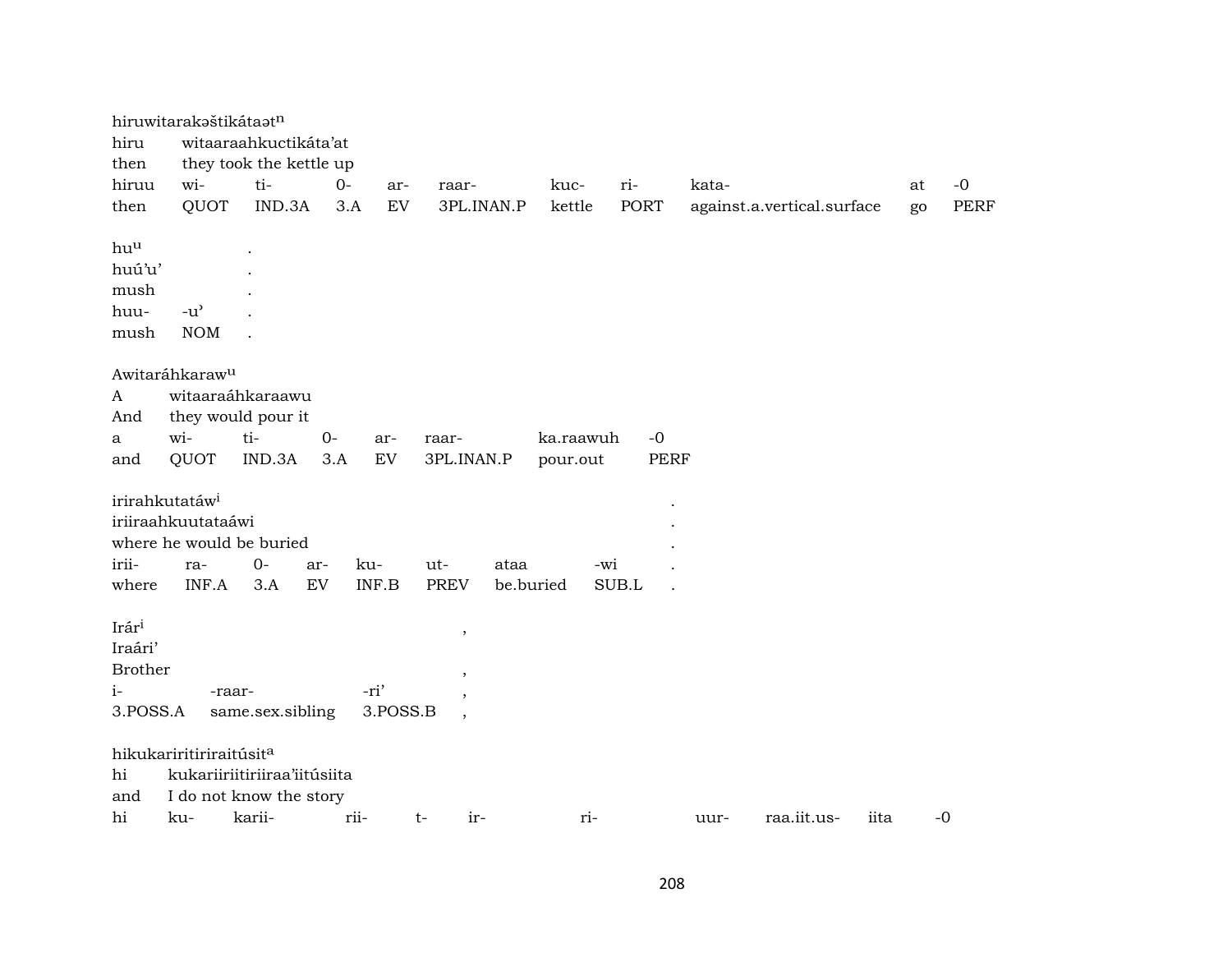hiruwitarakəštikátaət$^{n}$

hiru witaaraahkuctikáta’at

then they took the kettle up

| hiruu | wi- | ti- | 0- | ar- | raar- | kuc- | ri- | kata- | at | -0 |
|---|---|---|---|---|---|---|---|---|---|---|
| then | QUOT | IND.3A | 3.A | EV | 3PL.INAN.P | kettle | PORT | against.a.vertical.surface | go | PERF |

hu$^{u}$ .

huú’u’ .

mush .

| huu- | -u’ | . |
|---|---|---|
| mush | NOM | . |

Awitaráhkaraw$^{u}$

A witaaraáhkaraawu

And they would pour it

| a | wi- | ti- | 0- | ar- | raar- | ka.raawuh | -0 |
|---|---|---|---|---|---|---|---|
| and | QUOT | IND.3A | 3.A | EV | 3PL.INAN.P | pour.out | PERF |

irirahkutatáw$^{i}$ .

iriiraahkuutataáwi .

where he would be buried .

| irii- | ra- | 0- | ar- | ku- | ut- | ataa | -wi | . |
|---|---|---|---|---|---|---|---|---|
| where | INF.A | 3.A | EV | INF.B | PREV | be.buried | SUB.L | . |

Irár$^{i}$ ,

Iraári’

Brother ,

| i- | -raar- | -ri’ | , |
|---|---|---|---|
| 3.POSS.A | same.sex.sibling | 3.POSS.B | , |

hikukariritiriraitúsit$^{a}$

hi kukariiriitiriiraa’iitúsiita

and I do not know the story

| hi | ku- | karii- | rii- | t- | ir- | ri- | uur- | raa.iit.us- | iita | -0 |
|---|---|---|---|---|---|---|---|---|---|---|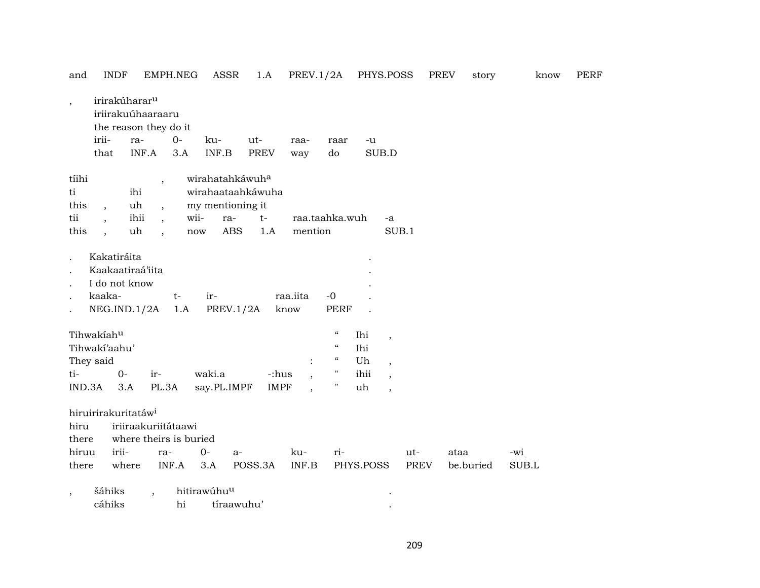| and | INDF | EMPH.NEG | ASSR | 1.A | PREV.1/2A | PHYS.POSS | PREV | story | know | PERF |
|---|---|---|---|---|---|---|---|---|---|---|

, irirakúhararu
iriirakuúhaaraaru
the reason they do it

| irii- | ra- | 0- | ku- | ut- | raa- | raar | -u |
|---|---|---|---|---|---|---|---|
| that | INF.A | 3.A | INF.B | PREV | way | do | SUB.D |

| tíihi | | | , | wirahatahkáwuha | | | | |
|---|---|---|---|---|---|---|---|---|
| ti | | ihi | | wirahaataahkáwuha | | | | |
| this | , | uh | , | my mentioning it | | | | |
| tii | , | ihii | , | wii- | ra- | t- | raa.taahka.wuh | -a |
| this | , | uh | , | now | ABS | 1.A | mention | SUB.1 |

| . | Kakatiráita | | | | | . |
|---|---|---|---|---|---|---|
| . | Kaakaatiraá'iita | | | | | . |
| . | I do not know | | | | | . |
| . | kaaka- | t- | ir- | raa.iita | -0 | . |
| . | NEG.IND.1/2A | 1.A | PREV.1/2A | know | PERF | . |

| Tihwakíahu | | | | | | " | Ihi | , |
|---|---|---|---|---|---|---|---|---|
| Tihwakí'aahu' | | | | | | " | Ihi | |
| They said | | | | | : | " | Uh | , |
| ti- | 0- | ir- | waki.a | -:hus | , | " | ihii | , |
| IND.3A | 3.A | PL.3A | say.PL.IMPF | IMPF | , | " | uh | , |

hiruirirakuritatáwi
hiru iriiraakuriitátaawi
there where theirs is buried

| hiruu | irii- | ra- | 0- | a- | ku- | ri- | ut- | ataa | -wi |
|---|---|---|---|---|---|---|---|---|---|
| there | where | INF.A | 3.A | POSS.3A | INF.B | PHYS.POSS | PREV | be.buried | SUB.L |

, šáhiks , hitirawúhuu .
cáhiks hi tíraawuhu' .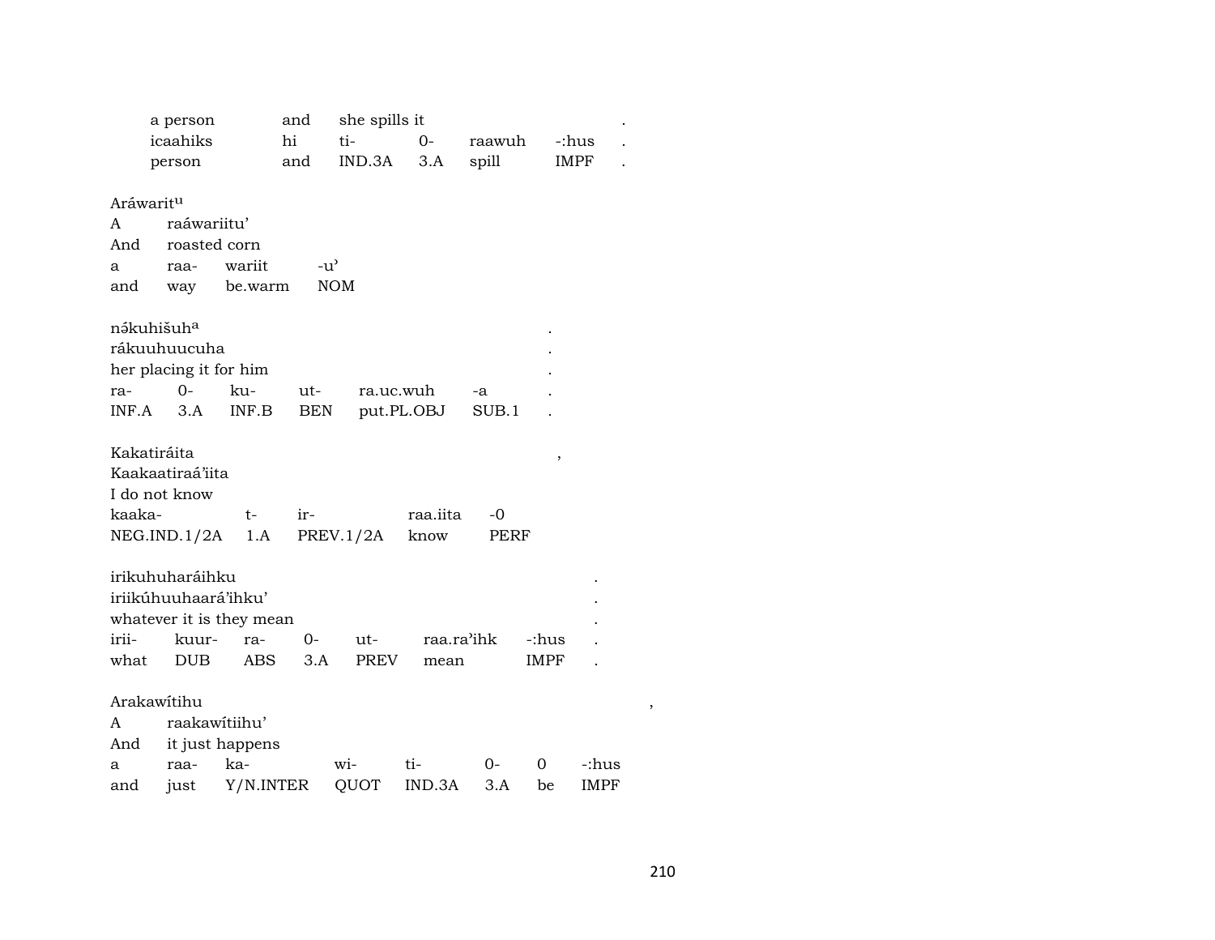| a person | and | she spills it | | | | . |
|---|---|---|---|---|---|---|
| icaahiks | hi | ti- | 0- | raawuh | -:hus | . |
| person | and | IND.3A | 3.A | spill | IMPF | . |

Aráwaritᵘ

| A | raáwariitu’ | | |
|---|---|---|---|
| And | roasted corn | | |
| a | raa- | wariit | -u’ |
| and | way | be.warm | NOM |

nə́kuhišuhᵃ .

| rákuuhuucuha | | | | | | . |
|---|---|---|---|---|---|---|
| her placing it for him | | | | | | . |
| ra- | 0- | ku- | ut- | ra.uc.wuh | -a | . |
| INF.A | 3.A | INF.B | BEN | put.PL.OBJ | SUB.1 | . |

Kakatiráita ,

| Kaakaatiraá’iita | | | | |
|---|---|---|---|---|
| I do not know | | | | |
| kaaka- | t- | ir- | raa.iita | -0 |
| NEG.IND.1/2A | 1.A | PREV.1/2A | know | PERF |

irikuhuharáihku .

| iriikúhuuhaará’ihku’ | | | | | | | . |
|---|---|---|---|---|---|---|---|
| whatever it is they mean | | | | | | | . |
| irii- | kuur- | ra- | 0- | ut- | raa.ra’ihk | -:hus | . |
| what | DUB | ABS | 3.A | PREV | mean | IMPF | . |

Arakawítihu ,

| A | raakawítiihu’ | | | | | | |
|---|---|---|---|---|---|---|---|
| And | it just happens | | | | | | |
| a | raa- | ka- | wi- | ti- | 0- | 0 | -:hus |
| and | just | Y/N.INTER | QUOT | IND.3A | 3.A | be | IMPF |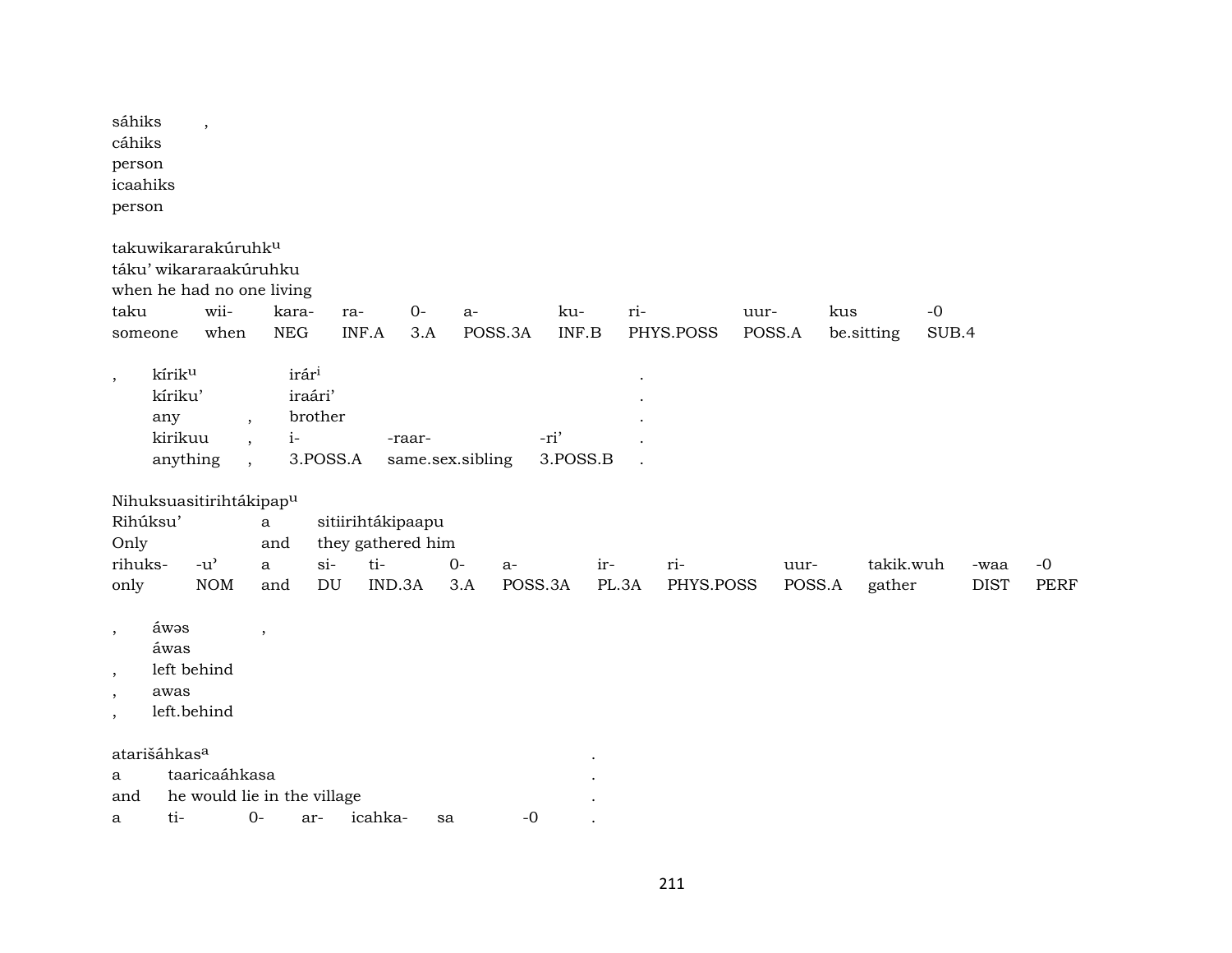sáhiks ,
cáhiks
person
icaahiks
person

takuwikararakúruhk[u]
táku' wikararaakúruhku
when he had no one living

| taku | wii- | kara- | ra- | 0- | a- | ku- | ri- | uur- | kus | -0 |
|---|---|---|---|---|---|---|---|---|---|---|
| someone | when | NEG | INF.A | 3.A | POSS.3A | INF.B | PHYS.POSS | POSS.A | be.sitting | SUB.4 |

| , | kírik[u] | | irár[i] | | | . |
|---|---|---|---|---|---|---|
| | kíriku' | | iraári' | | | . |
| | any | , | brother | | | . |
| | kirikuu | , | i- | -raar- | -ri' | . |
| | anything | , | 3.POSS.A | same.sex.sibling | 3.POSS.B | . |

Nihuksuasitirihtákipap[u]
Rihúksu' a sitiirihtákipaapu
Only and they gathered him

| rihuks- | -u' | a | si- | ti- | 0- | a- | ir- | ri- | uur- | takik.wuh | -waa | -0 |
|---|---|---|---|---|---|---|---|---|---|---|---|---|
| only | NOM | and | DU | IND.3A | 3.A | POSS.3A | PL.3A | PHYS.POSS | POSS.A | gather | DIST | PERF |

, áwəs ,
áwas
, left behind
, awas
, left.behind

atarišáhkas[a] .
a taaricaáhkasa .
and he would lie in the village .

| a | ti- | 0- | ar- | icahka- | sa | -0 | . |
|---|---|---|---|---|---|---|---|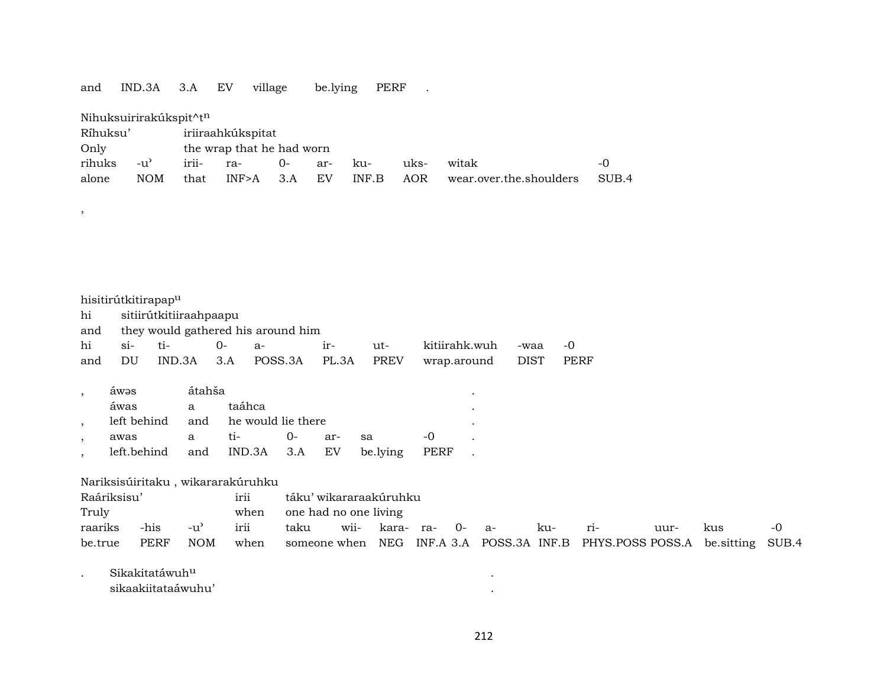| and | IND.3A | 3.A | EV | village | be.lying | PERF | . |
|---|---|---|---|---|---|---|---|

Nihuksuirirakúkspit^t[n]

| Ríhuksu' | | iriiraahkúkspitat | | | | | | | |
|---|---|---|---|---|---|---|---|---|---|
| Only | | the wrap that he had worn | | | | | | | |
| rihuks | -u' | irii- | ra- | 0- | ar- | ku- | uks- | witak | -0 |
| alone | NOM | that | INF>A | 3.A | EV | INF.B | AOR | wear.over.the.shoulders | SUB.4 |

,

hisitirútkitirapap[u]

| hi | sitiirútkitiiraahpaapu | | | | | | | | |
|---|---|---|---|---|---|---|---|---|---|
| and | they would gathered his around him | | | | | | | | |
| hi | si- | ti- | 0- | a- | ir- | ut- | kitiirahk.wuh | -waa | -0 |
| and | DU | IND.3A | 3.A | POSS.3A | PL.3A | PREV | wrap.around | DIST | PERF |

| , | áwəs | átahša | | | | | | . |
|---|---|---|---|---|---|---|---|---|
| | áwas | a | taáhca | | | | | . |
| , | left behind | and | he would lie there | | | | | . |
| , | awas | a | ti- | 0- | ar- | sa | -0 | . |
| , | left.behind | and | IND.3A | 3.A | EV | be.lying | PERF | . |

Nariksisúiritaku , wikararakúruhku

| Raáriksisu' | | | irii | táku' wikararaakúruhku | | | | | | | | | | |
|---|---|---|---|---|---|---|---|---|---|---|---|---|---|---|
| Truly | | | when | one had no one living | | | | | | | | | | |
| raariks | -his | -u' | irii | taku | wii- | kara- | ra- | 0- | a- | ku- | ri- | uur- | kus | -0 |
| be.true | PERF | NOM | when | someone | when | NEG | INF.A | 3.A | POSS.3A | INF.B | PHYS.POSS | POSS.A | be.sitting | SUB.4 |

| . | Sikakitatáwuh[u] | . |
|---|---|---|
| | sikaakiitataáwuhu' | . |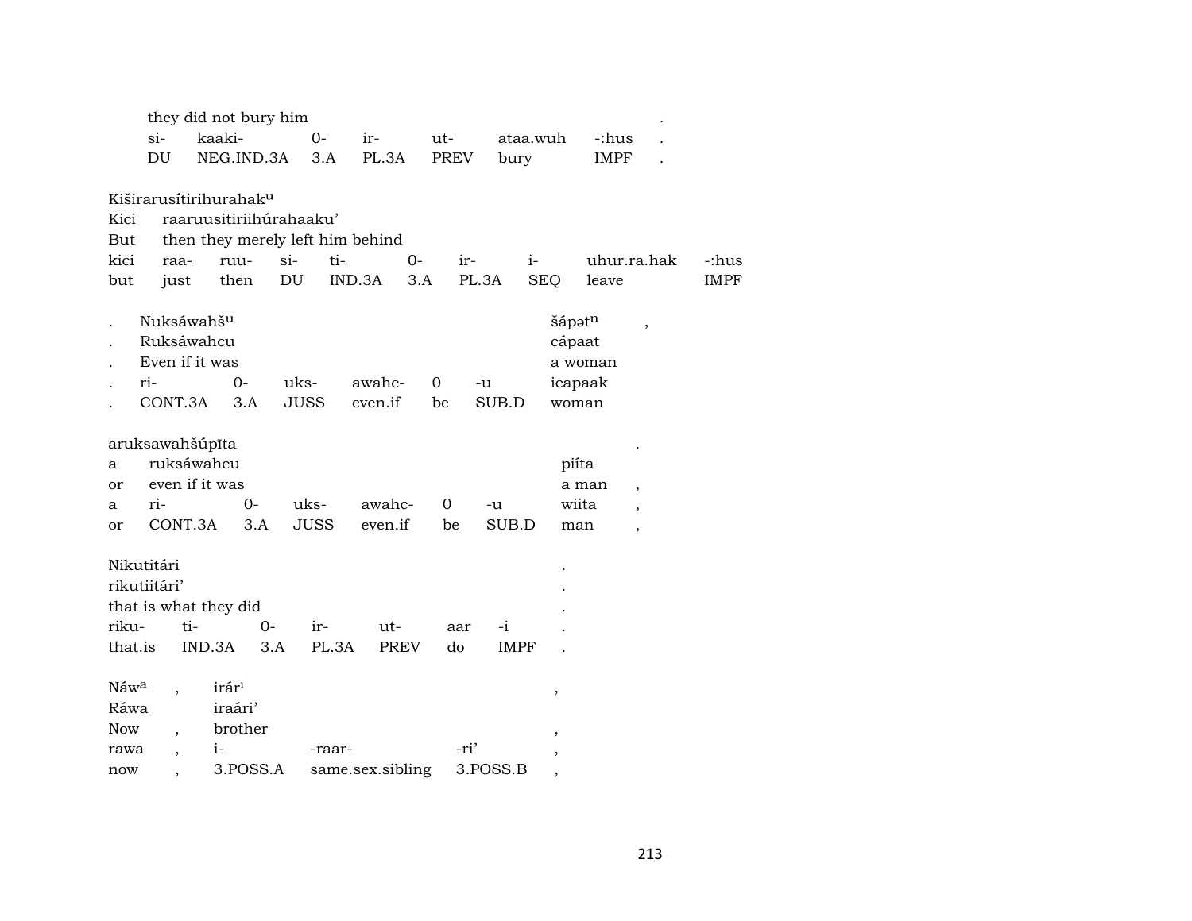| | | | | | | | |
|---|---|---|---|---|---|---|---|
| they did not bury him | | | | | | | . |
| si- | kaaki- | 0- | ir- | ut- | ataa.wuh | -:hus | . |
| DU | NEG.IND.3A | 3.A | PL.3A | PREV | bury | IMPF | . |

Kiširarusítirihurahak^u

| | | | | | | | | | |
|---|---|---|---|---|---|---|---|---|---|
| Kici | raaruusitiriihúrahaaku' | | | | | | | | |
| But | then they merely left him behind | | | | | | | | |
| kici | raa- | ruu- | si- | ti- | 0- | ir- | i- | uhur.ra.hak | -:hus |
| but | just | then | DU | IND.3A | 3.A | PL.3A | SEQ | leave | IMPF |

| | | | | | | | | |
|---|---|---|---|---|---|---|---|---|
| . | Nuksáwahš^u | | | | | | šápət^n | , |
| . | Ruksáwahcu | | | | | | cápaat | |
| . | Even if it was | | | | | | a woman | |
| . | ri- | 0- | uks- | awahc- | 0 | -u | icapaak | |
| . | CONT.3A | 3.A | JUSS | even.if | be | SUB.D | woman | |

aruksawahšúpīta

| | | | | | | | | |
|---|---|---|---|---|---|---|---|---|
| a | ruksáwahcu | | | | | | piíta | |
| or | even if it was | | | | | | a man | , |
| a | ri- | 0- | uks- | awahc- | 0 | -u | wiita | , |
| or | CONT.3A | 3.A | JUSS | even.if | be | SUB.D | man | , |

| | | | | | | | |
|---|---|---|---|---|---|---|---|
| Nikutitári | | | | | | | . |
| rikutiitári' | | | | | | | . |
| that is what they did | | | | | | | . |
| riku- | ti- | 0- | ir- | ut- | aar | -i | . |
| that.is | IND.3A | 3.A | PL.3A | PREV | do | IMPF | . |

| | | | | | |
|---|---|---|---|---|---|
| Náw^a | , | irár^i | | | , |
| Ráwa | | iraári' | | | |
| Now | , | brother | | | , |
| rawa | , | i- | -raar- | -ri' | , |
| now | , | 3.POSS.A | same.sex.sibling | 3.POSS.B | , |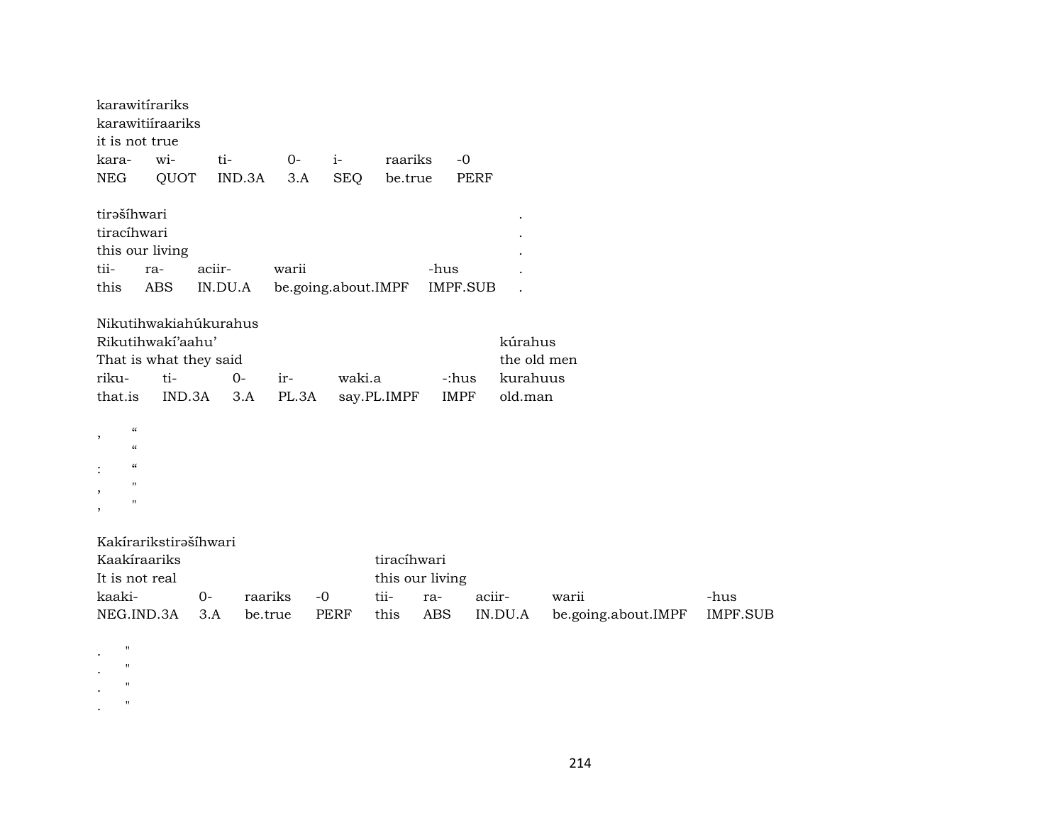karawitírariks
karawitiíraariks
it is not true

| kara- | wi- | ti- | 0- | i- | raariks | -0 |
|---|---|---|---|---|---|---|
| NEG | QUOT | IND.3A | 3.A | SEQ | be.true | PERF |

tirəšíhwari .
tiracíhwari .
this our living .

| tii- | ra- | aciir- | warii | -hus | . |
|---|---|---|---|---|---|
| this | ABS | IN.DU.A | be.going.about.IMPF | IMPF.SUB | . |

Nikutihwakiahúkurahus
Rikutihwakí'aahu' kúrahus
That is what they said the old men

| riku- | ti- | 0- | ir- | waki.a | -:hus | kurahuus |
|---|---|---|---|---|---|---|
| that.is | IND.3A | 3.A | PL.3A | say.PL.IMPF | IMPF | old.man |

, “
“
: “
, "
, "

Kakírarikstirəšíhwari
Kaakíraariks tiracíhwari
It is not real this our living

| kaaki- | 0- | raariks | -0 | tii- | ra- | aciir- | warii | -hus |
|---|---|---|---|---|---|---|---|---|
| NEG.IND.3A | 3.A | be.true | PERF | this | ABS | IN.DU.A | be.going.about.IMPF | IMPF.SUB |

. "
. "
. "
. "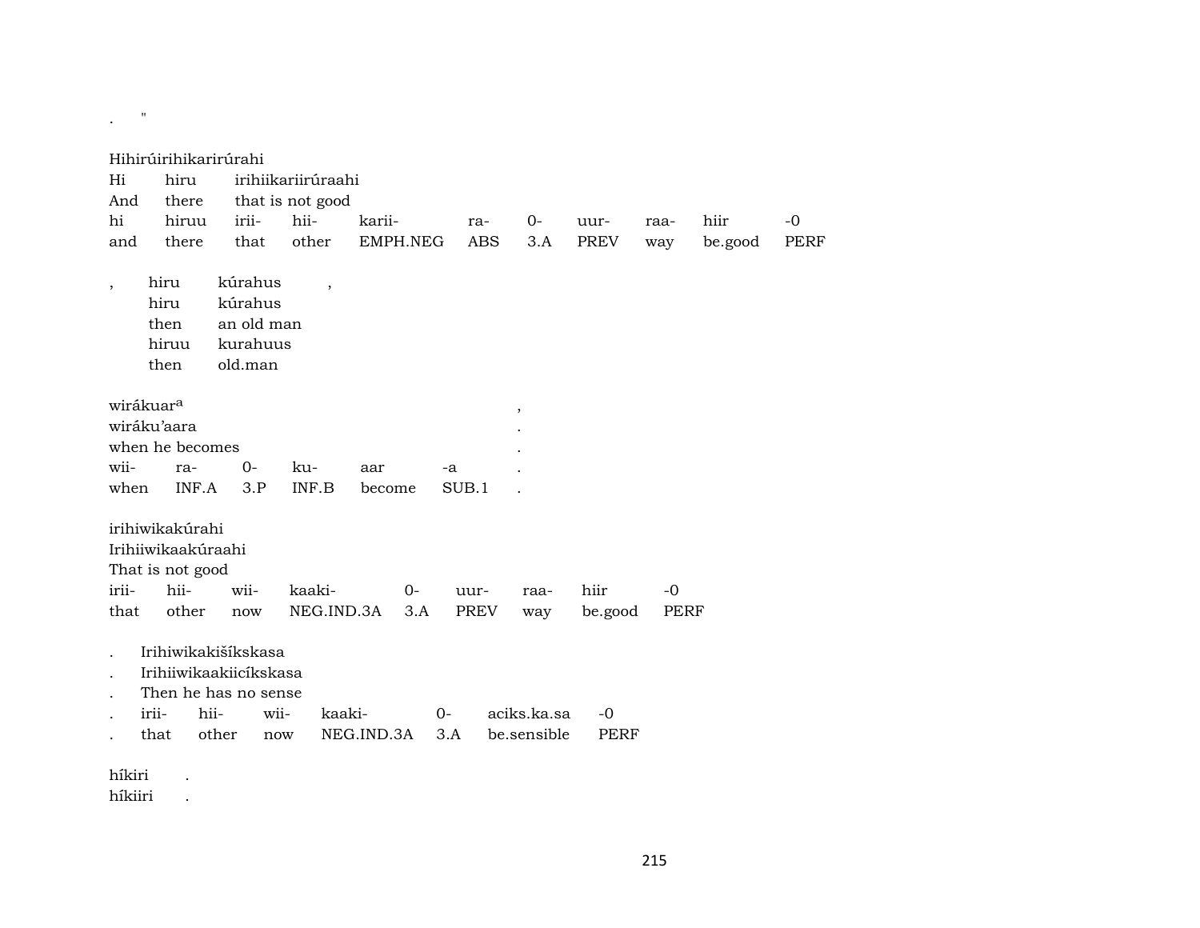.   "

Hihirúirihikarirúrahi

| Hi | hiru | irihiikariirúraahi | | | | | | | | |
|---|---|---|---|---|---|---|---|---|---|---|
| And | there | that is not good | | | | | | | | |
| hi | hiruu | irii- | hii- | karii- | ra- | 0- | uur- | raa- | hiir | -0 |
| and | there | that | other | EMPH.NEG | ABS | 3.A | PREV | way | be.good | PERF |

| , | hiru | kúrahus | , |
|---|---|---|---|
| | hiru | kúrahus | |
| | then | an old man | |
| | hiruu | kurahuus | |
| | then | old.man | |

| wirákuar[a] | | | | | | , |
|---|---|---|---|---|---|---|
| wiráku’aara | | | | | | . |
| when he becomes | | | | | | . |
| wii- | ra- | 0- | ku- | aar | -a | . |
| when | INF.A | 3.P | INF.B | become | SUB.1 | . |

irihiwikakúrahi

| Irihiiwikaakúraahi | | | | | | | | |
|---|---|---|---|---|---|---|---|---|
| That is not good | | | | | | | | |
| irii- | hii- | wii- | kaaki- | 0- | uur- | raa- | hiir | -0 |
| that | other | now | NEG.IND.3A | 3.A | PREV | way | be.good | PERF |

| . | Irihiwikakišíkskasa | | | | | |
|---|---|---|---|---|---|---|
| . | Irihiiwikaakiicíkskasa | | | | | |
| . | Then he has no sense | | | | | |
| . | irii- | hii- | wii- | kaaki- | 0- | aciks.ka.sa | -0 |
| . | that | other | now | NEG.IND.3A | 3.A | be.sensible | PERF |

híkiri   .
híkiiri   .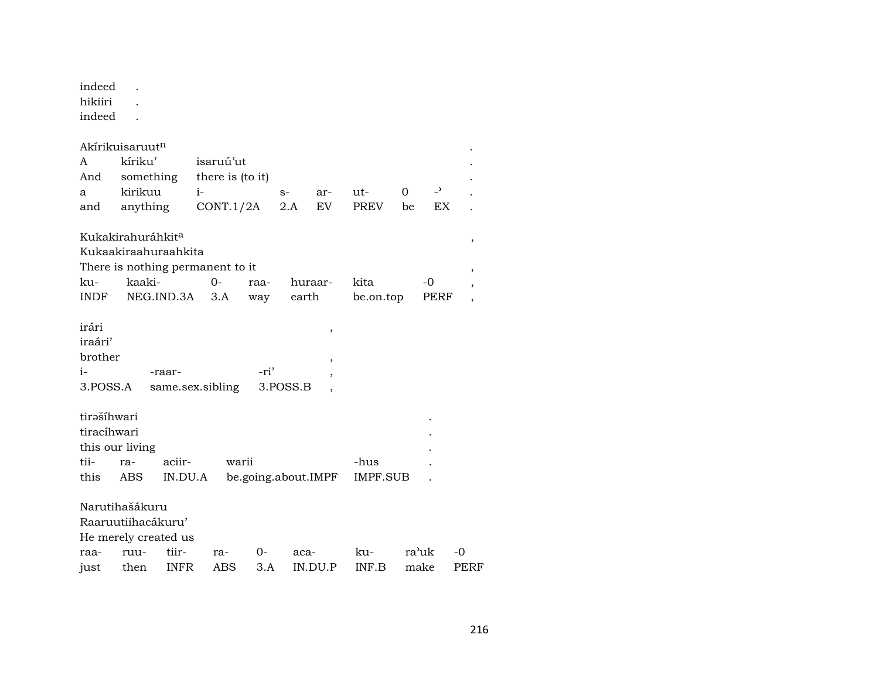indeed .
hikiiri .
indeed .

Akírikuisaruut[n] .
A kíriku' isaruú'ut .
And something there is (to it) .

| a | kirikuu | i- | s- | ar- | ut- | 0 | -' | . |
|---|---|---|---|---|---|---|---|---|
| and | anything | CONT.1/2A | 2.A | EV | PREV | be | EX | . |

Kukakirahuráhkit[a] ,
Kukaakiraahuraahkita
There is nothing permanent to it ,

| ku- | kaaki- | 0- | raa- | huraar- | kita | -0 | , |
|---|---|---|---|---|---|---|---|
| INDF | NEG.IND.3A | 3.A | way | earth | be.on.top | PERF | , |

irári ,
iraári'
brother ,

| i- | -raar- | -ri' | , |
|---|---|---|---|
| 3.POSS.A | same.sex.sibling | 3.POSS.B | , |

tirəšíhwari .
tiracíhwari .
this our living .

| tii- | ra- | aciir- | warii | -hus | . |
|---|---|---|---|---|---|
| this | ABS | IN.DU.A | be.going.about.IMPF | IMPF.SUB | . |

Narutihašákuru
Raaruutiihacákuru'
He merely created us

| raa- | ruu- | tiir- | ra- | 0- | aca- | ku- | ra'uk | -0 |
|---|---|---|---|---|---|---|---|---|
| just | then | INFR | ABS | 3.A | IN.DU.P | INF.B | make | PERF |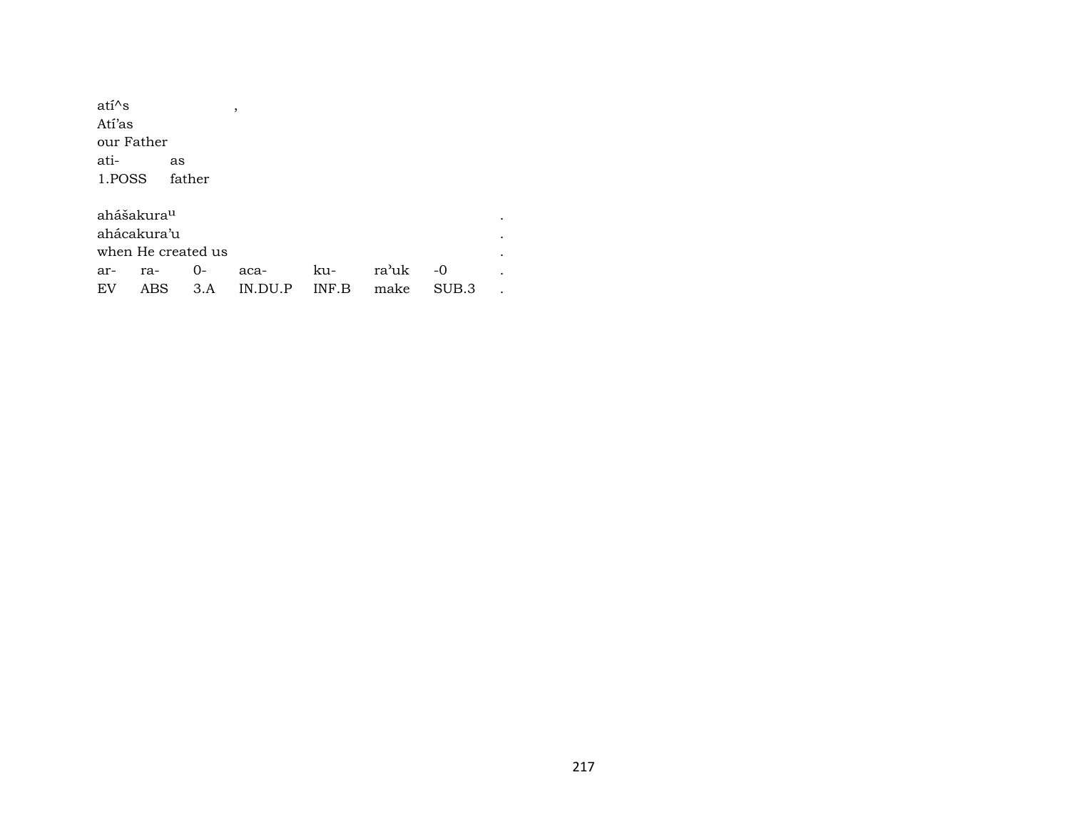atí^s ,
Atí'as
our Father

| | |
|---|---|
| ati- | as |
| 1.POSS | father |

ahášakura^u .
ahácakura'u .
when He created us .

| | | | | | | | |
|---|---|---|---|---|---|---|---|
| ar- | ra- | 0- | aca- | ku- | ra'uk | -0 | . |
| EV | ABS | 3.A | IN.DU.P | INF.B | make | SUB.3 | . |